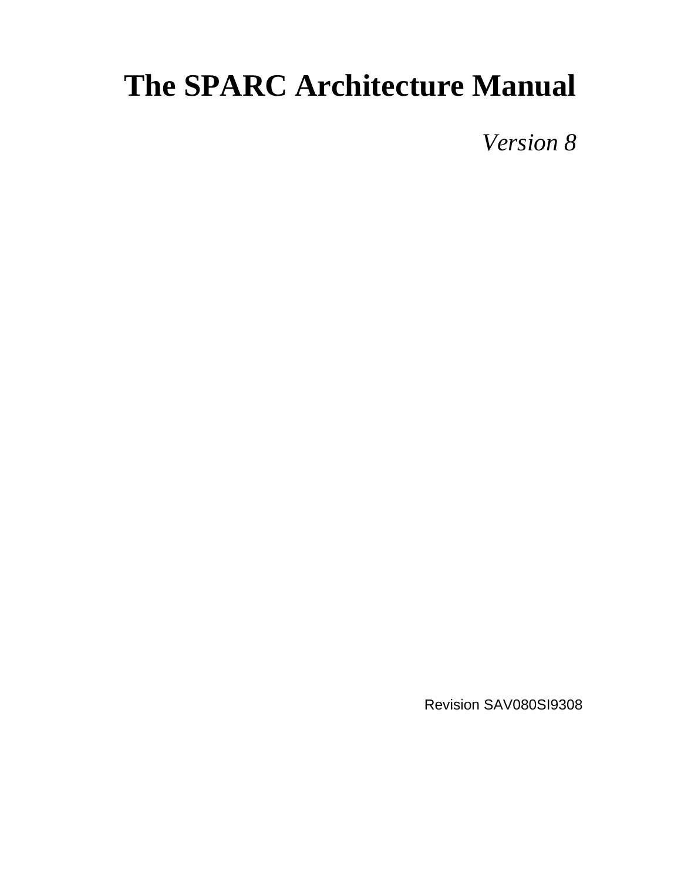# The SPARC Architecture Manual

*Version 8*

Revision SAV080SI9308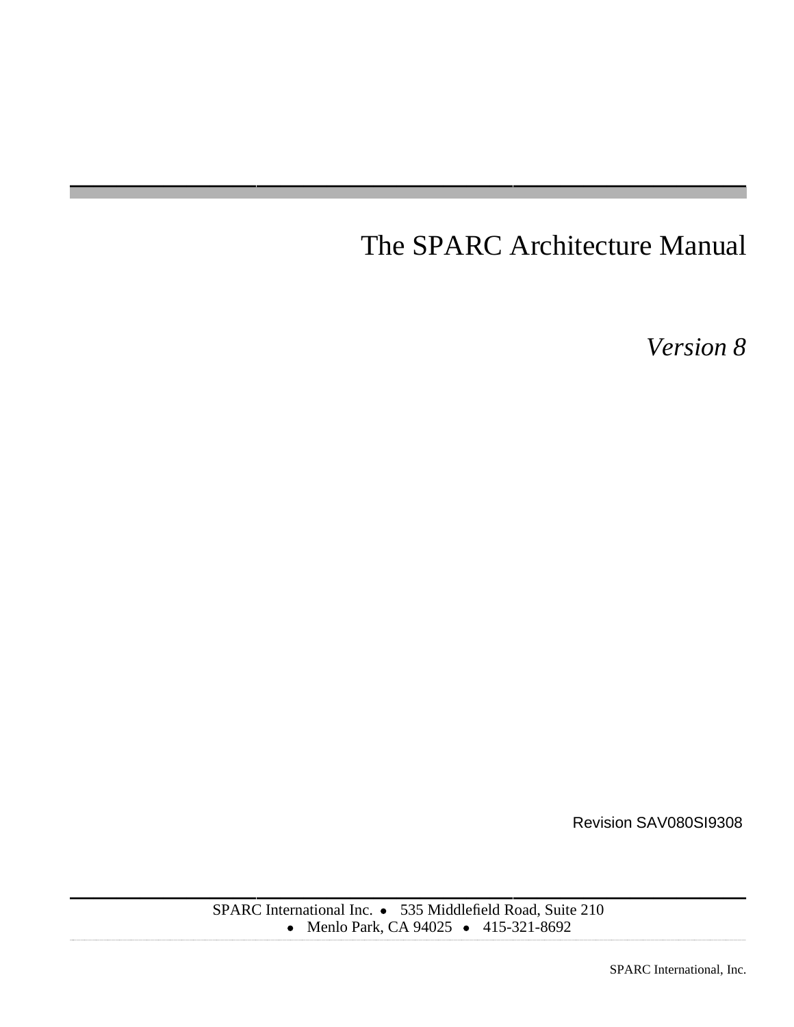# The SPARC Architecture Manual

*Version 8*

Revision SAV080SI9308

SPARC International Inc. • 535 Middlefield Road, Suite 210 • Menlo Park, CA 94025 • 415-321-8692

SPARC International, Inc.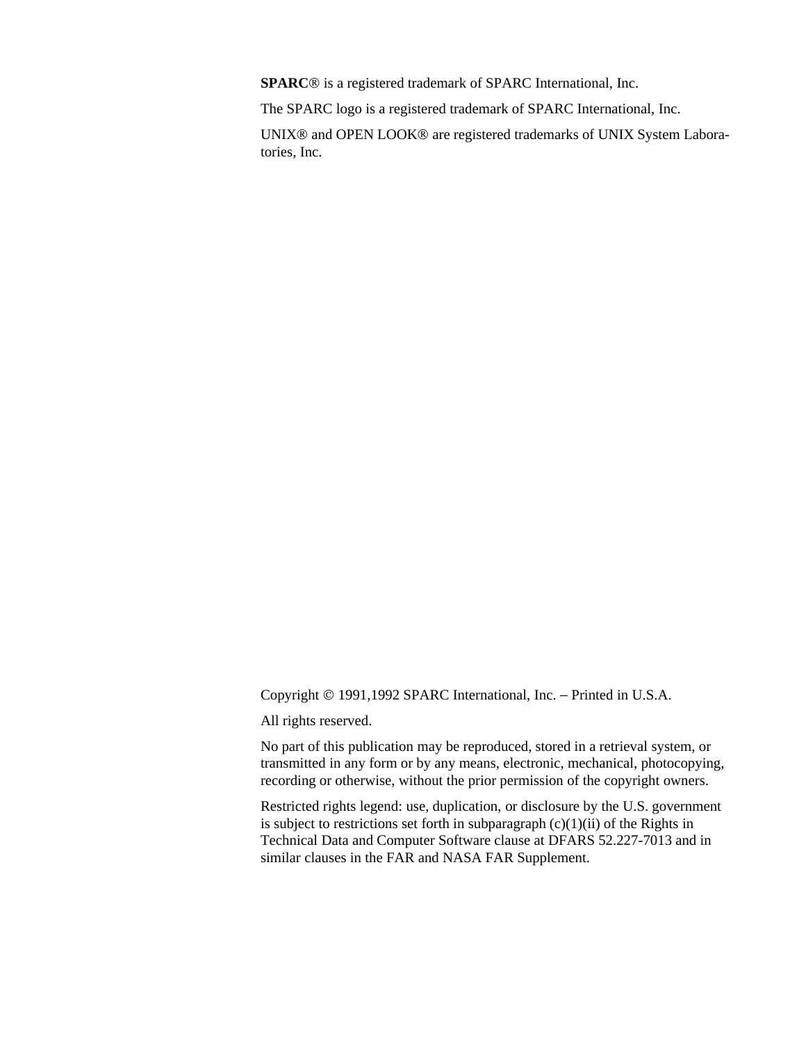**SPARC**® is a registered trademark of SPARC International, Inc.

The SPARC logo is a registered trademark of SPARC International, Inc.

UNIX® and OPEN LOOK® are registered trademarks of UNIX System Laboratories, Inc.

Copyright © 1991,1992 SPARC International, Inc. – Printed in U.S.A.

All rights reserved.

No part of this publication may be reproduced, stored in a retrieval system, or transmitted in any form or by any means, electronic, mechanical, photocopying, recording or otherwise, without the prior permission of the copyright owners.

Restricted rights legend: use, duplication, or disclosure by the U.S. government is subject to restrictions set forth in subparagraph (c)(1)(ii) of the Rights in Technical Data and Computer Software clause at DFARS 52.227-7013 and in similar clauses in the FAR and NASA FAR Supplement.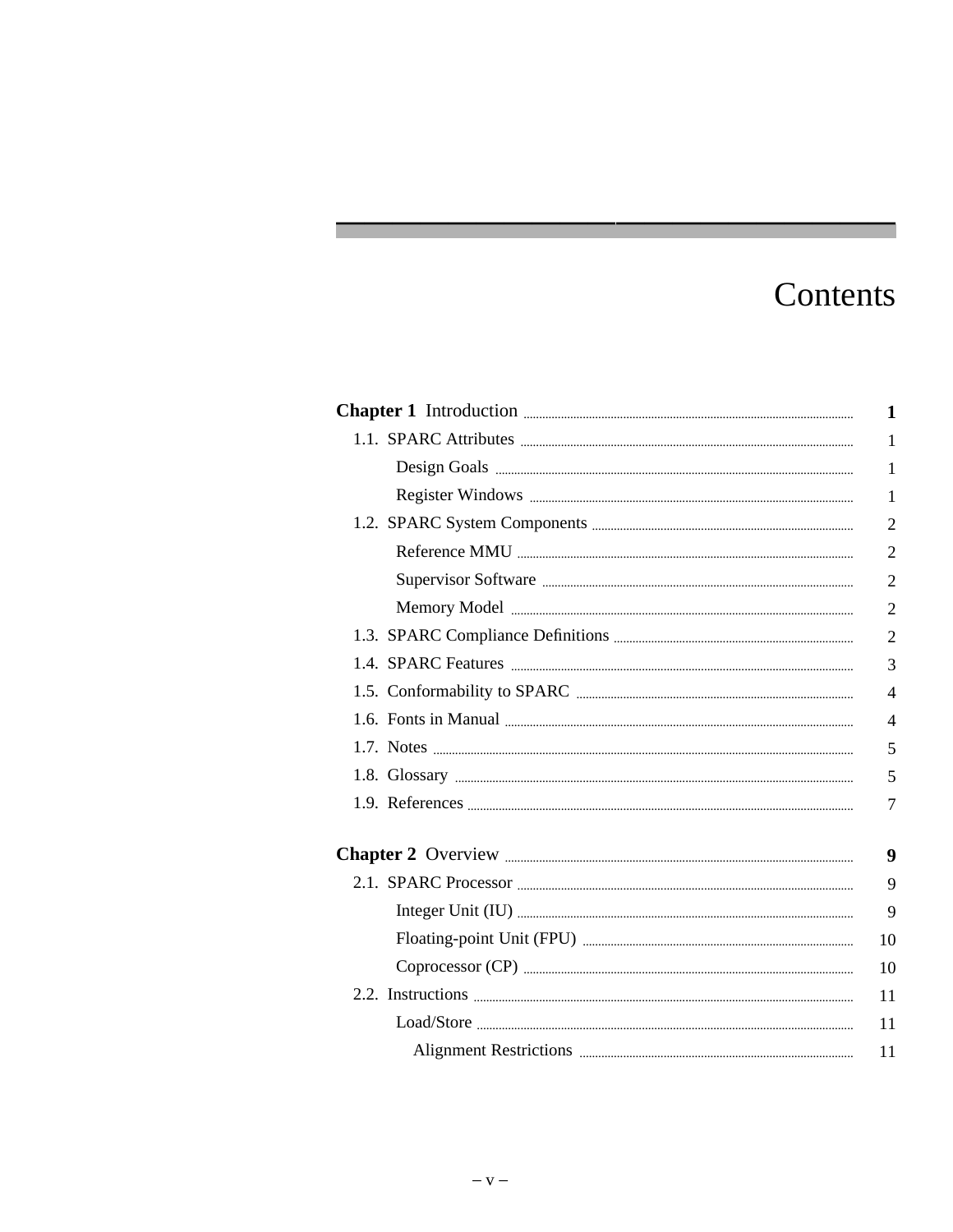# Contents

| | |
|---|---|
| **Chapter 1 Introduction** | **1** |
| 1.1. SPARC Attributes | 1 |
| Design Goals | 1 |
| Register Windows | 1 |
| 1.2. SPARC System Components | 2 |
| Reference MMU | 2 |
| Supervisor Software | 2 |
| Memory Model | 2 |
| 1.3. SPARC Compliance Definitions | 2 |
| 1.4. SPARC Features | 3 |
| 1.5. Conformability to SPARC | 4 |
| 1.6. Fonts in Manual | 4 |
| 1.7. Notes | 5 |
| 1.8. Glossary | 5 |
| 1.9. References | 7 |
| **Chapter 2 Overview** | **9** |
| 2.1. SPARC Processor | 9 |
| Integer Unit (IU) | 9 |
| Floating-point Unit (FPU) | 10 |
| Coprocessor (CP) | 10 |
| 2.2. Instructions | 11 |
| Load/Store | 11 |
| Alignment Restrictions | 11 |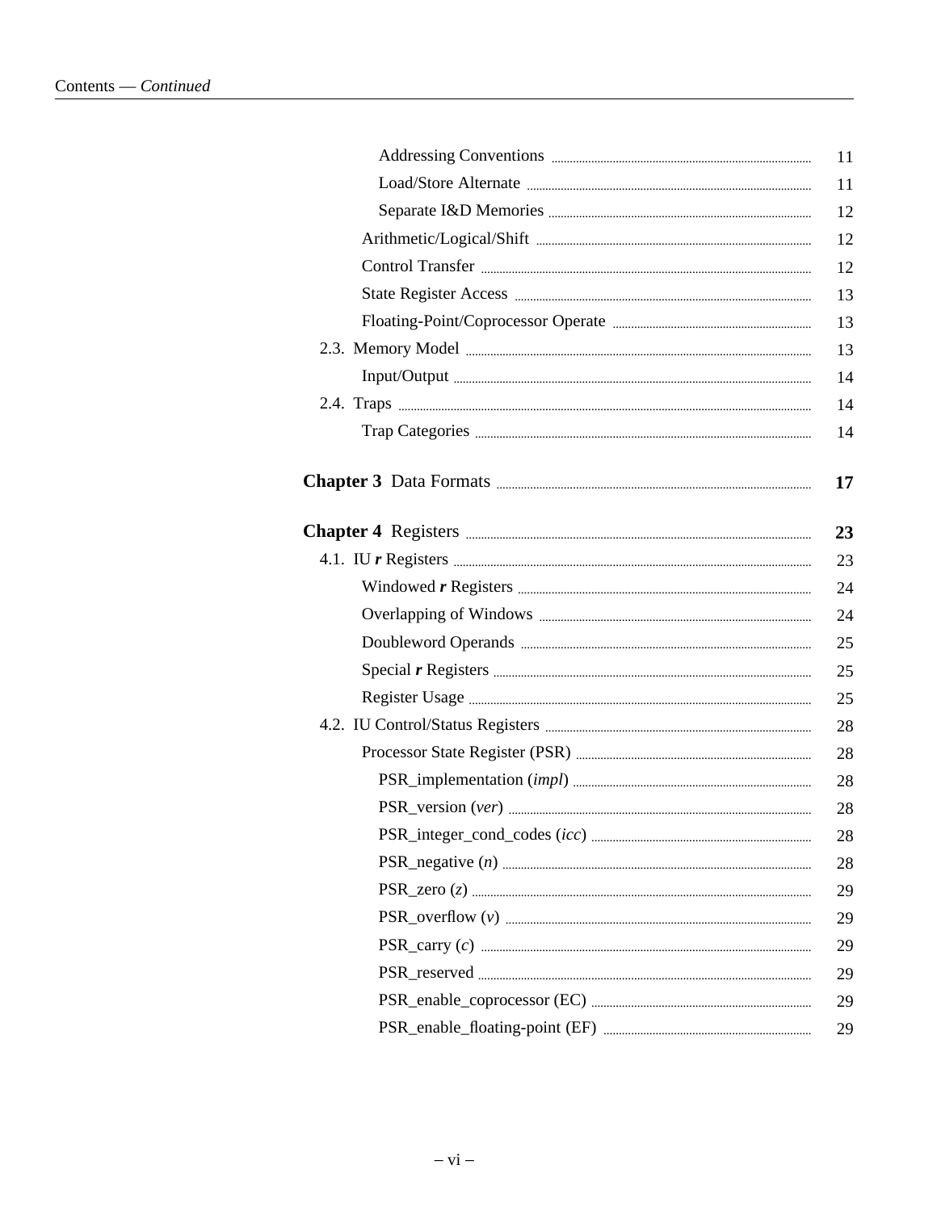Addressing Conventions ..... 11
Load/Store Alternate ..... 11
Separate I&D Memories ..... 12
Arithmetic/Logical/Shift ..... 12
Control Transfer ..... 12
State Register Access ..... 13
Floating-Point/Coprocessor Operate ..... 13
2.3. Memory Model ..... 13
Input/Output ..... 14
2.4. Traps ..... 14
Trap Categories ..... 14

**Chapter 3** Data Formats ..... **17**

**Chapter 4** Registers ..... **23**

4.1. IU ***r*** Registers ..... 23
Windowed ***r*** Registers ..... 24
Overlapping of Windows ..... 24
Doubleword Operands ..... 25
Special ***r*** Registers ..... 25
Register Usage ..... 25
4.2. IU Control/Status Registers ..... 28
Processor State Register (PSR) ..... 28
PSR_implementation (*impl*) ..... 28
PSR_version (*ver*) ..... 28
PSR_integer_cond_codes (*icc*) ..... 28
PSR_negative (*n*) ..... 28
PSR_zero (*z*) ..... 29
PSR_overflow (*v*) ..... 29
PSR_carry (*c*) ..... 29
PSR_reserved ..... 29
PSR_enable_coprocessor (EC) ..... 29
PSR_enable_floating-point (EF) ..... 29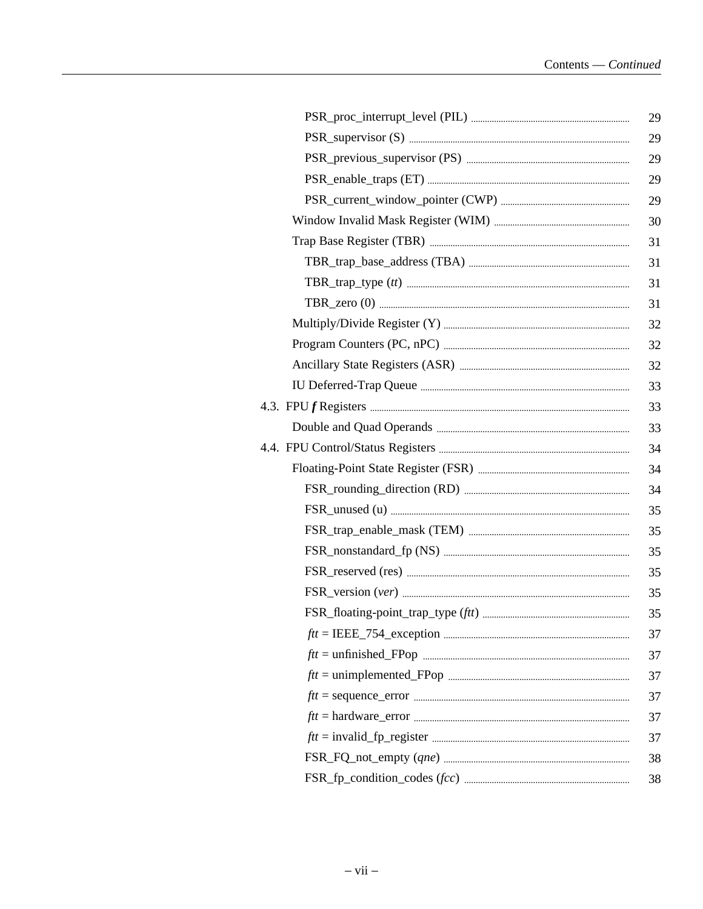PSR_proc_interrupt_level (PIL) ..... 29

PSR_supervisor (S) ..... 29

PSR_previous_supervisor (PS) ..... 29

PSR_enable_traps (ET) ..... 29

PSR_current_window_pointer (CWP) ..... 29

Window Invalid Mask Register (WIM) ..... 30

Trap Base Register (TBR) ..... 31

TBR_trap_base_address (TBA) ..... 31

TBR_trap_type (*tt*) ..... 31

TBR_zero (0) ..... 31

Multiply/Divide Register (Y) ..... 32

Program Counters (PC, nPC) ..... 32

Ancillary State Registers (ASR) ..... 32

IU Deferred-Trap Queue ..... 33

4.3. FPU ***f*** Registers ..... 33

Double and Quad Operands ..... 33

4.4. FPU Control/Status Registers ..... 34

Floating-Point State Register (FSR) ..... 34

FSR_rounding_direction (RD) ..... 34

FSR_unused (u) ..... 35

FSR_trap_enable_mask (TEM) ..... 35

FSR_nonstandard_fp (NS) ..... 35

FSR_reserved (res) ..... 35

FSR_version (*ver*) ..... 35

FSR_floating-point_trap_type (*ftt*) ..... 35

*ftt* = IEEE_754_exception ..... 37

*ftt* = unfinished_FPop ..... 37

*ftt* = unimplemented_FPop ..... 37

*ftt* = sequence_error ..... 37

*ftt* = hardware_error ..... 37

*ftt* = invalid_fp_register ..... 37

FSR_FQ_not_empty (*qne*) ..... 38

FSR_fp_condition_codes (*fcc*) ..... 38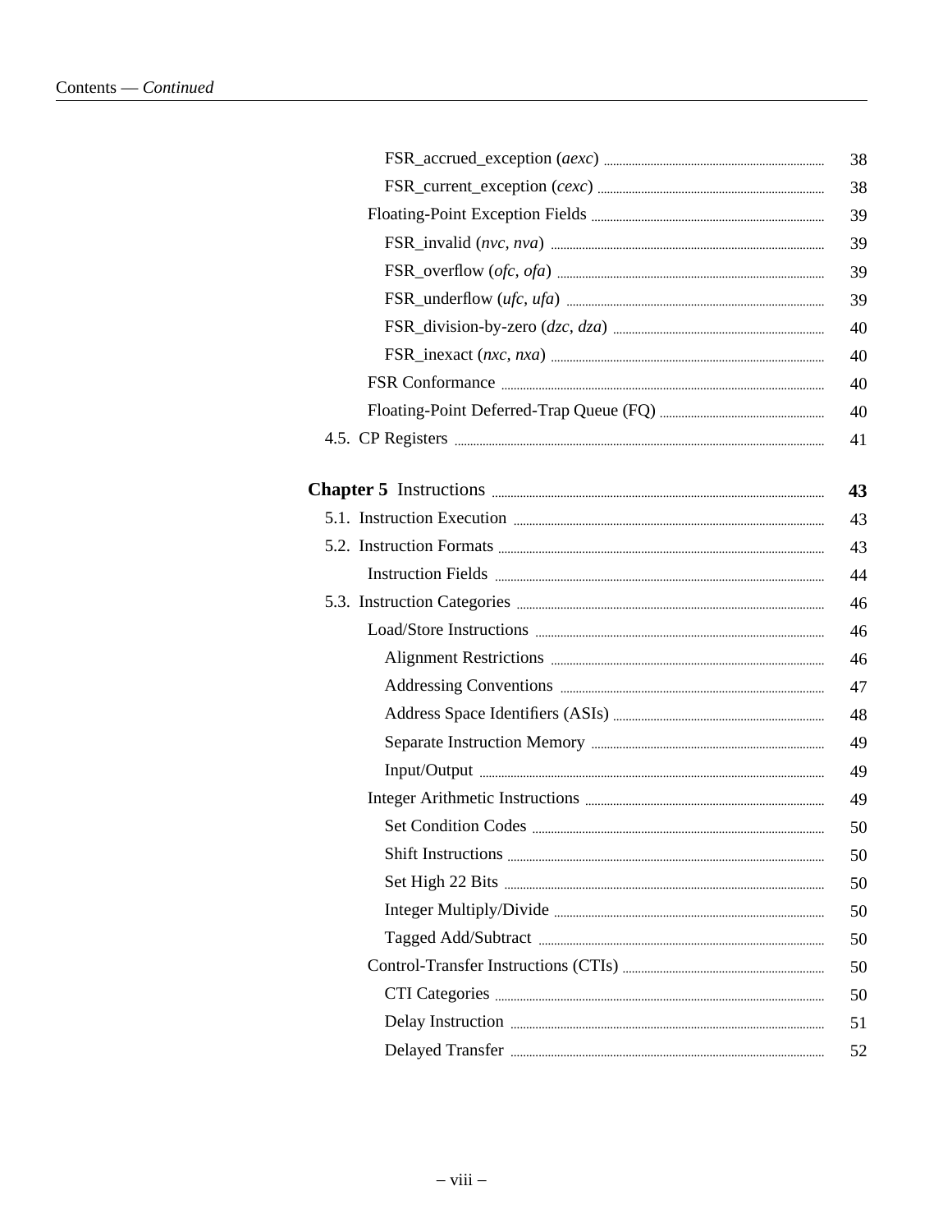FSR_accrued_exception (*aexc*) ..... 38
FSR_current_exception (*cexc*) ..... 38
Floating-Point Exception Fields ..... 39
FSR_invalid (*nvc*, *nva*) ..... 39
FSR_overflow (*ofc*, *ofa*) ..... 39
FSR_underflow (*ufc*, *ufa*) ..... 39
FSR_division-by-zero (*dzc*, *dza*) ..... 40
FSR_inexact (*nxc*, *nxa*) ..... 40
FSR Conformance ..... 40
Floating-Point Deferred-Trap Queue (FQ) ..... 40
4.5. CP Registers ..... 41

**Chapter 5** Instructions ..... **43**
5.1. Instruction Execution ..... 43
5.2. Instruction Formats ..... 43
Instruction Fields ..... 44
5.3. Instruction Categories ..... 46
Load/Store Instructions ..... 46
Alignment Restrictions ..... 46
Addressing Conventions ..... 47
Address Space Identifiers (ASIs) ..... 48
Separate Instruction Memory ..... 49
Input/Output ..... 49
Integer Arithmetic Instructions ..... 49
Set Condition Codes ..... 50
Shift Instructions ..... 50
Set High 22 Bits ..... 50
Integer Multiply/Divide ..... 50
Tagged Add/Subtract ..... 50
Control-Transfer Instructions (CTIs) ..... 50
CTI Categories ..... 50
Delay Instruction ..... 51
Delayed Transfer ..... 52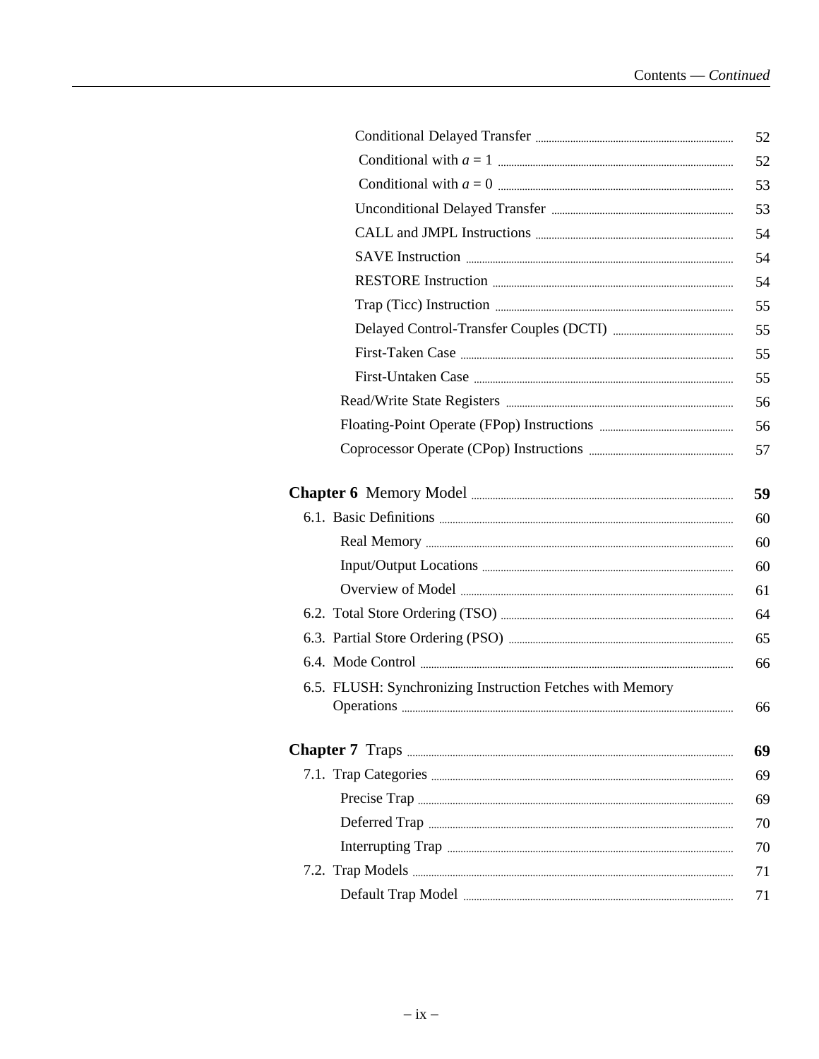Conditional Delayed Transfer ........ 52

Conditional with *a* = 1 ........ 52

Conditional with *a* = 0 ........ 53

Unconditional Delayed Transfer ........ 53

CALL and JMPL Instructions ........ 54

SAVE Instruction ........ 54

RESTORE Instruction ........ 54

Trap (Ticc) Instruction ........ 55

Delayed Control-Transfer Couples (DCTI) ........ 55

First-Taken Case ........ 55

First-Untaken Case ........ 55

Read/Write State Registers ........ 56

Floating-Point Operate (FPop) Instructions ........ 56

Coprocessor Operate (CPop) Instructions ........ 57

**Chapter 6** Memory Model ........ **59**

6.1. Basic Definitions ........ 60

Real Memory ........ 60

Input/Output Locations ........ 60

Overview of Model ........ 61

6.2. Total Store Ordering (TSO) ........ 64

6.3. Partial Store Ordering (PSO) ........ 65

6.4. Mode Control ........ 66

6.5. FLUSH: Synchronizing Instruction Fetches with Memory Operations ........ 66

**Chapter 7** Traps ........ **69**

7.1. Trap Categories ........ 69

Precise Trap ........ 69

Deferred Trap ........ 70

Interrupting Trap ........ 70

7.2. Trap Models ........ 71

Default Trap Model ........ 71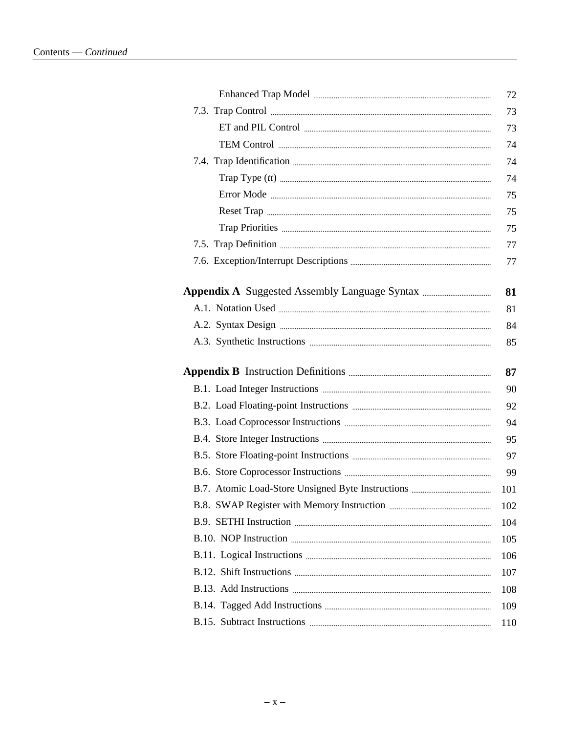Enhanced Trap Model ........ 72

7.3. Trap Control ........ 73

ET and PIL Control ........ 73

TEM Control ........ 74

7.4. Trap Identification ........ 74

Trap Type (*tt*) ........ 74

Error Mode ........ 75

Reset Trap ........ 75

Trap Priorities ........ 75

7.5. Trap Definition ........ 77

7.6. Exception/Interrupt Descriptions ........ 77

**Appendix A** Suggested Assembly Language Syntax ........ **81**

A.1. Notation Used ........ 81

A.2. Syntax Design ........ 84

A.3. Synthetic Instructions ........ 85

**Appendix B** Instruction Definitions ........ **87**

B.1. Load Integer Instructions ........ 90

B.2. Load Floating-point Instructions ........ 92

B.3. Load Coprocessor Instructions ........ 94

B.4. Store Integer Instructions ........ 95

B.5. Store Floating-point Instructions ........ 97

B.6. Store Coprocessor Instructions ........ 99

B.7. Atomic Load-Store Unsigned Byte Instructions ........ 101

B.8. SWAP Register with Memory Instruction ........ 102

B.9. SETHI Instruction ........ 104

B.10. NOP Instruction ........ 105

B.11. Logical Instructions ........ 106

B.12. Shift Instructions ........ 107

B.13. Add Instructions ........ 108

B.14. Tagged Add Instructions ........ 109

B.15. Subtract Instructions ........ 110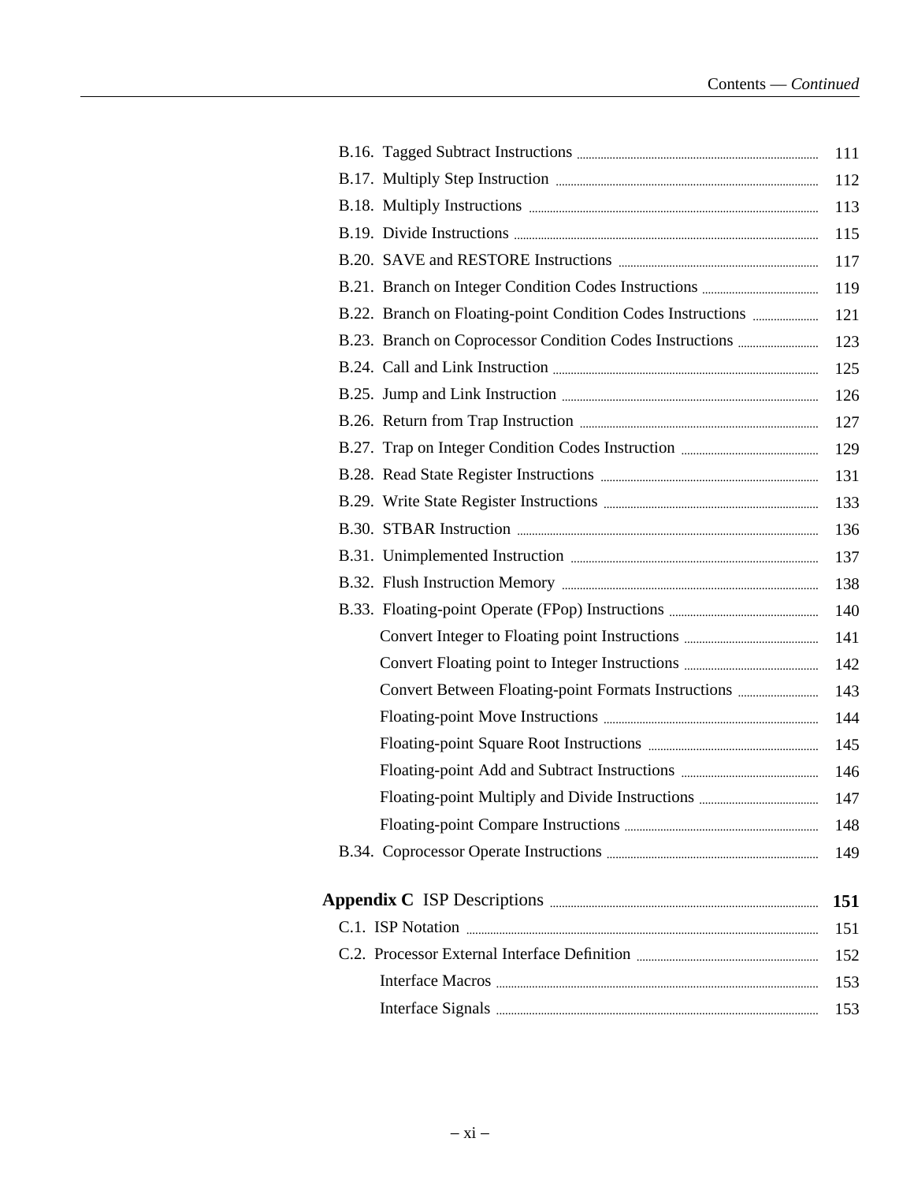| | |
|---|---|
| B.16. Tagged Subtract Instructions | 111 |
| B.17. Multiply Step Instruction | 112 |
| B.18. Multiply Instructions | 113 |
| B.19. Divide Instructions | 115 |
| B.20. SAVE and RESTORE Instructions | 117 |
| B.21. Branch on Integer Condition Codes Instructions | 119 |
| B.22. Branch on Floating-point Condition Codes Instructions | 121 |
| B.23. Branch on Coprocessor Condition Codes Instructions | 123 |
| B.24. Call and Link Instruction | 125 |
| B.25. Jump and Link Instruction | 126 |
| B.26. Return from Trap Instruction | 127 |
| B.27. Trap on Integer Condition Codes Instruction | 129 |
| B.28. Read State Register Instructions | 131 |
| B.29. Write State Register Instructions | 133 |
| B.30. STBAR Instruction | 136 |
| B.31. Unimplemented Instruction | 137 |
| B.32. Flush Instruction Memory | 138 |
| B.33. Floating-point Operate (FPop) Instructions | 140 |
| Convert Integer to Floating point Instructions | 141 |
| Convert Floating point to Integer Instructions | 142 |
| Convert Between Floating-point Formats Instructions | 143 |
| Floating-point Move Instructions | 144 |
| Floating-point Square Root Instructions | 145 |
| Floating-point Add and Subtract Instructions | 146 |
| Floating-point Multiply and Divide Instructions | 147 |
| Floating-point Compare Instructions | 148 |
| B.34. Coprocessor Operate Instructions | 149 |
| **Appendix C** ISP Descriptions | **151** |
| C.1. ISP Notation | 151 |
| C.2. Processor External Interface Definition | 152 |
| Interface Macros | 153 |
| Interface Signals | 153 |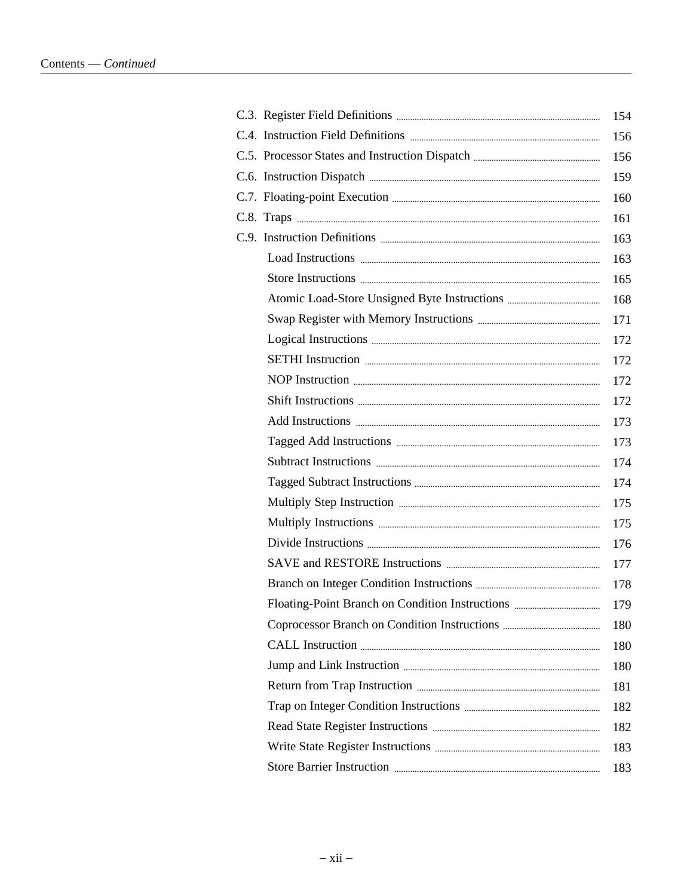C.3. Register Field Definitions ........ 154
C.4. Instruction Field Definitions ........ 156
C.5. Processor States and Instruction Dispatch ........ 156
C.6. Instruction Dispatch ........ 159
C.7. Floating-point Execution ........ 160
C.8. Traps ........ 161
C.9. Instruction Definitions ........ 163

- Load Instructions ........ 163
- Store Instructions ........ 165
- Atomic Load-Store Unsigned Byte Instructions ........ 168
- Swap Register with Memory Instructions ........ 171
- Logical Instructions ........ 172
- SETHI Instruction ........ 172
- NOP Instruction ........ 172
- Shift Instructions ........ 172
- Add Instructions ........ 173
- Tagged Add Instructions ........ 173
- Subtract Instructions ........ 174
- Tagged Subtract Instructions ........ 174
- Multiply Step Instruction ........ 175
- Multiply Instructions ........ 175
- Divide Instructions ........ 176
- SAVE and RESTORE Instructions ........ 177
- Branch on Integer Condition Instructions ........ 178
- Floating-Point Branch on Condition Instructions ........ 179
- Coprocessor Branch on Condition Instructions ........ 180
- CALL Instruction ........ 180
- Jump and Link Instruction ........ 180
- Return from Trap Instruction ........ 181
- Trap on Integer Condition Instructions ........ 182
- Read State Register Instructions ........ 182
- Write State Register Instructions ........ 183
- Store Barrier Instruction ........ 183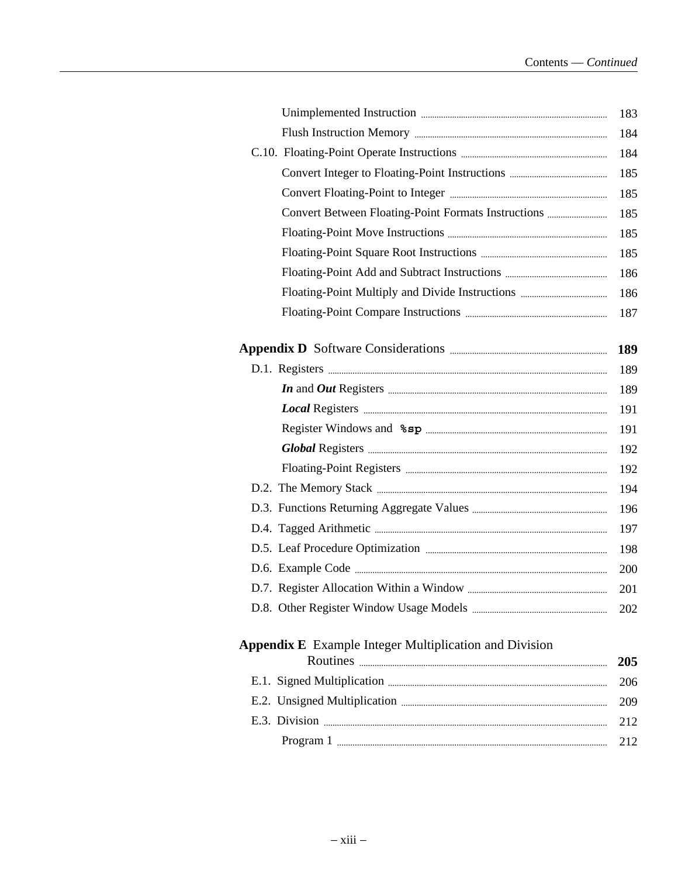Unimplemented Instruction ... 183
Flush Instruction Memory ... 184

C.10. Floating-Point Operate Instructions ... 184

Convert Integer to Floating-Point Instructions ... 185
Convert Floating-Point to Integer ... 185
Convert Between Floating-Point Formats Instructions ... 185
Floating-Point Move Instructions ... 185
Floating-Point Square Root Instructions ... 185
Floating-Point Add and Subtract Instructions ... 186
Floating-Point Multiply and Divide Instructions ... 186
Floating-Point Compare Instructions ... 187

**Appendix D** Software Considerations ... **189**

D.1. Registers ... 189

***In*** and ***Out*** Registers ... 189
***Local*** Registers ... 191
Register Windows and **`%sp`** ... 191
***Global*** Registers ... 192
Floating-Point Registers ... 192

D.2. The Memory Stack ... 194
D.3. Functions Returning Aggregate Values ... 196
D.4. Tagged Arithmetic ... 197
D.5. Leaf Procedure Optimization ... 198
D.6. Example Code ... 200
D.7. Register Allocation Within a Window ... 201
D.8. Other Register Window Usage Models ... 202

**Appendix E** Example Integer Multiplication and Division Routines ... **205**

E.1. Signed Multiplication ... 206
E.2. Unsigned Multiplication ... 209
E.3. Division ... 212

Program 1 ... 212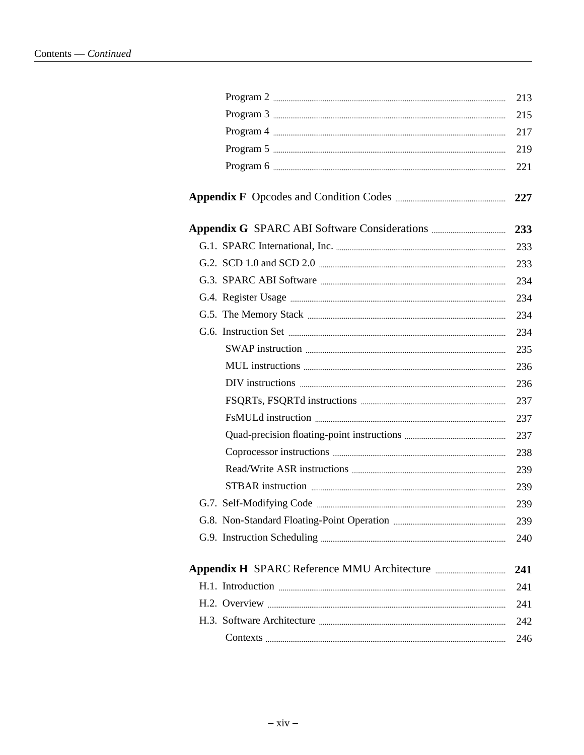Program 2 ..... 213
Program 3 ..... 215
Program 4 ..... 217
Program 5 ..... 219
Program 6 ..... 221

**Appendix F** Opcodes and Condition Codes ..... **227**

**Appendix G** SPARC ABI Software Considerations ..... **233**

G.1. SPARC International, Inc. ..... 233
G.2. SCD 1.0 and SCD 2.0 ..... 233
G.3. SPARC ABI Software ..... 234
G.4. Register Usage ..... 234
G.5. The Memory Stack ..... 234
G.6. Instruction Set ..... 234
SWAP instruction ..... 235
MUL instructions ..... 236
DIV instructions ..... 236
FSQRTs, FSQRTd instructions ..... 237
FsMULd instruction ..... 237
Quad-precision floating-point instructions ..... 237
Coprocessor instructions ..... 238
Read/Write ASR instructions ..... 239
STBAR instruction ..... 239
G.7. Self-Modifying Code ..... 239
G.8. Non-Standard Floating-Point Operation ..... 239
G.9. Instruction Scheduling ..... 240

**Appendix H** SPARC Reference MMU Architecture ..... **241**

H.1. Introduction ..... 241
H.2. Overview ..... 241
H.3. Software Architecture ..... 242
Contexts ..... 246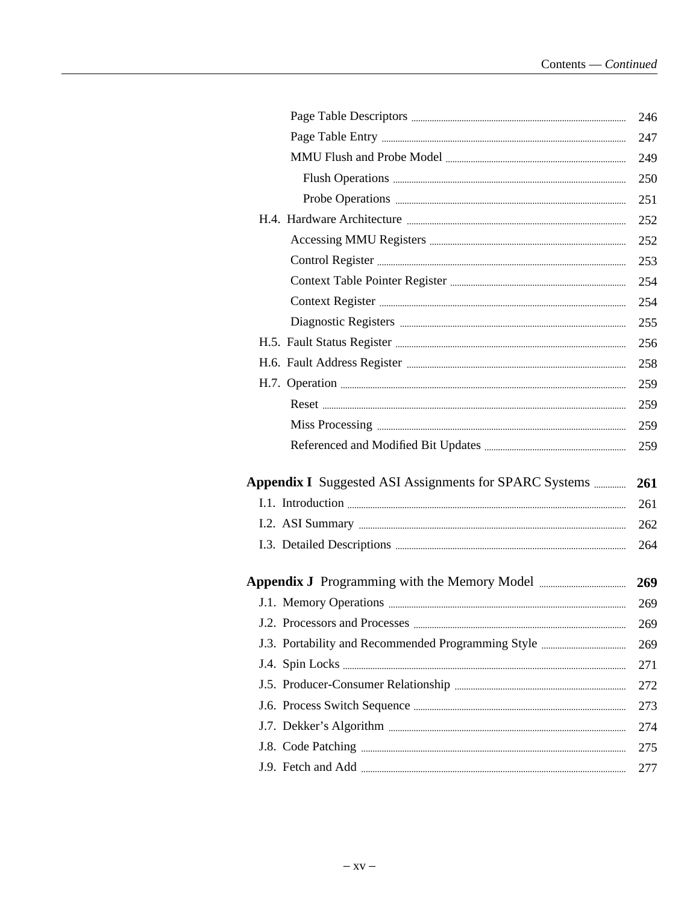Page Table Descriptors ... 246
Page Table Entry ... 247
MMU Flush and Probe Model ... 249
Flush Operations ... 250
Probe Operations ... 251
H.4. Hardware Architecture ... 252
Accessing MMU Registers ... 252
Control Register ... 253
Context Table Pointer Register ... 254
Context Register ... 254
Diagnostic Registers ... 255
H.5. Fault Status Register ... 256
H.6. Fault Address Register ... 258
H.7. Operation ... 259
Reset ... 259
Miss Processing ... 259
Referenced and Modified Bit Updates ... 259

**Appendix I** Suggested ASI Assignments for SPARC Systems ... **261**
I.1. Introduction ... 261
I.2. ASI Summary ... 262
I.3. Detailed Descriptions ... 264

**Appendix J** Programming with the Memory Model ... **269**
J.1. Memory Operations ... 269
J.2. Processors and Processes ... 269
J.3. Portability and Recommended Programming Style ... 269
J.4. Spin Locks ... 271
J.5. Producer-Consumer Relationship ... 272
J.6. Process Switch Sequence ... 273
J.7. Dekker's Algorithm ... 274
J.8. Code Patching ... 275
J.9. Fetch and Add ... 277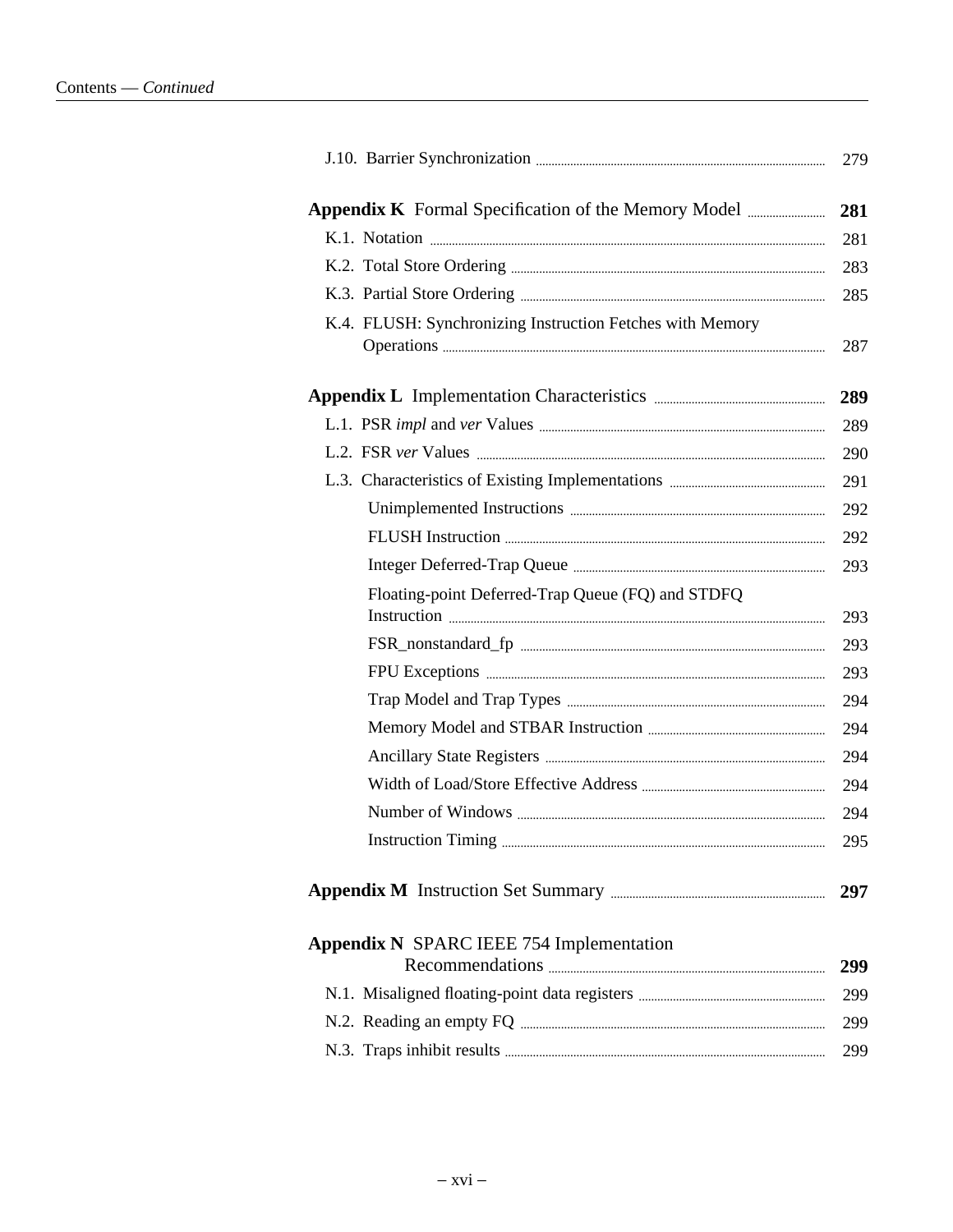J.10. Barrier Synchronization ........ 279

**Appendix K** Formal Specification of the Memory Model ........ **281**

K.1. Notation ........ 281

K.2. Total Store Ordering ........ 283

K.3. Partial Store Ordering ........ 285

K.4. FLUSH: Synchronizing Instruction Fetches with Memory Operations ........ 287

**Appendix L** Implementation Characteristics ........ **289**

L.1. PSR *impl* and *ver* Values ........ 289

L.2. FSR *ver* Values ........ 290

L.3. Characteristics of Existing Implementations ........ 291

- Unimplemented Instructions ........ 292
- FLUSH Instruction ........ 292
- Integer Deferred-Trap Queue ........ 293
- Floating-point Deferred-Trap Queue (FQ) and STDFQ Instruction ........ 293
- FSR_nonstandard_fp ........ 293
- FPU Exceptions ........ 293
- Trap Model and Trap Types ........ 294
- Memory Model and STBAR Instruction ........ 294
- Ancillary State Registers ........ 294
- Width of Load/Store Effective Address ........ 294
- Number of Windows ........ 294
- Instruction Timing ........ 295

**Appendix M** Instruction Set Summary ........ **297**

**Appendix N** SPARC IEEE 754 Implementation Recommendations ........ **299**

N.1. Misaligned floating-point data registers ........ 299

N.2. Reading an empty FQ ........ 299

N.3. Traps inhibit results ........ 299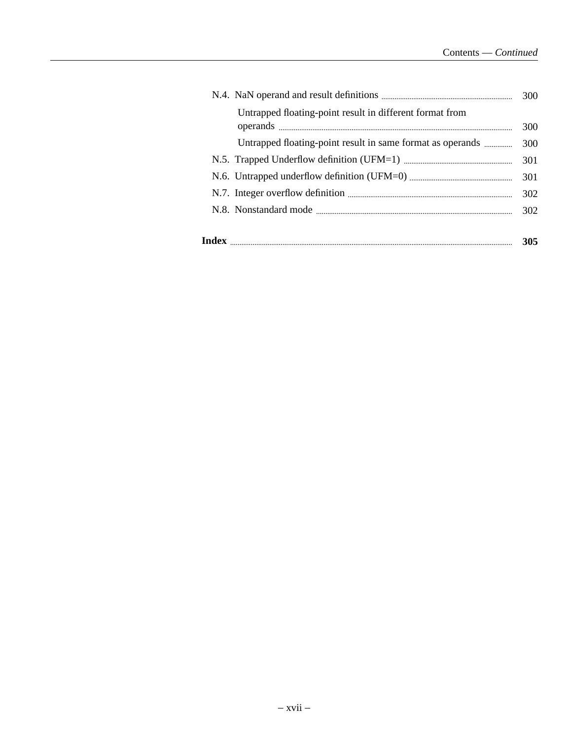N.4. NaN operand and result definitions ..... 300

  Untrapped floating-point result in different format from operands ..... 300

  Untrapped floating-point result in same format as operands ..... 300

N.5. Trapped Underflow definition (UFM=1) ..... 301

N.6. Untrapped underflow definition (UFM=0) ..... 301

N.7. Integer overflow definition ..... 302

N.8. Nonstandard mode ..... 302

**Index ..... 305**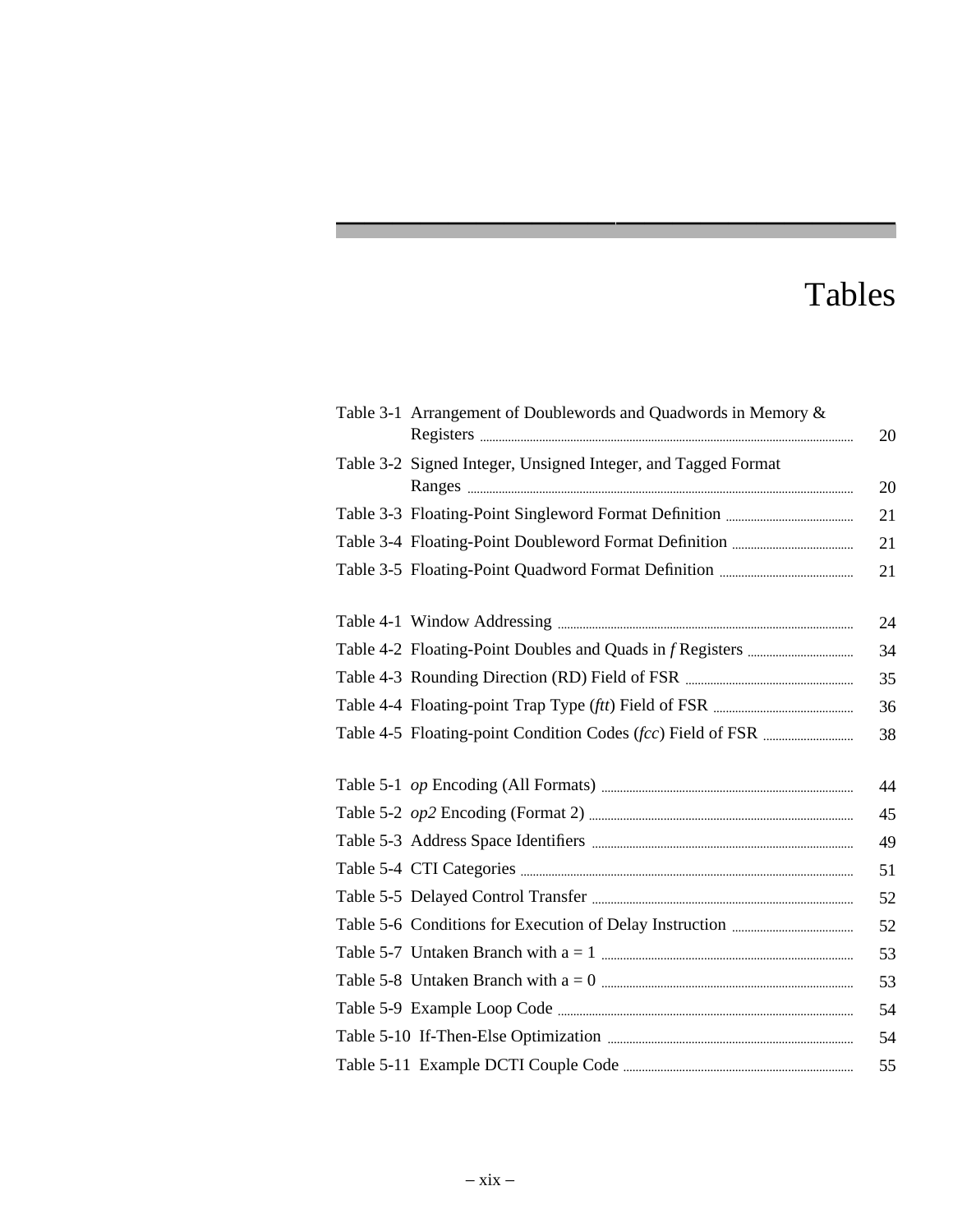# Tables

Table 3-1 Arrangement of Doublewords and Quadwords in Memory & Registers ........ 20

Table 3-2 Signed Integer, Unsigned Integer, and Tagged Format Ranges ........ 20

Table 3-3 Floating-Point Singleword Format Definition ........ 21

Table 3-4 Floating-Point Doubleword Format Definition ........ 21

Table 3-5 Floating-Point Quadword Format Definition ........ 21

Table 4-1 Window Addressing ........ 24

Table 4-2 Floating-Point Doubles and Quads in *f* Registers ........ 34

Table 4-3 Rounding Direction (RD) Field of FSR ........ 35

Table 4-4 Floating-point Trap Type (*ftt*) Field of FSR ........ 36

Table 4-5 Floating-point Condition Codes (*fcc*) Field of FSR ........ 38

Table 5-1 *op* Encoding (All Formats) ........ 44

Table 5-2 *op2* Encoding (Format 2) ........ 45

Table 5-3 Address Space Identifiers ........ 49

Table 5-4 CTI Categories ........ 51

Table 5-5 Delayed Control Transfer ........ 52

Table 5-6 Conditions for Execution of Delay Instruction ........ 52

Table 5-7 Untaken Branch with a = 1 ........ 53

Table 5-8 Untaken Branch with a = 0 ........ 53

Table 5-9 Example Loop Code ........ 54

Table 5-10 If-Then-Else Optimization ........ 54

Table 5-11 Example DCTI Couple Code ........ 55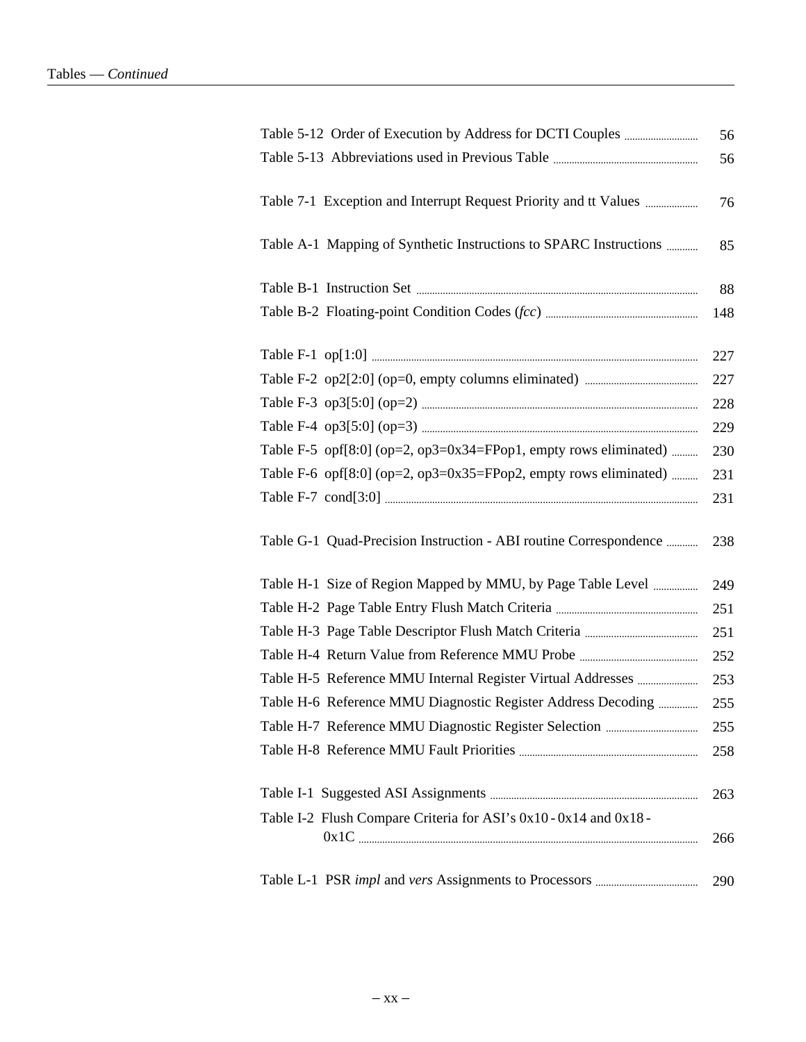Tables — *Continued*

| | |
|---|---|
| Table 5-12 Order of Execution by Address for DCTI Couples | 56 |
| Table 5-13 Abbreviations used in Previous Table | 56 |
| Table 7-1 Exception and Interrupt Request Priority and tt Values | 76 |
| Table A-1 Mapping of Synthetic Instructions to SPARC Instructions | 85 |
| Table B-1 Instruction Set | 88 |
| Table B-2 Floating-point Condition Codes (*fcc*) | 148 |
| Table F-1 op[1:0] | 227 |
| Table F-2 op2[2:0] (op=0, empty columns eliminated) | 227 |
| Table F-3 op3[5:0] (op=2) | 228 |
| Table F-4 op3[5:0] (op=3) | 229 |
| Table F-5 opf[8:0] (op=2, op3=0x34=FPop1, empty rows eliminated) | 230 |
| Table F-6 opf[8:0] (op=2, op3=0x35=FPop2, empty rows eliminated) | 231 |
| Table F-7 cond[3:0] | 231 |
| Table G-1 Quad-Precision Instruction - ABI routine Correspondence | 238 |
| Table H-1 Size of Region Mapped by MMU, by Page Table Level | 249 |
| Table H-2 Page Table Entry Flush Match Criteria | 251 |
| Table H-3 Page Table Descriptor Flush Match Criteria | 251 |
| Table H-4 Return Value from Reference MMU Probe | 252 |
| Table H-5 Reference MMU Internal Register Virtual Addresses | 253 |
| Table H-6 Reference MMU Diagnostic Register Address Decoding | 255 |
| Table H-7 Reference MMU Diagnostic Register Selection | 255 |
| Table H-8 Reference MMU Fault Priorities | 258 |
| Table I-1 Suggested ASI Assignments | 263 |
| Table I-2 Flush Compare Criteria for ASI's 0x10 - 0x14 and 0x18 - 0x1C | 266 |
| Table L-1 PSR *impl* and *vers* Assignments to Processors | 290 |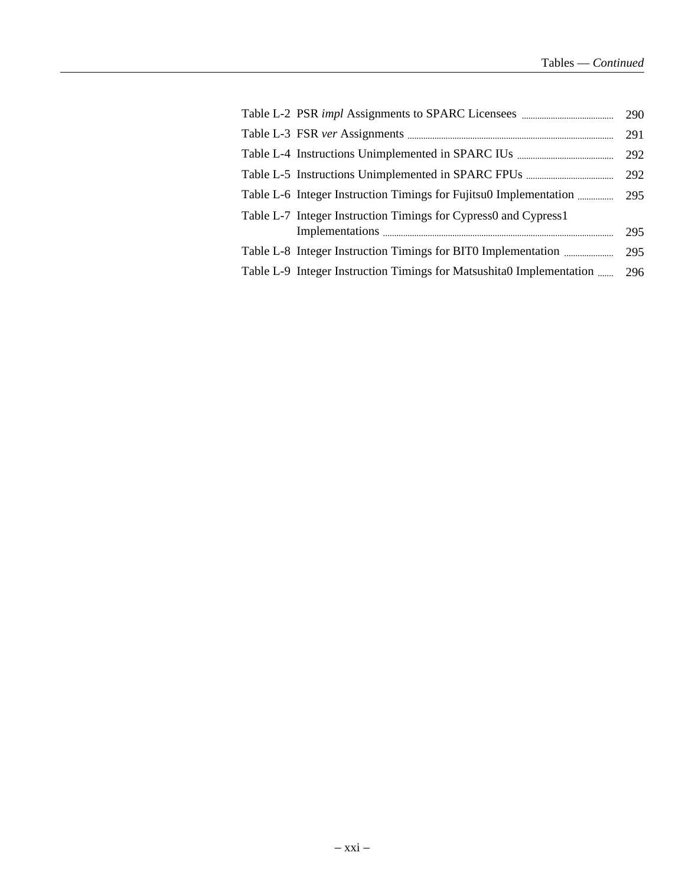Table L-2 PSR *impl* Assignments to SPARC Licensees ........ 290

Table L-3 FSR *ver* Assignments ........ 291

Table L-4 Instructions Unimplemented in SPARC IUs ........ 292

Table L-5 Instructions Unimplemented in SPARC FPUs ........ 292

Table L-6 Integer Instruction Timings for Fujitsu0 Implementation ........ 295

Table L-7 Integer Instruction Timings for Cypress0 and Cypress1 Implementations ........ 295

Table L-8 Integer Instruction Timings for BIT0 Implementation ........ 295

Table L-9 Integer Instruction Timings for Matsushita0 Implementation ........ 296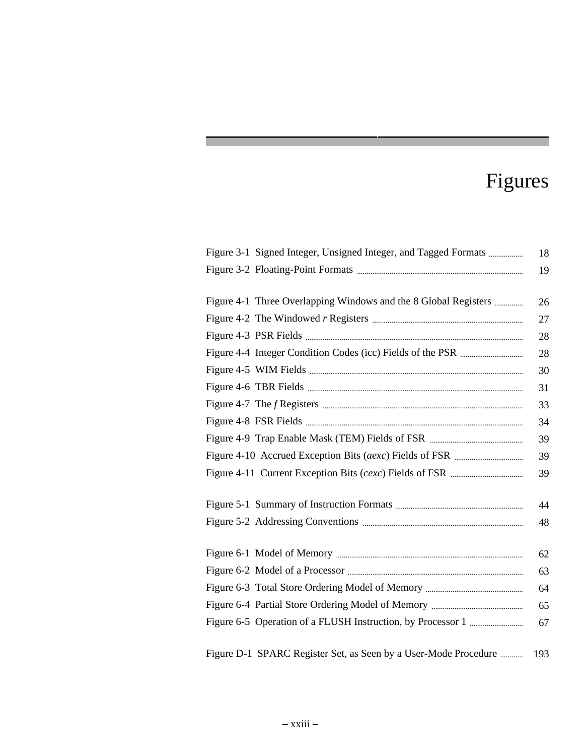# Figures

Figure 3-1 Signed Integer, Unsigned Integer, and Tagged Formats ........ 18
Figure 3-2 Floating-Point Formats ........ 19

Figure 4-1 Three Overlapping Windows and the 8 Global Registers ........ 26
Figure 4-2 The Windowed *r* Registers ........ 27
Figure 4-3 PSR Fields ........ 28
Figure 4-4 Integer Condition Codes (icc) Fields of the PSR ........ 28
Figure 4-5 WIM Fields ........ 30
Figure 4-6 TBR Fields ........ 31
Figure 4-7 The *f* Registers ........ 33
Figure 4-8 FSR Fields ........ 34
Figure 4-9 Trap Enable Mask (TEM) Fields of FSR ........ 39
Figure 4-10 Accrued Exception Bits (*aexc*) Fields of FSR ........ 39
Figure 4-11 Current Exception Bits (*cexc*) Fields of FSR ........ 39

Figure 5-1 Summary of Instruction Formats ........ 44
Figure 5-2 Addressing Conventions ........ 48

Figure 6-1 Model of Memory ........ 62
Figure 6-2 Model of a Processor ........ 63
Figure 6-3 Total Store Ordering Model of Memory ........ 64
Figure 6-4 Partial Store Ordering Model of Memory ........ 65
Figure 6-5 Operation of a FLUSH Instruction, by Processor 1 ........ 67

Figure D-1 SPARC Register Set, as Seen by a User-Mode Procedure ........ 193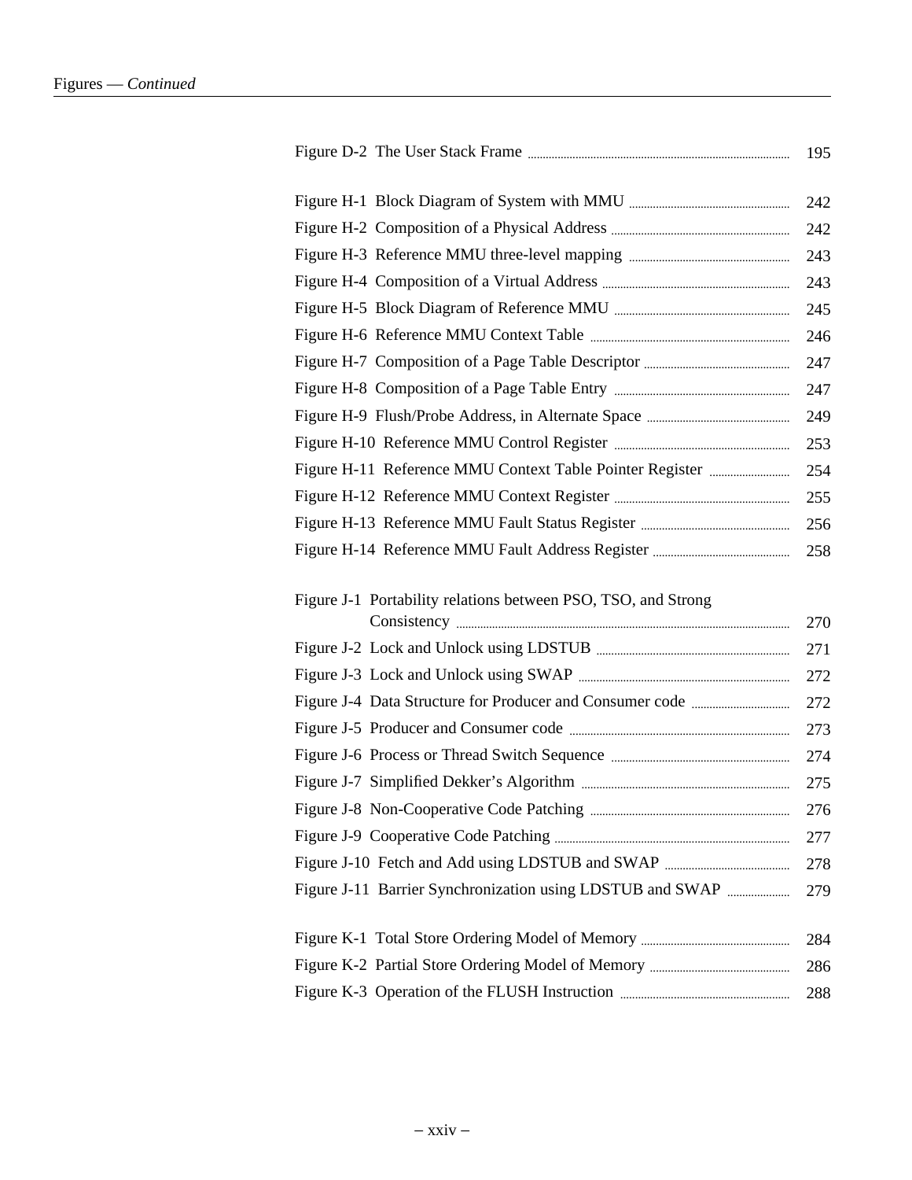Figure D-2 The User Stack Frame ..... 195

Figure H-1 Block Diagram of System with MMU ..... 242
Figure H-2 Composition of a Physical Address ..... 242
Figure H-3 Reference MMU three-level mapping ..... 243
Figure H-4 Composition of a Virtual Address ..... 243
Figure H-5 Block Diagram of Reference MMU ..... 245
Figure H-6 Reference MMU Context Table ..... 246
Figure H-7 Composition of a Page Table Descriptor ..... 247
Figure H-8 Composition of a Page Table Entry ..... 247
Figure H-9 Flush/Probe Address, in Alternate Space ..... 249
Figure H-10 Reference MMU Control Register ..... 253
Figure H-11 Reference MMU Context Table Pointer Register ..... 254
Figure H-12 Reference MMU Context Register ..... 255
Figure H-13 Reference MMU Fault Status Register ..... 256
Figure H-14 Reference MMU Fault Address Register ..... 258

Figure J-1 Portability relations between PSO, TSO, and Strong Consistency ..... 270
Figure J-2 Lock and Unlock using LDSTUB ..... 271
Figure J-3 Lock and Unlock using SWAP ..... 272
Figure J-4 Data Structure for Producer and Consumer code ..... 272
Figure J-5 Producer and Consumer code ..... 273
Figure J-6 Process or Thread Switch Sequence ..... 274
Figure J-7 Simplified Dekker's Algorithm ..... 275
Figure J-8 Non-Cooperative Code Patching ..... 276
Figure J-9 Cooperative Code Patching ..... 277
Figure J-10 Fetch and Add using LDSTUB and SWAP ..... 278
Figure J-11 Barrier Synchronization using LDSTUB and SWAP ..... 279

Figure K-1 Total Store Ordering Model of Memory ..... 284
Figure K-2 Partial Store Ordering Model of Memory ..... 286
Figure K-3 Operation of the FLUSH Instruction ..... 288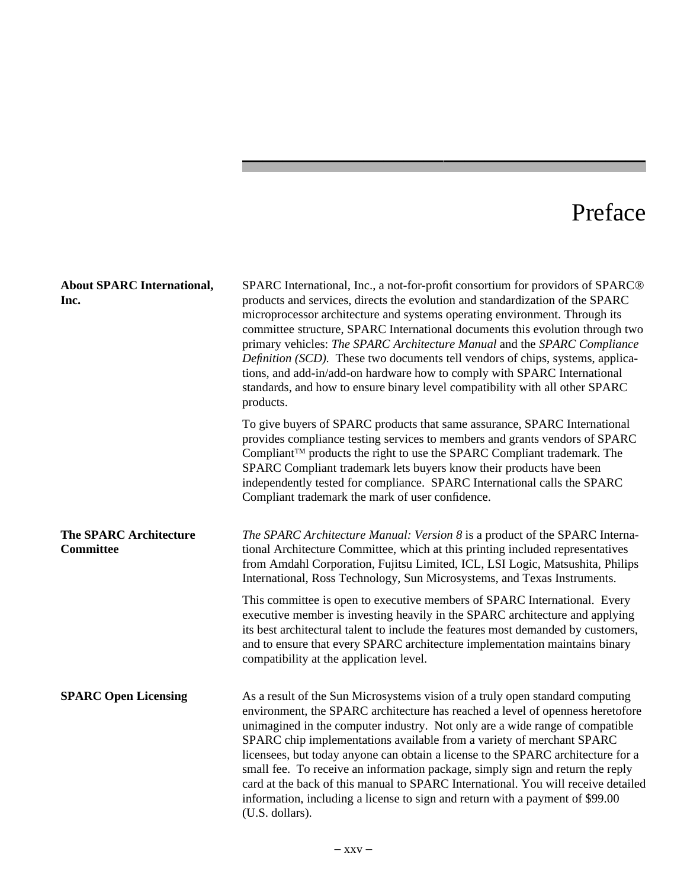# Preface

## About SPARC International, Inc.

SPARC International, Inc., a not-for-profit consortium for providors of SPARC® products and services, directs the evolution and standardization of the SPARC microprocessor architecture and systems operating environment. Through its committee structure, SPARC International documents this evolution through two primary vehicles: *The SPARC Architecture Manual* and the *SPARC Compliance Definition (SCD).* These two documents tell vendors of chips, systems, applications, and add-in/add-on hardware how to comply with SPARC International standards, and how to ensure binary level compatibility with all other SPARC products.

To give buyers of SPARC products that same assurance, SPARC International provides compliance testing services to members and grants vendors of SPARC Compliant™ products the right to use the SPARC Compliant trademark. The SPARC Compliant trademark lets buyers know their products have been independently tested for compliance. SPARC International calls the SPARC Compliant trademark the mark of user confidence.

## The SPARC Architecture Committee

*The SPARC Architecture Manual: Version 8* is a product of the SPARC International Architecture Committee, which at this printing included representatives from Amdahl Corporation, Fujitsu Limited, ICL, LSI Logic, Matsushita, Philips International, Ross Technology, Sun Microsystems, and Texas Instruments.

This committee is open to executive members of SPARC International. Every executive member is investing heavily in the SPARC architecture and applying its best architectural talent to include the features most demanded by customers, and to ensure that every SPARC architecture implementation maintains binary compatibility at the application level.

## SPARC Open Licensing

As a result of the Sun Microsystems vision of a truly open standard computing environment, the SPARC architecture has reached a level of openness heretofore unimagined in the computer industry. Not only are a wide range of compatible SPARC chip implementations available from a variety of merchant SPARC licensees, but today anyone can obtain a license to the SPARC architecture for a small fee. To receive an information package, simply sign and return the reply card at the back of this manual to SPARC International. You will receive detailed information, including a license to sign and return with a payment of $99.00 (U.S. dollars).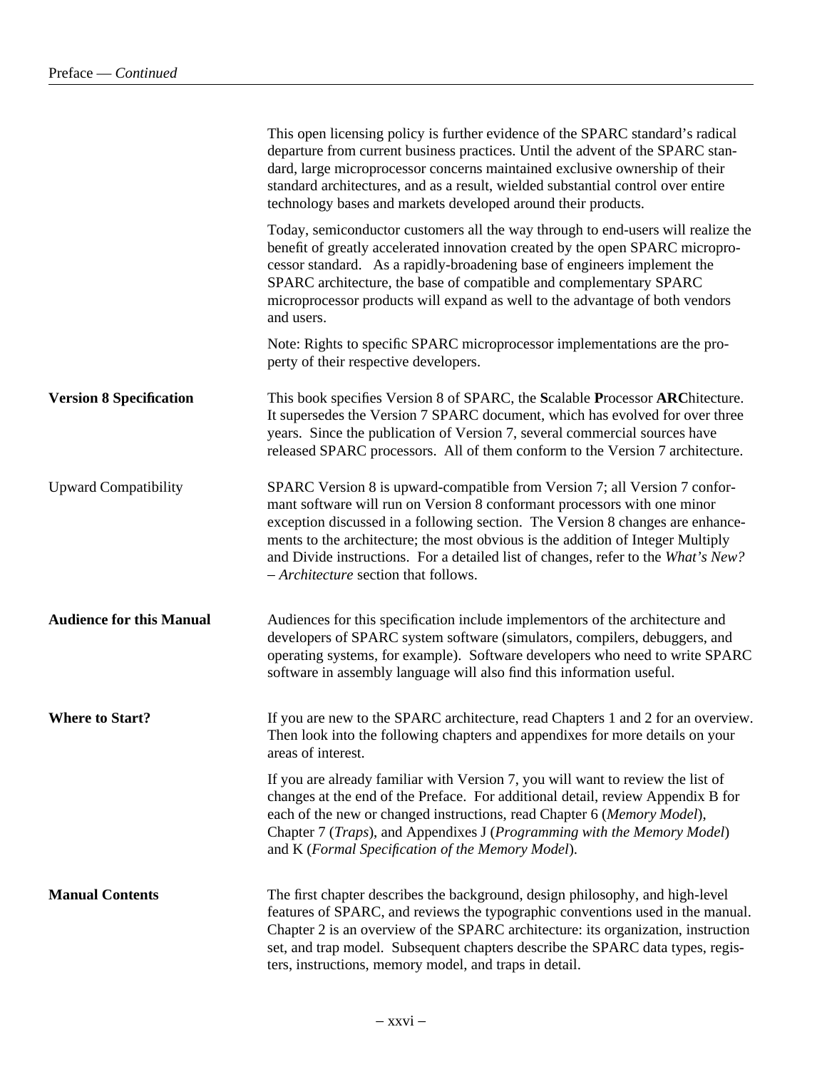This open licensing policy is further evidence of the SPARC standard's radical departure from current business practices. Until the advent of the SPARC standard, large microprocessor concerns maintained exclusive ownership of their standard architectures, and as a result, wielded substantial control over entire technology bases and markets developed around their products.

Today, semiconductor customers all the way through to end-users will realize the benefit of greatly accelerated innovation created by the open SPARC microprocessor standard. As a rapidly-broadening base of engineers implement the SPARC architecture, the base of compatible and complementary SPARC microprocessor products will expand as well to the advantage of both vendors and users.

Note: Rights to specific SPARC microprocessor implementations are the property of their respective developers.

## Version 8 Specification

This book specifies Version 8 of SPARC, the **S**calable **P**rocessor **ARC**hitecture. It supersedes the Version 7 SPARC document, which has evolved for over three years. Since the publication of Version 7, several commercial sources have released SPARC processors. All of them conform to the Version 7 architecture.

### Upward Compatibility

SPARC Version 8 is upward-compatible from Version 7; all Version 7 conformant software will run on Version 8 conformant processors with one minor exception discussed in a following section. The Version 8 changes are enhancements to the architecture; the most obvious is the addition of Integer Multiply and Divide instructions. For a detailed list of changes, refer to the *What's New? – Architecture* section that follows.

## Audience for this Manual

Audiences for this specification include implementors of the architecture and developers of SPARC system software (simulators, compilers, debuggers, and operating systems, for example). Software developers who need to write SPARC software in assembly language will also find this information useful.

## Where to Start?

If you are new to the SPARC architecture, read Chapters 1 and 2 for an overview. Then look into the following chapters and appendixes for more details on your areas of interest.

If you are already familiar with Version 7, you will want to review the list of changes at the end of the Preface. For additional detail, review Appendix B for each of the new or changed instructions, read Chapter 6 (*Memory Model*), Chapter 7 (*Traps*), and Appendixes J (*Programming with the Memory Model*) and K (*Formal Specification of the Memory Model*).

## Manual Contents

The first chapter describes the background, design philosophy, and high-level features of SPARC, and reviews the typographic conventions used in the manual. Chapter 2 is an overview of the SPARC architecture: its organization, instruction set, and trap model. Subsequent chapters describe the SPARC data types, registers, instructions, memory model, and traps in detail.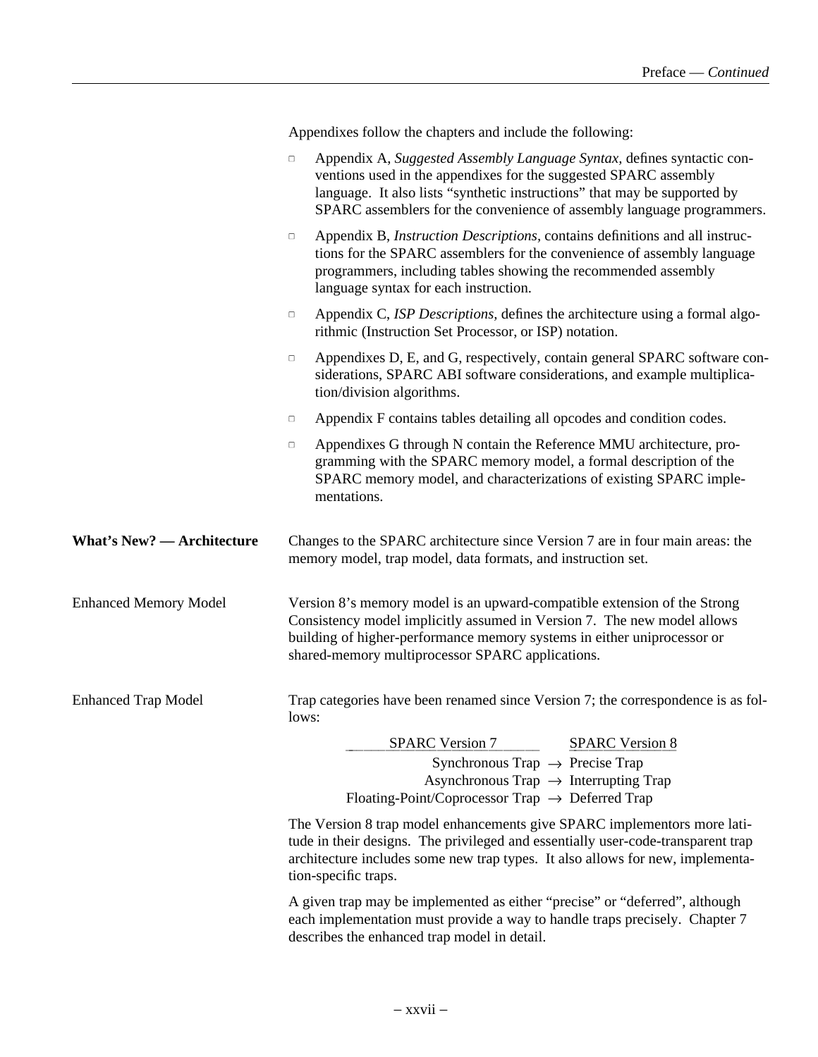Appendixes follow the chapters and include the following:

- Appendix A, *Suggested Assembly Language Syntax,* defines syntactic conventions used in the appendixes for the suggested SPARC assembly language. It also lists "synthetic instructions" that may be supported by SPARC assemblers for the convenience of assembly language programmers.
- Appendix B, *Instruction Descriptions,* contains definitions and all instructions for the SPARC assemblers for the convenience of assembly language programmers, including tables showing the recommended assembly language syntax for each instruction.
- Appendix C, *ISP Descriptions,* defines the architecture using a formal algorithmic (Instruction Set Processor, or ISP) notation.
- Appendixes D, E, and G, respectively, contain general SPARC software considerations, SPARC ABI software considerations, and example multiplication/division algorithms.
- Appendix F contains tables detailing all opcodes and condition codes.
- Appendixes G through N contain the Reference MMU architecture, programming with the SPARC memory model, a formal description of the SPARC memory model, and characterizations of existing SPARC implementations.

## What's New? — Architecture

Changes to the SPARC architecture since Version 7 are in four main areas: the memory model, trap model, data formats, and instruction set.

### Enhanced Memory Model

Version 8's memory model is an upward-compatible extension of the Strong Consistency model implicitly assumed in Version 7. The new model allows building of higher-performance memory systems in either uniprocessor or shared-memory multiprocessor SPARC applications.

### Enhanced Trap Model

Trap categories have been renamed since Version 7; the correspondence is as follows:

| SPARC Version 7 | | SPARC Version 8 |
|---|---|---|
| Synchronous Trap | → | Precise Trap |
| Asynchronous Trap | → | Interrupting Trap |
| Floating-Point/Coprocessor Trap | → | Deferred Trap |

The Version 8 trap model enhancements give SPARC implementors more latitude in their designs. The privileged and essentially user-code-transparent trap architecture includes some new trap types. It also allows for new, implementation-specific traps.

A given trap may be implemented as either "precise" or "deferred", although each implementation must provide a way to handle traps precisely. Chapter 7 describes the enhanced trap model in detail.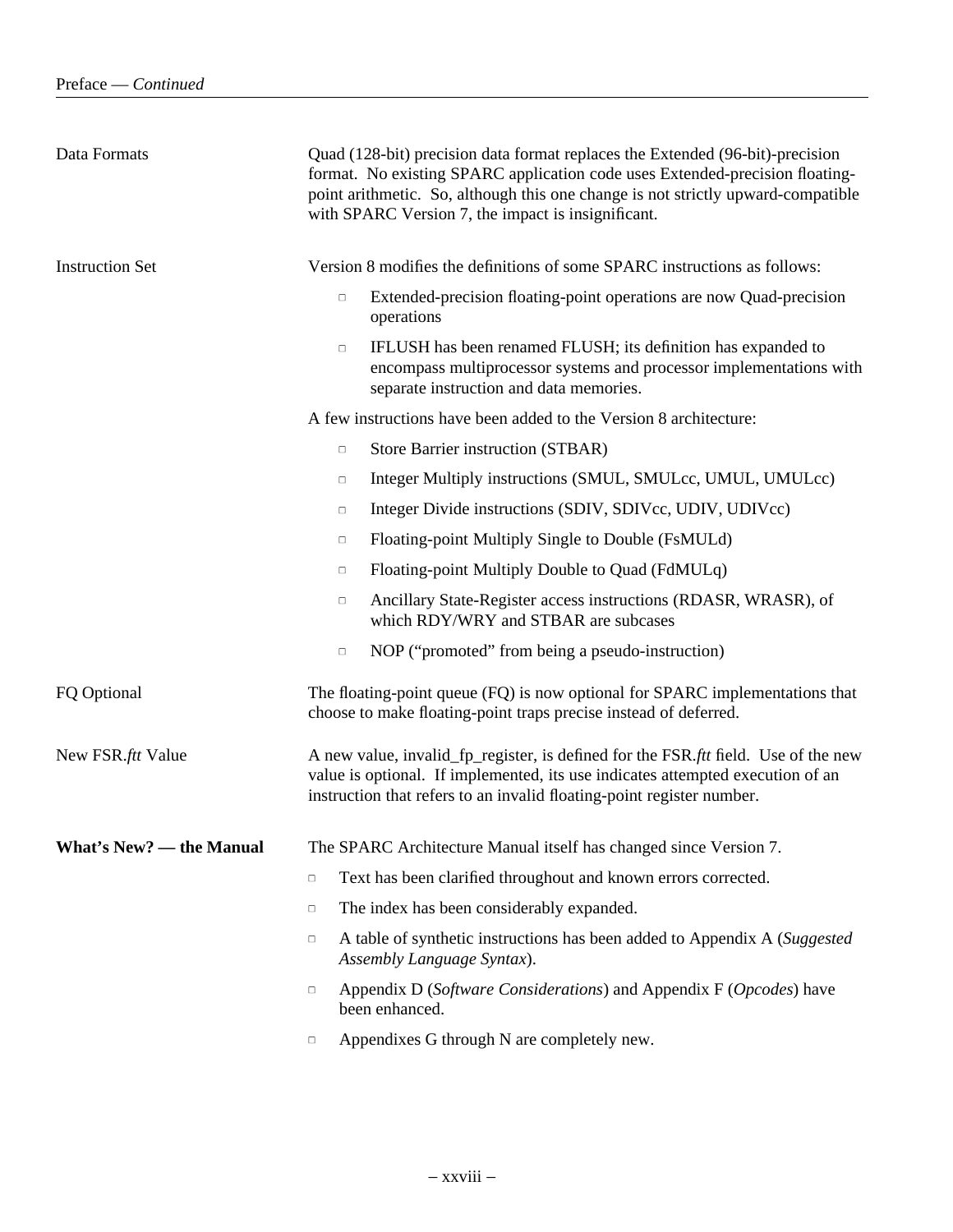**Data Formats**

Quad (128-bit) precision data format replaces the Extended (96-bit)-precision format. No existing SPARC application code uses Extended-precision floating-point arithmetic. So, although this one change is not strictly upward-compatible with SPARC Version 7, the impact is insignificant.

**Instruction Set**

Version 8 modifies the definitions of some SPARC instructions as follows:

- Extended-precision floating-point operations are now Quad-precision operations
- IFLUSH has been renamed FLUSH; its definition has expanded to encompass multiprocessor systems and processor implementations with separate instruction and data memories.

A few instructions have been added to the Version 8 architecture:

- Store Barrier instruction (STBAR)
- Integer Multiply instructions (SMUL, SMULcc, UMUL, UMULcc)
- Integer Divide instructions (SDIV, SDIVcc, UDIV, UDIVcc)
- Floating-point Multiply Single to Double (FsMULd)
- Floating-point Multiply Double to Quad (FdMULq)
- Ancillary State-Register access instructions (RDASR, WRASR), of which RDY/WRY and STBAR are subcases
- NOP (“promoted” from being a pseudo-instruction)

**FQ Optional**

The floating-point queue (FQ) is now optional for SPARC implementations that choose to make floating-point traps precise instead of deferred.

**New FSR.*ftt* Value**

A new value, invalid_fp_register, is defined for the FSR.*ftt* field. Use of the new value is optional. If implemented, its use indicates attempted execution of an instruction that refers to an invalid floating-point register number.

## What’s New? — the Manual

The SPARC Architecture Manual itself has changed since Version 7.

- Text has been clarified throughout and known errors corrected.
- The index has been considerably expanded.
- A table of synthetic instructions has been added to Appendix A (*Suggested Assembly Language Syntax*).
- Appendix D (*Software Considerations*) and Appendix F (*Opcodes*) have been enhanced.
- Appendixes G through N are completely new.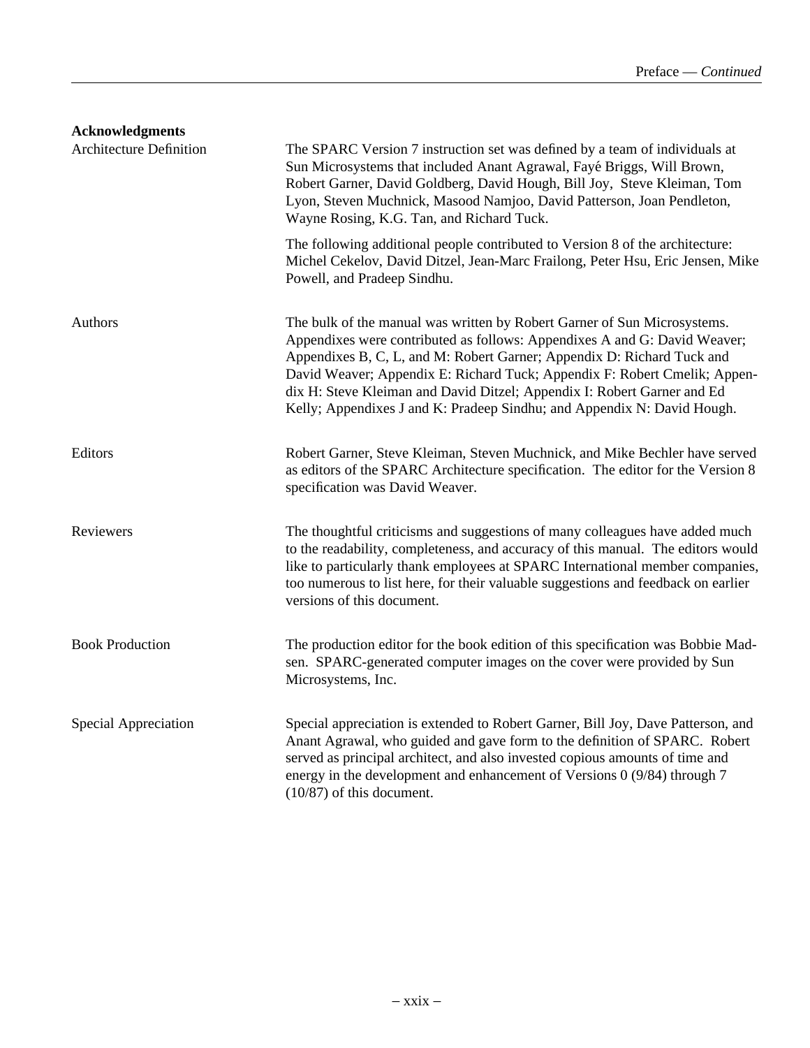## Acknowledgments

**Architecture Definition**

The SPARC Version 7 instruction set was defined by a team of individuals at Sun Microsystems that included Anant Agrawal, Fayé Briggs, Will Brown, Robert Garner, David Goldberg, David Hough, Bill Joy, Steve Kleiman, Tom Lyon, Steven Muchnick, Masood Namjoo, David Patterson, Joan Pendleton, Wayne Rosing, K.G. Tan, and Richard Tuck.

The following additional people contributed to Version 8 of the architecture: Michel Cekelov, David Ditzel, Jean-Marc Frailong, Peter Hsu, Eric Jensen, Mike Powell, and Pradeep Sindhu.

**Authors**

The bulk of the manual was written by Robert Garner of Sun Microsystems. Appendixes were contributed as follows: Appendixes A and G: David Weaver; Appendixes B, C, L, and M: Robert Garner; Appendix D: Richard Tuck and David Weaver; Appendix E: Richard Tuck; Appendix F: Robert Cmelik; Appendix H: Steve Kleiman and David Ditzel; Appendix I: Robert Garner and Ed Kelly; Appendixes J and K: Pradeep Sindhu; and Appendix N: David Hough.

**Editors**

Robert Garner, Steve Kleiman, Steven Muchnick, and Mike Bechler have served as editors of the SPARC Architecture specification. The editor for the Version 8 specification was David Weaver.

**Reviewers**

The thoughtful criticisms and suggestions of many colleagues have added much to the readability, completeness, and accuracy of this manual. The editors would like to particularly thank employees at SPARC International member companies, too numerous to list here, for their valuable suggestions and feedback on earlier versions of this document.

**Book Production**

The production editor for the book edition of this specification was Bobbie Madsen. SPARC-generated computer images on the cover were provided by Sun Microsystems, Inc.

**Special Appreciation**

Special appreciation is extended to Robert Garner, Bill Joy, Dave Patterson, and Anant Agrawal, who guided and gave form to the definition of SPARC. Robert served as principal architect, and also invested copious amounts of time and energy in the development and enhancement of Versions 0 (9/84) through 7 (10/87) of this document.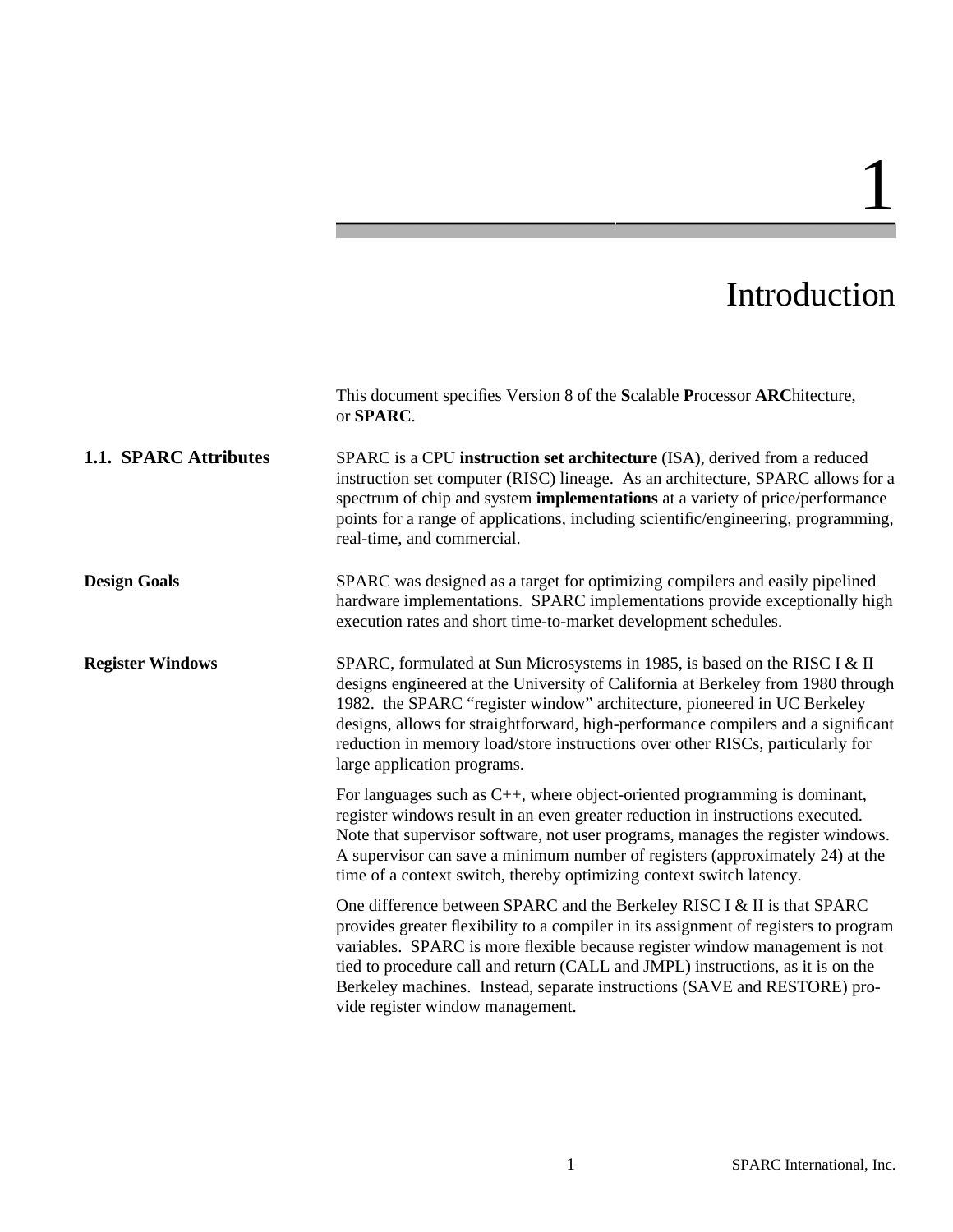# 1

# Introduction

This document specifies Version 8 of the **S**calable **P**rocessor **ARC**hitecture, or **SPARC**.

## 1.1. SPARC Attributes

SPARC is a CPU **instruction set architecture** (ISA), derived from a reduced instruction set computer (RISC) lineage. As an architecture, SPARC allows for a spectrum of chip and system **implementations** at a variety of price/performance points for a range of applications, including scientific/engineering, programming, real-time, and commercial.

### Design Goals

SPARC was designed as a target for optimizing compilers and easily pipelined hardware implementations. SPARC implementations provide exceptionally high execution rates and short time-to-market development schedules.

### Register Windows

SPARC, formulated at Sun Microsystems in 1985, is based on the RISC I & II designs engineered at the University of California at Berkeley from 1980 through 1982. the SPARC "register window" architecture, pioneered in UC Berkeley designs, allows for straightforward, high-performance compilers and a significant reduction in memory load/store instructions over other RISCs, particularly for large application programs.

For languages such as C++, where object-oriented programming is dominant, register windows result in an even greater reduction in instructions executed. Note that supervisor software, not user programs, manages the register windows. A supervisor can save a minimum number of registers (approximately 24) at the time of a context switch, thereby optimizing context switch latency.

One difference between SPARC and the Berkeley RISC I & II is that SPARC provides greater flexibility to a compiler in its assignment of registers to program variables. SPARC is more flexible because register window management is not tied to procedure call and return (CALL and JMPL) instructions, as it is on the Berkeley machines. Instead, separate instructions (SAVE and RESTORE) provide register window management.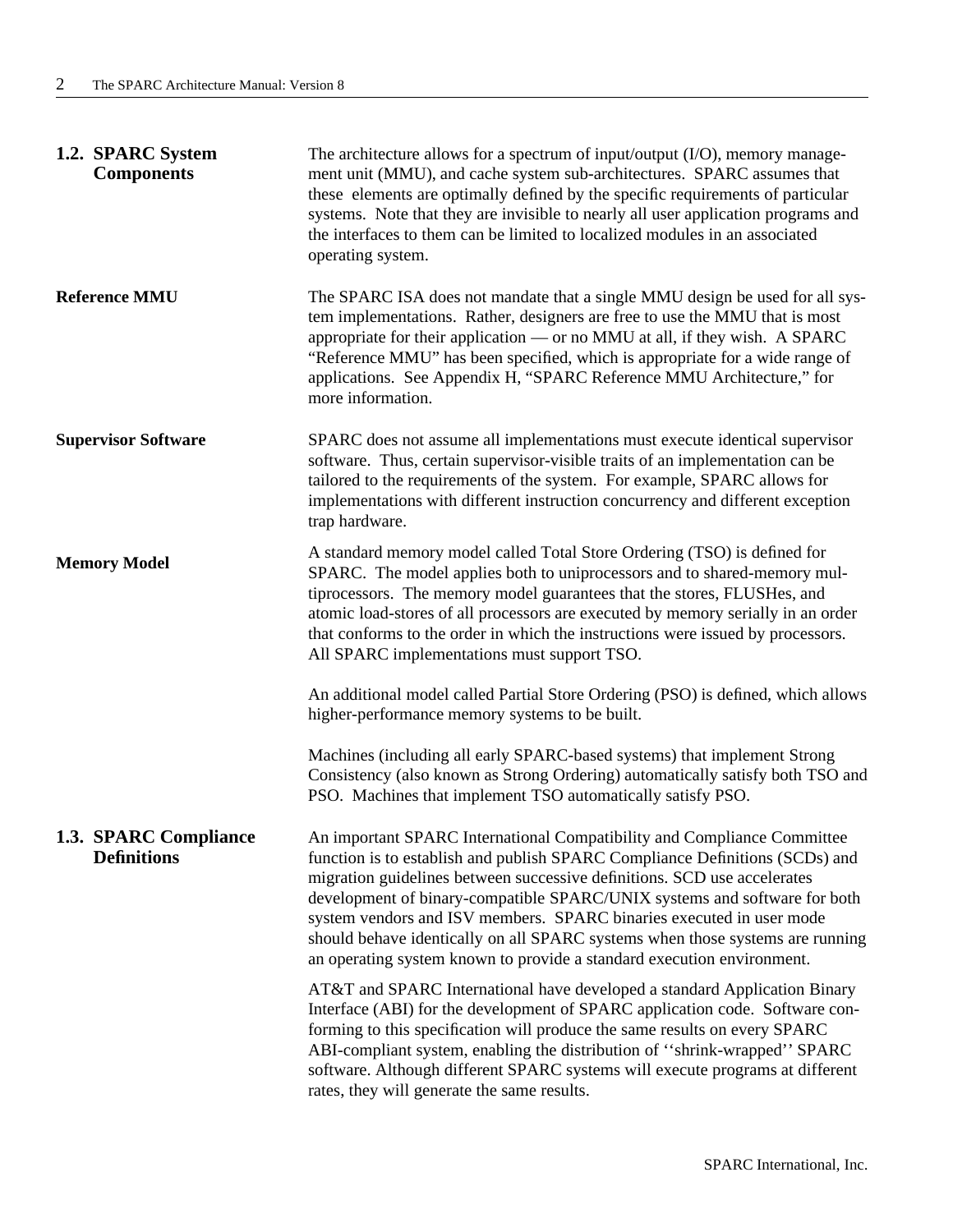## 1.2. SPARC System Components

The architecture allows for a spectrum of input/output (I/O), memory management unit (MMU), and cache system sub-architectures. SPARC assumes that these elements are optimally defined by the specific requirements of particular systems. Note that they are invisible to nearly all user application programs and the interfaces to them can be limited to localized modules in an associated operating system.

### Reference MMU

The SPARC ISA does not mandate that a single MMU design be used for all system implementations. Rather, designers are free to use the MMU that is most appropriate for their application — or no MMU at all, if they wish. A SPARC "Reference MMU" has been specified, which is appropriate for a wide range of applications. See Appendix H, "SPARC Reference MMU Architecture," for more information.

### Supervisor Software

SPARC does not assume all implementations must execute identical supervisor software. Thus, certain supervisor-visible traits of an implementation can be tailored to the requirements of the system. For example, SPARC allows for implementations with different instruction concurrency and different exception trap hardware.

### Memory Model

A standard memory model called Total Store Ordering (TSO) is defined for SPARC. The model applies both to uniprocessors and to shared-memory multiprocessors. The memory model guarantees that the stores, FLUSHes, and atomic load-stores of all processors are executed by memory serially in an order that conforms to the order in which the instructions were issued by processors. All SPARC implementations must support TSO.

An additional model called Partial Store Ordering (PSO) is defined, which allows higher-performance memory systems to be built.

Machines (including all early SPARC-based systems) that implement Strong Consistency (also known as Strong Ordering) automatically satisfy both TSO and PSO. Machines that implement TSO automatically satisfy PSO.

## 1.3. SPARC Compliance Definitions

An important SPARC International Compatibility and Compliance Committee function is to establish and publish SPARC Compliance Definitions (SCDs) and migration guidelines between successive definitions. SCD use accelerates development of binary-compatible SPARC/UNIX systems and software for both system vendors and ISV members. SPARC binaries executed in user mode should behave identically on all SPARC systems when those systems are running an operating system known to provide a standard execution environment.

AT&T and SPARC International have developed a standard Application Binary Interface (ABI) for the development of SPARC application code. Software conforming to this specification will produce the same results on every SPARC ABI-compliant system, enabling the distribution of ''shrink-wrapped'' SPARC software. Although different SPARC systems will execute programs at different rates, they will generate the same results.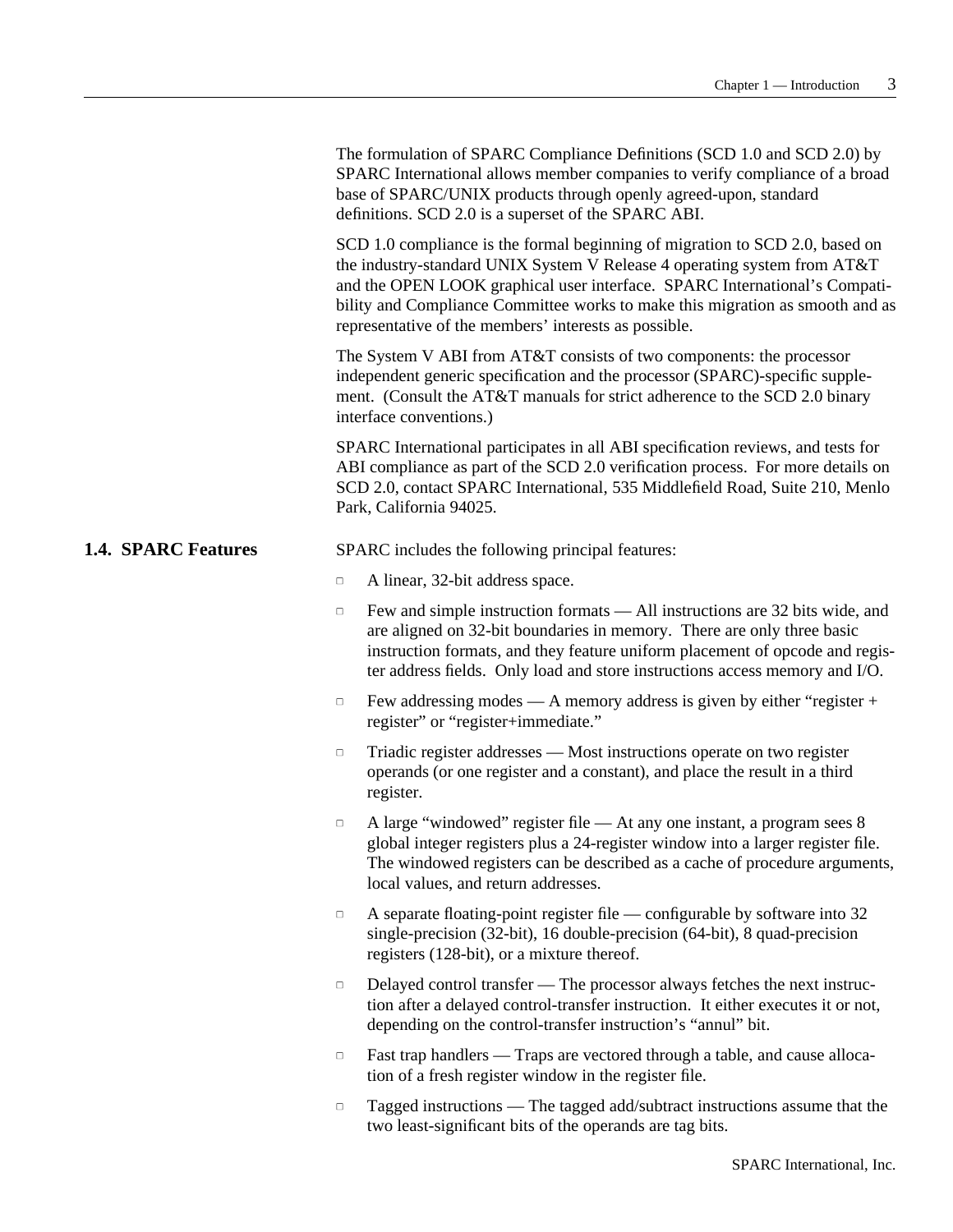The formulation of SPARC Compliance Definitions (SCD 1.0 and SCD 2.0) by SPARC International allows member companies to verify compliance of a broad base of SPARC/UNIX products through openly agreed-upon, standard definitions. SCD 2.0 is a superset of the SPARC ABI.

SCD 1.0 compliance is the formal beginning of migration to SCD 2.0, based on the industry-standard UNIX System V Release 4 operating system from AT&T and the OPEN LOOK graphical user interface. SPARC International's Compatibility and Compliance Committee works to make this migration as smooth and as representative of the members' interests as possible.

The System V ABI from AT&T consists of two components: the processor independent generic specification and the processor (SPARC)-specific supplement. (Consult the AT&T manuals for strict adherence to the SCD 2.0 binary interface conventions.)

SPARC International participates in all ABI specification reviews, and tests for ABI compliance as part of the SCD 2.0 verification process. For more details on SCD 2.0, contact SPARC International, 535 Middlefield Road, Suite 210, Menlo Park, California 94025.

## 1.4. SPARC Features

SPARC includes the following principal features:

- A linear, 32-bit address space.
- Few and simple instruction formats — All instructions are 32 bits wide, and are aligned on 32-bit boundaries in memory. There are only three basic instruction formats, and they feature uniform placement of opcode and register address fields. Only load and store instructions access memory and I/O.
- Few addressing modes — A memory address is given by either "register + register" or "register+immediate."
- Triadic register addresses — Most instructions operate on two register operands (or one register and a constant), and place the result in a third register.
- A large "windowed" register file — At any one instant, a program sees 8 global integer registers plus a 24-register window into a larger register file. The windowed registers can be described as a cache of procedure arguments, local values, and return addresses.
- A separate floating-point register file — configurable by software into 32 single-precision (32-bit), 16 double-precision (64-bit), 8 quad-precision registers (128-bit), or a mixture thereof.
- Delayed control transfer — The processor always fetches the next instruction after a delayed control-transfer instruction. It either executes it or not, depending on the control-transfer instruction's "annul" bit.
- Fast trap handlers — Traps are vectored through a table, and cause allocation of a fresh register window in the register file.
- Tagged instructions — The tagged add/subtract instructions assume that the two least-significant bits of the operands are tag bits.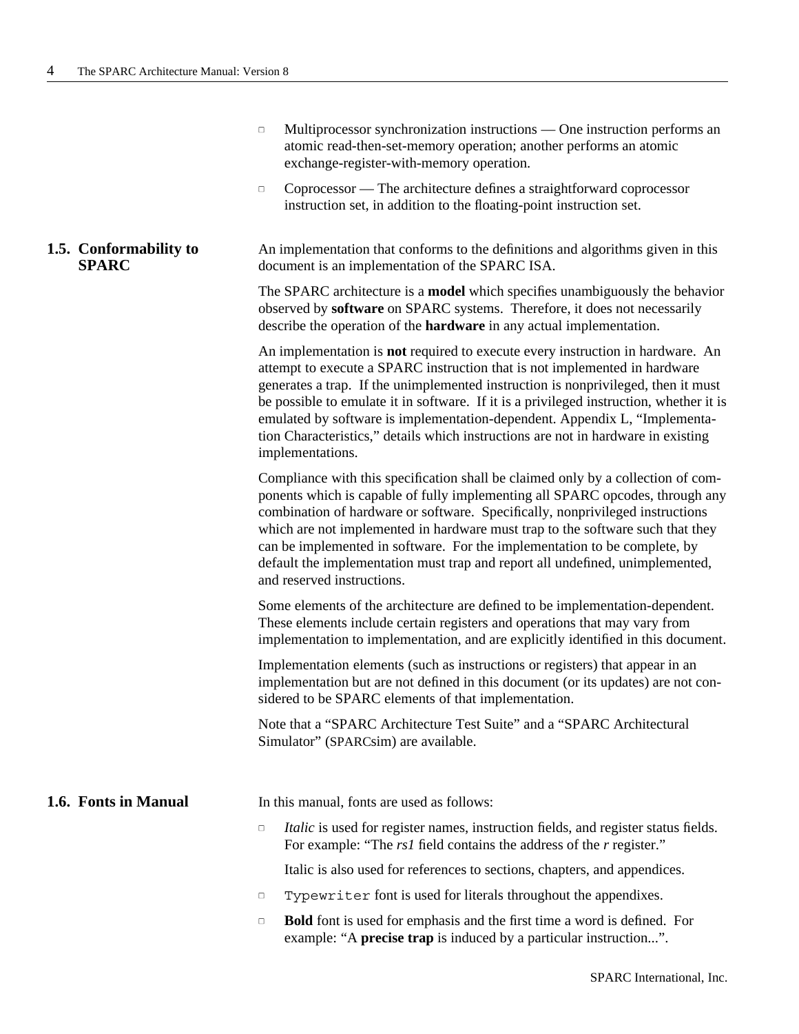- Multiprocessor synchronization instructions — One instruction performs an atomic read-then-set-memory operation; another performs an atomic exchange-register-with-memory operation.
- Coprocessor — The architecture defines a straightforward coprocessor instruction set, in addition to the floating-point instruction set.

## 1.5. Conformability to SPARC

An implementation that conforms to the definitions and algorithms given in this document is an implementation of the SPARC ISA.

The SPARC architecture is a **model** which specifies unambiguously the behavior observed by **software** on SPARC systems. Therefore, it does not necessarily describe the operation of the **hardware** in any actual implementation.

An implementation is **not** required to execute every instruction in hardware. An attempt to execute a SPARC instruction that is not implemented in hardware generates a trap. If the unimplemented instruction is nonprivileged, then it must be possible to emulate it in software. If it is a privileged instruction, whether it is emulated by software is implementation-dependent. Appendix L, "Implementation Characteristics," details which instructions are not in hardware in existing implementations.

Compliance with this specification shall be claimed only by a collection of components which is capable of fully implementing all SPARC opcodes, through any combination of hardware or software. Specifically, nonprivileged instructions which are not implemented in hardware must trap to the software such that they can be implemented in software. For the implementation to be complete, by default the implementation must trap and report all undefined, unimplemented, and reserved instructions.

Some elements of the architecture are defined to be implementation-dependent. These elements include certain registers and operations that may vary from implementation to implementation, and are explicitly identified in this document.

Implementation elements (such as instructions or registers) that appear in an implementation but are not defined in this document (or its updates) are not considered to be SPARC elements of that implementation.

Note that a "SPARC Architecture Test Suite" and a "SPARC Architectural Simulator" (SPARCsim) are available.

## 1.6. Fonts in Manual

In this manual, fonts are used as follows:

- *Italic* is used for register names, instruction fields, and register status fields. For example: "The *rs1* field contains the address of the *r* register."

  Italic is also used for references to sections, chapters, and appendices.

- `Typewriter` font is used for literals throughout the appendixes.
- **Bold** font is used for emphasis and the first time a word is defined. For example: "A **precise trap** is induced by a particular instruction...".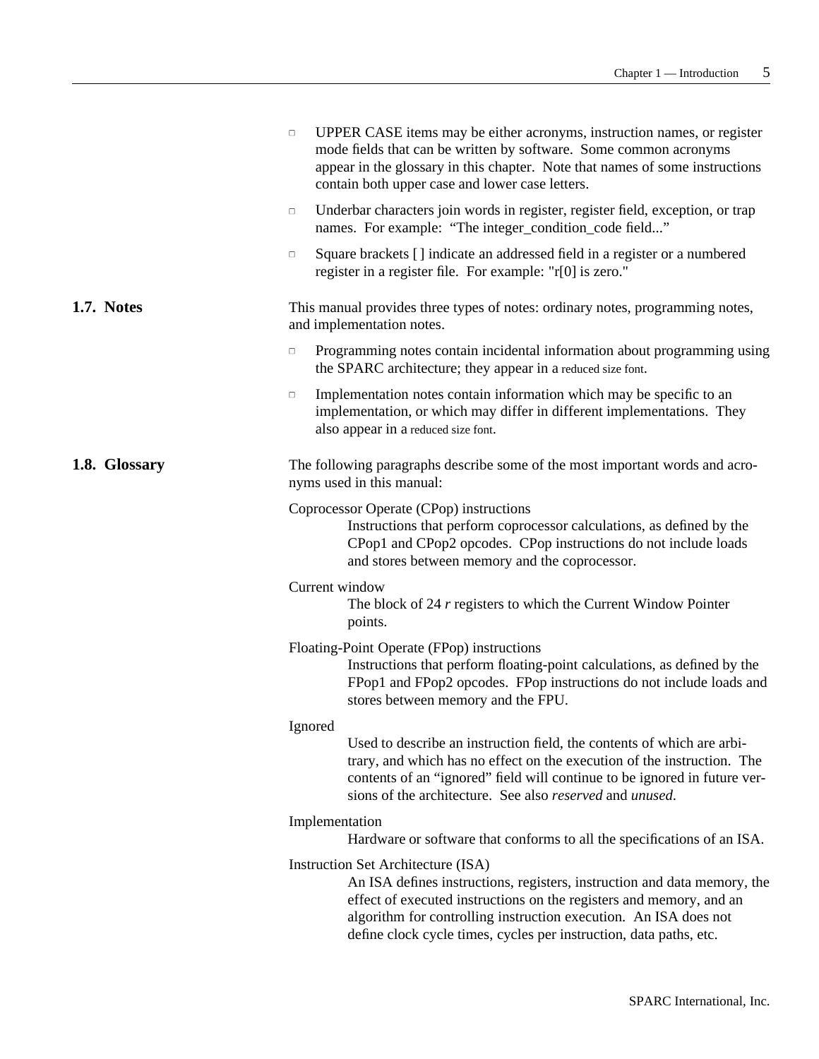- UPPER CASE items may be either acronyms, instruction names, or register mode fields that can be written by software. Some common acronyms appear in the glossary in this chapter. Note that names of some instructions contain both upper case and lower case letters.
- Underbar characters join words in register, register field, exception, or trap names. For example: "The integer_condition_code field..."
- Square brackets [ ] indicate an addressed field in a register or a numbered register in a register file. For example: "r[0] is zero."

## 1.7. Notes

This manual provides three types of notes: ordinary notes, programming notes, and implementation notes.

- Programming notes contain incidental information about programming using the SPARC architecture; they appear in a reduced size font.
- Implementation notes contain information which may be specific to an implementation, or which may differ in different implementations. They also appear in a reduced size font.

## 1.8. Glossary

The following paragraphs describe some of the most important words and acronyms used in this manual:

Coprocessor Operate (CPop) instructions
: Instructions that perform coprocessor calculations, as defined by the CPop1 and CPop2 opcodes. CPop instructions do not include loads and stores between memory and the coprocessor.

Current window
: The block of 24 *r* registers to which the Current Window Pointer points.

Floating-Point Operate (FPop) instructions
: Instructions that perform floating-point calculations, as defined by the FPop1 and FPop2 opcodes. FPop instructions do not include loads and stores between memory and the FPU.

Ignored
: Used to describe an instruction field, the contents of which are arbitrary, and which has no effect on the execution of the instruction. The contents of an "ignored" field will continue to be ignored in future versions of the architecture. See also *reserved* and *unused.*

Implementation
: Hardware or software that conforms to all the specifications of an ISA.

Instruction Set Architecture (ISA)
: An ISA defines instructions, registers, instruction and data memory, the effect of executed instructions on the registers and memory, and an algorithm for controlling instruction execution. An ISA does not define clock cycle times, cycles per instruction, data paths, etc.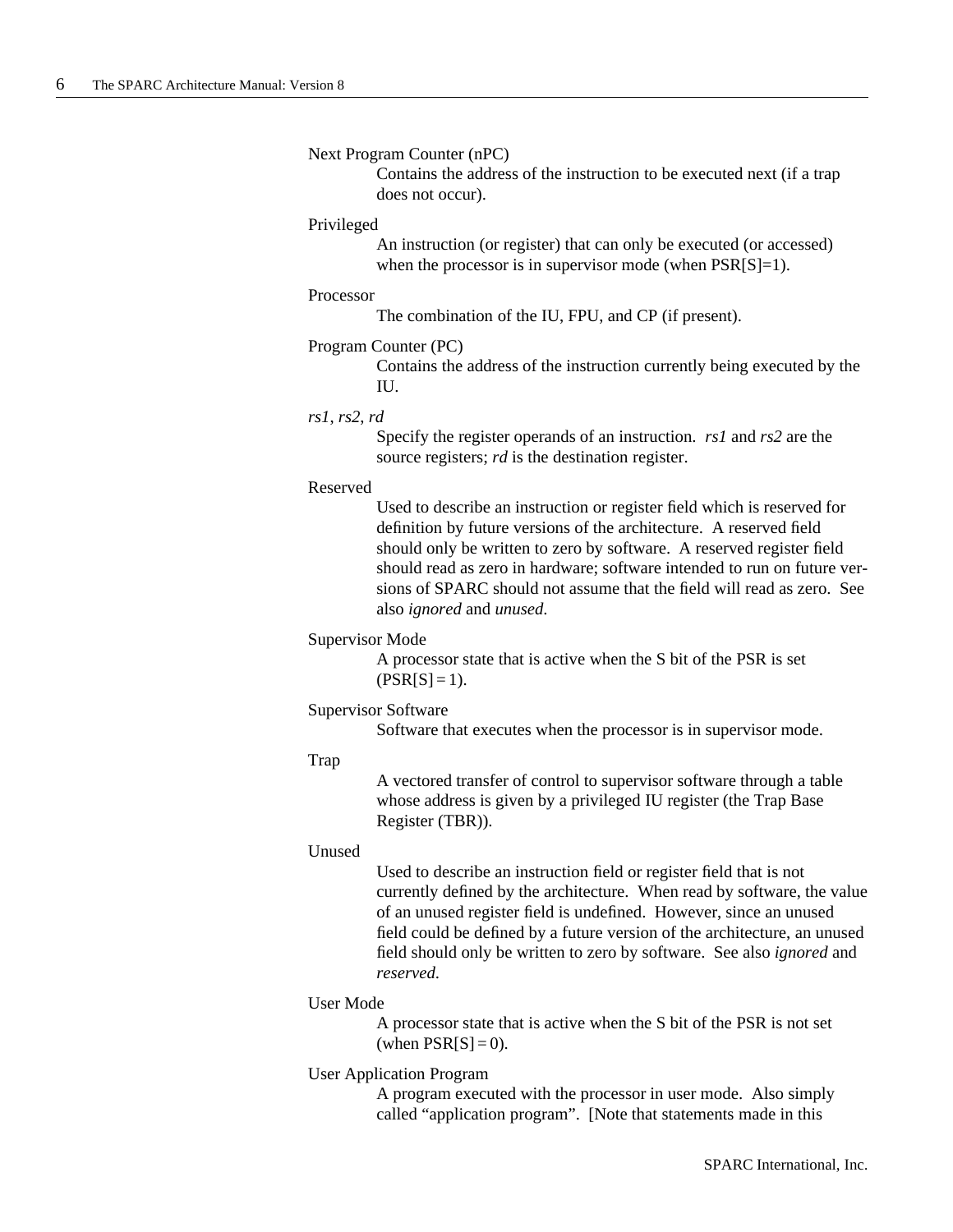Next Program Counter (nPC)
: Contains the address of the instruction to be executed next (if a trap does not occur).

Privileged
: An instruction (or register) that can only be executed (or accessed) when the processor is in supervisor mode (when PSR[S]=1).

Processor
: The combination of the IU, FPU, and CP (if present).

Program Counter (PC)
: Contains the address of the instruction currently being executed by the IU.

*rs1*, *rs2*, *rd*
: Specify the register operands of an instruction. *rs1* and *rs2* are the source registers; *rd* is the destination register.

Reserved
: Used to describe an instruction or register field which is reserved for definition by future versions of the architecture. A reserved field should only be written to zero by software. A reserved register field should read as zero in hardware; software intended to run on future versions of SPARC should not assume that the field will read as zero. See also *ignored* and *unused*.

Supervisor Mode
: A processor state that is active when the S bit of the PSR is set (PSR[S] = 1).

Supervisor Software
: Software that executes when the processor is in supervisor mode.

Trap
: A vectored transfer of control to supervisor software through a table whose address is given by a privileged IU register (the Trap Base Register (TBR)).

Unused
: Used to describe an instruction field or register field that is not currently defined by the architecture. When read by software, the value of an unused register field is undefined. However, since an unused field could be defined by a future version of the architecture, an unused field should only be written to zero by software. See also *ignored* and *reserved*.

User Mode
: A processor state that is active when the S bit of the PSR is not set (when PSR[S] = 0).

User Application Program
: A program executed with the processor in user mode. Also simply called "application program". [Note that statements made in this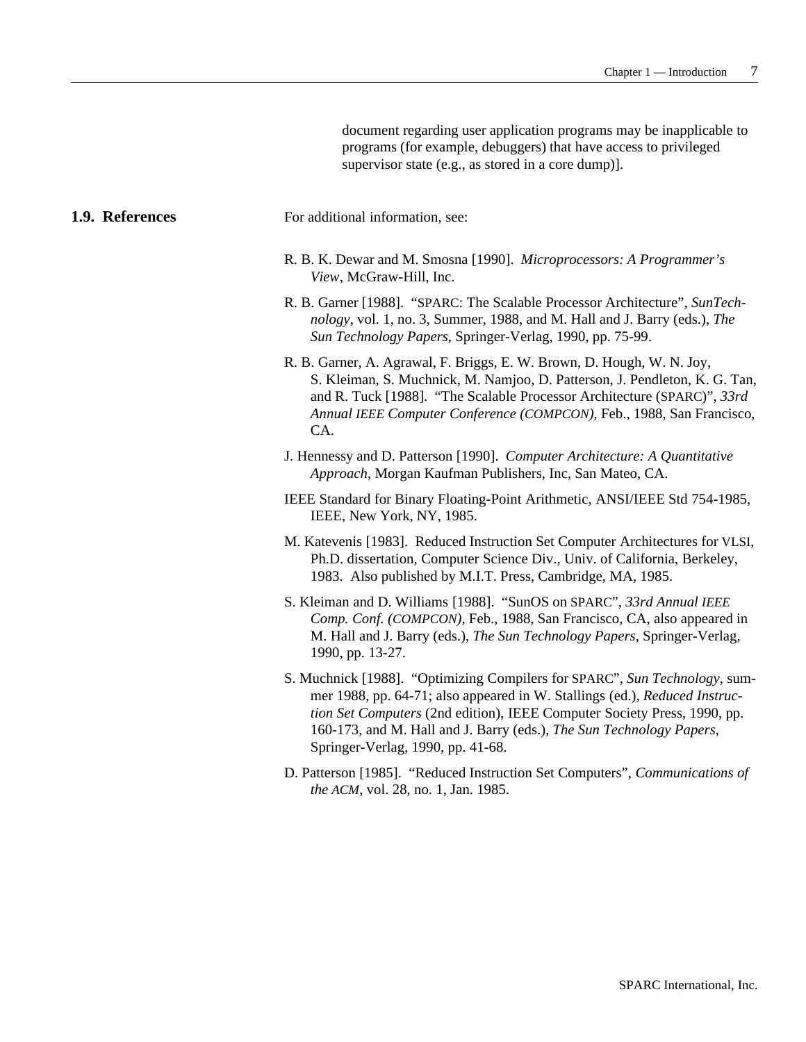document regarding user application programs may be inapplicable to programs (for example, debuggers) that have access to privileged supervisor state (e.g., as stored in a core dump)].

## 1.9. References

For additional information, see:

R. B. K. Dewar and M. Smosna [1990]. *Microprocessors: A Programmer's View*, McGraw-Hill, Inc.

R. B. Garner [1988]. "SPARC: The Scalable Processor Architecture", *SunTechnology*, vol. 1, no. 3, Summer, 1988, and M. Hall and J. Barry (eds.), *The Sun Technology Papers*, Springer-Verlag, 1990, pp. 75-99.

R. B. Garner, A. Agrawal, F. Briggs, E. W. Brown, D. Hough, W. N. Joy, S. Kleiman, S. Muchnick, M. Namjoo, D. Patterson, J. Pendleton, K. G. Tan, and R. Tuck [1988]. "The Scalable Processor Architecture (SPARC)", *33rd Annual IEEE Computer Conference (COMPCON)*, Feb., 1988, San Francisco, CA.

J. Hennessy and D. Patterson [1990]. *Computer Architecture: A Quantitative Approach*, Morgan Kaufman Publishers, Inc, San Mateo, CA.

IEEE Standard for Binary Floating-Point Arithmetic, ANSI/IEEE Std 754-1985, IEEE, New York, NY, 1985.

M. Katevenis [1983]. Reduced Instruction Set Computer Architectures for VLSI, Ph.D. dissertation, Computer Science Div., Univ. of California, Berkeley, 1983. Also published by M.I.T. Press, Cambridge, MA, 1985.

S. Kleiman and D. Williams [1988]. "SunOS on SPARC", *33rd Annual IEEE Comp. Conf. (COMPCON)*, Feb., 1988, San Francisco, CA, also appeared in M. Hall and J. Barry (eds.), *The Sun Technology Papers*, Springer-Verlag, 1990, pp. 13-27.

S. Muchnick [1988]. "Optimizing Compilers for SPARC", *Sun Technology*, summer 1988, pp. 64-71; also appeared in W. Stallings (ed.), *Reduced Instruction Set Computers* (2nd edition), IEEE Computer Society Press, 1990, pp. 160-173, and M. Hall and J. Barry (eds.), *The Sun Technology Papers*, Springer-Verlag, 1990, pp. 41-68.

D. Patterson [1985]. "Reduced Instruction Set Computers", *Communications of the ACM*, vol. 28, no. 1, Jan. 1985.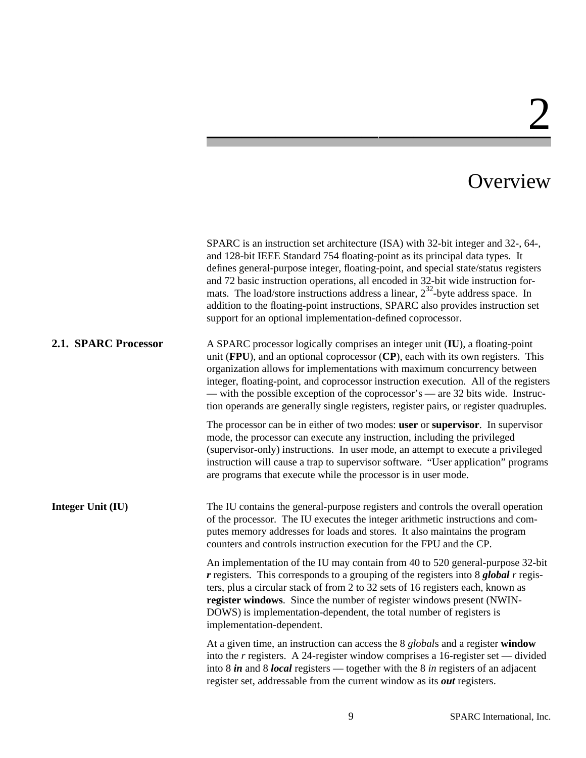# 2

# Overview

SPARC is an instruction set architecture (ISA) with 32-bit integer and 32-, 64-, and 128-bit IEEE Standard 754 floating-point as its principal data types. It defines general-purpose integer, floating-point, and special state/status registers and 72 basic instruction operations, all encoded in 32-bit wide instruction formats. The load/store instructions address a linear, $2^{32}$-byte address space. In addition to the floating-point instructions, SPARC also provides instruction set support for an optional implementation-defined coprocessor.

## 2.1. SPARC Processor

A SPARC processor logically comprises an integer unit (**IU**), a floating-point unit (**FPU**), and an optional coprocessor (**CP**), each with its own registers. This organization allows for implementations with maximum concurrency between integer, floating-point, and coprocessor instruction execution. All of the registers — with the possible exception of the coprocessor's — are 32 bits wide. Instruction operands are generally single registers, register pairs, or register quadruples.

The processor can be in either of two modes: **user** or **supervisor**. In supervisor mode, the processor can execute any instruction, including the privileged (supervisor-only) instructions. In user mode, an attempt to execute a privileged instruction will cause a trap to supervisor software. "User application" programs are programs that execute while the processor is in user mode.

### Integer Unit (IU)

The IU contains the general-purpose registers and controls the overall operation of the processor. The IU executes the integer arithmetic instructions and computes memory addresses for loads and stores. It also maintains the program counters and controls instruction execution for the FPU and the CP.

An implementation of the IU may contain from 40 to 520 general-purpose 32-bit ***r*** registers. This corresponds to a grouping of the registers into 8 ***global*** *r* registers, plus a circular stack of from 2 to 32 sets of 16 registers each, known as **register windows**. Since the number of register windows present (NWINDOWS) is implementation-dependent, the total number of registers is implementation-dependent.

At a given time, an instruction can access the 8 *global*s and a register **window** into the *r* registers. A 24-register window comprises a 16-register set — divided into 8 ***in*** and 8 ***local*** registers — together with the 8 *in* registers of an adjacent register set, addressable from the current window as its ***out*** registers.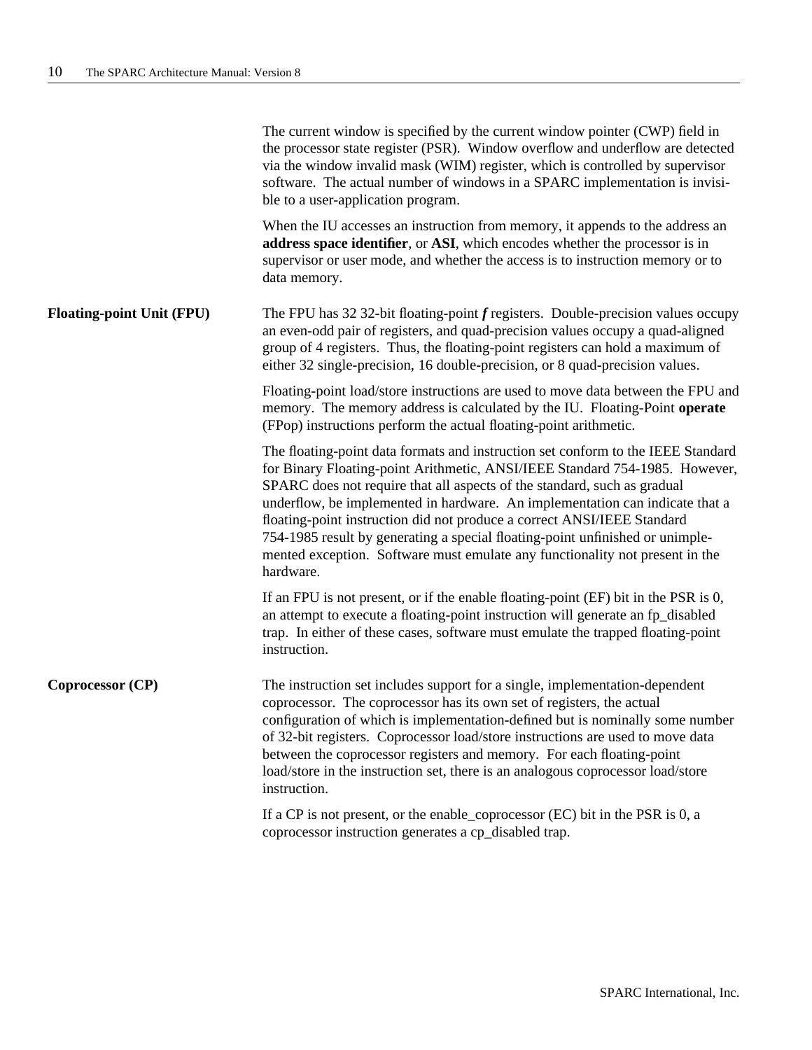The current window is specified by the current window pointer (CWP) field in the processor state register (PSR). Window overflow and underflow are detected via the window invalid mask (WIM) register, which is controlled by supervisor software. The actual number of windows in a SPARC implementation is invisible to a user-application program.

When the IU accesses an instruction from memory, it appends to the address an **address space identifier**, or **ASI**, which encodes whether the processor is in supervisor or user mode, and whether the access is to instruction memory or to data memory.

**Floating-point Unit (FPU)**

The FPU has 32 32-bit floating-point ***f*** registers. Double-precision values occupy an even-odd pair of registers, and quad-precision values occupy a quad-aligned group of 4 registers. Thus, the floating-point registers can hold a maximum of either 32 single-precision, 16 double-precision, or 8 quad-precision values.

Floating-point load/store instructions are used to move data between the FPU and memory. The memory address is calculated by the IU. Floating-Point **operate** (FPop) instructions perform the actual floating-point arithmetic.

The floating-point data formats and instruction set conform to the IEEE Standard for Binary Floating-point Arithmetic, ANSI/IEEE Standard 754-1985. However, SPARC does not require that all aspects of the standard, such as gradual underflow, be implemented in hardware. An implementation can indicate that a floating-point instruction did not produce a correct ANSI/IEEE Standard 754-1985 result by generating a special floating-point unfinished or unimplemented exception. Software must emulate any functionality not present in the hardware.

If an FPU is not present, or if the enable floating-point (EF) bit in the PSR is 0, an attempt to execute a floating-point instruction will generate an fp_disabled trap. In either of these cases, software must emulate the trapped floating-point instruction.

**Coprocessor (CP)**

The instruction set includes support for a single, implementation-dependent coprocessor. The coprocessor has its own set of registers, the actual configuration of which is implementation-defined but is nominally some number of 32-bit registers. Coprocessor load/store instructions are used to move data between the coprocessor registers and memory. For each floating-point load/store in the instruction set, there is an analogous coprocessor load/store instruction.

If a CP is not present, or the enable_coprocessor (EC) bit in the PSR is 0, a coprocessor instruction generates a cp_disabled trap.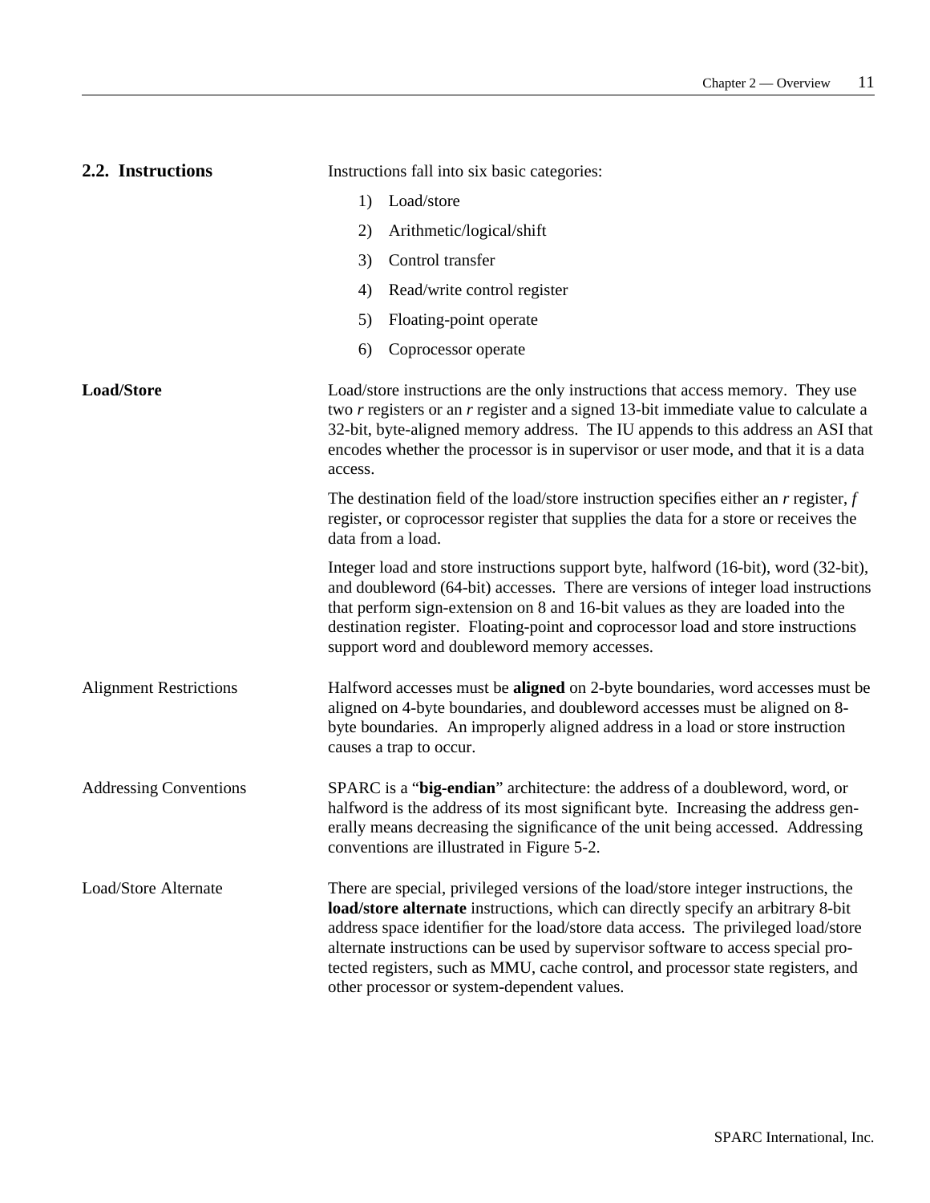## 2.2. Instructions

Instructions fall into six basic categories:

1) Load/store
2) Arithmetic/logical/shift
3) Control transfer
4) Read/write control register
5) Floating-point operate
6) Coprocessor operate

### Load/Store

Load/store instructions are the only instructions that access memory. They use two *r* registers or an *r* register and a signed 13-bit immediate value to calculate a 32-bit, byte-aligned memory address. The IU appends to this address an ASI that encodes whether the processor is in supervisor or user mode, and that it is a data access.

The destination field of the load/store instruction specifies either an *r* register, *f* register, or coprocessor register that supplies the data for a store or receives the data from a load.

Integer load and store instructions support byte, halfword (16-bit), word (32-bit), and doubleword (64-bit) accesses. There are versions of integer load instructions that perform sign-extension on 8 and 16-bit values as they are loaded into the destination register. Floating-point and coprocessor load and store instructions support word and doubleword memory accesses.

#### Alignment Restrictions

Halfword accesses must be **aligned** on 2-byte boundaries, word accesses must be aligned on 4-byte boundaries, and doubleword accesses must be aligned on 8-byte boundaries. An improperly aligned address in a load or store instruction causes a trap to occur.

#### Addressing Conventions

SPARC is a "**big-endian**" architecture: the address of a doubleword, word, or halfword is the address of its most significant byte. Increasing the address generally means decreasing the significance of the unit being accessed. Addressing conventions are illustrated in Figure 5-2.

#### Load/Store Alternate

There are special, privileged versions of the load/store integer instructions, the **load/store alternate** instructions, which can directly specify an arbitrary 8-bit address space identifier for the load/store data access. The privileged load/store alternate instructions can be used by supervisor software to access special protected registers, such as MMU, cache control, and processor state registers, and other processor or system-dependent values.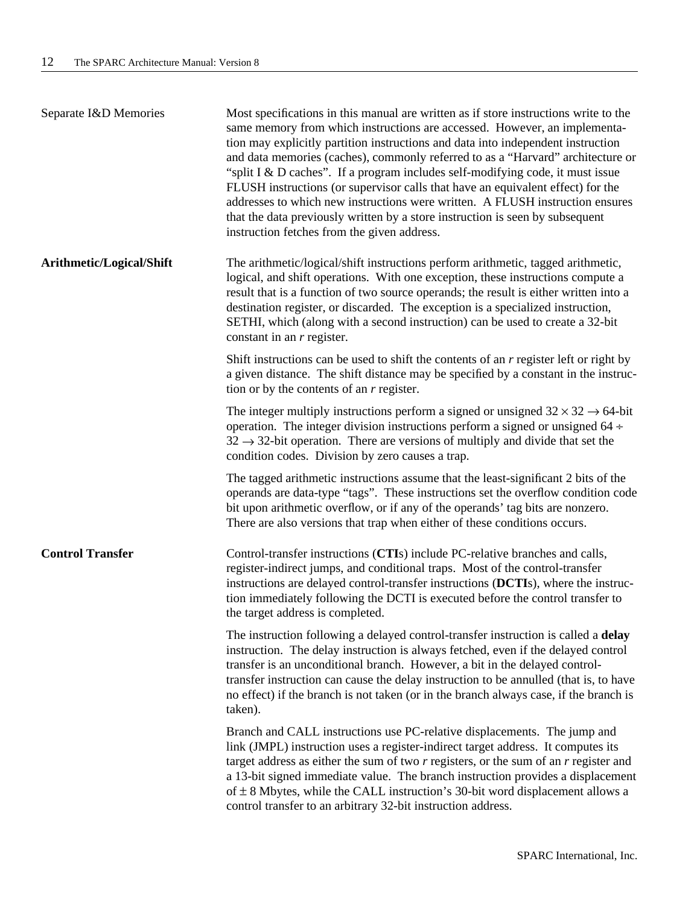Separate I&D Memories

Most specifications in this manual are written as if store instructions write to the same memory from which instructions are accessed. However, an implementation may explicitly partition instructions and data into independent instruction and data memories (caches), commonly referred to as a “Harvard” architecture or “split I & D caches”. If a program includes self-modifying code, it must issue FLUSH instructions (or supervisor calls that have an equivalent effect) for the addresses to which new instructions were written. A FLUSH instruction ensures that the data previously written by a store instruction is seen by subsequent instruction fetches from the given address.

**Arithmetic/Logical/Shift**

The arithmetic/logical/shift instructions perform arithmetic, tagged arithmetic, logical, and shift operations. With one exception, these instructions compute a result that is a function of two source operands; the result is either written into a destination register, or discarded. The exception is a specialized instruction, SETHI, which (along with a second instruction) can be used to create a 32-bit constant in an *r* register.

Shift instructions can be used to shift the contents of an *r* register left or right by a given distance. The shift distance may be specified by a constant in the instruction or by the contents of an *r* register.

The integer multiply instructions perform a signed or unsigned $32 \times 32 \rightarrow 64$-bit operation. The integer division instructions perform a signed or unsigned $64 \div 32 \rightarrow 32$-bit operation. There are versions of multiply and divide that set the condition codes. Division by zero causes a trap.

The tagged arithmetic instructions assume that the least-significant 2 bits of the operands are data-type “tags”. These instructions set the overflow condition code bit upon arithmetic overflow, or if any of the operands’ tag bits are nonzero. There are also versions that trap when either of these conditions occurs.

**Control Transfer**

Control-transfer instructions (**CTI**s) include PC-relative branches and calls, register-indirect jumps, and conditional traps. Most of the control-transfer instructions are delayed control-transfer instructions (**DCTI**s), where the instruction immediately following the DCTI is executed before the control transfer to the target address is completed.

The instruction following a delayed control-transfer instruction is called a **delay** instruction. The delay instruction is always fetched, even if the delayed control transfer is an unconditional branch. However, a bit in the delayed control-transfer instruction can cause the delay instruction to be annulled (that is, to have no effect) if the branch is not taken (or in the branch always case, if the branch is taken).

Branch and CALL instructions use PC-relative displacements. The jump and link (JMPL) instruction uses a register-indirect target address. It computes its target address as either the sum of two *r* registers, or the sum of an *r* register and a 13-bit signed immediate value. The branch instruction provides a displacement of $\pm$ 8 Mbytes, while the CALL instruction’s 30-bit word displacement allows a control transfer to an arbitrary 32-bit instruction address.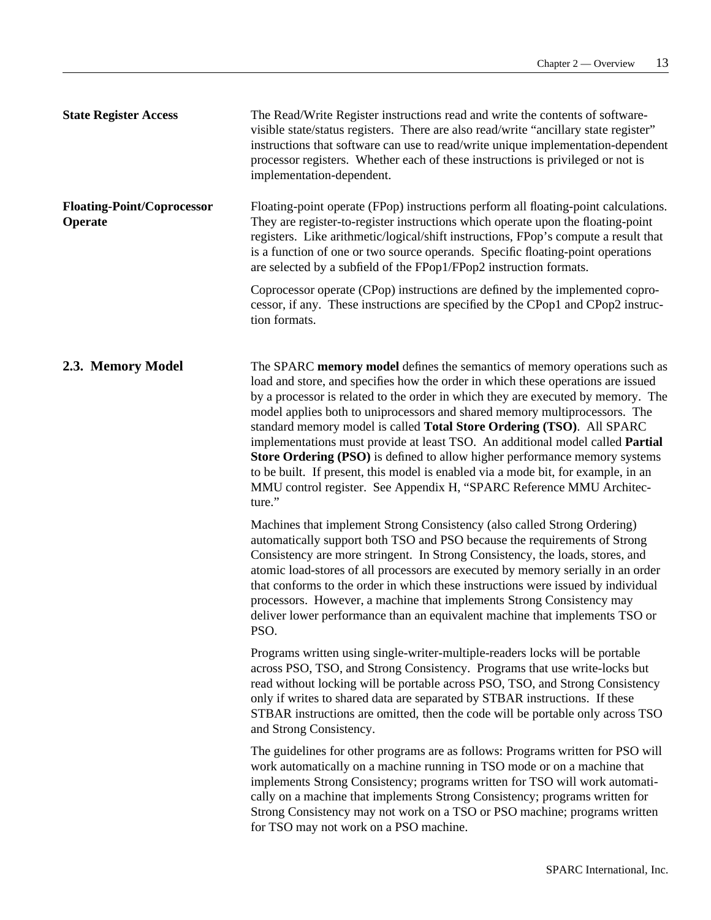**State Register Access**

The Read/Write Register instructions read and write the contents of software-visible state/status registers. There are also read/write "ancillary state register" instructions that software can use to read/write unique implementation-dependent processor registers. Whether each of these instructions is privileged or not is implementation-dependent.

**Floating-Point/Coprocessor Operate**

Floating-point operate (FPop) instructions perform all floating-point calculations. They are register-to-register instructions which operate upon the floating-point registers. Like arithmetic/logical/shift instructions, FPop's compute a result that is a function of one or two source operands. Specific floating-point operations are selected by a subfield of the FPop1/FPop2 instruction formats.

Coprocessor operate (CPop) instructions are defined by the implemented coprocessor, if any. These instructions are specified by the CPop1 and CPop2 instruction formats.

## 2.3. Memory Model

The SPARC **memory model** defines the semantics of memory operations such as load and store, and specifies how the order in which these operations are issued by a processor is related to the order in which they are executed by memory. The model applies both to uniprocessors and shared memory multiprocessors. The standard memory model is called **Total Store Ordering (TSO)**. All SPARC implementations must provide at least TSO. An additional model called **Partial Store Ordering (PSO)** is defined to allow higher performance memory systems to be built. If present, this model is enabled via a mode bit, for example, in an MMU control register. See Appendix H, "SPARC Reference MMU Architecture."

Machines that implement Strong Consistency (also called Strong Ordering) automatically support both TSO and PSO because the requirements of Strong Consistency are more stringent. In Strong Consistency, the loads, stores, and atomic load-stores of all processors are executed by memory serially in an order that conforms to the order in which these instructions were issued by individual processors. However, a machine that implements Strong Consistency may deliver lower performance than an equivalent machine that implements TSO or PSO.

Programs written using single-writer-multiple-readers locks will be portable across PSO, TSO, and Strong Consistency. Programs that use write-locks but read without locking will be portable across PSO, TSO, and Strong Consistency only if writes to shared data are separated by STBAR instructions. If these STBAR instructions are omitted, then the code will be portable only across TSO and Strong Consistency.

The guidelines for other programs are as follows: Programs written for PSO will work automatically on a machine running in TSO mode or on a machine that implements Strong Consistency; programs written for TSO will work automatically on a machine that implements Strong Consistency; programs written for Strong Consistency may not work on a TSO or PSO machine; programs written for TSO may not work on a PSO machine.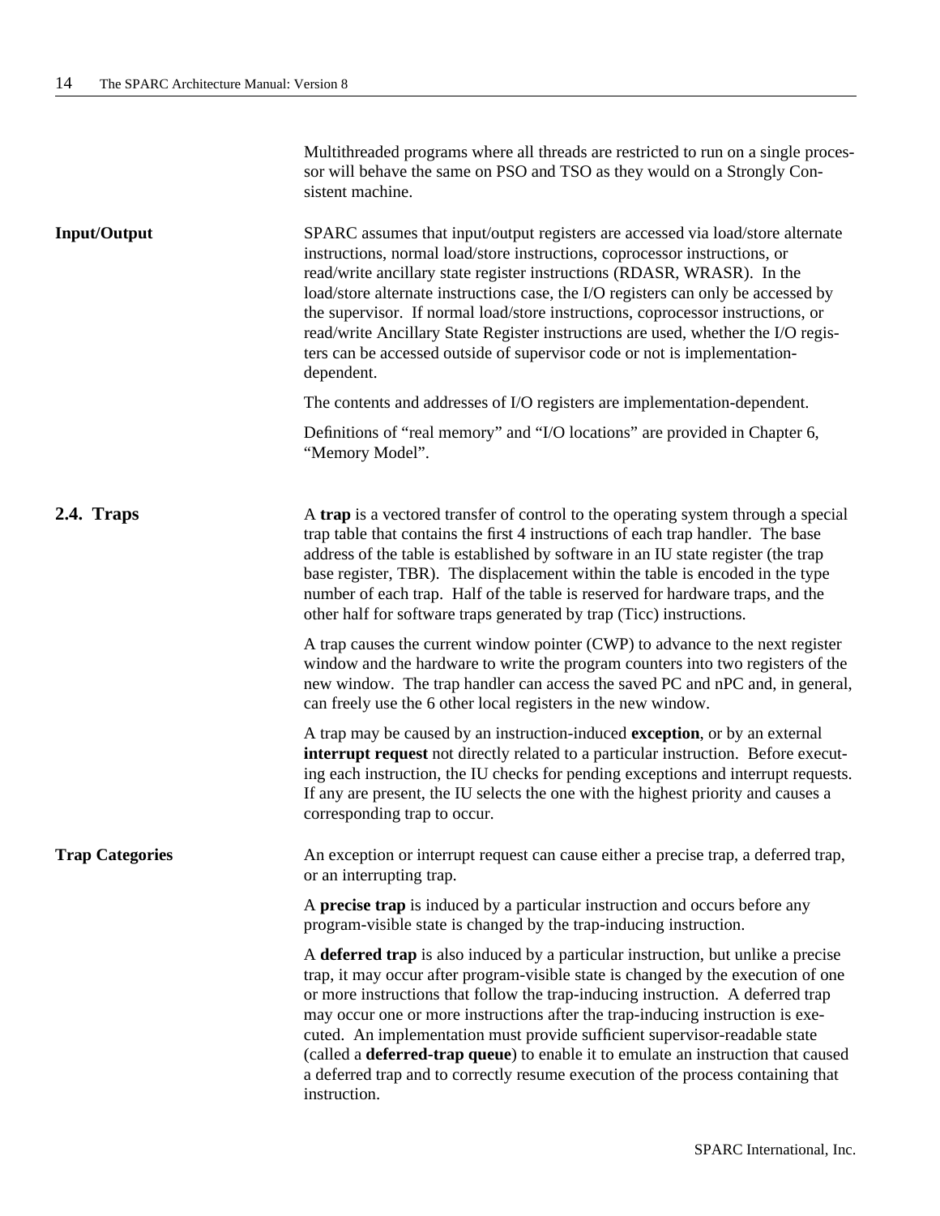Multithreaded programs where all threads are restricted to run on a single processor will behave the same on PSO and TSO as they would on a Strongly Consistent machine.

**Input/Output**

SPARC assumes that input/output registers are accessed via load/store alternate instructions, normal load/store instructions, coprocessor instructions, or read/write ancillary state register instructions (RDASR, WRASR). In the load/store alternate instructions case, the I/O registers can only be accessed by the supervisor. If normal load/store instructions, coprocessor instructions, or read/write Ancillary State Register instructions are used, whether the I/O registers can be accessed outside of supervisor code or not is implementation-dependent.

The contents and addresses of I/O registers are implementation-dependent.

Definitions of “real memory” and “I/O locations” are provided in Chapter 6, “Memory Model”.

## 2.4. Traps

A **trap** is a vectored transfer of control to the operating system through a special trap table that contains the first 4 instructions of each trap handler. The base address of the table is established by software in an IU state register (the trap base register, TBR). The displacement within the table is encoded in the type number of each trap. Half of the table is reserved for hardware traps, and the other half for software traps generated by trap (Ticc) instructions.

A trap causes the current window pointer (CWP) to advance to the next register window and the hardware to write the program counters into two registers of the new window. The trap handler can access the saved PC and nPC and, in general, can freely use the 6 other local registers in the new window.

A trap may be caused by an instruction-induced **exception**, or by an external **interrupt request** not directly related to a particular instruction. Before executing each instruction, the IU checks for pending exceptions and interrupt requests. If any are present, the IU selects the one with the highest priority and causes a corresponding trap to occur.

**Trap Categories**

An exception or interrupt request can cause either a precise trap, a deferred trap, or an interrupting trap.

A **precise trap** is induced by a particular instruction and occurs before any program-visible state is changed by the trap-inducing instruction.

A **deferred trap** is also induced by a particular instruction, but unlike a precise trap, it may occur after program-visible state is changed by the execution of one or more instructions that follow the trap-inducing instruction. A deferred trap may occur one or more instructions after the trap-inducing instruction is executed. An implementation must provide sufficient supervisor-readable state (called a **deferred-trap queue**) to enable it to emulate an instruction that caused a deferred trap and to correctly resume execution of the process containing that instruction.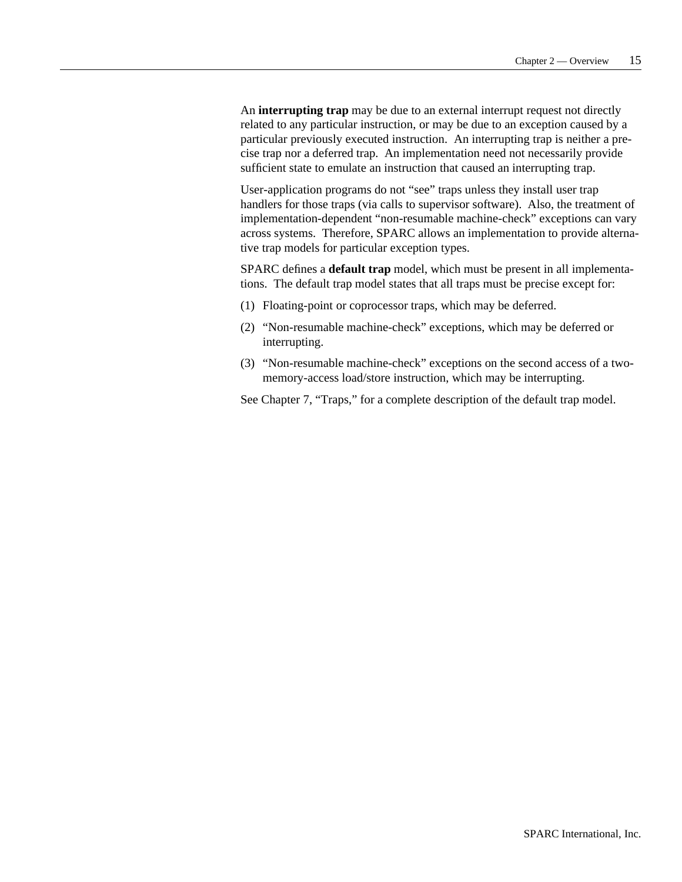An **interrupting trap** may be due to an external interrupt request not directly related to any particular instruction, or may be due to an exception caused by a particular previously executed instruction. An interrupting trap is neither a precise trap nor a deferred trap. An implementation need not necessarily provide sufficient state to emulate an instruction that caused an interrupting trap.

User-application programs do not "see" traps unless they install user trap handlers for those traps (via calls to supervisor software). Also, the treatment of implementation-dependent "non-resumable machine-check" exceptions can vary across systems. Therefore, SPARC allows an implementation to provide alternative trap models for particular exception types.

SPARC defines a **default trap** model, which must be present in all implementations. The default trap model states that all traps must be precise except for:

(1) Floating-point or coprocessor traps, which may be deferred.

(2) "Non-resumable machine-check" exceptions, which may be deferred or interrupting.

(3) "Non-resumable machine-check" exceptions on the second access of a two-memory-access load/store instruction, which may be interrupting.

See Chapter 7, "Traps," for a complete description of the default trap model.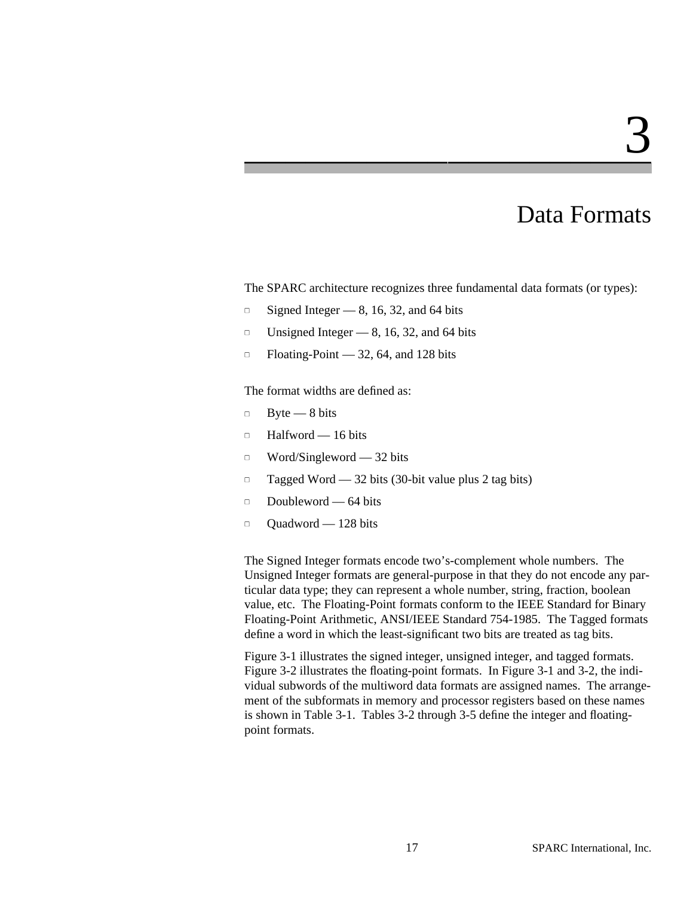# 3

# Data Formats

The SPARC architecture recognizes three fundamental data formats (or types):

- Signed Integer — 8, 16, 32, and 64 bits
- Unsigned Integer — 8, 16, 32, and 64 bits
- Floating-Point — 32, 64, and 128 bits

The format widths are defined as:

- Byte — 8 bits
- Halfword — 16 bits
- Word/Singleword — 32 bits
- Tagged Word — 32 bits (30-bit value plus 2 tag bits)
- Doubleword — 64 bits
- Quadword — 128 bits

The Signed Integer formats encode two's-complement whole numbers. The Unsigned Integer formats are general-purpose in that they do not encode any particular data type; they can represent a whole number, string, fraction, boolean value, etc. The Floating-Point formats conform to the IEEE Standard for Binary Floating-Point Arithmetic, ANSI/IEEE Standard 754-1985. The Tagged formats define a word in which the least-significant two bits are treated as tag bits.

Figure 3-1 illustrates the signed integer, unsigned integer, and tagged formats. Figure 3-2 illustrates the floating-point formats. In Figure 3-1 and 3-2, the individual subwords of the multiword data formats are assigned names. The arrangement of the subformats in memory and processor registers based on these names is shown in Table 3-1. Tables 3-2 through 3-5 define the integer and floating-point formats.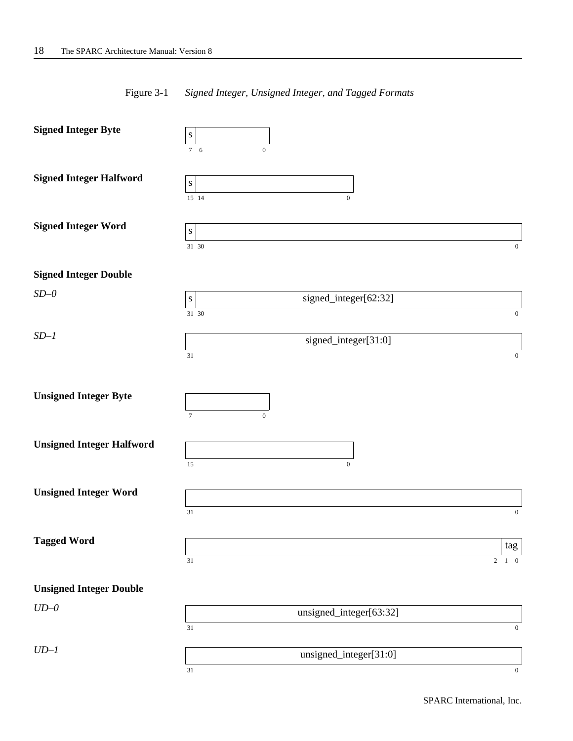Figure 3-1 *Signed Integer, Unsigned Integer, and Tagged Formats*

**Signed Integer Byte**

| s | |
|---|---|
| 7 | 6 … 0 |

**Signed Integer Halfword**

| s | |
|---|---|
| 15 | 14 … 0 |

**Signed Integer Word**

| s | |
|---|---|
| 31 | 30 … 0 |

**Signed Integer Double**

*SD–0*

| s | signed_integer[62:32] |
|---|---|
| 31 | 30 … 0 |

*SD–1*

| signed_integer[31:0] |
|---|
| 31 … 0 |

**Unsigned Integer Byte**

| |
|---|
| 7 … 0 |

**Unsigned Integer Halfword**

| |
|---|
| 15 … 0 |

**Unsigned Integer Word**

| |
|---|
| 31 … 0 |

**Tagged Word**

| | tag |
|---|---|
| 31 … 2 | 1 0 |

**Unsigned Integer Double**

*UD–0*

| unsigned_integer[63:32] |
|---|
| 31 … 0 |

*UD–1*

| unsigned_integer[31:0] |
|---|
| 31 … 0 |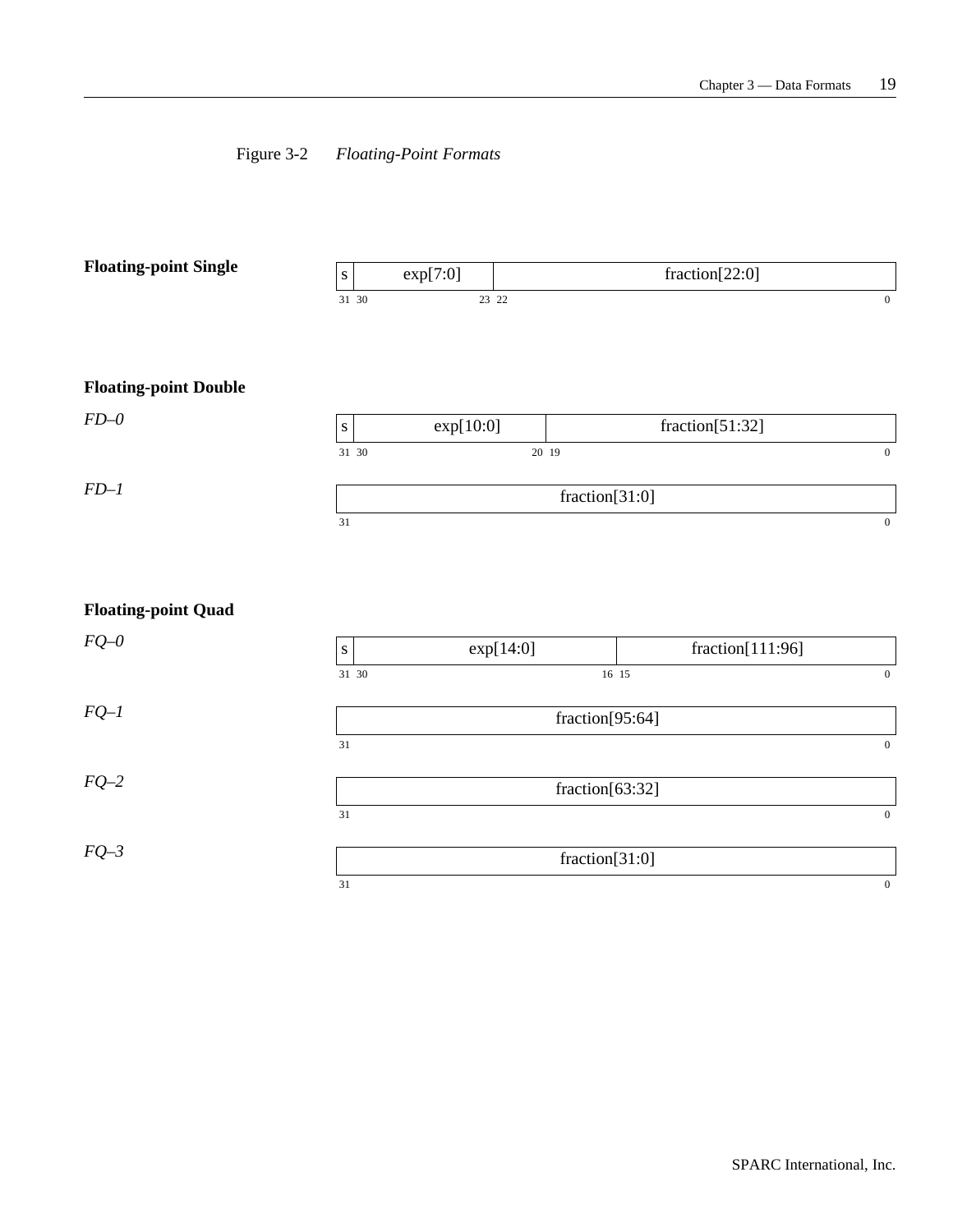Figure 3-2 *Floating-Point Formats*

**Floating-point Single**

| s | exp[7:0] | fraction[22:0] |
|---|---|---|
| 31 | 30 – 23 | 22 – 0 |

**Floating-point Double**

*FD–0*

| s | exp[10:0] | fraction[51:32] |
|---|---|---|
| 31 | 30 – 20 | 19 – 0 |

*FD–1*

| fraction[31:0] |
|---|
| 31 – 0 |

**Floating-point Quad**

*FQ–0*

| s | exp[14:0] | fraction[111:96] |
|---|---|---|
| 31 | 30 – 16 | 15 – 0 |

*FQ–1*

| fraction[95:64] |
|---|
| 31 – 0 |

*FQ–2*

| fraction[63:32] |
|---|
| 31 – 0 |

*FQ–3*

| fraction[31:0] |
|---|
| 31 – 0 |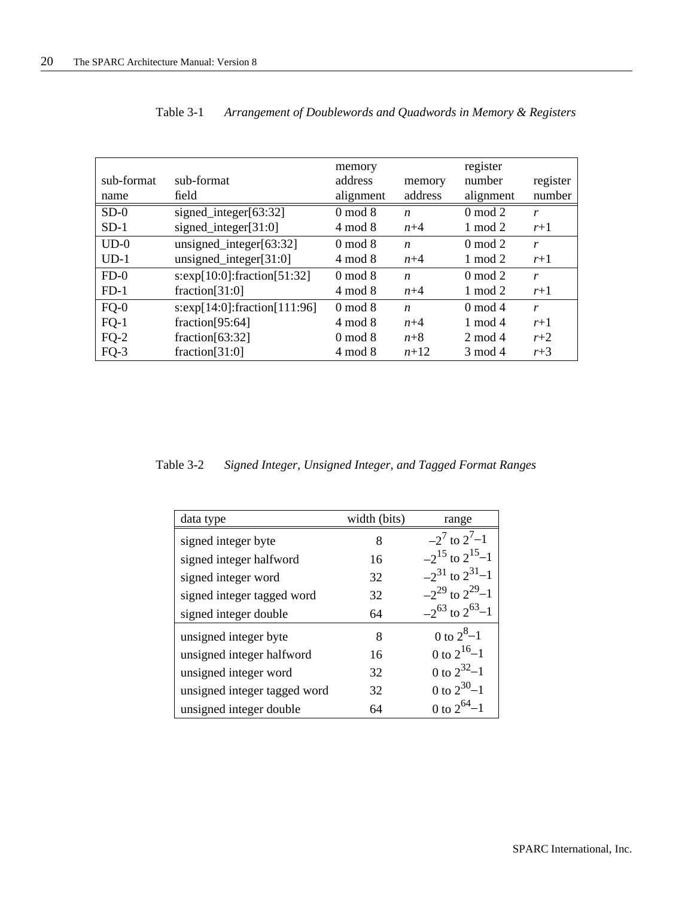Table 3-1 *Arrangement of Doublewords and Quadwords in Memory & Registers*

| sub-format name | sub-format field | memory address alignment | memory address | register number alignment | register number |
|---|---|---|---|---|---|
| SD-0 | signed_integer[63:32] | 0 mod 8 | *n* | 0 mod 2 | *r* |
| SD-1 | signed_integer[31:0] | 4 mod 8 | *n*+4 | 1 mod 2 | *r*+1 |
| UD-0 | unsigned_integer[63:32] | 0 mod 8 | *n* | 0 mod 2 | *r* |
| UD-1 | unsigned_integer[31:0] | 4 mod 8 | *n*+4 | 1 mod 2 | *r*+1 |
| FD-0 | s:exp[10:0]:fraction[51:32] | 0 mod 8 | *n* | 0 mod 2 | *r* |
| FD-1 | fraction[31:0] | 4 mod 8 | *n*+4 | 1 mod 2 | *r*+1 |
| FQ-0 | s:exp[14:0]:fraction[111:96] | 0 mod 8 | *n* | 0 mod 4 | *r* |
| FQ-1 | fraction[95:64] | 4 mod 8 | *n*+4 | 1 mod 4 | *r*+1 |
| FQ-2 | fraction[63:32] | 0 mod 8 | *n*+8 | 2 mod 4 | *r*+2 |
| FQ-3 | fraction[31:0] | 4 mod 8 | *n*+12 | 3 mod 4 | *r*+3 |

Table 3-2 *Signed Integer, Unsigned Integer, and Tagged Format Ranges*

| data type | width (bits) | range |
|---|---|---|
| signed integer byte | 8 | $-2^{7}$ to $2^{7}-1$ |
| signed integer halfword | 16 | $-2^{15}$ to $2^{15}-1$ |
| signed integer word | 32 | $-2^{31}$ to $2^{31}-1$ |
| signed integer tagged word | 32 | $-2^{29}$ to $2^{29}-1$ |
| signed integer double | 64 | $-2^{63}$ to $2^{63}-1$ |
| unsigned integer byte | 8 | 0 to $2^{8}-1$ |
| unsigned integer halfword | 16 | 0 to $2^{16}-1$ |
| unsigned integer word | 32 | 0 to $2^{32}-1$ |
| unsigned integer tagged word | 32 | 0 to $2^{30}-1$ |
| unsigned integer double | 64 | 0 to $2^{64}-1$ |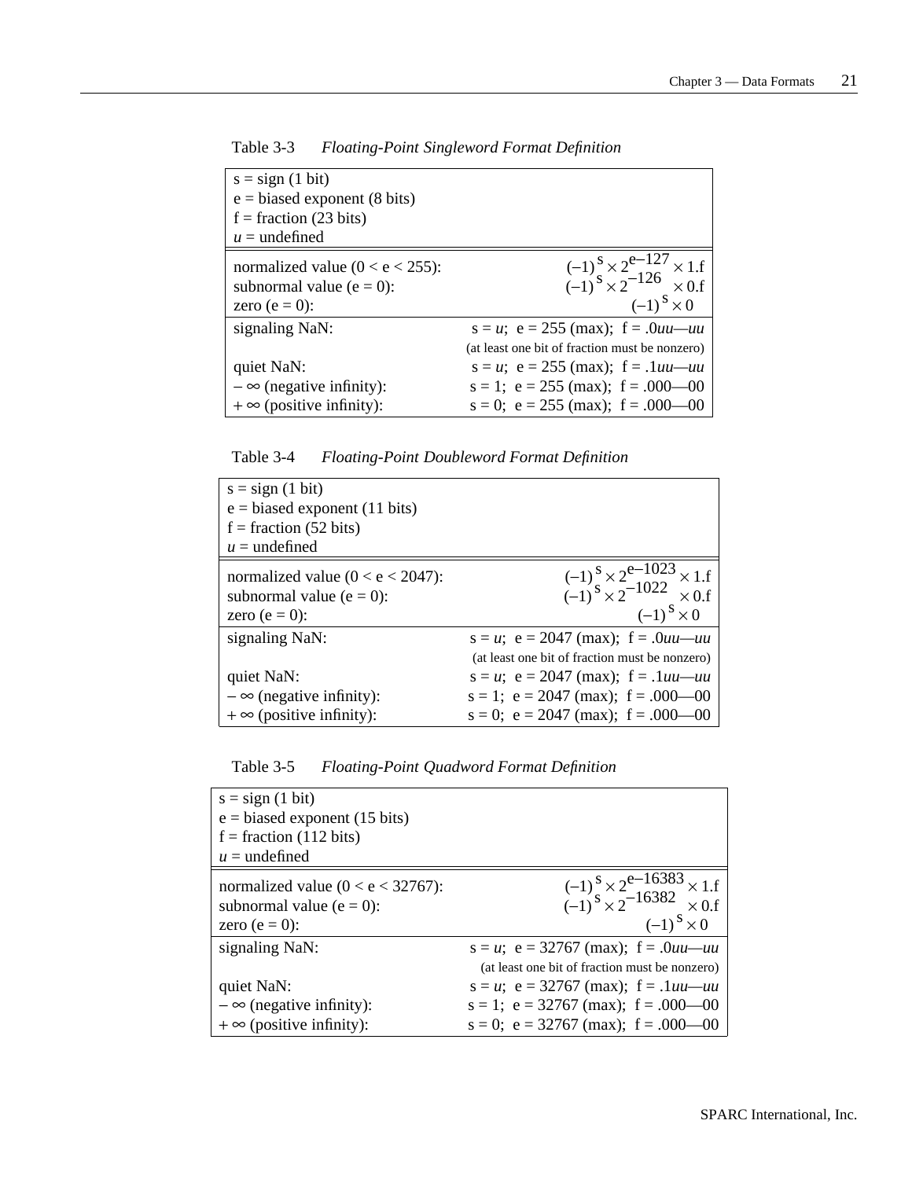Table 3-3 *Floating-Point Singleword Format Definition*

| | |
|---|---|
| s = sign (1 bit)<br>e = biased exponent (8 bits)<br>f = fraction (23 bits)<br>*u* = undefined | |
| normalized value (0 < e < 255): | $(-1)^s \times 2^{e-127} \times 1.f$ |
| subnormal value (e = 0): | $(-1)^s \times 2^{-126} \times 0.f$ |
| zero (e = 0): | $(-1)^s \times 0$ |
| signaling NaN: | s = *u*; e = 255 (max); f = .0*uu*—*uu*<br>(at least one bit of fraction must be nonzero) |
| quiet NaN: | s = *u*; e = 255 (max); f = .1*uu*—*uu* |
| – ∞ (negative infinity): | s = 1; e = 255 (max); f = .000—00 |
| + ∞ (positive infinity): | s = 0; e = 255 (max); f = .000—00 |

Table 3-4 *Floating-Point Doubleword Format Definition*

| | |
|---|---|
| s = sign (1 bit)<br>e = biased exponent (11 bits)<br>f = fraction (52 bits)<br>*u* = undefined | |
| normalized value (0 < e < 2047): | $(-1)^s \times 2^{e-1023} \times 1.f$ |
| subnormal value (e = 0): | $(-1)^s \times 2^{-1022} \times 0.f$ |
| zero (e = 0): | $(-1)^s \times 0$ |
| signaling NaN: | s = *u*; e = 2047 (max); f = .0*uu*—*uu*<br>(at least one bit of fraction must be nonzero) |
| quiet NaN: | s = *u*; e = 2047 (max); f = .1*uu*—*uu* |
| – ∞ (negative infinity): | s = 1; e = 2047 (max); f = .000—00 |
| + ∞ (positive infinity): | s = 0; e = 2047 (max); f = .000—00 |

Table 3-5 *Floating-Point Quadword Format Definition*

| | |
|---|---|
| s = sign (1 bit)<br>e = biased exponent (15 bits)<br>f = fraction (112 bits)<br>*u* = undefined | |
| normalized value (0 < e < 32767): | $(-1)^s \times 2^{e-16383} \times 1.f$ |
| subnormal value (e = 0): | $(-1)^s \times 2^{-16382} \times 0.f$ |
| zero (e = 0): | $(-1)^s \times 0$ |
| signaling NaN: | s = *u*; e = 32767 (max); f = .0*uu*—*uu*<br>(at least one bit of fraction must be nonzero) |
| quiet NaN: | s = *u*; e = 32767 (max); f = .1*uu*—*uu* |
| – ∞ (negative infinity): | s = 1; e = 32767 (max); f = .000—00 |
| + ∞ (positive infinity): | s = 0; e = 32767 (max); f = .000—00 |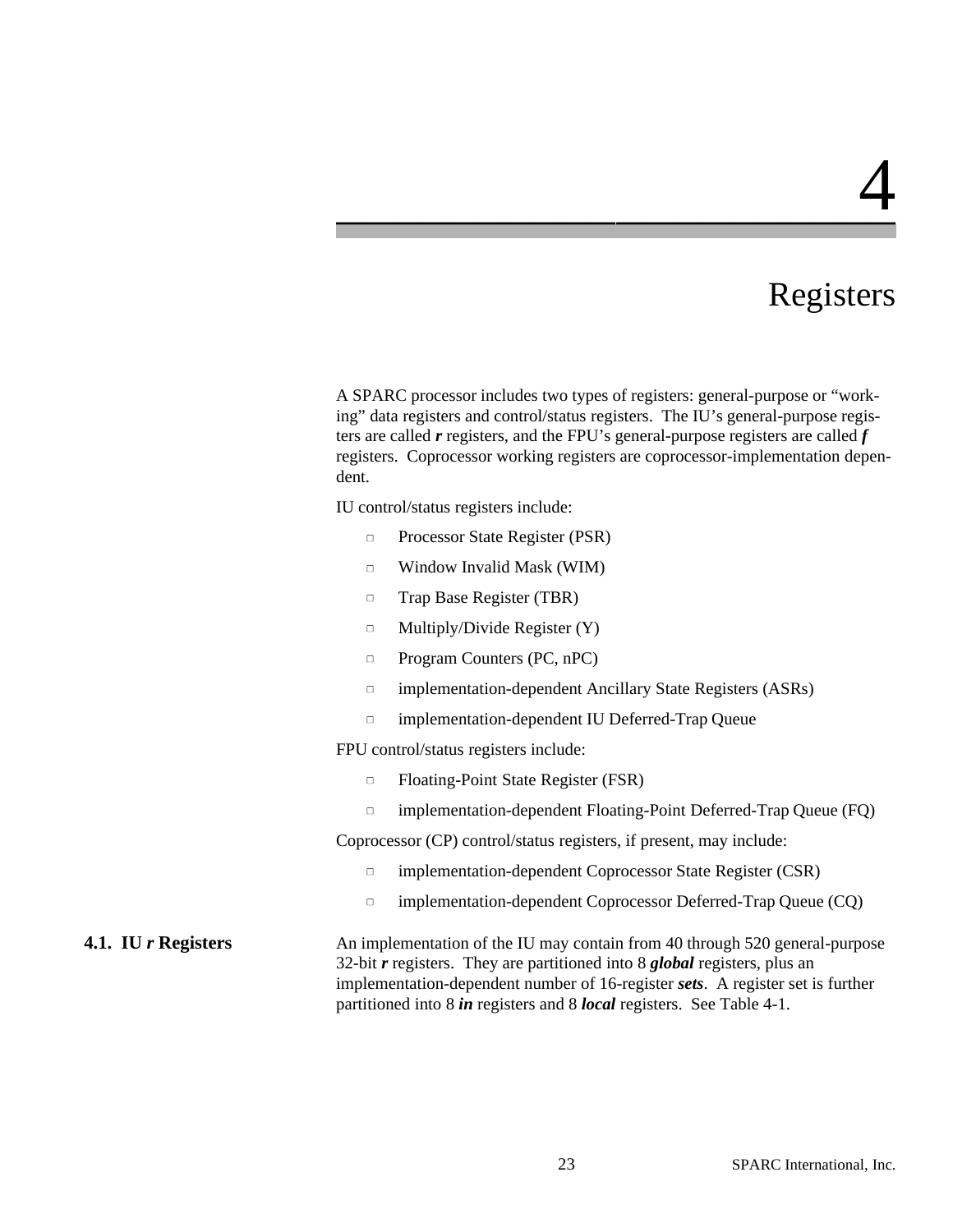# 4

# Registers

A SPARC processor includes two types of registers: general-purpose or "working" data registers and control/status registers. The IU's general-purpose registers are called ***r*** registers, and the FPU's general-purpose registers are called ***f*** registers. Coprocessor working registers are coprocessor-implementation dependent.

IU control/status registers include:

- Processor State Register (PSR)
- Window Invalid Mask (WIM)
- Trap Base Register (TBR)
- Multiply/Divide Register (Y)
- Program Counters (PC, nPC)
- implementation-dependent Ancillary State Registers (ASRs)
- implementation-dependent IU Deferred-Trap Queue

FPU control/status registers include:

- Floating-Point State Register (FSR)
- implementation-dependent Floating-Point Deferred-Trap Queue (FQ)

Coprocessor (CP) control/status registers, if present, may include:

- implementation-dependent Coprocessor State Register (CSR)
- implementation-dependent Coprocessor Deferred-Trap Queue (CQ)

## 4.1. IU *r* Registers

An implementation of the IU may contain from 40 through 520 general-purpose 32-bit ***r*** registers. They are partitioned into 8 ***global*** registers, plus an implementation-dependent number of 16-register ***sets***. A register set is further partitioned into 8 ***in*** registers and 8 ***local*** registers. See Table 4-1.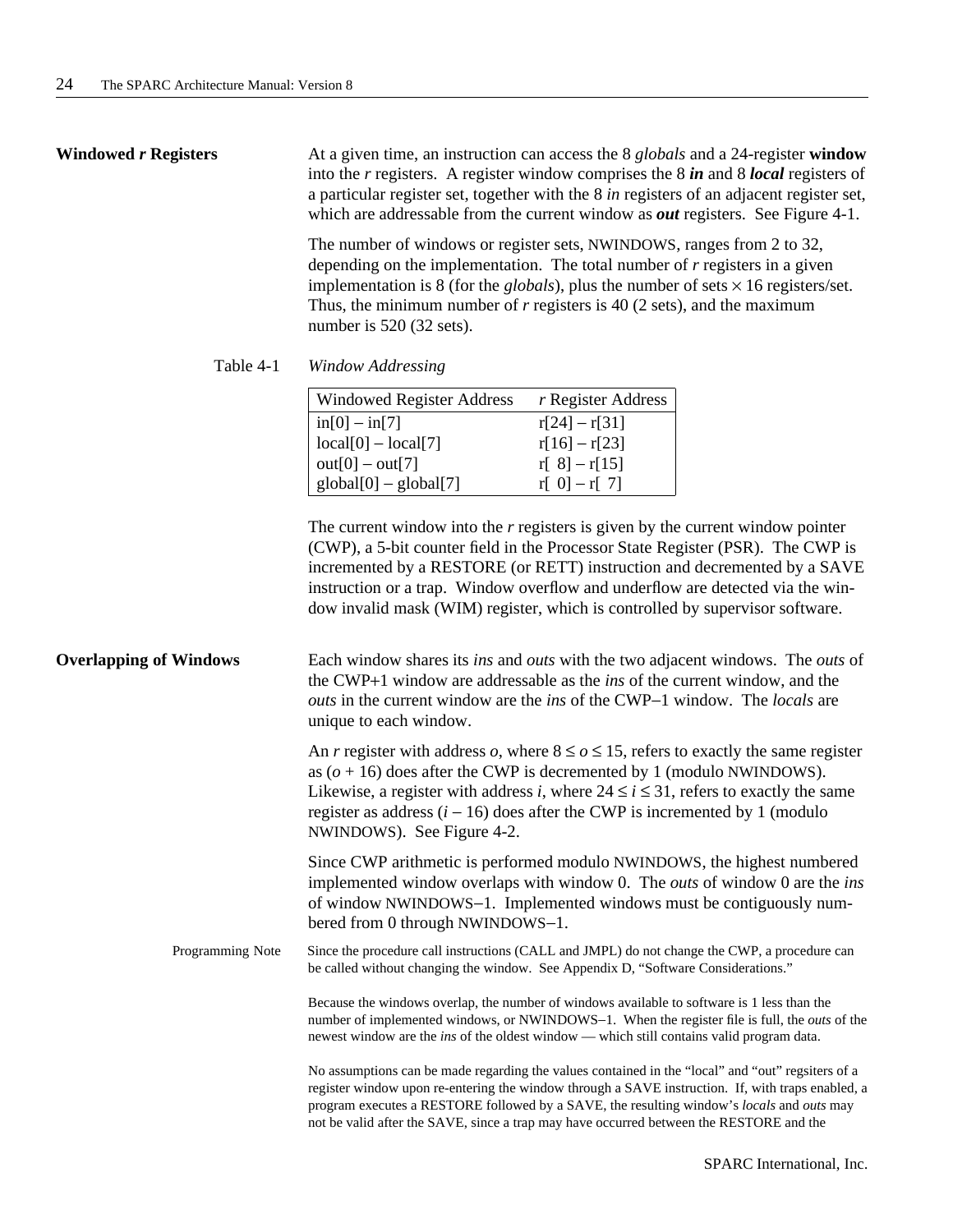## Windowed *r* Registers

At a given time, an instruction can access the 8 *globals* and a 24-register **window** into the *r* registers. A register window comprises the 8 ***in*** and 8 ***local*** registers of a particular register set, together with the 8 *in* registers of an adjacent register set, which are addressable from the current window as ***out*** registers. See Figure 4-1.

The number of windows or register sets, NWINDOWS, ranges from 2 to 32, depending on the implementation. The total number of *r* registers in a given implementation is 8 (for the *globals*), plus the number of sets × 16 registers/set. Thus, the minimum number of *r* registers is 40 (2 sets), and the maximum number is 520 (32 sets).

Table 4-1 *Window Addressing*

| Windowed Register Address | *r* Register Address |
|---|---|
| in[0] – in[7] | r[24] – r[31] |
| local[0] – local[7] | r[16] – r[23] |
| out[0] – out[7] | r[ 8] – r[15] |
| global[0] – global[7] | r[ 0] – r[ 7] |

The current window into the *r* registers is given by the current window pointer (CWP), a 5-bit counter field in the Processor State Register (PSR). The CWP is incremented by a RESTORE (or RETT) instruction and decremented by a SAVE instruction or a trap. Window overflow and underflow are detected via the window invalid mask (WIM) register, which is controlled by supervisor software.

## Overlapping of Windows

Each window shares its *ins* and *outs* with the two adjacent windows. The *outs* of the CWP+1 window are addressable as the *ins* of the current window, and the *outs* in the current window are the *ins* of the CWP−1 window. The *locals* are unique to each window.

An *r* register with address $o$, where $8 \le o \le 15$, refers to exactly the same register as $(o + 16)$ does after the CWP is decremented by 1 (modulo NWINDOWS). Likewise, a register with address $i$, where $24 \le i \le 31$, refers to exactly the same register as address $(i - 16)$ does after the CWP is incremented by 1 (modulo NWINDOWS). See Figure 4-2.

Since CWP arithmetic is performed modulo NWINDOWS, the highest numbered implemented window overlaps with window 0. The *outs* of window 0 are the *ins* of window NWINDOWS−1. Implemented windows must be contiguously numbered from 0 through NWINDOWS−1.

Programming Note: Since the procedure call instructions (CALL and JMPL) do not change the CWP, a procedure can be called without changing the window. See Appendix D, “Software Considerations.”

Because the windows overlap, the number of windows available to software is 1 less than the number of implemented windows, or NWINDOWS−1. When the register file is full, the *outs* of the newest window are the *ins* of the oldest window — which still contains valid program data.

No assumptions can be made regarding the values contained in the “local” and “out” regsiters of a register window upon re-entering the window through a SAVE instruction. If, with traps enabled, a program executes a RESTORE followed by a SAVE, the resulting window’s *locals* and *outs* may not be valid after the SAVE, since a trap may have occurred between the RESTORE and the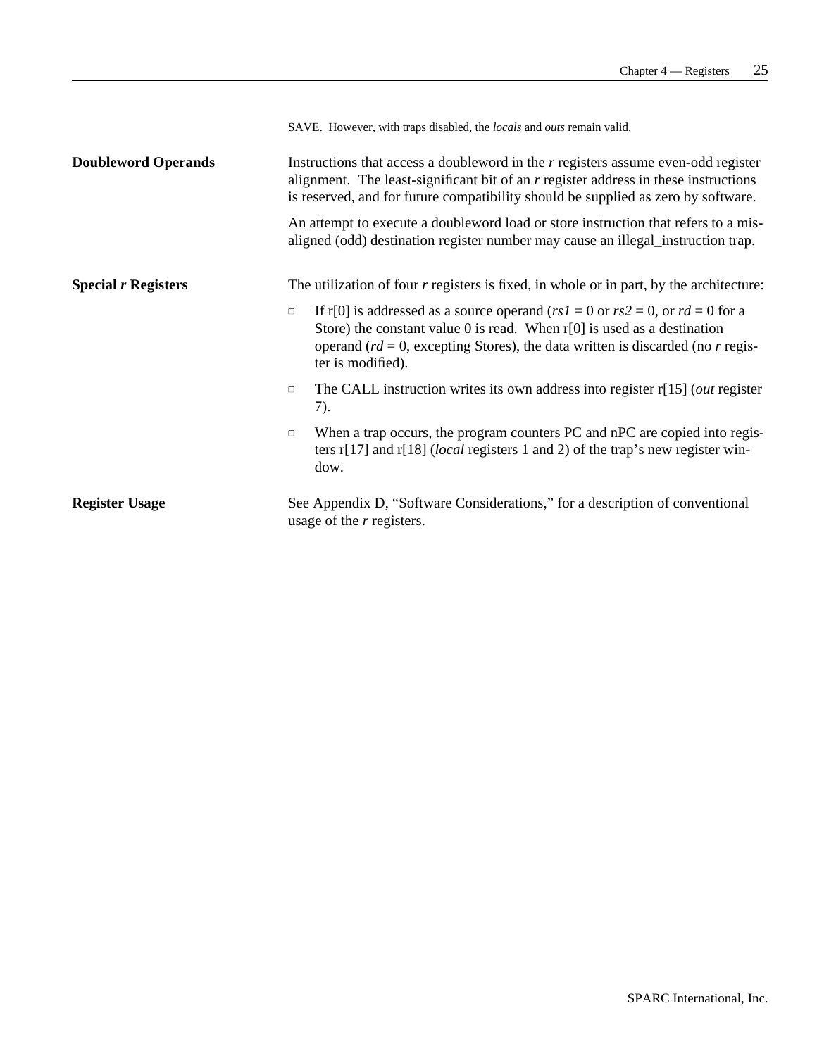SAVE. However, with traps disabled, the *locals* and *outs* remain valid.

### Doubleword Operands

Instructions that access a doubleword in the *r* registers assume even-odd register alignment. The least-significant bit of an *r* register address in these instructions is reserved, and for future compatibility should be supplied as zero by software.

An attempt to execute a doubleword load or store instruction that refers to a misaligned (odd) destination register number may cause an illegal_instruction trap.

### Special *r* Registers

The utilization of four *r* registers is fixed, in whole or in part, by the architecture:

- If r[0] is addressed as a source operand (*rs1* = 0 or *rs2* = 0, or *rd* = 0 for a Store) the constant value 0 is read. When r[0] is used as a destination operand (*rd* = 0, excepting Stores), the data written is discarded (no *r* register is modified).
- The CALL instruction writes its own address into register r[15] (*out* register 7).
- When a trap occurs, the program counters PC and nPC are copied into registers r[17] and r[18] (*local* registers 1 and 2) of the trap's new register window.

### Register Usage

See Appendix D, "Software Considerations," for a description of conventional usage of the *r* registers.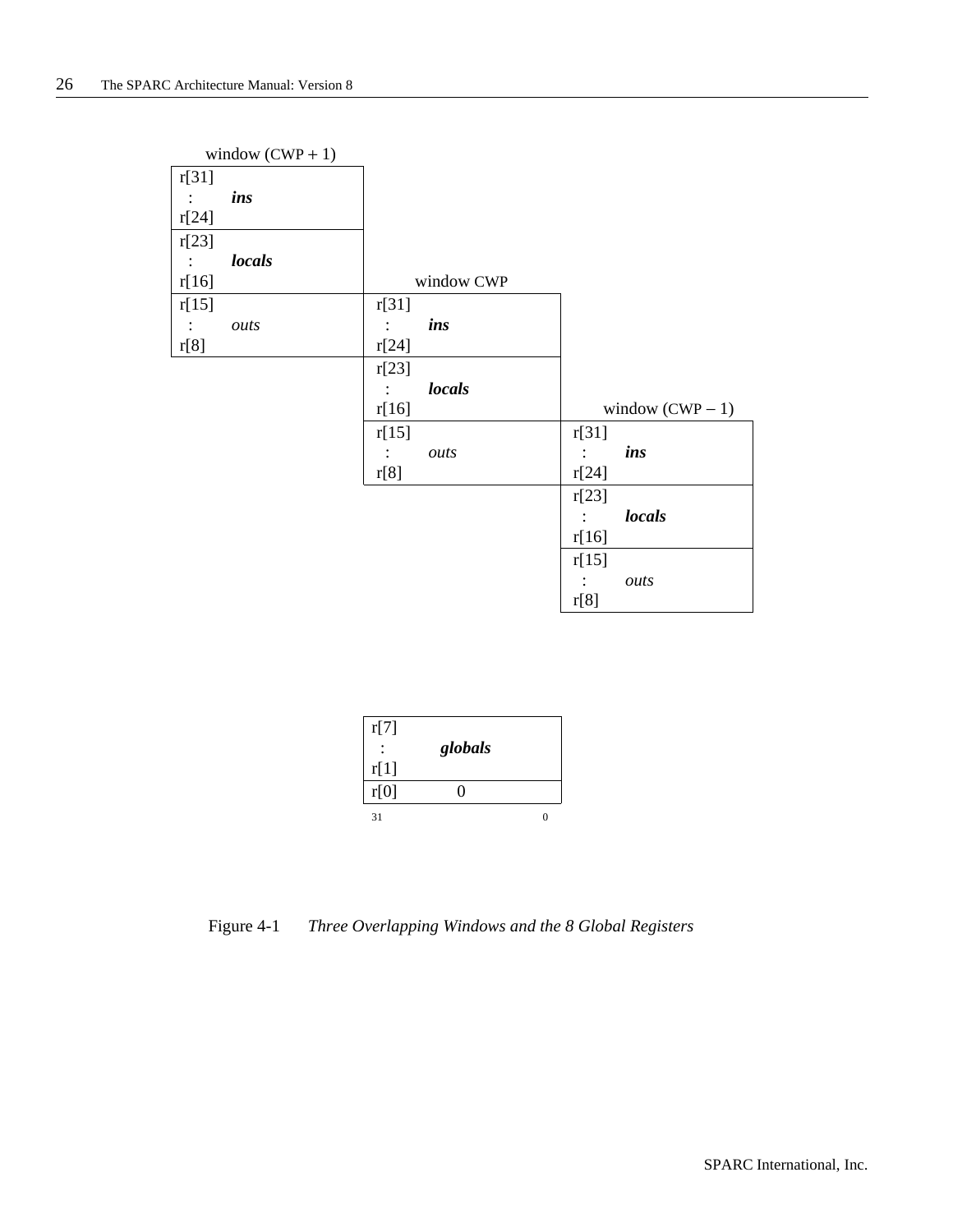window (CWP + 1)

| |
|---|
| r[31] : ***ins*** r[24] |
| r[23] : ***locals*** r[16] |
| r[15] : *outs* r[8] |

window CWP

| |
|---|
| r[31] : ***ins*** r[24] |
| r[23] : ***locals*** r[16] |
| r[15] : *outs* r[8] |

window (CWP − 1)

| |
|---|
| r[31] : ***ins*** r[24] |
| r[23] : ***locals*** r[16] |
| r[15] : *outs* r[8] |

| |
|---|
| r[7] : ***globals*** r[1] |
| r[0] 0 |

31 0

Figure 4-1 *Three Overlapping Windows and the 8 Global Registers*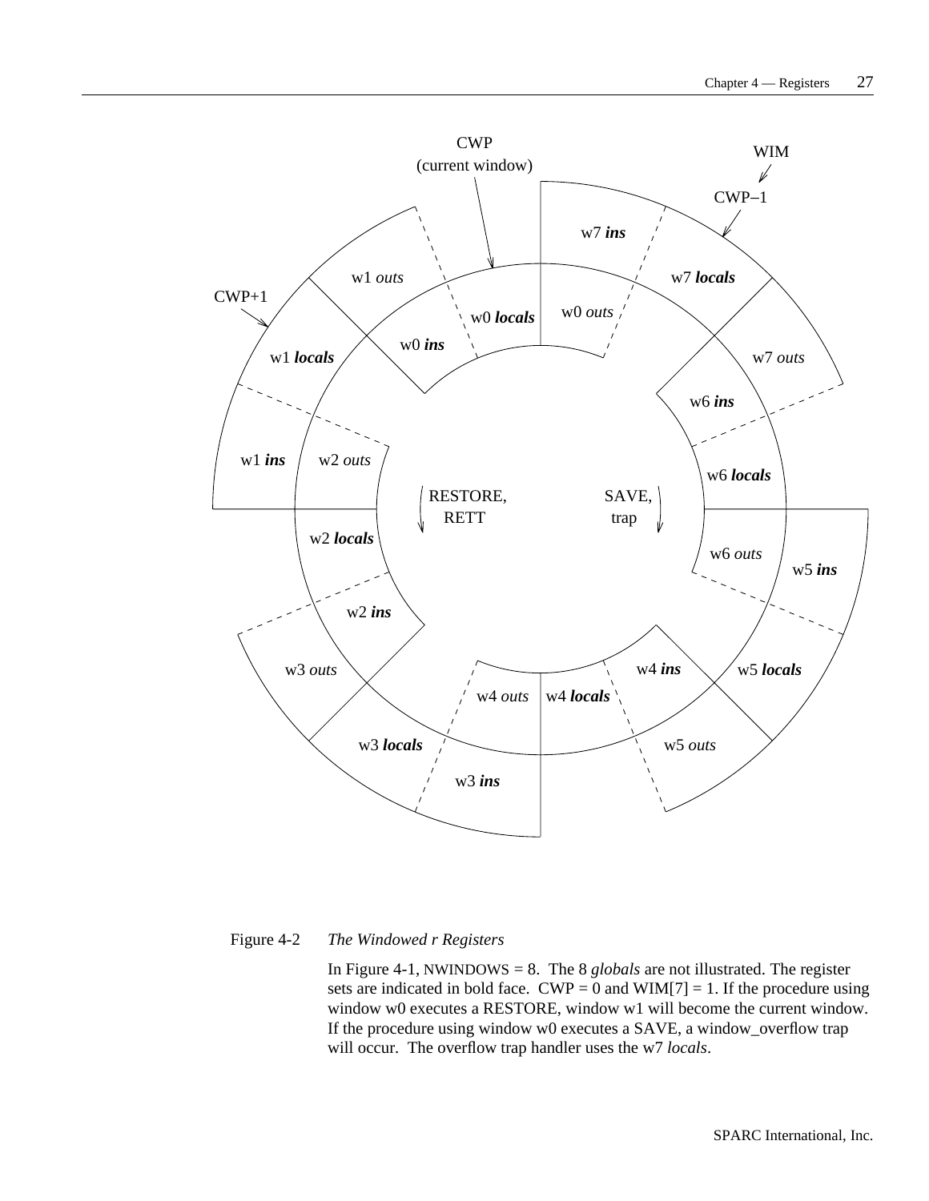Figure 4-2 *The Windowed r Registers*

In Figure 4-1, NWINDOWS = 8. The 8 *globals* are not illustrated. The register sets are indicated in bold face. CWP = 0 and WIM[7] = 1. If the procedure using window w0 executes a RESTORE, window w1 will become the current window. If the procedure using window w0 executes a SAVE, a window_overflow trap will occur. The overflow trap handler uses the w7 *locals*.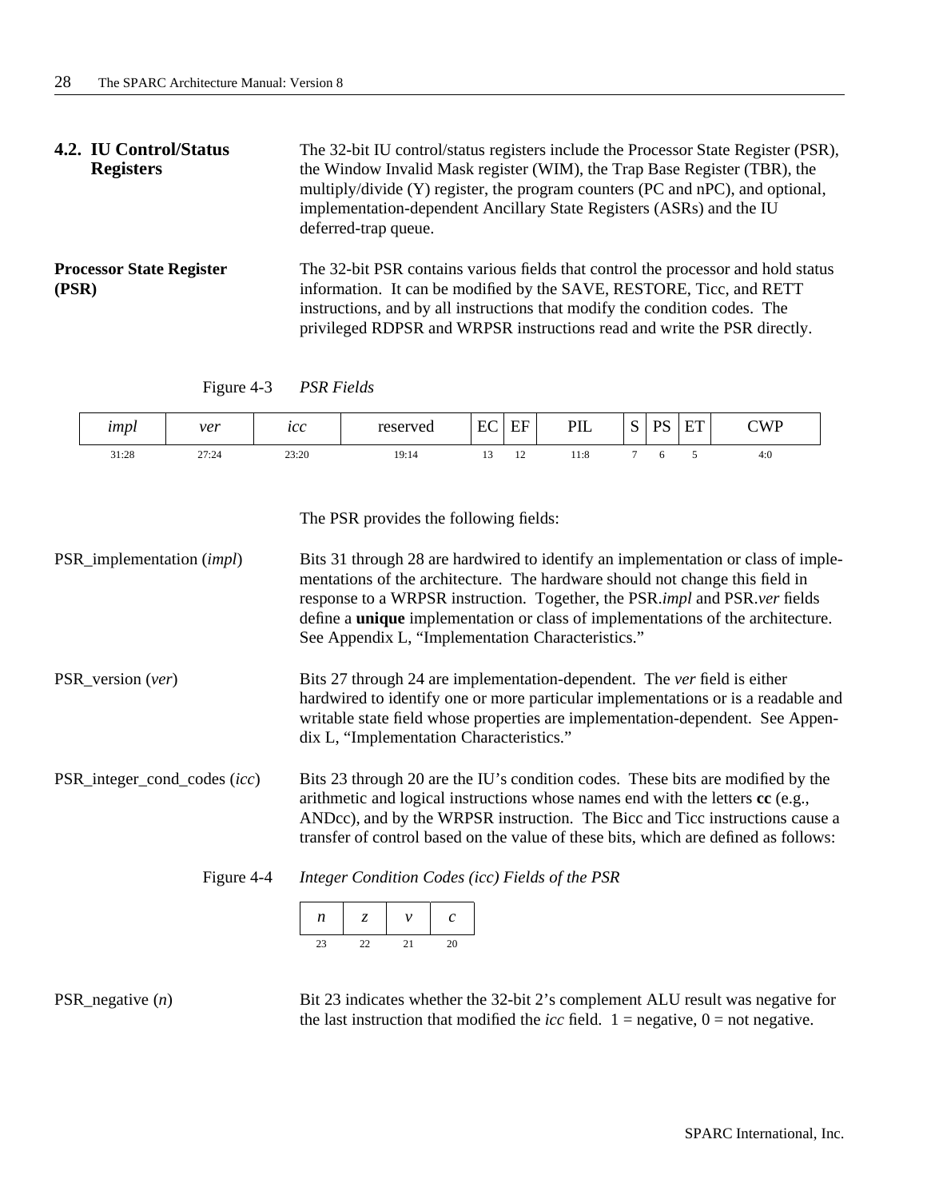## 4.2. IU Control/Status Registers

The 32-bit IU control/status registers include the Processor State Register (PSR), the Window Invalid Mask register (WIM), the Trap Base Register (TBR), the multiply/divide (Y) register, the program counters (PC and nPC), and optional, implementation-dependent Ancillary State Registers (ASRs) and the IU deferred-trap queue.

### Processor State Register (PSR)

The 32-bit PSR contains various fields that control the processor and hold status information. It can be modified by the SAVE, RESTORE, Ticc, and RETT instructions, and by all instructions that modify the condition codes. The privileged RDPSR and WRPSR instructions read and write the PSR directly.

Figure 4-3 *PSR Fields*

| *impl* | *ver* | *icc* | reserved | EC | EF | PIL | S | PS | ET | CWP |
|---|---|---|---|---|---|---|---|---|---|---|
| 31:28 | 27:24 | 23:20 | 19:14 | 13 | 12 | 11:8 | 7 | 6 | 5 | 4:0 |

The PSR provides the following fields:

**PSR_implementation (*impl*)**
Bits 31 through 28 are hardwired to identify an implementation or class of implementations of the architecture. The hardware should not change this field in response to a WRPSR instruction. Together, the PSR.*impl* and PSR.*ver* fields define a **unique** implementation or class of implementations of the architecture. See Appendix L, "Implementation Characteristics."

**PSR_version (*ver*)**
Bits 27 through 24 are implementation-dependent. The *ver* field is either hardwired to identify one or more particular implementations or is a readable and writable state field whose properties are implementation-dependent. See Appendix L, "Implementation Characteristics."

**PSR_integer_cond_codes (*icc*)**
Bits 23 through 20 are the IU's condition codes. These bits are modified by the arithmetic and logical instructions whose names end with the letters **cc** (e.g., ANDcc), and by the WRPSR instruction. The Bicc and Ticc instructions cause a transfer of control based on the value of these bits, which are defined as follows:

Figure 4-4 *Integer Condition Codes (icc) Fields of the PSR*

| *n* | *z* | *v* | *c* |
|---|---|---|---|
| 23 | 22 | 21 | 20 |

**PSR_negative (*n*)**
Bit 23 indicates whether the 32-bit 2's complement ALU result was negative for the last instruction that modified the *icc* field. 1 = negative, 0 = not negative.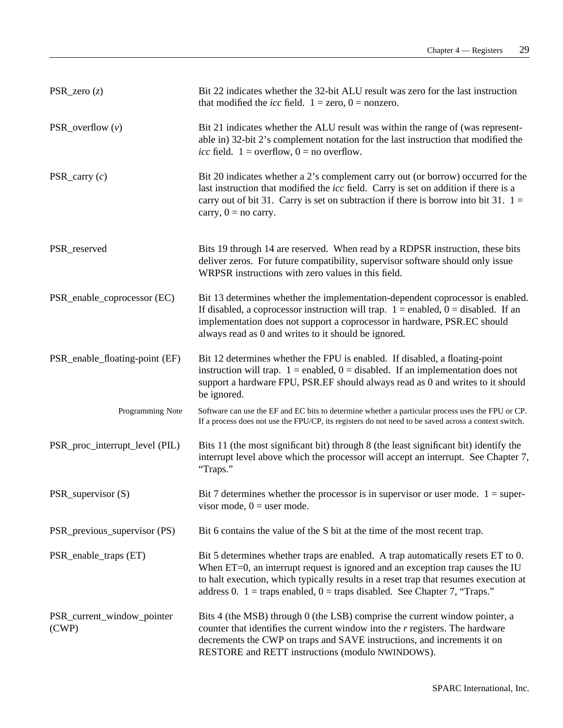**PSR_zero (*z*)**
Bit 22 indicates whether the 32-bit ALU result was zero for the last instruction that modified the *icc* field. 1 = zero, 0 = nonzero.

**PSR_overflow (*v*)**
Bit 21 indicates whether the ALU result was within the range of (was representable in) 32-bit 2's complement notation for the last instruction that modified the *icc* field. 1 = overflow, 0 = no overflow.

**PSR_carry (*c*)**
Bit 20 indicates whether a 2's complement carry out (or borrow) occurred for the last instruction that modified the *icc* field. Carry is set on addition if there is a carry out of bit 31. Carry is set on subtraction if there is borrow into bit 31. 1 = carry, 0 = no carry.

**PSR_reserved**
Bits 19 through 14 are reserved. When read by a RDPSR instruction, these bits deliver zeros. For future compatibility, supervisor software should only issue WRPSR instructions with zero values in this field.

**PSR_enable_coprocessor (EC)**
Bit 13 determines whether the implementation-dependent coprocessor is enabled. If disabled, a coprocessor instruction will trap. 1 = enabled, 0 = disabled. If an implementation does not support a coprocessor in hardware, PSR.EC should always read as 0 and writes to it should be ignored.

**PSR_enable_floating-point (EF)**
Bit 12 determines whether the FPU is enabled. If disabled, a floating-point instruction will trap. 1 = enabled, 0 = disabled. If an implementation does not support a hardware FPU, PSR.EF should always read as 0 and writes to it should be ignored.

> Programming Note: Software can use the EF and EC bits to determine whether a particular process uses the FPU or CP. If a process does not use the FPU/CP, its registers do not need to be saved across a context switch.

**PSR_proc_interrupt_level (PIL)**
Bits 11 (the most significant bit) through 8 (the least significant bit) identify the interrupt level above which the processor will accept an interrupt. See Chapter 7, "Traps."

**PSR_supervisor (S)**
Bit 7 determines whether the processor is in supervisor or user mode. 1 = supervisor mode, 0 = user mode.

**PSR_previous_supervisor (PS)**
Bit 6 contains the value of the S bit at the time of the most recent trap.

**PSR_enable_traps (ET)**
Bit 5 determines whether traps are enabled. A trap automatically resets ET to 0. When ET=0, an interrupt request is ignored and an exception trap causes the IU to halt execution, which typically results in a reset trap that resumes execution at address 0. 1 = traps enabled, 0 = traps disabled. See Chapter 7, "Traps."

**PSR_current_window_pointer (CWP)**
Bits 4 (the MSB) through 0 (the LSB) comprise the current window pointer, a counter that identifies the current window into the *r* registers. The hardware decrements the CWP on traps and SAVE instructions, and increments it on RESTORE and RETT instructions (modulo NWINDOWS).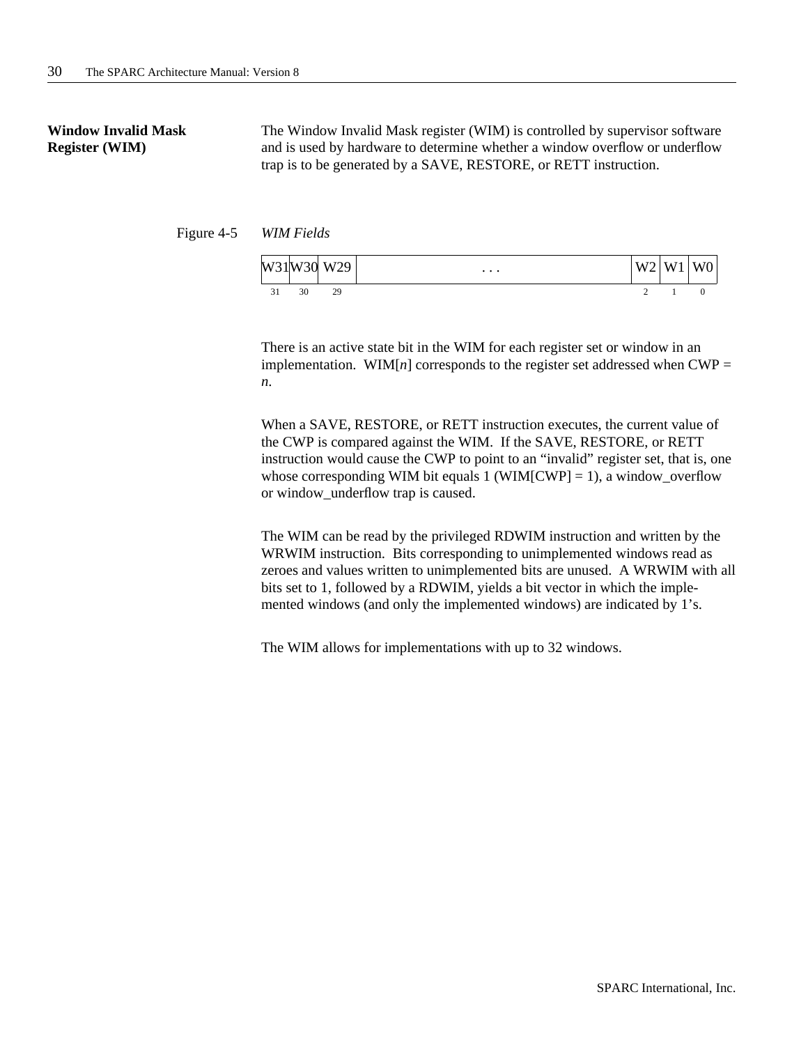## Window Invalid Mask Register (WIM)

The Window Invalid Mask register (WIM) is controlled by supervisor software and is used by hardware to determine whether a window overflow or underflow trap is to be generated by a SAVE, RESTORE, or RETT instruction.

Figure 4-5 *WIM Fields*

| W31 | W30 | W29 | . . . | W2 | W1 | W0 |
|---|---|---|---|---|---|---|
| 31 | 30 | 29 | | 2 | 1 | 0 |

There is an active state bit in the WIM for each register set or window in an implementation. WIM[*n*] corresponds to the register set addressed when CWP = *n*.

When a SAVE, RESTORE, or RETT instruction executes, the current value of the CWP is compared against the WIM. If the SAVE, RESTORE, or RETT instruction would cause the CWP to point to an "invalid" register set, that is, one whose corresponding WIM bit equals 1 (WIM[CWP] = 1), a window_overflow or window_underflow trap is caused.

The WIM can be read by the privileged RDWIM instruction and written by the WRWIM instruction. Bits corresponding to unimplemented windows read as zeroes and values written to unimplemented bits are unused. A WRWIM with all bits set to 1, followed by a RDWIM, yields a bit vector in which the implemented windows (and only the implemented windows) are indicated by 1's.

The WIM allows for implementations with up to 32 windows.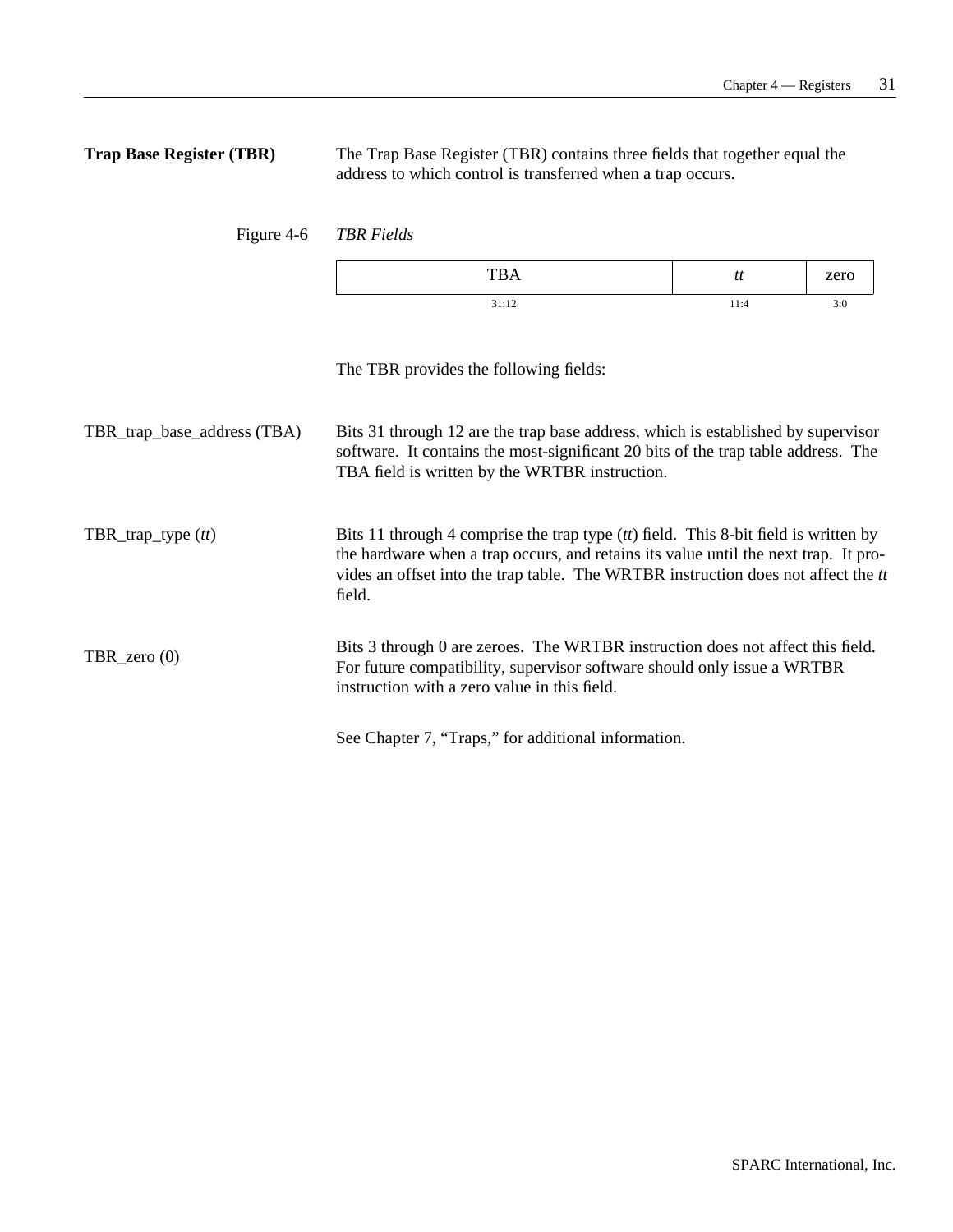**Trap Base Register (TBR)**

The Trap Base Register (TBR) contains three fields that together equal the address to which control is transferred when a trap occurs.

Figure 4-6 *TBR Fields*

| TBA | *tt* | zero |
|---|---|---|
| 31:12 | 11:4 | 3:0 |

The TBR provides the following fields:

**TBR_trap_base_address (TBA)**

Bits 31 through 12 are the trap base address, which is established by supervisor software. It contains the most-significant 20 bits of the trap table address. The TBA field is written by the WRTBR instruction.

**TBR_trap_type (*tt*)**

Bits 11 through 4 comprise the trap type (*tt*) field. This 8-bit field is written by the hardware when a trap occurs, and retains its value until the next trap. It provides an offset into the trap table. The WRTBR instruction does not affect the *tt* field.

**TBR_zero (0)**

Bits 3 through 0 are zeroes. The WRTBR instruction does not affect this field. For future compatibility, supervisor software should only issue a WRTBR instruction with a zero value in this field.

See Chapter 7, “Traps,” for additional information.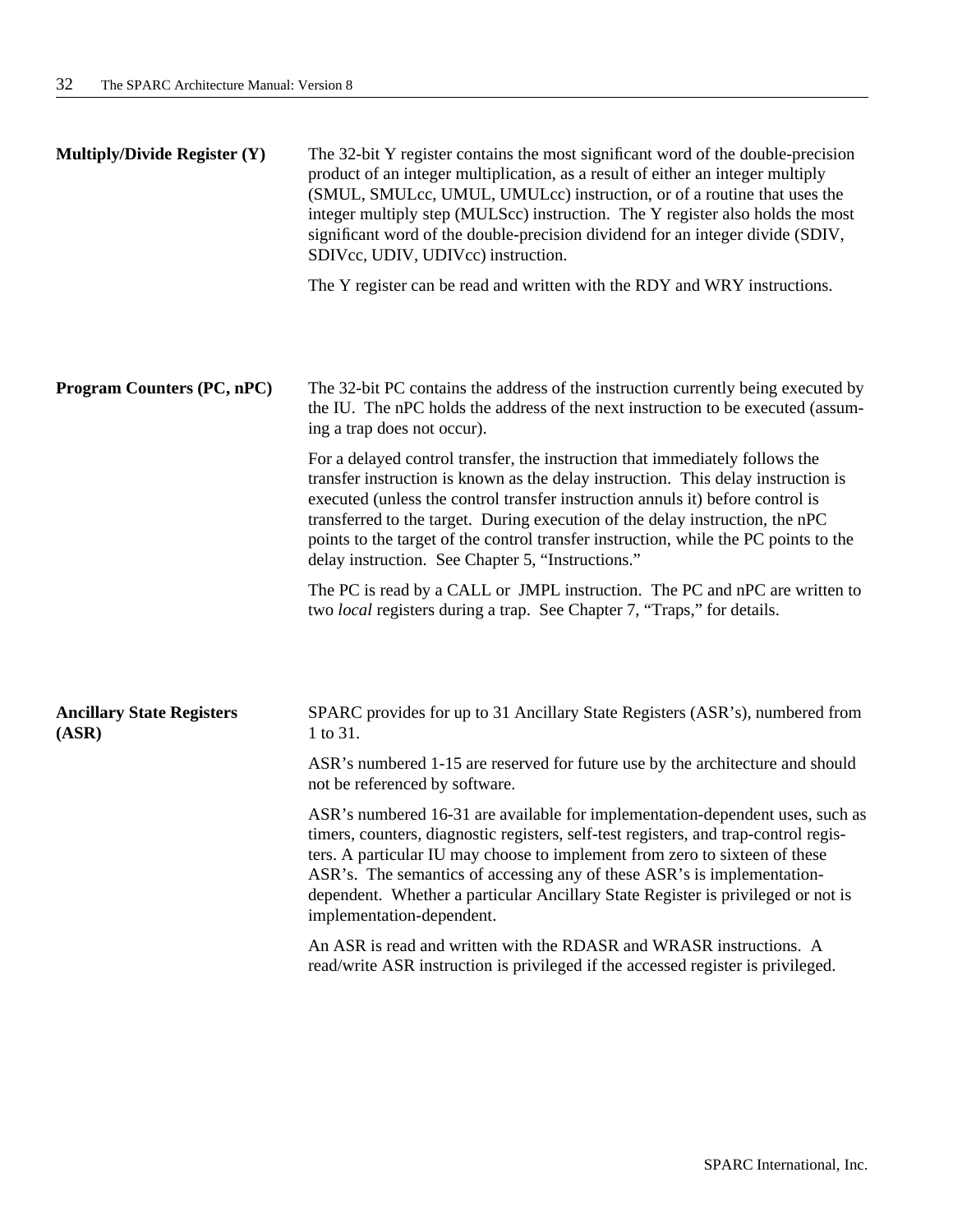#### Multiply/Divide Register (Y)

The 32-bit Y register contains the most significant word of the double-precision product of an integer multiplication, as a result of either an integer multiply (SMUL, SMULcc, UMUL, UMULcc) instruction, or of a routine that uses the integer multiply step (MULScc) instruction. The Y register also holds the most significant word of the double-precision dividend for an integer divide (SDIV, SDIVcc, UDIV, UDIVcc) instruction.

The Y register can be read and written with the RDY and WRY instructions.

#### Program Counters (PC, nPC)

The 32-bit PC contains the address of the instruction currently being executed by the IU. The nPC holds the address of the next instruction to be executed (assuming a trap does not occur).

For a delayed control transfer, the instruction that immediately follows the transfer instruction is known as the delay instruction. This delay instruction is executed (unless the control transfer instruction annuls it) before control is transferred to the target. During execution of the delay instruction, the nPC points to the target of the control transfer instruction, while the PC points to the delay instruction. See Chapter 5, “Instructions.”

The PC is read by a CALL or JMPL instruction. The PC and nPC are written to two *local* registers during a trap. See Chapter 7, “Traps,” for details.

#### Ancillary State Registers (ASR)

SPARC provides for up to 31 Ancillary State Registers (ASR’s), numbered from 1 to 31.

ASR’s numbered 1-15 are reserved for future use by the architecture and should not be referenced by software.

ASR’s numbered 16-31 are available for implementation-dependent uses, such as timers, counters, diagnostic registers, self-test registers, and trap-control registers. A particular IU may choose to implement from zero to sixteen of these ASR’s. The semantics of accessing any of these ASR’s is implementation-dependent. Whether a particular Ancillary State Register is privileged or not is implementation-dependent.

An ASR is read and written with the RDASR and WRASR instructions. A read/write ASR instruction is privileged if the accessed register is privileged.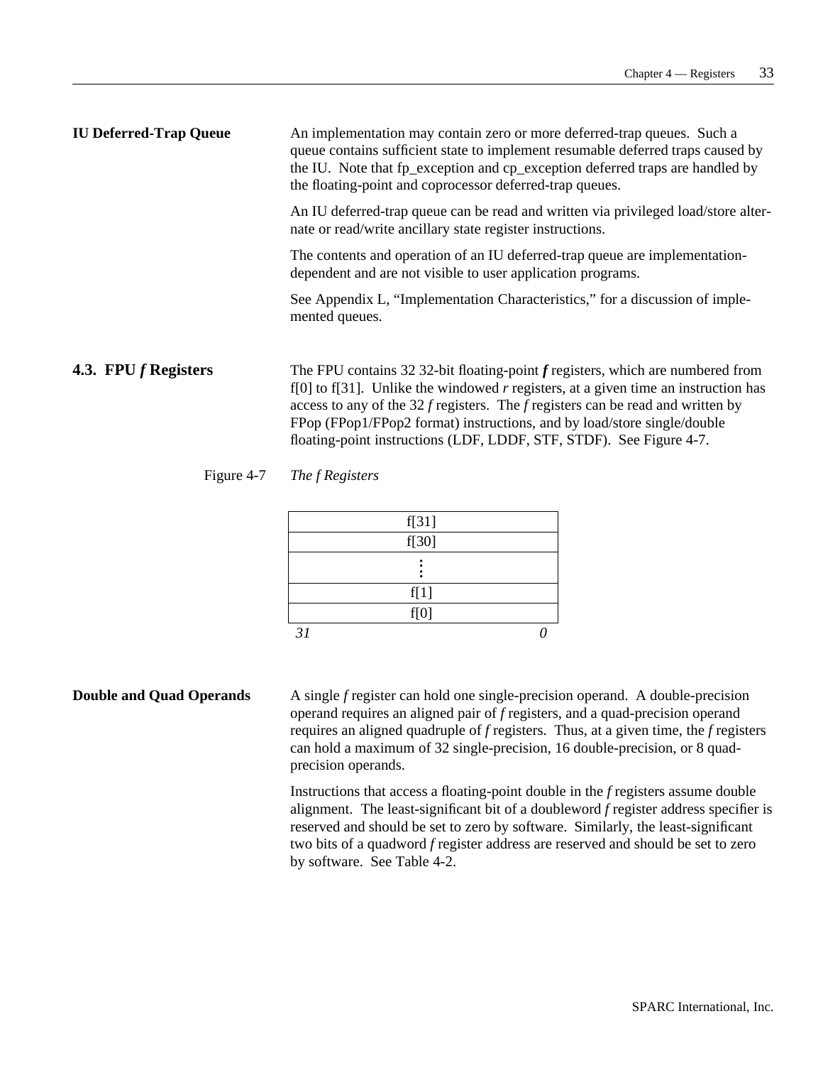**IU Deferred-Trap Queue**

An implementation may contain zero or more deferred-trap queues. Such a queue contains sufficient state to implement resumable deferred traps caused by the IU. Note that fp_exception and cp_exception deferred traps are handled by the floating-point and coprocessor deferred-trap queues.

An IU deferred-trap queue can be read and written via privileged load/store alternate or read/write ancillary state register instructions.

The contents and operation of an IU deferred-trap queue are implementation-dependent and are not visible to user application programs.

See Appendix L, "Implementation Characteristics," for a discussion of implemented queues.

## 4.3. FPU *f* Registers

The FPU contains 32 32-bit floating-point ***f*** registers, which are numbered from f[0] to f[31]. Unlike the windowed *r* registers, at a given time an instruction has access to any of the 32 *f* registers. The *f* registers can be read and written by FPop (FPop1/FPop2 format) instructions, and by load/store single/double floating-point instructions (LDF, LDDF, STF, STDF). See Figure 4-7.

Figure 4-7 *The f Registers*

| f[31] |
|---|
| f[30] |
| ⋮ |
| f[1] |
| f[0] |

*31* &nbsp;&nbsp;&nbsp;&nbsp;&nbsp;&nbsp;&nbsp;&nbsp; *0*

**Double and Quad Operands**

A single *f* register can hold one single-precision operand. A double-precision operand requires an aligned pair of *f* registers, and a quad-precision operand requires an aligned quadruple of *f* registers. Thus, at a given time, the *f* registers can hold a maximum of 32 single-precision, 16 double-precision, or 8 quad-precision operands.

Instructions that access a floating-point double in the *f* registers assume double alignment. The least-significant bit of a doubleword *f* register address specifier is reserved and should be set to zero by software. Similarly, the least-significant two bits of a quadword *f* register address are reserved and should be set to zero by software. See Table 4-2.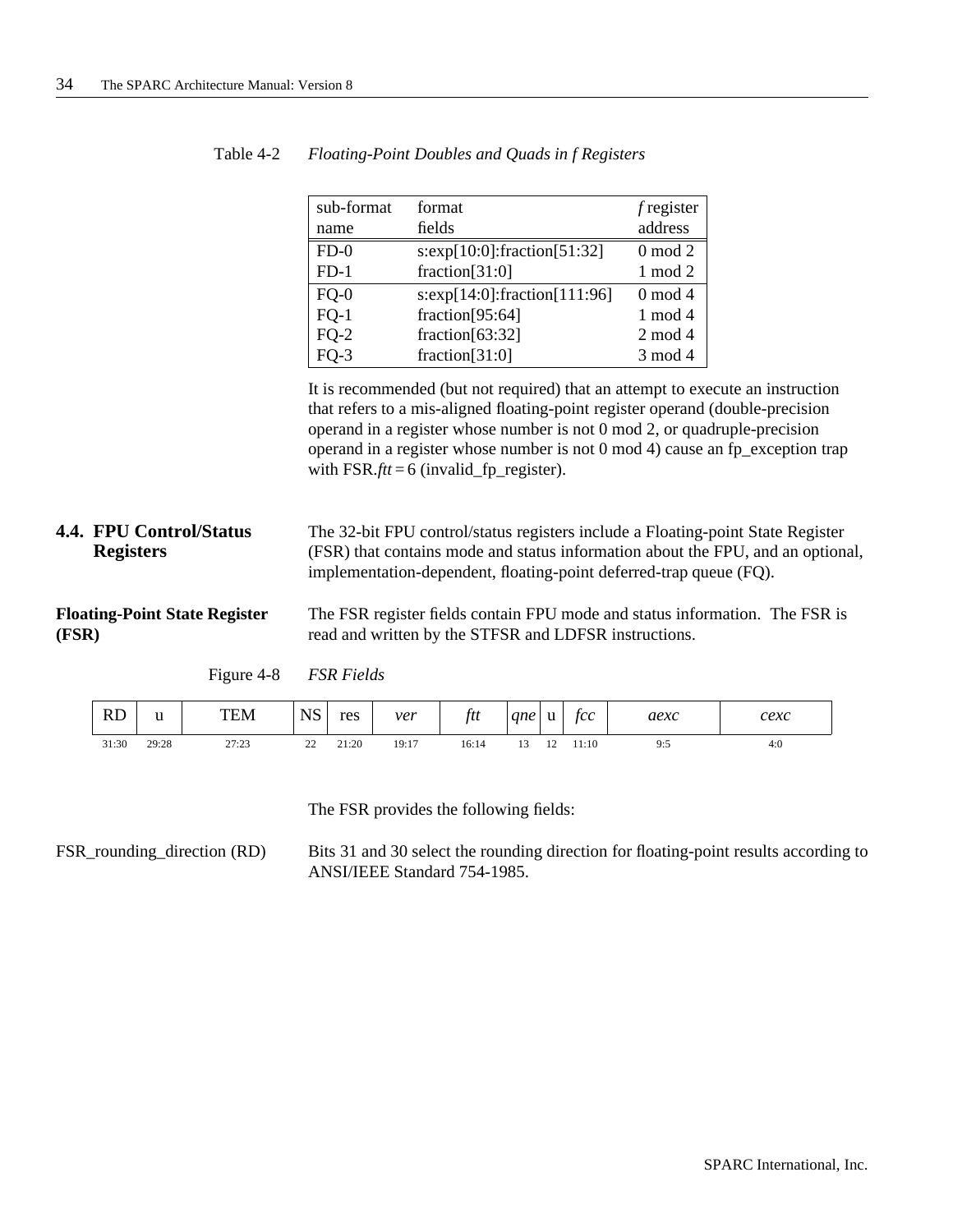Table 4-2 *Floating-Point Doubles and Quads in f Registers*

| sub-format name | format fields | *f* register address |
|---|---|---|
| FD-0 | s:exp[10:0]:fraction[51:32] | 0 mod 2 |
| FD-1 | fraction[31:0] | 1 mod 2 |
| FQ-0 | s:exp[14:0]:fraction[111:96] | 0 mod 4 |
| FQ-1 | fraction[95:64] | 1 mod 4 |
| FQ-2 | fraction[63:32] | 2 mod 4 |
| FQ-3 | fraction[31:0] | 3 mod 4 |

It is recommended (but not required) that an attempt to execute an instruction that refers to a mis-aligned floating-point register operand (double-precision operand in a register whose number is not 0 mod 2, or quadruple-precision operand in a register whose number is not 0 mod 4) cause an fp_exception trap with FSR.*ftt* = 6 (invalid_fp_register).

## 4.4. FPU Control/Status Registers

The 32-bit FPU control/status registers include a Floating-point State Register (FSR) that contains mode and status information about the FPU, and an optional, implementation-dependent, floating-point deferred-trap queue (FQ).

### Floating-Point State Register (FSR)

The FSR register fields contain FPU mode and status information. The FSR is read and written by the STFSR and LDFSR instructions.

Figure 4-8 *FSR Fields*

| RD | u | TEM | NS | res | *ver* | *ftt* | *qne* | u | *fcc* | *aexc* | *cexc* |
|---|---|---|---|---|---|---|---|---|---|---|---|
| 31:30 | 29:28 | 27:23 | 22 | 21:20 | 19:17 | 16:14 | 13 | 12 | 11:10 | 9:5 | 4:0 |

The FSR provides the following fields:

FSR_rounding_direction (RD)

Bits 31 and 30 select the rounding direction for floating-point results according to ANSI/IEEE Standard 754-1985.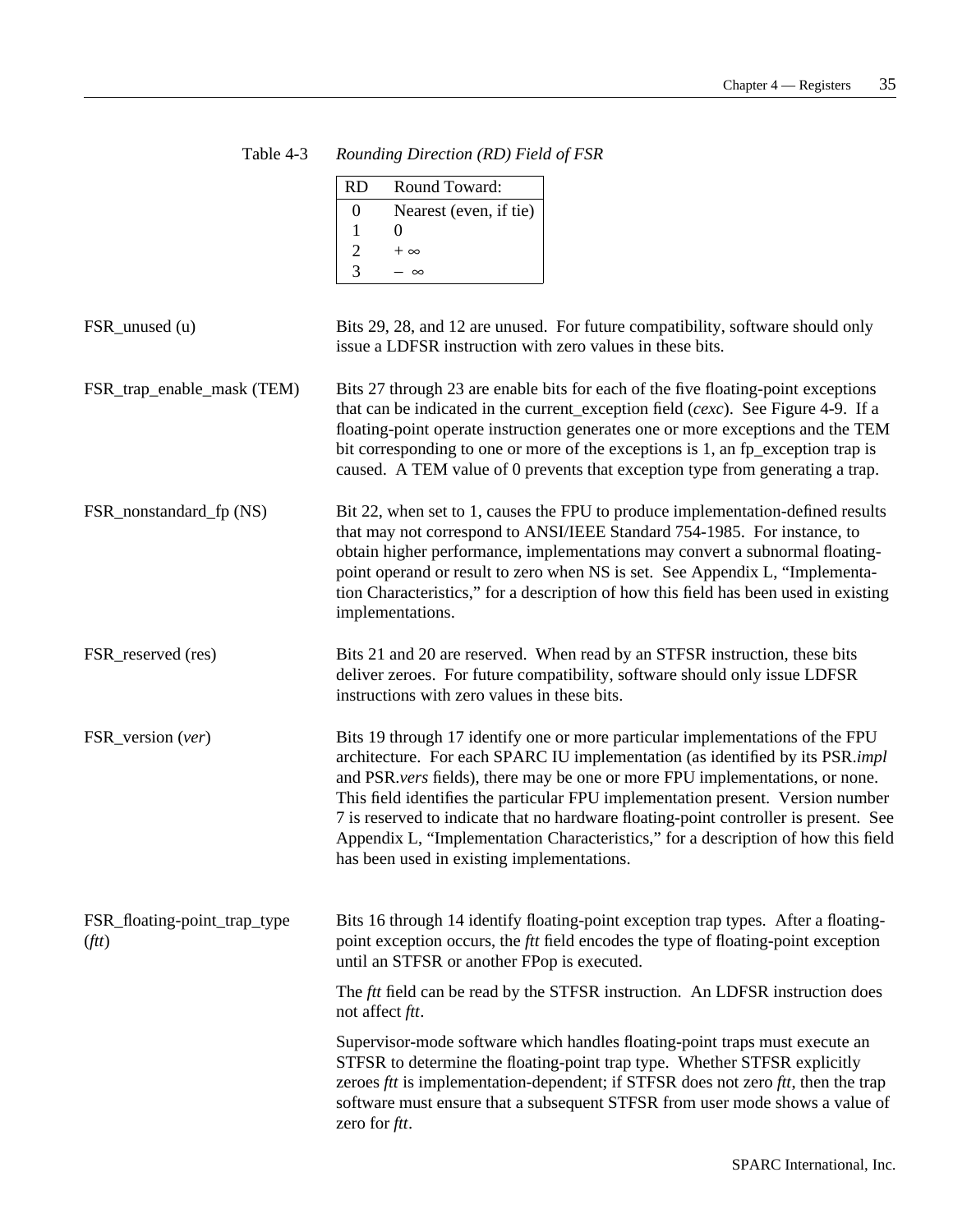Table 4-3 *Rounding Direction (RD) Field of FSR*

| RD | Round Toward: |
|---|---|
| 0 | Nearest (even, if tie) |
| 1 | 0 |
| 2 | $+\infty$ |
| 3 | $-\infty$ |

**FSR_unused (u)**

Bits 29, 28, and 12 are unused. For future compatibility, software should only issue a LDFSR instruction with zero values in these bits.

**FSR_trap_enable_mask (TEM)**

Bits 27 through 23 are enable bits for each of the five floating-point exceptions that can be indicated in the current_exception field (*cexc*). See Figure 4-9. If a floating-point operate instruction generates one or more exceptions and the TEM bit corresponding to one or more of the exceptions is 1, an fp_exception trap is caused. A TEM value of 0 prevents that exception type from generating a trap.

**FSR_nonstandard_fp (NS)**

Bit 22, when set to 1, causes the FPU to produce implementation-defined results that may not correspond to ANSI/IEEE Standard 754-1985. For instance, to obtain higher performance, implementations may convert a subnormal floating-point operand or result to zero when NS is set. See Appendix L, "Implementation Characteristics," for a description of how this field has been used in existing implementations.

**FSR_reserved (res)**

Bits 21 and 20 are reserved. When read by an STFSR instruction, these bits deliver zeroes. For future compatibility, software should only issue LDFSR instructions with zero values in these bits.

**FSR_version (*ver*)**

Bits 19 through 17 identify one or more particular implementations of the FPU architecture. For each SPARC IU implementation (as identified by its PSR.*impl* and PSR.*vers* fields), there may be one or more FPU implementations, or none. This field identifies the particular FPU implementation present. Version number 7 is reserved to indicate that no hardware floating-point controller is present. See Appendix L, "Implementation Characteristics," for a description of how this field has been used in existing implementations.

**FSR_floating-point_trap_type (*ftt*)**

Bits 16 through 14 identify floating-point exception trap types. After a floating-point exception occurs, the *ftt* field encodes the type of floating-point exception until an STFSR or another FPop is executed.

The *ftt* field can be read by the STFSR instruction. An LDFSR instruction does not affect *ftt*.

Supervisor-mode software which handles floating-point traps must execute an STFSR to determine the floating-point trap type. Whether STFSR explicitly zeroes *ftt* is implementation-dependent; if STFSR does not zero *ftt*, then the trap software must ensure that a subsequent STFSR from user mode shows a value of zero for *ftt*.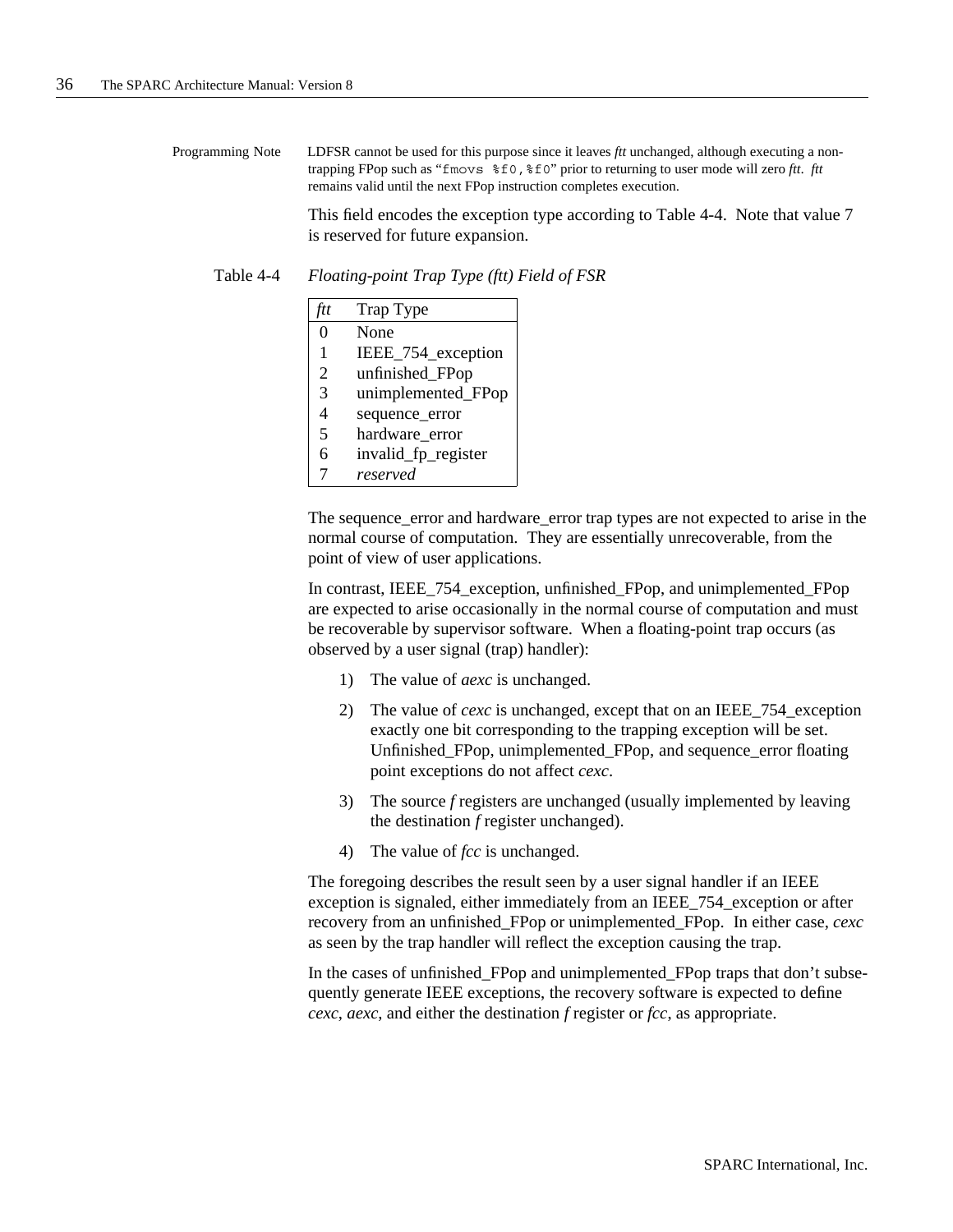Programming Note: LDFSR cannot be used for this purpose since it leaves *ftt* unchanged, although executing a non-trapping FPop such as "`fmovs %f0,%f0`" prior to returning to user mode will zero *ftt*. *ftt* remains valid until the next FPop instruction completes execution.

This field encodes the exception type according to Table 4-4. Note that value 7 is reserved for future expansion.

Table 4-4 *Floating-point Trap Type (ftt) Field of FSR*

| *ftt* | Trap Type |
|---|---|
| 0 | None |
| 1 | IEEE_754_exception |
| 2 | unfinished_FPop |
| 3 | unimplemented_FPop |
| 4 | sequence_error |
| 5 | hardware_error |
| 6 | invalid_fp_register |
| 7 | *reserved* |

The sequence_error and hardware_error trap types are not expected to arise in the normal course of computation. They are essentially unrecoverable, from the point of view of user applications.

In contrast, IEEE_754_exception, unfinished_FPop, and unimplemented_FPop are expected to arise occasionally in the normal course of computation and must be recoverable by supervisor software. When a floating-point trap occurs (as observed by a user signal (trap) handler):

1) The value of *aexc* is unchanged.

2) The value of *cexc* is unchanged, except that on an IEEE_754_exception exactly one bit corresponding to the trapping exception will be set. Unfinished_FPop, unimplemented_FPop, and sequence_error floating point exceptions do not affect *cexc*.

3) The source *f* registers are unchanged (usually implemented by leaving the destination *f* register unchanged).

4) The value of *fcc* is unchanged.

The foregoing describes the result seen by a user signal handler if an IEEE exception is signaled, either immediately from an IEEE_754_exception or after recovery from an unfinished_FPop or unimplemented_FPop. In either case, *cexc* as seen by the trap handler will reflect the exception causing the trap.

In the cases of unfinished_FPop and unimplemented_FPop traps that don't subsequently generate IEEE exceptions, the recovery software is expected to define *cexc*, *aexc*, and either the destination *f* register or *fcc*, as appropriate.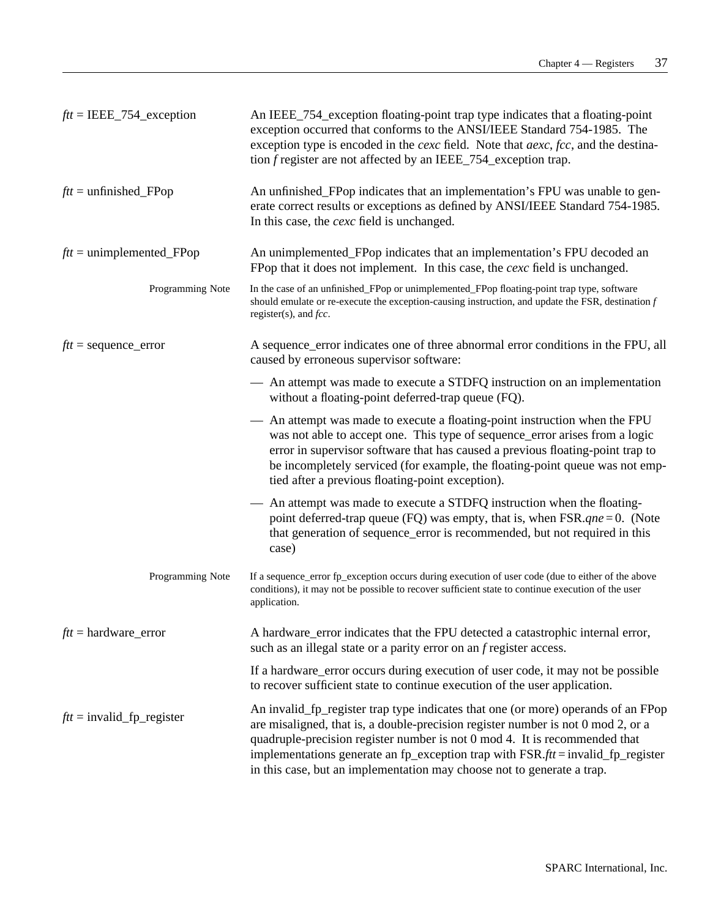*ftt* = IEEE_754_exception

An IEEE_754_exception floating-point trap type indicates that a floating-point exception occurred that conforms to the ANSI/IEEE Standard 754-1985. The exception type is encoded in the *cexc* field. Note that *aexc*, *fcc*, and the destination *f* register are not affected by an IEEE_754_exception trap.

*ftt* = unfinished_FPop

An unfinished_FPop indicates that an implementation's FPU was unable to generate correct results or exceptions as defined by ANSI/IEEE Standard 754-1985. In this case, the *cexc* field is unchanged.

*ftt* = unimplemented_FPop

An unimplemented_FPop indicates that an implementation's FPU decoded an FPop that it does not implement. In this case, the *cexc* field is unchanged.

Programming Note: In the case of an unfinished_FPop or unimplemented_FPop floating-point trap type, software should emulate or re-execute the exception-causing instruction, and update the FSR, destination *f* register(s), and *fcc*.

*ftt* = sequence_error

A sequence_error indicates one of three abnormal error conditions in the FPU, all caused by erroneous supervisor software:

- An attempt was made to execute a STDFQ instruction on an implementation without a floating-point deferred-trap queue (FQ).
- An attempt was made to execute a floating-point instruction when the FPU was not able to accept one. This type of sequence_error arises from a logic error in supervisor software that has caused a previous floating-point trap to be incompletely serviced (for example, the floating-point queue was not emptied after a previous floating-point exception).
- An attempt was made to execute a STDFQ instruction when the floating-point deferred-trap queue (FQ) was empty, that is, when FSR.*qne* = 0. (Note that generation of sequence_error is recommended, but not required in this case)

Programming Note: If a sequence_error fp_exception occurs during execution of user code (due to either of the above conditions), it may not be possible to recover sufficient state to continue execution of the user application.

*ftt* = hardware_error

A hardware_error indicates that the FPU detected a catastrophic internal error, such as an illegal state or a parity error on an *f* register access.

If a hardware_error occurs during execution of user code, it may not be possible to recover sufficient state to continue execution of the user application.

*ftt* = invalid_fp_register

An invalid_fp_register trap type indicates that one (or more) operands of an FPop are misaligned, that is, a double-precision register number is not 0 mod 2, or a quadruple-precision register number is not 0 mod 4. It is recommended that implementations generate an fp_exception trap with FSR.*ftt* = invalid_fp_register in this case, but an implementation may choose not to generate a trap.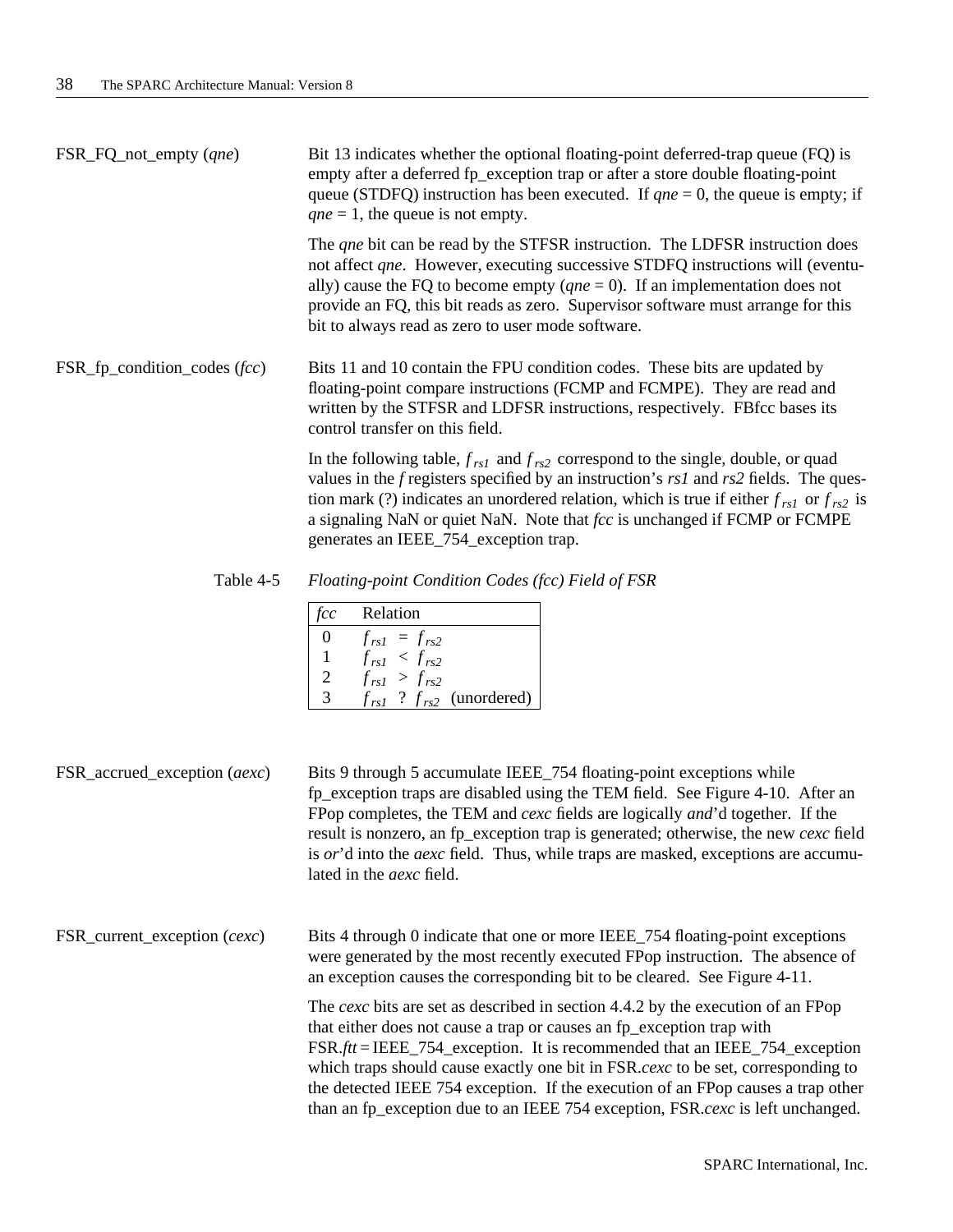**FSR_FQ_not_empty (*qne*)**

Bit 13 indicates whether the optional floating-point deferred-trap queue (FQ) is empty after a deferred fp_exception trap or after a store double floating-point queue (STDFQ) instruction has been executed. If *qne* = 0, the queue is empty; if *qne* = 1, the queue is not empty.

The *qne* bit can be read by the STFSR instruction. The LDFSR instruction does not affect *qne*. However, executing successive STDFQ instructions will (eventually) cause the FQ to become empty (*qne* = 0). If an implementation does not provide an FQ, this bit reads as zero. Supervisor software must arrange for this bit to always read as zero to user mode software.

**FSR_fp_condition_codes (*fcc*)**

Bits 11 and 10 contain the FPU condition codes. These bits are updated by floating-point compare instructions (FCMP and FCMPE). They are read and written by the STFSR and LDFSR instructions, respectively. FBfcc bases its control transfer on this field.

In the following table, $f_{rs1}$ and $f_{rs2}$ correspond to the single, double, or quad values in the *f* registers specified by an instruction's *rs1* and *rs2* fields. The question mark (?) indicates an unordered relation, which is true if either $f_{rs1}$ or $f_{rs2}$ is a signaling NaN or quiet NaN. Note that *fcc* is unchanged if FCMP or FCMPE generates an IEEE_754_exception trap.

Table 4-5 *Floating-point Condition Codes (fcc) Field of FSR*

| *fcc* | Relation |
|---|---|
| 0 | $f_{rs1} = f_{rs2}$ |
| 1 | $f_{rs1} < f_{rs2}$ |
| 2 | $f_{rs1} > f_{rs2}$ |
| 3 | $f_{rs1}$ ? $f_{rs2}$ (unordered) |

**FSR_accrued_exception (*aexc*)**

Bits 9 through 5 accumulate IEEE_754 floating-point exceptions while fp_exception traps are disabled using the TEM field. See Figure 4-10. After an FPop completes, the TEM and *cexc* fields are logically *and*'d together. If the result is nonzero, an fp_exception trap is generated; otherwise, the new *cexc* field is *or*'d into the *aexc* field. Thus, while traps are masked, exceptions are accumulated in the *aexc* field.

**FSR_current_exception (*cexc*)**

Bits 4 through 0 indicate that one or more IEEE_754 floating-point exceptions were generated by the most recently executed FPop instruction. The absence of an exception causes the corresponding bit to be cleared. See Figure 4-11.

The *cexc* bits are set as described in section 4.4.2 by the execution of an FPop that either does not cause a trap or causes an fp_exception trap with FSR.*ftt* = IEEE_754_exception. It is recommended that an IEEE_754_exception which traps should cause exactly one bit in FSR.*cexc* to be set, corresponding to the detected IEEE 754 exception. If the execution of an FPop causes a trap other than an fp_exception due to an IEEE 754 exception, FSR.*cexc* is left unchanged.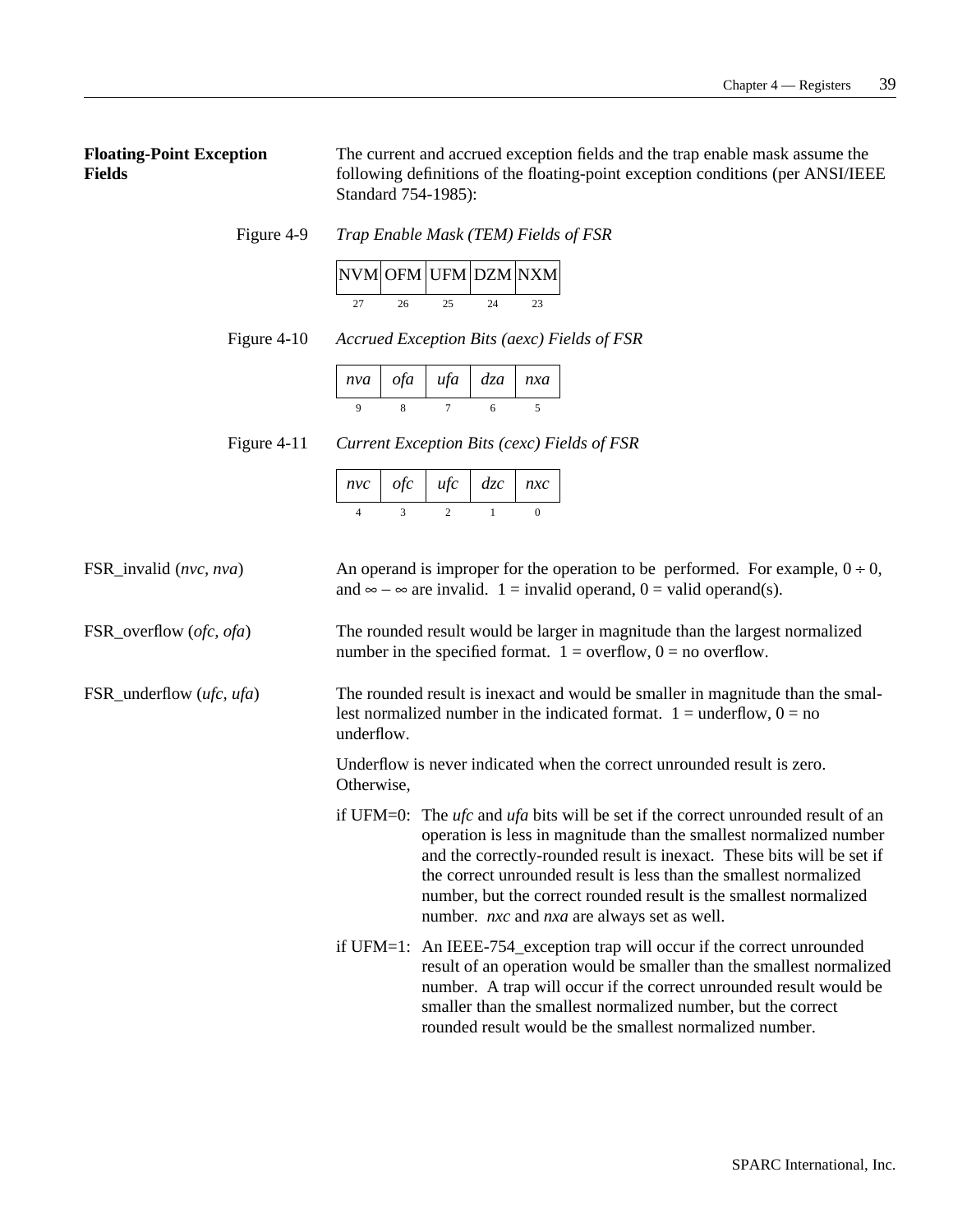**Floating-Point Exception Fields**

The current and accrued exception fields and the trap enable mask assume the following definitions of the floating-point exception conditions (per ANSI/IEEE Standard 754-1985):

Figure 4-9 *Trap Enable Mask (TEM) Fields of FSR*

| NVM | OFM | UFM | DZM | NXM |
|---|---|---|---|---|
| 27 | 26 | 25 | 24 | 23 |

Figure 4-10 *Accrued Exception Bits (aexc) Fields of FSR*

| *nva* | *ofa* | *ufa* | *dza* | *nxa* |
|---|---|---|---|---|
| 9 | 8 | 7 | 6 | 5 |

Figure 4-11 *Current Exception Bits (cexc) Fields of FSR*

| *nvc* | *ofc* | *ufc* | *dzc* | *nxc* |
|---|---|---|---|---|
| 4 | 3 | 2 | 1 | 0 |

FSR_invalid (*nvc*, *nva*)

An operand is improper for the operation to be performed. For example, $0 \div 0$, and $\infty - \infty$ are invalid. 1 = invalid operand, 0 = valid operand(s).

FSR_overflow (*ofc*, *ofa*)

The rounded result would be larger in magnitude than the largest normalized number in the specified format. 1 = overflow, 0 = no overflow.

FSR_underflow (*ufc*, *ufa*)

The rounded result is inexact and would be smaller in magnitude than the smallest normalized number in the indicated format. 1 = underflow, 0 = no underflow.

Underflow is never indicated when the correct unrounded result is zero. Otherwise,

if UFM=0: The *ufc* and *ufa* bits will be set if the correct unrounded result of an operation is less in magnitude than the smallest normalized number and the correctly-rounded result is inexact. These bits will be set if the correct unrounded result is less than the smallest normalized number, but the correct rounded result is the smallest normalized number. *nxc* and *nxa* are always set as well.

if UFM=1: An IEEE-754_exception trap will occur if the correct unrounded result of an operation would be smaller than the smallest normalized number. A trap will occur if the correct unrounded result would be smaller than the smallest normalized number, but the correct rounded result would be the smallest normalized number.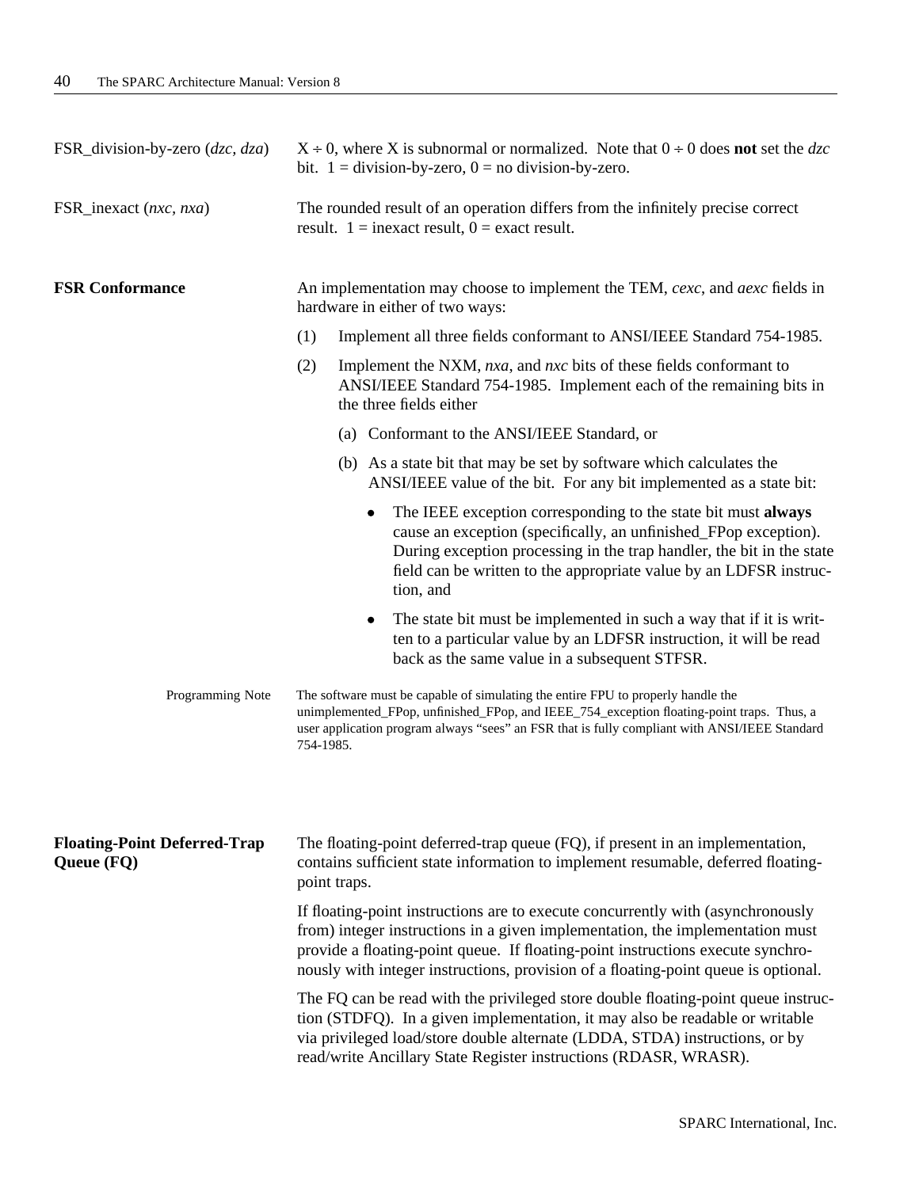FSR_division-by-zero (*dzc*, *dza*) — X ÷ 0, where X is subnormal or normalized. Note that 0 ÷ 0 does **not** set the *dzc* bit. 1 = division-by-zero, 0 = no division-by-zero.

FSR_inexact (*nxc, nxa*) — The rounded result of an operation differs from the infinitely precise correct result. 1 = inexact result, 0 = exact result.

**FSR Conformance**

An implementation may choose to implement the TEM, *cexc*, and *aexc* fields in hardware in either of two ways:

(1) Implement all three fields conformant to ANSI/IEEE Standard 754-1985.

(2) Implement the NXM, *nxa*, and *nxc* bits of these fields conformant to ANSI/IEEE Standard 754-1985. Implement each of the remaining bits in the three fields either

  (a) Conformant to the ANSI/IEEE Standard, or

  (b) As a state bit that may be set by software which calculates the ANSI/IEEE value of the bit. For any bit implemented as a state bit:

  - The IEEE exception corresponding to the state bit must **always** cause an exception (specifically, an unfinished_FPop exception). During exception processing in the trap handler, the bit in the state field can be written to the appropriate value by an LDFSR instruction, and
  - The state bit must be implemented in such a way that if it is written to a particular value by an LDFSR instruction, it will be read back as the same value in a subsequent STFSR.

Programming Note — The software must be capable of simulating the entire FPU to properly handle the unimplemented_FPop, unfinished_FPop, and IEEE_754_exception floating-point traps. Thus, a user application program always "sees" an FSR that is fully compliant with ANSI/IEEE Standard 754-1985.

**Floating-Point Deferred-Trap Queue (FQ)**

The floating-point deferred-trap queue (FQ), if present in an implementation, contains sufficient state information to implement resumable, deferred floating-point traps.

If floating-point instructions are to execute concurrently with (asynchronously from) integer instructions in a given implementation, the implementation must provide a floating-point queue. If floating-point instructions execute synchronously with integer instructions, provision of a floating-point queue is optional.

The FQ can be read with the privileged store double floating-point queue instruction (STDFQ). In a given implementation, it may also be readable or writable via privileged load/store double alternate (LDDA, STDA) instructions, or by read/write Ancillary State Register instructions (RDASR, WRASR).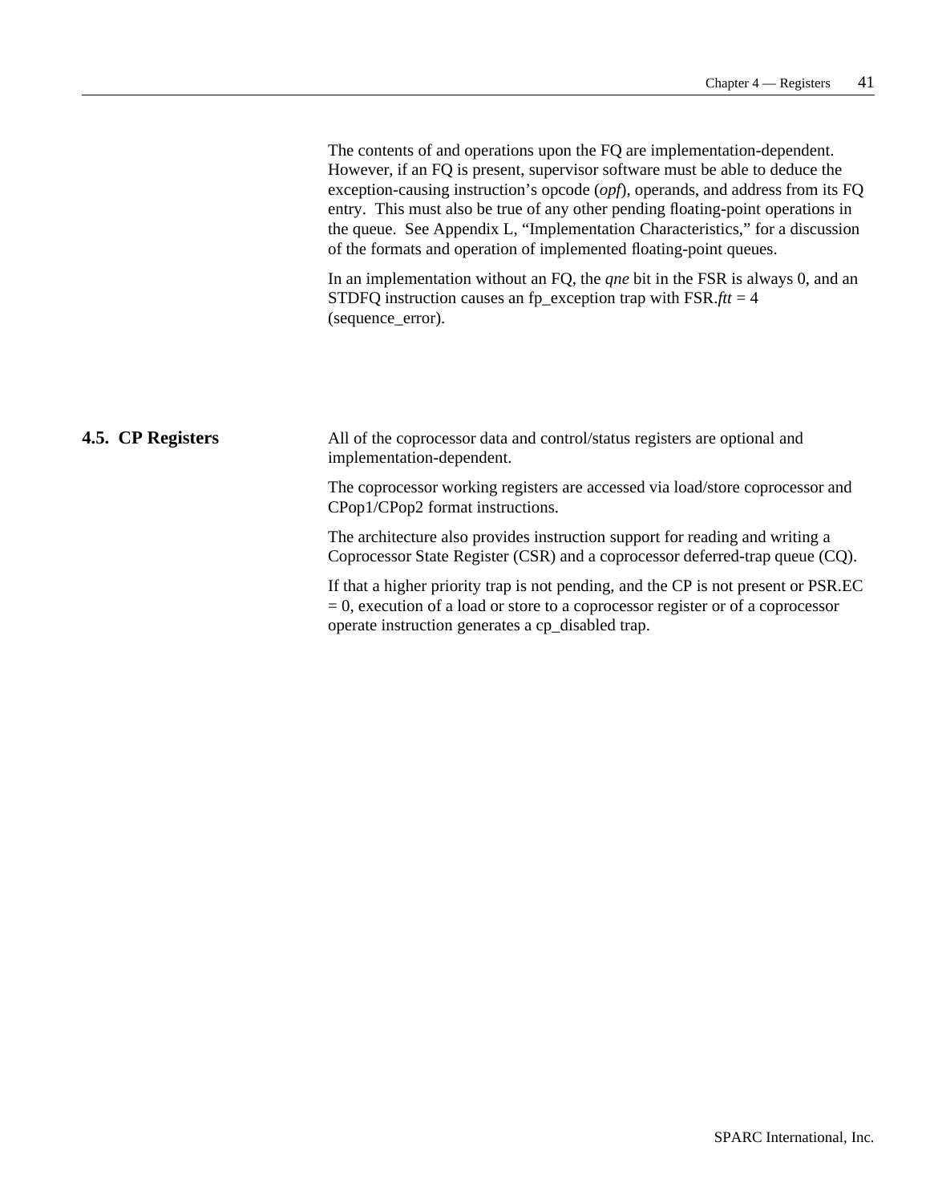The contents of and operations upon the FQ are implementation-dependent. However, if an FQ is present, supervisor software must be able to deduce the exception-causing instruction's opcode (*opf*), operands, and address from its FQ entry. This must also be true of any other pending floating-point operations in the queue. See Appendix L, "Implementation Characteristics," for a discussion of the formats and operation of implemented floating-point queues.

In an implementation without an FQ, the *qne* bit in the FSR is always 0, and an STDFQ instruction causes an fp_exception trap with FSR.*ftt* = 4 (sequence_error).

## 4.5. CP Registers

All of the coprocessor data and control/status registers are optional and implementation-dependent.

The coprocessor working registers are accessed via load/store coprocessor and CPop1/CPop2 format instructions.

The architecture also provides instruction support for reading and writing a Coprocessor State Register (CSR) and a coprocessor deferred-trap queue (CQ).

If that a higher priority trap is not pending, and the CP is not present or PSR.EC = 0, execution of a load or store to a coprocessor register or of a coprocessor operate instruction generates a cp_disabled trap.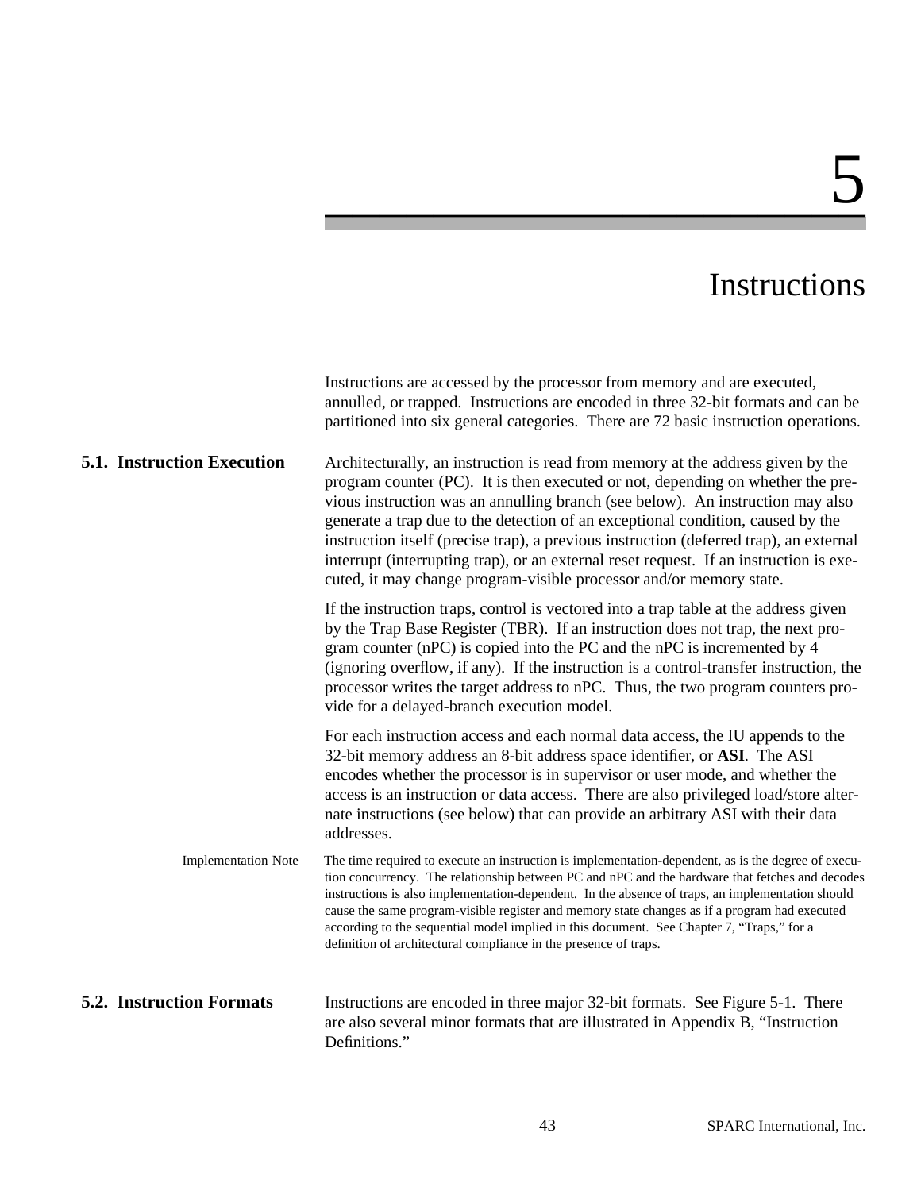# 5 Instructions

Instructions are accessed by the processor from memory and are executed, annulled, or trapped. Instructions are encoded in three 32-bit formats and can be partitioned into six general categories. There are 72 basic instruction operations.

## 5.1. Instruction Execution

Architecturally, an instruction is read from memory at the address given by the program counter (PC). It is then executed or not, depending on whether the previous instruction was an annulling branch (see below). An instruction may also generate a trap due to the detection of an exceptional condition, caused by the instruction itself (precise trap), a previous instruction (deferred trap), an external interrupt (interrupting trap), or an external reset request. If an instruction is executed, it may change program-visible processor and/or memory state.

If the instruction traps, control is vectored into a trap table at the address given by the Trap Base Register (TBR). If an instruction does not trap, the next program counter (nPC) is copied into the PC and the nPC is incremented by 4 (ignoring overflow, if any). If the instruction is a control-transfer instruction, the processor writes the target address to nPC. Thus, the two program counters provide for a delayed-branch execution model.

For each instruction access and each normal data access, the IU appends to the 32-bit memory address an 8-bit address space identifier, or **ASI**. The ASI encodes whether the processor is in supervisor or user mode, and whether the access is an instruction or data access. There are also privileged load/store alternate instructions (see below) that can provide an arbitrary ASI with their data addresses.

Implementation Note — The time required to execute an instruction is implementation-dependent, as is the degree of execution concurrency. The relationship between PC and nPC and the hardware that fetches and decodes instructions is also implementation-dependent. In the absence of traps, an implementation should cause the same program-visible register and memory state changes as if a program had executed according to the sequential model implied in this document. See Chapter 7, "Traps," for a definition of architectural compliance in the presence of traps.

## 5.2. Instruction Formats

Instructions are encoded in three major 32-bit formats. See Figure 5-1. There are also several minor formats that are illustrated in Appendix B, "Instruction Definitions."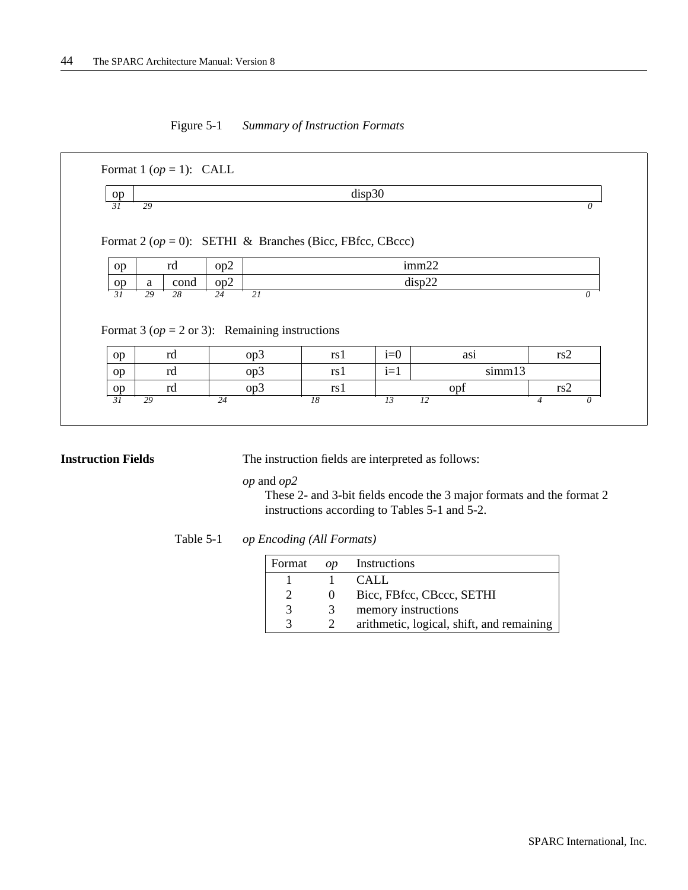Figure 5-1 *Summary of Instruction Formats*

Format 1 (*op* = 1): CALL

| op | disp30 |
|---|---|
| 31 | 29 ... 0 |

Format 2 (*op* = 0): SETHI & Branches (Bicc, FBfcc, CBccc)

| op | rd | | op2 | imm22 |
|---|---|---|---|---|
| op | a | cond | op2 | disp22 |
| 31 | 29 | 28 | 24 | 21 ... 0 |

Format 3 (*op* = 2 or 3): Remaining instructions

| op | rd | op3 | rs1 | i=0 | asi | rs2 |
|---|---|---|---|---|---|---|
| op | rd | op3 | rs1 | i=1 | simm13 | |
| op | rd | op3 | rs1 | opf | | rs2 |
| 31 | 29 | 24 | 18 | 13 | 12 | 4 ... 0 |

**Instruction Fields**

The instruction fields are interpreted as follows:

*op* and *op2*

These 2- and 3-bit fields encode the 3 major formats and the format 2 instructions according to Tables 5-1 and 5-2.

Table 5-1 *op Encoding (All Formats)*

| Format | *op* | Instructions |
|---|---|---|
| 1 | 1 | CALL |
| 2 | 0 | Bicc, FBfcc, CBccc, SETHI |
| 3 | 3 | memory instructions |
| 3 | 2 | arithmetic, logical, shift, and remaining |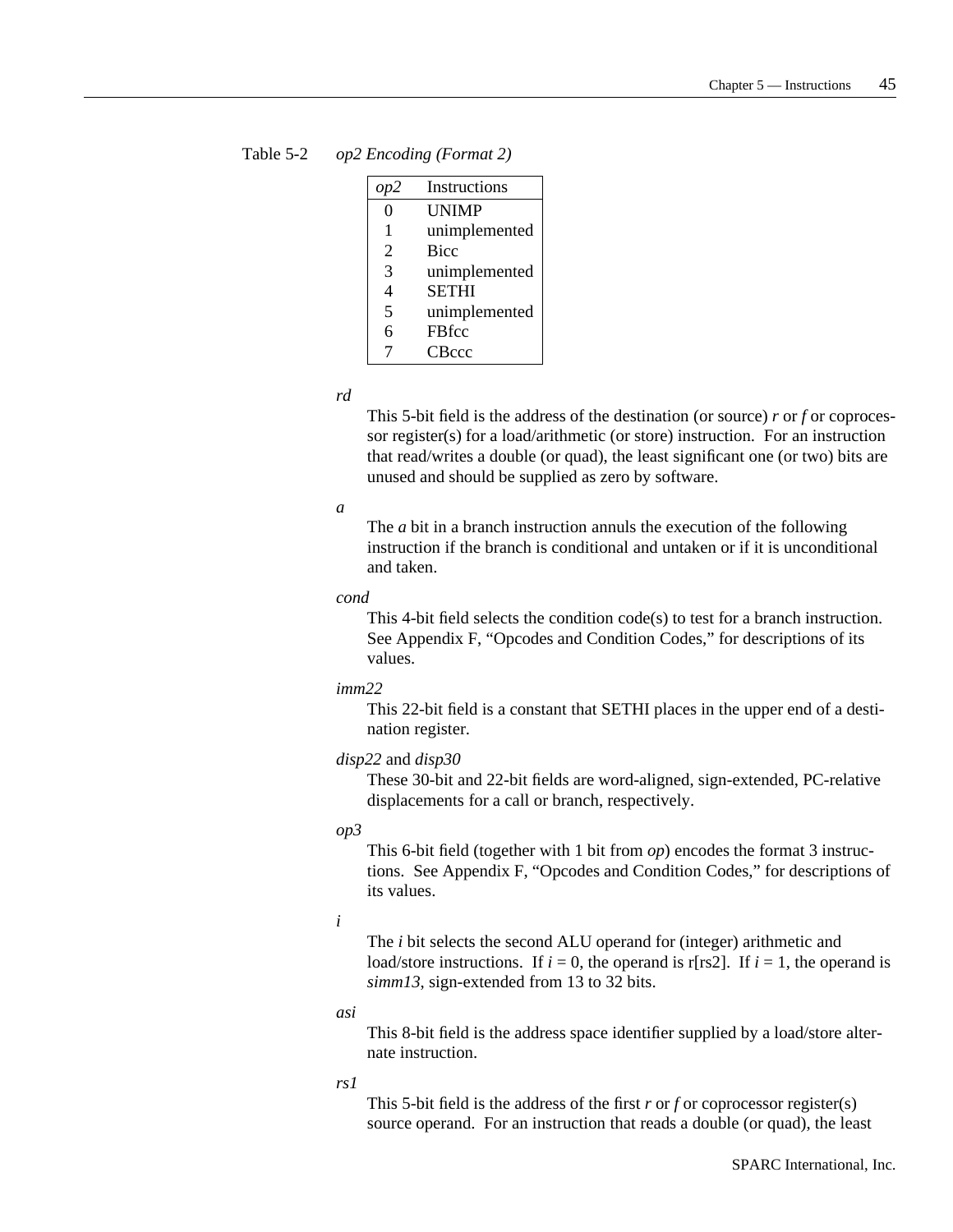Table 5-2 *op2 Encoding (Format 2)*

| *op2* | Instructions |
|---|---|
| 0 | UNIMP |
| 1 | unimplemented |
| 2 | Bicc |
| 3 | unimplemented |
| 4 | SETHI |
| 5 | unimplemented |
| 6 | FBfcc |
| 7 | CBccc |

*rd*

This 5-bit field is the address of the destination (or source) *r* or *f* or coprocessor register(s) for a load/arithmetic (or store) instruction. For an instruction that read/writes a double (or quad), the least significant one (or two) bits are unused and should be supplied as zero by software.

*a*

The *a* bit in a branch instruction annuls the execution of the following instruction if the branch is conditional and untaken or if it is unconditional and taken.

*cond*

This 4-bit field selects the condition code(s) to test for a branch instruction. See Appendix F, "Opcodes and Condition Codes," for descriptions of its values.

*imm22*

This 22-bit field is a constant that SETHI places in the upper end of a destination register.

*disp22* and *disp30*

These 30-bit and 22-bit fields are word-aligned, sign-extended, PC-relative displacements for a call or branch, respectively.

*op3*

This 6-bit field (together with 1 bit from *op*) encodes the format 3 instructions. See Appendix F, "Opcodes and Condition Codes," for descriptions of its values.

*i*

The *i* bit selects the second ALU operand for (integer) arithmetic and load/store instructions. If *i* = 0, the operand is r[rs2]. If *i* = 1, the operand is *simm13*, sign-extended from 13 to 32 bits.

*asi*

This 8-bit field is the address space identifier supplied by a load/store alternate instruction.

*rs1*

This 5-bit field is the address of the first *r* or *f* or coprocessor register(s) source operand. For an instruction that reads a double (or quad), the least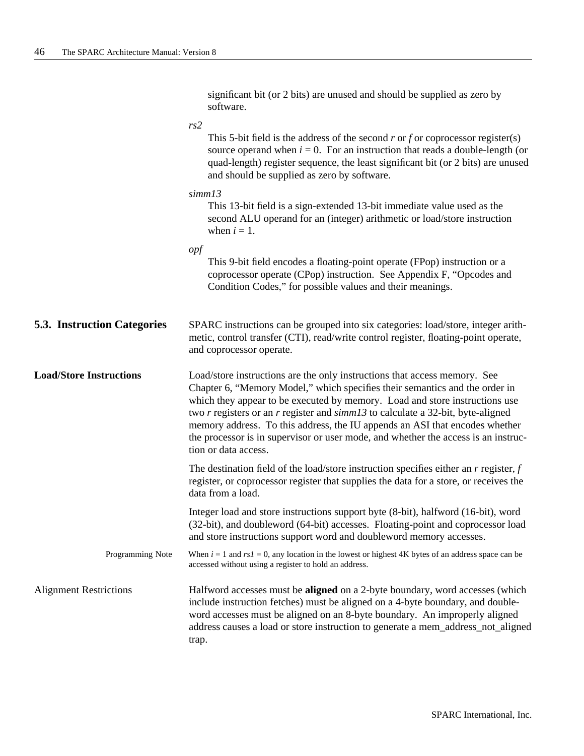significant bit (or 2 bits) are unused and should be supplied as zero by software.

*rs2*

This 5-bit field is the address of the second *r* or *f* or coprocessor register(s) source operand when $i = 0$. For an instruction that reads a double-length (or quad-length) register sequence, the least significant bit (or 2 bits) are unused and should be supplied as zero by software.

*simm13*

This 13-bit field is a sign-extended 13-bit immediate value used as the second ALU operand for an (integer) arithmetic or load/store instruction when $i = 1$.

*opf*

This 9-bit field encodes a floating-point operate (FPop) instruction or a coprocessor operate (CPop) instruction. See Appendix F, "Opcodes and Condition Codes," for possible values and their meanings.

## 5.3. Instruction Categories

SPARC instructions can be grouped into six categories: load/store, integer arithmetic, control transfer (CTI), read/write control register, floating-point operate, and coprocessor operate.

### Load/Store Instructions

Load/store instructions are the only instructions that access memory. See Chapter 6, "Memory Model," which specifies their semantics and the order in which they appear to be executed by memory. Load and store instructions use two *r* registers or an *r* register and *simm13* to calculate a 32-bit, byte-aligned memory address. To this address, the IU appends an ASI that encodes whether the processor is in supervisor or user mode, and whether the access is an instruction or data access.

The destination field of the load/store instruction specifies either an *r* register, *f* register, or coprocessor register that supplies the data for a store, or receives the data from a load.

Integer load and store instructions support byte (8-bit), halfword (16-bit), word (32-bit), and doubleword (64-bit) accesses. Floating-point and coprocessor load and store instructions support word and doubleword memory accesses.

Programming Note: When $i = 1$ and $rs1 = 0$, any location in the lowest or highest 4K bytes of an address space can be accessed without using a register to hold an address.

Alignment Restrictions

Halfword accesses must be **aligned** on a 2-byte boundary, word accesses (which include instruction fetches) must be aligned on a 4-byte boundary, and doubleword accesses must be aligned on an 8-byte boundary. An improperly aligned address causes a load or store instruction to generate a mem_address_not_aligned trap.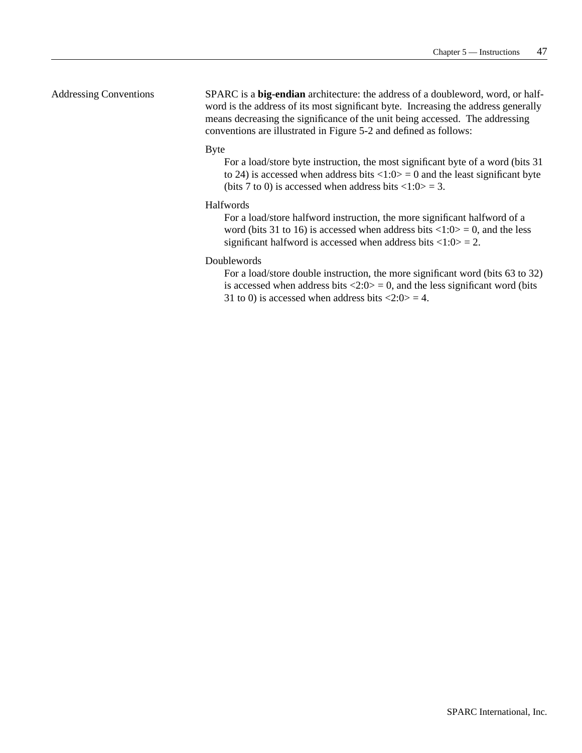## Addressing Conventions

SPARC is a **big-endian** architecture: the address of a doubleword, word, or halfword is the address of its most significant byte. Increasing the address generally means decreasing the significance of the unit being accessed. The addressing conventions are illustrated in Figure 5-2 and defined as follows:

Byte

For a load/store byte instruction, the most significant byte of a word (bits 31 to 24) is accessed when address bits <1:0> = 0 and the least significant byte (bits 7 to 0) is accessed when address bits <1:0> = 3.

Halfwords

For a load/store halfword instruction, the more significant halfword of a word (bits 31 to 16) is accessed when address bits <1:0> = 0, and the less significant halfword is accessed when address bits <1:0> = 2.

Doublewords

For a load/store double instruction, the more significant word (bits 63 to 32) is accessed when address bits <2:0> = 0, and the less significant word (bits 31 to 0) is accessed when address bits <2:0> = 4.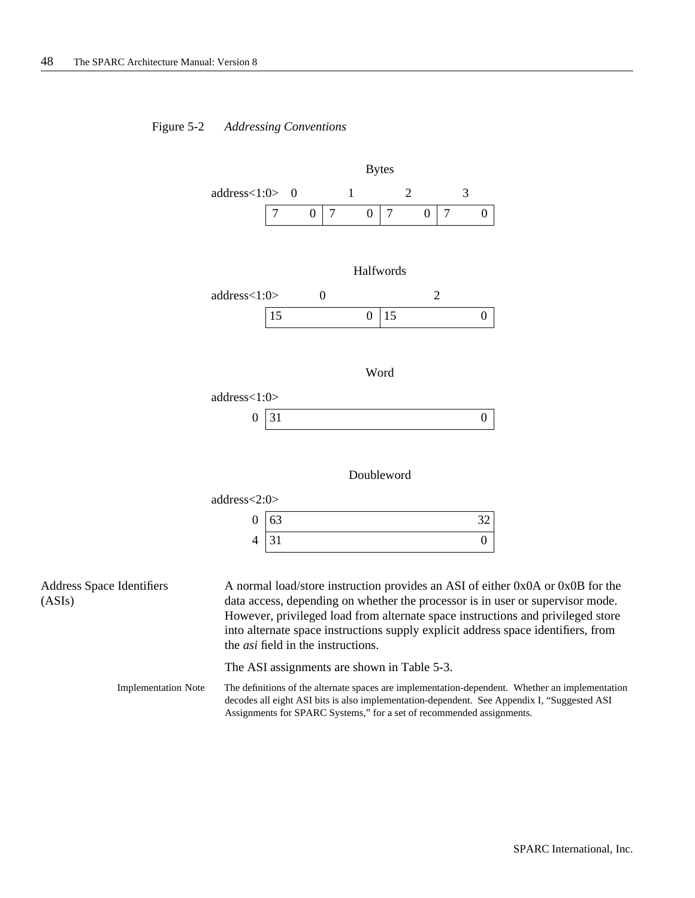Figure 5-2 *Addressing Conventions*

**Bytes**

| address<1:0> | 0 | 1 | 2 | 3 |
|---|---|---|---|---|
| | 7 0 | 7 0 | 7 0 | 7 0 |

**Halfwords**

| address<1:0> | 0 | 2 |
|---|---|---|
| | 15 0 | 15 0 |

**Word**

| address<1:0> | |
|---|---|
| 0 | 31 0 |

**Doubleword**

| address<2:0> | |
|---|---|
| 0 | 63 32 |
| 4 | 31 0 |

## Address Space Identifiers (ASIs)

A normal load/store instruction provides an ASI of either 0x0A or 0x0B for the data access, depending on whether the processor is in user or supervisor mode. However, privileged load from alternate space instructions and privileged store into alternate space instructions supply explicit address space identifiers, from the *asi* field in the instructions.

The ASI assignments are shown in Table 5-3.

Implementation Note: The definitions of the alternate spaces are implementation-dependent. Whether an implementation decodes all eight ASI bits is also implementation-dependent. See Appendix I, “Suggested ASI Assignments for SPARC Systems,” for a set of recommended assignments.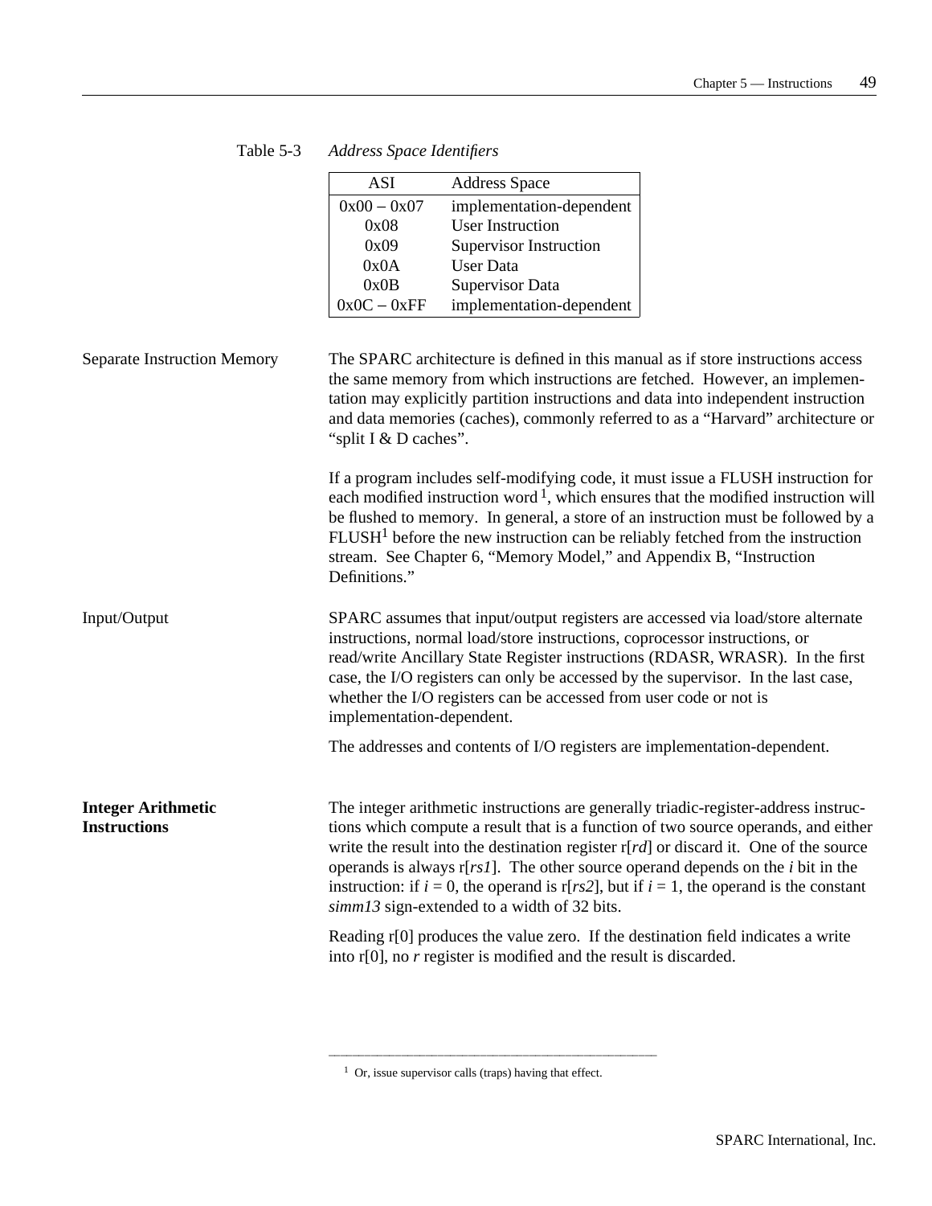Table 5-3 *Address Space Identifiers*

| ASI | Address Space |
|---|---|
| 0x00 – 0x07 | implementation-dependent |
| 0x08 | User Instruction |
| 0x09 | Supervisor Instruction |
| 0x0A | User Data |
| 0x0B | Supervisor Data |
| 0x0C – 0xFF | implementation-dependent |

#### Separate Instruction Memory

The SPARC architecture is defined in this manual as if store instructions access the same memory from which instructions are fetched. However, an implementation may explicitly partition instructions and data into independent instruction and data memories (caches), commonly referred to as a “Harvard” architecture or “split I & D caches”.

If a program includes self-modifying code, it must issue a FLUSH instruction for each modified instruction word [1], which ensures that the modified instruction will be flushed to memory. In general, a store of an instruction must be followed by a FLUSH[1] before the new instruction can be reliably fetched from the instruction stream. See Chapter 6, “Memory Model,” and Appendix B, “Instruction Definitions.”

#### Input/Output

SPARC assumes that input/output registers are accessed via load/store alternate instructions, normal load/store instructions, coprocessor instructions, or read/write Ancillary State Register instructions (RDASR, WRASR). In the first case, the I/O registers can only be accessed by the supervisor. In the last case, whether the I/O registers can be accessed from user code or not is implementation-dependent.

The addresses and contents of I/O registers are implementation-dependent.

### Integer Arithmetic Instructions

The integer arithmetic instructions are generally triadic-register-address instructions which compute a result that is a function of two source operands, and either write the result into the destination register r[*rd*] or discard it. One of the source operands is always r[*rs1*]. The other source operand depends on the *i* bit in the instruction: if $i = 0$, the operand is r[*rs2*], but if $i = 1$, the operand is the constant *simm13* sign-extended to a width of 32 bits.

Reading r[0] produces the value zero. If the destination field indicates a write into r[0], no *r* register is modified and the result is discarded.

---

[1] Or, issue supervisor calls (traps) having that effect.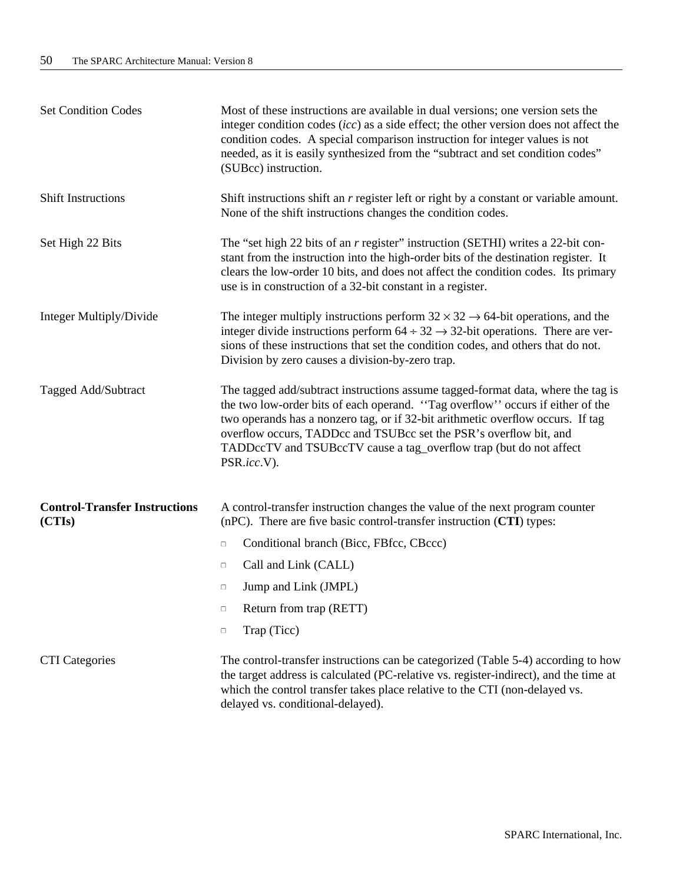**Set Condition Codes**

Most of these instructions are available in dual versions; one version sets the integer condition codes (*icc*) as a side effect; the other version does not affect the condition codes. A special comparison instruction for integer values is not needed, as it is easily synthesized from the "subtract and set condition codes" (SUBcc) instruction.

**Shift Instructions**

Shift instructions shift an *r* register left or right by a constant or variable amount. None of the shift instructions changes the condition codes.

**Set High 22 Bits**

The "set high 22 bits of an *r* register" instruction (SETHI) writes a 22-bit constant from the instruction into the high-order bits of the destination register. It clears the low-order 10 bits, and does not affect the condition codes. Its primary use is in construction of a 32-bit constant in a register.

**Integer Multiply/Divide**

The integer multiply instructions perform $32 \times 32 \rightarrow 64$-bit operations, and the integer divide instructions perform $64 \div 32 \rightarrow 32$-bit operations. There are versions of these instructions that set the condition codes, and others that do not. Division by zero causes a division-by-zero trap.

**Tagged Add/Subtract**

The tagged add/subtract instructions assume tagged-format data, where the tag is the two low-order bits of each operand. ''Tag overflow'' occurs if either of the two operands has a nonzero tag, or if 32-bit arithmetic overflow occurs. If tag overflow occurs, TADDcc and TSUBcc set the PSR's overflow bit, and TADDccTV and TSUBccTV cause a tag_overflow trap (but do not affect PSR.*icc*.V).

## Control-Transfer Instructions (CTIs)

A control-transfer instruction changes the value of the next program counter (nPC). There are five basic control-transfer instruction (**CTI**) types:

- Conditional branch (Bicc, FBfcc, CBccc)
- Call and Link (CALL)
- Jump and Link (JMPL)
- Return from trap (RETT)
- Trap (Ticc)

**CTI Categories**

The control-transfer instructions can be categorized (Table 5-4) according to how the target address is calculated (PC-relative vs. register-indirect), and the time at which the control transfer takes place relative to the CTI (non-delayed vs. delayed vs. conditional-delayed).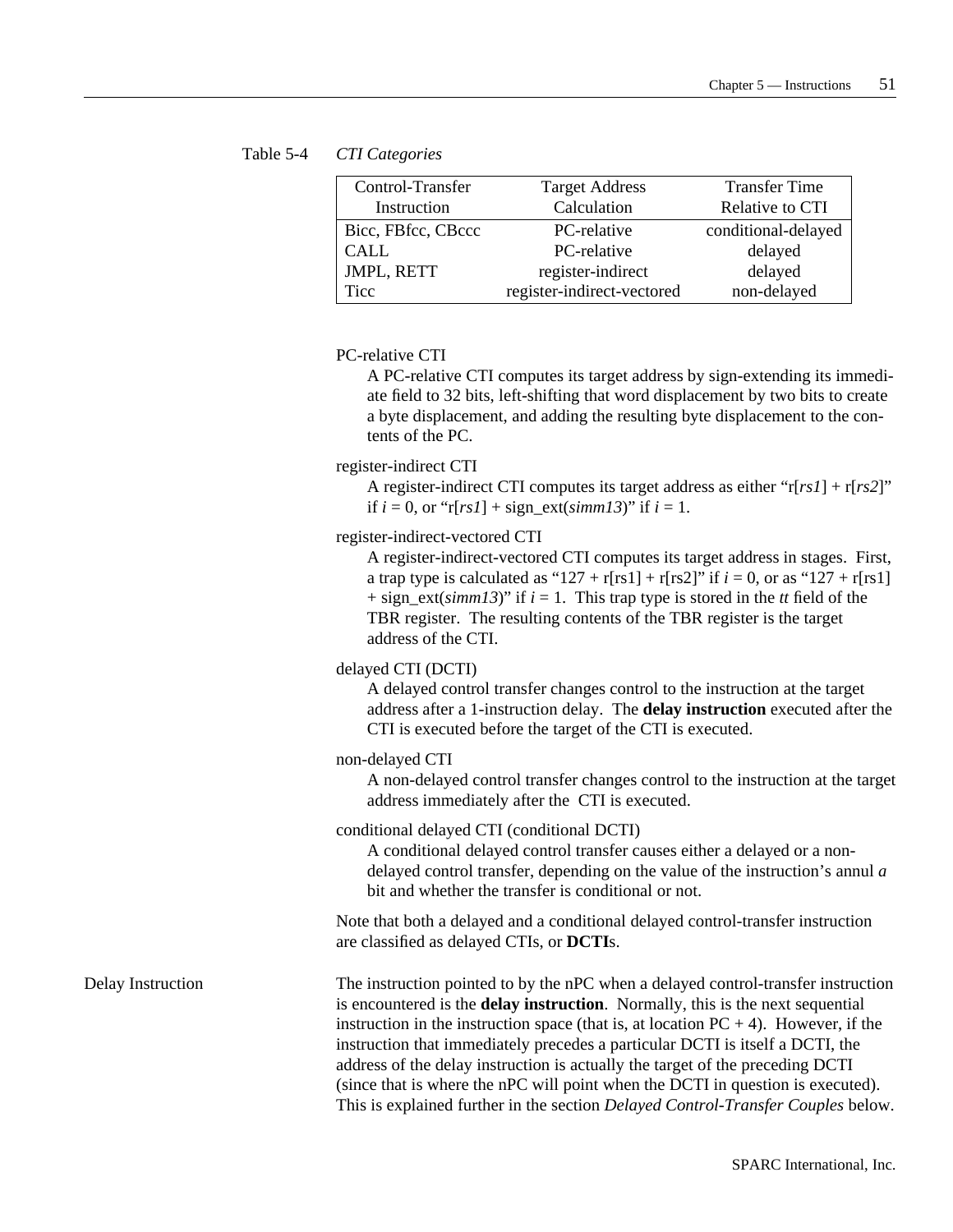Table 5-4 *CTI Categories*

| Control-Transfer Instruction | Target Address Calculation | Transfer Time Relative to CTI |
|---|---|---|
| Bicc, FBfcc, CBccc | PC-relative | conditional-delayed |
| CALL | PC-relative | delayed |
| JMPL, RETT | register-indirect | delayed |
| Ticc | register-indirect-vectored | non-delayed |

PC-relative CTI

A PC-relative CTI computes its target address by sign-extending its immediate field to 32 bits, left-shifting that word displacement by two bits to create a byte displacement, and adding the resulting byte displacement to the contents of the PC.

register-indirect CTI

A register-indirect CTI computes its target address as either "r[*rs1*] + r[*rs2*]" if $i = 0$, or "r[*rs1*] + sign_ext(*simm13*)" if $i = 1$.

register-indirect-vectored CTI

A register-indirect-vectored CTI computes its target address in stages. First, a trap type is calculated as "127 + r[rs1] + r[rs2]" if $i = 0$, or as "127 + r[rs1] + sign_ext(*simm13*)" if $i = 1$. This trap type is stored in the *tt* field of the TBR register. The resulting contents of the TBR register is the target address of the CTI.

delayed CTI (DCTI)

A delayed control transfer changes control to the instruction at the target address after a 1-instruction delay. The **delay instruction** executed after the CTI is executed before the target of the CTI is executed.

non-delayed CTI

A non-delayed control transfer changes control to the instruction at the target address immediately after the CTI is executed.

conditional delayed CTI (conditional DCTI)

A conditional delayed control transfer causes either a delayed or a non-delayed control transfer, depending on the value of the instruction's annul *a* bit and whether the transfer is conditional or not.

Note that both a delayed and a conditional delayed control-transfer instruction are classified as delayed CTIs, or **DCTI**s.

Delay Instruction

The instruction pointed to by the nPC when a delayed control-transfer instruction is encountered is the **delay instruction**. Normally, this is the next sequential instruction in the instruction space (that is, at location PC + 4). However, if the instruction that immediately precedes a particular DCTI is itself a DCTI, the address of the delay instruction is actually the target of the preceding DCTI (since that is where the nPC will point when the DCTI in question is executed). This is explained further in the section *Delayed Control-Transfer Couples* below.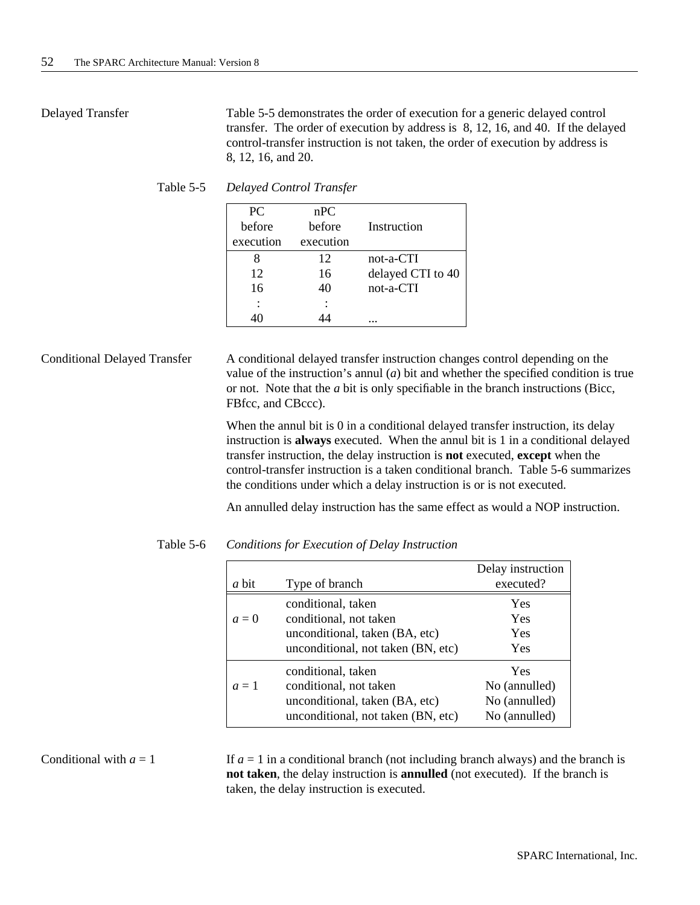**Delayed Transfer**

Table 5-5 demonstrates the order of execution for a generic delayed control transfer. The order of execution by address is 8, 12, 16, and 40. If the delayed control-transfer instruction is not taken, the order of execution by address is 8, 12, 16, and 20.

Table 5-5 *Delayed Control Transfer*

| PC before execution | nPC before execution | Instruction |
|---|---|---|
| 8 | 12 | not-a-CTI |
| 12 | 16 | delayed CTI to 40 |
| 16 | 40 | not-a-CTI |
| : | : | |
| 40 | 44 | ... |

**Conditional Delayed Transfer**

A conditional delayed transfer instruction changes control depending on the value of the instruction's annul (*a*) bit and whether the specified condition is true or not. Note that the *a* bit is only specifiable in the branch instructions (Bicc, FBfcc, and CBccc).

When the annul bit is 0 in a conditional delayed transfer instruction, its delay instruction is **always** executed. When the annul bit is 1 in a conditional delayed transfer instruction, the delay instruction is **not** executed, **except** when the control-transfer instruction is a taken conditional branch. Table 5-6 summarizes the conditions under which a delay instruction is or is not executed.

An annulled delay instruction has the same effect as would a NOP instruction.

Table 5-6 *Conditions for Execution of Delay Instruction*

| *a* bit | Type of branch | Delay instruction executed? |
|---|---|---|
| *a* = 0 | conditional, taken | Yes |
| | conditional, not taken | Yes |
| | unconditional, taken (BA, etc) | Yes |
| | unconditional, not taken (BN, etc) | Yes |
| *a* = 1 | conditional, taken | Yes |
| | conditional, not taken | No (annulled) |
| | unconditional, taken (BA, etc) | No (annulled) |
| | unconditional, not taken (BN, etc) | No (annulled) |

**Conditional with *a* = 1**

If *a* = 1 in a conditional branch (not including branch always) and the branch is **not taken**, the delay instruction is **annulled** (not executed). If the branch is taken, the delay instruction is executed.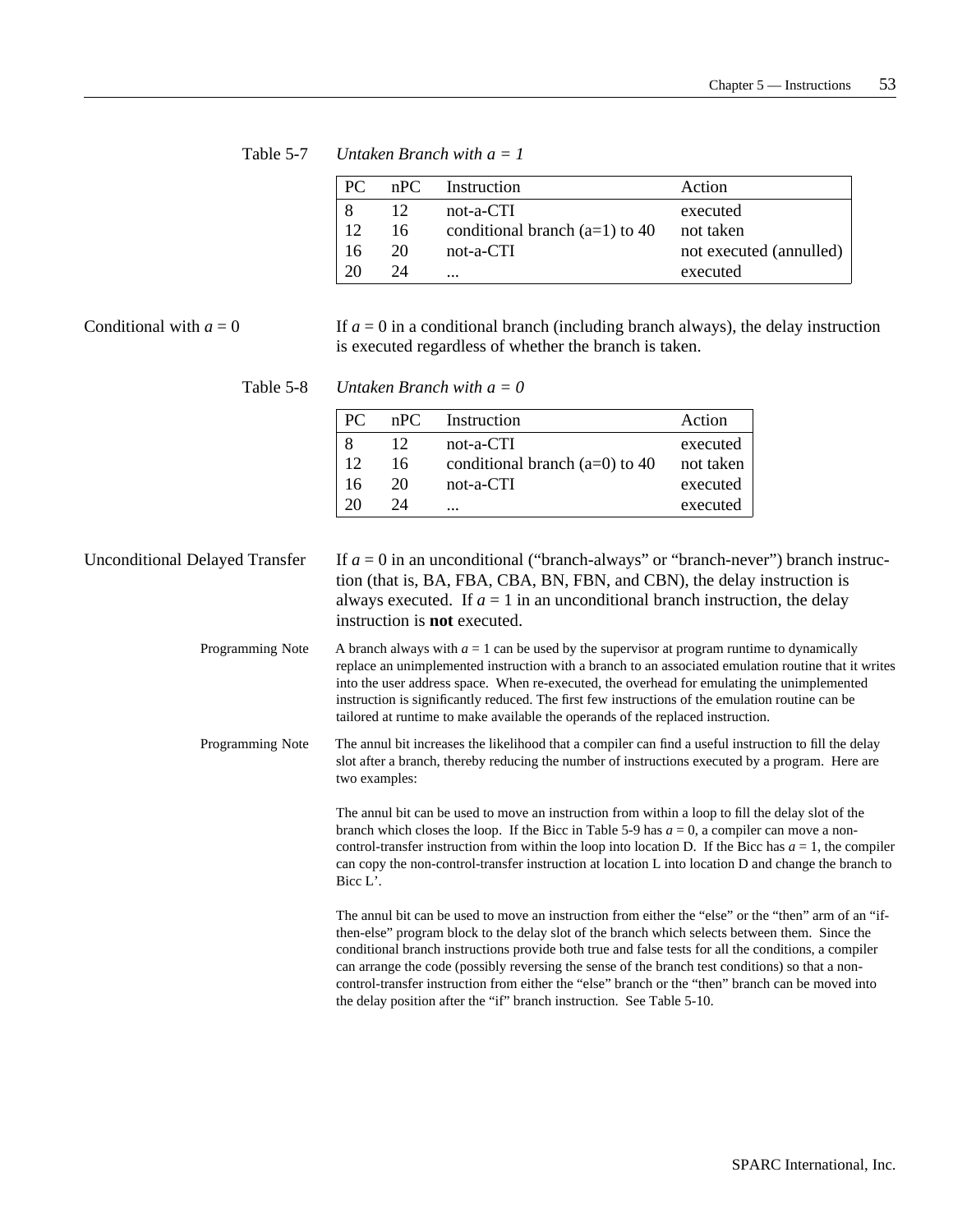Table 5-7 *Untaken Branch with a = 1*

| PC | nPC | Instruction | Action |
|---|---|---|---|
| 8 | 12 | not-a-CTI | executed |
| 12 | 16 | conditional branch (a=1) to 40 | not taken |
| 16 | 20 | not-a-CTI | not executed (annulled) |
| 20 | 24 | ... | executed |

Conditional with $a = 0$

If $a = 0$ in a conditional branch (including branch always), the delay instruction is executed regardless of whether the branch is taken.

Table 5-8 *Untaken Branch with a = 0*

| PC | nPC | Instruction | Action |
|---|---|---|---|
| 8 | 12 | not-a-CTI | executed |
| 12 | 16 | conditional branch (a=0) to 40 | not taken |
| 16 | 20 | not-a-CTI | executed |
| 20 | 24 | ... | executed |

Unconditional Delayed Transfer

If $a = 0$ in an unconditional ("branch-always" or "branch-never") branch instruction (that is, BA, FBA, CBA, BN, FBN, and CBN), the delay instruction is always executed. If $a = 1$ in an unconditional branch instruction, the delay instruction is **not** executed.

Programming Note

A branch always with $a = 1$ can be used by the supervisor at program runtime to dynamically replace an unimplemented instruction with a branch to an associated emulation routine that it writes into the user address space. When re-executed, the overhead for emulating the unimplemented instruction is significantly reduced. The first few instructions of the emulation routine can be tailored at runtime to make available the operands of the replaced instruction.

Programming Note

The annul bit increases the likelihood that a compiler can find a useful instruction to fill the delay slot after a branch, thereby reducing the number of instructions executed by a program. Here are two examples:

The annul bit can be used to move an instruction from within a loop to fill the delay slot of the branch which closes the loop. If the Bicc in Table 5-9 has $a = 0$, a compiler can move a non-control-transfer instruction from within the loop into location D. If the Bicc has $a = 1$, the compiler can copy the non-control-transfer instruction at location L into location D and change the branch to Bicc L'.

The annul bit can be used to move an instruction from either the "else" or the "then" arm of an "if-then-else" program block to the delay slot of the branch which selects between them. Since the conditional branch instructions provide both true and false tests for all the conditions, a compiler can arrange the code (possibly reversing the sense of the branch test conditions) so that a non-control-transfer instruction from either the "else" branch or the "then" branch can be moved into the delay position after the "if" branch instruction. See Table 5-10.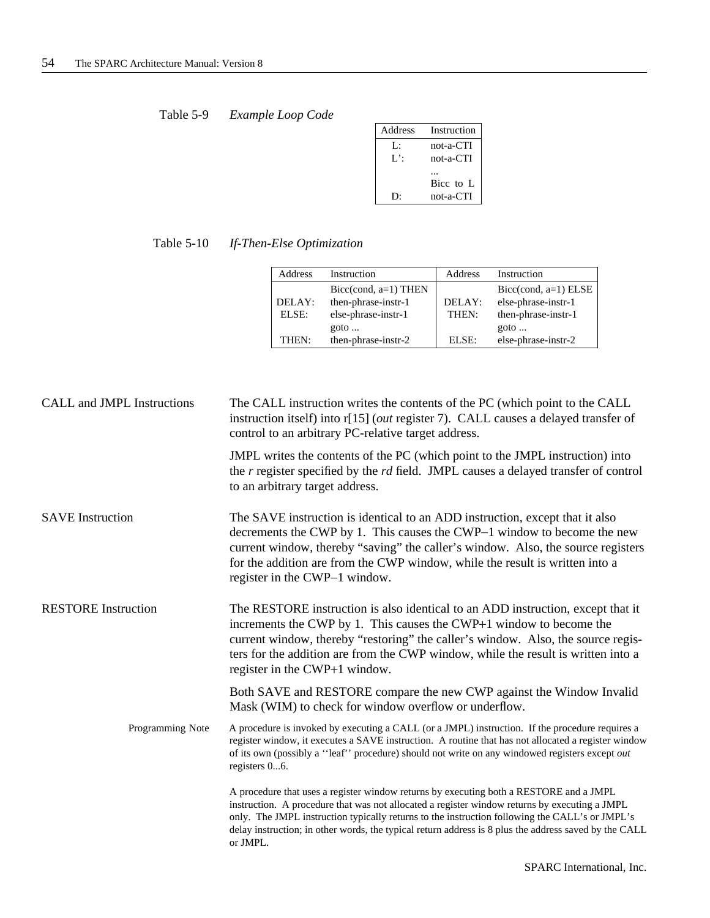Table 5-9 *Example Loop Code*

| Address | Instruction |
|---|---|
| L: | not-a-CTI |
| L': | not-a-CTI |
| | ... |
| | Bicc to L |
| D: | not-a-CTI |

Table 5-10 *If-Then-Else Optimization*

| Address | Instruction | Address | Instruction |
|---|---|---|---|
| | Bicc(cond, a=1) THEN | | Bicc(cond, a=1) ELSE |
| DELAY: | then-phrase-instr-1 | DELAY: | else-phrase-instr-1 |
| ELSE: | else-phrase-instr-1 | THEN: | then-phrase-instr-1 |
| | goto ... | | goto ... |
| THEN: | then-phrase-instr-2 | ELSE: | else-phrase-instr-2 |

### CALL and JMPL Instructions

The CALL instruction writes the contents of the PC (which point to the CALL instruction itself) into r[15] (*out* register 7). CALL causes a delayed transfer of control to an arbitrary PC-relative target address.

JMPL writes the contents of the PC (which point to the JMPL instruction) into the *r* register specified by the *rd* field. JMPL causes a delayed transfer of control to an arbitrary target address.

### SAVE Instruction

The SAVE instruction is identical to an ADD instruction, except that it also decrements the CWP by 1. This causes the CWP−1 window to become the new current window, thereby "saving" the caller's window. Also, the source registers for the addition are from the CWP window, while the result is written into a register in the CWP−1 window.

### RESTORE Instruction

The RESTORE instruction is also identical to an ADD instruction, except that it increments the CWP by 1. This causes the CWP+1 window to become the current window, thereby "restoring" the caller's window. Also, the source registers for the addition are from the CWP window, while the result is written into a register in the CWP+1 window.

Both SAVE and RESTORE compare the new CWP against the Window Invalid Mask (WIM) to check for window overflow or underflow.

Programming Note

A procedure is invoked by executing a CALL (or a JMPL) instruction. If the procedure requires a register window, it executes a SAVE instruction. A routine that has not allocated a register window of its own (possibly a ''leaf'' procedure) should not write on any windowed registers except *out* registers 0...6.

A procedure that uses a register window returns by executing both a RESTORE and a JMPL instruction. A procedure that was not allocated a register window returns by executing a JMPL only. The JMPL instruction typically returns to the instruction following the CALL's or JMPL's delay instruction; in other words, the typical return address is 8 plus the address saved by the CALL or JMPL.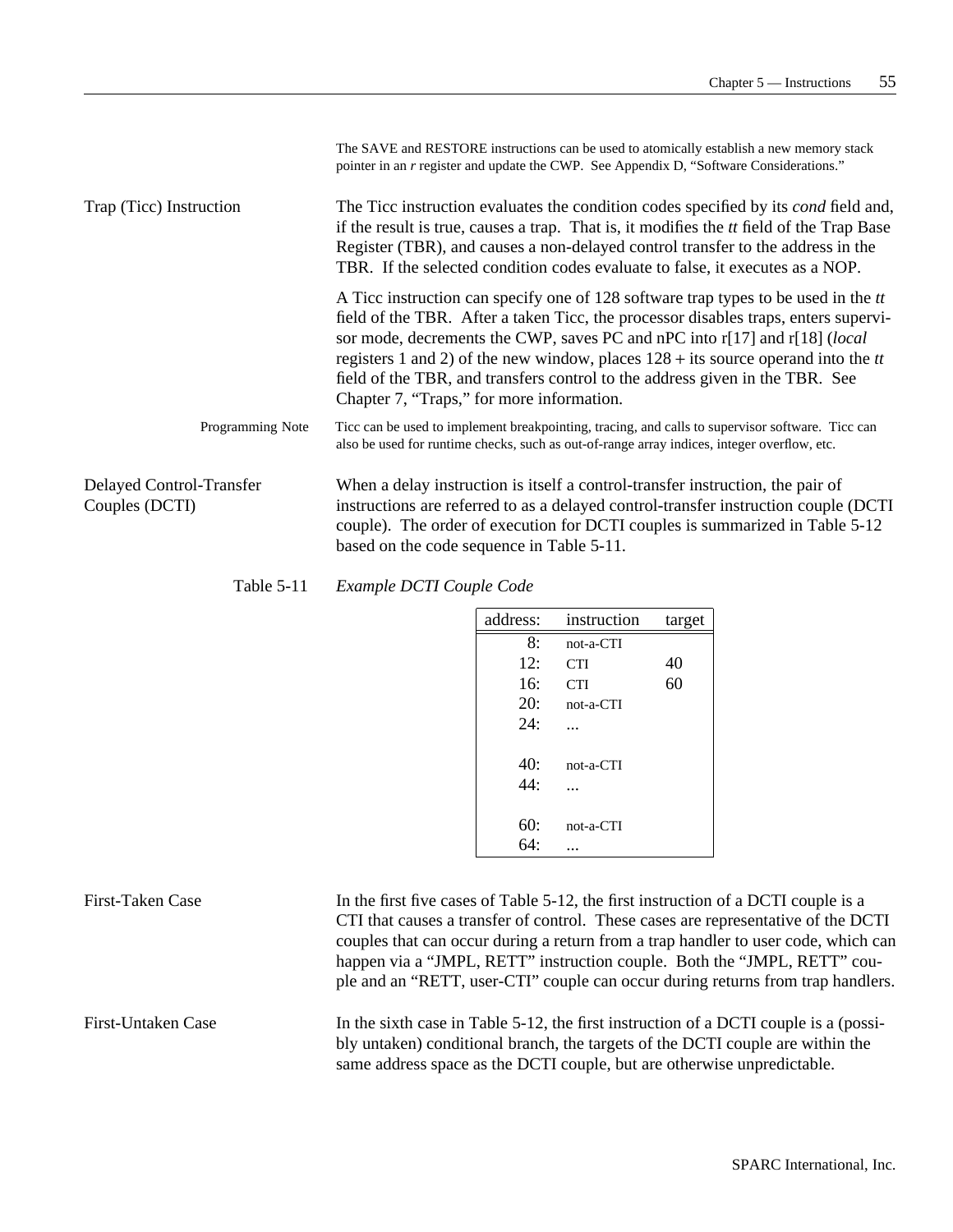The SAVE and RESTORE instructions can be used to atomically establish a new memory stack pointer in an *r* register and update the CWP. See Appendix D, “Software Considerations.”

### Trap (Ticc) Instruction

The Ticc instruction evaluates the condition codes specified by its *cond* field and, if the result is true, causes a trap. That is, it modifies the *tt* field of the Trap Base Register (TBR), and causes a non-delayed control transfer to the address in the TBR. If the selected condition codes evaluate to false, it executes as a NOP.

A Ticc instruction can specify one of 128 software trap types to be used in the *tt* field of the TBR. After a taken Ticc, the processor disables traps, enters supervisor mode, decrements the CWP, saves PC and nPC into r[17] and r[18] (*local* registers 1 and 2) of the new window, places 128 + its source operand into the *tt* field of the TBR, and transfers control to the address given in the TBR. See Chapter 7, “Traps,” for more information.

Programming Note: Ticc can be used to implement breakpointing, tracing, and calls to supervisor software. Ticc can also be used for runtime checks, such as out-of-range array indices, integer overflow, etc.

### Delayed Control-Transfer Couples (DCTI)

When a delay instruction is itself a control-transfer instruction, the pair of instructions are referred to as a delayed control-transfer instruction couple (DCTI couple). The order of execution for DCTI couples is summarized in Table 5-12 based on the code sequence in Table 5-11.

Table 5-11 *Example DCTI Couple Code*

| address: | instruction | target |
|---|---|---|
| 8: | not-a-CTI | |
| 12: | CTI | 40 |
| 16: | CTI | 60 |
| 20: | not-a-CTI | |
| 24: | ... | |
| | | |
| 40: | not-a-CTI | |
| 44: | ... | |
| | | |
| 60: | not-a-CTI | |
| 64: | ... | |

### First-Taken Case

In the first five cases of Table 5-12, the first instruction of a DCTI couple is a CTI that causes a transfer of control. These cases are representative of the DCTI couples that can occur during a return from a trap handler to user code, which can happen via a “JMPL, RETT” instruction couple. Both the “JMPL, RETT” couple and an “RETT, user-CTI” couple can occur during returns from trap handlers.

### First-Untaken Case

In the sixth case in Table 5-12, the first instruction of a DCTI couple is a (possibly untaken) conditional branch, the targets of the DCTI couple are within the same address space as the DCTI couple, but are otherwise unpredictable.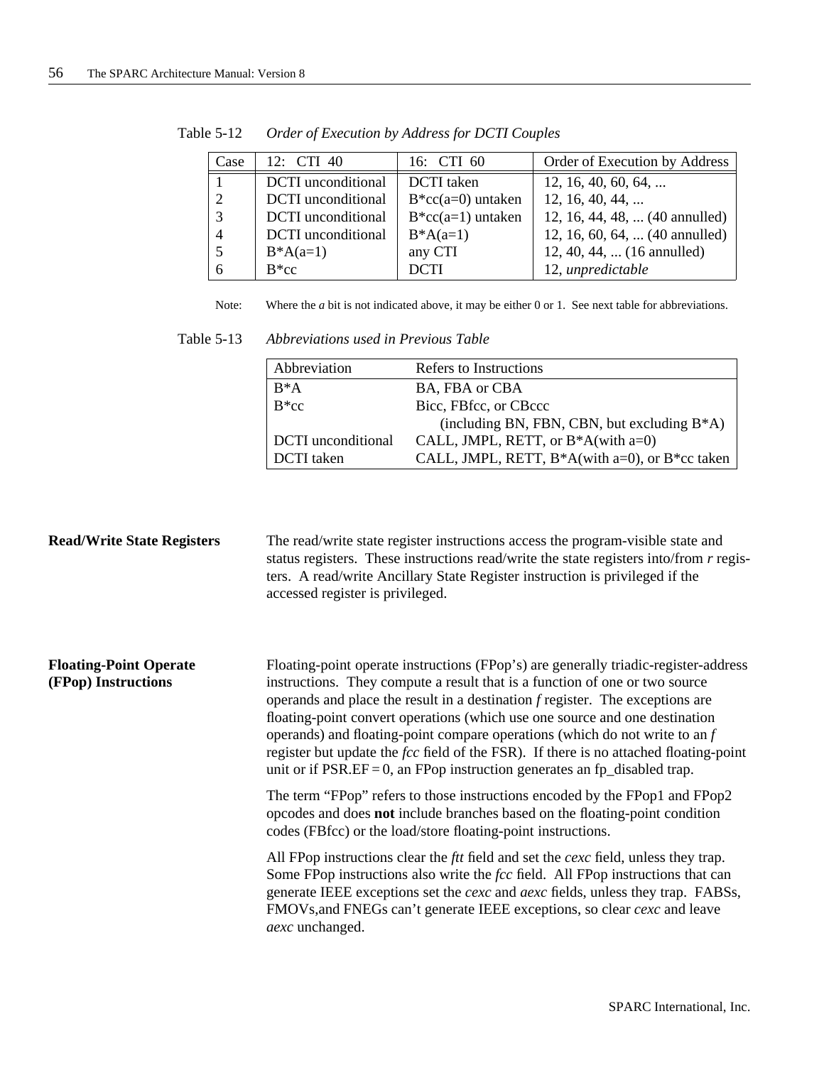Table 5-12 *Order of Execution by Address for DCTI Couples*

| Case | 12: CTI 40 | 16: CTI 60 | Order of Execution by Address |
|---|---|---|---|
| 1 | DCTI unconditional | DCTI taken | 12, 16, 40, 60, 64, ... |
| 2 | DCTI unconditional | B*cc(a=0) untaken | 12, 16, 40, 44, ... |
| 3 | DCTI unconditional | B*cc(a=1) untaken | 12, 16, 44, 48, ... (40 annulled) |
| 4 | DCTI unconditional | B*A(a=1) | 12, 16, 60, 64, ... (40 annulled) |
| 5 | B*A(a=1) | any CTI | 12, 40, 44, ... (16 annulled) |
| 6 | B*cc | DCTI | 12, *unpredictable* |

Note: Where the *a* bit is not indicated above, it may be either 0 or 1. See next table for abbreviations.

Table 5-13 *Abbreviations used in Previous Table*

| Abbreviation | Refers to Instructions |
|---|---|
| B*A | BA, FBA or CBA |
| B*cc | Bicc, FBfcc, or CBccc (including BN, FBN, CBN, but excluding B*A) |
| DCTI unconditional | CALL, JMPL, RETT, or B*A(with a=0) |
| DCTI taken | CALL, JMPL, RETT, B*A(with a=0), or B*cc taken |

**Read/Write State Registers**

The read/write state register instructions access the program-visible state and status registers. These instructions read/write the state registers into/from *r* registers. A read/write Ancillary State Register instruction is privileged if the accessed register is privileged.

**Floating-Point Operate (FPop) Instructions**

Floating-point operate instructions (FPop's) are generally triadic-register-address instructions. They compute a result that is a function of one or two source operands and place the result in a destination *f* register. The exceptions are floating-point convert operations (which use one source and one destination operands) and floating-point compare operations (which do not write to an *f* register but update the *fcc* field of the FSR). If there is no attached floating-point unit or if PSR.EF = 0, an FPop instruction generates an fp_disabled trap.

The term "FPop" refers to those instructions encoded by the FPop1 and FPop2 opcodes and does **not** include branches based on the floating-point condition codes (FBfcc) or the load/store floating-point instructions.

All FPop instructions clear the *ftt* field and set the *cexc* field, unless they trap. Some FPop instructions also write the *fcc* field. All FPop instructions that can generate IEEE exceptions set the *cexc* and *aexc* fields, unless they trap. FABSs, FMOVs,and FNEGs can't generate IEEE exceptions, so clear *cexc* and leave *aexc* unchanged.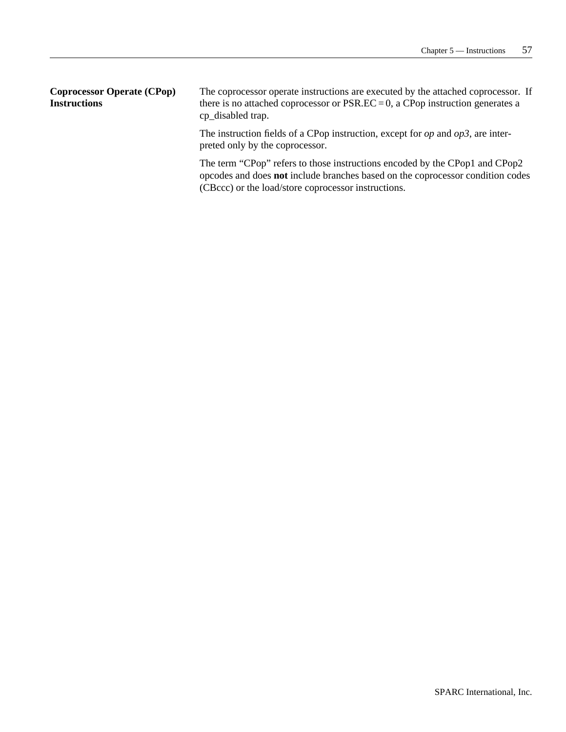### Coprocessor Operate (CPop) Instructions

The coprocessor operate instructions are executed by the attached coprocessor. If there is no attached coprocessor or PSR.EC = 0, a CPop instruction generates a cp_disabled trap.

The instruction fields of a CPop instruction, except for *op* and *op3*, are interpreted only by the coprocessor.

The term “CPop” refers to those instructions encoded by the CPop1 and CPop2 opcodes and does **not** include branches based on the coprocessor condition codes (CBccc) or the load/store coprocessor instructions.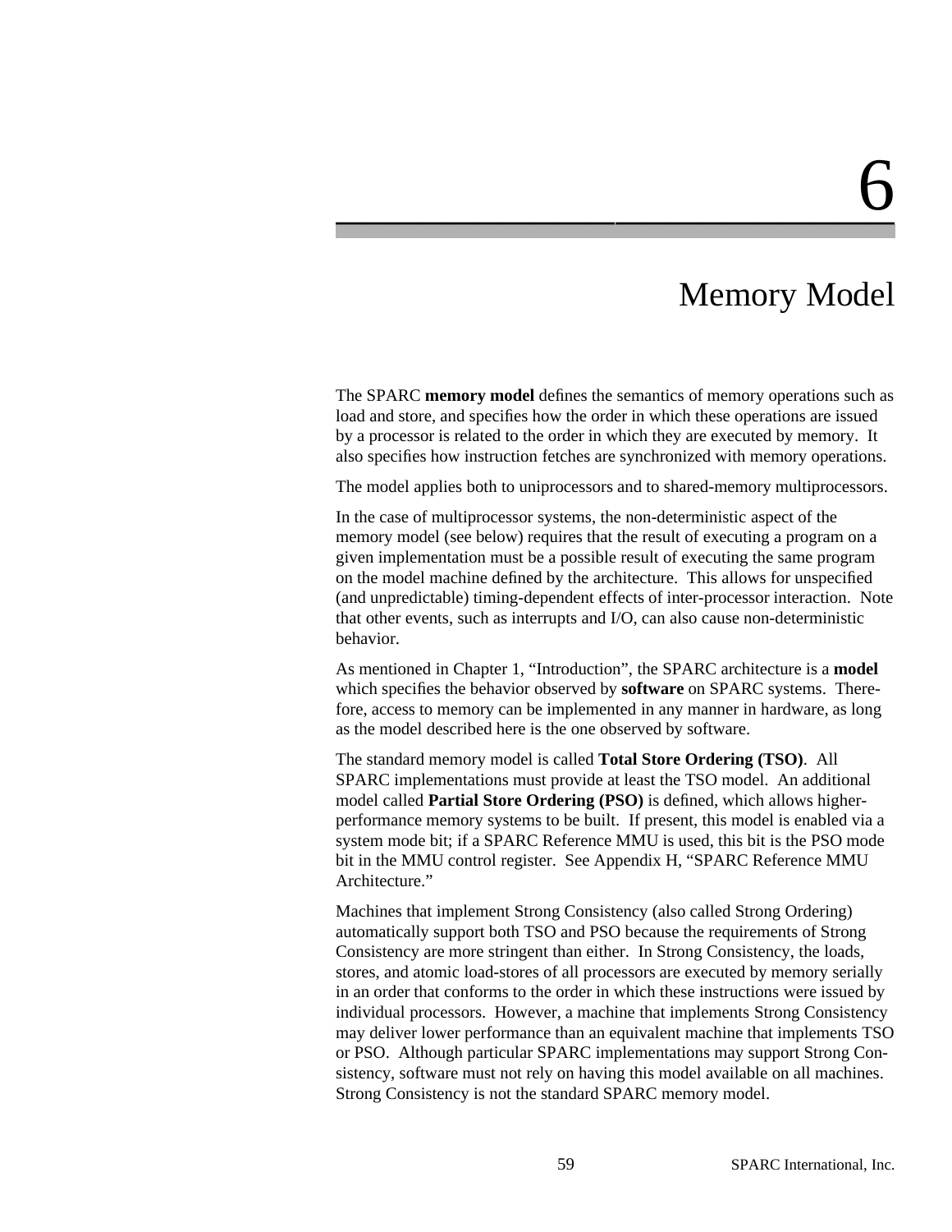# 6 Memory Model

The SPARC **memory model** defines the semantics of memory operations such as load and store, and specifies how the order in which these operations are issued by a processor is related to the order in which they are executed by memory. It also specifies how instruction fetches are synchronized with memory operations.

The model applies both to uniprocessors and to shared-memory multiprocessors.

In the case of multiprocessor systems, the non-deterministic aspect of the memory model (see below) requires that the result of executing a program on a given implementation must be a possible result of executing the same program on the model machine defined by the architecture. This allows for unspecified (and unpredictable) timing-dependent effects of inter-processor interaction. Note that other events, such as interrupts and I/O, can also cause non-deterministic behavior.

As mentioned in Chapter 1, "Introduction", the SPARC architecture is a **model** which specifies the behavior observed by **software** on SPARC systems. Therefore, access to memory can be implemented in any manner in hardware, as long as the model described here is the one observed by software.

The standard memory model is called **Total Store Ordering (TSO)**. All SPARC implementations must provide at least the TSO model. An additional model called **Partial Store Ordering (PSO)** is defined, which allows higher-performance memory systems to be built. If present, this model is enabled via a system mode bit; if a SPARC Reference MMU is used, this bit is the PSO mode bit in the MMU control register. See Appendix H, "SPARC Reference MMU Architecture."

Machines that implement Strong Consistency (also called Strong Ordering) automatically support both TSO and PSO because the requirements of Strong Consistency are more stringent than either. In Strong Consistency, the loads, stores, and atomic load-stores of all processors are executed by memory serially in an order that conforms to the order in which these instructions were issued by individual processors. However, a machine that implements Strong Consistency may deliver lower performance than an equivalent machine that implements TSO or PSO. Although particular SPARC implementations may support Strong Consistency, software must not rely on having this model available on all machines. Strong Consistency is not the standard SPARC memory model.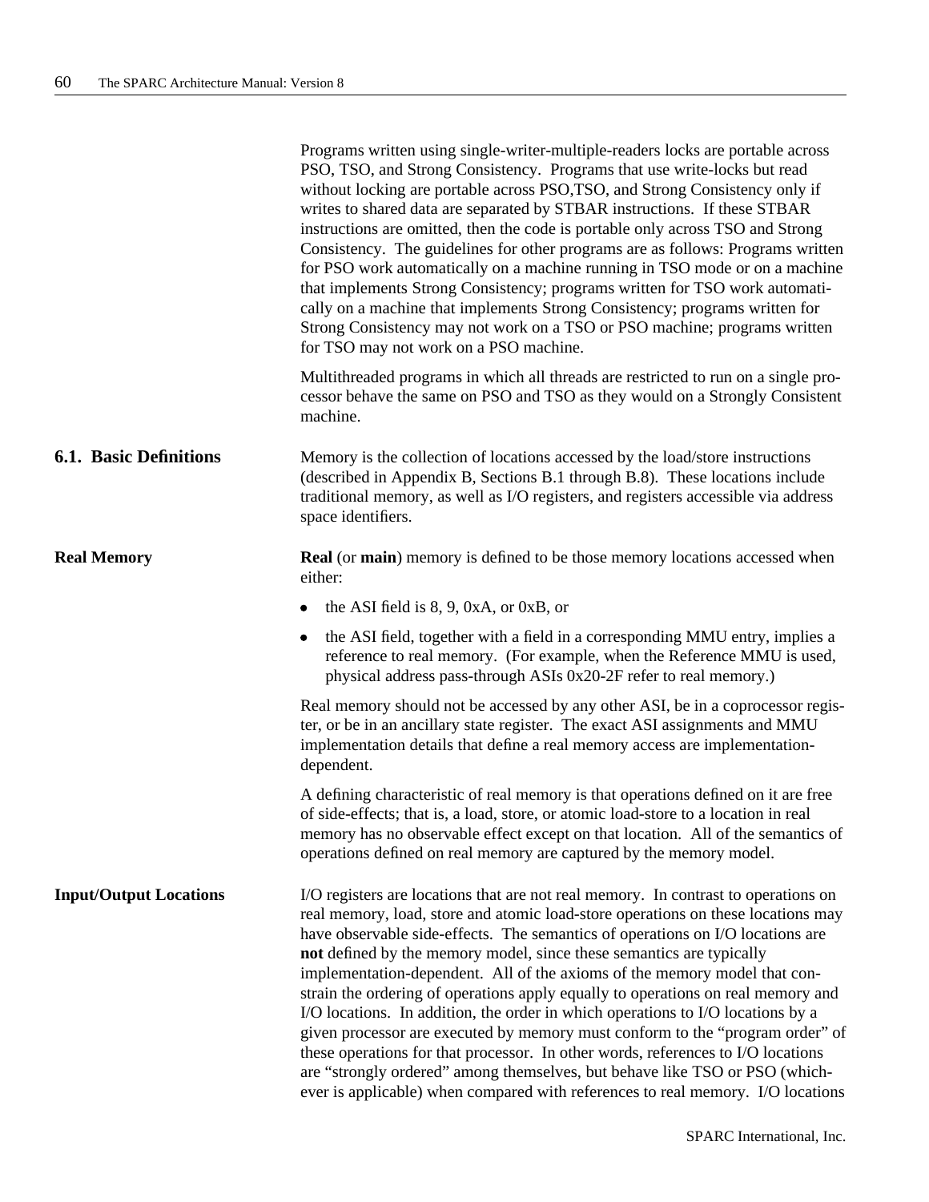Programs written using single-writer-multiple-readers locks are portable across PSO, TSO, and Strong Consistency. Programs that use write-locks but read without locking are portable across PSO,TSO, and Strong Consistency only if writes to shared data are separated by STBAR instructions. If these STBAR instructions are omitted, then the code is portable only across TSO and Strong Consistency. The guidelines for other programs are as follows: Programs written for PSO work automatically on a machine running in TSO mode or on a machine that implements Strong Consistency; programs written for TSO work automatically on a machine that implements Strong Consistency; programs written for Strong Consistency may not work on a TSO or PSO machine; programs written for TSO may not work on a PSO machine.

Multithreaded programs in which all threads are restricted to run on a single processor behave the same on PSO and TSO as they would on a Strongly Consistent machine.

## 6.1. Basic Definitions

Memory is the collection of locations accessed by the load/store instructions (described in Appendix B, Sections B.1 through B.8). These locations include traditional memory, as well as I/O registers, and registers accessible via address space identifiers.

### Real Memory

**Real** (or **main**) memory is defined to be those memory locations accessed when either:

- the ASI field is 8, 9, 0xA, or 0xB, or
- the ASI field, together with a field in a corresponding MMU entry, implies a reference to real memory. (For example, when the Reference MMU is used, physical address pass-through ASIs 0x20-2F refer to real memory.)

Real memory should not be accessed by any other ASI, be in a coprocessor register, or be in an ancillary state register. The exact ASI assignments and MMU implementation details that define a real memory access are implementation-dependent.

A defining characteristic of real memory is that operations defined on it are free of side-effects; that is, a load, store, or atomic load-store to a location in real memory has no observable effect except on that location. All of the semantics of operations defined on real memory are captured by the memory model.

### Input/Output Locations

I/O registers are locations that are not real memory. In contrast to operations on real memory, load, store and atomic load-store operations on these locations may have observable side-effects. The semantics of operations on I/O locations are **not** defined by the memory model, since these semantics are typically implementation-dependent. All of the axioms of the memory model that constrain the ordering of operations apply equally to operations on real memory and I/O locations. In addition, the order in which operations to I/O locations by a given processor are executed by memory must conform to the "program order" of these operations for that processor. In other words, references to I/O locations are "strongly ordered" among themselves, but behave like TSO or PSO (whichever is applicable) when compared with references to real memory. I/O locations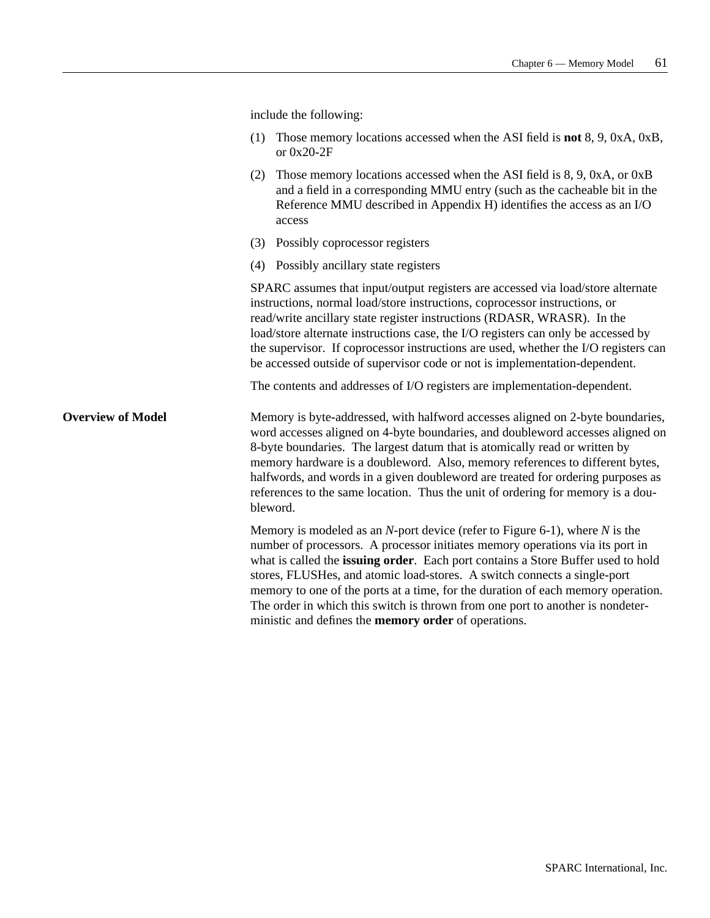include the following:

(1) Those memory locations accessed when the ASI field is **not** 8, 9, 0xA, 0xB, or 0x20-2F

(2) Those memory locations accessed when the ASI field is 8, 9, 0xA, or 0xB and a field in a corresponding MMU entry (such as the cacheable bit in the Reference MMU described in Appendix H) identifies the access as an I/O access

(3) Possibly coprocessor registers

(4) Possibly ancillary state registers

SPARC assumes that input/output registers are accessed via load/store alternate instructions, normal load/store instructions, coprocessor instructions, or read/write ancillary state register instructions (RDASR, WRASR). In the load/store alternate instructions case, the I/O registers can only be accessed by the supervisor. If coprocessor instructions are used, whether the I/O registers can be accessed outside of supervisor code or not is implementation-dependent.

The contents and addresses of I/O registers are implementation-dependent.

**Overview of Model**

Memory is byte-addressed, with halfword accesses aligned on 2-byte boundaries, word accesses aligned on 4-byte boundaries, and doubleword accesses aligned on 8-byte boundaries. The largest datum that is atomically read or written by memory hardware is a doubleword. Also, memory references to different bytes, halfwords, and words in a given doubleword are treated for ordering purposes as references to the same location. Thus the unit of ordering for memory is a doubleword.

Memory is modeled as an *N*-port device (refer to Figure 6-1), where *N* is the number of processors. A processor initiates memory operations via its port in what is called the **issuing order**. Each port contains a Store Buffer used to hold stores, FLUSHes, and atomic load-stores. A switch connects a single-port memory to one of the ports at a time, for the duration of each memory operation. The order in which this switch is thrown from one port to another is nondeterministic and defines the **memory order** of operations.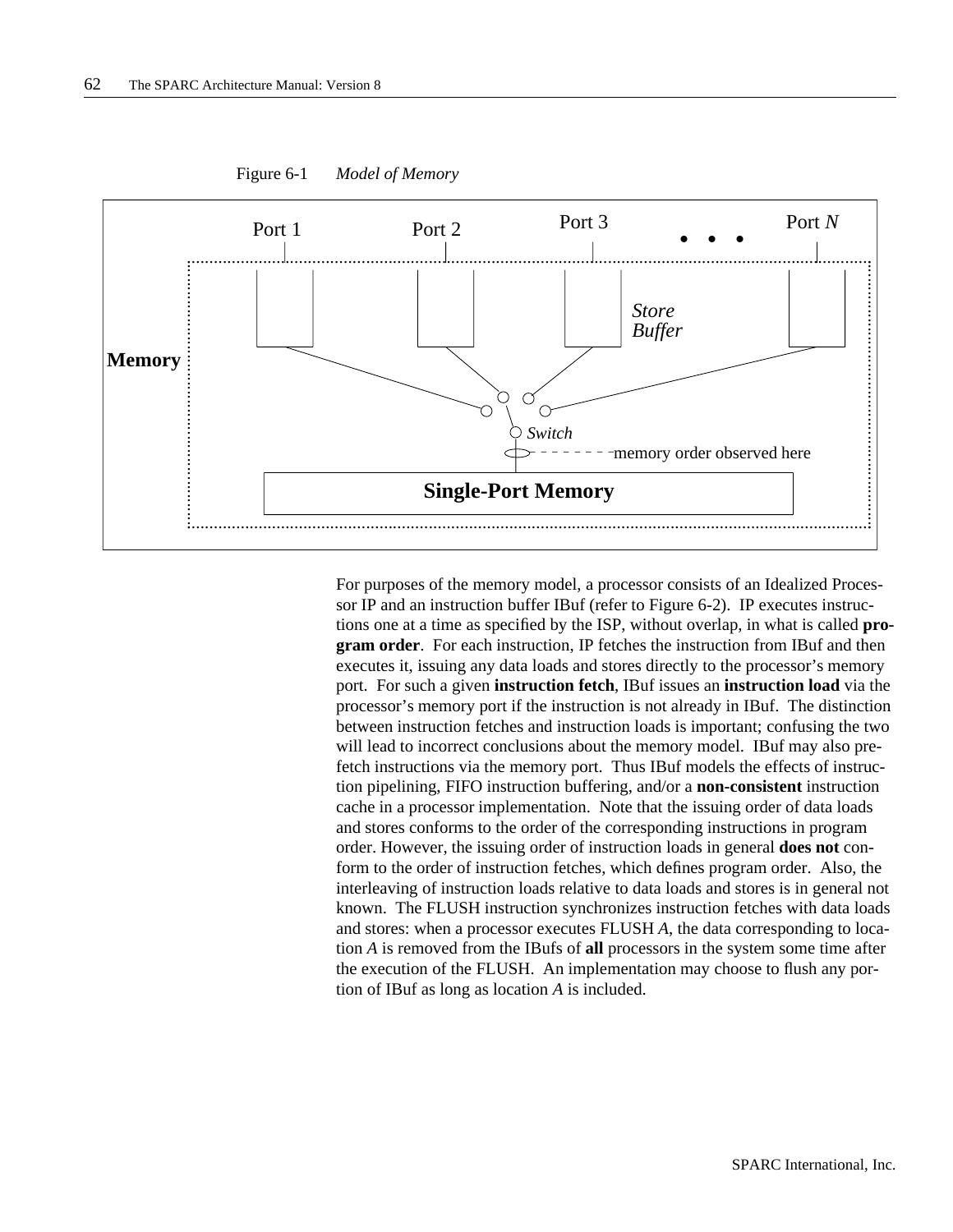Figure 6-1 *Model of Memory*

For purposes of the memory model, a processor consists of an Idealized Processor IP and an instruction buffer IBuf (refer to Figure 6-2). IP executes instructions one at a time as specified by the ISP, without overlap, in what is called **program order**. For each instruction, IP fetches the instruction from IBuf and then executes it, issuing any data loads and stores directly to the processor's memory port. For such a given **instruction fetch**, IBuf issues an **instruction load** via the processor's memory port if the instruction is not already in IBuf. The distinction between instruction fetches and instruction loads is important; confusing the two will lead to incorrect conclusions about the memory model. IBuf may also prefetch instructions via the memory port. Thus IBuf models the effects of instruction pipelining, FIFO instruction buffering, and/or a **non-consistent** instruction cache in a processor implementation. Note that the issuing order of data loads and stores conforms to the order of the corresponding instructions in program order. However, the issuing order of instruction loads in general **does not** conform to the order of instruction fetches, which defines program order. Also, the interleaving of instruction loads relative to data loads and stores is in general not known. The FLUSH instruction synchronizes instruction fetches with data loads and stores: when a processor executes FLUSH *A*, the data corresponding to location *A* is removed from the IBufs of **all** processors in the system some time after the execution of the FLUSH. An implementation may choose to flush any portion of IBuf as long as location *A* is included.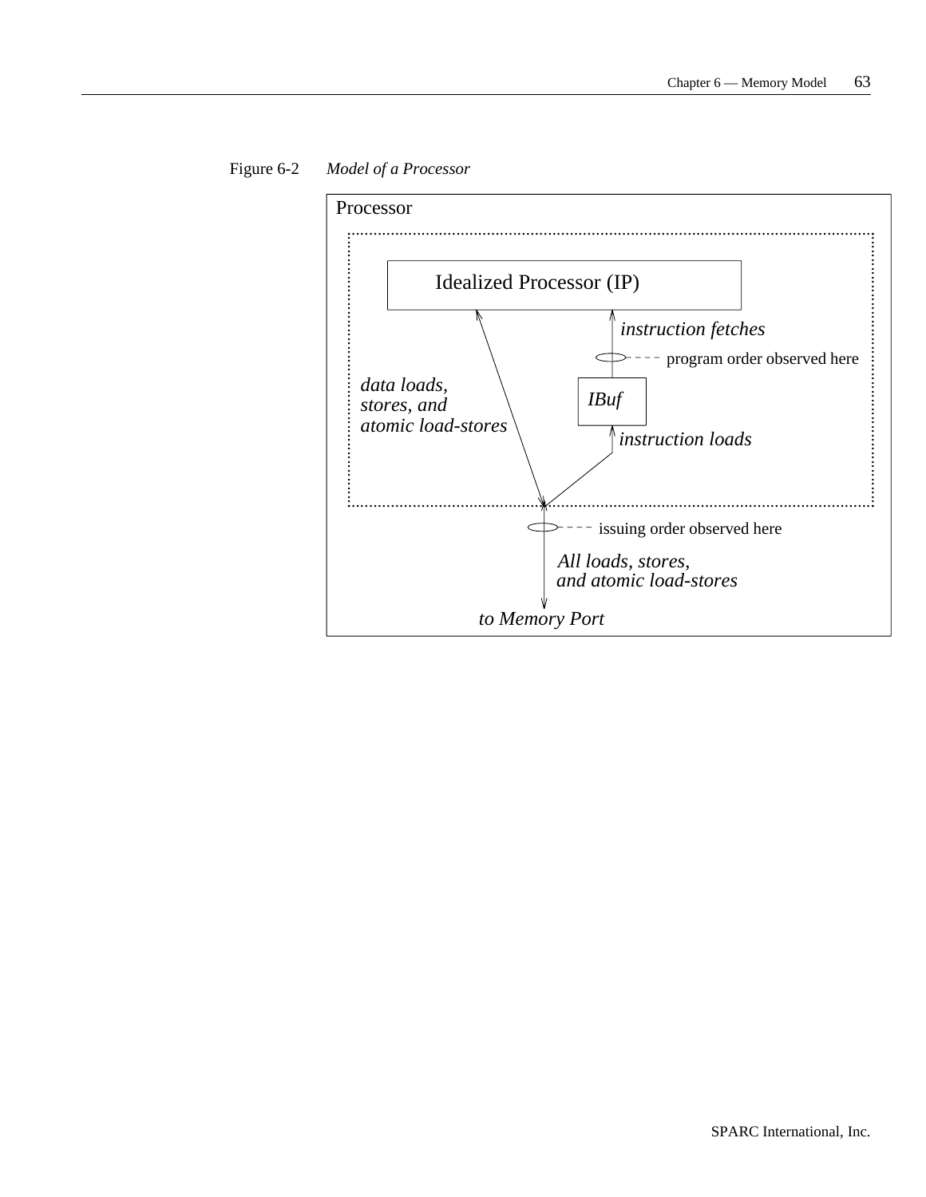Figure 6-2    *Model of a Processor*

Processor

Idealized Processor (IP)

*instruction fetches*

program order observed here

*data loads, stores, and atomic load-stores*

*IBuf*

*instruction loads*

issuing order observed here

*All loads, stores, and atomic load-stores*

*to Memory Port*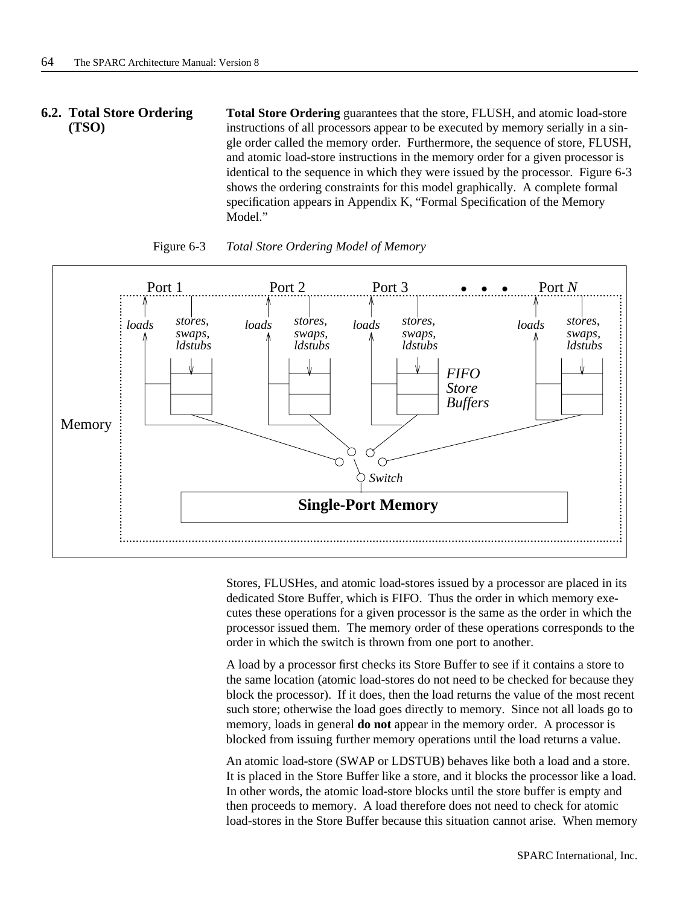## 6.2. Total Store Ordering (TSO)

**Total Store Ordering** guarantees that the store, FLUSH, and atomic load-store instructions of all processors appear to be executed by memory serially in a single order called the memory order. Furthermore, the sequence of store, FLUSH, and atomic load-store instructions in the memory order for a given processor is identical to the sequence in which they were issued by the processor. Figure 6-3 shows the ordering constraints for this model graphically. A complete formal specification appears in Appendix K, "Formal Specification of the Memory Model."

Figure 6-3 *Total Store Ordering Model of Memory*

Stores, FLUSHes, and atomic load-stores issued by a processor are placed in its dedicated Store Buffer, which is FIFO. Thus the order in which memory executes these operations for a given processor is the same as the order in which the processor issued them. The memory order of these operations corresponds to the order in which the switch is thrown from one port to another.

A load by a processor first checks its Store Buffer to see if it contains a store to the same location (atomic load-stores do not need to be checked for because they block the processor). If it does, then the load returns the value of the most recent such store; otherwise the load goes directly to memory. Since not all loads go to memory, loads in general **do not** appear in the memory order. A processor is blocked from issuing further memory operations until the load returns a value.

An atomic load-store (SWAP or LDSTUB) behaves like both a load and a store. It is placed in the Store Buffer like a store, and it blocks the processor like a load. In other words, the atomic load-store blocks until the store buffer is empty and then proceeds to memory. A load therefore does not need to check for atomic load-stores in the Store Buffer because this situation cannot arise. When memory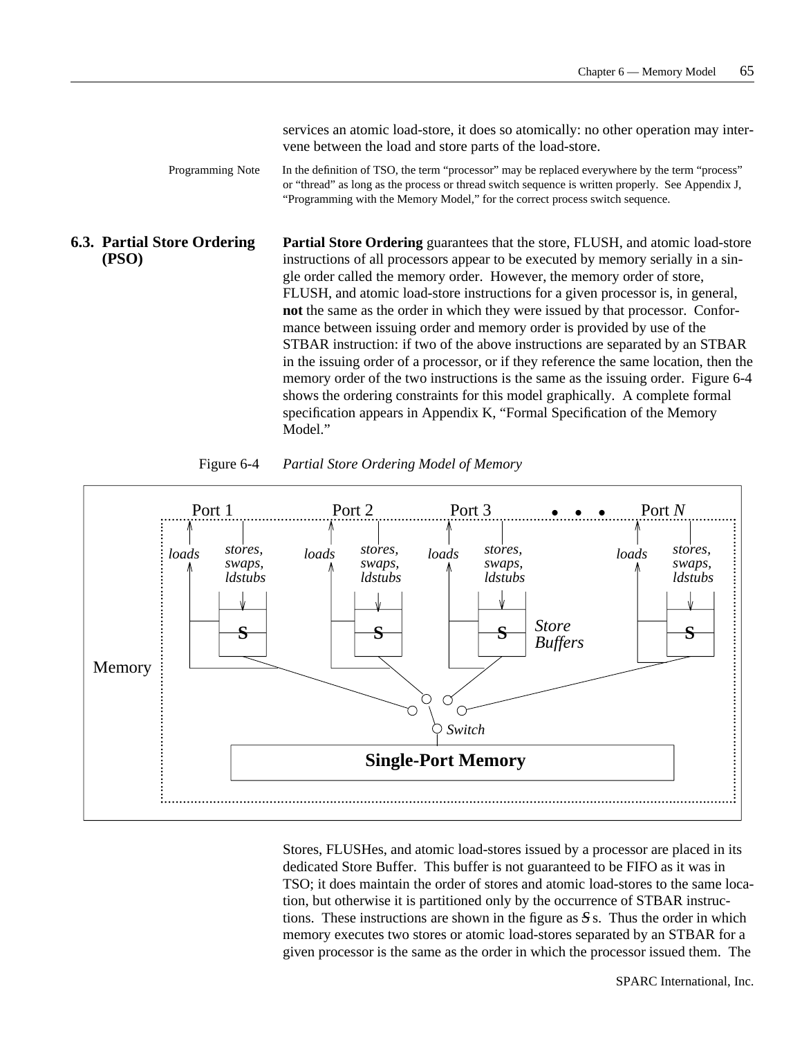services an atomic load-store, it does so atomically: no other operation may intervene between the load and store parts of the load-store.

Programming Note — In the definition of TSO, the term "processor" may be replaced everywhere by the term "process" or "thread" as long as the process or thread switch sequence is written properly. See Appendix J, "Programming with the Memory Model," for the correct process switch sequence.

## 6.3. Partial Store Ordering (PSO)

**Partial Store Ordering** guarantees that the store, FLUSH, and atomic load-store instructions of all processors appear to be executed by memory serially in a single order called the memory order. However, the memory order of store, FLUSH, and atomic load-store instructions for a given processor is, in general, **not** the same as the order in which they were issued by that processor. Conformance between issuing order and memory order is provided by use of the STBAR instruction: if two of the above instructions are separated by an STBAR in the issuing order of a processor, or if they reference the same location, then the memory order of the two instructions is the same as the issuing order. Figure 6-4 shows the ordering constraints for this model graphically. A complete formal specification appears in Appendix K, "Formal Specification of the Memory Model."

Figure 6-4 *Partial Store Ordering Model of Memory*

Port 1
Port 2
Port 3
• • •
Port *N*
*loads*
*stores, swaps, ldstubs*
**S**
*Store Buffers*
Memory
*Switch*
**Single-Port Memory**

Stores, FLUSHes, and atomic load-stores issued by a processor are placed in its dedicated Store Buffer. This buffer is not guaranteed to be FIFO as it was in TSO; it does maintain the order of stores and atomic load-stores to the same location, but otherwise it is partitioned only by the occurrence of STBAR instructions. These instructions are shown in the figure as *S* s. Thus the order in which memory executes two stores or atomic load-stores separated by an STBAR for a given processor is the same as the order in which the processor issued them. The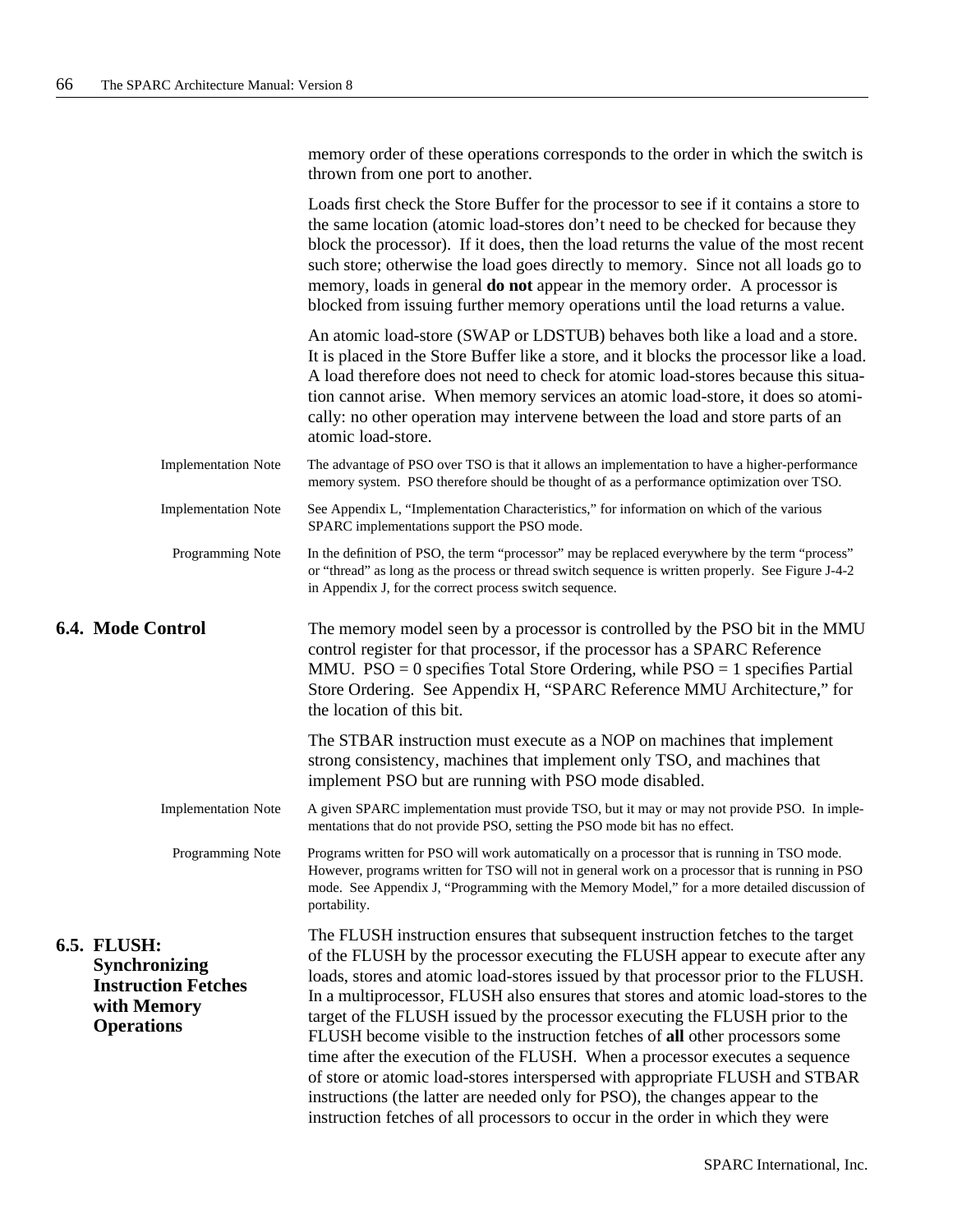memory order of these operations corresponds to the order in which the switch is thrown from one port to another.

Loads first check the Store Buffer for the processor to see if it contains a store to the same location (atomic load-stores don't need to be checked for because they block the processor). If it does, then the load returns the value of the most recent such store; otherwise the load goes directly to memory. Since not all loads go to memory, loads in general **do not** appear in the memory order. A processor is blocked from issuing further memory operations until the load returns a value.

An atomic load-store (SWAP or LDSTUB) behaves both like a load and a store. It is placed in the Store Buffer like a store, and it blocks the processor like a load. A load therefore does not need to check for atomic load-stores because this situation cannot arise. When memory services an atomic load-store, it does so atomically: no other operation may intervene between the load and store parts of an atomic load-store.

Implementation Note — The advantage of PSO over TSO is that it allows an implementation to have a higher-performance memory system. PSO therefore should be thought of as a performance optimization over TSO.

Implementation Note — See Appendix L, "Implementation Characteristics," for information on which of the various SPARC implementations support the PSO mode.

Programming Note — In the definition of PSO, the term "processor" may be replaced everywhere by the term "process" or "thread" as long as the process or thread switch sequence is written properly. See Figure J-4-2 in Appendix J, for the correct process switch sequence.

## 6.4. Mode Control

The memory model seen by a processor is controlled by the PSO bit in the MMU control register for that processor, if the processor has a SPARC Reference MMU. PSO = 0 specifies Total Store Ordering, while PSO = 1 specifies Partial Store Ordering. See Appendix H, "SPARC Reference MMU Architecture," for the location of this bit.

The STBAR instruction must execute as a NOP on machines that implement strong consistency, machines that implement only TSO, and machines that implement PSO but are running with PSO mode disabled.

Implementation Note — A given SPARC implementation must provide TSO, but it may or may not provide PSO. In implementations that do not provide PSO, setting the PSO mode bit has no effect.

Programming Note — Programs written for PSO will work automatically on a processor that is running in TSO mode. However, programs written for TSO will not in general work on a processor that is running in PSO mode. See Appendix J, "Programming with the Memory Model," for a more detailed discussion of portability.

## 6.5. FLUSH: Synchronizing Instruction Fetches with Memory Operations

The FLUSH instruction ensures that subsequent instruction fetches to the target of the FLUSH by the processor executing the FLUSH appear to execute after any loads, stores and atomic load-stores issued by that processor prior to the FLUSH. In a multiprocessor, FLUSH also ensures that stores and atomic load-stores to the target of the FLUSH issued by the processor executing the FLUSH prior to the FLUSH become visible to the instruction fetches of **all** other processors some time after the execution of the FLUSH. When a processor executes a sequence of store or atomic load-stores interspersed with appropriate FLUSH and STBAR instructions (the latter are needed only for PSO), the changes appear to the instruction fetches of all processors to occur in the order in which they were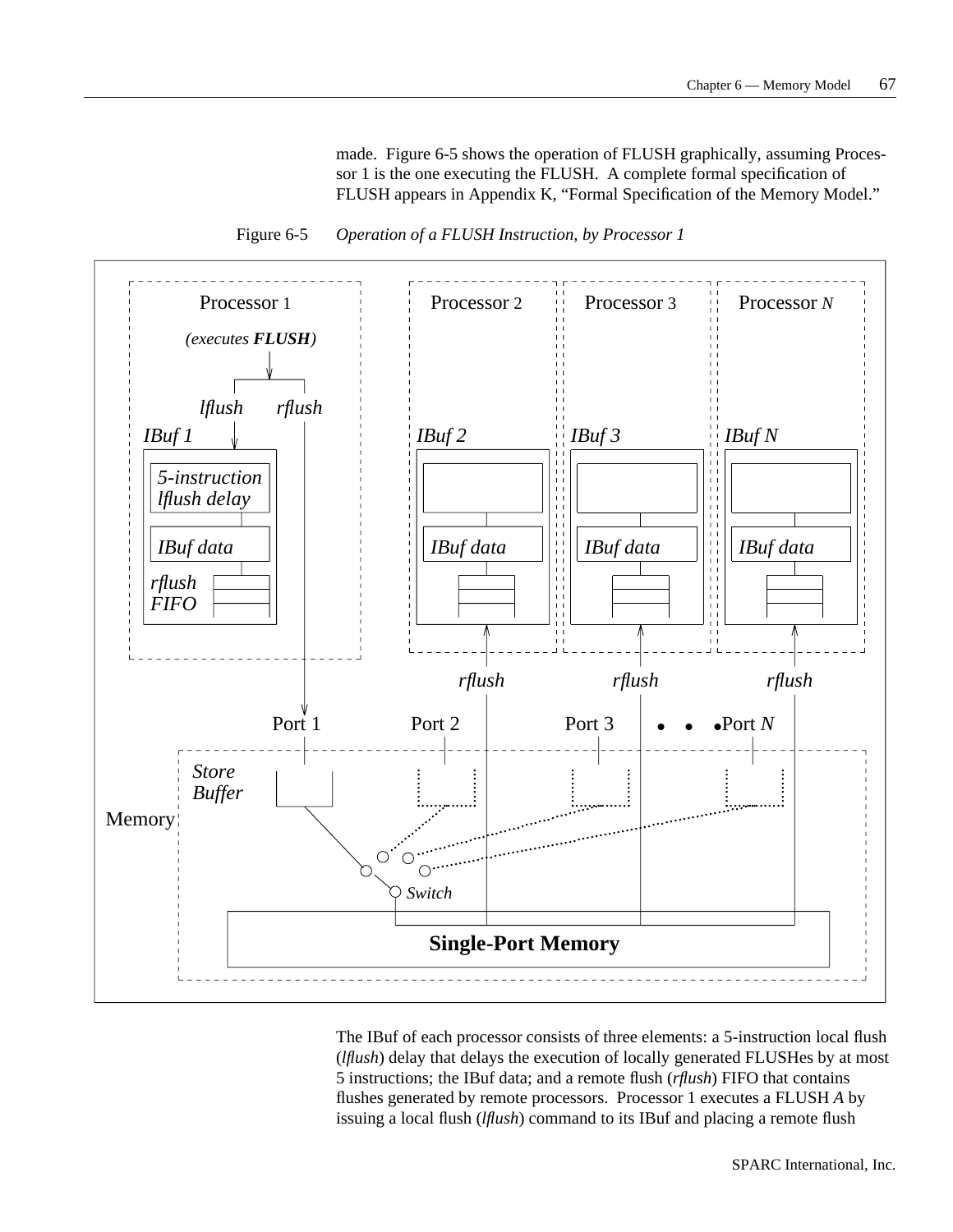made. Figure 6-5 shows the operation of FLUSH graphically, assuming Processor 1 is the one executing the FLUSH. A complete formal specification of FLUSH appears in Appendix K, "Formal Specification of the Memory Model."

Figure 6-5 *Operation of a FLUSH Instruction, by Processor 1*

The IBuf of each processor consists of three elements: a 5-instruction local flush (*lflush*) delay that delays the execution of locally generated FLUSHes by at most 5 instructions; the IBuf data; and a remote flush (*rflush*) FIFO that contains flushes generated by remote processors. Processor 1 executes a FLUSH *A* by issuing a local flush (*lflush*) command to its IBuf and placing a remote flush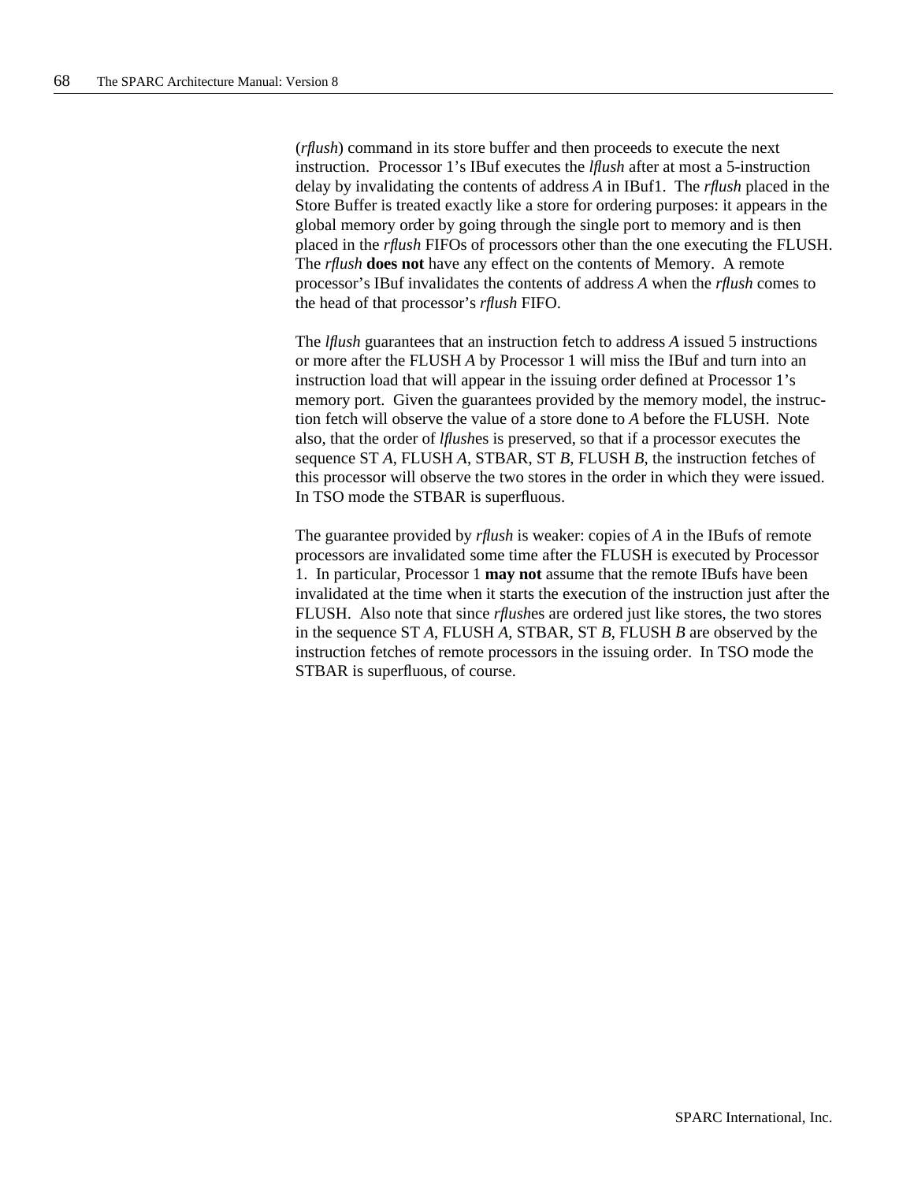(*rflush*) command in its store buffer and then proceeds to execute the next instruction. Processor 1's IBuf executes the *lflush* after at most a 5-instruction delay by invalidating the contents of address *A* in IBuf1. The *rflush* placed in the Store Buffer is treated exactly like a store for ordering purposes: it appears in the global memory order by going through the single port to memory and is then placed in the *rflush* FIFOs of processors other than the one executing the FLUSH. The *rflush* **does not** have any effect on the contents of Memory. A remote processor's IBuf invalidates the contents of address *A* when the *rflush* comes to the head of that processor's *rflush* FIFO.

The *lflush* guarantees that an instruction fetch to address *A* issued 5 instructions or more after the FLUSH *A* by Processor 1 will miss the IBuf and turn into an instruction load that will appear in the issuing order defined at Processor 1's memory port. Given the guarantees provided by the memory model, the instruction fetch will observe the value of a store done to *A* before the FLUSH. Note also, that the order of *lflush*es is preserved, so that if a processor executes the sequence ST *A*, FLUSH *A*, STBAR, ST *B*, FLUSH *B*, the instruction fetches of this processor will observe the two stores in the order in which they were issued. In TSO mode the STBAR is superfluous.

The guarantee provided by *rflush* is weaker: copies of *A* in the IBufs of remote processors are invalidated some time after the FLUSH is executed by Processor 1. In particular, Processor 1 **may not** assume that the remote IBufs have been invalidated at the time when it starts the execution of the instruction just after the FLUSH. Also note that since *rflush*es are ordered just like stores, the two stores in the sequence ST *A*, FLUSH *A*, STBAR, ST *B*, FLUSH *B* are observed by the instruction fetches of remote processors in the issuing order. In TSO mode the STBAR is superfluous, of course.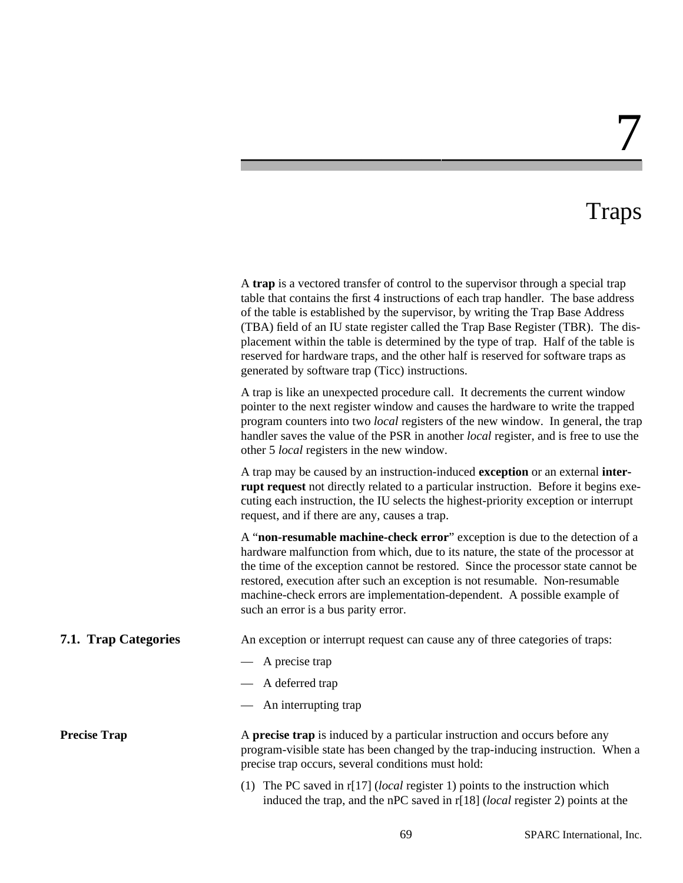# 7

# Traps

A **trap** is a vectored transfer of control to the supervisor through a special trap table that contains the first 4 instructions of each trap handler. The base address of the table is established by the supervisor, by writing the Trap Base Address (TBA) field of an IU state register called the Trap Base Register (TBR). The displacement within the table is determined by the type of trap. Half of the table is reserved for hardware traps, and the other half is reserved for software traps as generated by software trap (Ticc) instructions.

A trap is like an unexpected procedure call. It decrements the current window pointer to the next register window and causes the hardware to write the trapped program counters into two *local* registers of the new window. In general, the trap handler saves the value of the PSR in another *local* register, and is free to use the other 5 *local* registers in the new window.

A trap may be caused by an instruction-induced **exception** or an external **interrupt request** not directly related to a particular instruction. Before it begins executing each instruction, the IU selects the highest-priority exception or interrupt request, and if there are any, causes a trap.

A "**non-resumable machine-check error**" exception is due to the detection of a hardware malfunction from which, due to its nature, the state of the processor at the time of the exception cannot be restored. Since the processor state cannot be restored, execution after such an exception is not resumable. Non-resumable machine-check errors are implementation-dependent. A possible example of such an error is a bus parity error.

## 7.1. Trap Categories

An exception or interrupt request can cause any of three categories of traps:

— A precise trap

— A deferred trap

— An interrupting trap

### Precise Trap

A **precise trap** is induced by a particular instruction and occurs before any program-visible state has been changed by the trap-inducing instruction. When a precise trap occurs, several conditions must hold:

(1) The PC saved in r[17] (*local* register 1) points to the instruction which induced the trap, and the nPC saved in r[18] (*local* register 2) points at the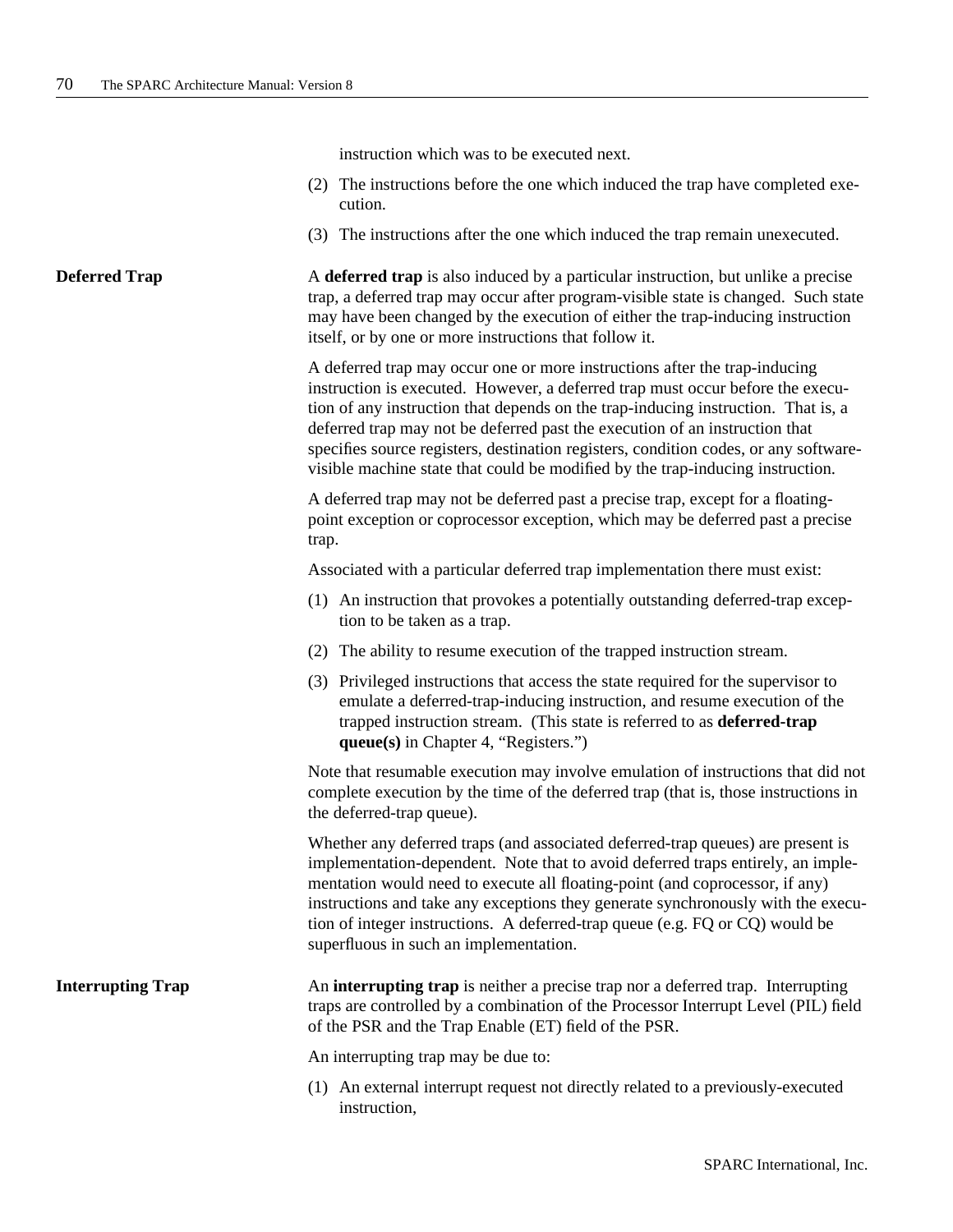instruction which was to be executed next.

(2) The instructions before the one which induced the trap have completed execution.

(3) The instructions after the one which induced the trap remain unexecuted.

**Deferred Trap**

A **deferred trap** is also induced by a particular instruction, but unlike a precise trap, a deferred trap may occur after program-visible state is changed. Such state may have been changed by the execution of either the trap-inducing instruction itself, or by one or more instructions that follow it.

A deferred trap may occur one or more instructions after the trap-inducing instruction is executed. However, a deferred trap must occur before the execution of any instruction that depends on the trap-inducing instruction. That is, a deferred trap may not be deferred past the execution of an instruction that specifies source registers, destination registers, condition codes, or any software-visible machine state that could be modified by the trap-inducing instruction.

A deferred trap may not be deferred past a precise trap, except for a floating-point exception or coprocessor exception, which may be deferred past a precise trap.

Associated with a particular deferred trap implementation there must exist:

(1) An instruction that provokes a potentially outstanding deferred-trap exception to be taken as a trap.

(2) The ability to resume execution of the trapped instruction stream.

(3) Privileged instructions that access the state required for the supervisor to emulate a deferred-trap-inducing instruction, and resume execution of the trapped instruction stream. (This state is referred to as **deferred-trap queue(s)** in Chapter 4, "Registers.")

Note that resumable execution may involve emulation of instructions that did not complete execution by the time of the deferred trap (that is, those instructions in the deferred-trap queue).

Whether any deferred traps (and associated deferred-trap queues) are present is implementation-dependent. Note that to avoid deferred traps entirely, an implementation would need to execute all floating-point (and coprocessor, if any) instructions and take any exceptions they generate synchronously with the execution of integer instructions. A deferred-trap queue (e.g. FQ or CQ) would be superfluous in such an implementation.

**Interrupting Trap**

An **interrupting trap** is neither a precise trap nor a deferred trap. Interrupting traps are controlled by a combination of the Processor Interrupt Level (PIL) field of the PSR and the Trap Enable (ET) field of the PSR.

An interrupting trap may be due to:

(1) An external interrupt request not directly related to a previously-executed instruction,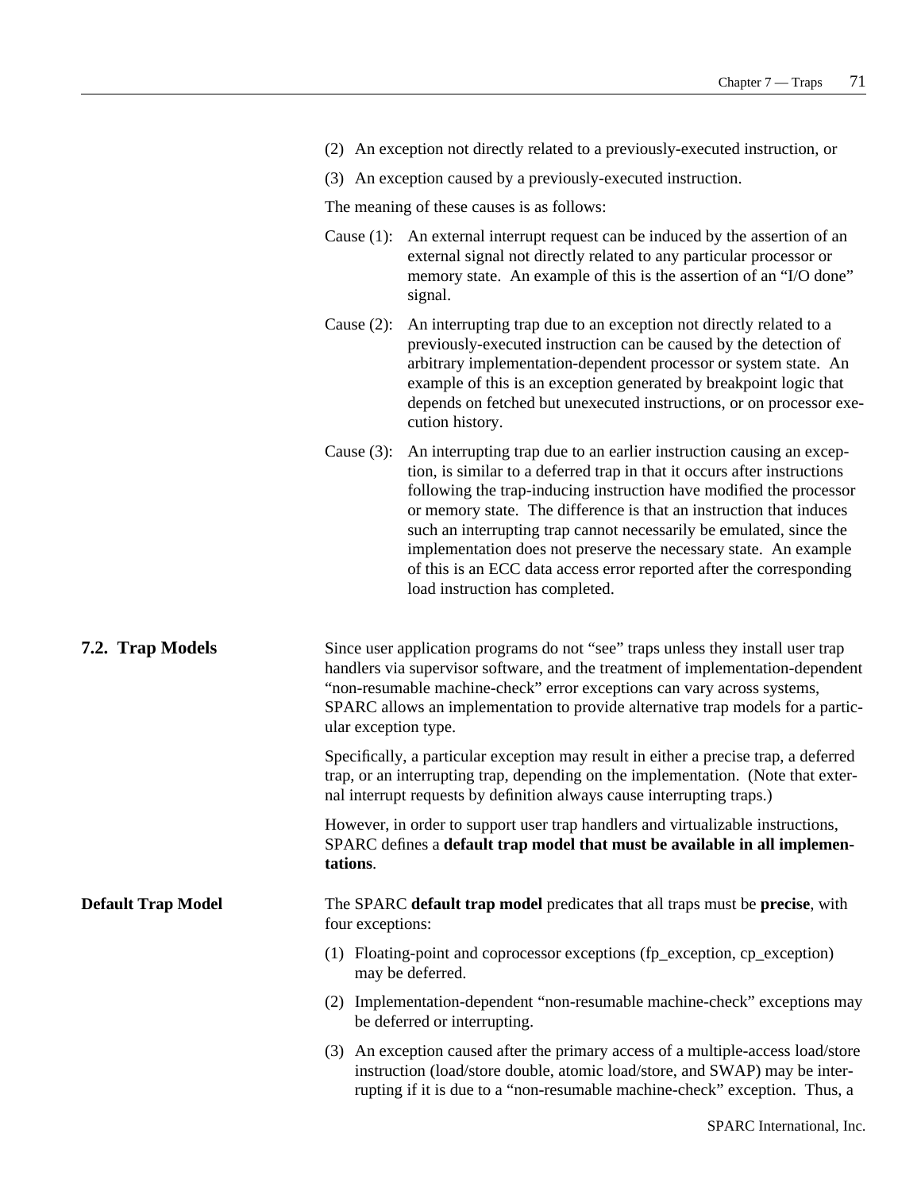(2) An exception not directly related to a previously-executed instruction, or

(3) An exception caused by a previously-executed instruction.

The meaning of these causes is as follows:

Cause (1): An external interrupt request can be induced by the assertion of an external signal not directly related to any particular processor or memory state. An example of this is the assertion of an "I/O done" signal.

Cause (2): An interrupting trap due to an exception not directly related to a previously-executed instruction can be caused by the detection of arbitrary implementation-dependent processor or system state. An example of this is an exception generated by breakpoint logic that depends on fetched but unexecuted instructions, or on processor execution history.

Cause (3): An interrupting trap due to an earlier instruction causing an exception, is similar to a deferred trap in that it occurs after instructions following the trap-inducing instruction have modified the processor or memory state. The difference is that an instruction that induces such an interrupting trap cannot necessarily be emulated, since the implementation does not preserve the necessary state. An example of this is an ECC data access error reported after the corresponding load instruction has completed.

## 7.2. Trap Models

Since user application programs do not "see" traps unless they install user trap handlers via supervisor software, and the treatment of implementation-dependent "non-resumable machine-check" error exceptions can vary across systems, SPARC allows an implementation to provide alternative trap models for a particular exception type.

Specifically, a particular exception may result in either a precise trap, a deferred trap, or an interrupting trap, depending on the implementation. (Note that external interrupt requests by definition always cause interrupting traps.)

However, in order to support user trap handlers and virtualizable instructions, SPARC defines a **default trap model that must be available in all implementations**.

### Default Trap Model

The SPARC **default trap model** predicates that all traps must be **precise**, with four exceptions:

(1) Floating-point and coprocessor exceptions (fp_exception, cp_exception) may be deferred.

(2) Implementation-dependent "non-resumable machine-check" exceptions may be deferred or interrupting.

(3) An exception caused after the primary access of a multiple-access load/store instruction (load/store double, atomic load/store, and SWAP) may be interrupting if it is due to a "non-resumable machine-check" exception. Thus, a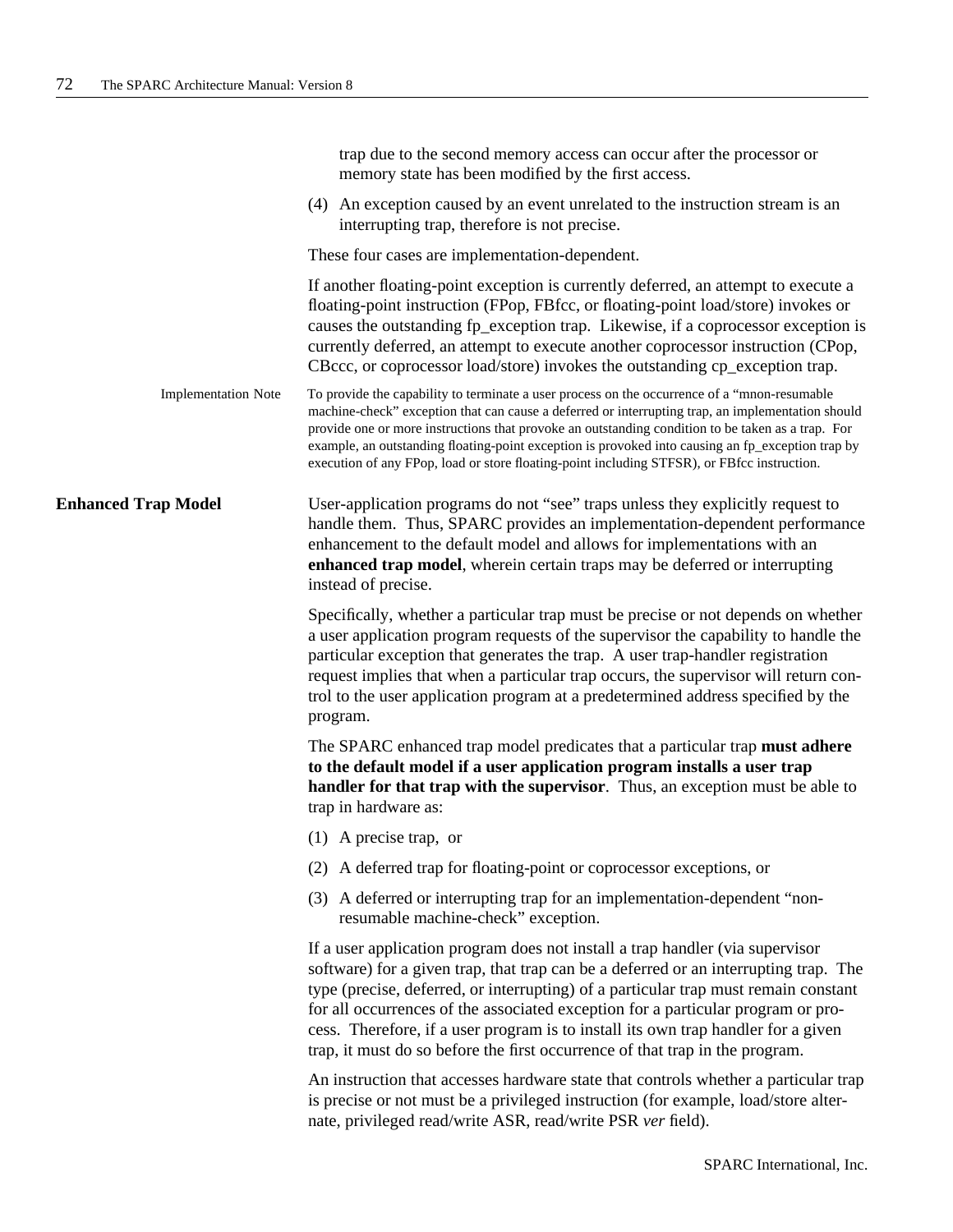trap due to the second memory access can occur after the processor or memory state has been modified by the first access.

(4) An exception caused by an event unrelated to the instruction stream is an interrupting trap, therefore is not precise.

These four cases are implementation-dependent.

If another floating-point exception is currently deferred, an attempt to execute a floating-point instruction (FPop, FBfcc, or floating-point load/store) invokes or causes the outstanding fp_exception trap. Likewise, if a coprocessor exception is currently deferred, an attempt to execute another coprocessor instruction (CPop, CBccc, or coprocessor load/store) invokes the outstanding cp_exception trap.

Implementation Note — To provide the capability to terminate a user process on the occurrence of a "mnon-resumable machine-check" exception that can cause a deferred or interrupting trap, an implementation should provide one or more instructions that provoke an outstanding condition to be taken as a trap. For example, an outstanding floating-point exception is provoked into causing an fp_exception trap by execution of any FPop, load or store floating-point including STFSR), or FBfcc instruction.

### Enhanced Trap Model

User-application programs do not "see" traps unless they explicitly request to handle them. Thus, SPARC provides an implementation-dependent performance enhancement to the default model and allows for implementations with an **enhanced trap model**, wherein certain traps may be deferred or interrupting instead of precise.

Specifically, whether a particular trap must be precise or not depends on whether a user application program requests of the supervisor the capability to handle the particular exception that generates the trap. A user trap-handler registration request implies that when a particular trap occurs, the supervisor will return control to the user application program at a predetermined address specified by the program.

The SPARC enhanced trap model predicates that a particular trap **must adhere to the default model if a user application program installs a user trap handler for that trap with the supervisor**. Thus, an exception must be able to trap in hardware as:

(1) A precise trap, or

(2) A deferred trap for floating-point or coprocessor exceptions, or

(3) A deferred or interrupting trap for an implementation-dependent "non-resumable machine-check" exception.

If a user application program does not install a trap handler (via supervisor software) for a given trap, that trap can be a deferred or an interrupting trap. The type (precise, deferred, or interrupting) of a particular trap must remain constant for all occurrences of the associated exception for a particular program or process. Therefore, if a user program is to install its own trap handler for a given trap, it must do so before the first occurrence of that trap in the program.

An instruction that accesses hardware state that controls whether a particular trap is precise or not must be a privileged instruction (for example, load/store alternate, privileged read/write ASR, read/write PSR *ver* field).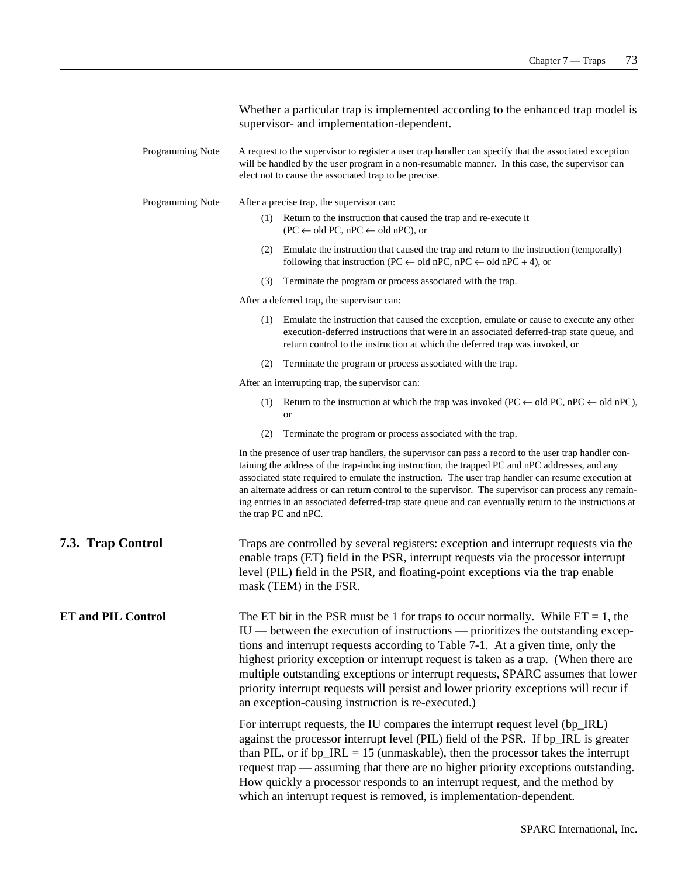Whether a particular trap is implemented according to the enhanced trap model is supervisor- and implementation-dependent.

**Programming Note** A request to the supervisor to register a user trap handler can specify that the associated exception will be handled by the user program in a non-resumable manner. In this case, the supervisor can elect not to cause the associated trap to be precise.

**Programming Note** After a precise trap, the supervisor can:

(1) Return to the instruction that caused the trap and re-execute it (PC ← old PC, nPC ← old nPC), or

(2) Emulate the instruction that caused the trap and return to the instruction (temporally) following that instruction (PC ← old nPC, nPC ← old nPC + 4), or

(3) Terminate the program or process associated with the trap.

After a deferred trap, the supervisor can:

(1) Emulate the instruction that caused the exception, emulate or cause to execute any other execution-deferred instructions that were in an associated deferred-trap state queue, and return control to the instruction at which the deferred trap was invoked, or

(2) Terminate the program or process associated with the trap.

After an interrupting trap, the supervisor can:

(1) Return to the instruction at which the trap was invoked (PC ← old PC, nPC ← old nPC), or

(2) Terminate the program or process associated with the trap.

In the presence of user trap handlers, the supervisor can pass a record to the user trap handler containing the address of the trap-inducing instruction, the trapped PC and nPC addresses, and any associated state required to emulate the instruction. The user trap handler can resume execution at an alternate address or can return control to the supervisor. The supervisor can process any remaining entries in an associated deferred-trap state queue and can eventually return to the instructions at the trap PC and nPC.

## 7.3. Trap Control

Traps are controlled by several registers: exception and interrupt requests via the enable traps (ET) field in the PSR, interrupt requests via the processor interrupt level (PIL) field in the PSR, and floating-point exceptions via the trap enable mask (TEM) in the FSR.

### ET and PIL Control

The ET bit in the PSR must be 1 for traps to occur normally. While ET = 1, the IU — between the execution of instructions — prioritizes the outstanding exceptions and interrupt requests according to Table 7-1. At a given time, only the highest priority exception or interrupt request is taken as a trap. (When there are multiple outstanding exceptions or interrupt requests, SPARC assumes that lower priority interrupt requests will persist and lower priority exceptions will recur if an exception-causing instruction is re-executed.)

For interrupt requests, the IU compares the interrupt request level (bp_IRL) against the processor interrupt level (PIL) field of the PSR. If bp_IRL is greater than PIL, or if bp_IRL = 15 (unmaskable), then the processor takes the interrupt request trap — assuming that there are no higher priority exceptions outstanding. How quickly a processor responds to an interrupt request, and the method by which an interrupt request is removed, is implementation-dependent.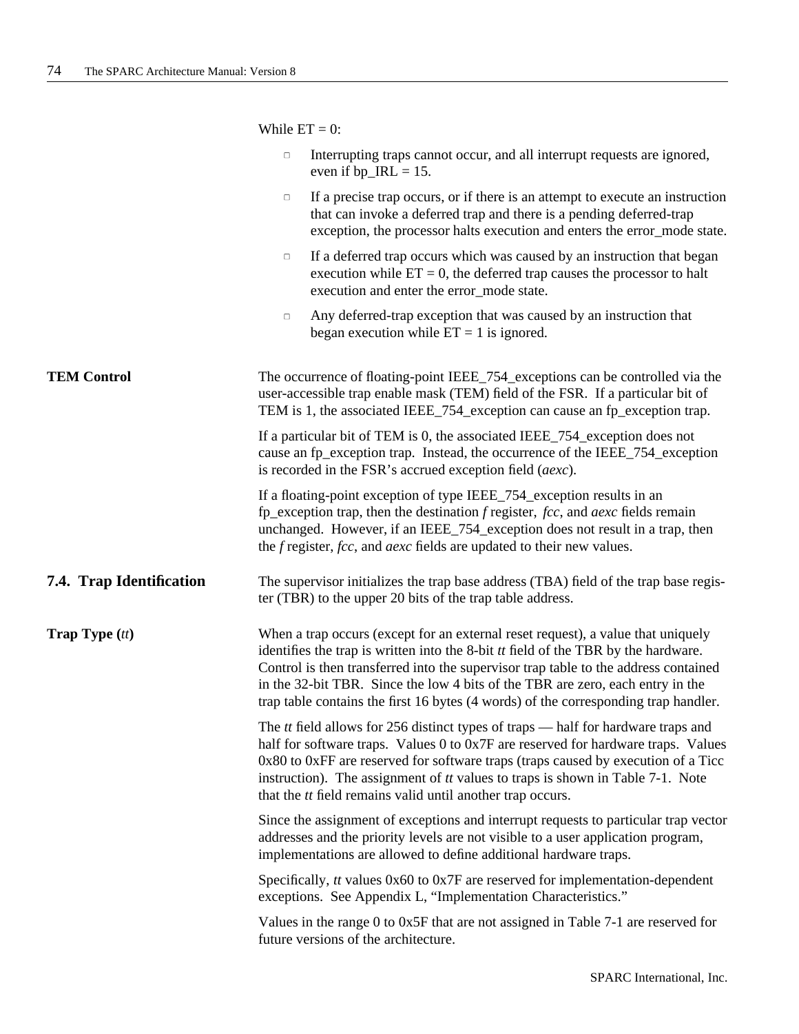While ET = 0:

- Interrupting traps cannot occur, and all interrupt requests are ignored, even if bp_IRL = 15.
- If a precise trap occurs, or if there is an attempt to execute an instruction that can invoke a deferred trap and there is a pending deferred-trap exception, the processor halts execution and enters the error_mode state.
- If a deferred trap occurs which was caused by an instruction that began execution while ET = 0, the deferred trap causes the processor to halt execution and enter the error_mode state.
- Any deferred-trap exception that was caused by an instruction that began execution while ET = 1 is ignored.

**TEM Control**

The occurrence of floating-point IEEE_754_exceptions can be controlled via the user-accessible trap enable mask (TEM) field of the FSR. If a particular bit of TEM is 1, the associated IEEE_754_exception can cause an fp_exception trap.

If a particular bit of TEM is 0, the associated IEEE_754_exception does not cause an fp_exception trap. Instead, the occurrence of the IEEE_754_exception is recorded in the FSR's accrued exception field (*aexc*).

If a floating-point exception of type IEEE_754_exception results in an fp_exception trap, then the destination *f* register, *fcc*, and *aexc* fields remain unchanged. However, if an IEEE_754_exception does not result in a trap, then the *f* register, *fcc*, and *aexc* fields are updated to their new values.

## 7.4. Trap Identification

The supervisor initializes the trap base address (TBA) field of the trap base register (TBR) to the upper 20 bits of the trap table address.

**Trap Type (*tt*)**

When a trap occurs (except for an external reset request), a value that uniquely identifies the trap is written into the 8-bit *tt* field of the TBR by the hardware. Control is then transferred into the supervisor trap table to the address contained in the 32-bit TBR. Since the low 4 bits of the TBR are zero, each entry in the trap table contains the first 16 bytes (4 words) of the corresponding trap handler.

The *tt* field allows for 256 distinct types of traps — half for hardware traps and half for software traps. Values 0 to 0x7F are reserved for hardware traps. Values 0x80 to 0xFF are reserved for software traps (traps caused by execution of a Ticc instruction). The assignment of *tt* values to traps is shown in Table 7-1. Note that the *tt* field remains valid until another trap occurs.

Since the assignment of exceptions and interrupt requests to particular trap vector addresses and the priority levels are not visible to a user application program, implementations are allowed to define additional hardware traps.

Specifically, *tt* values 0x60 to 0x7F are reserved for implementation-dependent exceptions. See Appendix L, "Implementation Characteristics."

Values in the range 0 to 0x5F that are not assigned in Table 7-1 are reserved for future versions of the architecture.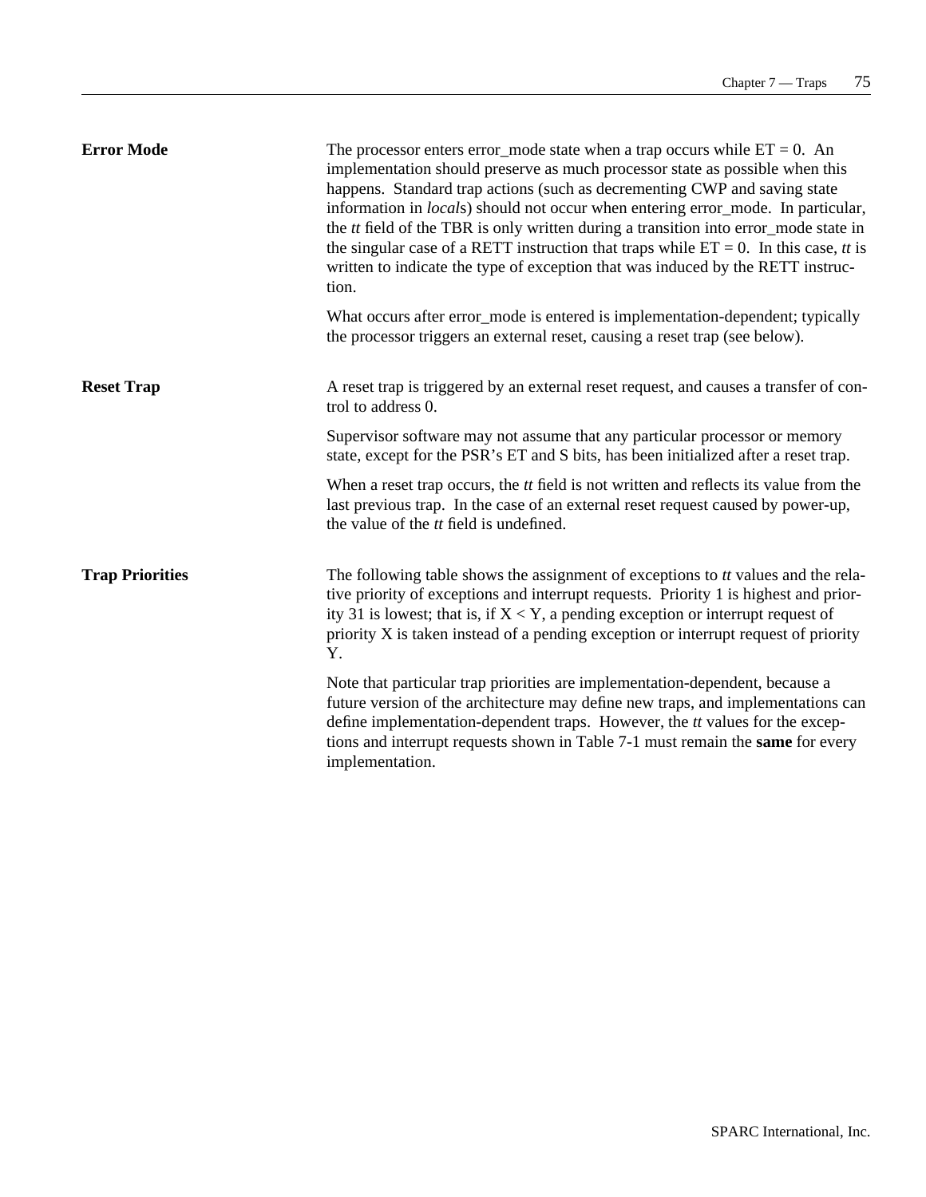### Error Mode

The processor enters error_mode state when a trap occurs while ET = 0. An implementation should preserve as much processor state as possible when this happens. Standard trap actions (such as decrementing CWP and saving state information in *local*s) should not occur when entering error_mode. In particular, the *tt* field of the TBR is only written during a transition into error_mode state in the singular case of a RETT instruction that traps while ET = 0. In this case, *tt* is written to indicate the type of exception that was induced by the RETT instruction.

What occurs after error_mode is entered is implementation-dependent; typically the processor triggers an external reset, causing a reset trap (see below).

### Reset Trap

A reset trap is triggered by an external reset request, and causes a transfer of control to address 0.

Supervisor software may not assume that any particular processor or memory state, except for the PSR's ET and S bits, has been initialized after a reset trap.

When a reset trap occurs, the *tt* field is not written and reflects its value from the last previous trap. In the case of an external reset request caused by power-up, the value of the *tt* field is undefined.

### Trap Priorities

The following table shows the assignment of exceptions to *tt* values and the relative priority of exceptions and interrupt requests. Priority 1 is highest and priority 31 is lowest; that is, if X < Y, a pending exception or interrupt request of priority X is taken instead of a pending exception or interrupt request of priority Y.

Note that particular trap priorities are implementation-dependent, because a future version of the architecture may define new traps, and implementations can define implementation-dependent traps. However, the *tt* values for the exceptions and interrupt requests shown in Table 7-1 must remain the **same** for every implementation.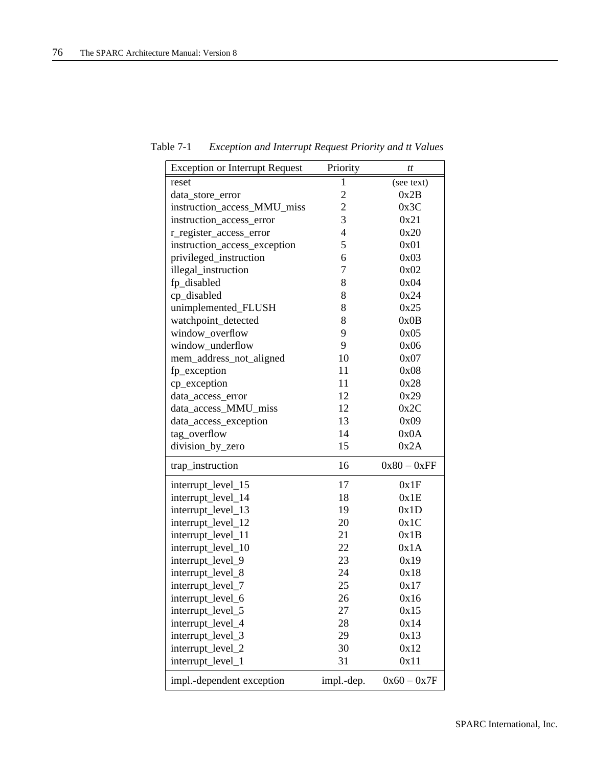Table 7-1 *Exception and Interrupt Request Priority and tt Values*

| Exception or Interrupt Request | Priority | *tt* |
|---|---|---|
| reset | 1 | (see text) |
| data_store_error | 2 | 0x2B |
| instruction_access_MMU_miss | 2 | 0x3C |
| instruction_access_error | 3 | 0x21 |
| r_register_access_error | 4 | 0x20 |
| instruction_access_exception | 5 | 0x01 |
| privileged_instruction | 6 | 0x03 |
| illegal_instruction | 7 | 0x02 |
| fp_disabled | 8 | 0x04 |
| cp_disabled | 8 | 0x24 |
| unimplemented_FLUSH | 8 | 0x25 |
| watchpoint_detected | 8 | 0x0B |
| window_overflow | 9 | 0x05 |
| window_underflow | 9 | 0x06 |
| mem_address_not_aligned | 10 | 0x07 |
| fp_exception | 11 | 0x08 |
| cp_exception | 11 | 0x28 |
| data_access_error | 12 | 0x29 |
| data_access_MMU_miss | 12 | 0x2C |
| data_access_exception | 13 | 0x09 |
| tag_overflow | 14 | 0x0A |
| division_by_zero | 15 | 0x2A |
| trap_instruction | 16 | 0x80 – 0xFF |
| interrupt_level_15 | 17 | 0x1F |
| interrupt_level_14 | 18 | 0x1E |
| interrupt_level_13 | 19 | 0x1D |
| interrupt_level_12 | 20 | 0x1C |
| interrupt_level_11 | 21 | 0x1B |
| interrupt_level_10 | 22 | 0x1A |
| interrupt_level_9 | 23 | 0x19 |
| interrupt_level_8 | 24 | 0x18 |
| interrupt_level_7 | 25 | 0x17 |
| interrupt_level_6 | 26 | 0x16 |
| interrupt_level_5 | 27 | 0x15 |
| interrupt_level_4 | 28 | 0x14 |
| interrupt_level_3 | 29 | 0x13 |
| interrupt_level_2 | 30 | 0x12 |
| interrupt_level_1 | 31 | 0x11 |
| impl.-dependent exception | impl.-dep. | 0x60 – 0x7F |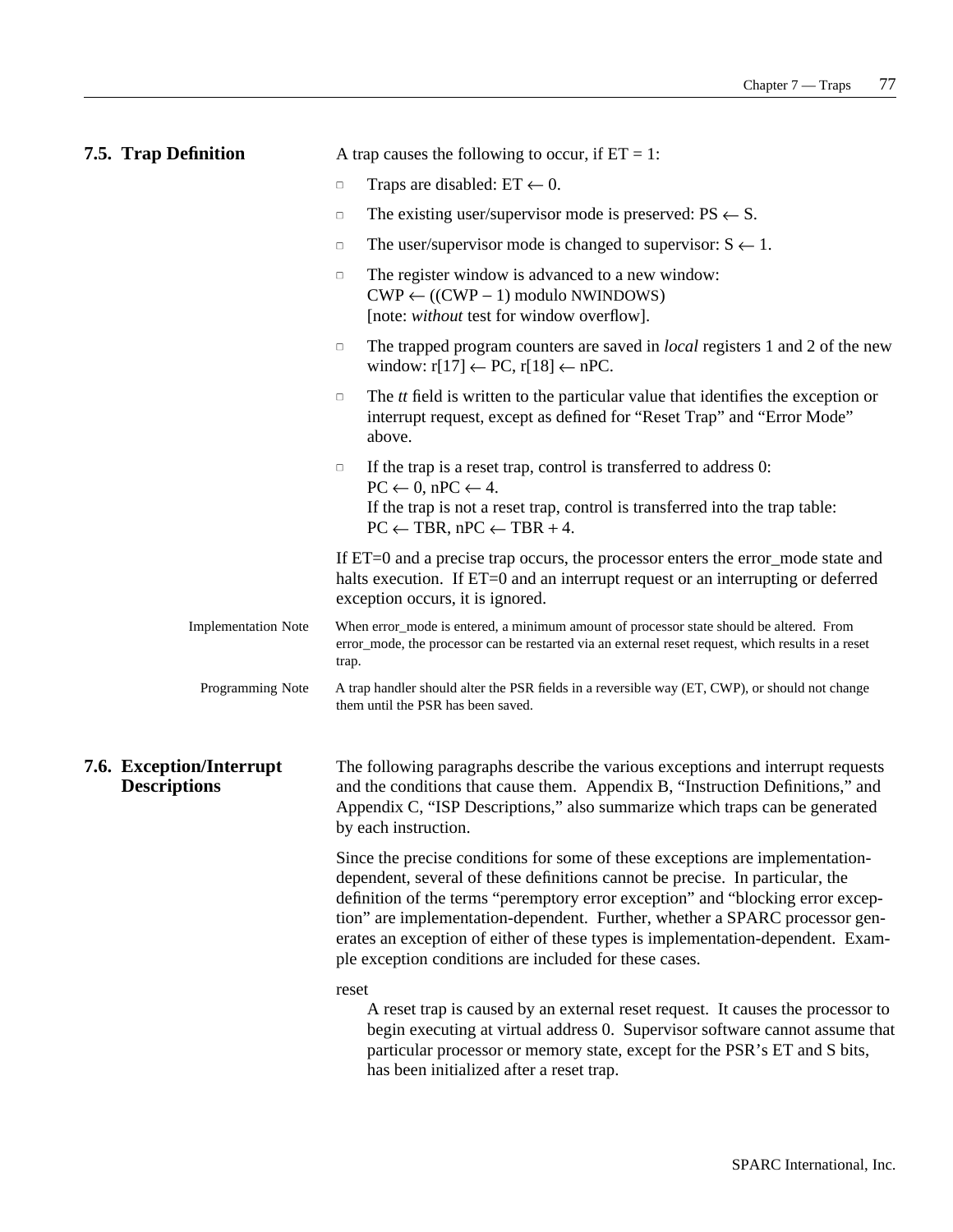## 7.5. Trap Definition

A trap causes the following to occur, if ET = 1:

- Traps are disabled: ET ← 0.
- The existing user/supervisor mode is preserved: PS ← S.
- The user/supervisor mode is changed to supervisor: S ← 1.
- The register window is advanced to a new window:
  CWP ← ((CWP − 1) modulo NWINDOWS)
  [note: *without* test for window overflow].
- The trapped program counters are saved in *local* registers 1 and 2 of the new window: r[17] ← PC, r[18] ← nPC.
- The *tt* field is written to the particular value that identifies the exception or interrupt request, except as defined for “Reset Trap” and “Error Mode” above.
- If the trap is a reset trap, control is transferred to address 0:
  PC ← 0, nPC ← 4.
  If the trap is not a reset trap, control is transferred into the trap table:
  PC ← TBR, nPC ← TBR + 4.

If ET=0 and a precise trap occurs, the processor enters the error_mode state and halts execution. If ET=0 and an interrupt request or an interrupting or deferred exception occurs, it is ignored.

Implementation Note: When error_mode is entered, a minimum amount of processor state should be altered. From error_mode, the processor can be restarted via an external reset request, which results in a reset trap.

Programming Note: A trap handler should alter the PSR fields in a reversible way (ET, CWP), or should not change them until the PSR has been saved.

## 7.6. Exception/Interrupt Descriptions

The following paragraphs describe the various exceptions and interrupt requests and the conditions that cause them. Appendix B, “Instruction Definitions,” and Appendix C, “ISP Descriptions,” also summarize which traps can be generated by each instruction.

Since the precise conditions for some of these exceptions are implementation-dependent, several of these definitions cannot be precise. In particular, the definition of the terms “peremptory error exception” and “blocking error exception” are implementation-dependent. Further, whether a SPARC processor generates an exception of either of these types is implementation-dependent. Example exception conditions are included for these cases.

reset
: A reset trap is caused by an external reset request. It causes the processor to begin executing at virtual address 0. Supervisor software cannot assume that particular processor or memory state, except for the PSR’s ET and S bits, has been initialized after a reset trap.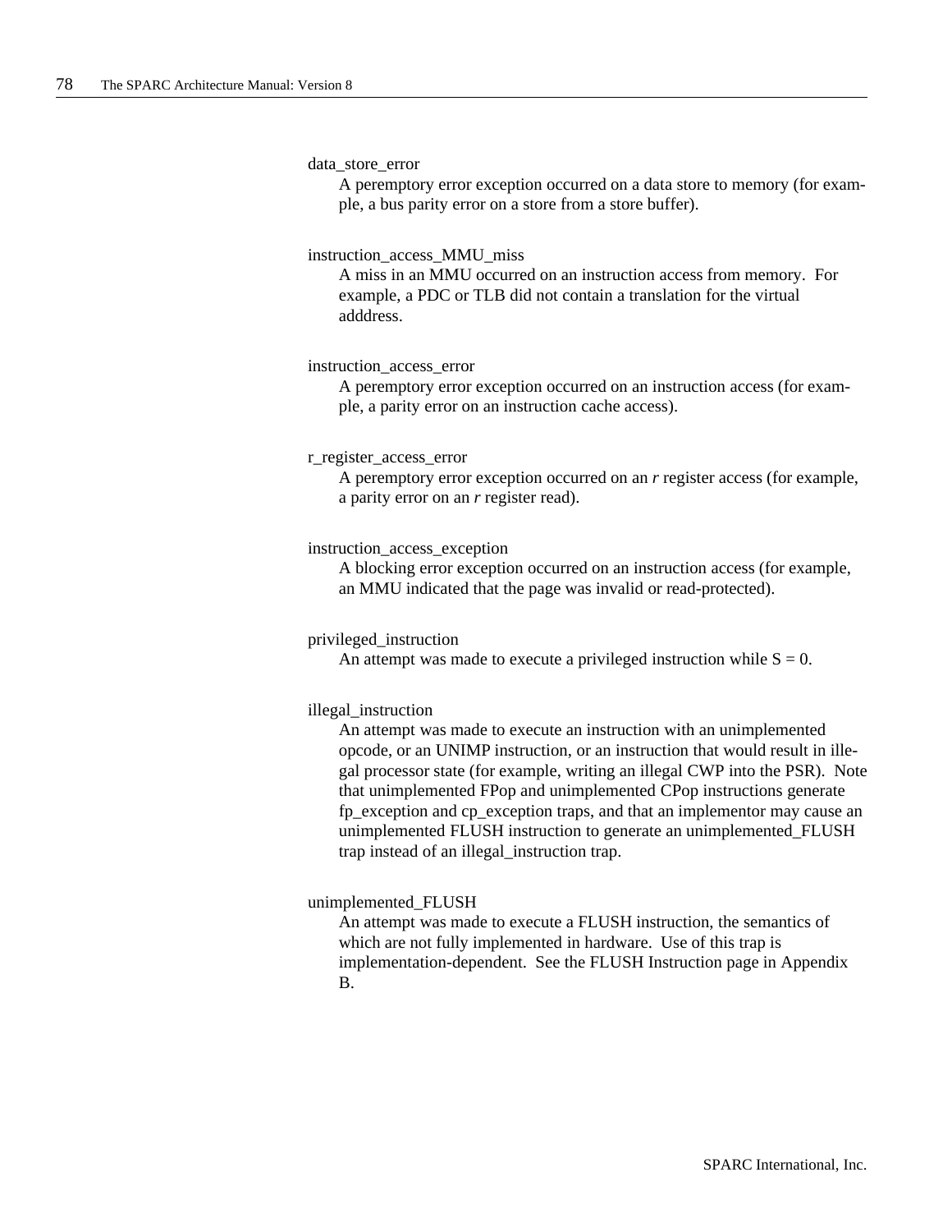data_store_error

A peremptory error exception occurred on a data store to memory (for example, a bus parity error on a store from a store buffer).

instruction_access_MMU_miss

A miss in an MMU occurred on an instruction access from memory. For example, a PDC or TLB did not contain a translation for the virtual adddress.

instruction_access_error

A peremptory error exception occurred on an instruction access (for example, a parity error on an instruction cache access).

r_register_access_error

A peremptory error exception occurred on an *r* register access (for example, a parity error on an *r* register read).

instruction_access_exception

A blocking error exception occurred on an instruction access (for example, an MMU indicated that the page was invalid or read-protected).

privileged_instruction

An attempt was made to execute a privileged instruction while S = 0.

illegal_instruction

An attempt was made to execute an instruction with an unimplemented opcode, or an UNIMP instruction, or an instruction that would result in illegal processor state (for example, writing an illegal CWP into the PSR). Note that unimplemented FPop and unimplemented CPop instructions generate fp_exception and cp_exception traps, and that an implementor may cause an unimplemented FLUSH instruction to generate an unimplemented_FLUSH trap instead of an illegal_instruction trap.

unimplemented_FLUSH

An attempt was made to execute a FLUSH instruction, the semantics of which are not fully implemented in hardware. Use of this trap is implementation-dependent. See the FLUSH Instruction page in Appendix B.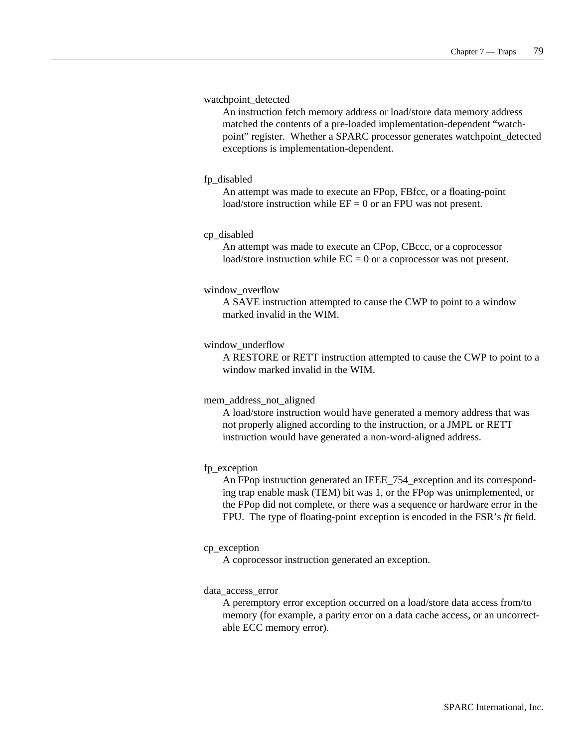watchpoint_detected

An instruction fetch memory address or load/store data memory address matched the contents of a pre-loaded implementation-dependent “watch-point” register. Whether a SPARC processor generates watchpoint_detected exceptions is implementation-dependent.

fp_disabled

An attempt was made to execute an FPop, FBfcc, or a floating-point load/store instruction while EF = 0 or an FPU was not present.

cp_disabled

An attempt was made to execute an CPop, CBccc, or a coprocessor load/store instruction while EC = 0 or a coprocessor was not present.

window_overflow

A SAVE instruction attempted to cause the CWP to point to a window marked invalid in the WIM.

window_underflow

A RESTORE or RETT instruction attempted to cause the CWP to point to a window marked invalid in the WIM.

mem_address_not_aligned

A load/store instruction would have generated a memory address that was not properly aligned according to the instruction, or a JMPL or RETT instruction would have generated a non-word-aligned address.

fp_exception

An FPop instruction generated an IEEE_754_exception and its corresponding trap enable mask (TEM) bit was 1, or the FPop was unimplemented, or the FPop did not complete, or there was a sequence or hardware error in the FPU. The type of floating-point exception is encoded in the FSR’s *ftt* field.

cp_exception

A coprocessor instruction generated an exception.

data_access_error

A peremptory error exception occurred on a load/store data access from/to memory (for example, a parity error on a data cache access, or an uncorrectable ECC memory error).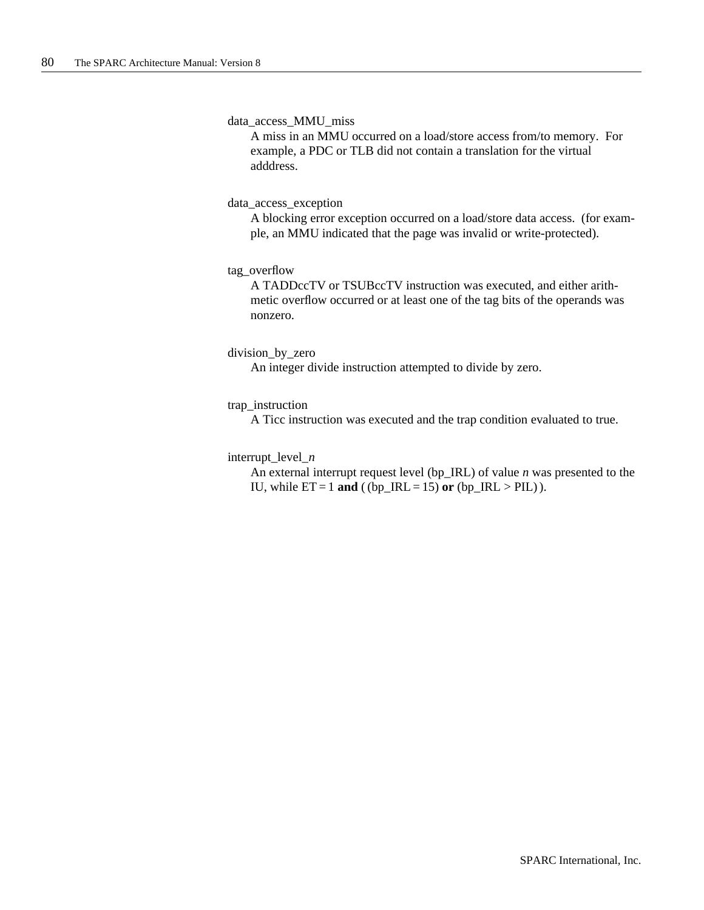data_access_MMU_miss

A miss in an MMU occurred on a load/store access from/to memory. For example, a PDC or TLB did not contain a translation for the virtual adddress.

data_access_exception

A blocking error exception occurred on a load/store data access. (for example, an MMU indicated that the page was invalid or write-protected).

tag_overflow

A TADDccTV or TSUBccTV instruction was executed, and either arithmetic overflow occurred or at least one of the tag bits of the operands was nonzero.

division_by_zero

An integer divide instruction attempted to divide by zero.

trap_instruction

A Ticc instruction was executed and the trap condition evaluated to true.

interrupt_level_*n*

An external interrupt request level (bp_IRL) of value *n* was presented to the IU, while ET = 1 **and** ( (bp_IRL = 15) **or** (bp_IRL > PIL) ).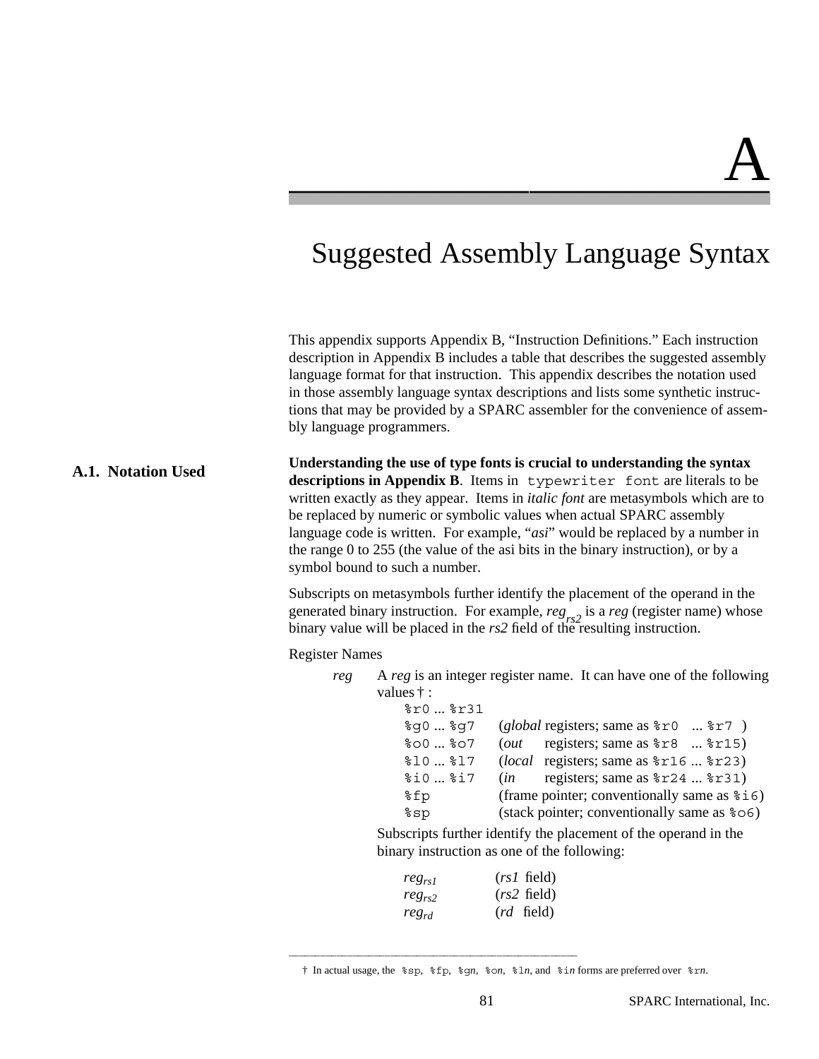# A

# Suggested Assembly Language Syntax

This appendix supports Appendix B, "Instruction Definitions." Each instruction description in Appendix B includes a table that describes the suggested assembly language format for that instruction. This appendix describes the notation used in those assembly language syntax descriptions and lists some synthetic instructions that may be provided by a SPARC assembler for the convenience of assembly language programmers.

## A.1. Notation Used

**Understanding the use of type fonts is crucial to understanding the syntax descriptions in Appendix B**. Items in `typewriter font` are literals to be written exactly as they appear. Items in *italic font* are metasymbols which are to be replaced by numeric or symbolic values when actual SPARC assembly language code is written. For example, "*asi*" would be replaced by a number in the range 0 to 255 (the value of the asi bits in the binary instruction), or by a symbol bound to such a number.

Subscripts on metasymbols further identify the placement of the operand in the generated binary instruction. For example, $reg_{rs2}$ is a *reg* (register name) whose binary value will be placed in the *rs2* field of the resulting instruction.

Register Names

*reg* A *reg* is an integer register name. It can have one of the following values† :

| | |
|---|---|
| `%r0` ... `%r31` | |
| `%g0` ... `%g7` | (*global* registers; same as `%r0` ... `%r7` ) |
| `%o0` ... `%o7` | (*out* registers; same as `%r8` ... `%r15`) |
| `%l0` ... `%l7` | (*local* registers; same as `%r16` ... `%r23`) |
| `%i0` ... `%i7` | (*in* registers; same as `%r24` ... `%r31`) |
| `%fp` | (frame pointer; conventionally same as `%i6`) |
| `%sp` | (stack pointer; conventionally same as `%o6`) |

Subscripts further identify the placement of the operand in the binary instruction as one of the following:

| | |
|---|---|
| $reg_{rs1}$ | (*rs1* field) |
| $reg_{rs2}$ | (*rs2* field) |
| $reg_{rd}$ | (*rd* field) |

† In actual usage, the `%sp`, `%fp`, `%g`*n*, `%o`*n*, `%l`*n*, and `%i`*n* forms are preferred over `%r`*n*.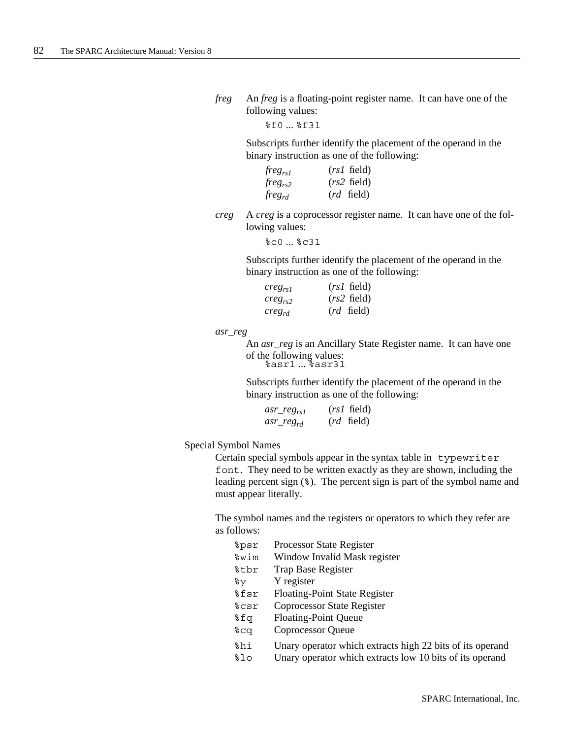*freg* An *freg* is a floating-point register name. It can have one of the following values:

`%f0` ... `%f31`

Subscripts further identify the placement of the operand in the binary instruction as one of the following:

| | |
|---|---|
| $freg_{rs1}$ | (*rs1* field) |
| $freg_{rs2}$ | (*rs2* field) |
| $freg_{rd}$ | (*rd* field) |

*creg* A *creg* is a coprocessor register name. It can have one of the following values:

`%c0` ... `%c31`

Subscripts further identify the placement of the operand in the binary instruction as one of the following:

| | |
|---|---|
| $creg_{rs1}$ | (*rs1* field) |
| $creg_{rs2}$ | (*rs2* field) |
| $creg_{rd}$ | (*rd* field) |

*asr_reg*

An *asr_reg* is an Ancillary State Register name. It can have one of the following values:

`%asr1` ... `%asr31`

Subscripts further identify the placement of the operand in the binary instruction as one of the following:

| | |
|---|---|
| $asr\_reg_{rs1}$ | (*rs1* field) |
| $asr\_reg_{rd}$ | (*rd* field) |

Special Symbol Names

Certain special symbols appear in the syntax table in `typewriter font`. They need to be written exactly as they are shown, including the leading percent sign (`%`). The percent sign is part of the symbol name and must appear literally.

The symbol names and the registers or operators to which they refer are as follows:

| | |
|---|---|
| `%psr` | Processor State Register |
| `%wim` | Window Invalid Mask register |
| `%tbr` | Trap Base Register |
| `%y` | Y register |
| `%fsr` | Floating-Point State Register |
| `%csr` | Coprocessor State Register |
| `%fq` | Floating-Point Queue |
| `%cq` | Coprocessor Queue |
| `%hi` | Unary operator which extracts high 22 bits of its operand |
| `%lo` | Unary operator which extracts low 10 bits of its operand |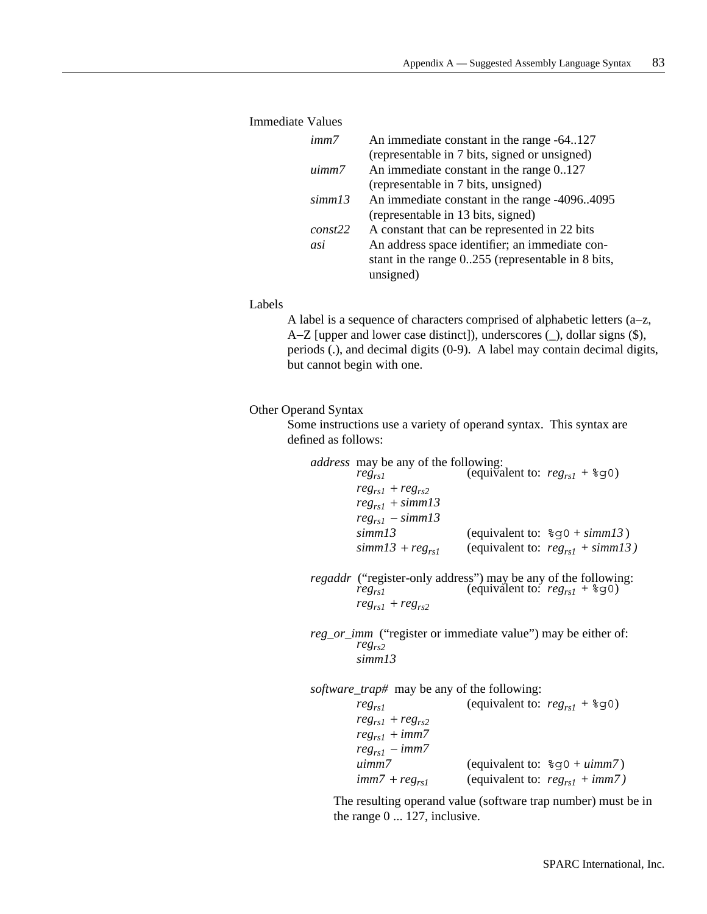Immediate Values

| | |
|---|---|
| *imm7* | An immediate constant in the range -64..127 (representable in 7 bits, signed or unsigned) |
| *uimm7* | An immediate constant in the range 0..127 (representable in 7 bits, unsigned) |
| *simm13* | An immediate constant in the range -4096..4095 (representable in 13 bits, signed) |
| *const22* | A constant that can be represented in 22 bits |
| *asi* | An address space identifier; an immediate constant in the range 0..255 (representable in 8 bits, unsigned) |

Labels

A label is a sequence of characters comprised of alphabetic letters (a–z, A–Z [upper and lower case distinct]), underscores (_), dollar signs ($), periods (.), and decimal digits (0-9). A label may contain decimal digits, but cannot begin with one.

Other Operand Syntax

Some instructions use a variety of operand syntax. This syntax are defined as follows:

*address* may be any of the following:

| | |
|---|---|
| $reg_{rs1}$ | (equivalent to: $reg_{rs1}$ + `%g0`) |
| $reg_{rs1} + reg_{rs2}$ | |
| $reg_{rs1} + simm13$ | |
| $reg_{rs1} - simm13$ | |
| $simm13$ | (equivalent to: `%g0` + $simm13$) |
| $simm13 + reg_{rs1}$ | (equivalent to: $reg_{rs1} + simm13$) |

*regaddr* (“register-only address”) may be any of the following:

| | |
|---|---|
| $reg_{rs1}$ | (equivalent to: $reg_{rs1}$ + `%g0`) |
| $reg_{rs1} + reg_{rs2}$ | |

*reg_or_imm* (“register or immediate value”) may be either of:

$reg_{rs2}$

$simm13$

*software_trap#* may be any of the following:

| | |
|---|---|
| $reg_{rs1}$ | (equivalent to: $reg_{rs1}$ + `%g0`) |
| $reg_{rs1} + reg_{rs2}$ | |
| $reg_{rs1} + imm7$ | |
| $reg_{rs1} - imm7$ | |
| $uimm7$ | (equivalent to: `%g0` + $uimm7$) |
| $imm7 + reg_{rs1}$ | (equivalent to: $reg_{rs1} + imm7$) |

The resulting operand value (software trap number) must be in the range 0 ... 127, inclusive.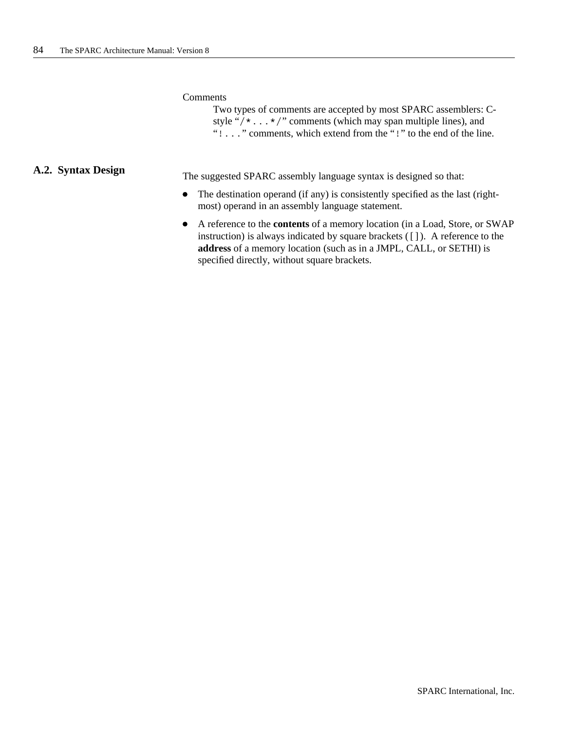Comments

Two types of comments are accepted by most SPARC assemblers: C-style "`/*...*/`" comments (which may span multiple lines), and "`!...`" comments, which extend from the "`!`" to the end of the line.

## A.2. Syntax Design

The suggested SPARC assembly language syntax is designed so that:

- The destination operand (if any) is consistently specified as the last (rightmost) operand in an assembly language statement.
- A reference to the **contents** of a memory location (in a Load, Store, or SWAP instruction) is always indicated by square brackets ([]). A reference to the **address** of a memory location (such as in a JMPL, CALL, or SETHI) is specified directly, without square brackets.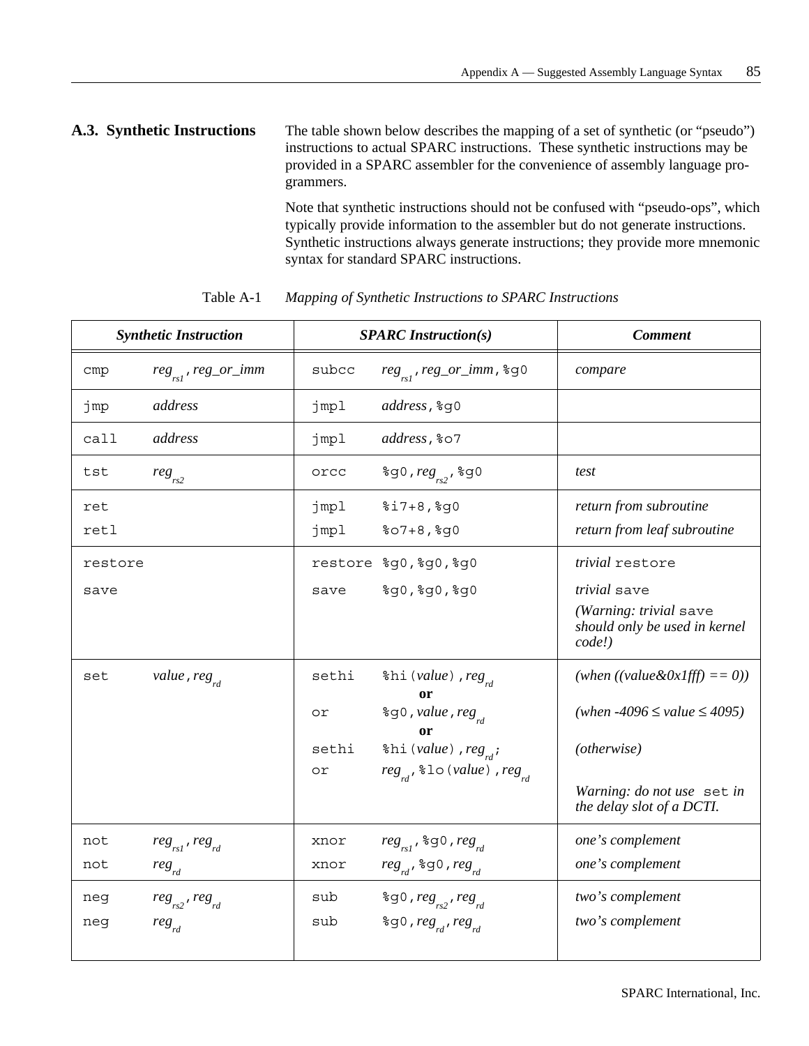## A.3. Synthetic Instructions

The table shown below describes the mapping of a set of synthetic (or "pseudo") instructions to actual SPARC instructions. These synthetic instructions may be provided in a SPARC assembler for the convenience of assembly language programmers.

Note that synthetic instructions should not be confused with "pseudo-ops", which typically provide information to the assembler but do not generate instructions. Synthetic instructions always generate instructions; they provide more mnemonic syntax for standard SPARC instructions.

Table A-1 *Mapping of Synthetic Instructions to SPARC Instructions*

| *Synthetic Instruction* | | *SPARC Instruction(s)* | | *Comment* |
|---|---|---|---|---|
| `cmp` | $reg_{rs1}$, *reg_or_imm* | `subcc` | $reg_{rs1}$, *reg_or_imm*, `%g0` | *compare* |
| `jmp` | *address* | `jmpl` | *address*, `%g0` | |
| `call` | *address* | `jmpl` | *address*, `%o7` | |
| `tst` | $reg_{rs2}$ | `orcc` | `%g0`, $reg_{rs2}$, `%g0` | *test* |
| `ret` | | `jmpl` | `%i7+8,%g0` | *return from subroutine* |
| `retl` | | `jmpl` | `%o7+8,%g0` | *return from leaf subroutine* |
| `restore` | | `restore` | `%g0,%g0,%g0` | *trivial* `restore` |
| `save` | | `save` | `%g0,%g0,%g0` | *trivial* `save` *(Warning: trivial* `save` *should only be used in kernel code!)* |
| `set` | *value*, $reg_{rd}$ | `sethi` | `%hi(`*value*`)`, $reg_{rd}$ | *(when ((value&0x1fff) == 0))* |
| | | | **or** | |
| | | `or` | `%g0`, *value*, $reg_{rd}$ | *(when -4096 ≤ value ≤ 4095)* |
| | | | **or** | |
| | | `sethi` | `%hi(`*value*`)`, $reg_{rd}$; | *(otherwise)* |
| | | `or` | $reg_{rd}$, `%lo(`*value*`)`, $reg_{rd}$ | |
| | | | | *Warning: do not use* `set` *in the delay slot of a DCTI.* |
| `not` | $reg_{rs1}$, $reg_{rd}$ | `xnor` | $reg_{rs1}$, `%g0`, $reg_{rd}$ | *one's complement* |
| `not` | $reg_{rd}$ | `xnor` | $reg_{rd}$, `%g0`, $reg_{rd}$ | *one's complement* |
| `neg` | $reg_{rs2}$, $reg_{rd}$ | `sub` | `%g0`, $reg_{rs2}$, $reg_{rd}$ | *two's complement* |
| `neg` | $reg_{rd}$ | `sub` | `%g0`, $reg_{rd}$, $reg_{rd}$ | *two's complement* |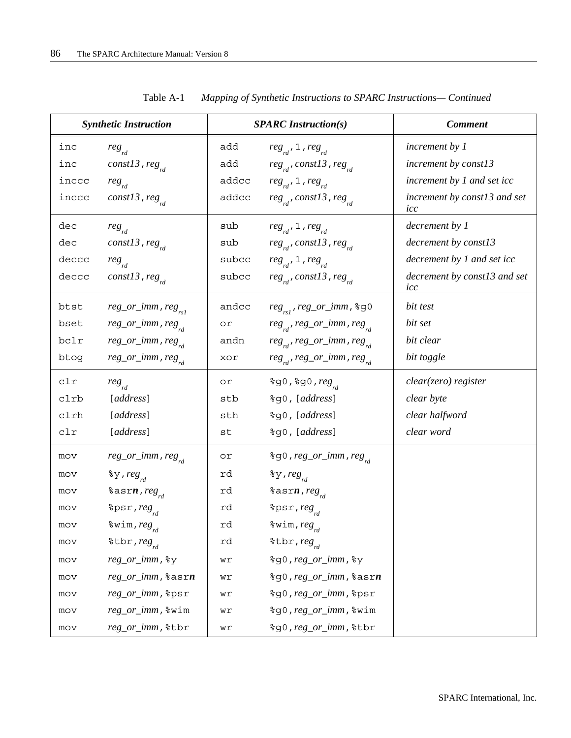Table A-1 *Mapping of Synthetic Instructions to SPARC Instructions— Continued*

| *Synthetic Instruction* | | *SPARC Instruction(s)* | | *Comment* |
|---|---|---|---|---|
| inc | $reg_{rd}$ | add | $reg_{rd}$, 1, $reg_{rd}$ | *increment by 1* |
| inc | *const13*, $reg_{rd}$ | add | $reg_{rd}$, *const13*, $reg_{rd}$ | *increment by const13* |
| inccc | $reg_{rd}$ | addcc | $reg_{rd}$, 1, $reg_{rd}$ | *increment by 1 and set icc* |
| inccc | *const13*, $reg_{rd}$ | addcc | $reg_{rd}$, *const13*, $reg_{rd}$ | *increment by const13 and set icc* |
| dec | $reg_{rd}$ | sub | $reg_{rd}$, 1, $reg_{rd}$ | *decrement by 1* |
| dec | *const13*, $reg_{rd}$ | sub | $reg_{rd}$, *const13*, $reg_{rd}$ | *decrement by const13* |
| deccc | $reg_{rd}$ | subcc | $reg_{rd}$, 1, $reg_{rd}$ | *decrement by 1 and set icc* |
| deccc | *const13*, $reg_{rd}$ | subcc | $reg_{rd}$, *const13*, $reg_{rd}$ | *decrement by const13 and set icc* |
| btst | *reg_or_imm*, $reg_{rs1}$ | andcc | $reg_{rs1}$, *reg_or_imm*, %g0 | *bit test* |
| bset | *reg_or_imm*, $reg_{rd}$ | or | $reg_{rd}$, *reg_or_imm*, $reg_{rd}$ | *bit set* |
| bclr | *reg_or_imm*, $reg_{rd}$ | andn | $reg_{rd}$, *reg_or_imm*, $reg_{rd}$ | *bit clear* |
| btog | *reg_or_imm*, $reg_{rd}$ | xor | $reg_{rd}$, *reg_or_imm*, $reg_{rd}$ | *bit toggle* |
| clr | $reg_{rd}$ | or | %g0, %g0, $reg_{rd}$ | *clear(zero) register* |
| clrb | [*address*] | stb | %g0, [*address*] | *clear byte* |
| clrh | [*address*] | sth | %g0, [*address*] | *clear halfword* |
| clr | [*address*] | st | %g0, [*address*] | *clear word* |
| mov | *reg_or_imm*, $reg_{rd}$ | or | %g0, *reg_or_imm*, $reg_{rd}$ | |
| mov | %y, $reg_{rd}$ | rd | %y, $reg_{rd}$ | |
| mov | %asr***n***, $reg_{rd}$ | rd | %asr***n***, $reg_{rd}$ | |
| mov | %psr, $reg_{rd}$ | rd | %psr, $reg_{rd}$ | |
| mov | %wim, $reg_{rd}$ | rd | %wim, $reg_{rd}$ | |
| mov | %tbr, $reg_{rd}$ | rd | %tbr, $reg_{rd}$ | |
| mov | *reg_or_imm*, %y | wr | %g0, *reg_or_imm*, %y | |
| mov | *reg_or_imm*, %asr***n*** | wr | %g0, *reg_or_imm*, %asr***n*** | |
| mov | *reg_or_imm*, %psr | wr | %g0, *reg_or_imm*, %psr | |
| mov | *reg_or_imm*, %wim | wr | %g0, *reg_or_imm*, %wim | |
| mov | *reg_or_imm*, %tbr | wr | %g0, *reg_or_imm*, %tbr | |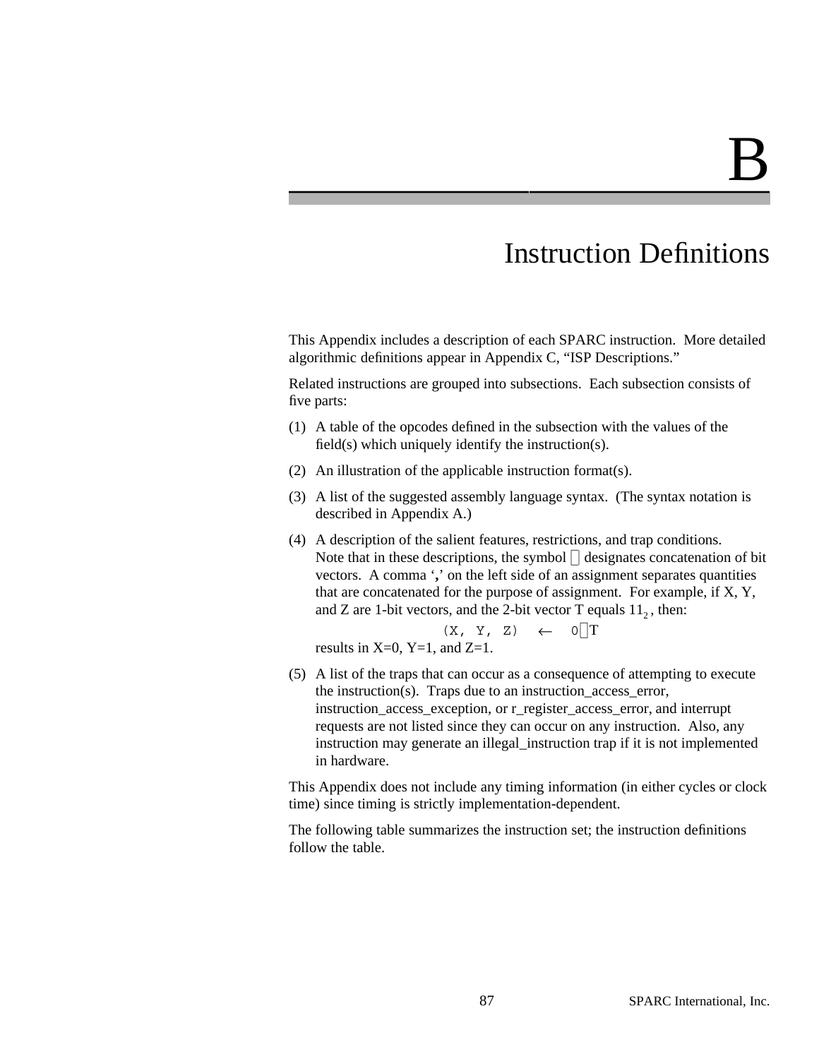# B

# Instruction Definitions

This Appendix includes a description of each SPARC instruction. More detailed algorithmic definitions appear in Appendix C, “ISP Descriptions.”

Related instructions are grouped into subsections. Each subsection consists of five parts:

(1) A table of the opcodes defined in the subsection with the values of the field(s) which uniquely identify the instruction(s).

(2) An illustration of the applicable instruction format(s).

(3) A list of the suggested assembly language syntax. (The syntax notation is described in Appendix A.)

(4) A description of the salient features, restrictions, and trap conditions. Note that in these descriptions, the symbol ⌢ designates concatenation of bit vectors. A comma ‘**,**’ on the left side of an assignment separates quantities that are concatenated for the purpose of assignment. For example, if X, Y, and Z are 1-bit vectors, and the 2-bit vector T equals $11_2$, then:

```
(X, Y, Z)  ←  0⌢T
```

results in X=0, Y=1, and Z=1.

(5) A list of the traps that can occur as a consequence of attempting to execute the instruction(s). Traps due to an instruction_access_error, instruction_access_exception, or r_register_access_error, and interrupt requests are not listed since they can occur on any instruction. Also, any instruction may generate an illegal_instruction trap if it is not implemented in hardware.

This Appendix does not include any timing information (in either cycles or clock time) since timing is strictly implementation-dependent.

The following table summarizes the instruction set; the instruction definitions follow the table.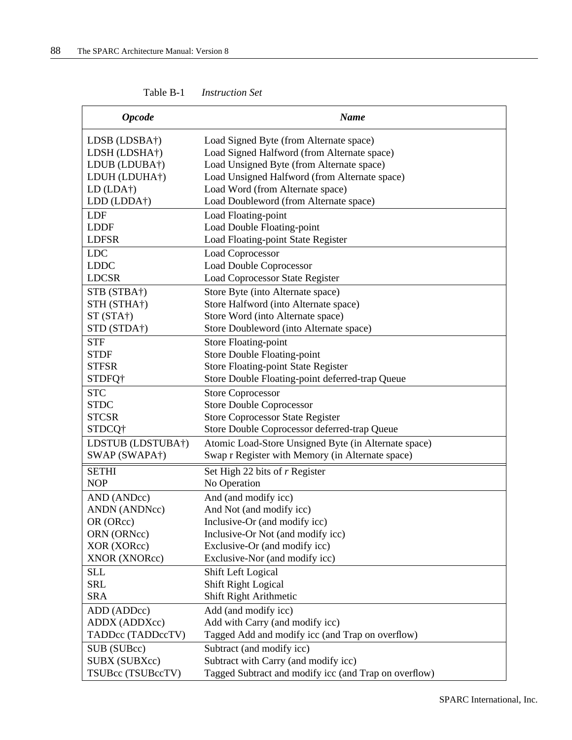Table B-1 *Instruction Set*

| ***Opcode*** | ***Name*** |
|---|---|
| LDSB (LDSBA†) | Load Signed Byte (from Alternate space) |
| LDSH (LDSHA†) | Load Signed Halfword (from Alternate space) |
| LDUB (LDUBA†) | Load Unsigned Byte (from Alternate space) |
| LDUH (LDUHA†) | Load Unsigned Halfword (from Alternate space) |
| LD (LDA†) | Load Word (from Alternate space) |
| LDD (LDDA†) | Load Doubleword (from Alternate space) |
| LDF | Load Floating-point |
| LDDF | Load Double Floating-point |
| LDFSR | Load Floating-point State Register |
| LDC | Load Coprocessor |
| LDDC | Load Double Coprocessor |
| LDCSR | Load Coprocessor State Register |
| STB (STBA†) | Store Byte (into Alternate space) |
| STH (STHA†) | Store Halfword (into Alternate space) |
| ST (STA†) | Store Word (into Alternate space) |
| STD (STDA†) | Store Doubleword (into Alternate space) |
| STF | Store Floating-point |
| STDF | Store Double Floating-point |
| STFSR | Store Floating-point State Register |
| STDFQ† | Store Double Floating-point deferred-trap Queue |
| STC | Store Coprocessor |
| STDC | Store Double Coprocessor |
| STCSR | Store Coprocessor State Register |
| STDCQ† | Store Double Coprocessor deferred-trap Queue |
| LDSTUB (LDSTUBA†) | Atomic Load-Store Unsigned Byte (in Alternate space) |
| SWAP (SWAPA†) | Swap r Register with Memory (in Alternate space) |
| SETHI | Set High 22 bits of *r* Register |
| NOP | No Operation |
| AND (ANDcc) | And (and modify icc) |
| ANDN (ANDNcc) | And Not (and modify icc) |
| OR (ORcc) | Inclusive-Or (and modify icc) |
| ORN (ORNcc) | Inclusive-Or Not (and modify icc) |
| XOR (XORcc) | Exclusive-Or (and modify icc) |
| XNOR (XNORcc) | Exclusive-Nor (and modify icc) |
| SLL | Shift Left Logical |
| SRL | Shift Right Logical |
| SRA | Shift Right Arithmetic |
| ADD (ADDcc) | Add (and modify icc) |
| ADDX (ADDXcc) | Add with Carry (and modify icc) |
| TADDcc (TADDccTV) | Tagged Add and modify icc (and Trap on overflow) |
| SUB (SUBcc) | Subtract (and modify icc) |
| SUBX (SUBXcc) | Subtract with Carry (and modify icc) |
| TSUBcc (TSUBccTV) | Tagged Subtract and modify icc (and Trap on overflow) |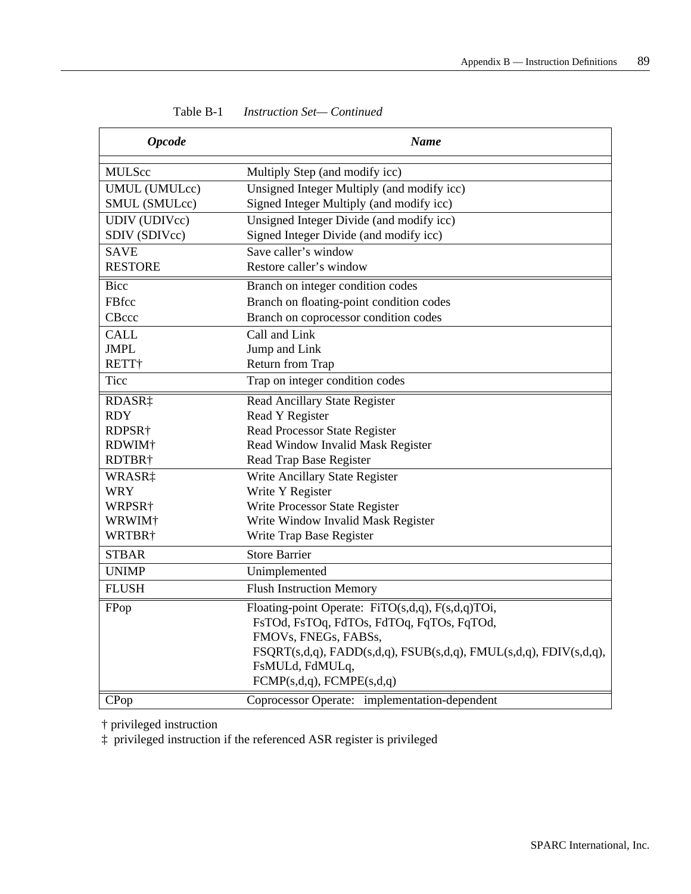Table B-1 *Instruction Set— Continued*

| ***Opcode*** | ***Name*** |
|---|---|
| MULScc | Multiply Step (and modify icc) |
| UMUL (UMULcc) | Unsigned Integer Multiply (and modify icc) |
| SMUL (SMULcc) | Signed Integer Multiply (and modify icc) |
| UDIV (UDIVcc) | Unsigned Integer Divide (and modify icc) |
| SDIV (SDIVcc) | Signed Integer Divide (and modify icc) |
| SAVE | Save caller’s window |
| RESTORE | Restore caller’s window |
| Bicc | Branch on integer condition codes |
| FBfcc | Branch on floating-point condition codes |
| CBccc | Branch on coprocessor condition codes |
| CALL | Call and Link |
| JMPL | Jump and Link |
| RETT† | Return from Trap |
| Ticc | Trap on integer condition codes |
| RDASR‡ | Read Ancillary State Register |
| RDY | Read Y Register |
| RDPSR† | Read Processor State Register |
| RDWIM† | Read Window Invalid Mask Register |
| RDTBR† | Read Trap Base Register |
| WRASR‡ | Write Ancillary State Register |
| WRY | Write Y Register |
| WRPSR† | Write Processor State Register |
| WRWIM† | Write Window Invalid Mask Register |
| WRTBR† | Write Trap Base Register |
| STBAR | Store Barrier |
| UNIMP | Unimplemented |
| FLUSH | Flush Instruction Memory |
| FPop | Floating-point Operate: FiTO(s,d,q), F(s,d,q)TOi, FsTOd, FsTOq, FdTOs, FdTOq, FqTOs, FqTOd, FMOVs, FNEGs, FABSs, FSQRT(s,d,q), FADD(s,d,q), FSUB(s,d,q), FMUL(s,d,q), FDIV(s,d,q), FsMULd, FdMULq, FCMP(s,d,q), FCMPE(s,d,q) |
| CPop | Coprocessor Operate: implementation-dependent |

† privileged instruction

‡ privileged instruction if the referenced ASR register is privileged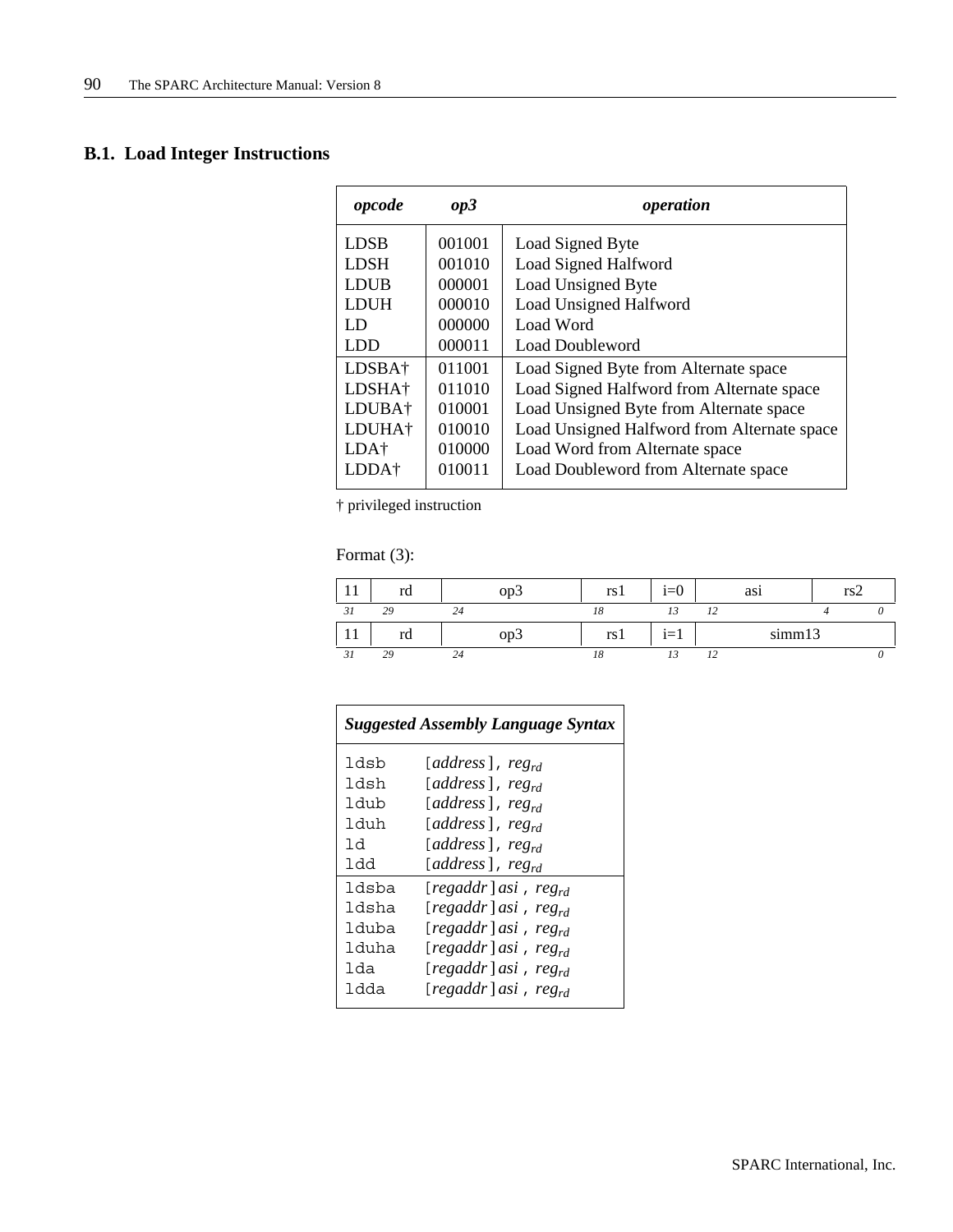## B.1. Load Integer Instructions

| *opcode* | *op3* | *operation* |
|---|---|---|
| LDSB | 001001 | Load Signed Byte |
| LDSH | 001010 | Load Signed Halfword |
| LDUB | 000001 | Load Unsigned Byte |
| LDUH | 000010 | Load Unsigned Halfword |
| LD | 000000 | Load Word |
| LDD | 000011 | Load Doubleword |
| LDSBA† | 011001 | Load Signed Byte from Alternate space |
| LDSHA† | 011010 | Load Signed Halfword from Alternate space |
| LDUBA† | 010001 | Load Unsigned Byte from Alternate space |
| LDUHA† | 010010 | Load Unsigned Halfword from Alternate space |
| LDA† | 010000 | Load Word from Alternate space |
| LDDA† | 010011 | Load Doubleword from Alternate space |

† privileged instruction

Format (3):

| 11 | rd | op3 | rs1 | i=0 | asi | rs2 |
|---|---|---|---|---|---|---|
| 31 | 29 | 24 | 18 | 13 | 12 | 4 0 |

| 11 | rd | op3 | rs1 | i=1 | simm13 |
|---|---|---|---|---|---|
| 31 | 29 | 24 | 18 | 13 | 12 0 |

| *Suggested Assembly Language Syntax* | |
|---|---|
| `ldsb` | [*address*], $reg_{rd}$ |
| `ldsh` | [*address*], $reg_{rd}$ |
| `ldub` | [*address*], $reg_{rd}$ |
| `lduh` | [*address*], $reg_{rd}$ |
| `ld` | [*address*], $reg_{rd}$ |
| `ldd` | [*address*], $reg_{rd}$ |
| `ldsba` | [*regaddr*] *asi*, $reg_{rd}$ |
| `ldsha` | [*regaddr*] *asi*, $reg_{rd}$ |
| `lduba` | [*regaddr*] *asi*, $reg_{rd}$ |
| `lduha` | [*regaddr*] *asi*, $reg_{rd}$ |
| `lda` | [*regaddr*] *asi*, $reg_{rd}$ |
| `ldda` | [*regaddr*] *asi*, $reg_{rd}$ |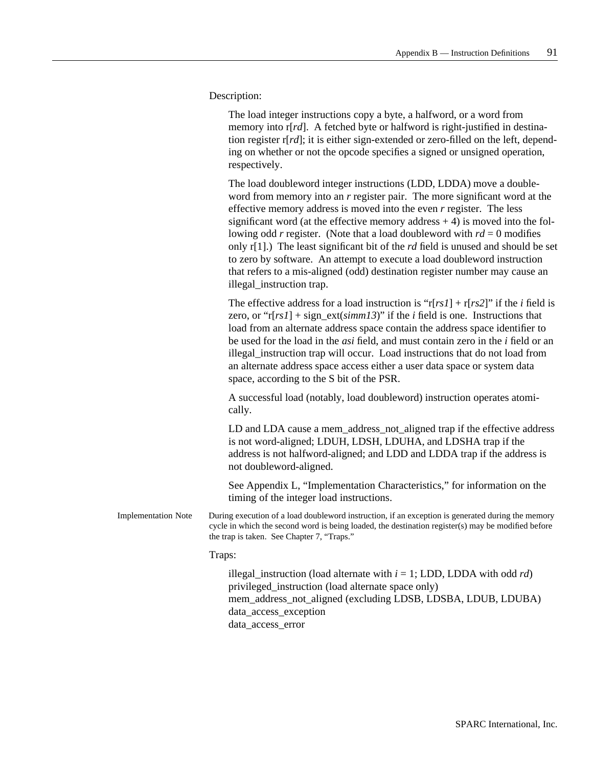Description:

The load integer instructions copy a byte, a halfword, or a word from memory into r[*rd*]. A fetched byte or halfword is right-justified in destination register r[*rd*]; it is either sign-extended or zero-filled on the left, depending on whether or not the opcode specifies a signed or unsigned operation, respectively.

The load doubleword integer instructions (LDD, LDDA) move a doubleword from memory into an *r* register pair. The more significant word at the effective memory address is moved into the even *r* register. The less significant word (at the effective memory address + 4) is moved into the following odd *r* register. (Note that a load doubleword with *rd* = 0 modifies only r[1].) The least significant bit of the *rd* field is unused and should be set to zero by software. An attempt to execute a load doubleword instruction that refers to a mis-aligned (odd) destination register number may cause an illegal_instruction trap.

The effective address for a load instruction is "r[*rs1*] + r[*rs2*]" if the *i* field is zero, or "r[*rs1*] + sign_ext(*simm13*)" if the *i* field is one. Instructions that load from an alternate address space contain the address space identifier to be used for the load in the *asi* field, and must contain zero in the *i* field or an illegal_instruction trap will occur. Load instructions that do not load from an alternate address space access either a user data space or system data space, according to the S bit of the PSR.

A successful load (notably, load doubleword) instruction operates atomically.

LD and LDA cause a mem_address_not_aligned trap if the effective address is not word-aligned; LDUH, LDSH, LDUHA, and LDSHA trap if the address is not halfword-aligned; and LDD and LDDA trap if the address is not doubleword-aligned.

See Appendix L, "Implementation Characteristics," for information on the timing of the integer load instructions.

Implementation Note — During execution of a load doubleword instruction, if an exception is generated during the memory cycle in which the second word is being loaded, the destination register(s) may be modified before the trap is taken. See Chapter 7, "Traps."

Traps:

illegal_instruction (load alternate with *i* = 1; LDD, LDDA with odd *rd*)
privileged_instruction (load alternate space only)
mem_address_not_aligned (excluding LDSB, LDSBA, LDUB, LDUBA)
data_access_exception
data_access_error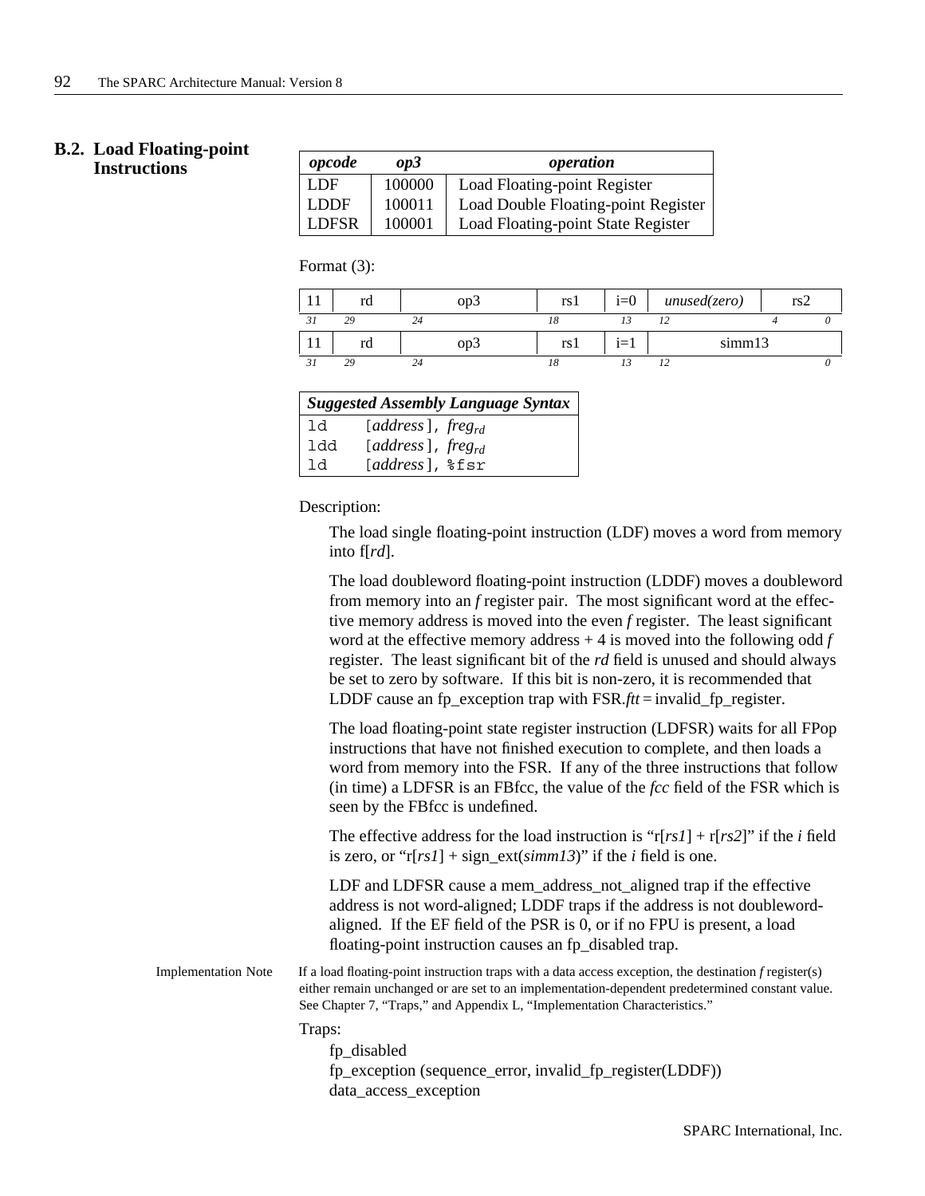## B.2. Load Floating-point Instructions

| *opcode* | *op3* | *operation* |
|---|---|---|
| LDF | 100000 | Load Floating-point Register |
| LDDF | 100011 | Load Double Floating-point Register |
| LDFSR | 100001 | Load Floating-point State Register |

Format (3):

| 11 | rd | op3 | rs1 | i=0 | *unused(zero)* | rs2 |
|---|---|---|---|---|---|---|
| 31 | 29 | 24 | 18 | 13 | 12 | 4 0 |

| 11 | rd | op3 | rs1 | i=1 | simm13 |
|---|---|---|---|---|---|
| 31 | 29 | 24 | 18 | 13 | 12 0 |

| *Suggested Assembly Language Syntax* |
|---|
| `ld` [*address*], *freg*$_{rd}$ |
| `ldd` [*address*], *freg*$_{rd}$ |
| `ld` [*address*], `%fsr` |

Description:

The load single floating-point instruction (LDF) moves a word from memory into f[*rd*].

The load doubleword floating-point instruction (LDDF) moves a doubleword from memory into an *f* register pair. The most significant word at the effective memory address is moved into the even *f* register. The least significant word at the effective memory address + 4 is moved into the following odd *f* register. The least significant bit of the *rd* field is unused and should always be set to zero by software. If this bit is non-zero, it is recommended that LDDF cause an fp_exception trap with FSR.*ftt* = invalid_fp_register.

The load floating-point state register instruction (LDFSR) waits for all FPop instructions that have not finished execution to complete, and then loads a word from memory into the FSR. If any of the three instructions that follow (in time) a LDFSR is an FBfcc, the value of the *fcc* field of the FSR which is seen by the FBfcc is undefined.

The effective address for the load instruction is "r[*rs1*] + r[*rs2*]" if the *i* field is zero, or "r[*rs1*] + sign_ext(*simm13*)" if the *i* field is one.

LDF and LDFSR cause a mem_address_not_aligned trap if the effective address is not word-aligned; LDDF traps if the address is not doubleword-aligned. If the EF field of the PSR is 0, or if no FPU is present, a load floating-point instruction causes an fp_disabled trap.

Implementation Note: If a load floating-point instruction traps with a data access exception, the destination *f* register(s) either remain unchanged or are set to an implementation-dependent predetermined constant value. See Chapter 7, "Traps," and Appendix L, "Implementation Characteristics."

Traps:

fp_disabled
fp_exception (sequence_error, invalid_fp_register(LDDF))
data_access_exception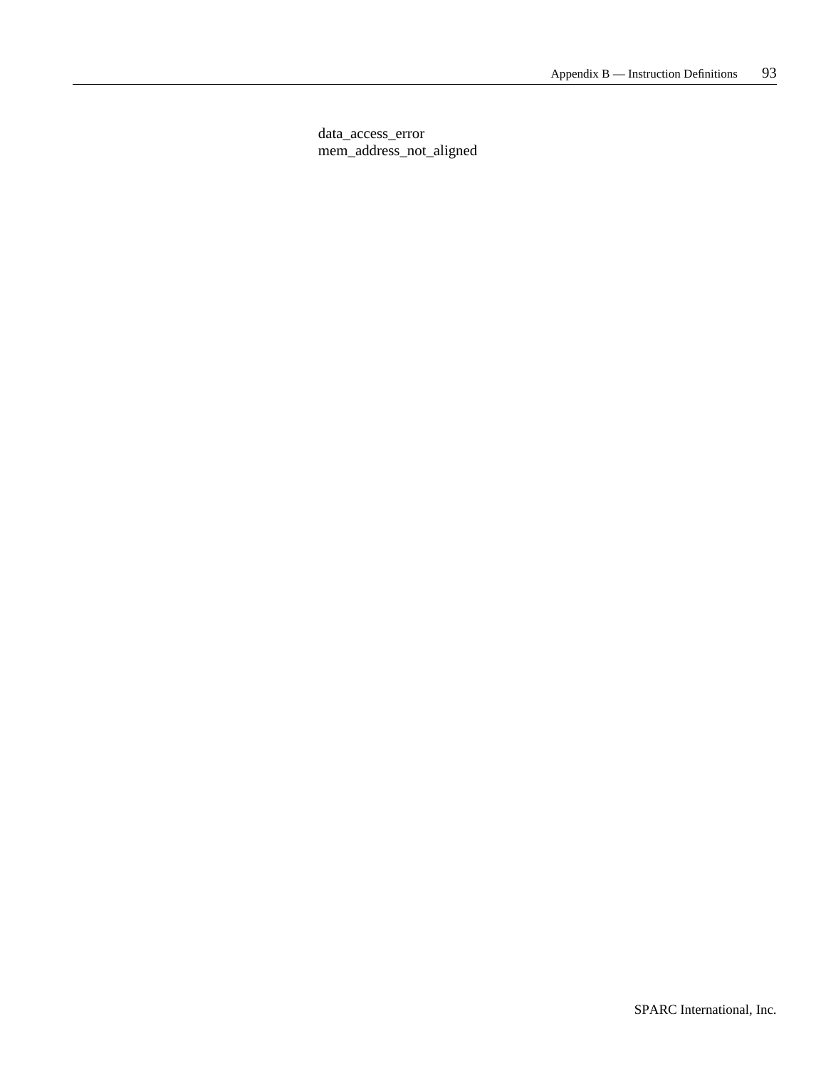data_access_error
mem_address_not_aligned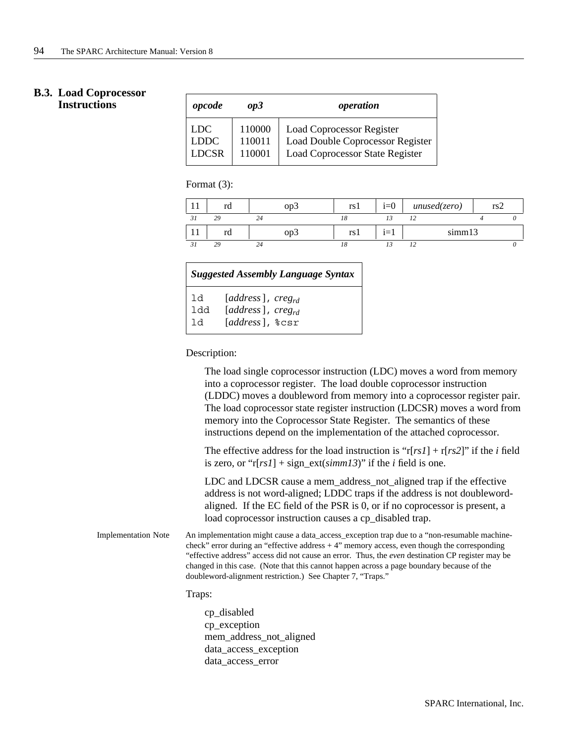## B.3. Load Coprocessor Instructions

| *opcode* | *op3* | *operation* |
|---|---|---|
| LDC | 110000 | Load Coprocessor Register |
| LDDC | 110011 | Load Double Coprocessor Register |
| LDCSR | 110001 | Load Coprocessor State Register |

Format (3):

| 11 | rd | op3 | rs1 | i=0 | *unused(zero)* | rs2 |
|---|---|---|---|---|---|---|
| *31* | *29* | *24* | *18* | *13* | *12* | *4 0* |

| 11 | rd | op3 | rs1 | i=1 | simm13 |
|---|---|---|---|---|---|
| *31* | *29* | *24* | *18* | *13* | *12 0* |

| *Suggested Assembly Language Syntax* |
|---|
| `ld` [*address*], $creg_{rd}$ |
| `ldd` [*address*], $creg_{rd}$ |
| `ld` [*address*], `%csr` |

Description:

The load single coprocessor instruction (LDC) moves a word from memory into a coprocessor register. The load double coprocessor instruction (LDDC) moves a doubleword from memory into a coprocessor register pair. The load coprocessor state register instruction (LDCSR) moves a word from memory into the Coprocessor State Register. The semantics of these instructions depend on the implementation of the attached coprocessor.

The effective address for the load instruction is "r[*rs1*] + r[*rs2*]" if the *i* field is zero, or "r[*rs1*] + sign_ext(*simm13*)" if the *i* field is one.

LDC and LDCSR cause a mem_address_not_aligned trap if the effective address is not word-aligned; LDDC traps if the address is not doubleword-aligned. If the EC field of the PSR is 0, or if no coprocessor is present, a load coprocessor instruction causes a cp_disabled trap.

Implementation Note: An implementation might cause a data_access_exception trap due to a "non-resumable machine-check" error during an "effective address + 4" memory access, even though the corresponding "effective address" access did not cause an error. Thus, the *even* destination CP register may be changed in this case. (Note that this cannot happen across a page boundary because of the doubleword-alignment restriction.) See Chapter 7, "Traps."

Traps:

cp_disabled
cp_exception
mem_address_not_aligned
data_access_exception
data_access_error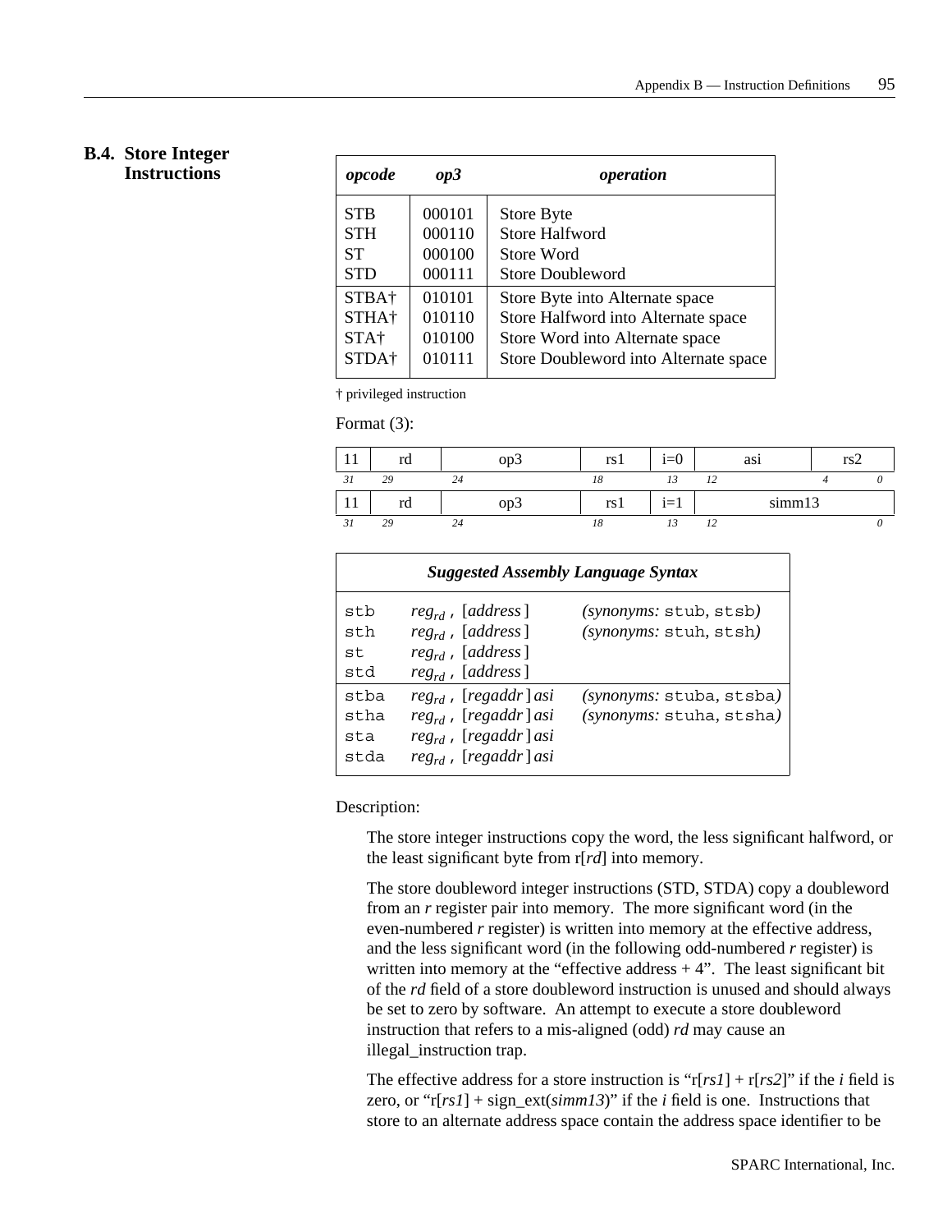## B.4. Store Integer Instructions

| *opcode* | *op3* | *operation* |
|---|---|---|
| STB | 000101 | Store Byte |
| STH | 000110 | Store Halfword |
| ST | 000100 | Store Word |
| STD | 000111 | Store Doubleword |
| STBA† | 010101 | Store Byte into Alternate space |
| STHA† | 010110 | Store Halfword into Alternate space |
| STA† | 010100 | Store Word into Alternate space |
| STDA† | 010111 | Store Doubleword into Alternate space |

† privileged instruction

Format (3):

| 11 | rd | op3 | rs1 | i=0 | asi | rs2 |
|---|---|---|---|---|---|---|
| *31* | *29* | *24* | *18* | *13* | *12* | *4 0* |

| 11 | rd | op3 | rs1 | i=1 | simm13 |
|---|---|---|---|---|---|
| *31* | *29* | *24* | *18* | *13* | *12 0* |

| ***Suggested Assembly Language Syntax*** | | |
|---|---|---|
| `stb` | $reg_{rd}$ , [*address*] | *(synonyms:* `stub`, `stsb`*)* |
| `sth` | $reg_{rd}$ , [*address*] | *(synonyms:* `stuh`, `stsh`*)* |
| `st` | $reg_{rd}$ , [*address*] | |
| `std` | $reg_{rd}$ , [*address*] | |
| `stba` | $reg_{rd}$ , [*regaddr*] *asi* | *(synonyms:* `stuba`, `stsba`*)* |
| `stha` | $reg_{rd}$ , [*regaddr*] *asi* | *(synonyms:* `stuha`, `stsha`*)* |
| `sta` | $reg_{rd}$ , [*regaddr*] *asi* | |
| `stda` | $reg_{rd}$ , [*regaddr*] *asi* | |

Description:

The store integer instructions copy the word, the less significant halfword, or the least significant byte from r[*rd*] into memory.

The store doubleword integer instructions (STD, STDA) copy a doubleword from an *r* register pair into memory. The more significant word (in the even-numbered *r* register) is written into memory at the effective address, and the less significant word (in the following odd-numbered *r* register) is written into memory at the "effective address + 4". The least significant bit of the *rd* field of a store doubleword instruction is unused and should always be set to zero by software. An attempt to execute a store doubleword instruction that refers to a mis-aligned (odd) *rd* may cause an illegal_instruction trap.

The effective address for a store instruction is "r[*rs1*] + r[*rs2*]" if the *i* field is zero, or "r[*rs1*] + sign_ext(*simm13*)" if the *i* field is one. Instructions that store to an alternate address space contain the address space identifier to be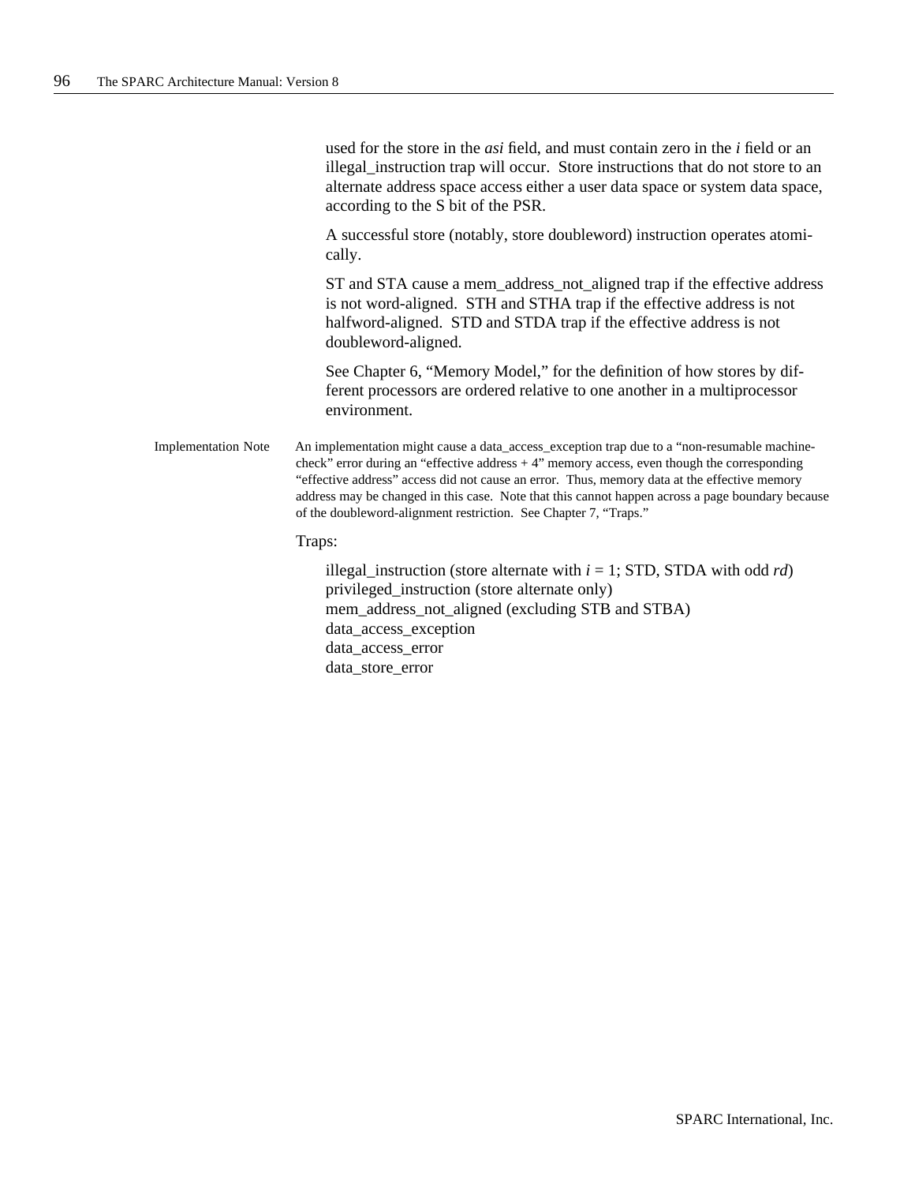used for the store in the *asi* field, and must contain zero in the *i* field or an illegal_instruction trap will occur. Store instructions that do not store to an alternate address space access either a user data space or system data space, according to the S bit of the PSR.

A successful store (notably, store doubleword) instruction operates atomically.

ST and STA cause a mem_address_not_aligned trap if the effective address is not word-aligned. STH and STHA trap if the effective address is not halfword-aligned. STD and STDA trap if the effective address is not doubleword-aligned.

See Chapter 6, "Memory Model," for the definition of how stores by different processors are ordered relative to one another in a multiprocessor environment.

Implementation Note — An implementation might cause a data_access_exception trap due to a "non-resumable machine-check" error during an "effective address + 4" memory access, even though the corresponding "effective address" access did not cause an error. Thus, memory data at the effective memory address may be changed in this case. Note that this cannot happen across a page boundary because of the doubleword-alignment restriction. See Chapter 7, "Traps."

Traps:

illegal_instruction (store alternate with $i = 1$; STD, STDA with odd *rd*)
privileged_instruction (store alternate only)
mem_address_not_aligned (excluding STB and STBA)
data_access_exception
data_access_error
data_store_error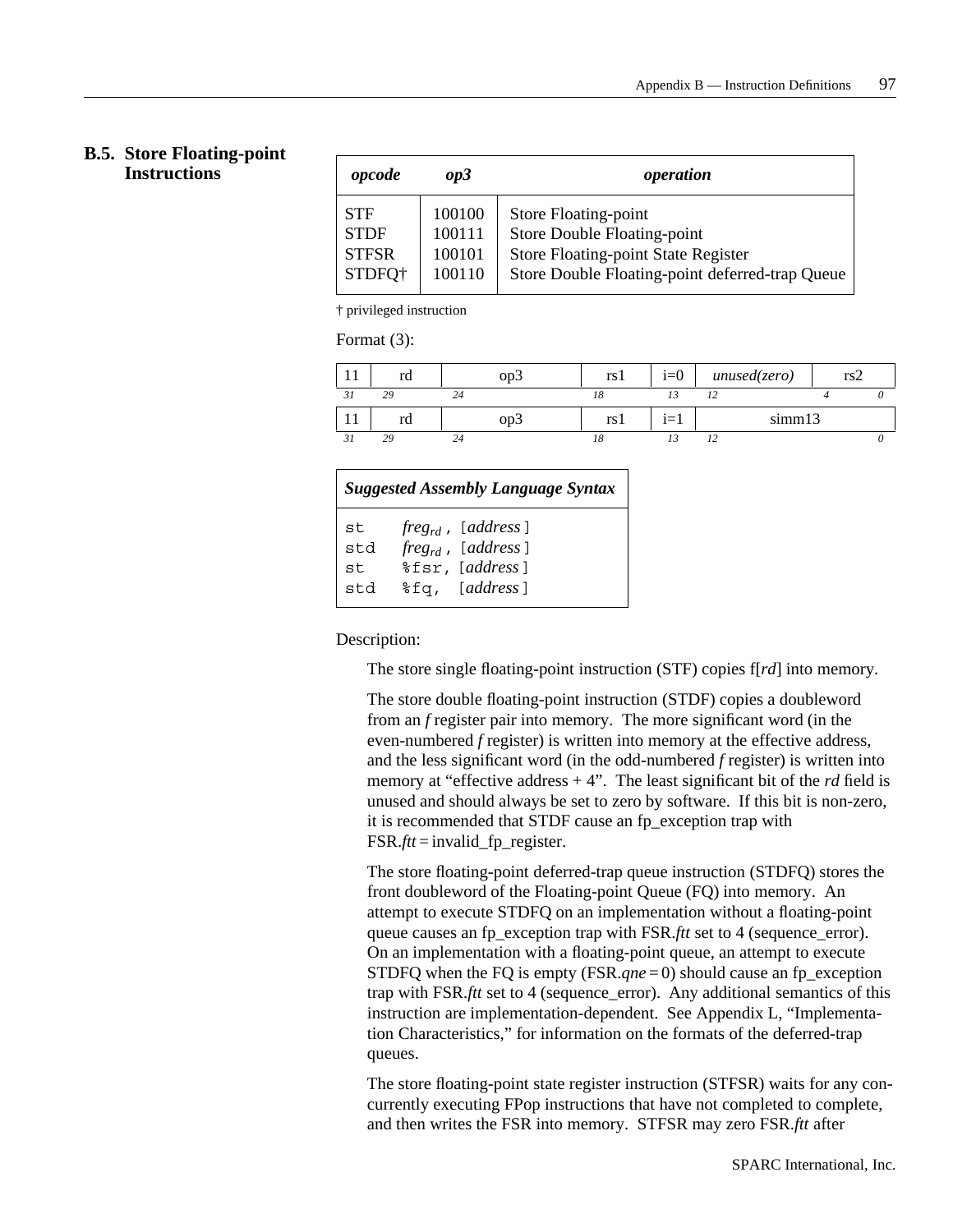## B.5. Store Floating-point Instructions

| *opcode* | *op3* | *operation* |
|---|---|---|
| STF | 100100 | Store Floating-point |
| STDF | 100111 | Store Double Floating-point |
| STFSR | 100101 | Store Floating-point State Register |
| STDFQ† | 100110 | Store Double Floating-point deferred-trap Queue |

† privileged instruction

Format (3):

| 11 | rd | op3 | rs1 | i=0 | *unused(zero)* | rs2 |
|---|---|---|---|---|---|---|
| 31 | 29 | 24 | 18 | 13 | 12 | 4 0 |

| 11 | rd | op3 | rs1 | i=1 | simm13 |
|---|---|---|---|---|---|
| 31 | 29 | 24 | 18 | 13 | 12 0 |

| *Suggested Assembly Language Syntax* | |
|---|---|
| st | $freg_{rd}$ , [*address*] |
| std | $freg_{rd}$ , [*address*] |
| st | %fsr, [*address*] |
| std | %fq, [*address*] |

Description:

The store single floating-point instruction (STF) copies f[*rd*] into memory.

The store double floating-point instruction (STDF) copies a doubleword from an *f* register pair into memory. The more significant word (in the even-numbered *f* register) is written into memory at the effective address, and the less significant word (in the odd-numbered *f* register) is written into memory at "effective address + 4". The least significant bit of the *rd* field is unused and should always be set to zero by software. If this bit is non-zero, it is recommended that STDF cause an fp_exception trap with FSR.*ftt* = invalid_fp_register.

The store floating-point deferred-trap queue instruction (STDFQ) stores the front doubleword of the Floating-point Queue (FQ) into memory. An attempt to execute STDFQ on an implementation without a floating-point queue causes an fp_exception trap with FSR.*ftt* set to 4 (sequence_error). On an implementation with a floating-point queue, an attempt to execute STDFQ when the FQ is empty (FSR.*qne* = 0) should cause an fp_exception trap with FSR.*ftt* set to 4 (sequence_error). Any additional semantics of this instruction are implementation-dependent. See Appendix L, "Implementation Characteristics," for information on the formats of the deferred-trap queues.

The store floating-point state register instruction (STFSR) waits for any concurrently executing FPop instructions that have not completed to complete, and then writes the FSR into memory. STFSR may zero FSR.*ftt* after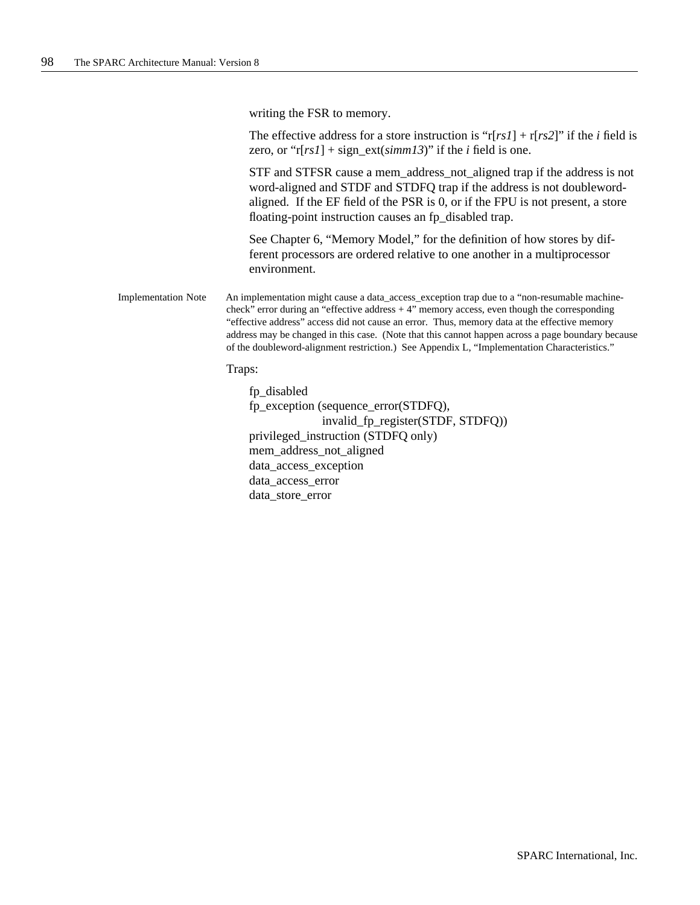writing the FSR to memory.

The effective address for a store instruction is "r[*rs1*] + r[*rs2*]" if the *i* field is zero, or "r[*rs1*] + sign_ext(*simm13*)" if the *i* field is one.

STF and STFSR cause a mem_address_not_aligned trap if the address is not word-aligned and STDF and STDFQ trap if the address is not doubleword-aligned. If the EF field of the PSR is 0, or if the FPU is not present, a store floating-point instruction causes an fp_disabled trap.

See Chapter 6, "Memory Model," for the definition of how stores by different processors are ordered relative to one another in a multiprocessor environment.

Implementation Note — An implementation might cause a data_access_exception trap due to a "non-resumable machine-check" error during an "effective address + 4" memory access, even though the corresponding "effective address" access did not cause an error. Thus, memory data at the effective memory address may be changed in this case. (Note that this cannot happen across a page boundary because of the doubleword-alignment restriction.) See Appendix L, "Implementation Characteristics."

Traps:

fp_disabled
fp_exception (sequence_error(STDFQ),
invalid_fp_register(STDF, STDFQ))
privileged_instruction (STDFQ only)
mem_address_not_aligned
data_access_exception
data_access_error
data_store_error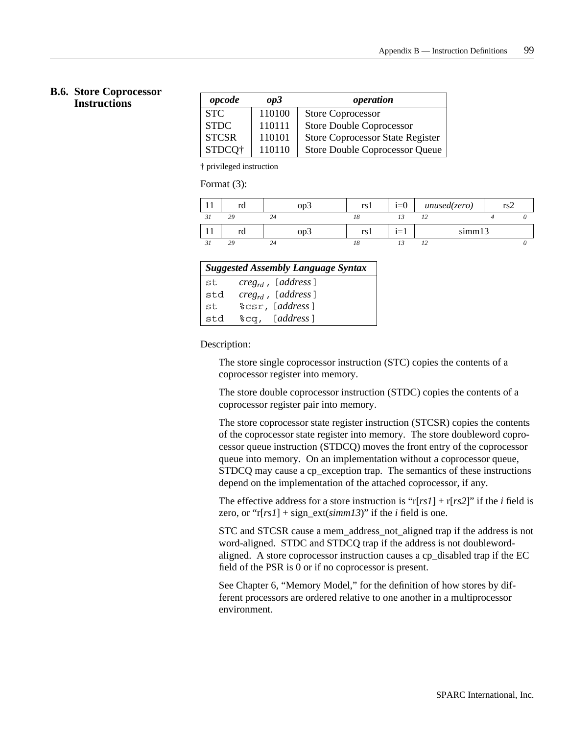## B.6. Store Coprocessor Instructions

| *opcode* | *op3* | *operation* |
|---|---|---|
| STC | 110100 | Store Coprocessor |
| STDC | 110111 | Store Double Coprocessor |
| STCSR | 110101 | Store Coprocessor State Register |
| STDCQ† | 110110 | Store Double Coprocessor Queue |

† privileged instruction

Format (3):

| 11 | rd | op3 | rs1 | i=0 | *unused(zero)* | rs2 |
|---|---|---|---|---|---|---|
| *31* | *29* | *24* | *18* | *13* | *12* | *4 0* |

| 11 | rd | op3 | rs1 | i=1 | simm13 |
|---|---|---|---|---|---|
| *31* | *29* | *24* | *18* | *13* | *12 0* |

| *Suggested Assembly Language Syntax* | |
|---|---|
| `st` | $creg_{rd}$ , [*address*] |
| `std` | $creg_{rd}$ , [*address*] |
| `st` | `%csr`, [*address*] |
| `std` | `%cq`, [*address*] |

Description:

The store single coprocessor instruction (STC) copies the contents of a coprocessor register into memory.

The store double coprocessor instruction (STDC) copies the contents of a coprocessor register pair into memory.

The store coprocessor state register instruction (STCSR) copies the contents of the coprocessor state register into memory. The store doubleword coprocessor queue instruction (STDCQ) moves the front entry of the coprocessor queue into memory. On an implementation without a coprocessor queue, STDCQ may cause a cp_exception trap. The semantics of these instructions depend on the implementation of the attached coprocessor, if any.

The effective address for a store instruction is "r[*rs1*] + r[*rs2*]" if the *i* field is zero, or "r[*rs1*] + sign_ext(*simm13*)" if the *i* field is one.

STC and STCSR cause a mem_address_not_aligned trap if the address is not word-aligned. STDC and STDCQ trap if the address is not doubleword-aligned. A store coprocessor instruction causes a cp_disabled trap if the EC field of the PSR is 0 or if no coprocessor is present.

See Chapter 6, "Memory Model," for the definition of how stores by different processors are ordered relative to one another in a multiprocessor environment.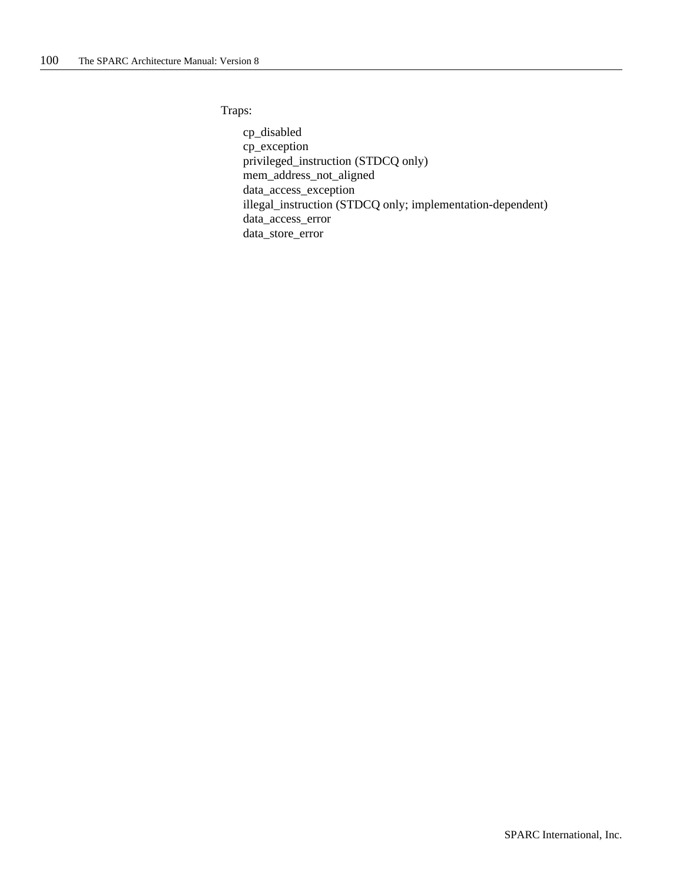Traps:

cp_disabled
cp_exception
privileged_instruction (STDCQ only)
mem_address_not_aligned
data_access_exception
illegal_instruction (STDCQ only; implementation-dependent)
data_access_error
data_store_error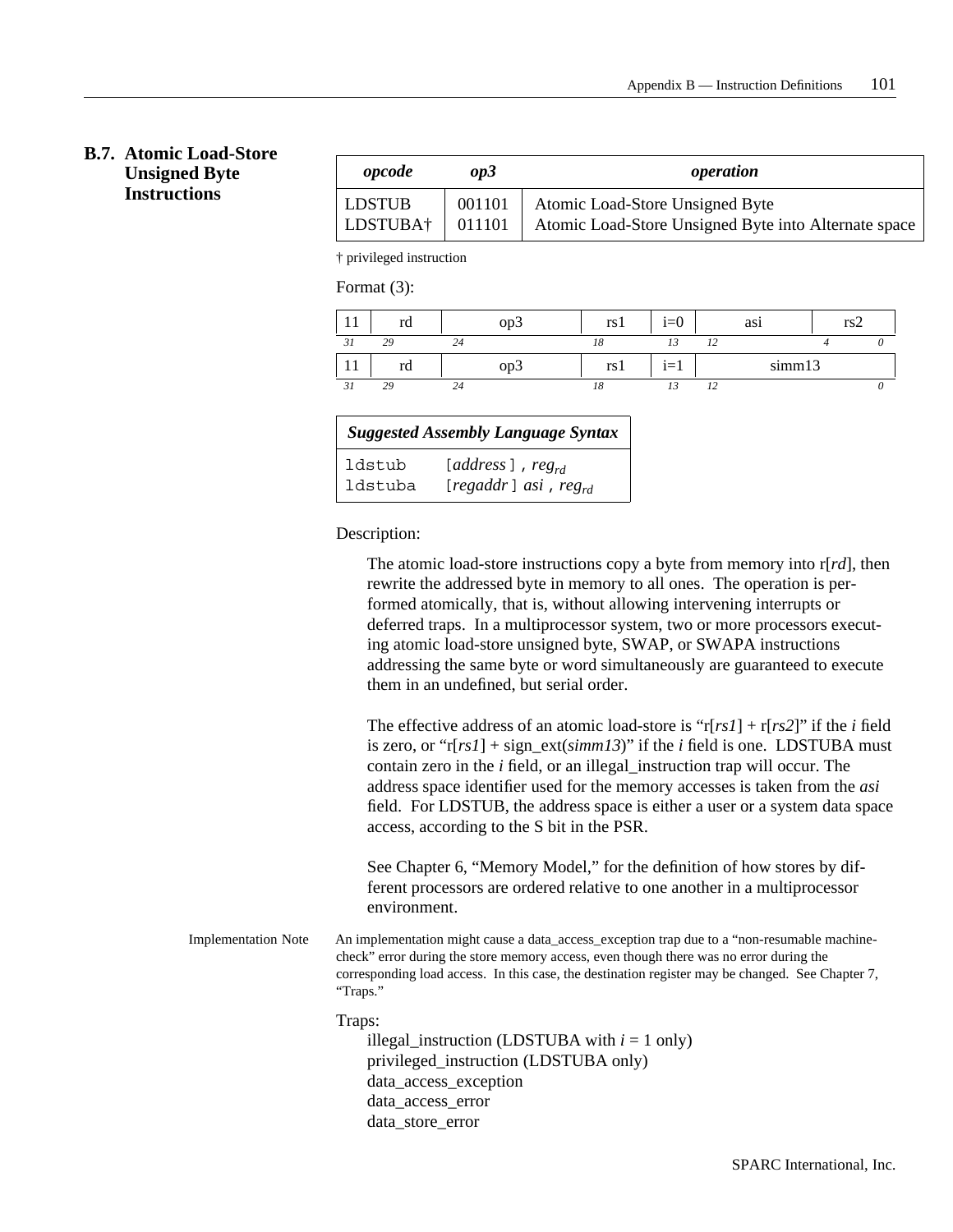## B.7. Atomic Load-Store Unsigned Byte Instructions

| *opcode* | *op3* | *operation* |
|---|---|---|
| LDSTUB | 001101 | Atomic Load-Store Unsigned Byte |
| LDSTUBA† | 011101 | Atomic Load-Store Unsigned Byte into Alternate space |

† privileged instruction

Format (3):

| 11 | rd | op3 | rs1 | i=0 | asi | rs2 |
|---|---|---|---|---|---|---|
| 31 | 29 | 24 | 18 | 13 | 12 4 | 0 |

| 11 | rd | op3 | rs1 | i=1 | simm13 |
|---|---|---|---|---|---|
| 31 | 29 | 24 | 18 | 13 | 12 0 |

| *Suggested Assembly Language Syntax* | |
|---|---|
| `ldstub` | [*address*] , $reg_{rd}$ |
| `ldstuba` | [*regaddr*] *asi* , $reg_{rd}$ |

Description:

The atomic load-store instructions copy a byte from memory into r[*rd*], then rewrite the addressed byte in memory to all ones. The operation is performed atomically, that is, without allowing intervening interrupts or deferred traps. In a multiprocessor system, two or more processors executing atomic load-store unsigned byte, SWAP, or SWAPA instructions addressing the same byte or word simultaneously are guaranteed to execute them in an undefined, but serial order.

The effective address of an atomic load-store is "r[*rs1*] + r[*rs2*]" if the *i* field is zero, or "r[*rs1*] + sign_ext(*simm13*)" if the *i* field is one. LDSTUBA must contain zero in the *i* field, or an illegal_instruction trap will occur. The address space identifier used for the memory accesses is taken from the *asi* field. For LDSTUB, the address space is either a user or a system data space access, according to the S bit in the PSR.

See Chapter 6, "Memory Model," for the definition of how stores by different processors are ordered relative to one another in a multiprocessor environment.

Implementation Note: An implementation might cause a data_access_exception trap due to a "non-resumable machine-check" error during the store memory access, even though there was no error during the corresponding load access. In this case, the destination register may be changed. See Chapter 7, "Traps."

Traps:

- illegal_instruction (LDSTUBA with *i* = 1 only)
- privileged_instruction (LDSTUBA only)
- data_access_exception
- data_access_error
- data_store_error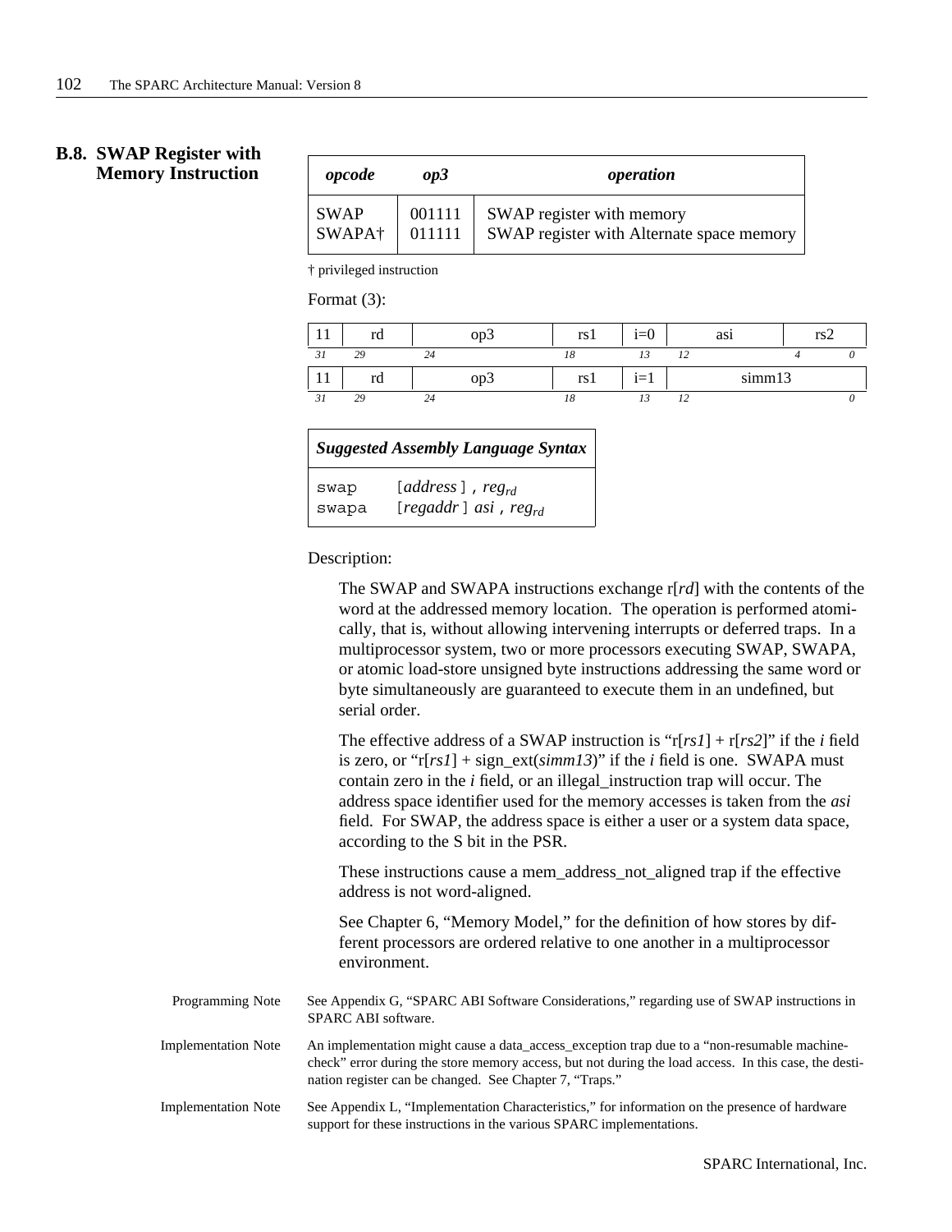## B.8. SWAP Register with Memory Instruction

| *opcode* | *op3* | *operation* |
|---|---|---|
| SWAP | 001111 | SWAP register with memory |
| SWAPA† | 011111 | SWAP register with Alternate space memory |

† privileged instruction

Format (3):

| 11 | rd | op3 | rs1 | i=0 | asi | rs2 |
|---|---|---|---|---|---|---|
| *31* | *29* | *24* | *18* | *13* | *12* | *4 0* |
| 11 | rd | op3 | rs1 | i=1 | simm13 | |
| *31* | *29* | *24* | *18* | *13* | *12* | *0* |

| *Suggested Assembly Language Syntax* | |
|---|---|
| swap | [*address* ] , $reg_{rd}$ |
| swapa | [*regaddr* ] *asi* , $reg_{rd}$ |

Description:

The SWAP and SWAPA instructions exchange r[*rd*] with the contents of the word at the addressed memory location. The operation is performed atomically, that is, without allowing intervening interrupts or deferred traps. In a multiprocessor system, two or more processors executing SWAP, SWAPA, or atomic load-store unsigned byte instructions addressing the same word or byte simultaneously are guaranteed to execute them in an undefined, but serial order.

The effective address of a SWAP instruction is "r[*rs1*] + r[*rs2*]" if the *i* field is zero, or "r[*rs1*] + sign_ext(*simm13*)" if the *i* field is one. SWAPA must contain zero in the *i* field, or an illegal_instruction trap will occur. The address space identifier used for the memory accesses is taken from the *asi* field. For SWAP, the address space is either a user or a system data space, according to the S bit in the PSR.

These instructions cause a mem_address_not_aligned trap if the effective address is not word-aligned.

See Chapter 6, "Memory Model," for the definition of how stores by different processors are ordered relative to one another in a multiprocessor environment.

Programming Note: See Appendix G, "SPARC ABI Software Considerations," regarding use of SWAP instructions in SPARC ABI software.

Implementation Note: An implementation might cause a data_access_exception trap due to a "non-resumable machine-check" error during the store memory access, but not during the load access. In this case, the destination register can be changed. See Chapter 7, "Traps."

Implementation Note: See Appendix L, "Implementation Characteristics," for information on the presence of hardware support for these instructions in the various SPARC implementations.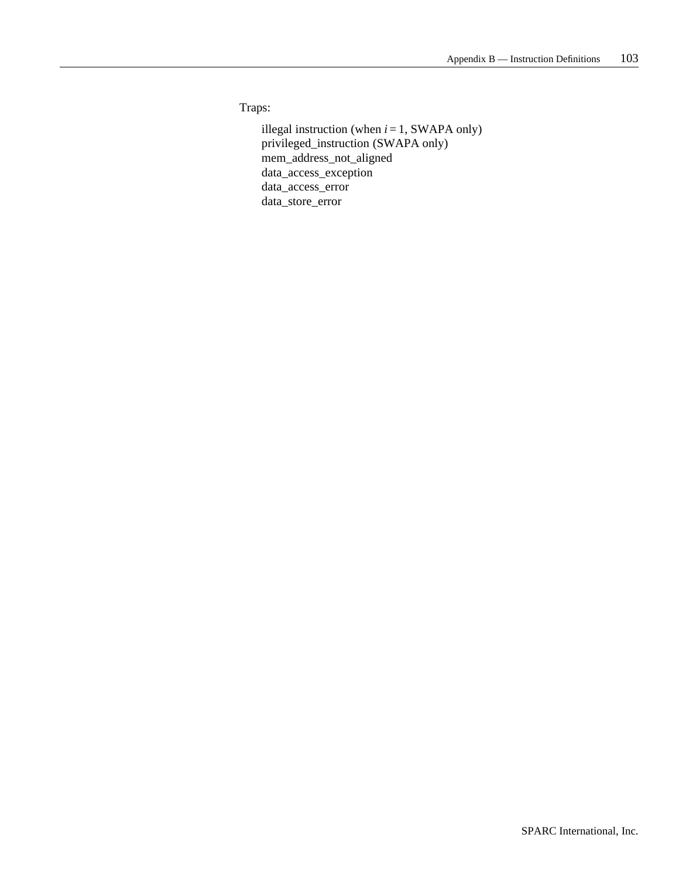Traps:

illegal instruction (when *i* = 1, SWAPA only)
privileged_instruction (SWAPA only)
mem_address_not_aligned
data_access_exception
data_access_error
data_store_error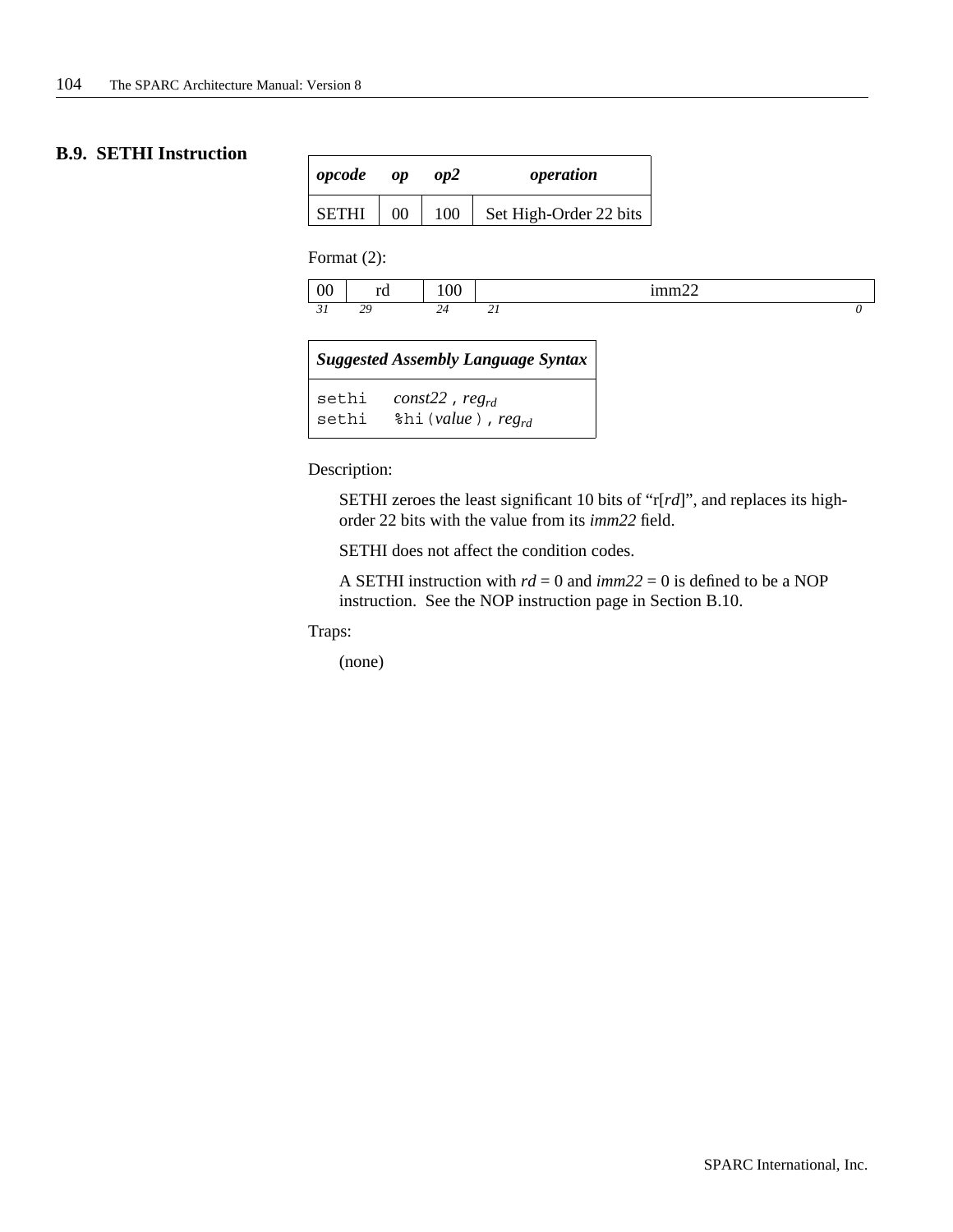## B.9. SETHI Instruction

| *opcode* | *op* | *op2* | *operation* |
|---|---|---|---|
| SETHI | 00 | 100 | Set High-Order 22 bits |

Format (2):

| 00 | rd | 100 | imm22 |
|---|---|---|---|
| 31 | 29 | 24 | 21 … 0 |

| *Suggested Assembly Language Syntax* |
|---|
| `sethi` *const22* , $reg_{rd}$ |
| `sethi` `%hi(`*value*`)`, $reg_{rd}$ |

Description:

SETHI zeroes the least significant 10 bits of "r[*rd*]", and replaces its high-order 22 bits with the value from its *imm22* field.

SETHI does not affect the condition codes.

A SETHI instruction with *rd* = 0 and *imm22* = 0 is defined to be a NOP instruction. See the NOP instruction page in Section B.10.

Traps:

(none)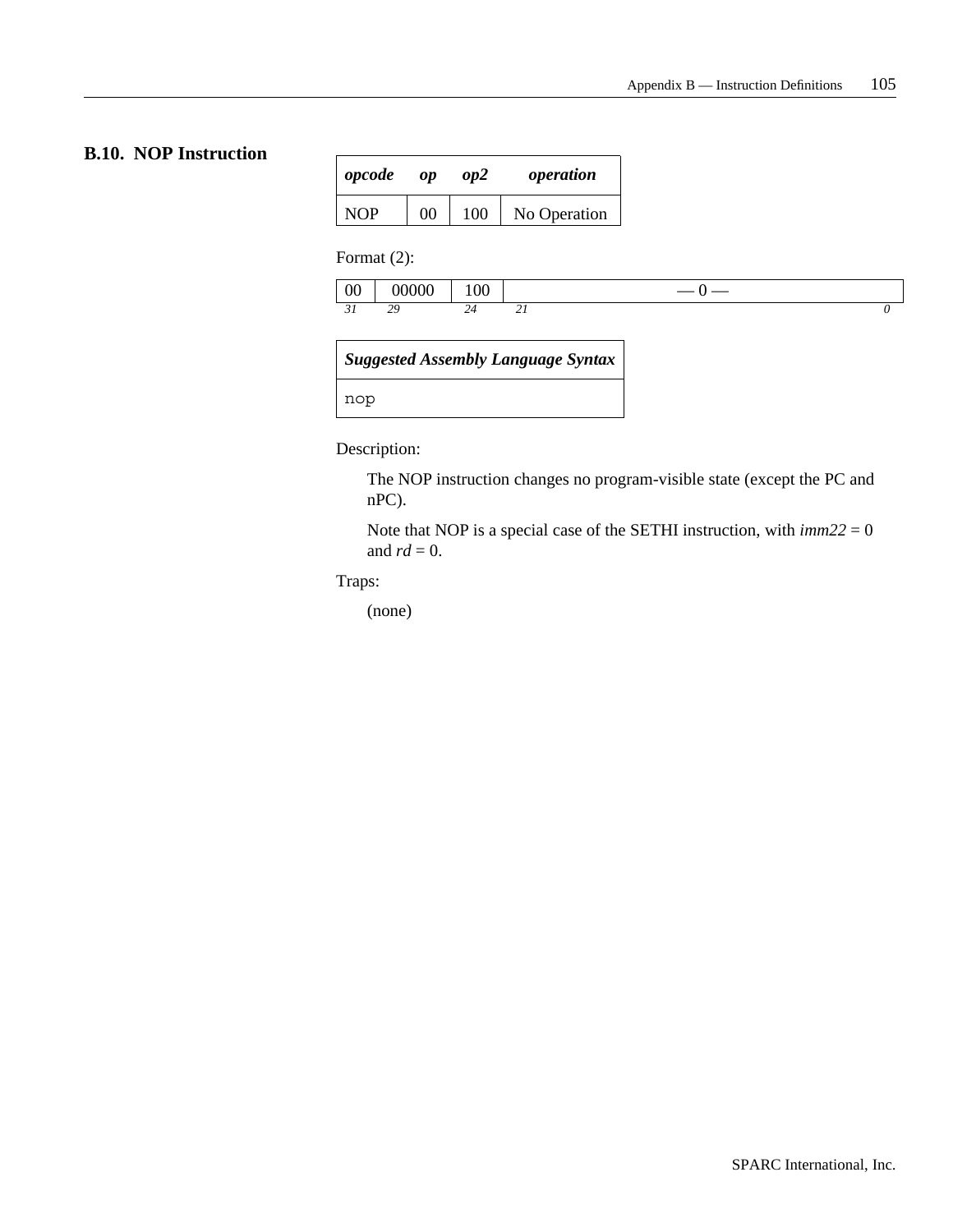## B.10. NOP Instruction

| *opcode* | *op* | *op2* | *operation* |
|---|---|---|---|
| NOP | 00 | 100 | No Operation |

Format (2):

| 00 | 00000 | 100 | — 0 — |
|---|---|---|---|
| 31 | 29 | 24 | 21 ... 0 |

| *Suggested Assembly Language Syntax* |
|---|
| `nop` |

Description:

The NOP instruction changes no program-visible state (except the PC and nPC).

Note that NOP is a special case of the SETHI instruction, with *imm22* = 0 and *rd* = 0.

Traps:

(none)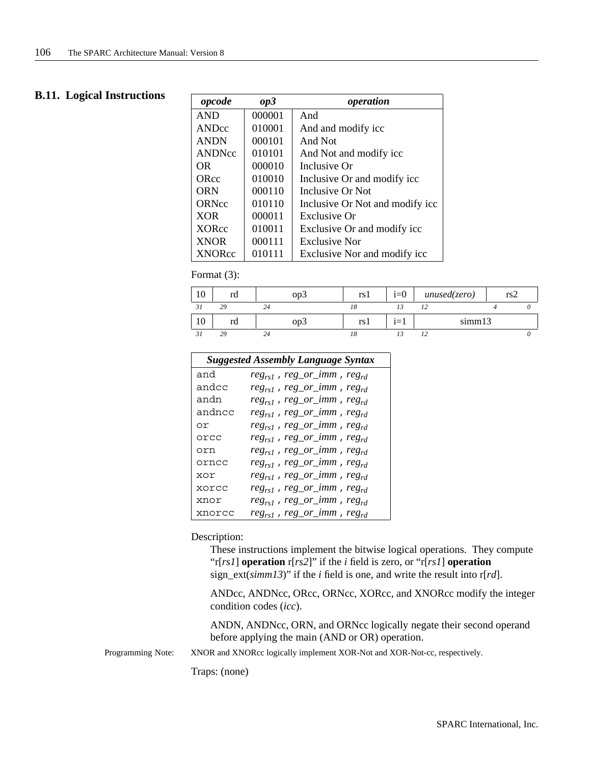## B.11. Logical Instructions

| *opcode* | *op3* | *operation* |
|---|---|---|
| AND | 000001 | And |
| ANDcc | 010001 | And and modify icc |
| ANDN | 000101 | And Not |
| ANDNcc | 010101 | And Not and modify icc |
| OR | 000010 | Inclusive Or |
| ORcc | 010010 | Inclusive Or and modify icc |
| ORN | 000110 | Inclusive Or Not |
| ORNcc | 010110 | Inclusive Or Not and modify icc |
| XOR | 000011 | Exclusive Or |
| XORcc | 010011 | Exclusive Or and modify icc |
| XNOR | 000111 | Exclusive Nor |
| XNORcc | 010111 | Exclusive Nor and modify icc |

Format (3):

| 10 | rd | op3 | rs1 | i=0 | *unused(zero)* | rs2 |
|---|---|---|---|---|---|---|
| *31* | *29* | *24* | *18* | *13* | *12* | *4 0* |
| 10 | rd | op3 | rs1 | i=1 | simm13 | |
| *31* | *29* | *24* | *18* | *13* | *12* | *0* |

| *Suggested Assembly Language Syntax* | |
|---|---|
| `and` | $reg_{rs1}$ , *reg_or_imm* , $reg_{rd}$ |
| `andcc` | $reg_{rs1}$ , *reg_or_imm* , $reg_{rd}$ |
| `andn` | $reg_{rs1}$ , *reg_or_imm* , $reg_{rd}$ |
| `andncc` | $reg_{rs1}$ , *reg_or_imm* , $reg_{rd}$ |
| `or` | $reg_{rs1}$ , *reg_or_imm* , $reg_{rd}$ |
| `orcc` | $reg_{rs1}$ , *reg_or_imm* , $reg_{rd}$ |
| `orn` | $reg_{rs1}$ , *reg_or_imm* , $reg_{rd}$ |
| `orncc` | $reg_{rs1}$ , *reg_or_imm* , $reg_{rd}$ |
| `xor` | $reg_{rs1}$ , *reg_or_imm* , $reg_{rd}$ |
| `xorcc` | $reg_{rs1}$ , *reg_or_imm* , $reg_{rd}$ |
| `xnor` | $reg_{rs1}$ , *reg_or_imm* , $reg_{rd}$ |
| `xnorcc` | $reg_{rs1}$ , *reg_or_imm* , $reg_{rd}$ |

Description:

These instructions implement the bitwise logical operations. They compute "r[*rs1*] **operation** r[*rs2*]" if the *i* field is zero, or "r[*rs1*] **operation** sign_ext(*simm13*)" if the *i* field is one, and write the result into r[*rd*].

ANDcc, ANDNcc, ORcc, ORNcc, XORcc, and XNORcc modify the integer condition codes (*icc*).

ANDN, ANDNcc, ORN, and ORNcc logically negate their second operand before applying the main (AND or OR) operation.

Programming Note: XNOR and XNORcc logically implement XOR-Not and XOR-Not-cc, respectively.

Traps: (none)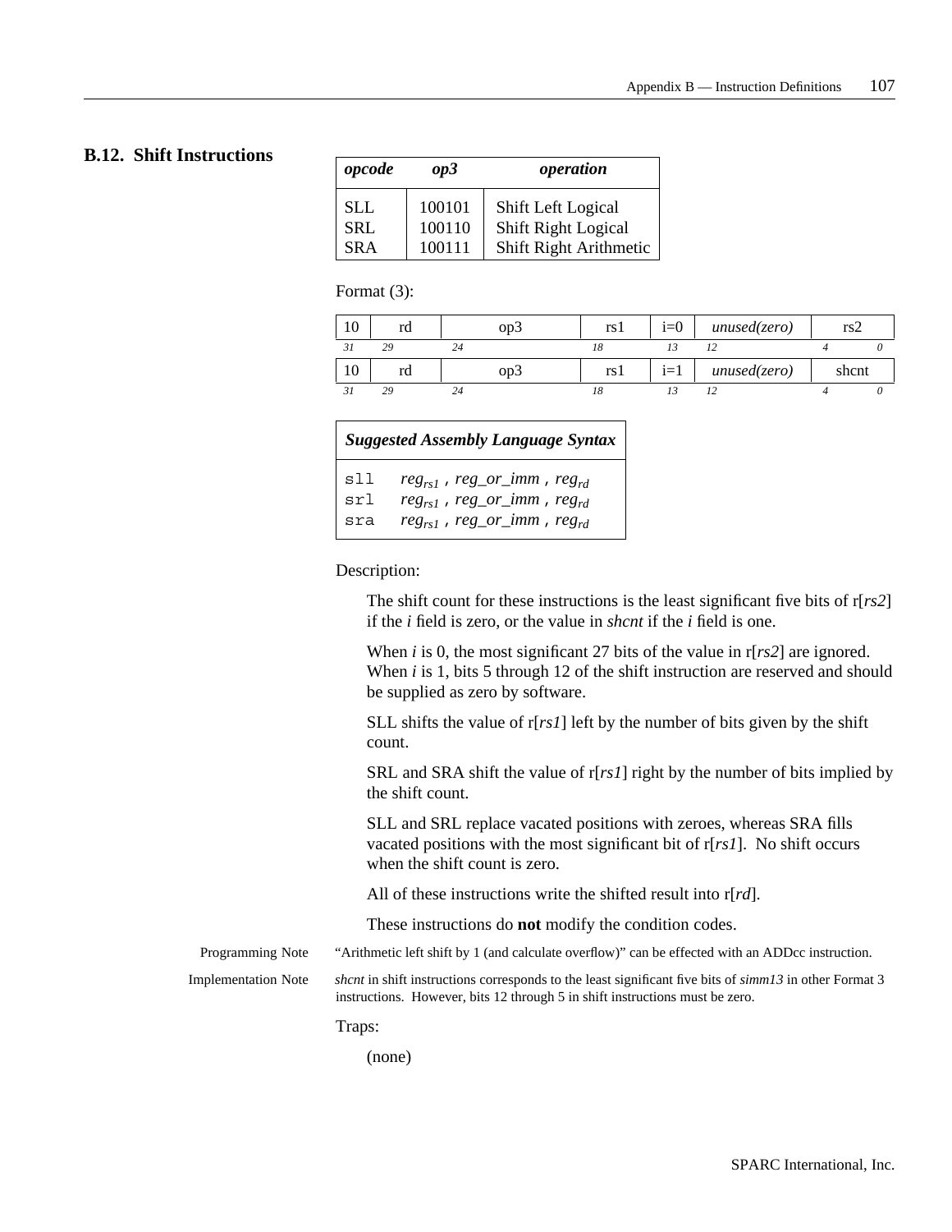## B.12. Shift Instructions

| *opcode* | *op3* | *operation* |
|---|---|---|
| SLL | 100101 | Shift Left Logical |
| SRL | 100110 | Shift Right Logical |
| SRA | 100111 | Shift Right Arithmetic |

Format (3):

| 10 | rd | op3 | rs1 | i=0 | *unused(zero)* | rs2 |
|---|---|---|---|---|---|---|
| *31* | *29* | *24* | *18* | *13* | *12* | *4 0* |

| 10 | rd | op3 | rs1 | i=1 | *unused(zero)* | shcnt |
|---|---|---|---|---|---|---|
| *31* | *29* | *24* | *18* | *13* | *12* | *4 0* |

| *Suggested Assembly Language Syntax* | |
|---|---|
| `sll` | $reg_{rs1}$ , *reg_or_imm* , $reg_{rd}$ |
| `srl` | $reg_{rs1}$ , *reg_or_imm* , $reg_{rd}$ |
| `sra` | $reg_{rs1}$ , *reg_or_imm* , $reg_{rd}$ |

Description:

The shift count for these instructions is the least significant five bits of r[*rs2*] if the *i* field is zero, or the value in *shcnt* if the *i* field is one.

When *i* is 0, the most significant 27 bits of the value in r[*rs2*] are ignored. When *i* is 1, bits 5 through 12 of the shift instruction are reserved and should be supplied as zero by software.

SLL shifts the value of r[*rs1*] left by the number of bits given by the shift count.

SRL and SRA shift the value of r[*rs1*] right by the number of bits implied by the shift count.

SLL and SRL replace vacated positions with zeroes, whereas SRA fills vacated positions with the most significant bit of r[*rs1*]. No shift occurs when the shift count is zero.

All of these instructions write the shifted result into r[*rd*].

These instructions do **not** modify the condition codes.

Programming Note — "Arithmetic left shift by 1 (and calculate overflow)" can be effected with an ADDcc instruction.

Implementation Note — *shcnt* in shift instructions corresponds to the least significant five bits of *simm13* in other Format 3 instructions. However, bits 12 through 5 in shift instructions must be zero.

Traps:

(none)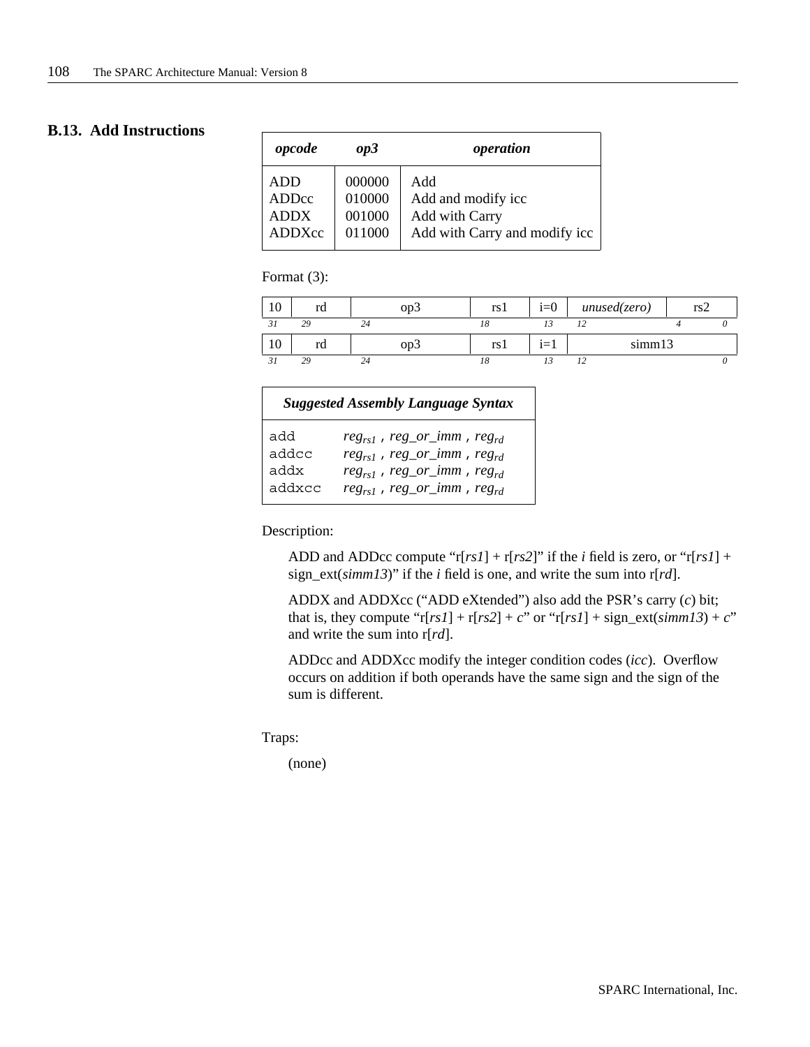## B.13. Add Instructions

| *opcode* | *op3* | *operation* |
|---|---|---|
| ADD | 000000 | Add |
| ADDcc | 010000 | Add and modify icc |
| ADDX | 001000 | Add with Carry |
| ADDXcc | 011000 | Add with Carry and modify icc |

Format (3):

| 10 | rd | op3 | rs1 | i=0 | *unused(zero)* | rs2 |
|---|---|---|---|---|---|---|
| 31 | 29 | 24 | 18 | 13 | 12 | 4 0 |

| 10 | rd | op3 | rs1 | i=1 | simm13 |
|---|---|---|---|---|---|
| 31 | 29 | 24 | 18 | 13 | 12 0 |

| *Suggested Assembly Language Syntax* | |
|---|---|
| `add` | $reg_{rs1}$ , *reg_or_imm* , $reg_{rd}$ |
| `addcc` | $reg_{rs1}$ , *reg_or_imm* , $reg_{rd}$ |
| `addx` | $reg_{rs1}$ , *reg_or_imm* , $reg_{rd}$ |
| `addxcc` | $reg_{rs1}$ , *reg_or_imm* , $reg_{rd}$ |

Description:

ADD and ADDcc compute "r[*rs1*] + r[*rs2*]" if the *i* field is zero, or "r[*rs1*] + sign_ext(*simm13*)" if the *i* field is one, and write the sum into r[*rd*].

ADDX and ADDXcc ("ADD eXtended") also add the PSR's carry (*c*) bit; that is, they compute "r[*rs1*] + r[*rs2*] + *c*" or "r[*rs1*] + sign_ext(*simm13*) + *c*" and write the sum into r[*rd*].

ADDcc and ADDXcc modify the integer condition codes (*icc*). Overflow occurs on addition if both operands have the same sign and the sign of the sum is different.

Traps:

(none)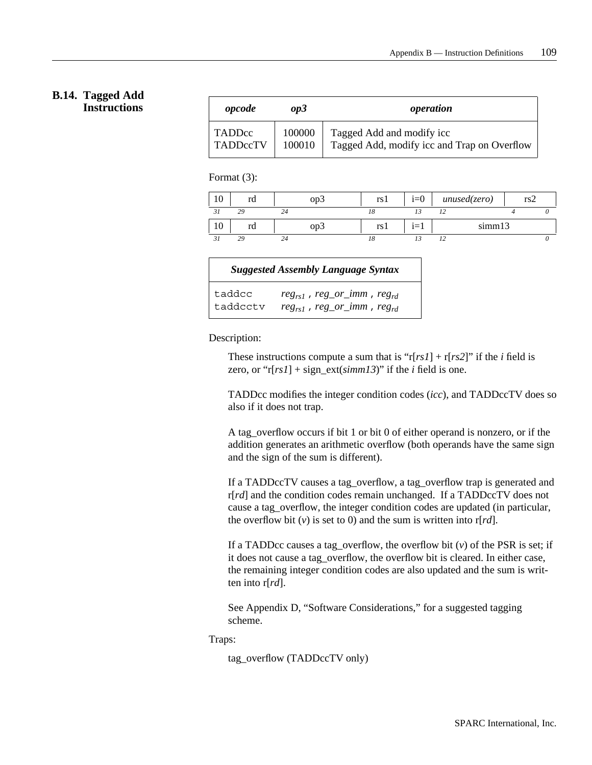## B.14. Tagged Add Instructions

| *opcode* | *op3* | *operation* |
|---|---|---|
| TADDcc | 100000 | Tagged Add and modify icc |
| TADDccTV | 100010 | Tagged Add, modify icc and Trap on Overflow |

Format (3):

| 10 | rd | op3 | rs1 | i=0 | *unused(zero)* | rs2 |
|---|---|---|---|---|---|---|
| *31* | *29* | *24* | *18* | *13* | *12* | *4 0* |

| 10 | rd | op3 | rs1 | i=1 | simm13 |
|---|---|---|---|---|---|
| *31* | *29* | *24* | *18* | *13* | *12 0* |

| *Suggested Assembly Language Syntax* | |
|---|---|
| `taddcc` | $reg_{rs1}$ , *reg_or_imm* , $reg_{rd}$ |
| `taddcctv` | $reg_{rs1}$ , *reg_or_imm* , $reg_{rd}$ |

Description:

These instructions compute a sum that is "r[*rs1*] + r[*rs2*]" if the *i* field is zero, or "r[*rs1*] + sign_ext(*simm13*)" if the *i* field is one.

TADDcc modifies the integer condition codes (*icc*), and TADDccTV does so also if it does not trap.

A tag_overflow occurs if bit 1 or bit 0 of either operand is nonzero, or if the addition generates an arithmetic overflow (both operands have the same sign and the sign of the sum is different).

If a TADDccTV causes a tag_overflow, a tag_overflow trap is generated and r[*rd*] and the condition codes remain unchanged. If a TADDccTV does not cause a tag_overflow, the integer condition codes are updated (in particular, the overflow bit (*v*) is set to 0) and the sum is written into r[*rd*].

If a TADDcc causes a tag_overflow, the overflow bit (*v*) of the PSR is set; if it does not cause a tag_overflow, the overflow bit is cleared. In either case, the remaining integer condition codes are also updated and the sum is written into r[*rd*].

See Appendix D, "Software Considerations," for a suggested tagging scheme.

Traps:

tag_overflow (TADDccTV only)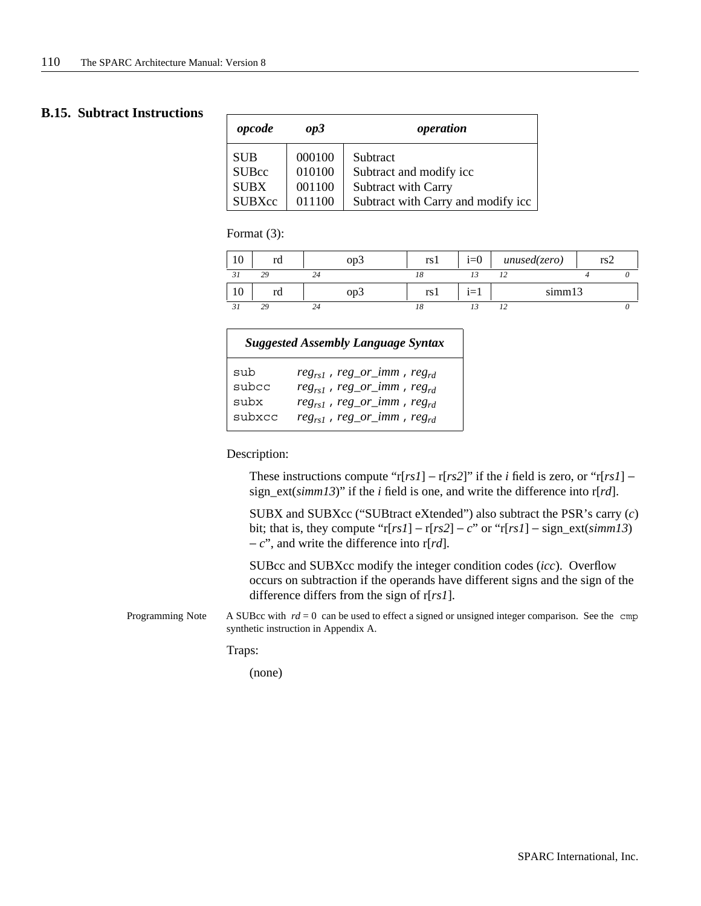## B.15. Subtract Instructions

| *opcode* | *op3* | *operation* |
|---|---|---|
| SUB | 000100 | Subtract |
| SUBcc | 010100 | Subtract and modify icc |
| SUBX | 001100 | Subtract with Carry |
| SUBXcc | 011100 | Subtract with Carry and modify icc |

Format (3):

| 10 | rd | op3 | rs1 | i=0 | *unused(zero)* | rs2 |
|---|---|---|---|---|---|---|
| *31* | *29* | *24* | *18* | *13* | *12* | *4 0* |

| 10 | rd | op3 | rs1 | i=1 | simm13 |
|---|---|---|---|---|---|
| *31* | *29* | *24* | *18* | *13* | *12 0* |

| *Suggested Assembly Language Syntax* | |
|---|---|
| `sub` | $reg_{rs1}$ , *reg_or_imm* , $reg_{rd}$ |
| `subcc` | $reg_{rs1}$ , *reg_or_imm* , $reg_{rd}$ |
| `subx` | $reg_{rs1}$ , *reg_or_imm* , $reg_{rd}$ |
| `subxcc` | $reg_{rs1}$ , *reg_or_imm* , $reg_{rd}$ |

Description:

These instructions compute "r[*rs1*] – r[*rs2*]" if the *i* field is zero, or "r[*rs1*] – sign_ext(*simm13*)" if the *i* field is one, and write the difference into r[*rd*].

SUBX and SUBXcc ("SUBtract eXtended") also subtract the PSR's carry (*c*) bit; that is, they compute "r[*rs1*] – r[*rs2*] – *c*" or "r[*rs1*] – sign_ext(*simm13*) – *c*", and write the difference into r[*rd*].

SUBcc and SUBXcc modify the integer condition codes (*icc*). Overflow occurs on subtraction if the operands have different signs and the sign of the difference differs from the sign of r[*rs1*].

Programming Note: A SUBcc with *rd* = 0 can be used to effect a signed or unsigned integer comparison. See the `cmp` synthetic instruction in Appendix A.

Traps:

(none)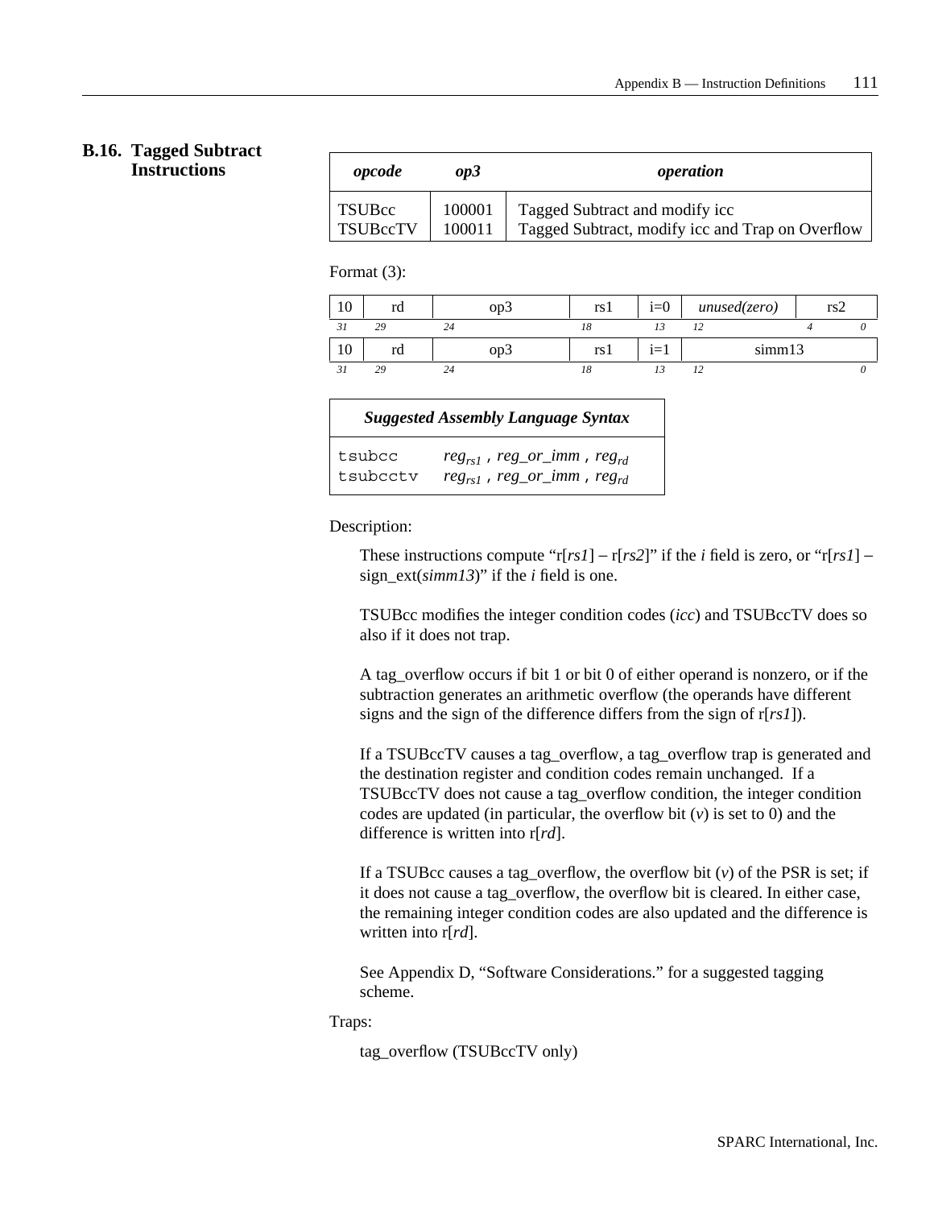## B.16. Tagged Subtract Instructions

| *opcode* | *op3* | *operation* |
|---|---|---|
| TSUBcc | 100001 | Tagged Subtract and modify icc |
| TSUBccTV | 100011 | Tagged Subtract, modify icc and Trap on Overflow |

Format (3):

| 10 | rd | op3 | rs1 | i=0 | *unused(zero)* | rs2 |
|---|---|---|---|---|---|---|
| *31* | *29* | *24* | *18* | *13* | *12* | *4* *0* |

| 10 | rd | op3 | rs1 | i=1 | simm13 |
|---|---|---|---|---|---|
| *31* | *29* | *24* | *18* | *13* | *12* *0* |

| *Suggested Assembly Language Syntax* | |
|---|---|
| `tsubcc` | $reg_{rs1}$ , *reg_or_imm* , $reg_{rd}$ |
| `tsubcctv` | $reg_{rs1}$ , *reg_or_imm* , $reg_{rd}$ |

Description:

These instructions compute "r[*rs1*] – r[*rs2*]" if the *i* field is zero, or "r[*rs1*] – sign_ext(*simm13*)" if the *i* field is one.

TSUBcc modifies the integer condition codes (*icc*) and TSUBccTV does so also if it does not trap.

A tag_overflow occurs if bit 1 or bit 0 of either operand is nonzero, or if the subtraction generates an arithmetic overflow (the operands have different signs and the sign of the difference differs from the sign of r[*rs1*]).

If a TSUBccTV causes a tag_overflow, a tag_overflow trap is generated and the destination register and condition codes remain unchanged. If a TSUBccTV does not cause a tag_overflow condition, the integer condition codes are updated (in particular, the overflow bit (*v*) is set to 0) and the difference is written into r[*rd*].

If a TSUBcc causes a tag_overflow, the overflow bit (*v*) of the PSR is set; if it does not cause a tag_overflow, the overflow bit is cleared. In either case, the remaining integer condition codes are also updated and the difference is written into r[*rd*].

See Appendix D, "Software Considerations." for a suggested tagging scheme.

Traps:

tag_overflow (TSUBccTV only)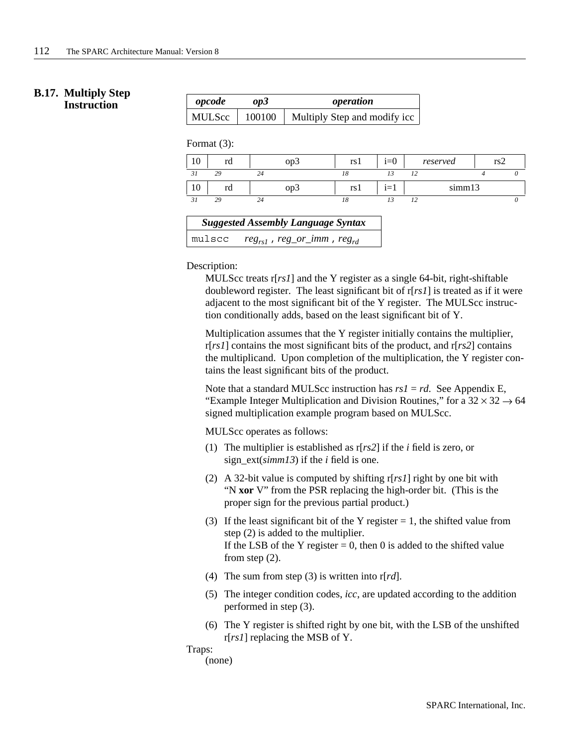## B.17. Multiply Step Instruction

| *opcode* | *op3* | *operation* |
|---|---|---|
| MULScc | 100100 | Multiply Step and modify icc |

Format (3):

| 10 | rd | op3 | rs1 | i=0 | *reserved* | rs2 |
|---|---|---|---|---|---|---|
| 31 | 29 | 24 | 18 | 13 | 12 | 4 0 |

| 10 | rd | op3 | rs1 | i=1 | simm13 |
|---|---|---|---|---|---|
| 31 | 29 | 24 | 18 | 13 | 12 0 |

| *Suggested Assembly Language Syntax* |
|---|
| `mulscc` $reg_{rs1}$ , *reg_or_imm* , $reg_{rd}$ |

Description:

MULScc treats r[*rs1*] and the Y register as a single 64-bit, right-shiftable doubleword register. The least significant bit of r[*rs1*] is treated as if it were adjacent to the most significant bit of the Y register. The MULScc instruction conditionally adds, based on the least significant bit of Y.

Multiplication assumes that the Y register initially contains the multiplier, r[*rs1*] contains the most significant bits of the product, and r[*rs2*] contains the multiplicand. Upon completion of the multiplication, the Y register contains the least significant bits of the product.

Note that a standard MULScc instruction has *rs1* = *rd*. See Appendix E, "Example Integer Multiplication and Division Routines," for a $32 \times 32 \rightarrow 64$ signed multiplication example program based on MULScc.

MULScc operates as follows:

(1) The multiplier is established as r[*rs2*] if the *i* field is zero, or sign_ext(*simm13*) if the *i* field is one.

(2) A 32-bit value is computed by shifting r[*rs1*] right by one bit with "N **xor** V" from the PSR replacing the high-order bit. (This is the proper sign for the previous partial product.)

(3) If the least significant bit of the Y register = 1, the shifted value from step (2) is added to the multiplier.
If the LSB of the Y register = 0, then 0 is added to the shifted value from step (2).

(4) The sum from step (3) is written into r[*rd*].

(5) The integer condition codes, *icc*, are updated according to the addition performed in step (3).

(6) The Y register is shifted right by one bit, with the LSB of the unshifted r[*rs1*] replacing the MSB of Y.

Traps:

(none)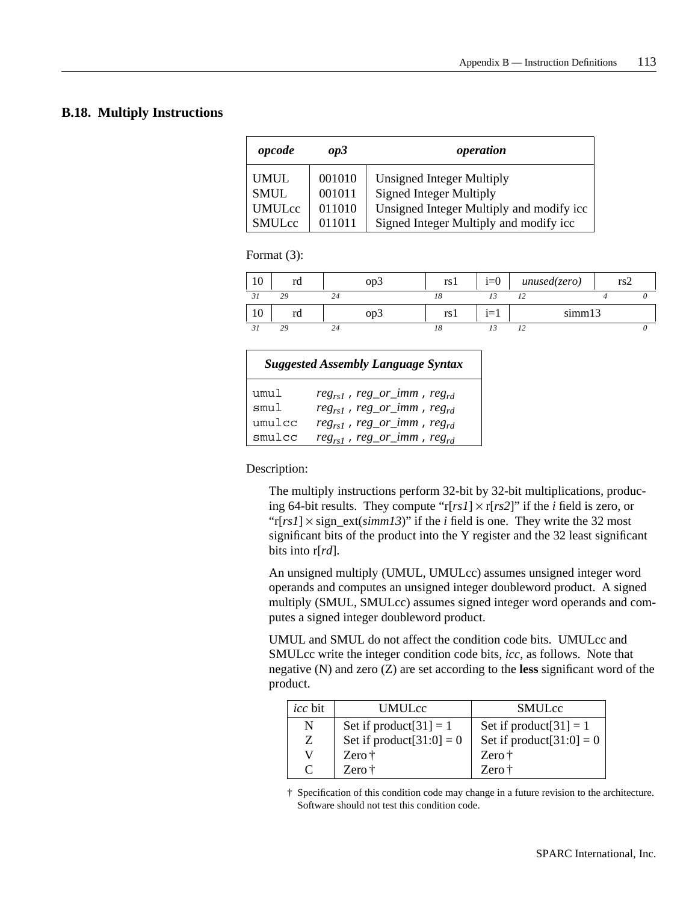## B.18. Multiply Instructions

| *opcode* | *op3* | *operation* |
|---|---|---|
| UMUL | 001010 | Unsigned Integer Multiply |
| SMUL | 001011 | Signed Integer Multiply |
| UMULcc | 011010 | Unsigned Integer Multiply and modify icc |
| SMULcc | 011011 | Signed Integer Multiply and modify icc |

Format (3):

| 10 | rd | op3 | rs1 | i=0 | *unused(zero)* | rs2 |
|---|---|---|---|---|---|---|
| *31* | *29* | *24* | *18* | *13* | *12* | *4 0* |

| 10 | rd | op3 | rs1 | i=1 | simm13 |
|---|---|---|---|---|---|
| *31* | *29* | *24* | *18* | *13* | *12 0* |

| *Suggested Assembly Language Syntax* | |
|---|---|
| umul | $reg_{rs1}$ , *reg_or_imm* , $reg_{rd}$ |
| smul | $reg_{rs1}$ , *reg_or_imm* , $reg_{rd}$ |
| umulcc | $reg_{rs1}$ , *reg_or_imm* , $reg_{rd}$ |
| smulcc | $reg_{rs1}$ , *reg_or_imm* , $reg_{rd}$ |

Description:

The multiply instructions perform 32-bit by 32-bit multiplications, producing 64-bit results. They compute "r[*rs1*] $\times$ r[*rs2*]" if the *i* field is zero, or "r[*rs1*] $\times$ sign_ext(*simm13*)" if the *i* field is one. They write the 32 most significant bits of the product into the Y register and the 32 least significant bits into r[*rd*].

An unsigned multiply (UMUL, UMULcc) assumes unsigned integer word operands and computes an unsigned integer doubleword product. A signed multiply (SMUL, SMULcc) assumes signed integer word operands and computes a signed integer doubleword product.

UMUL and SMUL do not affect the condition code bits. UMULcc and SMULcc write the integer condition code bits, *icc*, as follows. Note that negative (N) and zero (Z) are set according to the **less** significant word of the product.

| *icc* bit | UMULcc | SMULcc |
|---|---|---|
| N | Set if product[31] = 1 | Set if product[31] = 1 |
| Z | Set if product[31:0] = 0 | Set if product[31:0] = 0 |
| V | Zero † | Zero † |
| C | Zero † | Zero † |

† Specification of this condition code may change in a future revision to the architecture. Software should not test this condition code.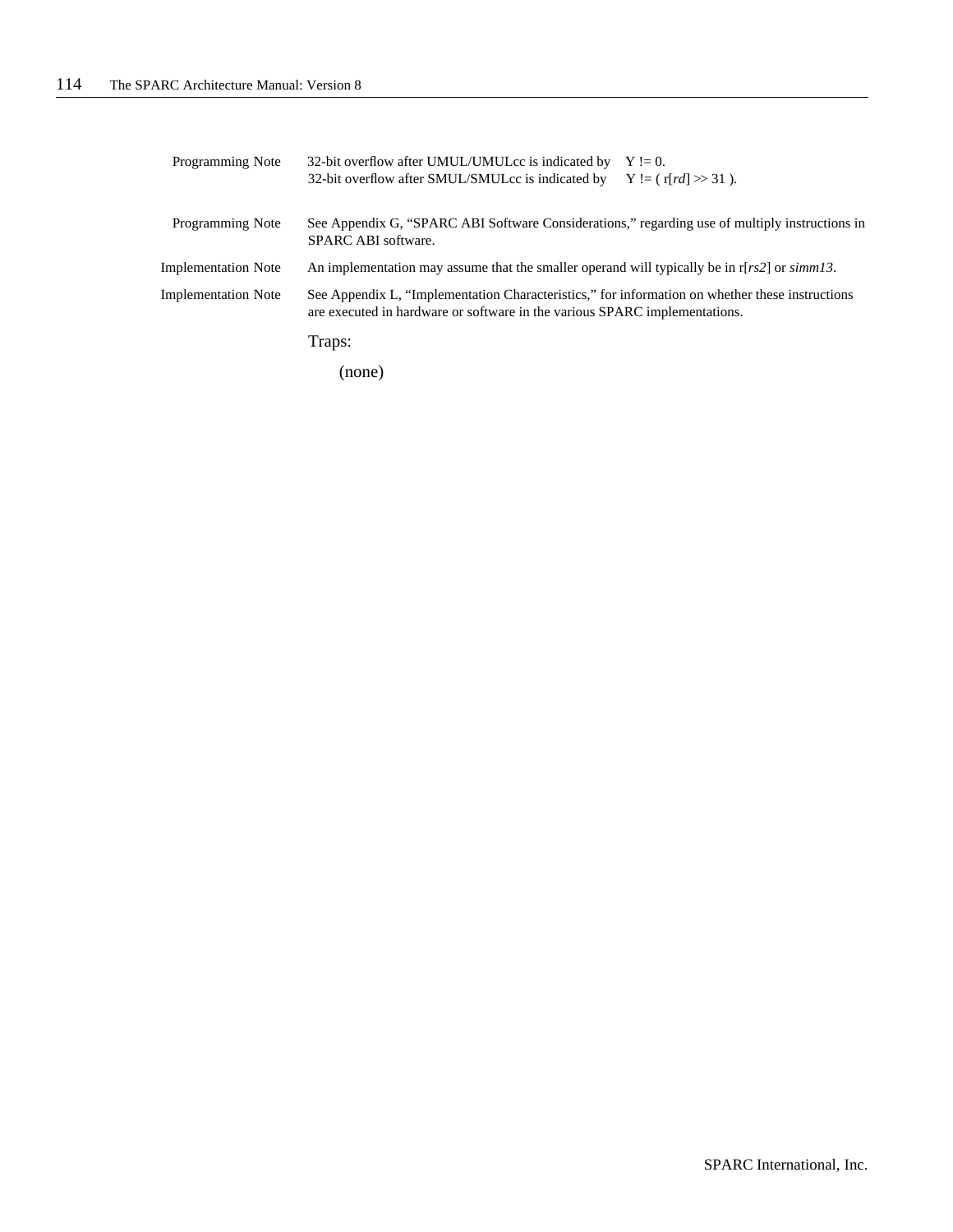**Programming Note** 32-bit overflow after UMUL/UMULcc is indicated by Y != 0.
32-bit overflow after SMUL/SMULcc is indicated by Y != ( r[*rd*] >> 31 ).

**Programming Note** See Appendix G, "SPARC ABI Software Considerations," regarding use of multiply instructions in SPARC ABI software.

**Implementation Note** An implementation may assume that the smaller operand will typically be in r[*rs2*] or *simm13*.

**Implementation Note** See Appendix L, "Implementation Characteristics," for information on whether these instructions are executed in hardware or software in the various SPARC implementations.

Traps:

(none)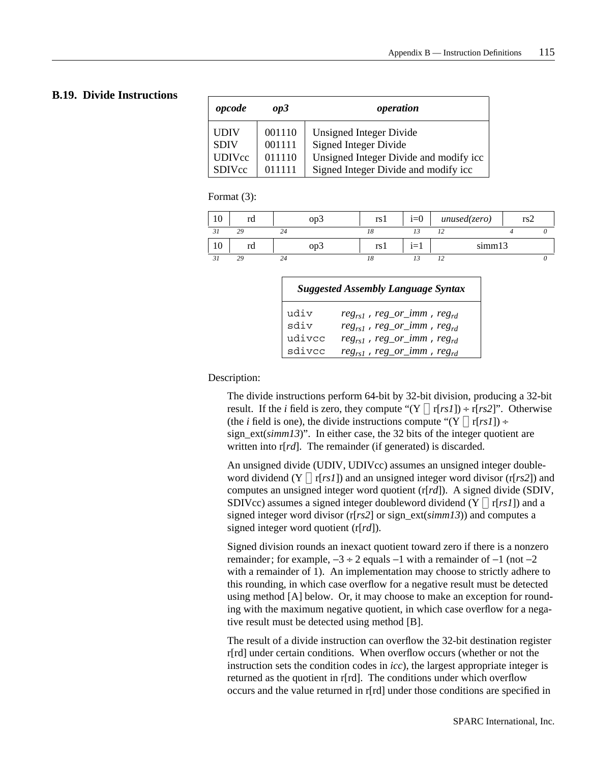## B.19. Divide Instructions

| *opcode* | *op3* | *operation* |
|---|---|---|
| UDIV | 001110 | Unsigned Integer Divide |
| SDIV | 001111 | Signed Integer Divide |
| UDIVcc | 011110 | Unsigned Integer Divide and modify icc |
| SDIVcc | 011111 | Signed Integer Divide and modify icc |

Format (3):

| 10 | rd | op3 | rs1 | i=0 | *unused(zero)* | rs2 |
|---|---|---|---|---|---|---|
| 31 | 29 | 24 | 18 | 13 | 12 | 4 0 |

| 10 | rd | op3 | rs1 | i=1 | simm13 |
|---|---|---|---|---|---|
| 31 | 29 | 24 | 18 | 13 | 12 0 |

| *Suggested Assembly Language Syntax* | |
|---|---|
| `udiv` | $reg_{rs1}$ , *reg_or_imm* , $reg_{rd}$ |
| `sdiv` | $reg_{rs1}$ , *reg_or_imm* , $reg_{rd}$ |
| `udivcc` | $reg_{rs1}$ , *reg_or_imm* , $reg_{rd}$ |
| `sdivcc` | $reg_{rs1}$ , *reg_or_imm* , $reg_{rd}$ |

Description:

The divide instructions perform 64-bit by 32-bit division, producing a 32-bit result. If the *i* field is zero, they compute "(Y ∥ r[*rs1*]) ÷ r[*rs2*]". Otherwise (the *i* field is one), the divide instructions compute "(Y ∥ r[*rs1*]) ÷ sign_ext(*simm13*)". In either case, the 32 bits of the integer quotient are written into r[*rd*]. The remainder (if generated) is discarded.

An unsigned divide (UDIV, UDIVcc) assumes an unsigned integer doubleword dividend (Y ∥ r[*rs1*]) and an unsigned integer word divisor (r[*rs2*]) and computes an unsigned integer word quotient (r[*rd*]). A signed divide (SDIV, SDIVcc) assumes a signed integer doubleword dividend (Y ∥ r[*rs1*]) and a signed integer word divisor (r[*rs2*] or sign_ext(*simm13*)) and computes a signed integer word quotient (r[*rd*]).

Signed division rounds an inexact quotient toward zero if there is a nonzero remainder; for example, −3 ÷ 2 equals −1 with a remainder of −1 (not −2 with a remainder of 1). An implementation may choose to strictly adhere to this rounding, in which case overflow for a negative result must be detected using method [A] below. Or, it may choose to make an exception for rounding with the maximum negative quotient, in which case overflow for a negative result must be detected using method [B].

The result of a divide instruction can overflow the 32-bit destination register r[rd] under certain conditions. When overflow occurs (whether or not the instruction sets the condition codes in *icc*), the largest appropriate integer is returned as the quotient in r[rd]. The conditions under which overflow occurs and the value returned in r[rd] under those conditions are specified in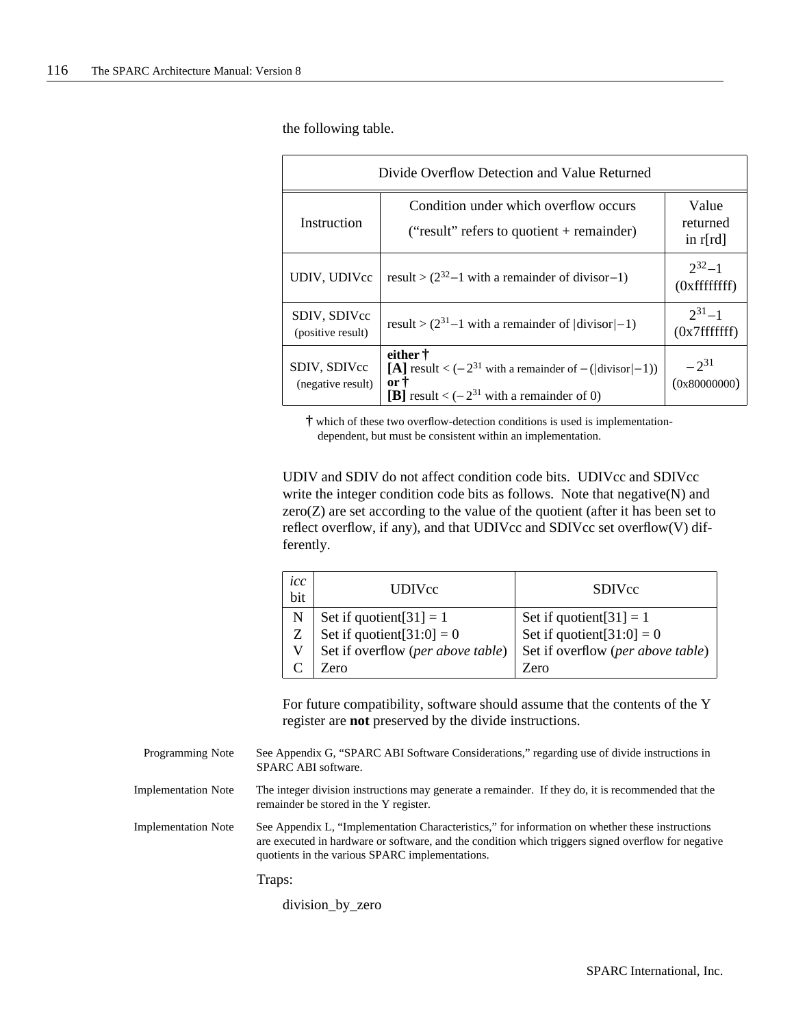the following table.

| Divide Overflow Detection and Value Returned | | |
|---|---|---|
| Instruction | Condition under which overflow occurs<br>("result" refers to quotient + remainder) | Value returned in r[rd] |
| UDIV, UDIVcc | result > ($2^{32}-1$ with a remainder of divisor$-1$) | $2^{32}-1$<br>(0xffffffff) |
| SDIV, SDIVcc<br>(positive result) | result > ($2^{31}-1$ with a remainder of \|divisor\|$-1$) | $2^{31}-1$<br>(0x7fffffff) |
| SDIV, SDIVcc<br>(negative result) | **either †**<br>**[A]** result < ($-2^{31}$ with a remainder of $-$(\|divisor\|$-1$))<br>**or †**<br>**[B]** result < ($-2^{31}$ with a remainder of 0) | $-2^{31}$<br>(0x80000000) |

**†** which of these two overflow-detection conditions is used is implementation-dependent, but must be consistent within an implementation.

UDIV and SDIV do not affect condition code bits. UDIVcc and SDIVcc write the integer condition code bits as follows. Note that negative(N) and zero(Z) are set according to the value of the quotient (after it has been set to reflect overflow, if any), and that UDIVcc and SDIVcc set overflow(V) differently.

| *icc* bit | UDIVcc | SDIVcc |
|---|---|---|
| N | Set if quotient[31] = 1 | Set if quotient[31] = 1 |
| Z | Set if quotient[31:0] = 0 | Set if quotient[31:0] = 0 |
| V | Set if overflow (*per above table*) | Set if overflow (*per above table*) |
| C | Zero | Zero |

For future compatibility, software should assume that the contents of the Y register are **not** preserved by the divide instructions.

Programming Note: See Appendix G, "SPARC ABI Software Considerations," regarding use of divide instructions in SPARC ABI software.

Implementation Note: The integer division instructions may generate a remainder. If they do, it is recommended that the remainder be stored in the Y register.

Implementation Note: See Appendix L, "Implementation Characteristics," for information on whether these instructions are executed in hardware or software, and the condition which triggers signed overflow for negative quotients in the various SPARC implementations.

Traps:

division_by_zero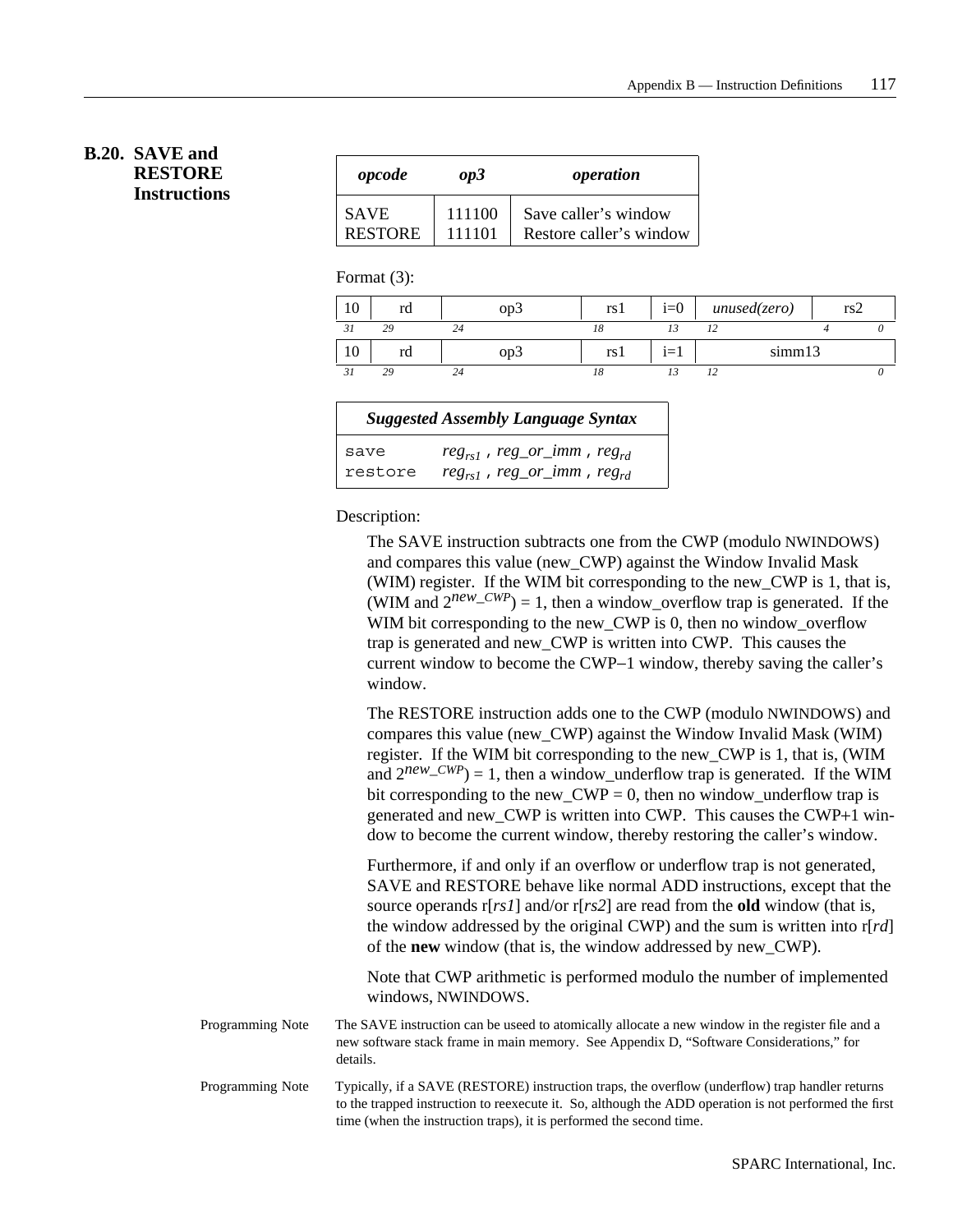## B.20. SAVE and RESTORE Instructions

| *opcode* | *op3* | *operation* |
|---|---|---|
| SAVE | 111100 | Save caller's window |
| RESTORE | 111101 | Restore caller's window |

Format (3):

| 10 | rd | op3 | rs1 | i=0 | *unused(zero)* | rs2 |
|---|---|---|---|---|---|---|
| 31 | 29 | 24 | 18 | 13 | 12 4 | 0 |

| 10 | rd | op3 | rs1 | i=1 | simm13 |
|---|---|---|---|---|---|
| 31 | 29 | 24 | 18 | 13 | 12 0 |

| *Suggested Assembly Language Syntax* | |
|---|---|
| `save` | $reg_{rs1}$ , *reg_or_imm* , $reg_{rd}$ |
| `restore` | $reg_{rs1}$ , *reg_or_imm* , $reg_{rd}$ |

Description:

The SAVE instruction subtracts one from the CWP (modulo NWINDOWS) and compares this value (new_CWP) against the Window Invalid Mask (WIM) register. If the WIM bit corresponding to the new_CWP is 1, that is, (WIM and $2^{new\_CWP}$) = 1, then a window_overflow trap is generated. If the WIM bit corresponding to the new_CWP is 0, then no window_overflow trap is generated and new_CWP is written into CWP. This causes the current window to become the CWP–1 window, thereby saving the caller's window.

The RESTORE instruction adds one to the CWP (modulo NWINDOWS) and compares this value (new_CWP) against the Window Invalid Mask (WIM) register. If the WIM bit corresponding to the new_CWP is 1, that is, (WIM and $2^{new\_CWP}$) = 1, then a window_underflow trap is generated. If the WIM bit corresponding to the new_CWP = 0, then no window_underflow trap is generated and new_CWP is written into CWP. This causes the CWP+1 window to become the current window, thereby restoring the caller's window.

Furthermore, if and only if an overflow or underflow trap is not generated, SAVE and RESTORE behave like normal ADD instructions, except that the source operands r[*rs1*] and/or r[*rs2*] are read from the **old** window (that is, the window addressed by the original CWP) and the sum is written into r[*rd*] of the **new** window (that is, the window addressed by new_CWP).

Note that CWP arithmetic is performed modulo the number of implemented windows, NWINDOWS.

Programming Note: The SAVE instruction can be useed to atomically allocate a new window in the register file and a new software stack frame in main memory. See Appendix D, "Software Considerations," for details.

Programming Note: Typically, if a SAVE (RESTORE) instruction traps, the overflow (underflow) trap handler returns to the trapped instruction to reexecute it. So, although the ADD operation is not performed the first time (when the instruction traps), it is performed the second time.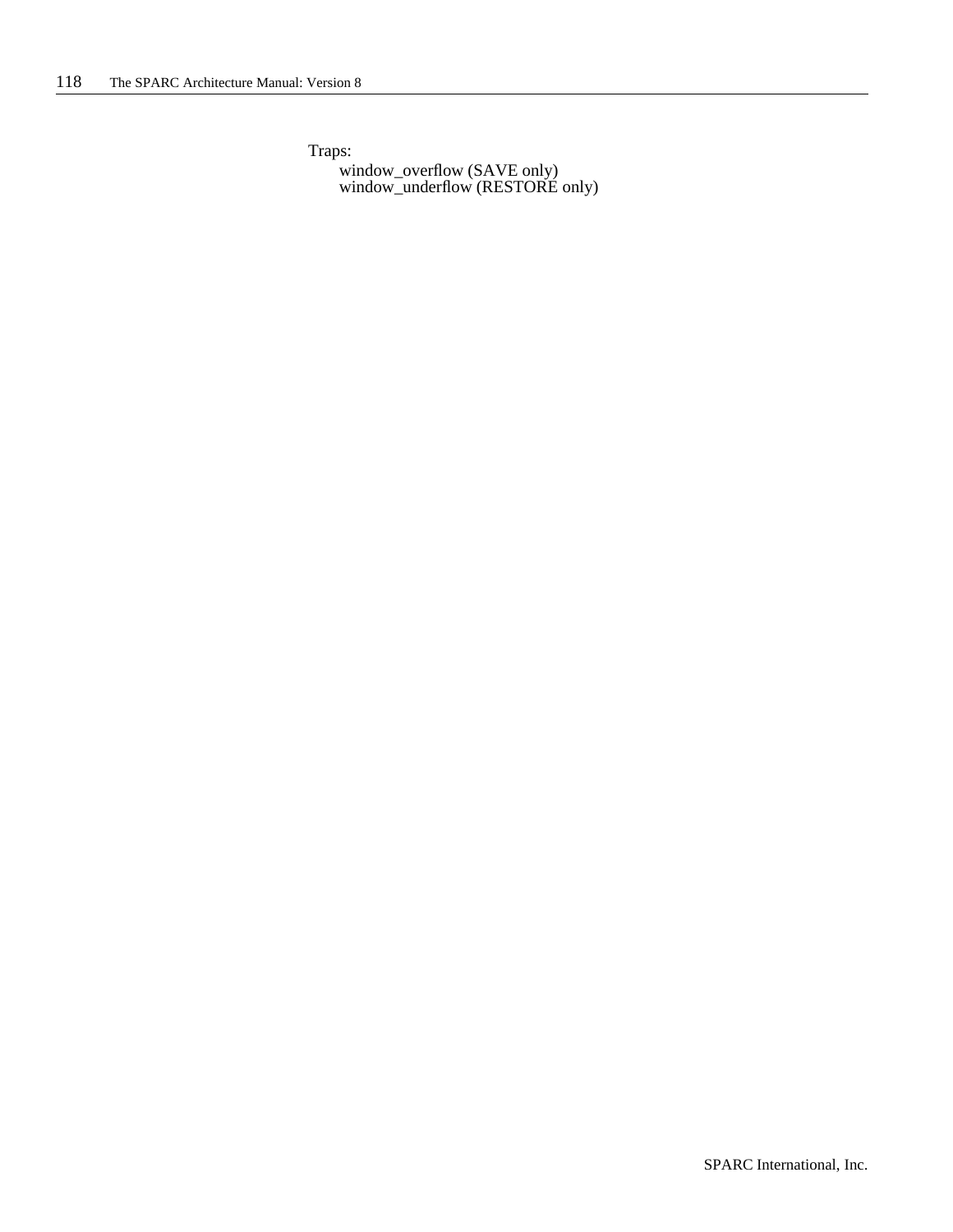Traps:

window_overflow (SAVE only)
window_underflow (RESTORE only)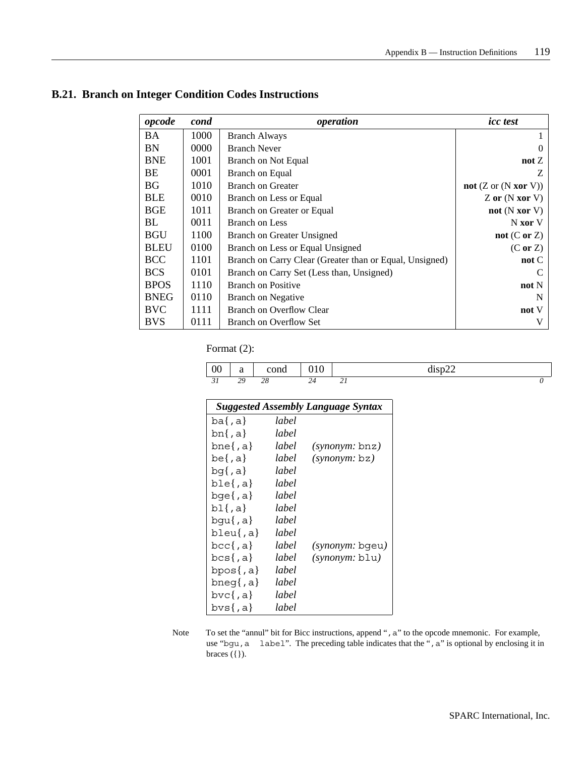## B.21. Branch on Integer Condition Codes Instructions

| *opcode* | *cond* | *operation* | *icc test* |
|---|---|---|---|
| BA | 1000 | Branch Always | 1 |
| BN | 0000 | Branch Never | 0 |
| BNE | 1001 | Branch on Not Equal | **not** Z |
| BE | 0001 | Branch on Equal | Z |
| BG | 1010 | Branch on Greater | **not** (Z or (N **xor** V)) |
| BLE | 0010 | Branch on Less or Equal | Z **or** (N **xor** V) |
| BGE | 1011 | Branch on Greater or Equal | **not** (N **xor** V) |
| BL | 0011 | Branch on Less | N **xor** V |
| BGU | 1100 | Branch on Greater Unsigned | **not** (C **or** Z) |
| BLEU | 0100 | Branch on Less or Equal Unsigned | (C **or** Z) |
| BCC | 1101 | Branch on Carry Clear (Greater than or Equal, Unsigned) | **not** C |
| BCS | 0101 | Branch on Carry Set (Less than, Unsigned) | C |
| BPOS | 1110 | Branch on Positive | **not** N |
| BNEG | 0110 | Branch on Negative | N |
| BVC | 1111 | Branch on Overflow Clear | **not** V |
| BVS | 0111 | Branch on Overflow Set | V |

Format (2):

| 00 | a | cond | 010 | disp22 |
|---|---|---|---|---|
| *31* | *29* | *28* | *24* | *21* ... *0* |

| *Suggested Assembly Language Syntax* | | |
|---|---|---|
| `ba{,a}` | *label* | |
| `bn{,a}` | *label* | |
| `bne{,a}` | *label* | *(synonym:* `bnz`*)* |
| `be{,a}` | *label* | *(synonym:* `bz`*)* |
| `bg{,a}` | *label* | |
| `ble{,a}` | *label* | |
| `bge{,a}` | *label* | |
| `bl{,a}` | *label* | |
| `bgu{,a}` | *label* | |
| `bleu{,a}` | *label* | |
| `bcc{,a}` | *label* | *(synonym:* `bgeu`*)* |
| `bcs{,a}` | *label* | *(synonym:* `blu`*)* |
| `bpos{,a}` | *label* | |
| `bneg{,a}` | *label* | |
| `bvc{,a}` | *label* | |
| `bvs{,a}` | *label* | |

Note: To set the "annul" bit for Bicc instructions, append "`,a`" to the opcode mnemonic. For example, use "`bgu,a label`". The preceding table indicates that the "`,a`" is optional by enclosing it in braces ({}).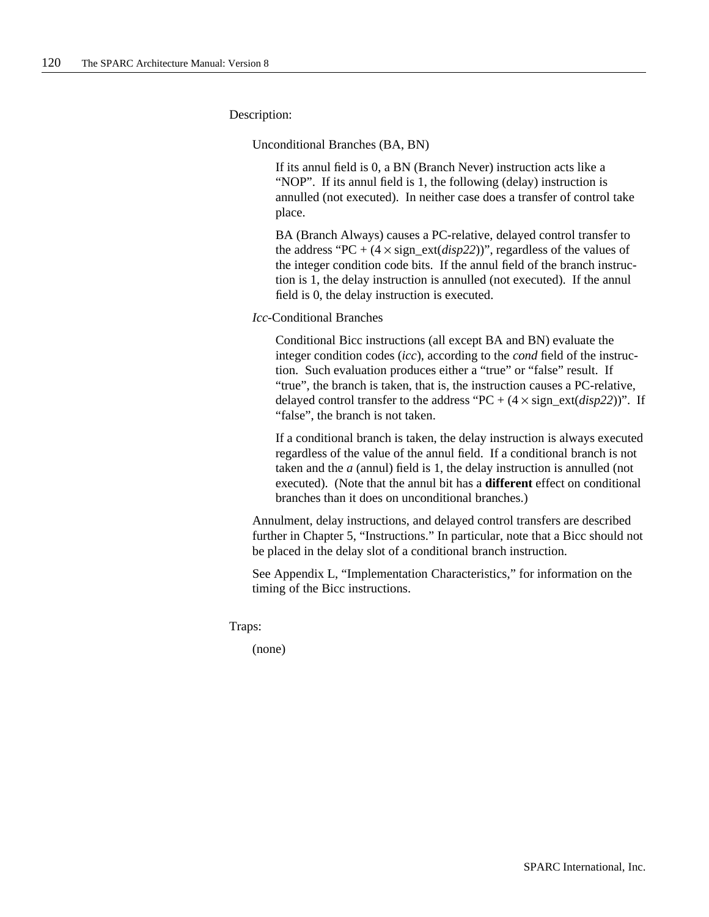Description:

Unconditional Branches (BA, BN)

If its annul field is 0, a BN (Branch Never) instruction acts like a "NOP". If its annul field is 1, the following (delay) instruction is annulled (not executed). In neither case does a transfer of control take place.

BA (Branch Always) causes a PC-relative, delayed control transfer to the address "PC + (4 × sign_ext(*disp22*))", regardless of the values of the integer condition code bits. If the annul field of the branch instruction is 1, the delay instruction is annulled (not executed). If the annul field is 0, the delay instruction is executed.

*Icc*-Conditional Branches

Conditional Bicc instructions (all except BA and BN) evaluate the integer condition codes (*icc*), according to the *cond* field of the instruction. Such evaluation produces either a "true" or "false" result. If "true", the branch is taken, that is, the instruction causes a PC-relative, delayed control transfer to the address "PC + (4 × sign_ext(*disp22*))". If "false", the branch is not taken.

If a conditional branch is taken, the delay instruction is always executed regardless of the value of the annul field. If a conditional branch is not taken and the *a* (annul) field is 1, the delay instruction is annulled (not executed). (Note that the annul bit has a **different** effect on conditional branches than it does on unconditional branches.)

Annulment, delay instructions, and delayed control transfers are described further in Chapter 5, "Instructions." In particular, note that a Bicc should not be placed in the delay slot of a conditional branch instruction.

See Appendix L, "Implementation Characteristics," for information on the timing of the Bicc instructions.

Traps:

(none)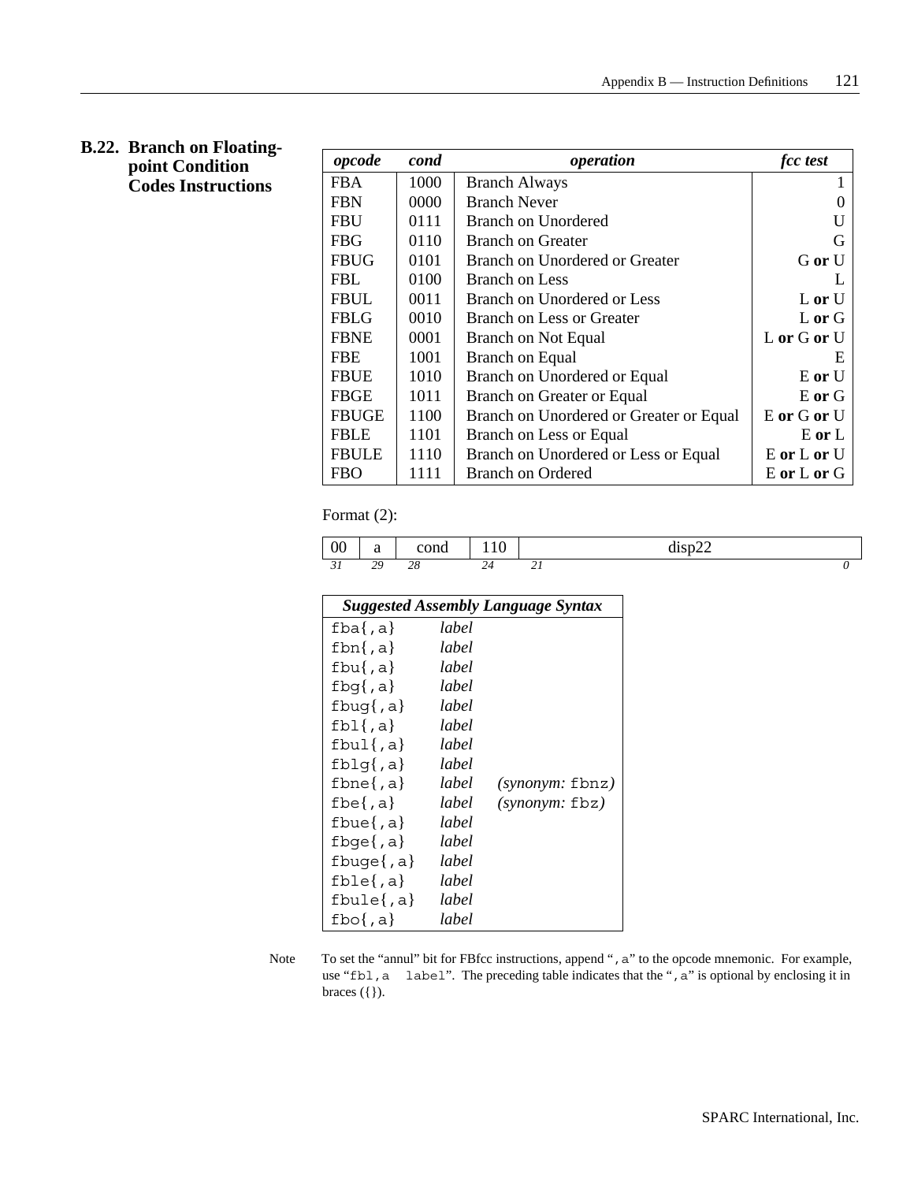## B.22. Branch on Floating-point Condition Codes Instructions

| *opcode* | *cond* | *operation* | *fcc test* |
|---|---|---|---|
| FBA | 1000 | Branch Always | 1 |
| FBN | 0000 | Branch Never | 0 |
| FBU | 0111 | Branch on Unordered | U |
| FBG | 0110 | Branch on Greater | G |
| FBUG | 0101 | Branch on Unordered or Greater | G **or** U |
| FBL | 0100 | Branch on Less | L |
| FBUL | 0011 | Branch on Unordered or Less | L **or** U |
| FBLG | 0010 | Branch on Less or Greater | L **or** G |
| FBNE | 0001 | Branch on Not Equal | L **or** G **or** U |
| FBE | 1001 | Branch on Equal | E |
| FBUE | 1010 | Branch on Unordered or Equal | E **or** U |
| FBGE | 1011 | Branch on Greater or Equal | E **or** G |
| FBUGE | 1100 | Branch on Unordered or Greater or Equal | E **or** G **or** U |
| FBLE | 1101 | Branch on Less or Equal | E **or** L |
| FBULE | 1110 | Branch on Unordered or Less or Equal | E **or** L **or** U |
| FBO | 1111 | Branch on Ordered | E **or** L **or** G |

Format (2):

| 00 | a | cond | 110 | disp22 |
|---|---|---|---|---|
| *31* | *29* | *28* | *24* | *21* ... *0* |

| *Suggested Assembly Language Syntax* | | |
|---|---|---|
| `fba{,a}` | *label* | |
| `fbn{,a}` | *label* | |
| `fbu{,a}` | *label* | |
| `fbg{,a}` | *label* | |
| `fbug{,a}` | *label* | |
| `fbl{,a}` | *label* | |
| `fbul{,a}` | *label* | |
| `fblg{,a}` | *label* | |
| `fbne{,a}` | *label* | *(synonym:* `fbnz`*)* |
| `fbe{,a}` | *label* | *(synonym:* `fbz`*)* |
| `fbue{,a}` | *label* | |
| `fbge{,a}` | *label* | |
| `fbuge{,a}` | *label* | |
| `fble{,a}` | *label* | |
| `fbule{,a}` | *label* | |
| `fbo{,a}` | *label* | |

Note: To set the "annul" bit for FBfcc instructions, append "`,a`" to the opcode mnemonic. For example, use "`fbl,a   label`". The preceding table indicates that the "`,a`" is optional by enclosing it in braces ({}).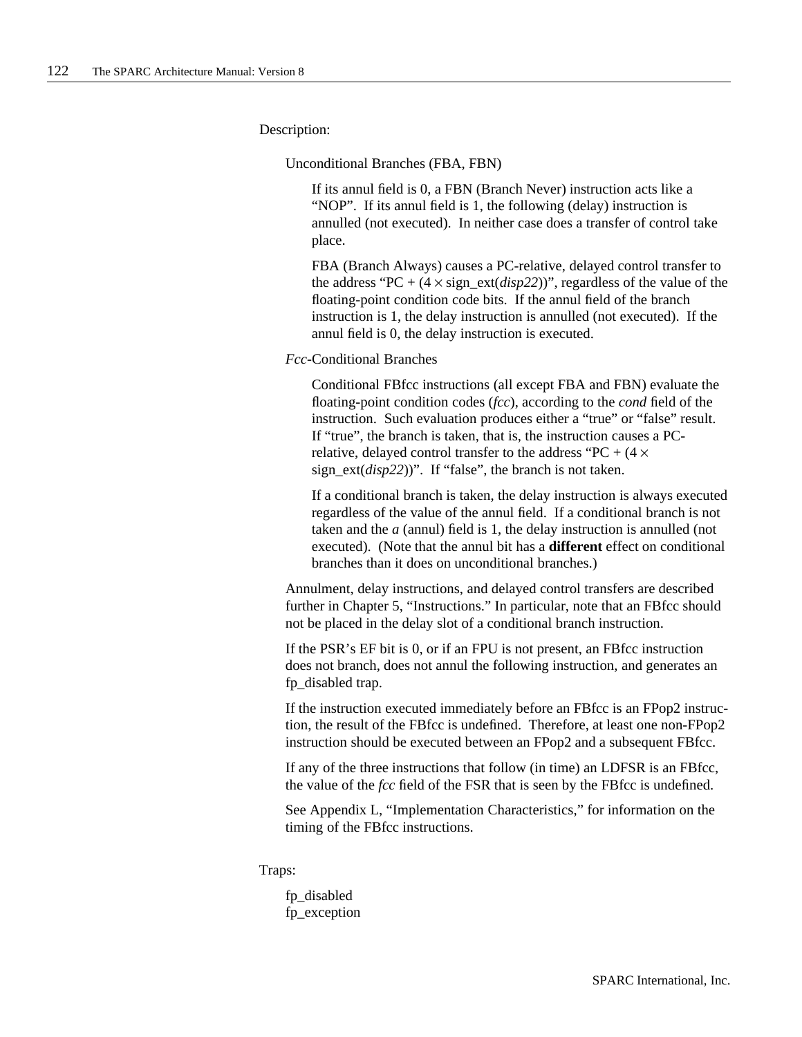Description:

Unconditional Branches (FBA, FBN)

If its annul field is 0, a FBN (Branch Never) instruction acts like a "NOP". If its annul field is 1, the following (delay) instruction is annulled (not executed). In neither case does a transfer of control take place.

FBA (Branch Always) causes a PC-relative, delayed control transfer to the address "PC + (4 × sign_ext(*disp22*))", regardless of the value of the floating-point condition code bits. If the annul field of the branch instruction is 1, the delay instruction is annulled (not executed). If the annul field is 0, the delay instruction is executed.

*Fcc*-Conditional Branches

Conditional FBfcc instructions (all except FBA and FBN) evaluate the floating-point condition codes (*fcc*), according to the *cond* field of the instruction. Such evaluation produces either a "true" or "false" result. If "true", the branch is taken, that is, the instruction causes a PC-relative, delayed control transfer to the address "PC + (4 × sign_ext(*disp22*))". If "false", the branch is not taken.

If a conditional branch is taken, the delay instruction is always executed regardless of the value of the annul field. If a conditional branch is not taken and the *a* (annul) field is 1, the delay instruction is annulled (not executed). (Note that the annul bit has a **different** effect on conditional branches than it does on unconditional branches.)

Annulment, delay instructions, and delayed control transfers are described further in Chapter 5, "Instructions." In particular, note that an FBfcc should not be placed in the delay slot of a conditional branch instruction.

If the PSR's EF bit is 0, or if an FPU is not present, an FBfcc instruction does not branch, does not annul the following instruction, and generates an fp_disabled trap.

If the instruction executed immediately before an FBfcc is an FPop2 instruction, the result of the FBfcc is undefined. Therefore, at least one non-FPop2 instruction should be executed between an FPop2 and a subsequent FBfcc.

If any of the three instructions that follow (in time) an LDFSR is an FBfcc, the value of the *fcc* field of the FSR that is seen by the FBfcc is undefined.

See Appendix L, "Implementation Characteristics," for information on the timing of the FBfcc instructions.

Traps:

fp_disabled
fp_exception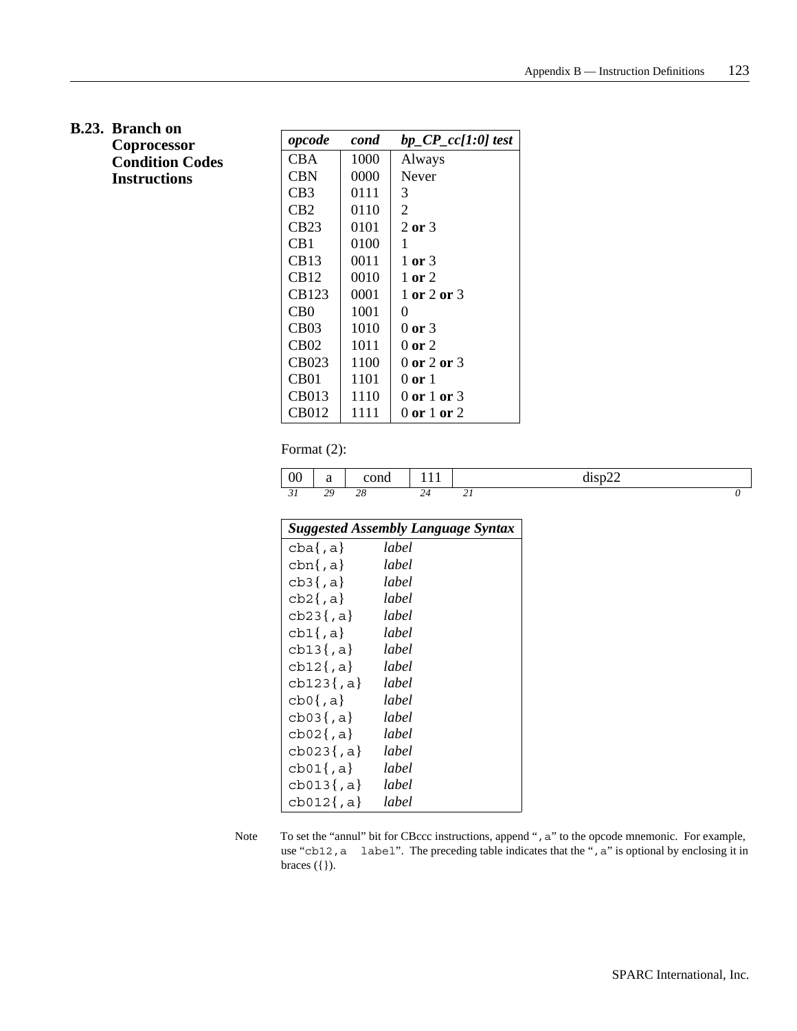## B.23. Branch on Coprocessor Condition Codes Instructions

| *opcode* | *cond* | *bp_CP_cc[1:0] test* |
|---|---|---|
| CBA | 1000 | Always |
| CBN | 0000 | Never |
| CB3 | 0111 | 3 |
| CB2 | 0110 | 2 |
| CB23 | 0101 | 2 **or** 3 |
| CB1 | 0100 | 1 |
| CB13 | 0011 | 1 **or** 3 |
| CB12 | 0010 | 1 **or** 2 |
| CB123 | 0001 | 1 **or** 2 **or** 3 |
| CB0 | 1001 | 0 |
| CB03 | 1010 | 0 **or** 3 |
| CB02 | 1011 | 0 **or** 2 |
| CB023 | 1100 | 0 **or** 2 **or** 3 |
| CB01 | 1101 | 0 **or** 1 |
| CB013 | 1110 | 0 **or** 1 **or** 3 |
| CB012 | 1111 | 0 **or** 1 **or** 2 |

Format (2):

| 00 | a | cond | 111 | disp22 |
|---|---|---|---|---|
| *31* | *29* | *28* | *24* | *21 … 0* |

| *Suggested Assembly Language Syntax* | |
|---|---|
| `cba{,a}` | *label* |
| `cbn{,a}` | *label* |
| `cb3{,a}` | *label* |
| `cb2{,a}` | *label* |
| `cb23{,a}` | *label* |
| `cb1{,a}` | *label* |
| `cb13{,a}` | *label* |
| `cb12{,a}` | *label* |
| `cb123{,a}` | *label* |
| `cb0{,a}` | *label* |
| `cb03{,a}` | *label* |
| `cb02{,a}` | *label* |
| `cb023{,a}` | *label* |
| `cb01{,a}` | *label* |
| `cb013{,a}` | *label* |
| `cb012{,a}` | *label* |

Note: To set the "annul" bit for CBccc instructions, append "`,a`" to the opcode mnemonic. For example, use "`cb12,a   label`". The preceding table indicates that the "`,a`" is optional by enclosing it in braces ({}).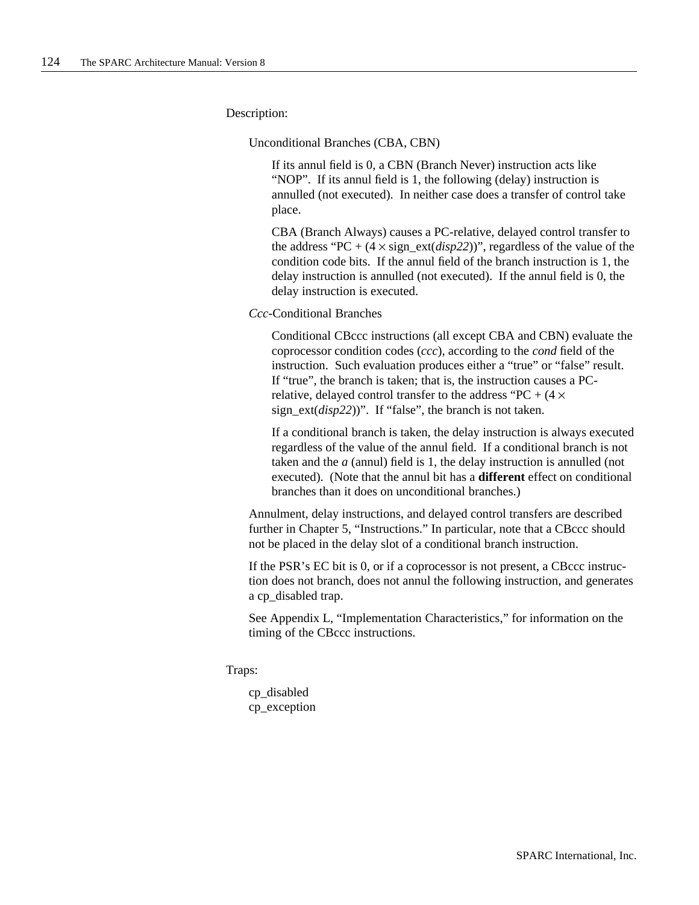Description:

Unconditional Branches (CBA, CBN)

If its annul field is 0, a CBN (Branch Never) instruction acts like "NOP". If its annul field is 1, the following (delay) instruction is annulled (not executed). In neither case does a transfer of control take place.

CBA (Branch Always) causes a PC-relative, delayed control transfer to the address "PC + (4 × sign_ext(*disp22*))", regardless of the value of the condition code bits. If the annul field of the branch instruction is 1, the delay instruction is annulled (not executed). If the annul field is 0, the delay instruction is executed.

*Ccc*-Conditional Branches

Conditional CBccc instructions (all except CBA and CBN) evaluate the coprocessor condition codes (*ccc*), according to the *cond* field of the instruction. Such evaluation produces either a "true" or "false" result. If "true", the branch is taken; that is, the instruction causes a PC-relative, delayed control transfer to the address "PC + (4 × sign_ext(*disp22*))". If "false", the branch is not taken.

If a conditional branch is taken, the delay instruction is always executed regardless of the value of the annul field. If a conditional branch is not taken and the *a* (annul) field is 1, the delay instruction is annulled (not executed). (Note that the annul bit has a **different** effect on conditional branches than it does on unconditional branches.)

Annulment, delay instructions, and delayed control transfers are described further in Chapter 5, "Instructions." In particular, note that a CBccc should not be placed in the delay slot of a conditional branch instruction.

If the PSR's EC bit is 0, or if a coprocessor is not present, a CBccc instruction does not branch, does not annul the following instruction, and generates a cp_disabled trap.

See Appendix L, "Implementation Characteristics," for information on the timing of the CBccc instructions.

Traps:

cp_disabled
cp_exception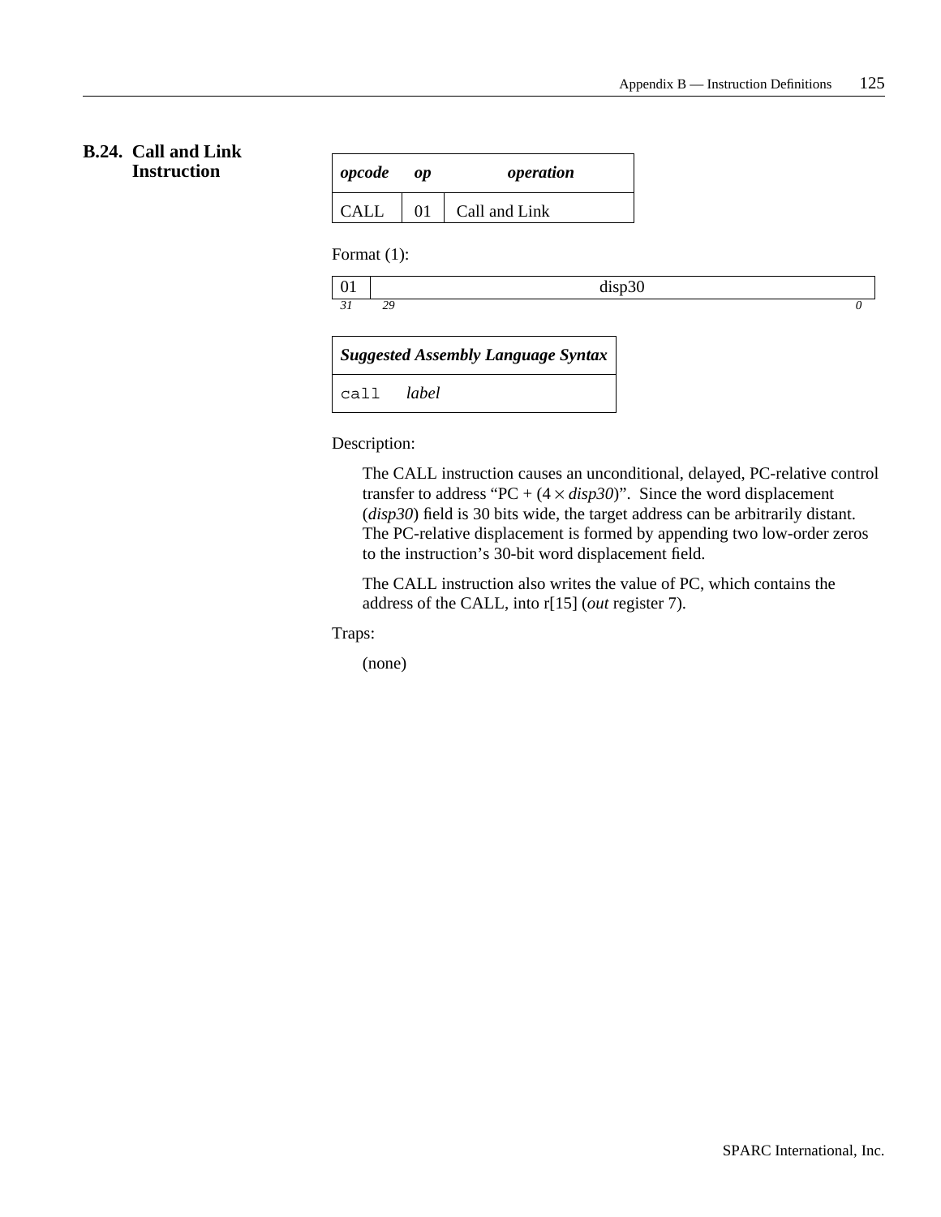## B.24. Call and Link Instruction

| *opcode* | *op* | *operation* |
|---|---|---|
| CALL | 01 | Call and Link |

Format (1):

| 01 | disp30 |
|---|---|
| *31* | *29 … 0* |

| *Suggested Assembly Language Syntax* |
|---|
| `call` *label* |

Description:

The CALL instruction causes an unconditional, delayed, PC-relative control transfer to address "PC + (4 × *disp30*)". Since the word displacement (*disp30*) field is 30 bits wide, the target address can be arbitrarily distant. The PC-relative displacement is formed by appending two low-order zeros to the instruction's 30-bit word displacement field.

The CALL instruction also writes the value of PC, which contains the address of the CALL, into r[15] (*out* register 7).

Traps:

(none)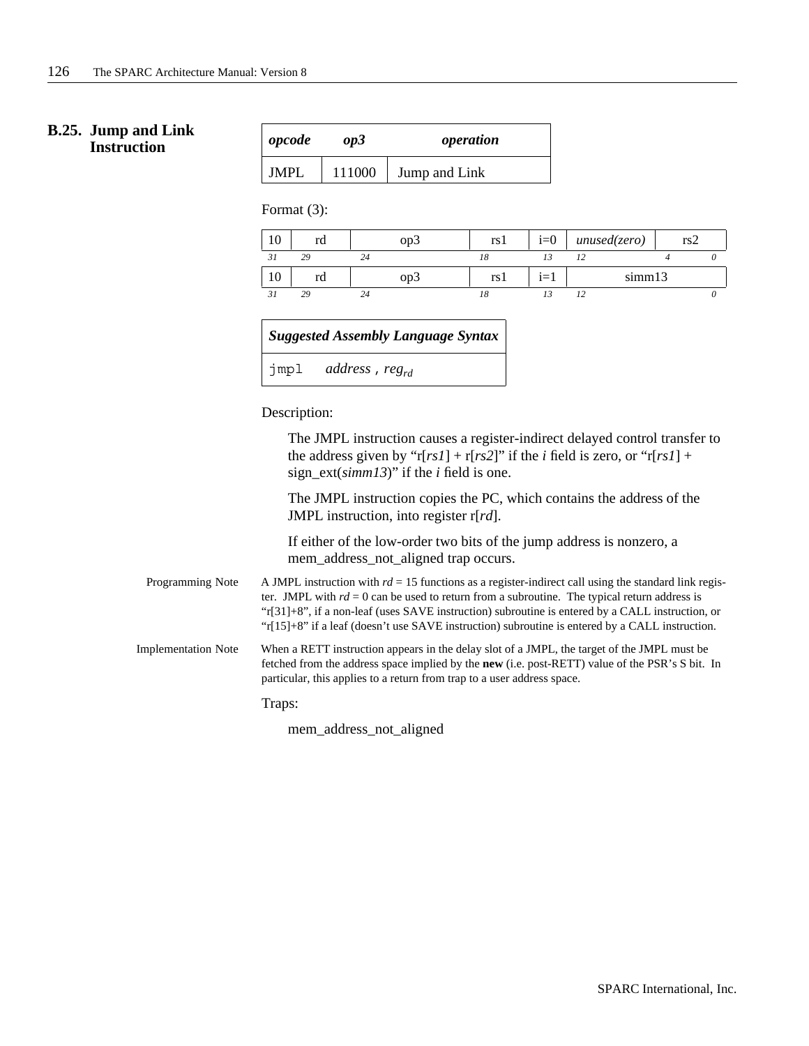## B.25. Jump and Link Instruction

| *opcode* | *op3* | *operation* |
|---|---|---|
| JMPL | 111000 | Jump and Link |

Format (3):

| 10 | rd | op3 | rs1 | i=0 | *unused(zero)* | rs2 |
|---|---|---|---|---|---|---|
| 31 | 29 | 24 | 18 | 13 | 12 | 4 0 |

| 10 | rd | op3 | rs1 | i=1 | simm13 |
|---|---|---|---|---|---|
| 31 | 29 | 24 | 18 | 13 | 12 0 |

| *Suggested Assembly Language Syntax* |
|---|
| `jmpl` *address* , $reg_{rd}$ |

Description:

The JMPL instruction causes a register-indirect delayed control transfer to the address given by "r[*rs1*] + r[*rs2*]" if the *i* field is zero, or "r[*rs1*] + sign_ext(*simm13*)" if the *i* field is one.

The JMPL instruction copies the PC, which contains the address of the JMPL instruction, into register r[*rd*].

If either of the low-order two bits of the jump address is nonzero, a mem_address_not_aligned trap occurs.

Programming Note: A JMPL instruction with *rd* = 15 functions as a register-indirect call using the standard link register. JMPL with *rd* = 0 can be used to return from a subroutine. The typical return address is "r[31]+8", if a non-leaf (uses SAVE instruction) subroutine is entered by a CALL instruction, or "r[15]+8" if a leaf (doesn't use SAVE instruction) subroutine is entered by a CALL instruction.

Implementation Note: When a RETT instruction appears in the delay slot of a JMPL, the target of the JMPL must be fetched from the address space implied by the **new** (i.e. post-RETT) value of the PSR's S bit. In particular, this applies to a return from trap to a user address space.

Traps:

mem_address_not_aligned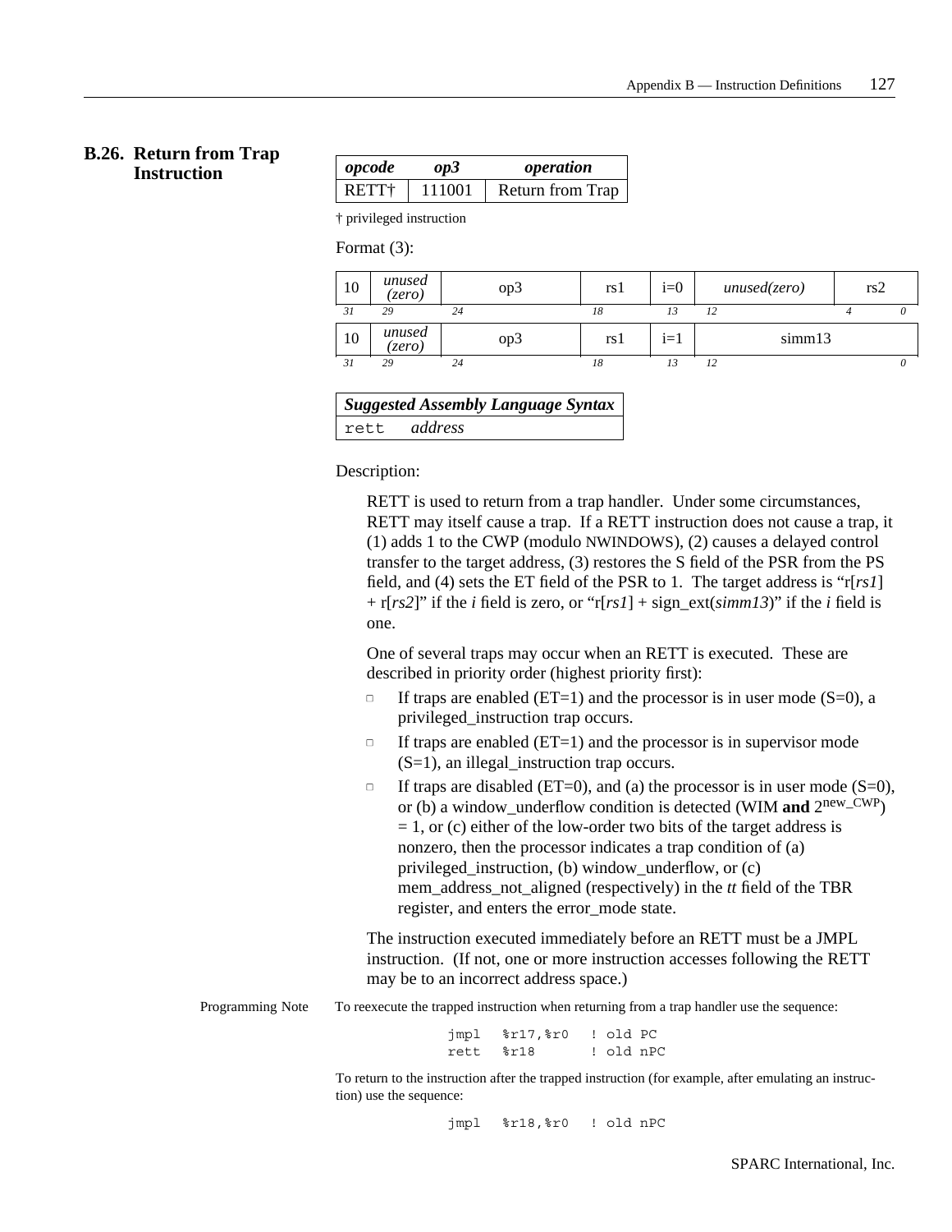## B.26. Return from Trap Instruction

| *opcode* | *op3* | *operation* |
|---|---|---|
| RETT† | 111001 | Return from Trap |

† privileged instruction

Format (3):

| 10 | *unused (zero)* | op3 | rs1 | i=0 | *unused(zero)* | rs2 |
|---|---|---|---|---|---|---|
| *31* | *29* | *24* | *18* | *13* | *12* | *4 0* |

| 10 | *unused (zero)* | op3 | rs1 | i=1 | simm13 |
|---|---|---|---|---|---|
| *31* | *29* | *24* | *18* | *13* | *12 0* |

| *Suggested Assembly Language Syntax* |
|---|
| `rett` *address* |

Description:

RETT is used to return from a trap handler. Under some circumstances, RETT may itself cause a trap. If a RETT instruction does not cause a trap, it (1) adds 1 to the CWP (modulo NWINDOWS), (2) causes a delayed control transfer to the target address, (3) restores the S field of the PSR from the PS field, and (4) sets the ET field of the PSR to 1. The target address is "r[*rs1*] + r[*rs2*]" if the *i* field is zero, or "r[*rs1*] + sign_ext(*simm13*)" if the *i* field is one.

One of several traps may occur when an RETT is executed. These are described in priority order (highest priority first):

- If traps are enabled (ET=1) and the processor is in user mode (S=0), a privileged_instruction trap occurs.
- If traps are enabled (ET=1) and the processor is in supervisor mode (S=1), an illegal_instruction trap occurs.
- If traps are disabled (ET=0), and (a) the processor is in user mode (S=0), or (b) a window_underflow condition is detected (WIM **and** $2^{\text{new\_CWP}}$) = 1, or (c) either of the low-order two bits of the target address is nonzero, then the processor indicates a trap condition of (a) privileged_instruction, (b) window_underflow, or (c) mem_address_not_aligned (respectively) in the *tt* field of the TBR register, and enters the error_mode state.

The instruction executed immediately before an RETT must be a JMPL instruction. (If not, one or more instruction accesses following the RETT may be to an incorrect address space.)

Programming Note: To reexecute the trapped instruction when returning from a trap handler use the sequence:

```
jmpl   %r17,%r0   ! old PC
rett   %r18       ! old nPC
```

To return to the instruction after the trapped instruction (for example, after emulating an instruction) use the sequence:

```
jmpl   %r18,%r0   ! old nPC
```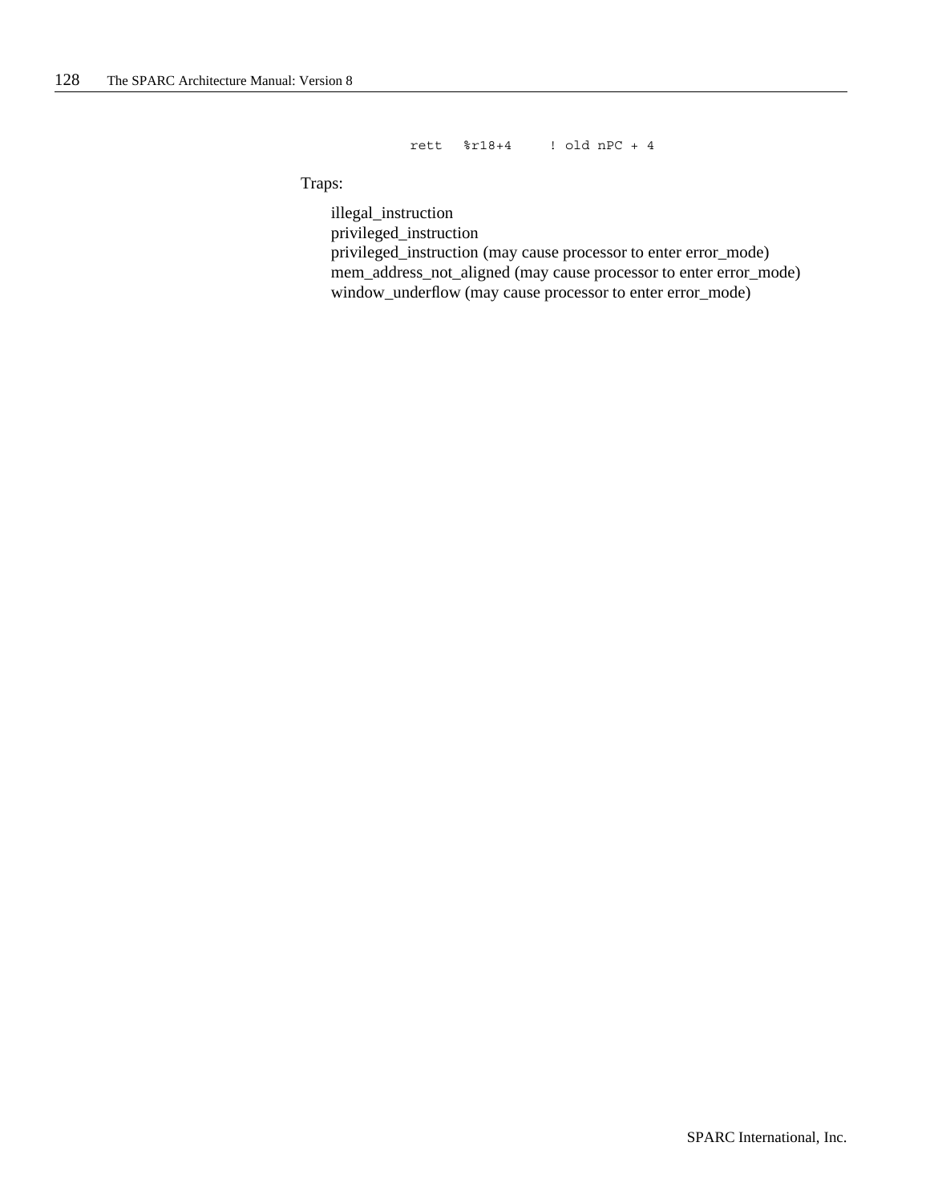```
rett   %r18+4     ! old nPC + 4
```

Traps:

illegal_instruction
privileged_instruction
privileged_instruction (may cause processor to enter error_mode)
mem_address_not_aligned (may cause processor to enter error_mode)
window_underflow (may cause processor to enter error_mode)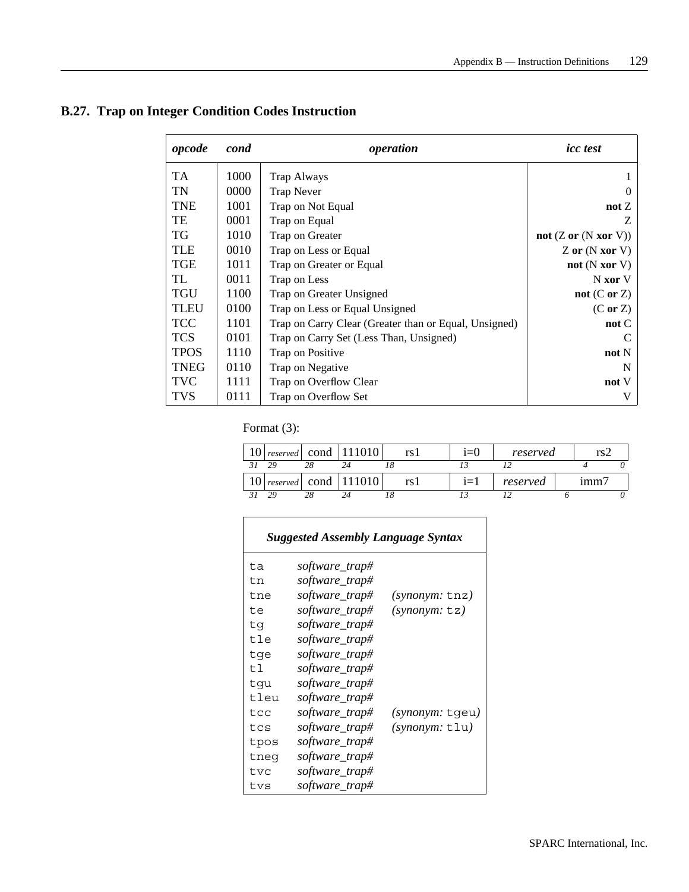## B.27. Trap on Integer Condition Codes Instruction

| *opcode* | *cond* | *operation* | *icc test* |
|---|---|---|---|
| TA | 1000 | Trap Always | 1 |
| TN | 0000 | Trap Never | 0 |
| TNE | 1001 | Trap on Not Equal | **not** Z |
| TE | 0001 | Trap on Equal | Z |
| TG | 1010 | Trap on Greater | **not** (Z **or** (N **xor** V)) |
| TLE | 0010 | Trap on Less or Equal | Z **or** (N **xor** V) |
| TGE | 1011 | Trap on Greater or Equal | **not** (N **xor** V) |
| TL | 0011 | Trap on Less | N **xor** V |
| TGU | 1100 | Trap on Greater Unsigned | **not** (C **or** Z) |
| TLEU | 0100 | Trap on Less or Equal Unsigned | (C **or** Z) |
| TCC | 1101 | Trap on Carry Clear (Greater than or Equal, Unsigned) | **not** C |
| TCS | 0101 | Trap on Carry Set (Less Than, Unsigned) | C |
| TPOS | 1110 | Trap on Positive | **not** N |
| TNEG | 0110 | Trap on Negative | N |
| TVC | 1111 | Trap on Overflow Clear | **not** V |
| TVS | 0111 | Trap on Overflow Set | V |

Format (3):

| 10 | *reserved* | cond | 111010 | rs1 | i=0 | *reserved* | rs2 |
|---|---|---|---|---|---|---|---|
| *31* | *29* | *28* | *24* | *18* | *13* | *12* | *4 0* |

| 10 | *reserved* | cond | 111010 | rs1 | i=1 | *reserved* | imm7 |
|---|---|---|---|---|---|---|---|
| *31* | *29* | *28* | *24* | *18* | *13* | *12* | *6 0* |

| ***Suggested Assembly Language Syntax*** | | |
|---|---|---|
| `ta` | *software_trap#* | |
| `tn` | *software_trap#* | |
| `tne` | *software_trap#* | *(synonym:* `tnz`*)* |
| `te` | *software_trap#* | *(synonym:* `tz`*)* |
| `tg` | *software_trap#* | |
| `tle` | *software_trap#* | |
| `tge` | *software_trap#* | |
| `tl` | *software_trap#* | |
| `tgu` | *software_trap#* | |
| `tleu` | *software_trap#* | |
| `tcc` | *software_trap#* | *(synonym:* `tgeu`*)* |
| `tcs` | *software_trap#* | *(synonym:* `tlu`*)* |
| `tpos` | *software_trap#* | |
| `tneg` | *software_trap#* | |
| `tvc` | *software_trap#* | |
| `tvs` | *software_trap#* | |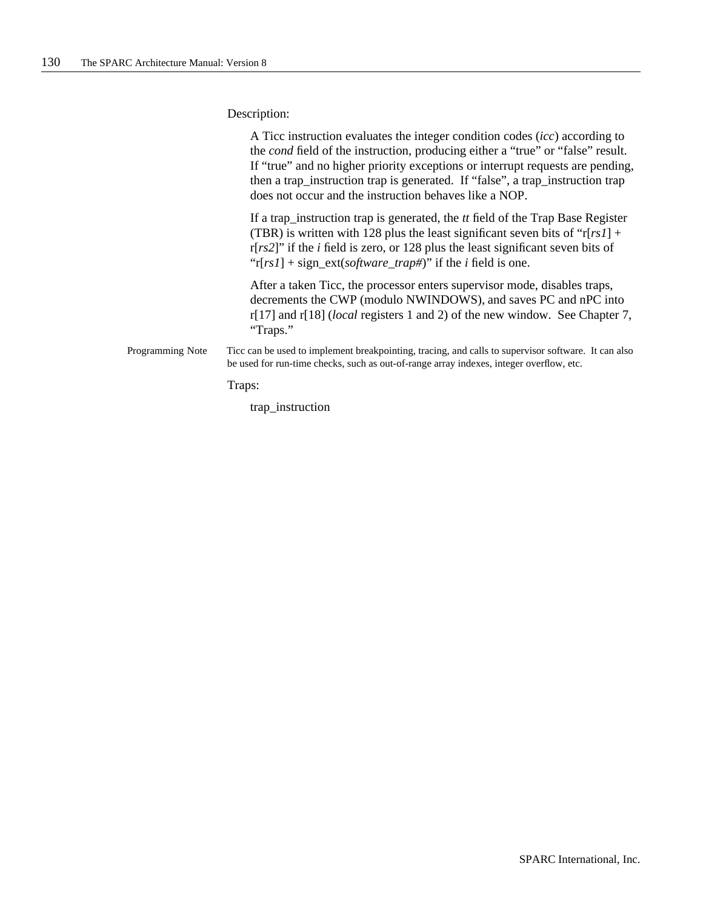Description:

A Ticc instruction evaluates the integer condition codes (*icc*) according to the *cond* field of the instruction, producing either a “true” or “false” result. If “true” and no higher priority exceptions or interrupt requests are pending, then a trap_instruction trap is generated. If “false”, a trap_instruction trap does not occur and the instruction behaves like a NOP.

If a trap_instruction trap is generated, the *tt* field of the Trap Base Register (TBR) is written with 128 plus the least significant seven bits of “r[*rs1*] + r[*rs2*]” if the *i* field is zero, or 128 plus the least significant seven bits of “r[*rs1*] + sign_ext(*software_trap#*)” if the *i* field is one.

After a taken Ticc, the processor enters supervisor mode, disables traps, decrements the CWP (modulo NWINDOWS), and saves PC and nPC into r[17] and r[18] (*local* registers 1 and 2) of the new window. See Chapter 7, “Traps.”

Programming Note: Ticc can be used to implement breakpointing, tracing, and calls to supervisor software. It can also be used for run-time checks, such as out-of-range array indexes, integer overflow, etc.

Traps:

trap_instruction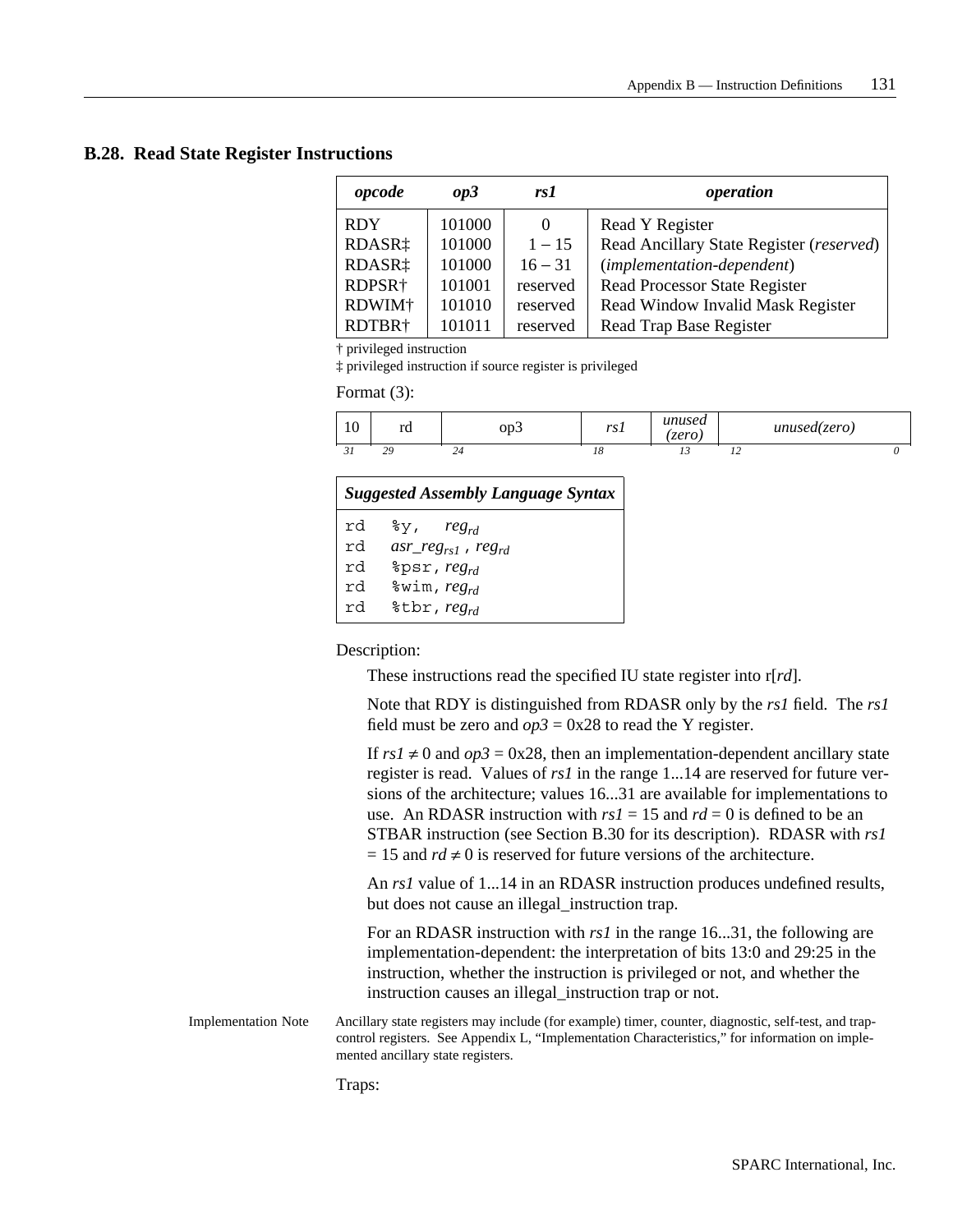## B.28. Read State Register Instructions

| *opcode* | *op3* | *rs1* | *operation* |
|---|---|---|---|
| RDY | 101000 | 0 | Read Y Register |
| RDASR‡ | 101000 | 1 – 15 | Read Ancillary State Register (*reserved*) |
| RDASR‡ | 101000 | 16 – 31 | (*implementation-dependent*) |
| RDPSR† | 101001 | reserved | Read Processor State Register |
| RDWIM† | 101010 | reserved | Read Window Invalid Mask Register |
| RDTBR† | 101011 | reserved | Read Trap Base Register |

† privileged instruction

‡ privileged instruction if source register is privileged

Format (3):

| 10 | rd | op3 | *rs1* | *unused (zero)* | *unused(zero)* |
|---|---|---|---|---|---|
| 31 | 29 | 24 | 18 | 13 | 12 &nbsp;&nbsp;&nbsp;&nbsp; 0 |

| *Suggested Assembly Language Syntax* |
|---|
| `rd` `%y,` $reg_{rd}$ |
| `rd` $asr\_reg_{rs1}$ , $reg_{rd}$ |
| `rd` `%psr,` $reg_{rd}$ |
| `rd` `%wim,` $reg_{rd}$ |
| `rd` `%tbr,` $reg_{rd}$ |

Description:

These instructions read the specified IU state register into r[*rd*].

Note that RDY is distinguished from RDASR only by the *rs1* field. The *rs1* field must be zero and *op3* = 0x28 to read the Y register.

If $rs1 \neq 0$ and *op3* = 0x28, then an implementation-dependent ancillary state register is read. Values of *rs1* in the range 1...14 are reserved for future versions of the architecture; values 16...31 are available for implementations to use. An RDASR instruction with *rs1* = 15 and *rd* = 0 is defined to be an STBAR instruction (see Section B.30 for its description). RDASR with *rs1* = 15 and $rd \neq 0$ is reserved for future versions of the architecture.

An *rs1* value of 1...14 in an RDASR instruction produces undefined results, but does not cause an illegal_instruction trap.

For an RDASR instruction with *rs1* in the range 16...31, the following are implementation-dependent: the interpretation of bits 13:0 and 29:25 in the instruction, whether the instruction is privileged or not, and whether the instruction causes an illegal_instruction trap or not.

Implementation Note: Ancillary state registers may include (for example) timer, counter, diagnostic, self-test, and trap-control registers. See Appendix L, "Implementation Characteristics," for information on implemented ancillary state registers.

Traps: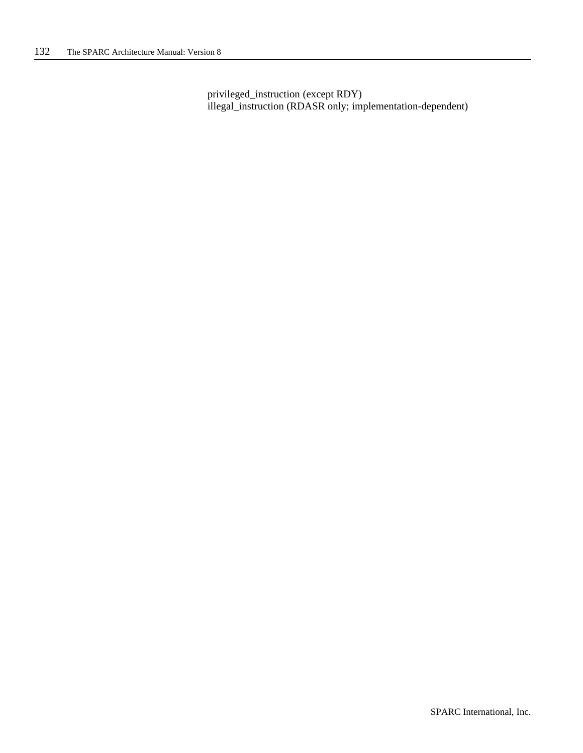privileged_instruction (except RDY)
illegal_instruction (RDASR only; implementation-dependent)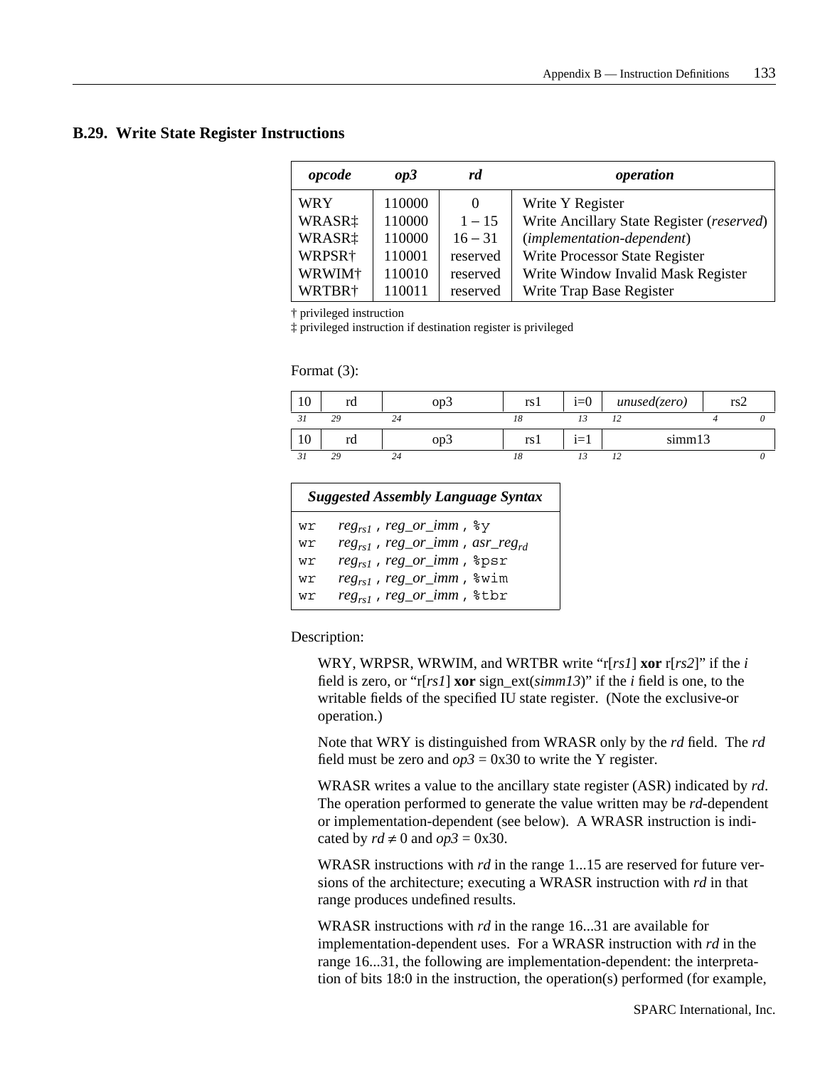## B.29. Write State Register Instructions

| *opcode* | *op3* | *rd* | *operation* |
|---|---|---|---|
| WRY | 110000 | 0 | Write Y Register |
| WRASR‡ | 110000 | 1 – 15 | Write Ancillary State Register (*reserved*) |
| WRASR‡ | 110000 | 16 – 31 | (*implementation-dependent*) |
| WRPSR† | 110001 | reserved | Write Processor State Register |
| WRWIM† | 110010 | reserved | Write Window Invalid Mask Register |
| WRTBR† | 110011 | reserved | Write Trap Base Register |

† privileged instruction
‡ privileged instruction if destination register is privileged

Format (3):

| 10 | rd | op3 | rs1 | i=0 | *unused(zero)* | rs2 |
|---|---|---|---|---|---|---|
| 31 | 29 | 24 | 18 | 13 | 12 | 4 0 |

| 10 | rd | op3 | rs1 | i=1 | simm13 |
|---|---|---|---|---|---|
| 31 | 29 | 24 | 18 | 13 | 12 0 |

| *Suggested Assembly Language Syntax* |
|---|
| `wr` $reg_{rs1}$ , *reg_or_imm* , `%y` |
| `wr` $reg_{rs1}$ , *reg_or_imm* , $asr\_reg_{rd}$ |
| `wr` $reg_{rs1}$ , *reg_or_imm* , `%psr` |
| `wr` $reg_{rs1}$ , *reg_or_imm* , `%wim` |
| `wr` $reg_{rs1}$ , *reg_or_imm* , `%tbr` |

Description:

WRY, WRPSR, WRWIM, and WRTBR write "r[*rs1*] **xor** r[*rs2*]" if the *i* field is zero, or "r[*rs1*] **xor** sign_ext(*simm13*)" if the *i* field is one, to the writable fields of the specified IU state register. (Note the exclusive-or operation.)

Note that WRY is distinguished from WRASR only by the *rd* field. The *rd* field must be zero and *op3* = 0x30 to write the Y register.

WRASR writes a value to the ancillary state register (ASR) indicated by *rd*. The operation performed to generate the value written may be *rd*-dependent or implementation-dependent (see below). A WRASR instruction is indicated by $rd \neq 0$ and *op3* = 0x30.

WRASR instructions with *rd* in the range 1...15 are reserved for future versions of the architecture; executing a WRASR instruction with *rd* in that range produces undefined results.

WRASR instructions with *rd* in the range 16...31 are available for implementation-dependent uses. For a WRASR instruction with *rd* in the range 16...31, the following are implementation-dependent: the interpretation of bits 18:0 in the instruction, the operation(s) performed (for example,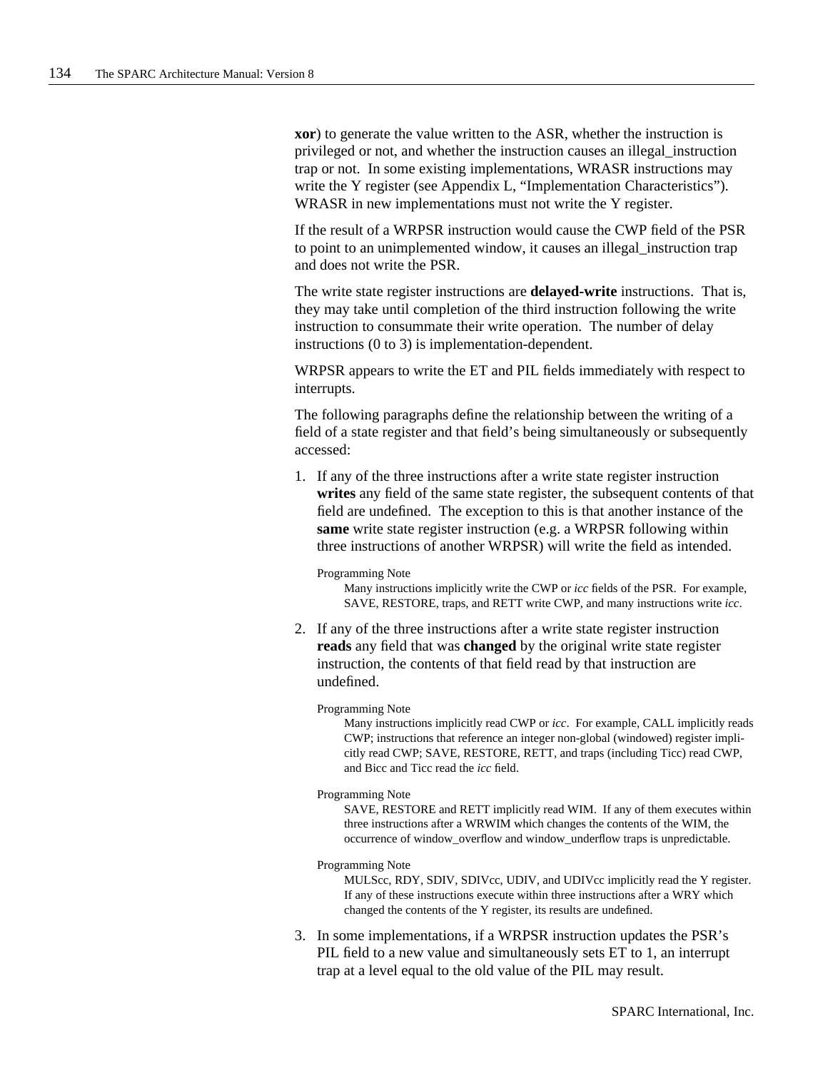**xor**) to generate the value written to the ASR, whether the instruction is privileged or not, and whether the instruction causes an illegal_instruction trap or not. In some existing implementations, WRASR instructions may write the Y register (see Appendix L, "Implementation Characteristics"). WRASR in new implementations must not write the Y register.

If the result of a WRPSR instruction would cause the CWP field of the PSR to point to an unimplemented window, it causes an illegal_instruction trap and does not write the PSR.

The write state register instructions are **delayed-write** instructions. That is, they may take until completion of the third instruction following the write instruction to consummate their write operation. The number of delay instructions (0 to 3) is implementation-dependent.

WRPSR appears to write the ET and PIL fields immediately with respect to interrupts.

The following paragraphs define the relationship between the writing of a field of a state register and that field's being simultaneously or subsequently accessed:

1. If any of the three instructions after a write state register instruction **writes** any field of the same state register, the subsequent contents of that field are undefined. The exception to this is that another instance of the **same** write state register instruction (e.g. a WRPSR following within three instructions of another WRPSR) will write the field as intended.

   Programming Note
   
   Many instructions implicitly write the CWP or *icc* fields of the PSR. For example, SAVE, RESTORE, traps, and RETT write CWP, and many instructions write *icc*.

2. If any of the three instructions after a write state register instruction **reads** any field that was **changed** by the original write state register instruction, the contents of that field read by that instruction are undefined.

   Programming Note
   
   Many instructions implicitly read CWP or *icc*. For example, CALL implicitly reads CWP; instructions that reference an integer non-global (windowed) register implicitly read CWP; SAVE, RESTORE, RETT, and traps (including Ticc) read CWP, and Bicc and Ticc read the *icc* field.

   Programming Note
   
   SAVE, RESTORE and RETT implicitly read WIM. If any of them executes within three instructions after a WRWIM which changes the contents of the WIM, the occurrence of window_overflow and window_underflow traps is unpredictable.

   Programming Note
   
   MULScc, RDY, SDIV, SDIVcc, UDIV, and UDIVcc implicitly read the Y register. If any of these instructions execute within three instructions after a WRY which changed the contents of the Y register, its results are undefined.

3. In some implementations, if a WRPSR instruction updates the PSR's PIL field to a new value and simultaneously sets ET to 1, an interrupt trap at a level equal to the old value of the PIL may result.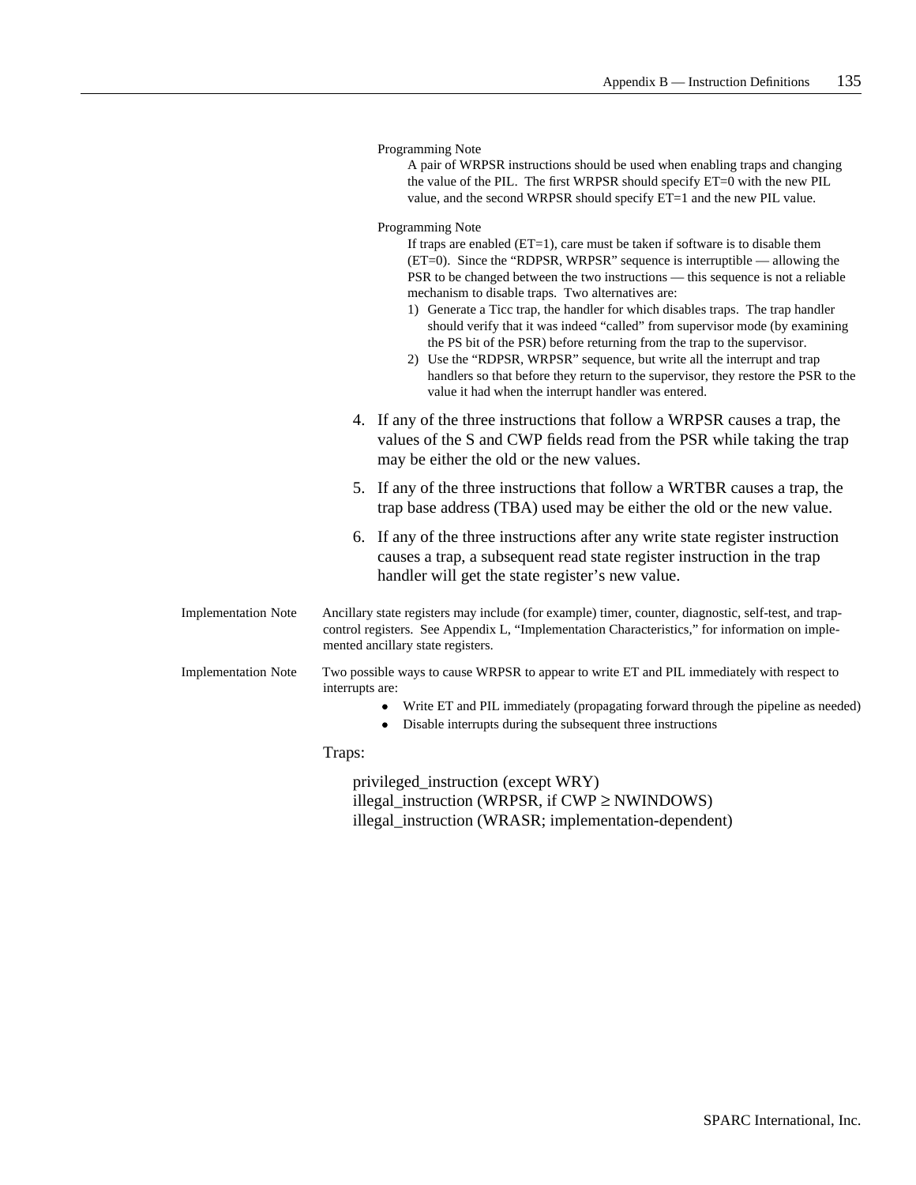Programming Note

A pair of WRPSR instructions should be used when enabling traps and changing the value of the PIL. The first WRPSR should specify ET=0 with the new PIL value, and the second WRPSR should specify ET=1 and the new PIL value.

Programming Note

If traps are enabled (ET=1), care must be taken if software is to disable them (ET=0). Since the "RDPSR, WRPSR" sequence is interruptible — allowing the PSR to be changed between the two instructions — this sequence is not a reliable mechanism to disable traps. Two alternatives are:

1) Generate a Ticc trap, the handler for which disables traps. The trap handler should verify that it was indeed "called" from supervisor mode (by examining the PS bit of the PSR) before returning from the trap to the supervisor.
2) Use the "RDPSR, WRPSR" sequence, but write all the interrupt and trap handlers so that before they return to the supervisor, they restore the PSR to the value it had when the interrupt handler was entered.

4. If any of the three instructions that follow a WRPSR causes a trap, the values of the S and CWP fields read from the PSR while taking the trap may be either the old or the new values.
5. If any of the three instructions that follow a WRTBR causes a trap, the trap base address (TBA) used may be either the old or the new value.
6. If any of the three instructions after any write state register instruction causes a trap, a subsequent read state register instruction in the trap handler will get the state register's new value.

Implementation Note: Ancillary state registers may include (for example) timer, counter, diagnostic, self-test, and trap-control registers. See Appendix L, "Implementation Characteristics," for information on implemented ancillary state registers.

Implementation Note: Two possible ways to cause WRPSR to appear to write ET and PIL immediately with respect to interrupts are:

- Write ET and PIL immediately (propagating forward through the pipeline as needed)
- Disable interrupts during the subsequent three instructions

Traps:

privileged_instruction (except WRY)
illegal_instruction (WRPSR, if CWP ≥ NWINDOWS)
illegal_instruction (WRASR; implementation-dependent)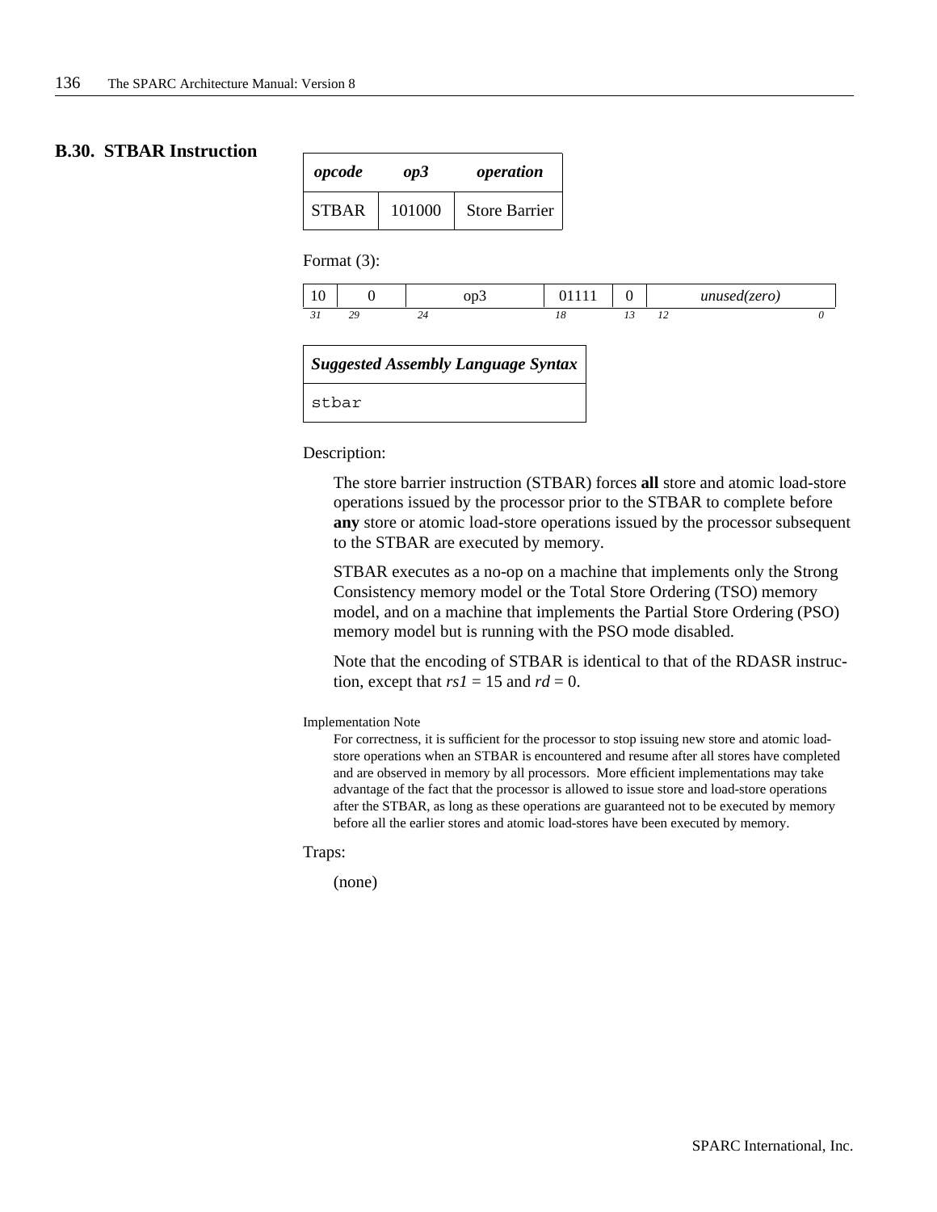## B.30. STBAR Instruction

| *opcode* | *op3* | *operation* |
|---|---|---|
| STBAR | 101000 | Store Barrier |

Format (3):

| 10 | 0 | op3 | 01111 | 0 | *unused(zero)* |
|---|---|---|---|---|---|
| 31 | 29 | 24 | 18 | 13 | 12 … 0 |

| *Suggested Assembly Language Syntax* |
|---|
| `stbar` |

Description:

The store barrier instruction (STBAR) forces **all** store and atomic load-store operations issued by the processor prior to the STBAR to complete before **any** store or atomic load-store operations issued by the processor subsequent to the STBAR are executed by memory.

STBAR executes as a no-op on a machine that implements only the Strong Consistency memory model or the Total Store Ordering (TSO) memory model, and on a machine that implements the Partial Store Ordering (PSO) memory model but is running with the PSO mode disabled.

Note that the encoding of STBAR is identical to that of the RDASR instruction, except that *rs1* = 15 and *rd* = 0.

Implementation Note

For correctness, it is sufficient for the processor to stop issuing new store and atomic load-store operations when an STBAR is encountered and resume after all stores have completed and are observed in memory by all processors. More efficient implementations may take advantage of the fact that the processor is allowed to issue store and load-store operations after the STBAR, as long as these operations are guaranteed not to be executed by memory before all the earlier stores and atomic load-stores have been executed by memory.

Traps:

(none)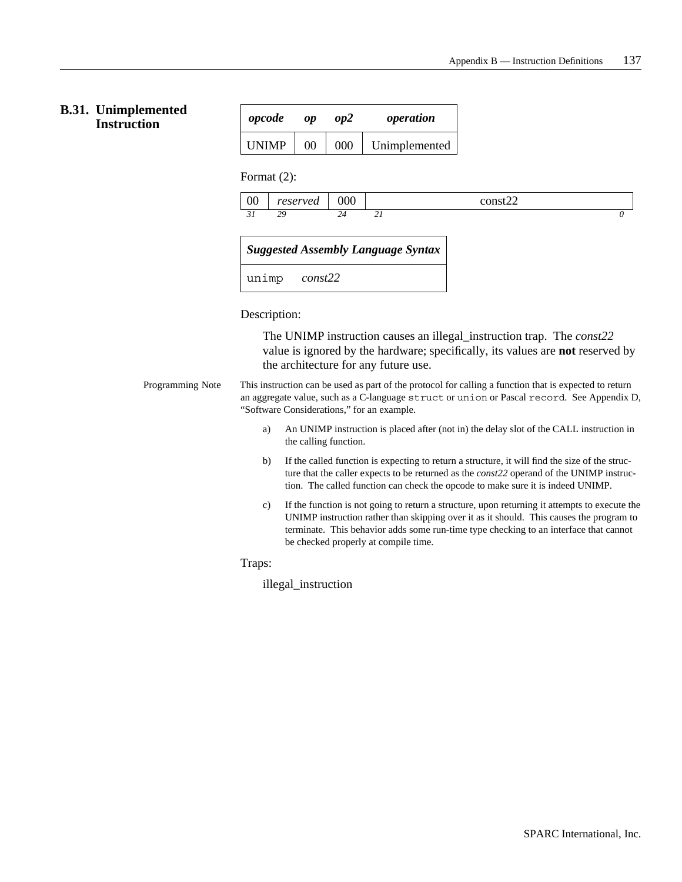## B.31. Unimplemented Instruction

| *opcode* | *op* | *op2* | *operation* |
|---|---|---|---|
| UNIMP | 00 | 000 | Unimplemented |

Format (2):

| 00 | *reserved* | 000 | const22 |
|---|---|---|---|
| *31* | *29* | *24* | *21*  *0* |

| *Suggested Assembly Language Syntax* |
|---|
| `unimp` *const22* |

Description:

The UNIMP instruction causes an illegal_instruction trap. The *const22* value is ignored by the hardware; specifically, its values are **not** reserved by the architecture for any future use.

Programming Note: This instruction can be used as part of the protocol for calling a function that is expected to return an aggregate value, such as a C-language `struct` or `union` or Pascal `record`. See Appendix D, "Software Considerations," for an example.

a) An UNIMP instruction is placed after (not in) the delay slot of the CALL instruction in the calling function.

b) If the called function is expecting to return a structure, it will find the size of the structure that the caller expects to be returned as the *const22* operand of the UNIMP instruction. The called function can check the opcode to make sure it is indeed UNIMP.

c) If the function is not going to return a structure, upon returning it attempts to execute the UNIMP instruction rather than skipping over it as it should. This causes the program to terminate. This behavior adds some run-time type checking to an interface that cannot be checked properly at compile time.

Traps:

illegal_instruction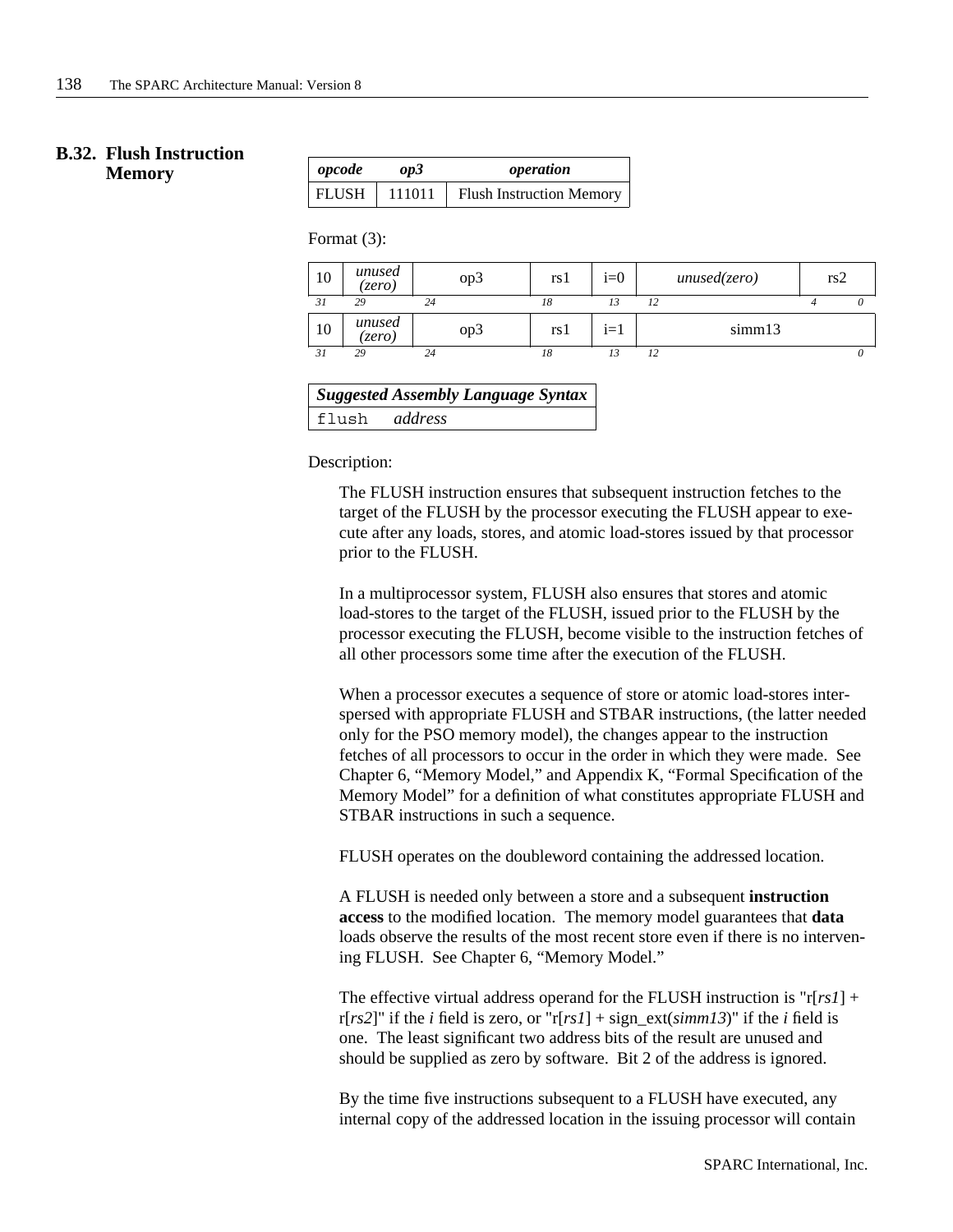## B.32. Flush Instruction Memory

| *opcode* | *op3* | *operation* |
|---|---|---|
| FLUSH | 111011 | Flush Instruction Memory |

Format (3):

| 10 | *unused (zero)* | op3 | rs1 | i=0 | *unused(zero)* | rs2 |
|---|---|---|---|---|---|---|
| 31 | 29 | 24 | 18 | 13 | 12 | 4 0 |

| 10 | *unused (zero)* | op3 | rs1 | i=1 | simm13 |
|---|---|---|---|---|---|
| 31 | 29 | 24 | 18 | 13 | 12 0 |

| *Suggested Assembly Language Syntax* |
|---|
| `flush` *address* |

Description:

The FLUSH instruction ensures that subsequent instruction fetches to the target of the FLUSH by the processor executing the FLUSH appear to execute after any loads, stores, and atomic load-stores issued by that processor prior to the FLUSH.

In a multiprocessor system, FLUSH also ensures that stores and atomic load-stores to the target of the FLUSH, issued prior to the FLUSH by the processor executing the FLUSH, become visible to the instruction fetches of all other processors some time after the execution of the FLUSH.

When a processor executes a sequence of store or atomic load-stores interspersed with appropriate FLUSH and STBAR instructions, (the latter needed only for the PSO memory model), the changes appear to the instruction fetches of all processors to occur in the order in which they were made. See Chapter 6, "Memory Model," and Appendix K, "Formal Specification of the Memory Model" for a definition of what constitutes appropriate FLUSH and STBAR instructions in such a sequence.

FLUSH operates on the doubleword containing the addressed location.

A FLUSH is needed only between a store and a subsequent **instruction access** to the modified location. The memory model guarantees that **data** loads observe the results of the most recent store even if there is no intervening FLUSH. See Chapter 6, "Memory Model."

The effective virtual address operand for the FLUSH instruction is "r[*rs1*] + r[*rs2*]" if the *i* field is zero, or "r[*rs1*] + sign_ext(*simm13*)" if the *i* field is one. The least significant two address bits of the result are unused and should be supplied as zero by software. Bit 2 of the address is ignored.

By the time five instructions subsequent to a FLUSH have executed, any internal copy of the addressed location in the issuing processor will contain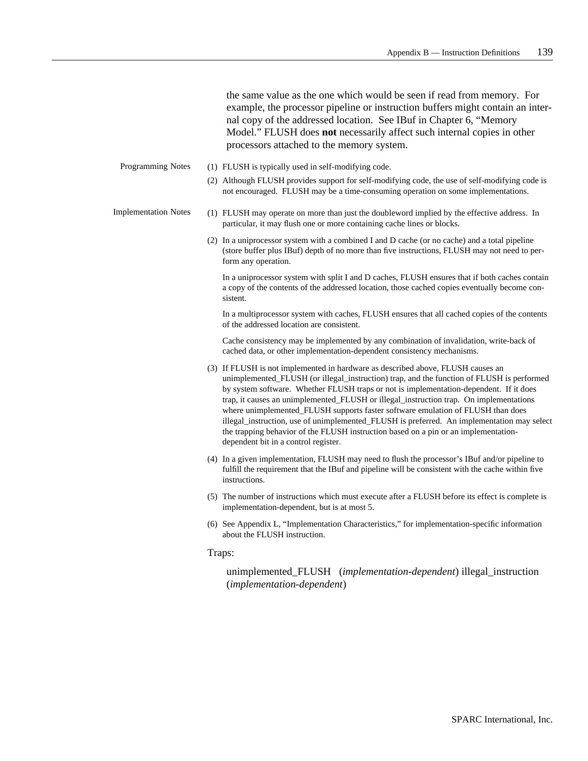the same value as the one which would be seen if read from memory. For example, the processor pipeline or instruction buffers might contain an internal copy of the addressed location. See IBuf in Chapter 6, “Memory Model.” FLUSH does **not** necessarily affect such internal copies in other processors attached to the memory system.

Programming Notes

(1) FLUSH is typically used in self-modifying code.

(2) Although FLUSH provides support for self-modifying code, the use of self-modifying code is not encouraged. FLUSH may be a time-consuming operation on some implementations.

Implementation Notes

(1) FLUSH may operate on more than just the doubleword implied by the effective address. In particular, it may flush one or more containing cache lines or blocks.

(2) In a uniprocessor system with a combined I and D cache (or no cache) and a total pipeline (store buffer plus IBuf) depth of no more than five instructions, FLUSH may not need to perform any operation.

In a uniprocessor system with split I and D caches, FLUSH ensures that if both caches contain a copy of the contents of the addressed location, those cached copies eventually become consistent.

In a multiprocessor system with caches, FLUSH ensures that all cached copies of the contents of the addressed location are consistent.

Cache consistency may be implemented by any combination of invalidation, write-back of cached data, or other implementation-dependent consistency mechanisms.

(3) If FLUSH is not implemented in hardware as described above, FLUSH causes an unimplemented_FLUSH (or illegal_instruction) trap, and the function of FLUSH is performed by system software. Whether FLUSH traps or not is implementation-dependent. If it does trap, it causes an unimplemented_FLUSH or illegal_instruction trap. On implementations where unimplemented_FLUSH supports faster software emulation of FLUSH than does illegal_instruction, use of unimplemented_FLUSH is preferred. An implementation may select the trapping behavior of the FLUSH instruction based on a pin or an implementation-dependent bit in a control register.

(4) In a given implementation, FLUSH may need to flush the processor’s IBuf and/or pipeline to fulfill the requirement that the IBuf and pipeline will be consistent with the cache within five instructions.

(5) The number of instructions which must execute after a FLUSH before its effect is complete is implementation-dependent, but is at most 5.

(6) See Appendix L, “Implementation Characteristics,” for implementation-specific information about the FLUSH instruction.

Traps:

unimplemented_FLUSH (*implementation-dependent*) illegal_instruction (*implementation-dependent*)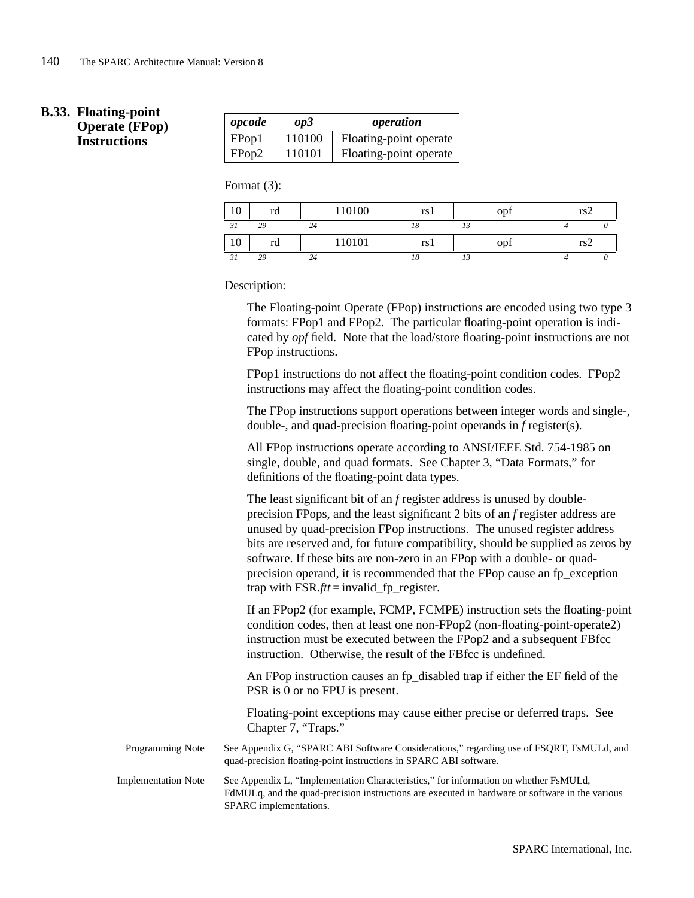## B.33. Floating-point Operate (FPop) Instructions

| ***opcode*** | ***op3*** | ***operation*** |
|---|---|---|
| FPop1 | 110100 | Floating-point operate |
| FPop2 | 110101 | Floating-point operate |

Format (3):

| 10 | rd | 110100 | rs1 | opf | rs2 |
|---|---|---|---|---|---|
| *31* | *29* | *24* | *18* | *13* | *4 0* |

| 10 | rd | 110101 | rs1 | opf | rs2 |
|---|---|---|---|---|---|
| *31* | *29* | *24* | *18* | *13* | *4 0* |

Description:

The Floating-point Operate (FPop) instructions are encoded using two type 3 formats: FPop1 and FPop2. The particular floating-point operation is indicated by *opf* field. Note that the load/store floating-point instructions are not FPop instructions.

FPop1 instructions do not affect the floating-point condition codes. FPop2 instructions may affect the floating-point condition codes.

The FPop instructions support operations between integer words and single-, double-, and quad-precision floating-point operands in *f* register(s).

All FPop instructions operate according to ANSI/IEEE Std. 754-1985 on single, double, and quad formats. See Chapter 3, "Data Formats," for definitions of the floating-point data types.

The least significant bit of an *f* register address is unused by double-precision FPops, and the least significant 2 bits of an *f* register address are unused by quad-precision FPop instructions. The unused register address bits are reserved and, for future compatibility, should be supplied as zeros by software. If these bits are non-zero in an FPop with a double- or quad-precision operand, it is recommended that the FPop cause an fp_exception trap with FSR.*ftt* = invalid_fp_register.

If an FPop2 (for example, FCMP, FCMPE) instruction sets the floating-point condition codes, then at least one non-FPop2 (non-floating-point-operate2) instruction must be executed between the FPop2 and a subsequent FBfcc instruction. Otherwise, the result of the FBfcc is undefined.

An FPop instruction causes an fp_disabled trap if either the EF field of the PSR is 0 or no FPU is present.

Floating-point exceptions may cause either precise or deferred traps. See Chapter 7, "Traps."

Programming Note: See Appendix G, "SPARC ABI Software Considerations," regarding use of FSQRT, FsMULd, and quad-precision floating-point instructions in SPARC ABI software.

Implementation Note: See Appendix L, "Implementation Characteristics," for information on whether FsMULd, FdMULq, and the quad-precision instructions are executed in hardware or software in the various SPARC implementations.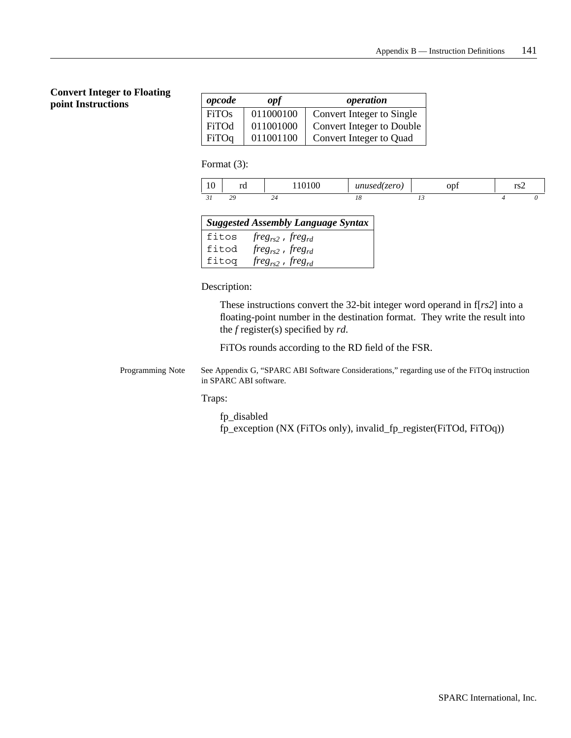## Convert Integer to Floating point Instructions

| *opcode* | *opf* | *operation* |
|---|---|---|
| FiTOs | 011000100 | Convert Integer to Single |
| FiTOd | 011001000 | Convert Integer to Double |
| FiTOq | 011001100 | Convert Integer to Quad |

Format (3):

| 10 | rd | 110100 | *unused(zero)* | opf | rs2 |
|---|---|---|---|---|---|
| *31* | *29* | *24* | *18* | *13* | *4 0* |

| *Suggested Assembly Language Syntax* | |
|---|---|
| `fitos` | *freg*$_{rs2}$ , *freg*$_{rd}$ |
| `fitod` | *freg*$_{rs2}$ , *freg*$_{rd}$ |
| `fitoq` | *freg*$_{rs2}$ , *freg*$_{rd}$ |

Description:

These instructions convert the 32-bit integer word operand in f[*rs2*] into a floating-point number in the destination format. They write the result into the *f* register(s) specified by *rd*.

FiTOs rounds according to the RD field of the FSR.

Programming Note: See Appendix G, “SPARC ABI Software Considerations,” regarding use of the FiTOq instruction in SPARC ABI software.

Traps:

fp_disabled
fp_exception (NX (FiTOs only), invalid_fp_register(FiTOd, FiTOq))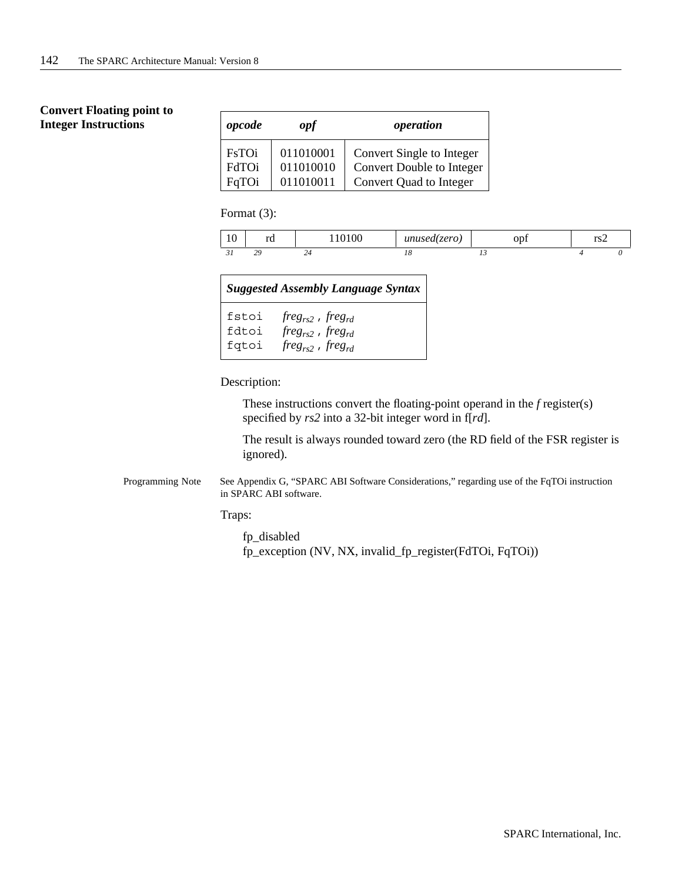## Convert Floating point to Integer Instructions

| *opcode* | *opf* | *operation* |
|---|---|---|
| FsTOi | 011010001 | Convert Single to Integer |
| FdTOi | 011010010 | Convert Double to Integer |
| FqTOi | 011010011 | Convert Quad to Integer |

Format (3):

| 10 | rd | 110100 | *unused(zero)* | opf | rs2 |
|---|---|---|---|---|---|
| *31* | *29* | *24* | *18* | *13* | *4 0* |

| *Suggested Assembly Language Syntax* |
|---|
| `fstoi` $freg_{rs2}$ , $freg_{rd}$ |
| `fdtoi` $freg_{rs2}$ , $freg_{rd}$ |
| `fqtoi` $freg_{rs2}$ , $freg_{rd}$ |

Description:

These instructions convert the floating-point operand in the *f* register(s) specified by *rs2* into a 32-bit integer word in f[*rd*].

The result is always rounded toward zero (the RD field of the FSR register is ignored).

Programming Note: See Appendix G, "SPARC ABI Software Considerations," regarding use of the FqTOi instruction in SPARC ABI software.

Traps:

fp_disabled
fp_exception (NV, NX, invalid_fp_register(FdTOi, FqTOi))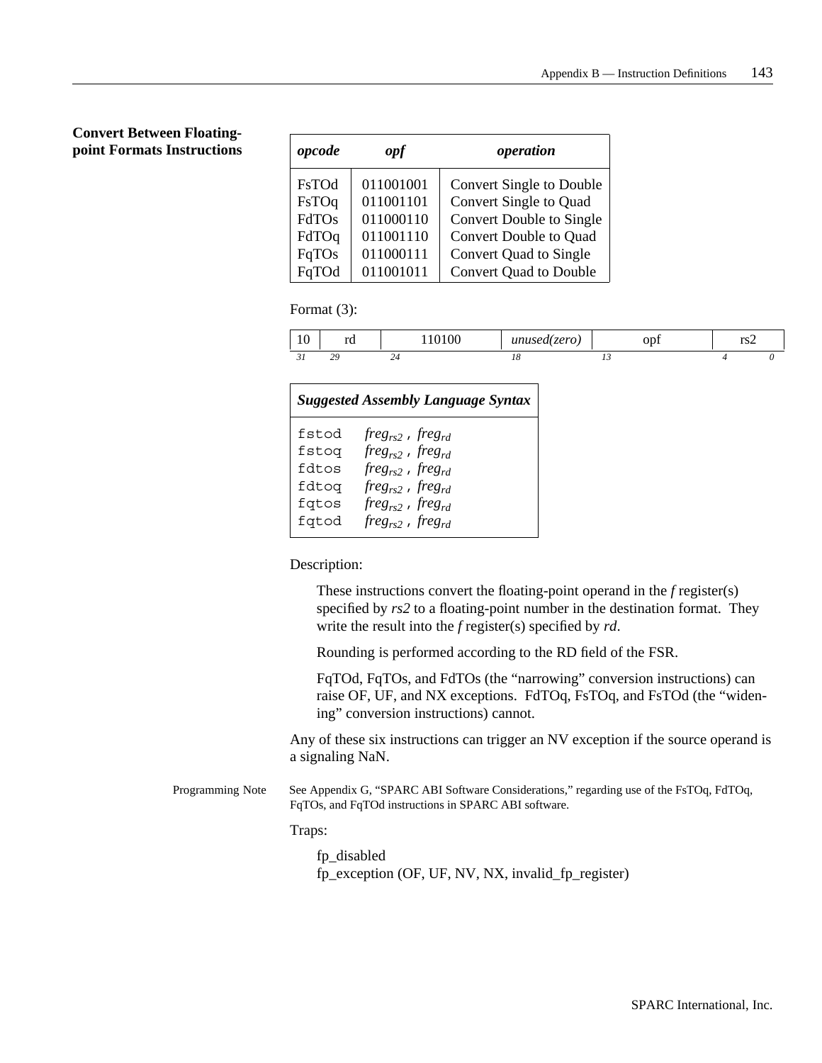## Convert Between Floating-point Formats Instructions

| *opcode* | *opf* | *operation* |
|---|---|---|
| FsTOd | 011001001 | Convert Single to Double |
| FsTOq | 011001101 | Convert Single to Quad |
| FdTOs | 011000110 | Convert Double to Single |
| FdTOq | 011001110 | Convert Double to Quad |
| FqTOs | 011000111 | Convert Quad to Single |
| FqTOd | 011001011 | Convert Quad to Double |

Format (3):

| 10 | rd | 110100 | *unused(zero)* | opf | rs2 |
|---|---|---|---|---|---|
| *31* | *29* | *24* | *18* | *13* | *4 0* |

| *Suggested Assembly Language Syntax* | |
|---|---|
| `fstod` | $freg_{rs2}$ , $freg_{rd}$ |
| `fstoq` | $freg_{rs2}$ , $freg_{rd}$ |
| `fdtos` | $freg_{rs2}$ , $freg_{rd}$ |
| `fdtoq` | $freg_{rs2}$ , $freg_{rd}$ |
| `fqtos` | $freg_{rs2}$ , $freg_{rd}$ |
| `fqtod` | $freg_{rs2}$ , $freg_{rd}$ |

Description:

These instructions convert the floating-point operand in the *f* register(s) specified by *rs2* to a floating-point number in the destination format. They write the result into the *f* register(s) specified by *rd*.

Rounding is performed according to the RD field of the FSR.

FqTOd, FqTOs, and FdTOs (the "narrowing" conversion instructions) can raise OF, UF, and NX exceptions. FdTOq, FsTOq, and FsTOd (the "widening" conversion instructions) cannot.

Any of these six instructions can trigger an NV exception if the source operand is a signaling NaN.

Programming Note: See Appendix G, "SPARC ABI Software Considerations," regarding use of the FsTOq, FdTOq, FqTOs, and FqTOd instructions in SPARC ABI software.

Traps:

fp_disabled
fp_exception (OF, UF, NV, NX, invalid_fp_register)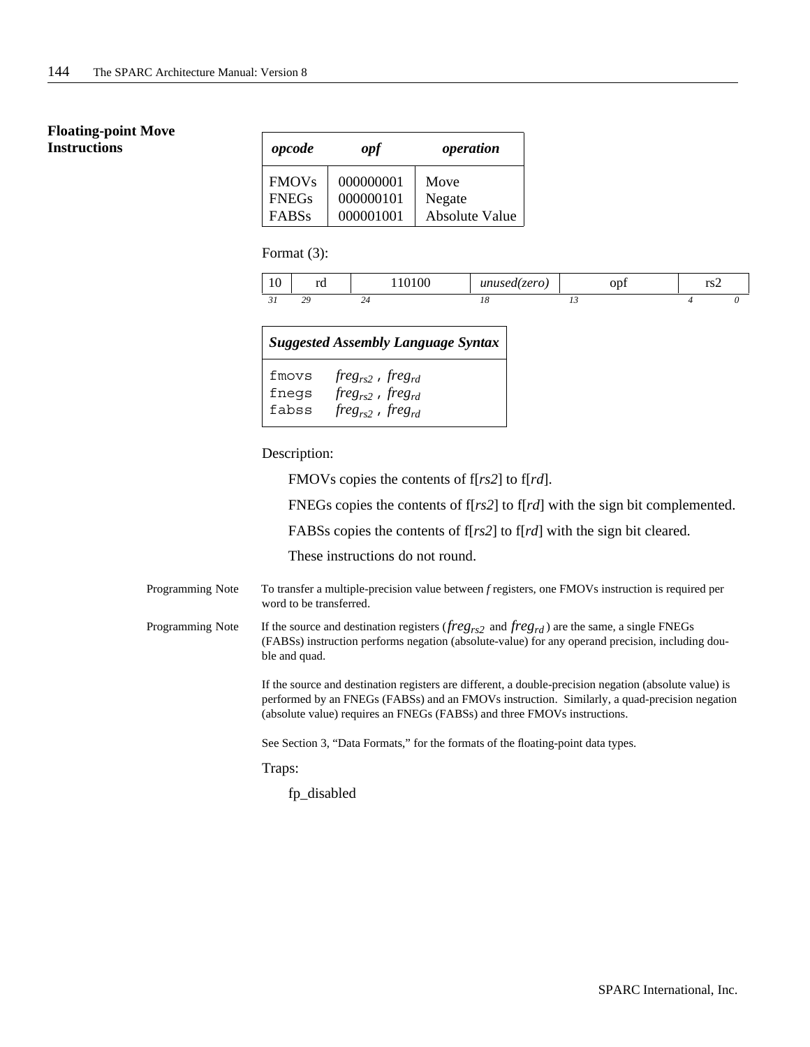## Floating-point Move Instructions

| *opcode* | *opf* | *operation* |
|---|---|---|
| FMOVs | 000000001 | Move |
| FNEGs | 000000101 | Negate |
| FABSs | 000001001 | Absolute Value |

Format (3):

| 10 | rd | 110100 | *unused(zero)* | opf | rs2 |
|---|---|---|---|---|---|
| *31* | *29* | *24* | *18* | *13* | *4 0* |

| *Suggested Assembly Language Syntax* | |
|---|---|
| fmovs | $freg_{rs2}$ , $freg_{rd}$ |
| fnegs | $freg_{rs2}$ , $freg_{rd}$ |
| fabss | $freg_{rs2}$ , $freg_{rd}$ |

Description:

FMOVs copies the contents of f[*rs2*] to f[*rd*].

FNEGs copies the contents of f[*rs2*] to f[*rd*] with the sign bit complemented.

FABSs copies the contents of f[*rs2*] to f[*rd*] with the sign bit cleared.

These instructions do not round.

Programming Note — To transfer a multiple-precision value between *f* registers, one FMOVs instruction is required per word to be transferred.

Programming Note — If the source and destination registers ($freg_{rs2}$ and $freg_{rd}$) are the same, a single FNEGs (FABSs) instruction performs negation (absolute-value) for any operand precision, including double and quad.

If the source and destination registers are different, a double-precision negation (absolute value) is performed by an FNEGs (FABSs) and an FMOVs instruction. Similarly, a quad-precision negation (absolute value) requires an FNEGs (FABSs) and three FMOVs instructions.

See Section 3, “Data Formats,” for the formats of the floating-point data types.

Traps:

fp_disabled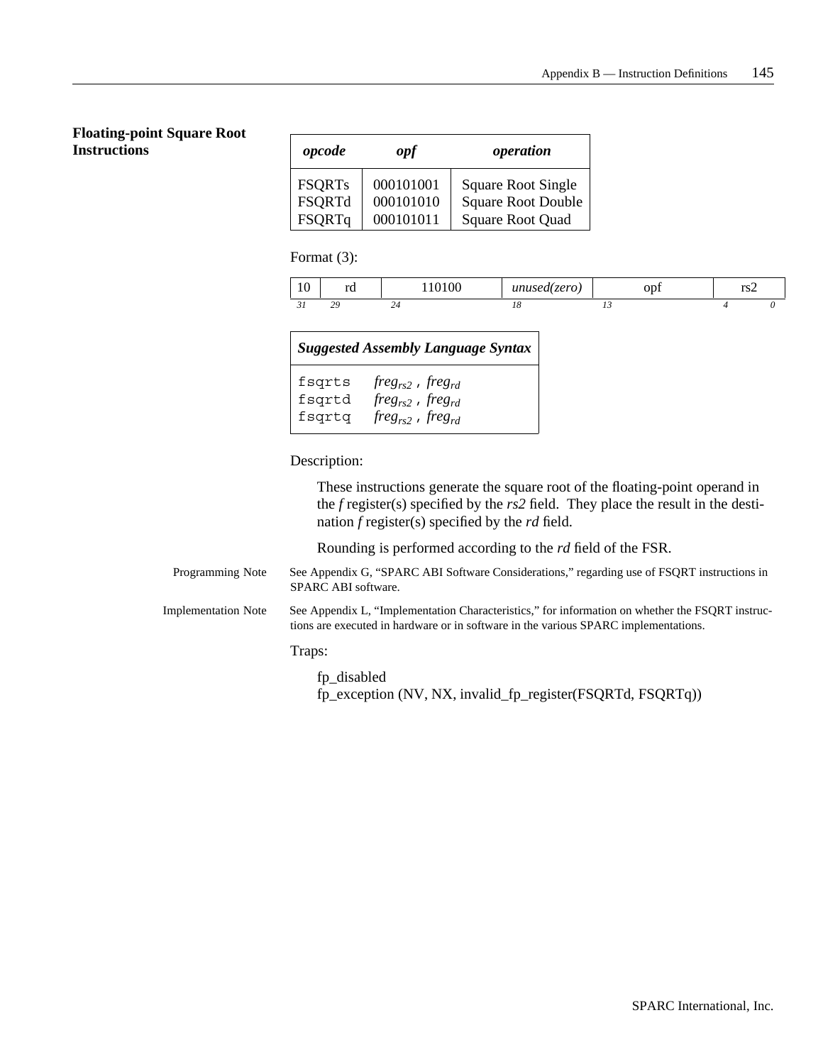## Floating-point Square Root Instructions

| *opcode* | *opf* | *operation* |
|---|---|---|
| FSQRTs | 000101001 | Square Root Single |
| FSQRTd | 000101010 | Square Root Double |
| FSQRTq | 000101011 | Square Root Quad |

Format (3):

| 10 | rd | 110100 | *unused(zero)* | opf | rs2 |
|---|---|---|---|---|---|
| *31* | *29* | *24* | *18* | *13* | *4 0* |

| ***Suggested Assembly Language Syntax*** | |
|---|---|
| `fsqrts` | $freg_{rs2}$ , $freg_{rd}$ |
| `fsqrtd` | $freg_{rs2}$ , $freg_{rd}$ |
| `fsqrtq` | $freg_{rs2}$ , $freg_{rd}$ |

Description:

These instructions generate the square root of the floating-point operand in the *f* register(s) specified by the *rs2* field. They place the result in the destination *f* register(s) specified by the *rd* field.

Rounding is performed according to the *rd* field of the FSR.

Programming Note: See Appendix G, "SPARC ABI Software Considerations," regarding use of FSQRT instructions in SPARC ABI software.

Implementation Note: See Appendix L, "Implementation Characteristics," for information on whether the FSQRT instructions are executed in hardware or in software in the various SPARC implementations.

Traps:

fp_disabled
fp_exception (NV, NX, invalid_fp_register(FSQRTd, FSQRTq))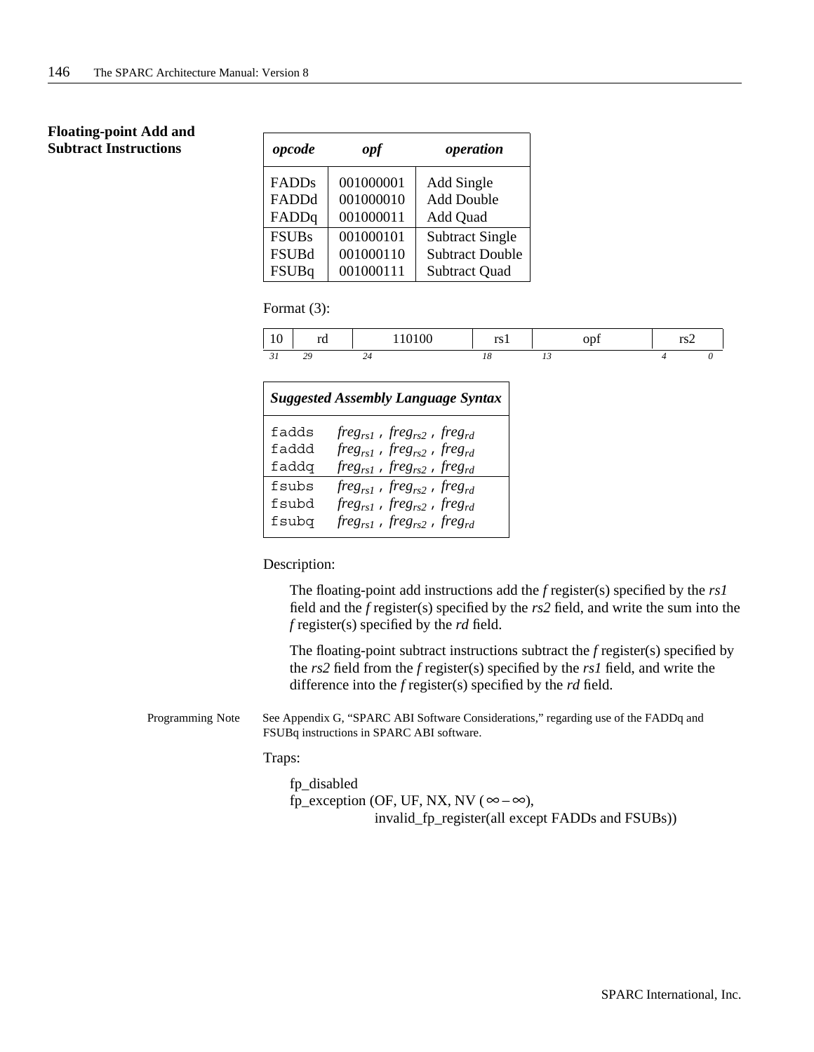## Floating-point Add and Subtract Instructions

| *opcode* | *opf* | *operation* |
|---|---|---|
| FADDs | 001000001 | Add Single |
| FADDd | 001000010 | Add Double |
| FADDq | 001000011 | Add Quad |
| FSUBs | 001000101 | Subtract Single |
| FSUBd | 001000110 | Subtract Double |
| FSUBq | 001000111 | Subtract Quad |

Format (3):

| 10 | rd | 110100 | rs1 | opf | rs2 |
|---|---|---|---|---|---|
| 31 | 29 | 24 | 18 | 13 | 4 0 |

| *Suggested Assembly Language Syntax* | |
|---|---|
| `fadds` | $freg_{rs1}$ , $freg_{rs2}$ , $freg_{rd}$ |
| `faddd` | $freg_{rs1}$ , $freg_{rs2}$ , $freg_{rd}$ |
| `faddq` | $freg_{rs1}$ , $freg_{rs2}$ , $freg_{rd}$ |
| `fsubs` | $freg_{rs1}$ , $freg_{rs2}$ , $freg_{rd}$ |
| `fsubd` | $freg_{rs1}$ , $freg_{rs2}$ , $freg_{rd}$ |
| `fsubq` | $freg_{rs1}$ , $freg_{rs2}$ , $freg_{rd}$ |

Description:

The floating-point add instructions add the *f* register(s) specified by the *rs1* field and the *f* register(s) specified by the *rs2* field, and write the sum into the *f* register(s) specified by the *rd* field.

The floating-point subtract instructions subtract the *f* register(s) specified by the *rs2* field from the *f* register(s) specified by the *rs1* field, and write the difference into the *f* register(s) specified by the *rd* field.

Programming Note: See Appendix G, "SPARC ABI Software Considerations," regarding use of the FADDq and FSUBq instructions in SPARC ABI software.

Traps:

fp_disabled
fp_exception (OF, UF, NX, NV ($\infty - \infty$),
invalid_fp_register(all except FADDs and FSUBs))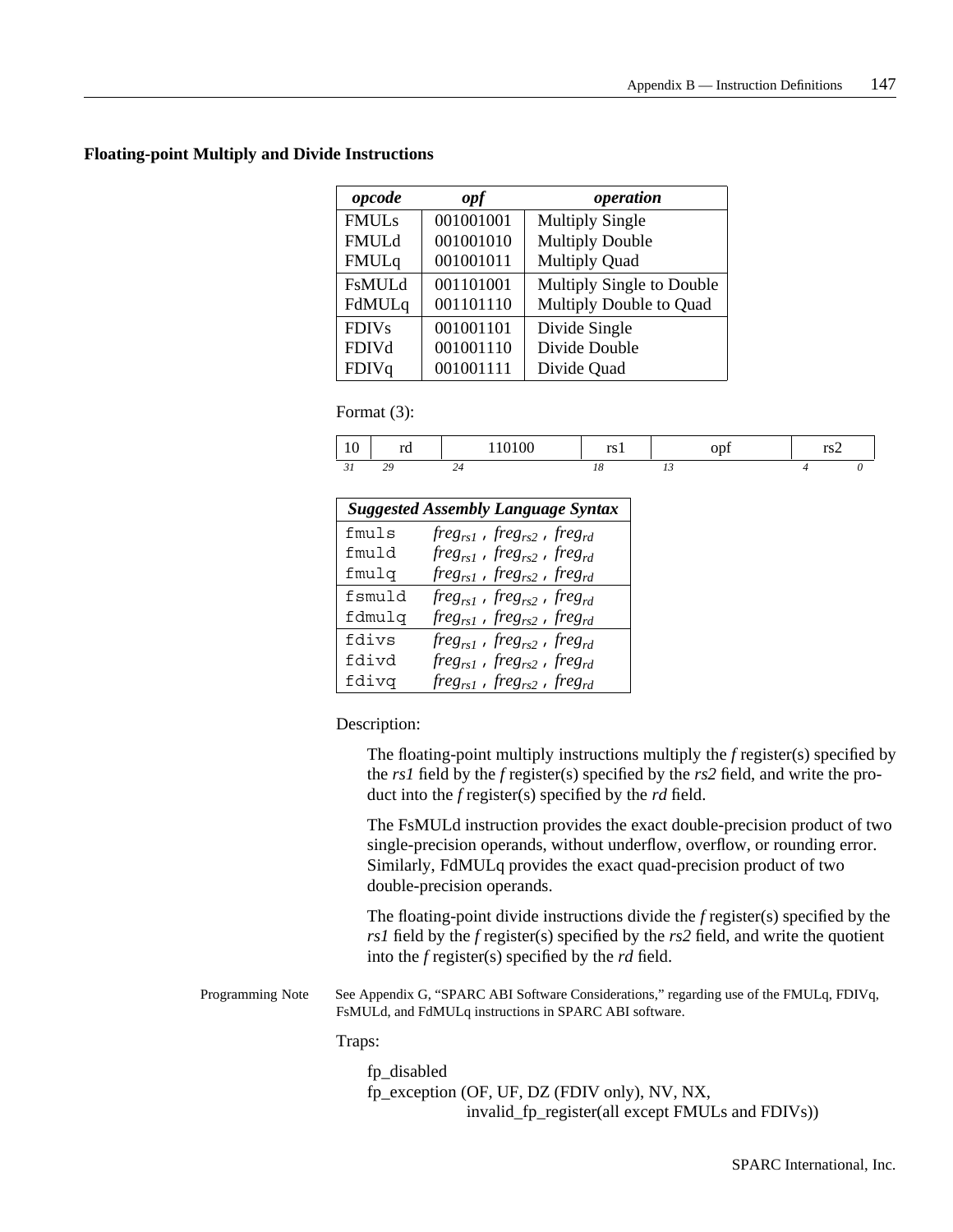### Floating-point Multiply and Divide Instructions

| *opcode* | *opf* | *operation* |
|---|---|---|
| FMULs | 001001001 | Multiply Single |
| FMULd | 001001010 | Multiply Double |
| FMULq | 001001011 | Multiply Quad |
| FsMULd | 001101001 | Multiply Single to Double |
| FdMULq | 001101110 | Multiply Double to Quad |
| FDIVs | 001001101 | Divide Single |
| FDIVd | 001001110 | Divide Double |
| FDIVq | 001001111 | Divide Quad |

Format (3):

| 10 | rd | 110100 | rs1 | opf | rs2 |
|---|---|---|---|---|---|
| 31 | 29 | 24 | 18 | 13 | 4  0 |

| *Suggested Assembly Language Syntax* | |
|---|---|
| fmuls | $freg_{rs1}$ , $freg_{rs2}$ , $freg_{rd}$ |
| fmuld | $freg_{rs1}$ , $freg_{rs2}$ , $freg_{rd}$ |
| fmulq | $freg_{rs1}$ , $freg_{rs2}$ , $freg_{rd}$ |
| fsmuld | $freg_{rs1}$ , $freg_{rs2}$ , $freg_{rd}$ |
| fdmulq | $freg_{rs1}$ , $freg_{rs2}$ , $freg_{rd}$ |
| fdivs | $freg_{rs1}$ , $freg_{rs2}$ , $freg_{rd}$ |
| fdivd | $freg_{rs1}$ , $freg_{rs2}$ , $freg_{rd}$ |
| fdivq | $freg_{rs1}$ , $freg_{rs2}$ , $freg_{rd}$ |

Description:

The floating-point multiply instructions multiply the *f* register(s) specified by the *rs1* field by the *f* register(s) specified by the *rs2* field, and write the product into the *f* register(s) specified by the *rd* field.

The FsMULd instruction provides the exact double-precision product of two single-precision operands, without underflow, overflow, or rounding error. Similarly, FdMULq provides the exact quad-precision product of two double-precision operands.

The floating-point divide instructions divide the *f* register(s) specified by the *rs1* field by the *f* register(s) specified by the *rs2* field, and write the quotient into the *f* register(s) specified by the *rd* field.

Programming Note: See Appendix G, "SPARC ABI Software Considerations," regarding use of the FMULq, FDIVq, FsMULd, and FdMULq instructions in SPARC ABI software.

Traps:

fp_disabled
fp_exception (OF, UF, DZ (FDIV only), NV, NX,
invalid_fp_register(all except FMULs and FDIVs))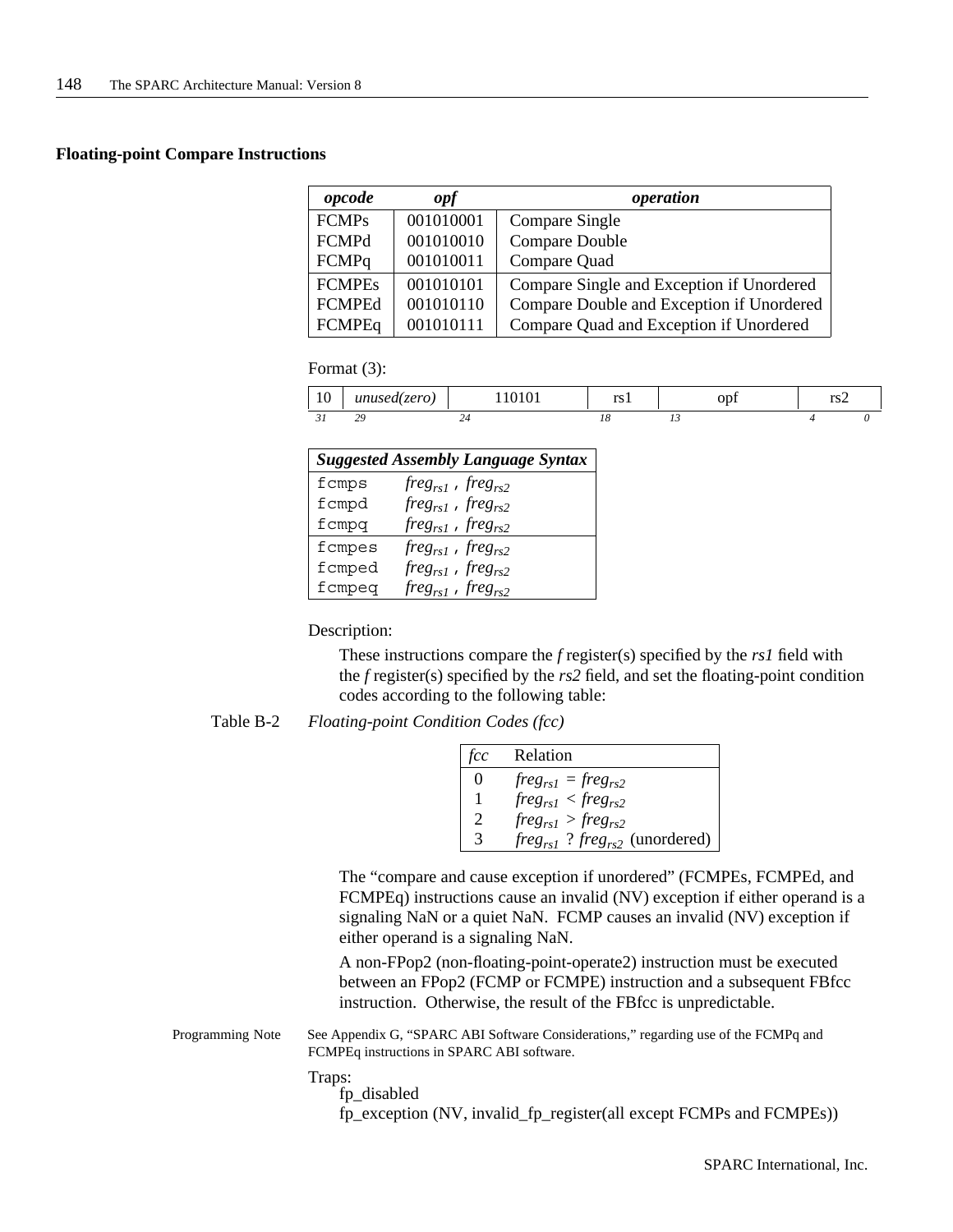### Floating-point Compare Instructions

| *opcode* | *opf* | *operation* |
|---|---|---|
| FCMPs | 001010001 | Compare Single |
| FCMPd | 001010010 | Compare Double |
| FCMPq | 001010011 | Compare Quad |
| FCMPEs | 001010101 | Compare Single and Exception if Unordered |
| FCMPEd | 001010110 | Compare Double and Exception if Unordered |
| FCMPEq | 001010111 | Compare Quad and Exception if Unordered |

Format (3):

| 10 | *unused(zero)* | 110101 | rs1 | opf | rs2 |
|---|---|---|---|---|---|
| 31 | 29 | 24 | 18 | 13 | 4 0 |

| *Suggested Assembly Language Syntax* | |
|---|---|
| `fcmps` | $freg_{rs1}$ , $freg_{rs2}$ |
| `fcmpd` | $freg_{rs1}$ , $freg_{rs2}$ |
| `fcmpq` | $freg_{rs1}$ , $freg_{rs2}$ |
| `fcmpes` | $freg_{rs1}$ , $freg_{rs2}$ |
| `fcmped` | $freg_{rs1}$ , $freg_{rs2}$ |
| `fcmpeq` | $freg_{rs1}$ , $freg_{rs2}$ |

Description:

These instructions compare the *f* register(s) specified by the *rs1* field with the *f* register(s) specified by the *rs2* field, and set the floating-point condition codes according to the following table:

Table B-2 *Floating-point Condition Codes (fcc)*

| *fcc* | Relation |
|---|---|
| 0 | $freg_{rs1} = freg_{rs2}$ |
| 1 | $freg_{rs1} < freg_{rs2}$ |
| 2 | $freg_{rs1} > freg_{rs2}$ |
| 3 | $freg_{rs1}$ ? $freg_{rs2}$ (unordered) |

The “compare and cause exception if unordered” (FCMPEs, FCMPEd, and FCMPEq) instructions cause an invalid (NV) exception if either operand is a signaling NaN or a quiet NaN. FCMP causes an invalid (NV) exception if either operand is a signaling NaN.

A non-FPop2 (non-floating-point-operate2) instruction must be executed between an FPop2 (FCMP or FCMPE) instruction and a subsequent FBfcc instruction. Otherwise, the result of the FBfcc is unpredictable.

Programming Note: See Appendix G, “SPARC ABI Software Considerations,” regarding use of the FCMPq and FCMPEq instructions in SPARC ABI software.

Traps:

fp_disabled
fp_exception (NV, invalid_fp_register(all except FCMPs and FCMPEs))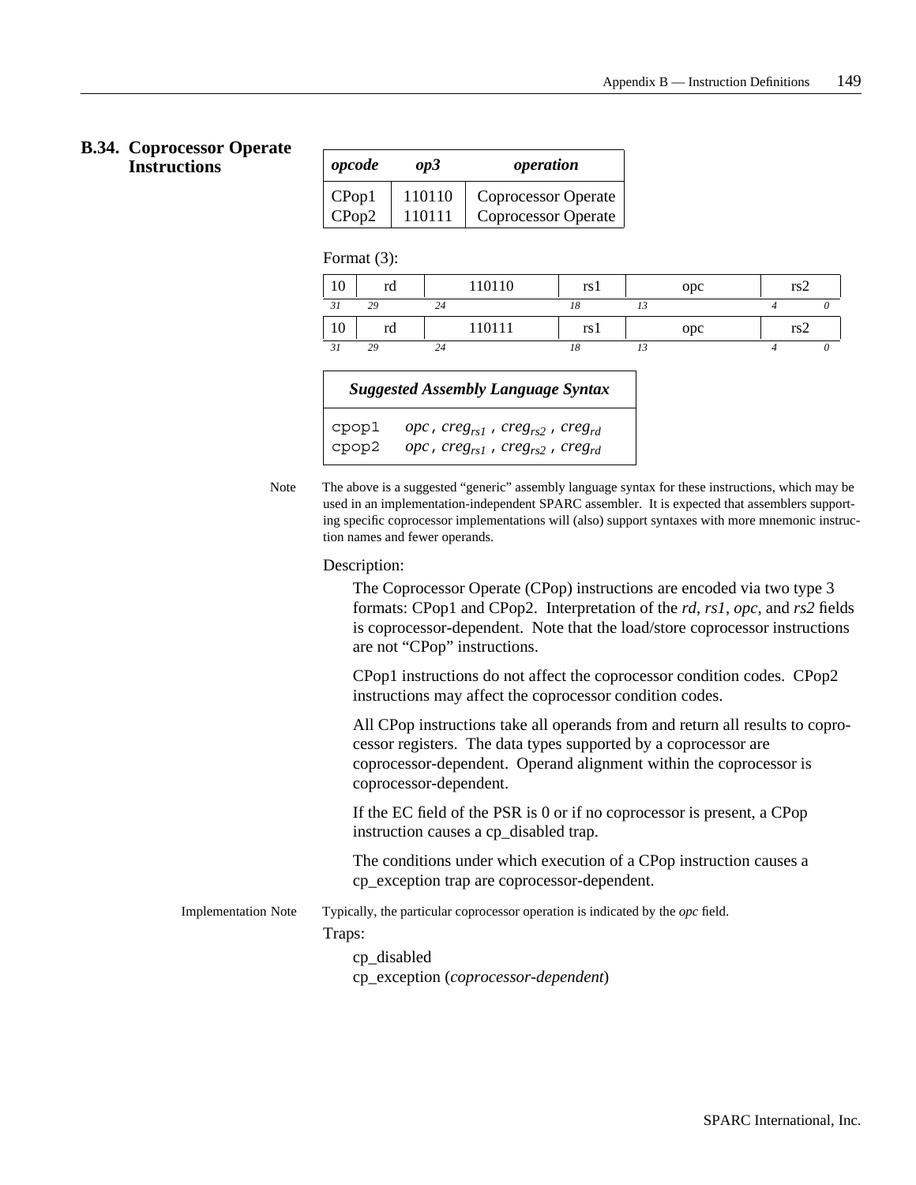## B.34. Coprocessor Operate Instructions

| *opcode* | *op3* | *operation* |
|---|---|---|
| CPop1 | 110110 | Coprocessor Operate |
| CPop2 | 110111 | Coprocessor Operate |

Format (3):

| 10 | rd | 110110 | rs1 | opc | rs2 |
|---|---|---|---|---|---|
| *31* | *29* | *24* | *18* | *13* | *4 0* |

| 10 | rd | 110111 | rs1 | opc | rs2 |
|---|---|---|---|---|---|
| *31* | *29* | *24* | *18* | *13* | *4 0* |

| *Suggested Assembly Language Syntax* | |
|---|---|
| cpop1 | *opc*, $creg_{rs1}$, $creg_{rs2}$, $creg_{rd}$ |
| cpop2 | *opc*, $creg_{rs1}$, $creg_{rs2}$, $creg_{rd}$ |

Note: The above is a suggested "generic" assembly language syntax for these instructions, which may be used in an implementation-independent SPARC assembler. It is expected that assemblers supporting specific coprocessor implementations will (also) support syntaxes with more mnemonic instruction names and fewer operands.

Description:

The Coprocessor Operate (CPop) instructions are encoded via two type 3 formats: CPop1 and CPop2. Interpretation of the *rd*, *rs1*, *opc*, and *rs2* fields is coprocessor-dependent. Note that the load/store coprocessor instructions are not "CPop" instructions.

CPop1 instructions do not affect the coprocessor condition codes. CPop2 instructions may affect the coprocessor condition codes.

All CPop instructions take all operands from and return all results to coprocessor registers. The data types supported by a coprocessor are coprocessor-dependent. Operand alignment within the coprocessor is coprocessor-dependent.

If the EC field of the PSR is 0 or if no coprocessor is present, a CPop instruction causes a cp_disabled trap.

The conditions under which execution of a CPop instruction causes a cp_exception trap are coprocessor-dependent.

Implementation Note: Typically, the particular coprocessor operation is indicated by the *opc* field.

Traps:

cp_disabled
cp_exception (*coprocessor-dependent*)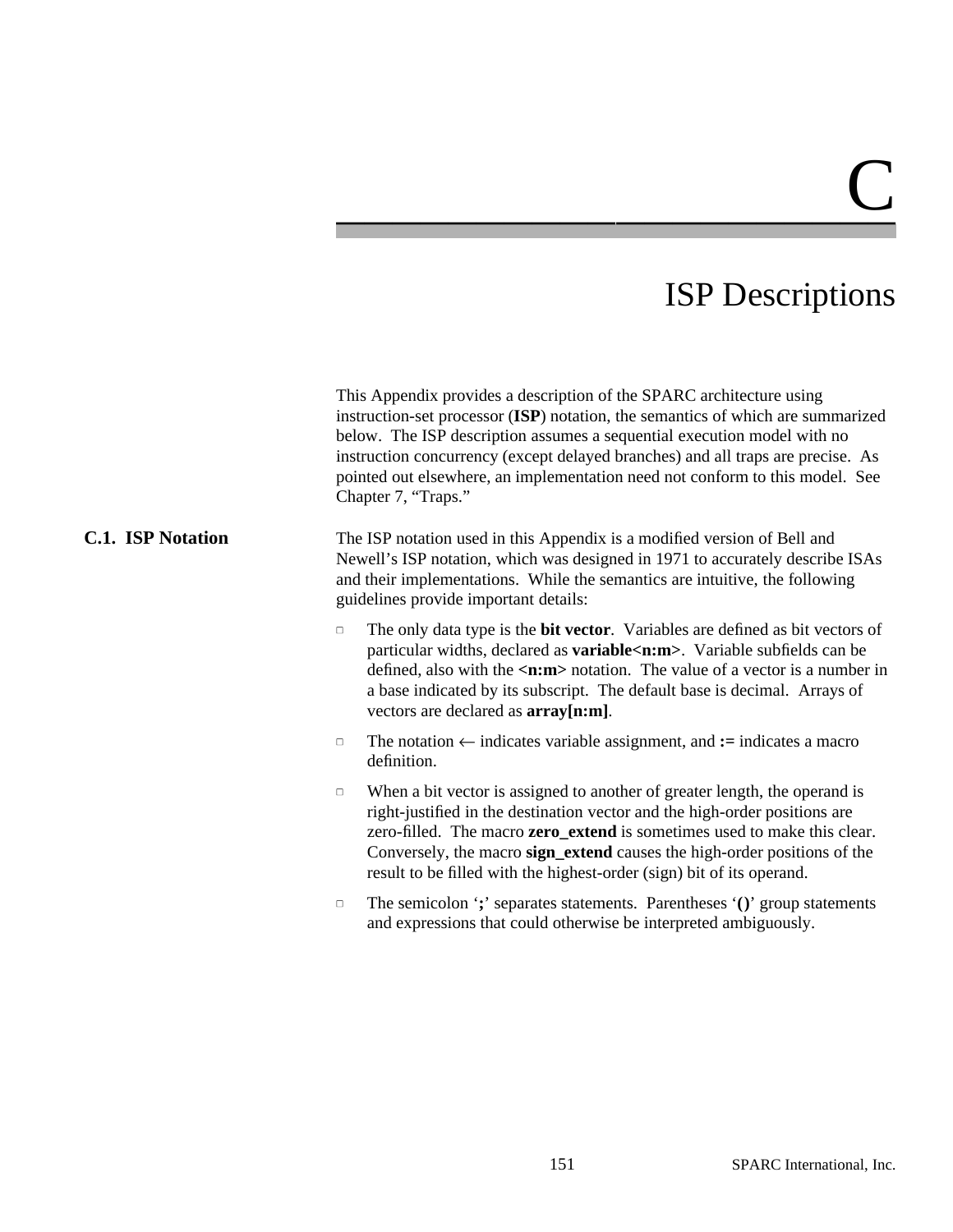# C

# ISP Descriptions

This Appendix provides a description of the SPARC architecture using instruction-set processor (**ISP**) notation, the semantics of which are summarized below. The ISP description assumes a sequential execution model with no instruction concurrency (except delayed branches) and all traps are precise. As pointed out elsewhere, an implementation need not conform to this model. See Chapter 7, “Traps.”

## C.1. ISP Notation

The ISP notation used in this Appendix is a modified version of Bell and Newell’s ISP notation, which was designed in 1971 to accurately describe ISAs and their implementations. While the semantics are intuitive, the following guidelines provide important details:

- The only data type is the **bit vector**. Variables are defined as bit vectors of particular widths, declared as **variable<n:m>**. Variable subfields can be defined, also with the **<n:m>** notation. The value of a vector is a number in a base indicated by its subscript. The default base is decimal. Arrays of vectors are declared as **array[n:m]**.
- The notation ← indicates variable assignment, and **:=** indicates a macro definition.
- When a bit vector is assigned to another of greater length, the operand is right-justified in the destination vector and the high-order positions are zero-filled. The macro **zero_extend** is sometimes used to make this clear. Conversely, the macro **sign_extend** causes the high-order positions of the result to be filled with the highest-order (sign) bit of its operand.
- The semicolon ‘**;**’ separates statements. Parentheses ‘**()**’ group statements and expressions that could otherwise be interpreted ambiguously.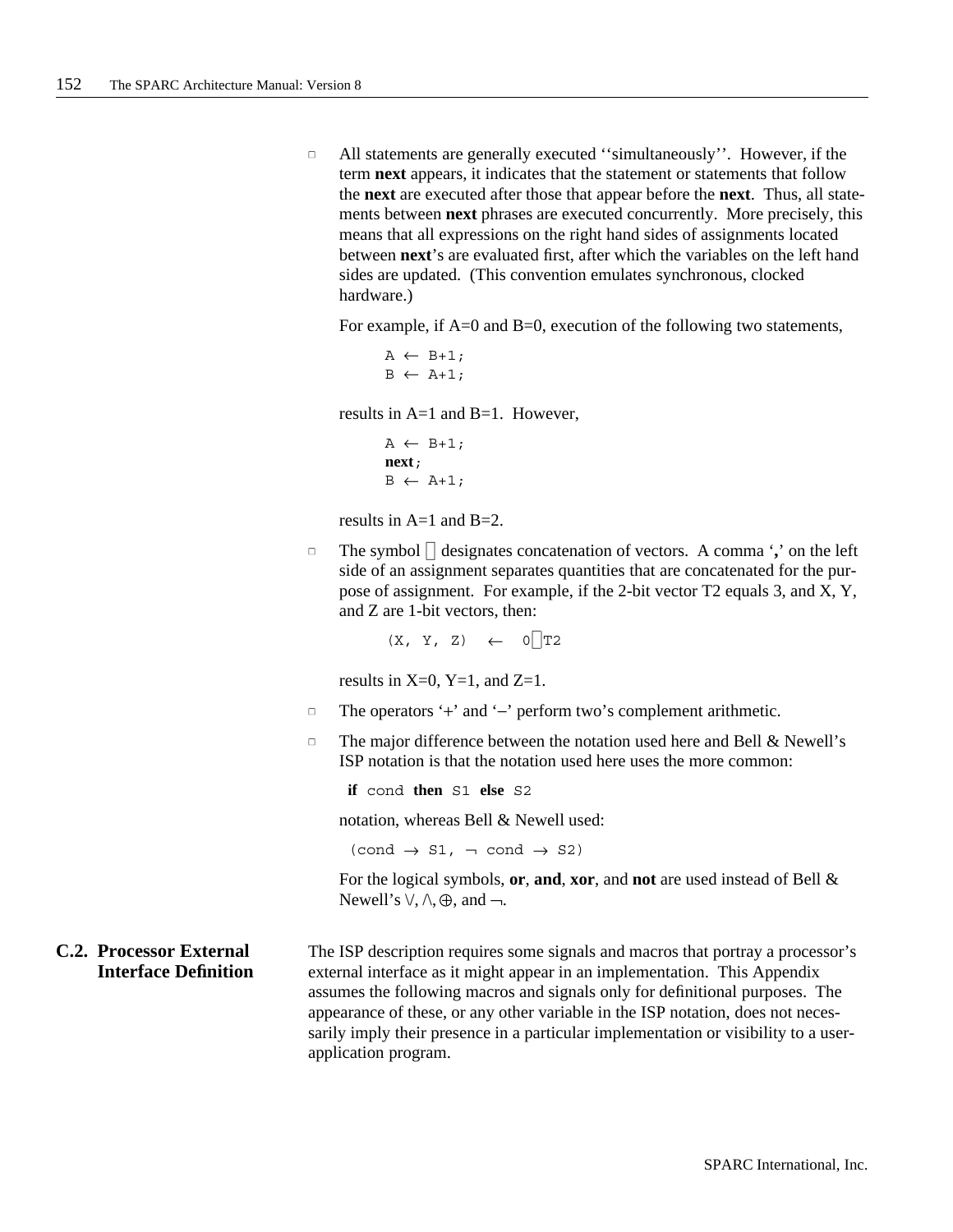- All statements are generally executed ''simultaneously''. However, if the term **next** appears, it indicates that the statement or statements that follow the **next** are executed after those that appear before the **next**. Thus, all statements between **next** phrases are executed concurrently. More precisely, this means that all expressions on the right hand sides of assignments located between **next**'s are evaluated first, after which the variables on the left hand sides are updated. (This convention emulates synchronous, clocked hardware.)

  For example, if A=0 and B=0, execution of the following two statements,

  ```
  A ← B+1;
  B ← A+1;
  ```

  results in A=1 and B=1. However,

  ```
  A ← B+1;
  next;
  B ← A+1;
  ```

  results in A=1 and B=2.

- The symbol ⌢ designates concatenation of vectors. A comma '**,**' on the left side of an assignment separates quantities that are concatenated for the purpose of assignment. For example, if the 2-bit vector T2 equals 3, and X, Y, and Z are 1-bit vectors, then:

  ```
  (X, Y, Z)  ←  0⌢T2
  ```

  results in X=0, Y=1, and Z=1.

- The operators '+' and '−' perform two's complement arithmetic.

- The major difference between the notation used here and Bell & Newell's ISP notation is that the notation used here uses the more common:

  **if** cond **then** S1 **else** S2

  notation, whereas Bell & Newell used:

  ```
  (cond → S1, ¬ cond → S2)
  ```

  For the logical symbols, **or**, **and**, **xor**, and **not** are used instead of Bell & Newell's $\vee$, $\wedge$, $\oplus$, and $\neg$.

## C.2. Processor External Interface Definition

The ISP description requires some signals and macros that portray a processor's external interface as it might appear in an implementation. This Appendix assumes the following macros and signals only for definitional purposes. The appearance of these, or any other variable in the ISP notation, does not necessarily imply their presence in a particular implementation or visibility to a user-application program.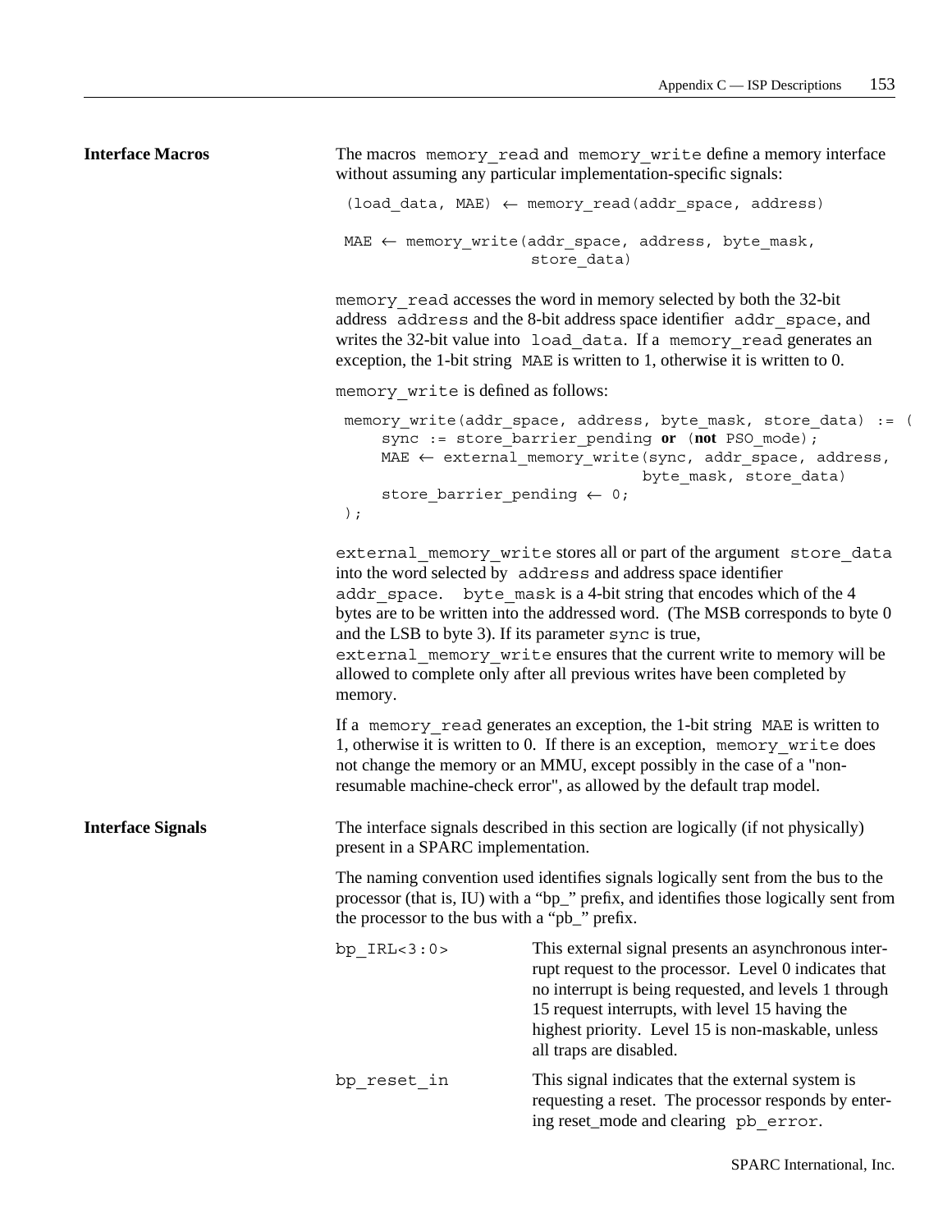## Interface Macros

The macros `memory_read` and `memory_write` define a memory interface without assuming any particular implementation-specific signals:

```
(load_data, MAE) ← memory_read(addr_space, address)

MAE ← memory_write(addr_space, address, byte_mask,
                   store_data)
```

`memory_read` accesses the word in memory selected by both the 32-bit address `address` and the 8-bit address space identifier `addr_space`, and writes the 32-bit value into `load_data`. If a `memory_read` generates an exception, the 1-bit string `MAE` is written to 1, otherwise it is written to 0.

`memory_write` is defined as follows:

```
memory_write(addr_space, address, byte_mask, store_data) := (
    sync := store_barrier_pending or (not PSO_mode);
    MAE ← external_memory_write(sync, addr_space, address,
                                byte_mask, store_data)
    store_barrier_pending ← 0;
);
```

`external_memory_write` stores all or part of the argument `store_data` into the word selected by `address` and address space identifier `addr_space`. `byte_mask` is a 4-bit string that encodes which of the 4 bytes are to be written into the addressed word. (The MSB corresponds to byte 0 and the LSB to byte 3). If its parameter `sync` is true, `external_memory_write` ensures that the current write to memory will be allowed to complete only after all previous writes have been completed by memory.

If a `memory_read` generates an exception, the 1-bit string `MAE` is written to 1, otherwise it is written to 0. If there is an exception, `memory_write` does not change the memory or an MMU, except possibly in the case of a "non-resumable machine-check error", as allowed by the default trap model.

## Interface Signals

The interface signals described in this section are logically (if not physically) present in a SPARC implementation.

The naming convention used identifies signals logically sent from the bus to the processor (that is, IU) with a "bp_" prefix, and identifies those logically sent from the processor to the bus with a "pb_" prefix.

`bp_IRL<3:0>` — This external signal presents an asynchronous interrupt request to the processor. Level 0 indicates that no interrupt is being requested, and levels 1 through 15 request interrupts, with level 15 having the highest priority. Level 15 is non-maskable, unless all traps are disabled.

`bp_reset_in` — This signal indicates that the external system is requesting a reset. The processor responds by entering reset_mode and clearing `pb_error`.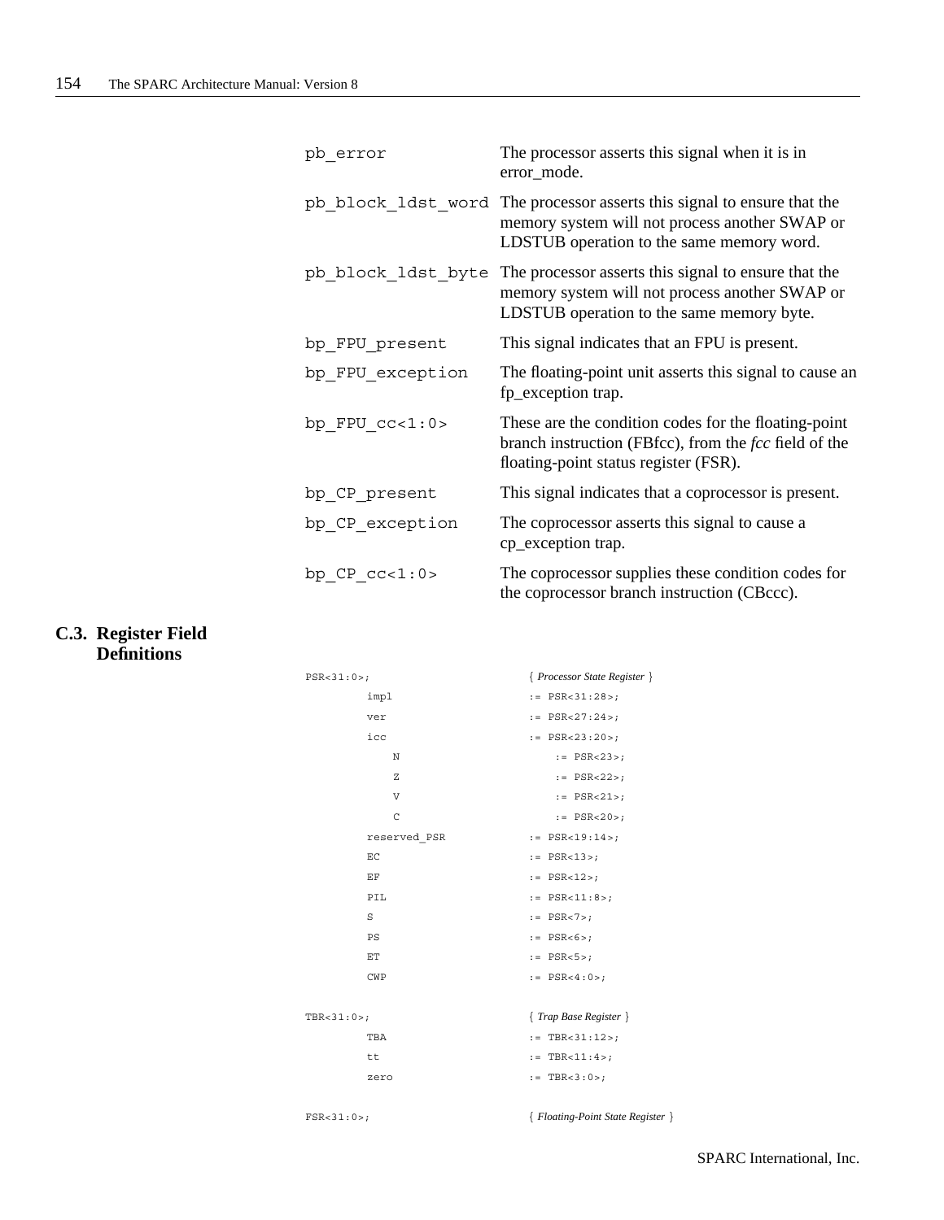| | |
|---|---|
| `pb_error` | The processor asserts this signal when it is in error_mode. |
| `pb_block_ldst_word` | The processor asserts this signal to ensure that the memory system will not process another SWAP or LDSTUB operation to the same memory word. |
| `pb_block_ldst_byte` | The processor asserts this signal to ensure that the memory system will not process another SWAP or LDSTUB operation to the same memory byte. |
| `bp_FPU_present` | This signal indicates that an FPU is present. |
| `bp_FPU_exception` | The floating-point unit asserts this signal to cause an fp_exception trap. |
| `bp_FPU_cc<1:0>` | These are the condition codes for the floating-point branch instruction (FBfcc), from the *fcc* field of the floating-point status register (FSR). |
| `bp_CP_present` | This signal indicates that a coprocessor is present. |
| `bp_CP_exception` | The coprocessor asserts this signal to cause a cp_exception trap. |
| `bp_CP_cc<1:0>` | The coprocessor supplies these condition codes for the coprocessor branch instruction (CBccc). |

## C.3. Register Field Definitions

```
PSR<31:0>;                          { Processor State Register }
        impl                        := PSR<31:28>;
        ver                         := PSR<27:24>;
        icc                         := PSR<23:20>;
            N                           := PSR<23>;
            Z                           := PSR<22>;
            V                           := PSR<21>;
            C                           := PSR<20>;
        reserved_PSR                := PSR<19:14>;
        EC                          := PSR<13>;
        EF                          := PSR<12>;
        PIL                         := PSR<11:8>;
        S                           := PSR<7>;
        PS                          := PSR<6>;
        ET                          := PSR<5>;
        CWP                         := PSR<4:0>;

TBR<31:0>;                          { Trap Base Register }
        TBA                         := TBR<31:12>;
        tt                          := TBR<11:4>;
        zero                        := TBR<3:0>;

FSR<31:0>;                          { Floating-Point State Register }
```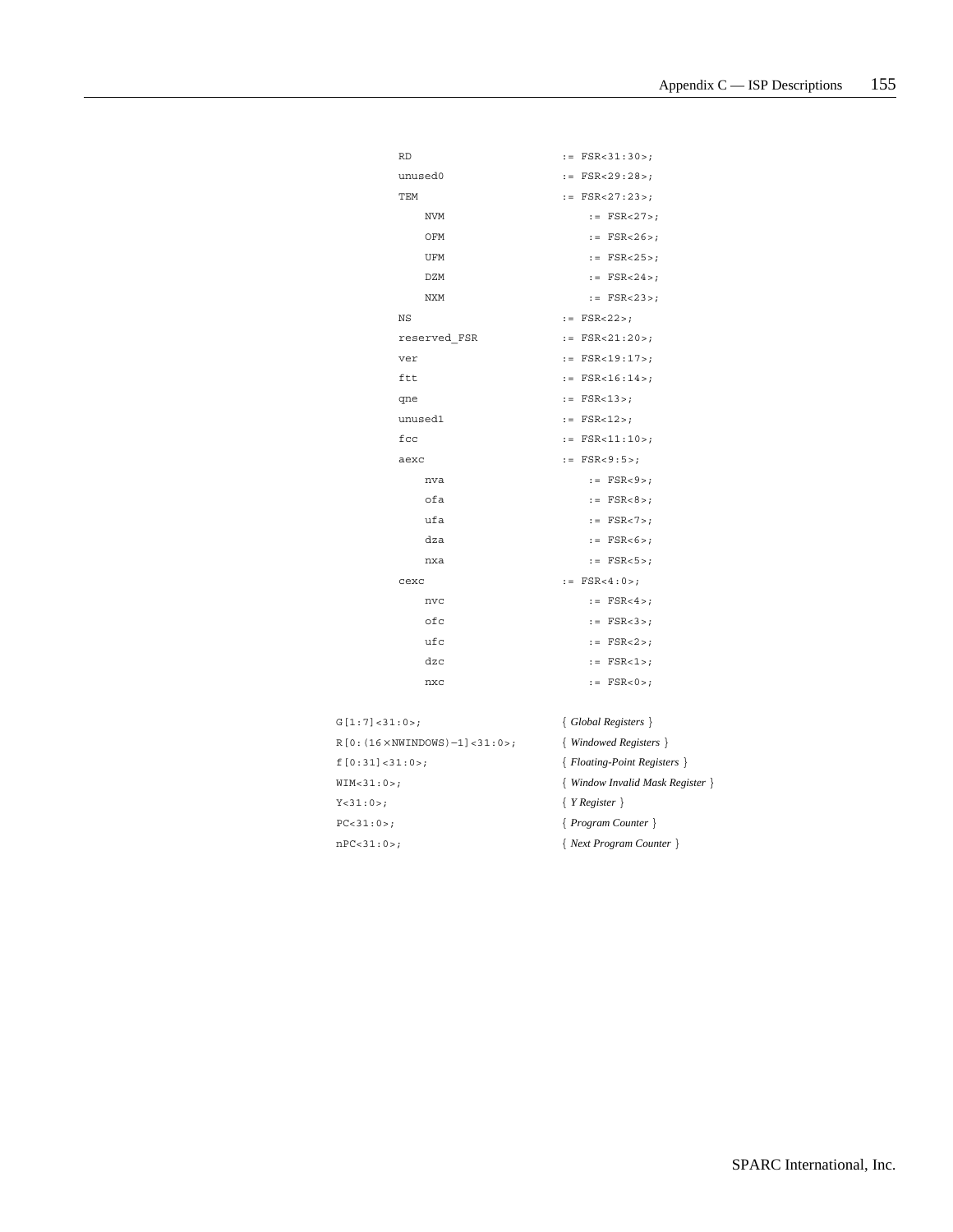```
        RD                    := FSR<31:30>;
        unused0               := FSR<29:28>;
        TEM                   := FSR<27:23>;
            NVM                   := FSR<27>;
            OFM                   := FSR<26>;
            UFM                   := FSR<25>;
            DZM                   := FSR<24>;
            NXM                   := FSR<23>;
        NS                    := FSR<22>;
        reserved_FSR          := FSR<21:20>;
        ver                   := FSR<19:17>;
        ftt                   := FSR<16:14>;
        qne                   := FSR<13>;
        unused1               := FSR<12>;
        fcc                   := FSR<11:10>;
        aexc                  := FSR<9:5>;
            nva                   := FSR<9>;
            ofa                   := FSR<8>;
            ufa                   := FSR<7>;
            dza                   := FSR<6>;
            nxa                   := FSR<5>;
        cexc                  := FSR<4:0>;
            nvc                   := FSR<4>;
            ofc                   := FSR<3>;
            ufc                   := FSR<2>;
            dzc                   := FSR<1>;
            nxc                   := FSR<0>;

G[1:7]<31:0>;                     { Global Registers }
R[0:(16×NWINDOWS)−1]<31:0>;       { Windowed Registers }
f[0:31]<31:0>;                    { Floating-Point Registers }
WIM<31:0>;                        { Window Invalid Mask Register }
Y<31:0>;                          { Y Register }
PC<31:0>;                         { Program Counter }
nPC<31:0>;                        { Next Program Counter }
```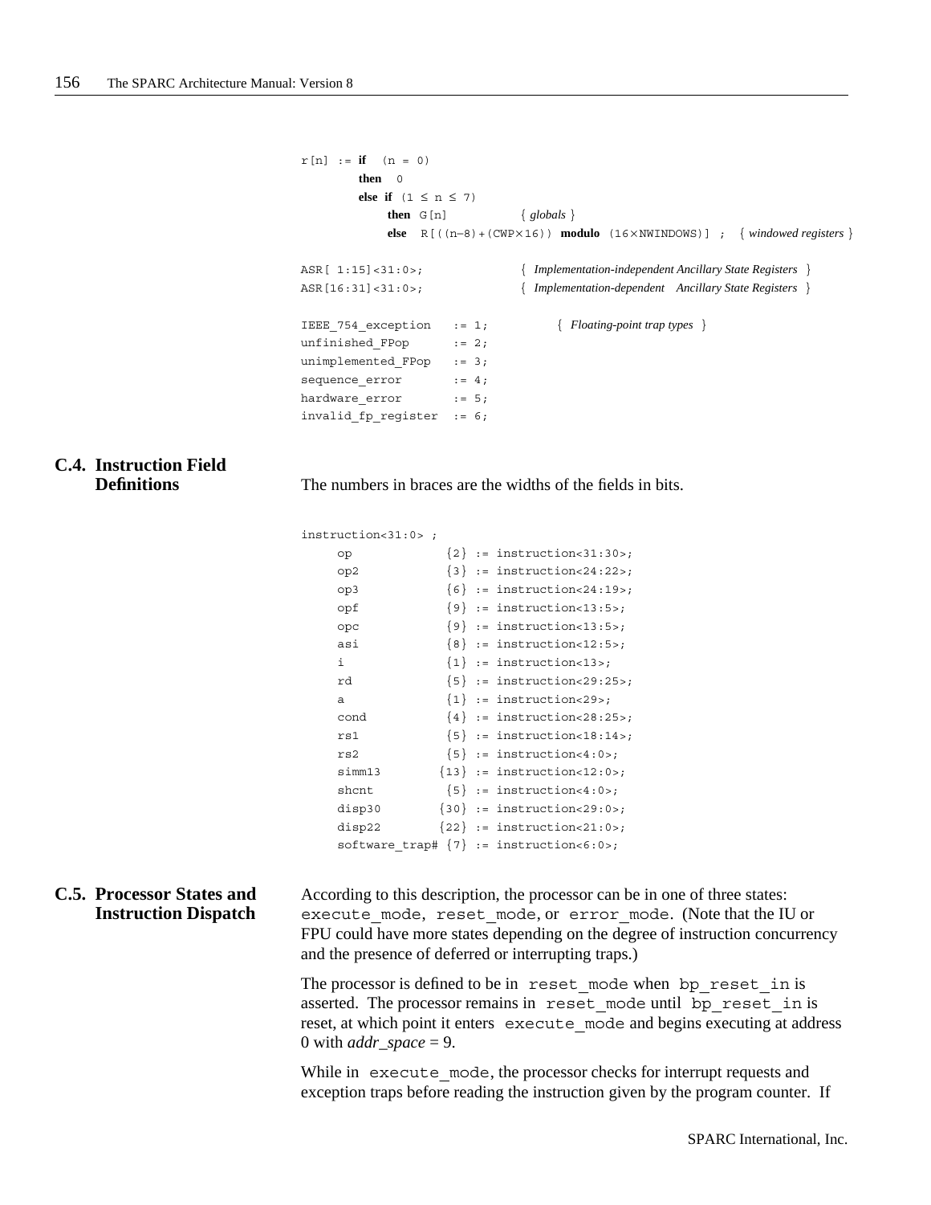```
r[n] := if  (n = 0)
        then  0
        else if  (1 ≤ n ≤ 7)
             then  G[n]              { globals }
             else  R[((n−8)+(CWP×16)) modulo (16×NWINDOWS)] ;  { windowed registers }

ASR[ 1:15]<31:0>;               { Implementation-independent Ancillary State Registers }
ASR[16:31]<31:0>;               { Implementation-dependent  Ancillary State Registers }

IEEE_754_exception   := 1;          { Floating-point trap types }
unfinished_FPop      := 2;
unimplemented_FPop   := 3;
sequence_error       := 4;
hardware_error       := 5;
invalid_fp_register  := 6;
```

## C.4. Instruction Field Definitions

The numbers in braces are the widths of the fields in bits.

```
instruction<31:0> ;
     op              {2} := instruction<31:30>;
     op2             {3} := instruction<24:22>;
     op3             {6} := instruction<24:19>;
     opf             {9} := instruction<13:5>;
     opc             {9} := instruction<13:5>;
     asi             {8} := instruction<12:5>;
     i               {1} := instruction<13>;
     rd              {5} := instruction<29:25>;
     a               {1} := instruction<29>;
     cond            {4} := instruction<28:25>;
     rs1             {5} := instruction<18:14>;
     rs2             {5} := instruction<4:0>;
     simm13         {13} := instruction<12:0>;
     shcnt           {5} := instruction<4:0>;
     disp30         {30} := instruction<29:0>;
     disp22         {22} := instruction<21:0>;
     software_trap# {7} := instruction<6:0>;
```

## C.5. Processor States and Instruction Dispatch

According to this description, the processor can be in one of three states: `execute_mode`, `reset_mode`, or `error_mode`. (Note that the IU or FPU could have more states depending on the degree of instruction concurrency and the presence of deferred or interrupting traps.)

The processor is defined to be in `reset_mode` when `bp_reset_in` is asserted. The processor remains in `reset_mode` until `bp_reset_in` is reset, at which point it enters `execute_mode` and begins executing at address 0 with *addr_space* = 9.

While in `execute_mode`, the processor checks for interrupt requests and exception traps before reading the instruction given by the program counter. If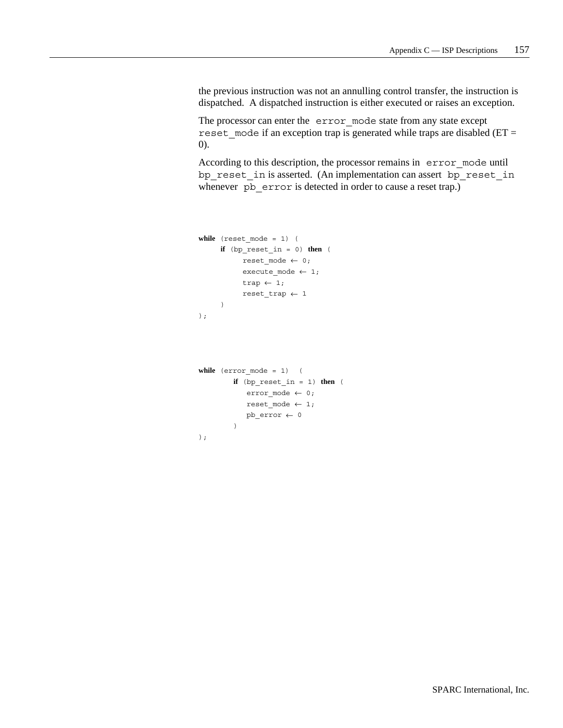the previous instruction was not an annulling control transfer, the instruction is dispatched. A dispatched instruction is either executed or raises an exception.

The processor can enter the `error_mode` state from any state except `reset_mode` if an exception trap is generated while traps are disabled (ET = 0).

According to this description, the processor remains in `error_mode` until `bp_reset_in` is asserted. (An implementation can assert `bp_reset_in` whenever `pb_error` is detected in order to cause a reset trap.)

```
while (reset_mode = 1) (
     if (bp_reset_in = 0) then (
          reset_mode ← 0;
          execute_mode ← 1;
          trap ← 1;
          reset_trap ← 1
     )
);
```

```
while (error_mode = 1)  (
        if (bp_reset_in = 1) then (
            error_mode ← 0;
            reset_mode ← 1;
            pb_error ← 0
        )
);
```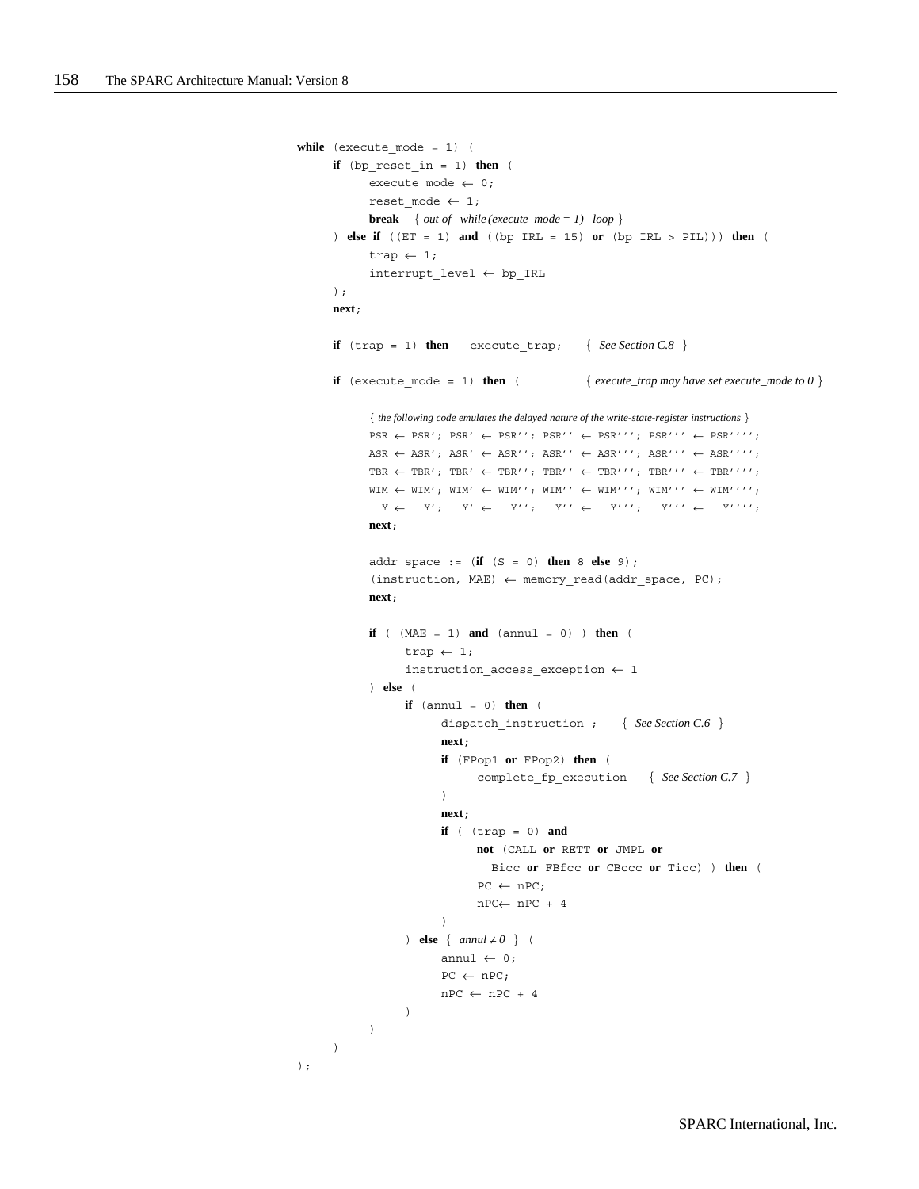```
while (execute_mode = 1) (
    if (bp_reset_in = 1) then (
        execute_mode ← 0;
        reset_mode ← 1;
        break    { out of  while (execute_mode = 1)  loop }
    ) else if ((ET = 1) and ((bp_IRL = 15) or (bp_IRL > PIL))) then (
        trap ← 1;
        interrupt_level ← bp_IRL
    );
    next;

    if (trap = 1) then   execute_trap;    { See Section C.8 }

    if (execute_mode = 1) then (          { execute_trap may have set execute_mode to 0 }

        { the following code emulates the delayed nature of the write-state-register instructions }
        PSR ← PSR'; PSR' ← PSR''; PSR'' ← PSR'''; PSR''' ← PSR'''';
        ASR ← ASR'; ASR' ← ASR''; ASR'' ← ASR'''; ASR''' ← ASR'''';
        TBR ← TBR'; TBR' ← TBR''; TBR'' ← TBR'''; TBR''' ← TBR'''';
        WIM ← WIM'; WIM' ← WIM''; WIM'' ← WIM'''; WIM''' ← WIM'''';
          Y ←   Y';   Y' ←   Y'';   Y'' ←   Y''';   Y''' ←   Y'''';
        next;

        addr_space := (if (S = 0) then 8 else 9);
        (instruction, MAE) ← memory_read(addr_space, PC);
        next;

        if ( (MAE = 1) and (annul = 0) ) then (
            trap ← 1;
            instruction_access_exception ← 1
        ) else (
            if (annul = 0) then (
                dispatch_instruction ;    { See Section C.6 }
                next;
                if (FPop1 or FPop2) then (
                    complete_fp_execution    { See Section C.7 }
                )
                next;
                if ( (trap = 0) and
                    not (CALL or RETT or JMPL or
                      Bicc or FBfcc or CBccc or Ticc) ) then (
                    PC ← nPC;
                    nPC← nPC + 4
                )
            ) else { annul ≠ 0 } (
                annul ← 0;
                PC ← nPC;
                nPC ← nPC + 4
            )
        )
    )
);
```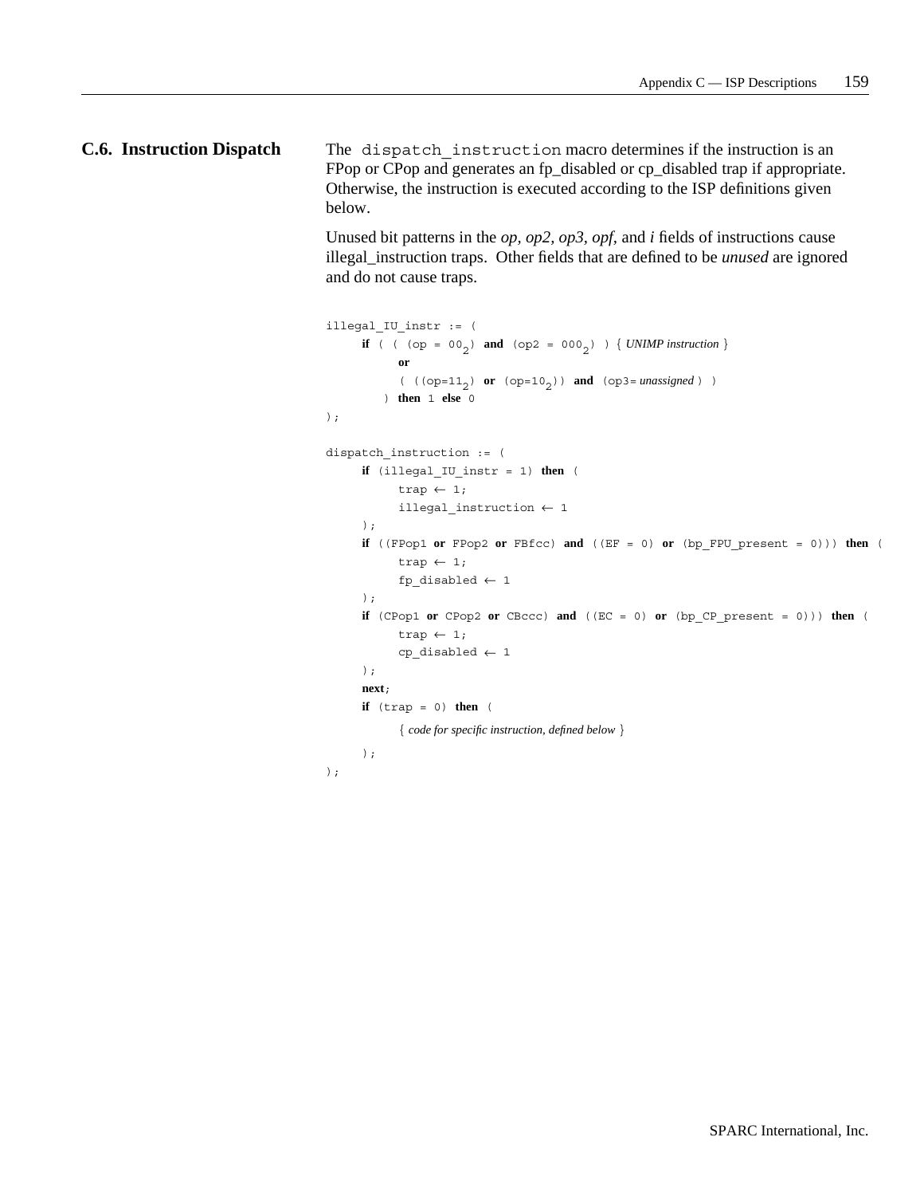## C.6. Instruction Dispatch

The `dispatch_instruction` macro determines if the instruction is an FPop or CPop and generates an fp_disabled or cp_disabled trap if appropriate. Otherwise, the instruction is executed according to the ISP definitions given below.

Unused bit patterns in the *op*, *op2*, *op3*, *opf*, and *i* fields of instructions cause illegal_instruction traps. Other fields that are defined to be *unused* are ignored and do not cause traps.

```
illegal_IU_instr := (
     if ( ( (op = 00₂) and (op2 = 000₂) ) { UNIMP instruction }
          or
          ( ((op=11₂) or (op=10₂)) and (op3= unassigned ) )
        ) then 1 else 0
);

dispatch_instruction := (
     if (illegal_IU_instr = 1) then (
          trap ← 1;
          illegal_instruction ← 1
     );
     if ((FPop1 or FPop2 or FBfcc) and ((EF = 0) or (bp_FPU_present = 0))) then (
          trap ← 1;
          fp_disabled ← 1
     );
     if (CPop1 or CPop2 or CBccc) and ((EC = 0) or (bp_CP_present = 0))) then (
          trap ← 1;
          cp_disabled ← 1
     );
     next;
     if (trap = 0) then (
          { code for specific instruction, defined below }
     );
);
```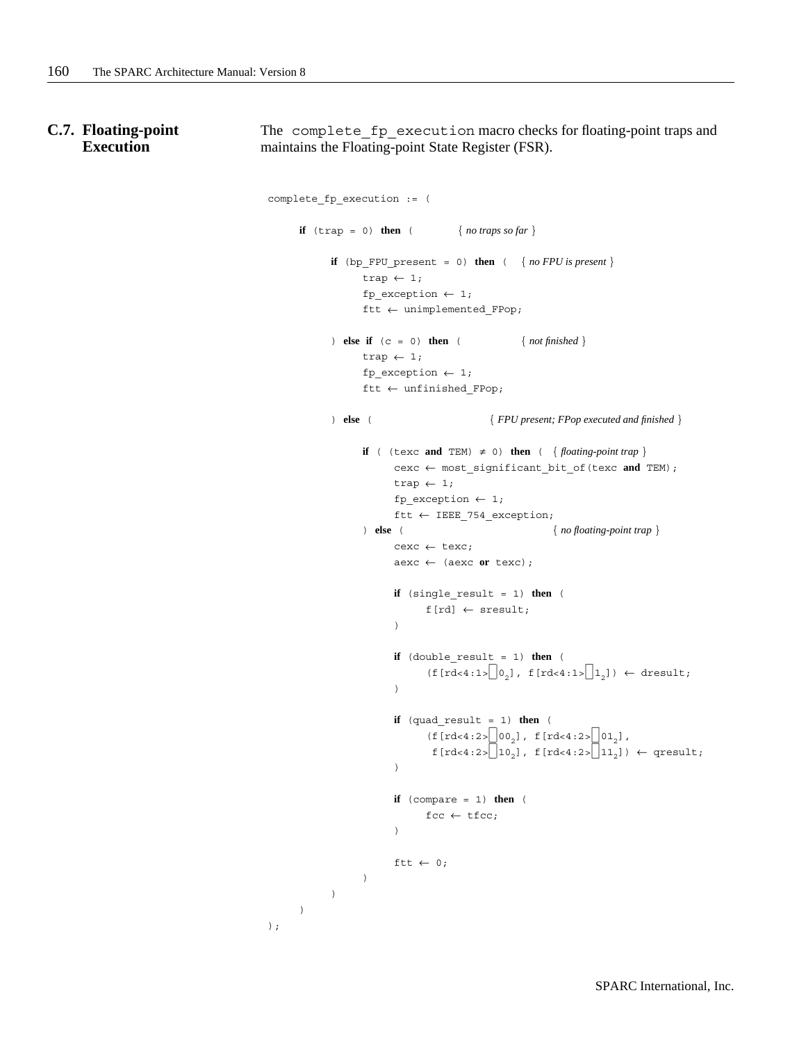## C.7. Floating-point Execution

The `complete_fp_execution` macro checks for floating-point traps and maintains the Floating-point State Register (FSR).

```
complete_fp_execution := (

    if (trap = 0) then (           { no traps so far }

        if (bp_FPU_present = 0) then (    { no FPU is present }
            trap ← 1;
            fp_exception ← 1;
            ftt ← unimplemented_FPop;

        ) else if (c = 0) then (              { not finished }
            trap ← 1;
            fp_exception ← 1;
            ftt ← unfinished_FPop;

        ) else (                         { FPU present; FPop executed and finished }

            if ( (texc and TEM) ≠ 0) then (   { floating-point trap }
                cexc ← most_significant_bit_of(texc and TEM);
                trap ← 1;
                fp_exception ← 1;
                ftt ← IEEE_754_exception;
            ) else (                          { no floating-point trap }
                cexc ← texc;
                aexc ← (aexc or texc);

                if (single_result = 1) then (
                    f[rd] ← sresult;
                )

                if (double_result = 1) then (
                    (f[rd<4:1> ⌷ 0₂], f[rd<4:1> ⌷ 1₂]) ← dresult;
                )

                if (quad_result = 1) then (
                    (f[rd<4:2> ⌷ 00₂], f[rd<4:2> ⌷ 01₂],
                     f[rd<4:2> ⌷ 10₂], f[rd<4:2> ⌷ 11₂]) ← qresult;
                )

                if (compare = 1) then (
                    fcc ← tfcc;
                )

                ftt ← 0;
            )
        )
    )
);
```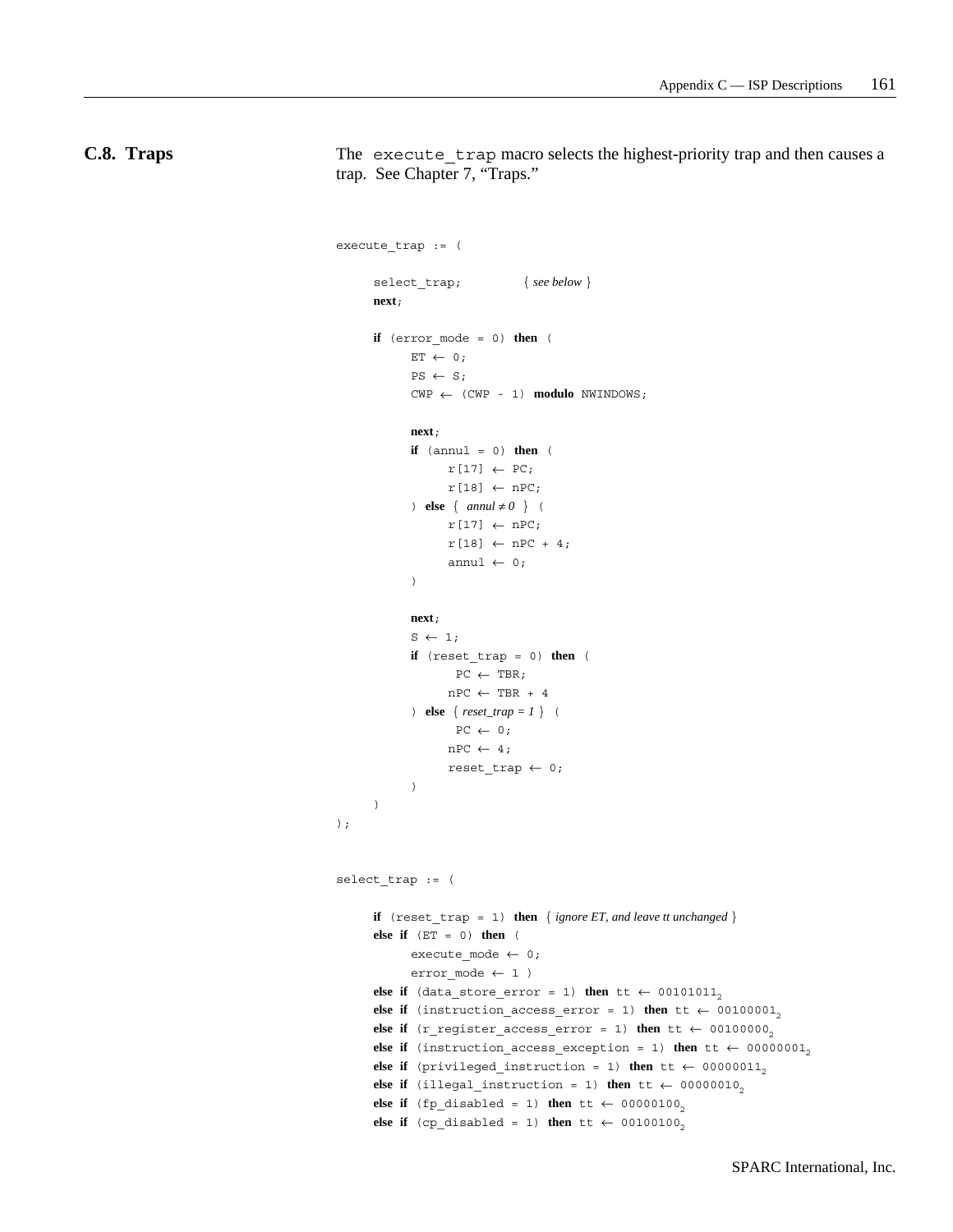## C.8. Traps

The `execute_trap` macro selects the highest-priority trap and then causes a trap. See Chapter 7, "Traps."

```
execute_trap := (

    select_trap;            { see below }
    next;

    if (error_mode = 0) then (
        ET ← 0;
        PS ← S;
        CWP ← (CWP - 1) modulo NWINDOWS;

        next;
        if (annul = 0) then (
            r[17] ← PC;
            r[18] ← nPC;
        ) else { annul ≠ 0 } (
            r[17] ← nPC;
            r[18] ← nPC + 4;
            annul ← 0;
        )

        next;
        S ← 1;
        if (reset_trap = 0) then (
             PC ← TBR;
            nPC ← TBR + 4
        ) else { reset_trap = 1 } (
             PC ← 0;
            nPC ← 4;
            reset_trap ← 0;
        )
    )
);


select_trap := (

    if (reset_trap = 1) then { ignore ET, and leave tt unchanged }
    else if (ET = 0) then (
        execute_mode ← 0;
        error_mode ← 1 )
    else if (data_store_error = 1) then tt ← 00101011₂
    else if (instruction_access_error = 1) then tt ← 00100001₂
    else if (r_register_access_error = 1) then tt ← 00100000₂
    else if (instruction_access_exception = 1) then tt ← 00000001₂
    else if (privileged_instruction = 1) then tt ← 00000011₂
    else if (illegal_instruction = 1) then tt ← 00000010₂
    else if (fp_disabled = 1) then tt ← 00000100₂
    else if (cp_disabled = 1) then tt ← 00100100₂
```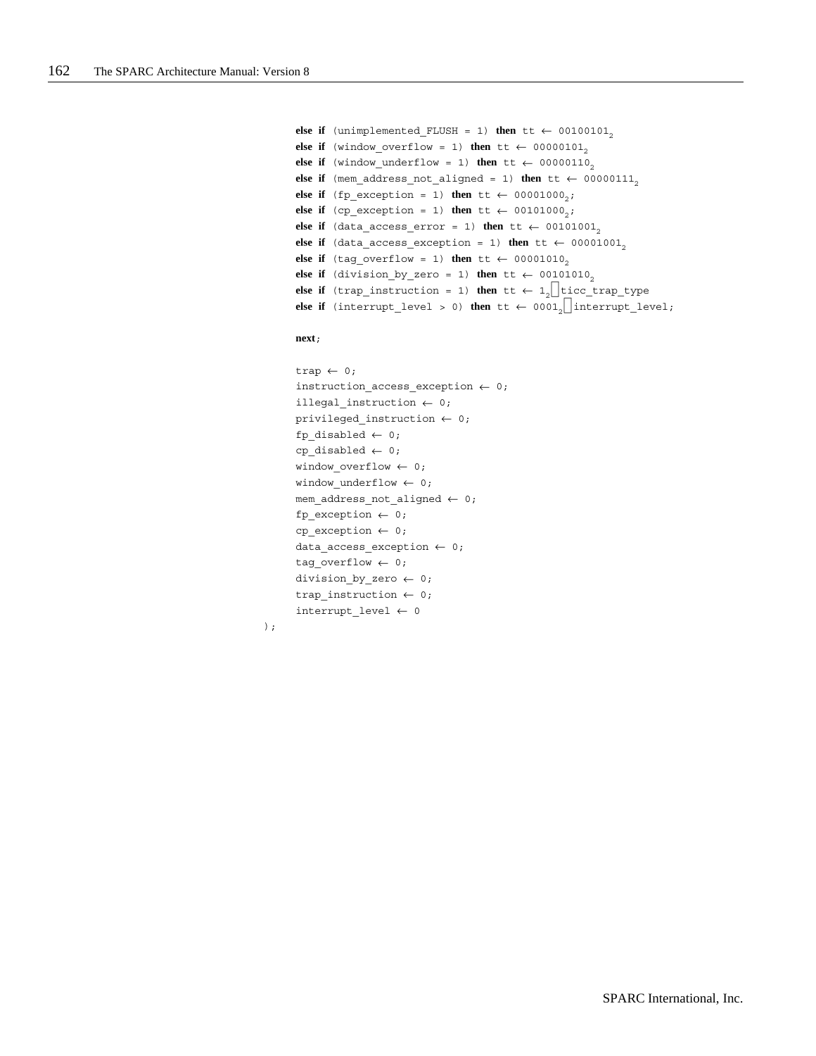```
else if (unimplemented_FLUSH = 1) then tt ← 00100101₂
else if (window_overflow = 1) then tt ← 00000101₂
else if (window_underflow = 1) then tt ← 00000110₂
else if (mem_address_not_aligned = 1) then tt ← 00000111₂
else if (fp_exception = 1) then tt ← 00001000₂;
else if (cp_exception = 1) then tt ← 00101000₂;
else if (data_access_error = 1) then tt ← 00101001₂
else if (data_access_exception = 1) then tt ← 00001001₂
else if (tag_overflow = 1) then tt ← 00001010₂
else if (division_by_zero = 1) then tt ← 00101010₂
else if (trap_instruction = 1) then tt ← 1₂ ⎕ ticc_trap_type
else if (interrupt_level > 0) then tt ← 0001₂ ⎕ interrupt_level;

next;

trap ← 0;
instruction_access_exception ← 0;
illegal_instruction ← 0;
privileged_instruction ← 0;
fp_disabled ← 0;
cp_disabled ← 0;
window_overflow ← 0;
window_underflow ← 0;
mem_address_not_aligned ← 0;
fp_exception ← 0;
cp_exception ← 0;
data_access_exception ← 0;
tag_overflow ← 0;
division_by_zero ← 0;
trap_instruction ← 0;
interrupt_level ← 0
);
```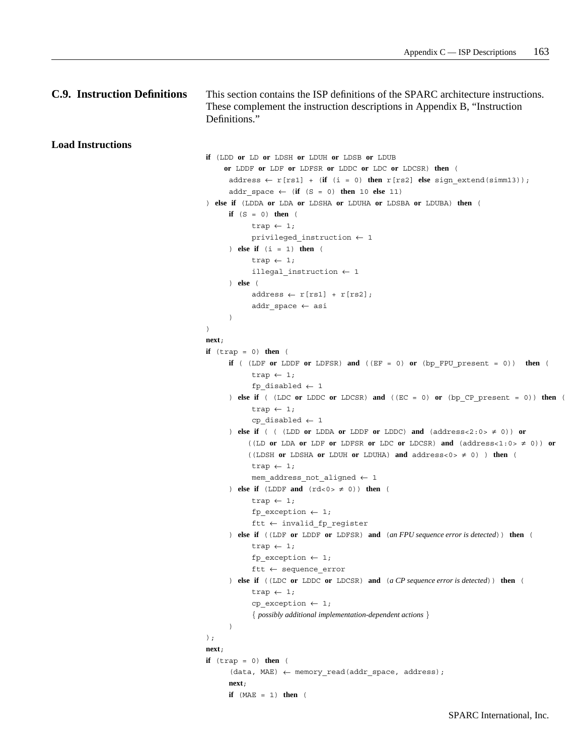## C.9. Instruction Definitions

This section contains the ISP definitions of the SPARC architecture instructions. These complement the instruction descriptions in Appendix B, "Instruction Definitions."

### Load Instructions

```
if (LDD or LD or LDSH or LDUH or LDSB or LDUB
    or LDDF or LDF or LDFSR or LDDC or LDC or LDCSR) then (
     address ← r[rs1] + (if (i = 0) then r[rs2] else sign_extend(simm13));
     addr_space ← (if (S = 0) then 10 else 11)
) else if (LDDA or LDA or LDSHA or LDUHA or LDSBA or LDUBA) then (
     if (S = 0) then (
          trap ← 1;
          privileged_instruction ← 1
     ) else if (i = 1) then (
          trap ← 1;
          illegal_instruction ← 1
     ) else (
          address ← r[rs1] + r[rs2];
          addr_space ← asi
     )
)
next;
if (trap = 0) then (
     if ( (LDF or LDDF or LDFSR) and ((EF = 0) or (bp_FPU_present = 0))  then (
          trap ← 1;
          fp_disabled ← 1
     ) else if ( (LDC or LDDC or LDCSR) and ((EC = 0) or (bp_CP_present = 0)) then (
          trap ← 1;
          cp_disabled ← 1
     ) else if ( ( (LDD or LDDA or LDDF or LDDC) and (address<2:0> ≠ 0)) or
         ((LD or LDA or LDF or LDFSR or LDC or LDCSR) and (address<1:0> ≠ 0)) or
         ((LDSH or LDSHA or LDUH or LDUHA) and address<0> ≠ 0) ) then (
          trap ← 1;
          mem_address_not_aligned ← 1
     ) else if (LDDF and (rd<0> ≠ 0)) then (
          trap ← 1;
          fp_exception ← 1;
          ftt ← invalid_fp_register
     ) else if ((LDF or LDDF or LDFSR) and (an FPU sequence error is detected)) then (
          trap ← 1;
          fp_exception ← 1;
          ftt ← sequence_error
     ) else if ((LDC or LDDC or LDCSR) and (a CP sequence error is detected)) then (
          trap ← 1;
          cp_exception ← 1;
          { possibly additional implementation-dependent actions }
     )
);
next;
if (trap = 0) then (
     (data, MAE) ← memory_read(addr_space, address);
     next;
     if (MAE = 1) then (
```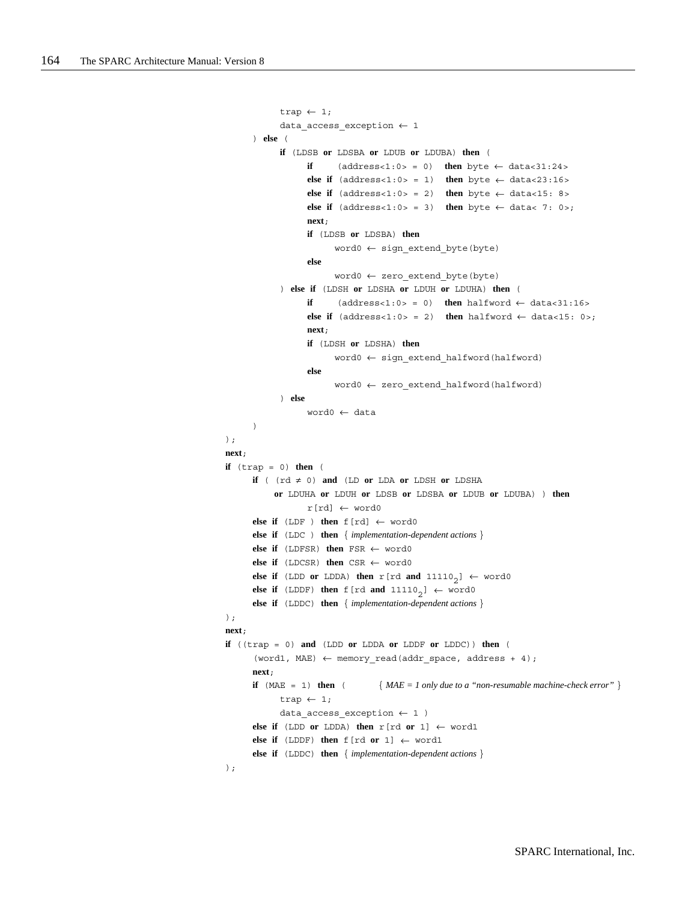```
            trap ← 1;
            data_access_exception ← 1
      ) else (
            if (LDSB or LDSBA or LDUB or LDUBA) then (
                  if      (address<1:0> = 0)  then byte ← data<31:24>
                  else if (address<1:0> = 1)  then byte ← data<23:16>
                  else if (address<1:0> = 2)  then byte ← data<15: 8>
                  else if (address<1:0> = 3)  then byte ← data< 7: 0>;
                  next;
                  if (LDSB or LDSBA) then
                        word0 ← sign_extend_byte(byte)
                  else
                        word0 ← zero_extend_byte(byte)
            ) else if (LDSH or LDSHA or LDUH or LDUHA) then (
                  if      (address<1:0> = 0)  then halfword ← data<31:16>
                  else if (address<1:0> = 2)  then halfword ← data<15: 0>;
                  next;
                  if (LDSH or LDSHA) then
                        word0 ← sign_extend_halfword(halfword)
                  else
                        word0 ← zero_extend_halfword(halfword)
            ) else
                  word0 ← data
      )
);
next;
if (trap = 0) then (
      if ( (rd ≠ 0) and (LD or LDA or LDSH or LDSHA
            or LDUHA or LDUH or LDSB or LDSBA or LDUB or LDUBA) ) then
                  r[rd] ← word0
      else if (LDF ) then f[rd] ← word0
      else if (LDC ) then { implementation-dependent actions }
      else if (LDFSR) then FSR ← word0
      else if (LDCSR) then CSR ← word0
      else if (LDD or LDDA) then r[rd and 11110₂] ← word0
      else if (LDDF) then f[rd and 11110₂] ← word0
      else if (LDDC) then { implementation-dependent actions }
);
next;
if ((trap = 0) and (LDD or LDDA or LDDF or LDDC)) then (
      (word1, MAE) ← memory_read(addr_space, address + 4);
      next;
      if (MAE = 1) then (        { MAE = 1 only due to a "non-resumable machine-check error" }
            trap ← 1;
            data_access_exception ← 1 )
      else if (LDD or LDDA) then r[rd or 1] ← word1
      else if (LDDF) then f[rd or 1] ← word1
      else if (LDDC) then { implementation-dependent actions }
);
```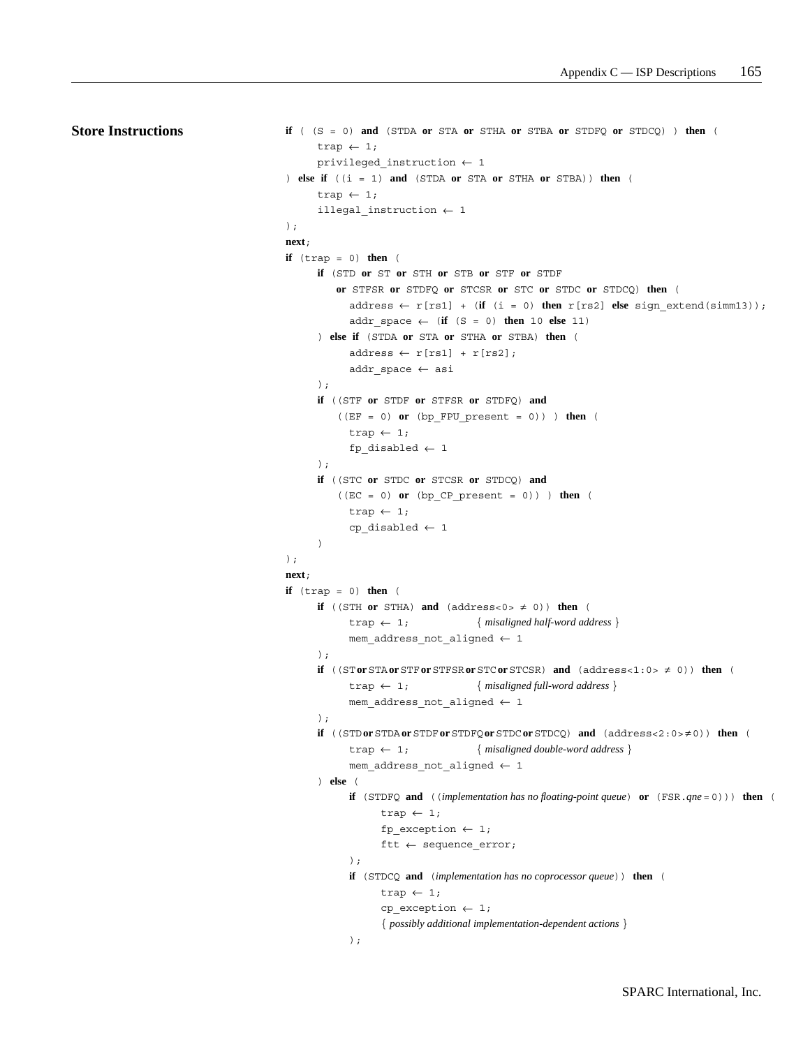**Store Instructions**

```
if ( (S = 0) and (STDA or STA or STHA or STBA or STDFQ or STDCQ) ) then (
     trap ← 1;
     privileged_instruction ← 1
) else if ((i = 1) and (STDA or STA or STHA or STBA)) then (
     trap ← 1;
     illegal_instruction ← 1
);
next;
if (trap = 0) then (
     if (STD or ST or STH or STB or STF or STDF
         or STFSR or STDFQ or STCSR or STC or STDC or STDCQ) then (
           address ← r[rs1] + (if (i = 0) then r[rs2] else sign_extend(simm13));
           addr_space ← (if (S = 0) then 10 else 11)
     ) else if (STDA or STA or STHA or STBA) then (
           address ← r[rs1] + r[rs2];
           addr_space ← asi
     );
     if ((STF or STDF or STFSR or STDFQ) and
         ((EF = 0) or (bp_FPU_present = 0)) ) then (
           trap ← 1;
           fp_disabled ← 1
     );
     if ((STC or STDC or STCSR or STDCQ) and
         ((EC = 0) or (bp_CP_present = 0)) ) then (
           trap ← 1;
           cp_disabled ← 1
     )
);
next;
if (trap = 0) then (
     if ((STH or STHA) and (address<0> ≠ 0)) then (
           trap ← 1;            { misaligned half-word address }
           mem_address_not_aligned ← 1
     );
     if ((ST or STA or STF or STFSR or STC or STCSR) and (address<1:0> ≠ 0)) then (
           trap ← 1;            { misaligned full-word address }
           mem_address_not_aligned ← 1
     );
     if ((STD or STDA or STDF or STDFQ or STDC or STDCQ) and (address<2:0>≠0)) then (
           trap ← 1;            { misaligned double-word address }
           mem_address_not_aligned ← 1
     ) else (
           if (STDFQ and ((implementation has no floating-point queue) or (FSR.qne = 0))) then (
                 trap ← 1;
                 fp_exception ← 1;
                 ftt ← sequence_error;
           );
           if (STDCQ and (implementation has no coprocessor queue)) then (
                 trap ← 1;
                 cp_exception ← 1;
                 { possibly additional implementation-dependent actions }
           );
```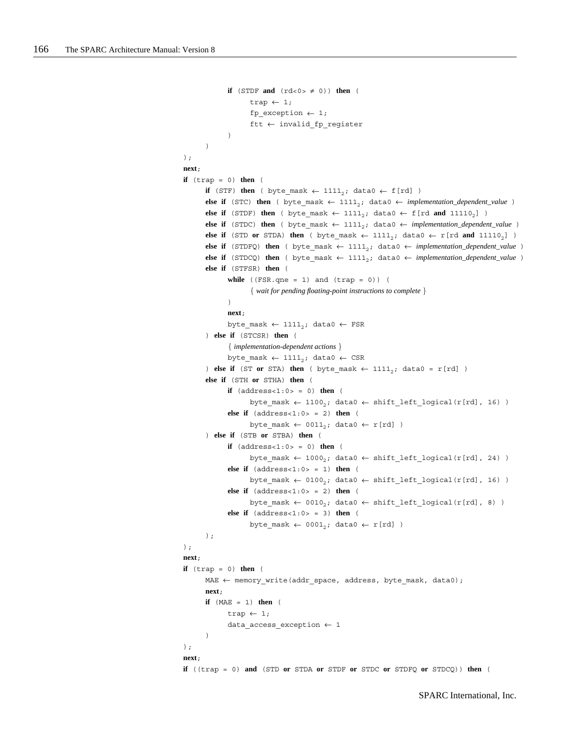```
            if (STDF and (rd<0> ≠ 0)) then (
                trap ← 1;
                fp_exception ← 1;
                ftt ← invalid_fp_register
            )
        )
);
next;
if (trap = 0) then (
    if (STF) then ( byte_mask ← 1111₂; data0 ← f[rd] )
    else if (STC) then ( byte_mask ← 1111₂; data0 ← implementation_dependent_value )
    else if (STDF) then ( byte_mask ← 1111₂; data0 ← f[rd and 11110₂] )
    else if (STDC) then ( byte_mask ← 1111₂; data0 ← implementation_dependent_value )
    else if (STD or STDA) then ( byte_mask ← 1111₂; data0 ← r[rd and 11110₂] )
    else if (STDFQ) then ( byte_mask ← 1111₂; data0 ← implementation_dependent_value )
    else if (STDCQ) then ( byte_mask ← 1111₂; data0 ← implementation_dependent_value )
    else if (STFSR) then (
        while ((FSR.qne = 1) and (trap = 0)) (
            { wait for pending floating-point instructions to complete }
        )
        next;
        byte_mask ← 1111₂; data0 ← FSR
    ) else if (STCSR) then (
        { implementation-dependent actions }
        byte_mask ← 1111₂; data0 ← CSR
    ) else if (ST or STA) then ( byte_mask ← 1111₂; data0 = r[rd] )
    else if (STH or STHA) then (
        if (address<1:0> = 0) then (
            byte_mask ← 1100₂; data0 ← shift_left_logical(r[rd], 16) )
        else if (address<1:0> = 2) then (
            byte_mask ← 0011₂; data0 ← r[rd] )
    ) else if (STB or STBA) then (
        if (address<1:0> = 0) then (
            byte_mask ← 1000₂; data0 ← shift_left_logical(r[rd], 24) )
        else if (address<1:0> = 1) then (
            byte_mask ← 0100₂; data0 ← shift_left_logical(r[rd], 16) )
        else if (address<1:0> = 2) then (
            byte_mask ← 0010₂; data0 ← shift_left_logical(r[rd], 8) )
        else if (address<1:0> = 3) then (
            byte_mask ← 0001₂; data0 ← r[rd] )
    );
);
next;
if (trap = 0) then (
    MAE ← memory_write(addr_space, address, byte_mask, data0);
    next;
    if (MAE = 1) then (
        trap ← 1;
        data_access_exception ← 1
    )
);
next;
if ((trap = 0) and (STD or STDA or STDF or STDC or STDFQ or STDCQ)) then (
```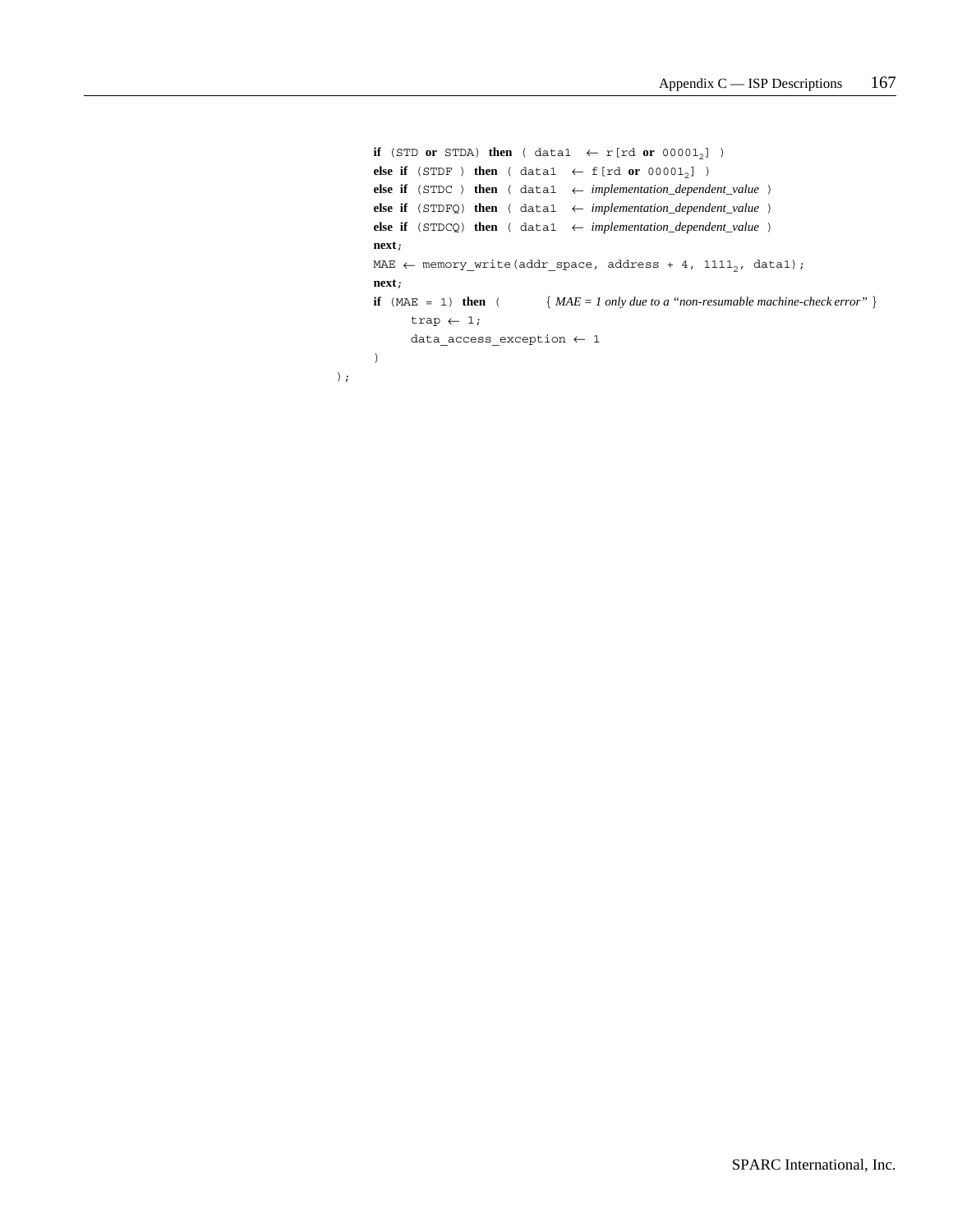```
    if (STD or STDA) then ( data1  ← r[rd or 00001₂] )
    else if (STDF ) then ( data1  ← f[rd or 00001₂] )
    else if (STDC ) then ( data1  ← implementation_dependent_value )
    else if (STDFQ) then ( data1  ← implementation_dependent_value )
    else if (STDCQ) then ( data1  ← implementation_dependent_value )
    next;
    MAE ← memory_write(addr_space, address + 4, 1111₂, data1);
    next;
    if (MAE = 1) then (          { MAE = 1 only due to a "non-resumable machine-check error" }
        trap ← 1;
        data_access_exception ← 1
    )
);
```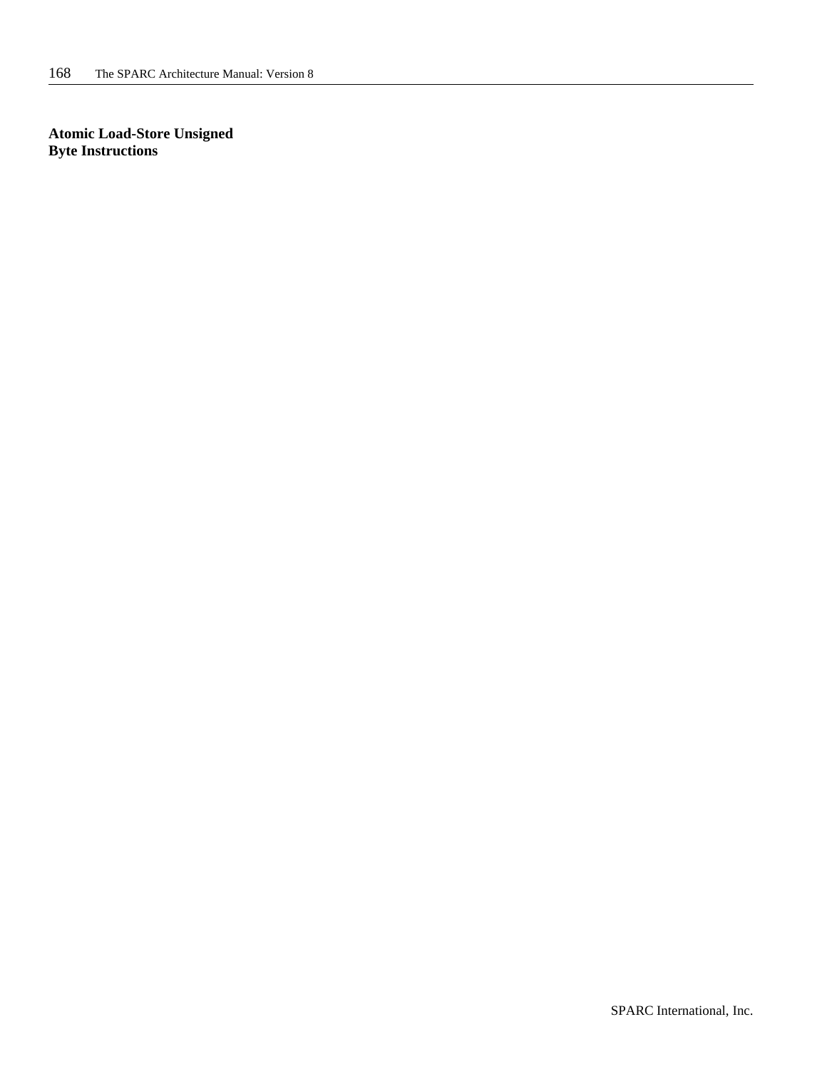**Atomic Load-Store Unsigned Byte Instructions**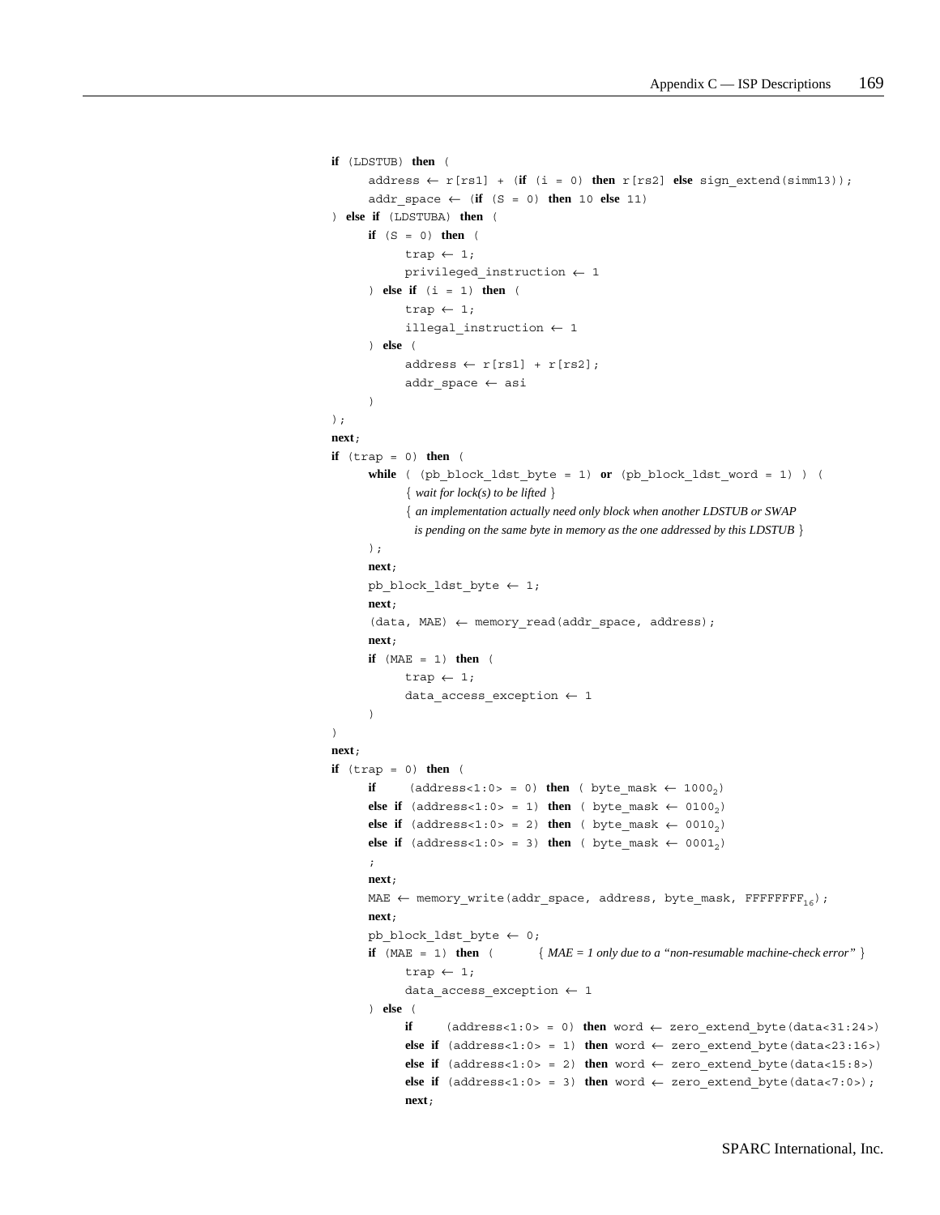```
if (LDSTUB) then (
      address ← r[rs1] + (if (i = 0) then r[rs2] else sign_extend(simm13));
      addr_space ← (if (S = 0) then 10 else 11)
) else if (LDSTUBA) then (
      if (S = 0) then (
            trap ← 1;
            privileged_instruction ← 1
      ) else if (i = 1) then (
            trap ← 1;
            illegal_instruction ← 1
      ) else (
            address ← r[rs1] + r[rs2];
            addr_space ← asi
      )
);
next;
if (trap = 0) then (
      while ( (pb_block_ldst_byte = 1) or (pb_block_ldst_word = 1) ) (
            { wait for lock(s) to be lifted }
            { an implementation actually need only block when another LDSTUB or SWAP
              is pending on the same byte in memory as the one addressed by this LDSTUB }
      );
      next;
      pb_block_ldst_byte ← 1;
      next;
      (data, MAE) ← memory_read(addr_space, address);
      next;
      if (MAE = 1) then (
            trap ← 1;
            data_access_exception ← 1
      )
)
next;
if (trap = 0) then (
      if      (address<1:0> = 0) then ( byte_mask ← 1000₂)
      else if (address<1:0> = 1) then ( byte_mask ← 0100₂)
      else if (address<1:0> = 2) then ( byte_mask ← 0010₂)
      else if (address<1:0> = 3) then ( byte_mask ← 0001₂)
      ;
      next;
      MAE ← memory_write(addr_space, address, byte_mask, FFFFFFFF₁₆);
      next;
      pb_block_ldst_byte ← 0;
      if (MAE = 1) then (        { MAE = 1 only due to a "non-resumable machine-check error" }
            trap ← 1;
            data_access_exception ← 1
      ) else (
            if      (address<1:0> = 0) then word ← zero_extend_byte(data<31:24>)
            else if (address<1:0> = 1) then word ← zero_extend_byte(data<23:16>)
            else if (address<1:0> = 2) then word ← zero_extend_byte(data<15:8>)
            else if (address<1:0> = 3) then word ← zero_extend_byte(data<7:0>);
            next;
```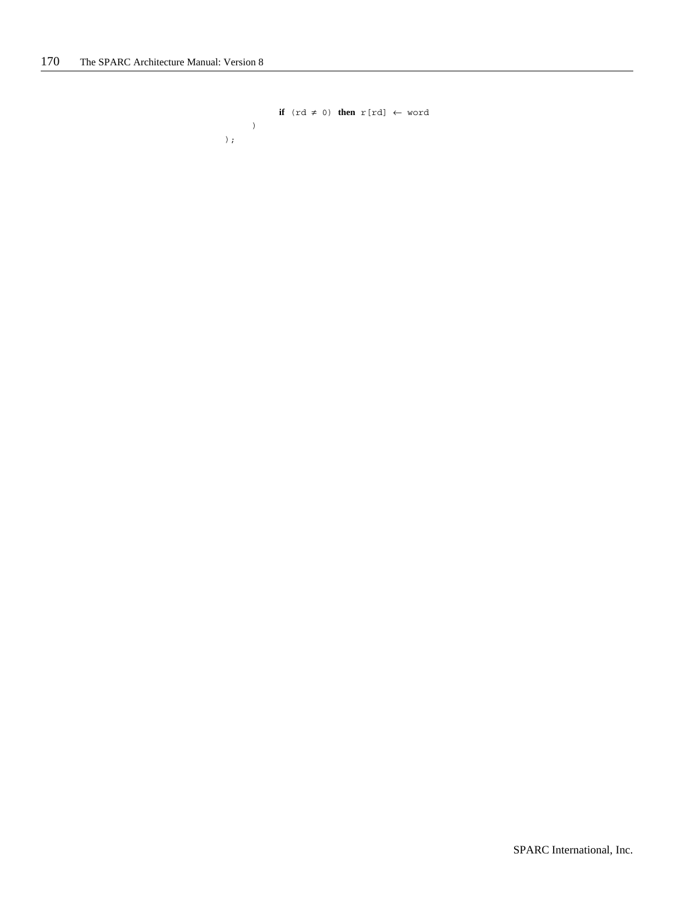```
            if (rd ≠ 0) then r[rd] ← word
        )
    );
```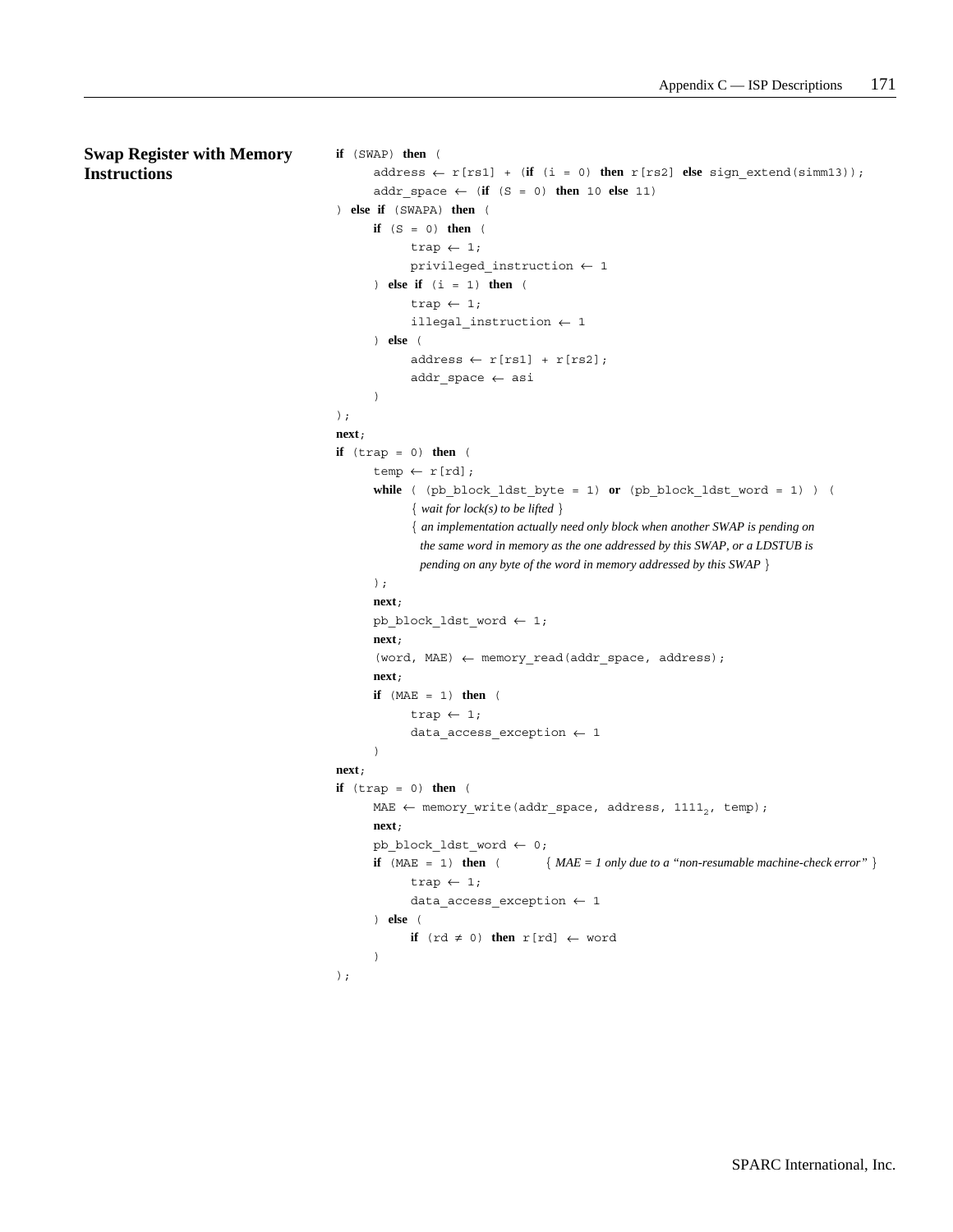### Swap Register with Memory Instructions

```
if (SWAP) then (
    address ← r[rs1] + (if (i = 0) then r[rs2] else sign_extend(simm13));
    addr_space ← (if (S = 0) then 10 else 11)
) else if (SWAPA) then (
    if (S = 0) then (
        trap ← 1;
        privileged_instruction ← 1
    ) else if (i = 1) then (
        trap ← 1;
        illegal_instruction ← 1
    ) else (
        address ← r[rs1] + r[rs2];
        addr_space ← asi
    )
);
next;
if (trap = 0) then (
    temp ← r[rd];
    while ( (pb_block_ldst_byte = 1) or (pb_block_ldst_word = 1) ) (
        { wait for lock(s) to be lifted }
        { an implementation actually need only block when another SWAP is pending on
          the same word in memory as the one addressed by this SWAP, or a LDSTUB is
          pending on any byte of the word in memory addressed by this SWAP }
    );
    next;
    pb_block_ldst_word ← 1;
    next;
    (word, MAE) ← memory_read(addr_space, address);
    next;
    if (MAE = 1) then (
        trap ← 1;
        data_access_exception ← 1
    )
next;
if (trap = 0) then (
    MAE ← memory_write(addr_space, address, 1111₂, temp);
    next;
    pb_block_ldst_word ← 0;
    if (MAE = 1) then (        { MAE = 1 only due to a "non-resumable machine-check error" }
        trap ← 1;
        data_access_exception ← 1
    ) else (
        if (rd ≠ 0) then r[rd] ← word
    )
);
```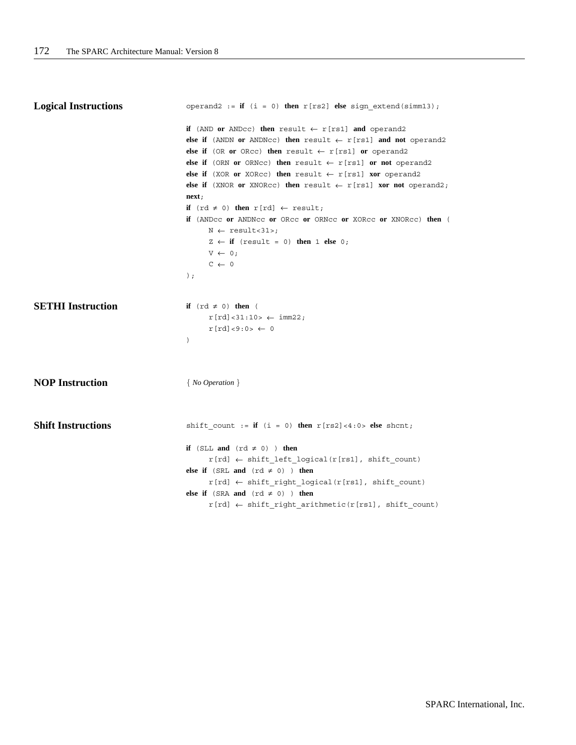## Logical Instructions

```
operand2 := if (i = 0) then r[rs2] else sign_extend(simm13);

if (AND or ANDcc) then result ← r[rs1] and operand2
else if (ANDN or ANDNcc) then result ← r[rs1] and not operand2
else if (OR or ORcc) then result ← r[rs1] or operand2
else if (ORN or ORNcc) then result ← r[rs1] or not operand2
else if (XOR or XORcc) then result ← r[rs1] xor operand2
else if (XNOR or XNORcc) then result ← r[rs1] xor not operand2;
next;
if (rd ≠ 0) then r[rd] ← result;
if (ANDcc or ANDNcc or ORcc or ORNcc or XORcc or XNORcc) then (
      N ← result<31>;
      Z ← if (result = 0) then 1 else 0;
      V ← 0;
      C ← 0
);
```

## SETHI Instruction

```
if (rd ≠ 0) then (
      r[rd]<31:10> ← imm22;
      r[rd]<9:0> ← 0
)
```

## NOP Instruction

{ *No Operation* }

## Shift Instructions

```
shift_count := if (i = 0) then r[rs2]<4:0> else shcnt;

if (SLL and (rd ≠ 0) ) then
      r[rd] ← shift_left_logical(r[rs1], shift_count)
else if (SRL and (rd ≠ 0) ) then
      r[rd] ← shift_right_logical(r[rs1], shift_count)
else if (SRA and (rd ≠ 0) ) then
      r[rd] ← shift_right_arithmetic(r[rs1], shift_count)
```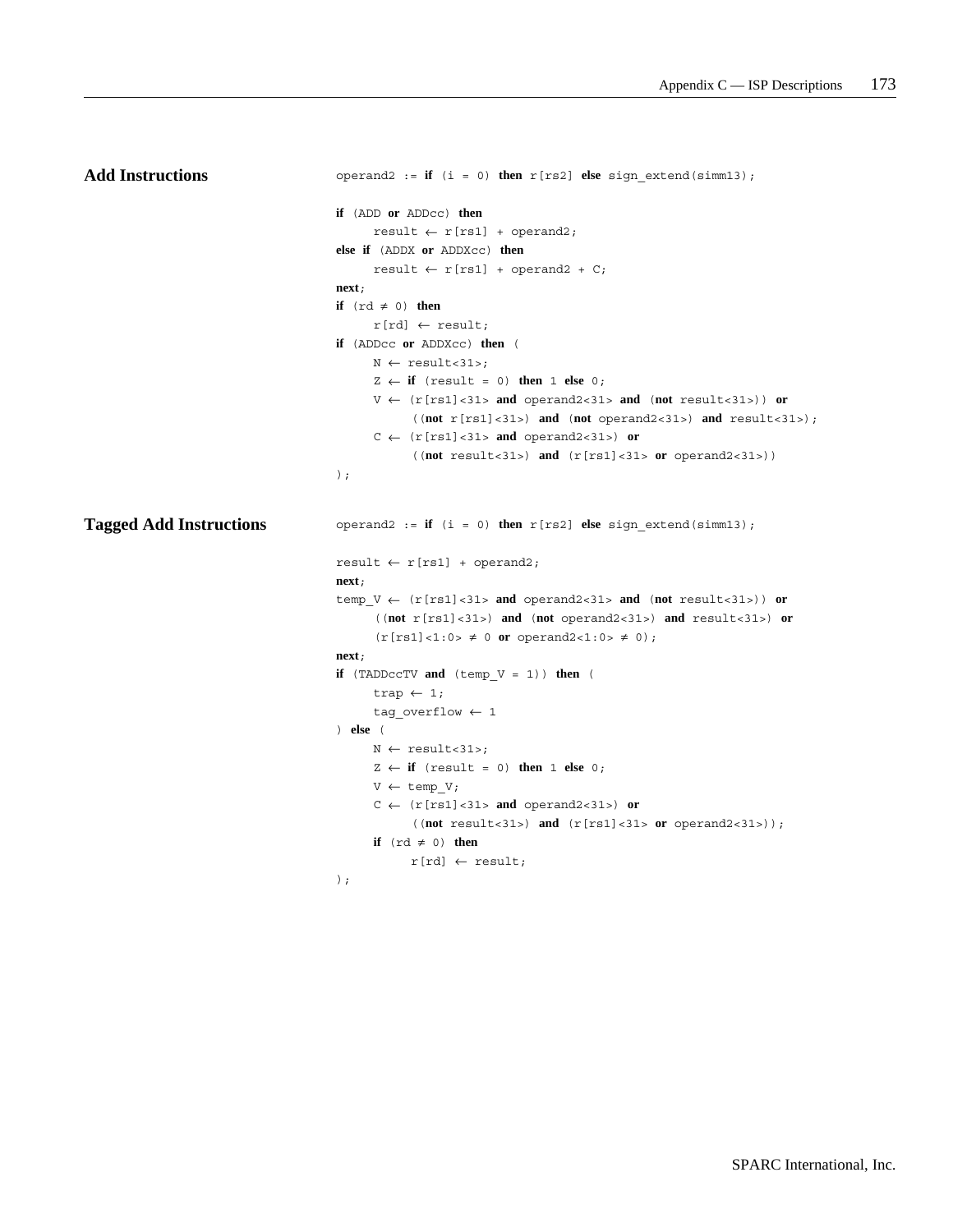## Add Instructions

```
operand2 := if (i = 0) then r[rs2] else sign_extend(simm13);

if (ADD or ADDcc) then
     result ← r[rs1] + operand2;
else if (ADDX or ADDXcc) then
     result ← r[rs1] + operand2 + C;
next;
if (rd ≠ 0) then
     r[rd] ← result;
if (ADDcc or ADDXcc) then (
     N ← result<31>;
     Z ← if (result = 0) then 1 else 0;
     V ← (r[rs1]<31> and operand2<31> and (not result<31>)) or
          ((not r[rs1]<31>) and (not operand2<31>) and result<31>);
     C ← (r[rs1]<31> and operand2<31>) or
          ((not result<31>) and (r[rs1]<31> or operand2<31>))
);
```

## Tagged Add Instructions

```
operand2 := if (i = 0) then r[rs2] else sign_extend(simm13);

result ← r[rs1] + operand2;
next;
temp_V ← (r[rs1]<31> and operand2<31> and (not result<31>)) or
     ((not r[rs1]<31>) and (not operand2<31>) and result<31>) or
     (r[rs1]<1:0> ≠ 0 or operand2<1:0> ≠ 0);
next;
if (TADDccTV and (temp_V = 1)) then (
     trap ← 1;
     tag_overflow ← 1
) else (
     N ← result<31>;
     Z ← if (result = 0) then 1 else 0;
     V ← temp_V;
     C ← (r[rs1]<31> and operand2<31>) or
          ((not result<31>) and (r[rs1]<31> or operand2<31>));
     if (rd ≠ 0) then
          r[rd] ← result;
);
```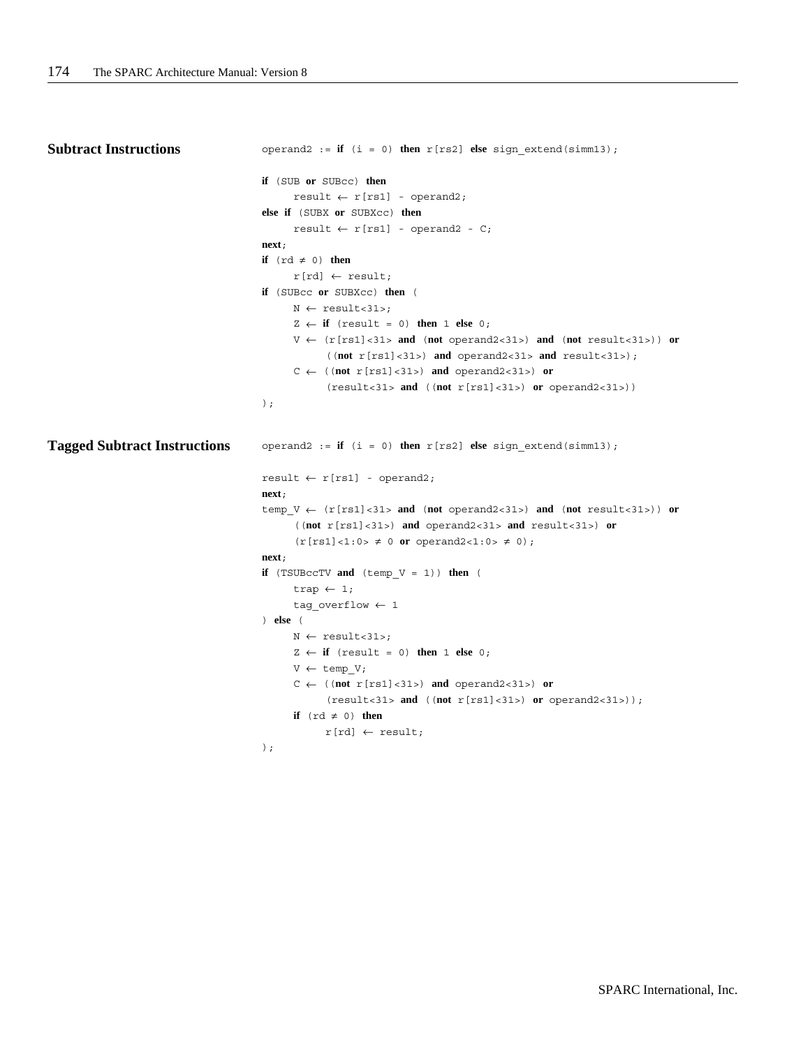## Subtract Instructions

```
operand2 := if (i = 0) then r[rs2] else sign_extend(simm13);

if (SUB or SUBcc) then
      result ← r[rs1] - operand2;
else if (SUBX or SUBXcc) then
      result ← r[rs1] - operand2 - C;
next;
if (rd ≠ 0) then
      r[rd] ← result;
if (SUBcc or SUBXcc) then (
      N ← result<31>;
      Z ← if (result = 0) then 1 else 0;
      V ← (r[rs1]<31> and (not operand2<31>) and (not result<31>)) or
            ((not r[rs1]<31>) and operand2<31> and result<31>);
      C ← ((not r[rs1]<31>) and operand2<31>) or
            (result<31> and ((not r[rs1]<31>) or operand2<31>))
);
```

## Tagged Subtract Instructions

```
operand2 := if (i = 0) then r[rs2] else sign_extend(simm13);

result ← r[rs1] - operand2;
next;
temp_V ← (r[rs1]<31> and (not operand2<31>) and (not result<31>)) or
      ((not r[rs1]<31>) and operand2<31> and result<31>) or
      (r[rs1]<1:0> ≠ 0 or operand2<1:0> ≠ 0);
next;
if (TSUBccTV and (temp_V = 1)) then (
      trap ← 1;
      tag_overflow ← 1
) else (
      N ← result<31>;
      Z ← if (result = 0) then 1 else 0;
      V ← temp_V;
      C ← ((not r[rs1]<31>) and operand2<31>) or
            (result<31> and ((not r[rs1]<31>) or operand2<31>));
      if (rd ≠ 0) then
            r[rd] ← result;
);
```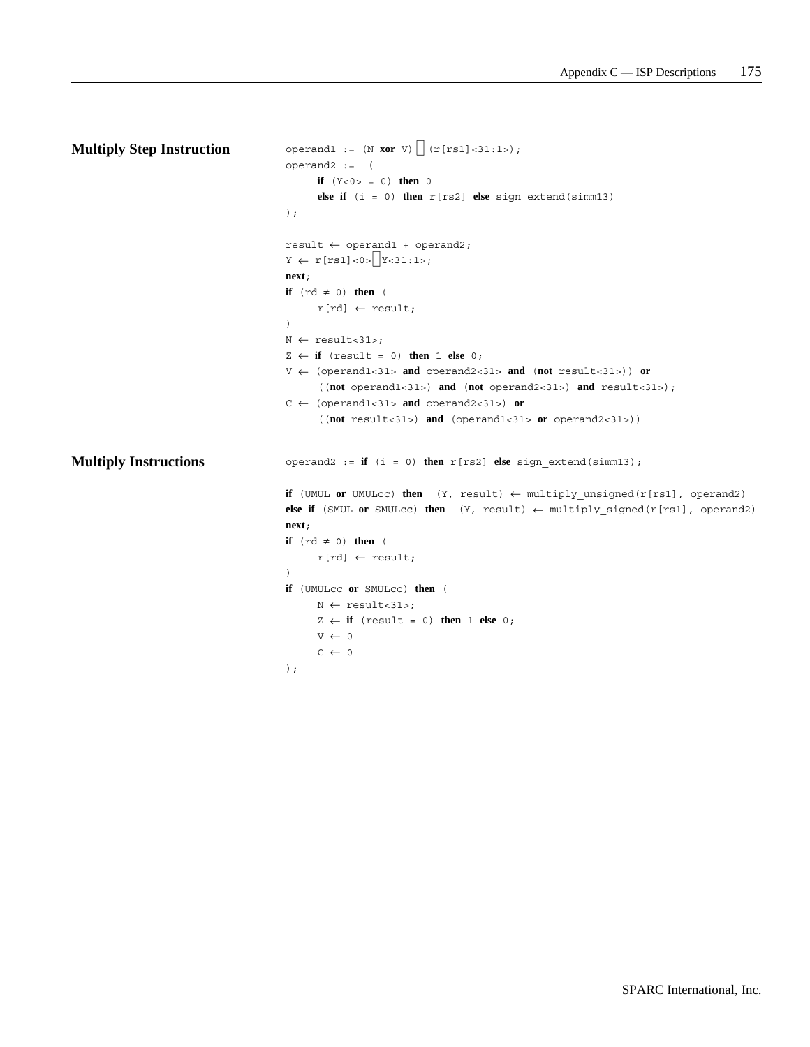## Multiply Step Instruction

```
operand1 := (N xor V) ⎕ (r[rs1]<31:1>);
operand2 :=  (
     if (Y<0> = 0) then 0
     else if (i = 0) then r[rs2] else sign_extend(simm13)
);

result ← operand1 + operand2;
Y ← r[rs1]<0> ⎕ Y<31:1>;
next;
if (rd ≠ 0) then (
     r[rd] ← result;
)
N ← result<31>;
Z ← if (result = 0) then 1 else 0;
V ← (operand1<31> and operand2<31> and (not result<31>)) or
     ((not operand1<31>) and (not operand2<31>) and result<31>);
C ← (operand1<31> and operand2<31>) or
     ((not result<31>) and (operand1<31> or operand2<31>))
```

## Multiply Instructions

```
operand2 := if (i = 0) then r[rs2] else sign_extend(simm13);

if (UMUL or UMULcc) then  (Y, result) ← multiply_unsigned(r[rs1], operand2)
else if (SMUL or SMULcc) then  (Y, result) ← multiply_signed(r[rs1], operand2)
next;
if (rd ≠ 0) then (
     r[rd] ← result;
)
if (UMULcc or SMULcc) then (
     N ← result<31>;
     Z ← if (result = 0) then 1 else 0;
     V ← 0
     C ← 0
);
```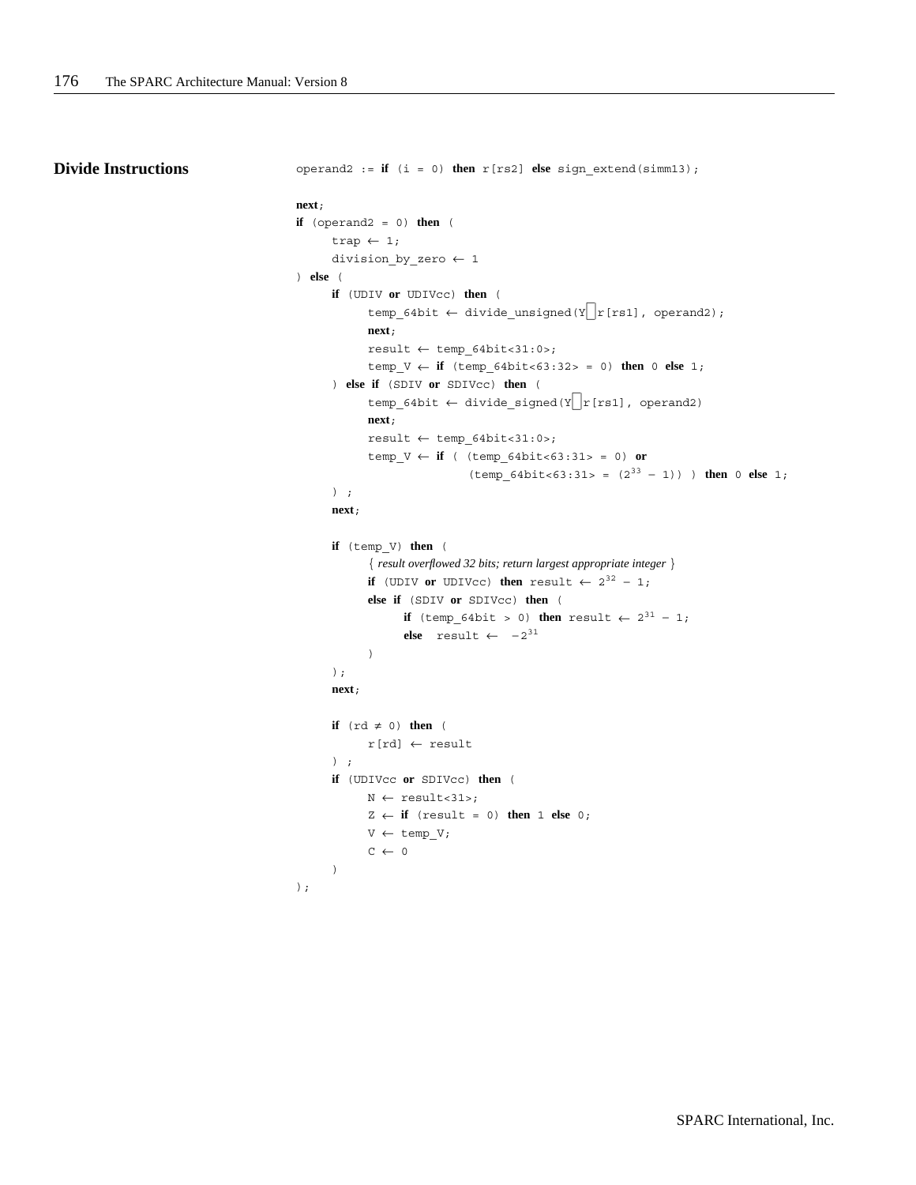**Divide Instructions**

```
operand2 := if (i = 0) then r[rs2] else sign_extend(simm13);

next;
if (operand2 = 0) then (
    trap ← 1;
    division_by_zero ← 1
) else (
    if (UDIV or UDIVcc) then (
        temp_64bit ← divide_unsigned(Y▯r[rs1], operand2);
        next;
        result ← temp_64bit<31:0>;
        temp_V ← if (temp_64bit<63:32> = 0) then 0 else 1;
    ) else if (SDIV or SDIVcc) then (
        temp_64bit ← divide_signed(Y▯r[rs1], operand2)
        next;
        result ← temp_64bit<31:0>;
        temp_V ← if ( (temp_64bit<63:31> = 0) or
                      (temp_64bit<63:31> = (2^33 − 1)) ) then 0 else 1;
    ) ;
    next;

    if (temp_V) then (
        { result overflowed 32 bits; return largest appropriate integer }
        if (UDIV or UDIVcc) then result ← 2^32 − 1;
        else if (SDIV or SDIVcc) then (
            if (temp_64bit > 0) then result ← 2^31 − 1;
            else  result ←  −2^31
        )
    );
    next;

    if (rd ≠ 0) then (
        r[rd] ← result
    ) ;
    if (UDIVcc or SDIVcc) then (
        N ← result<31>;
        Z ← if (result = 0) then 1 else 0;
        V ← temp_V;
        C ← 0
    )
);
```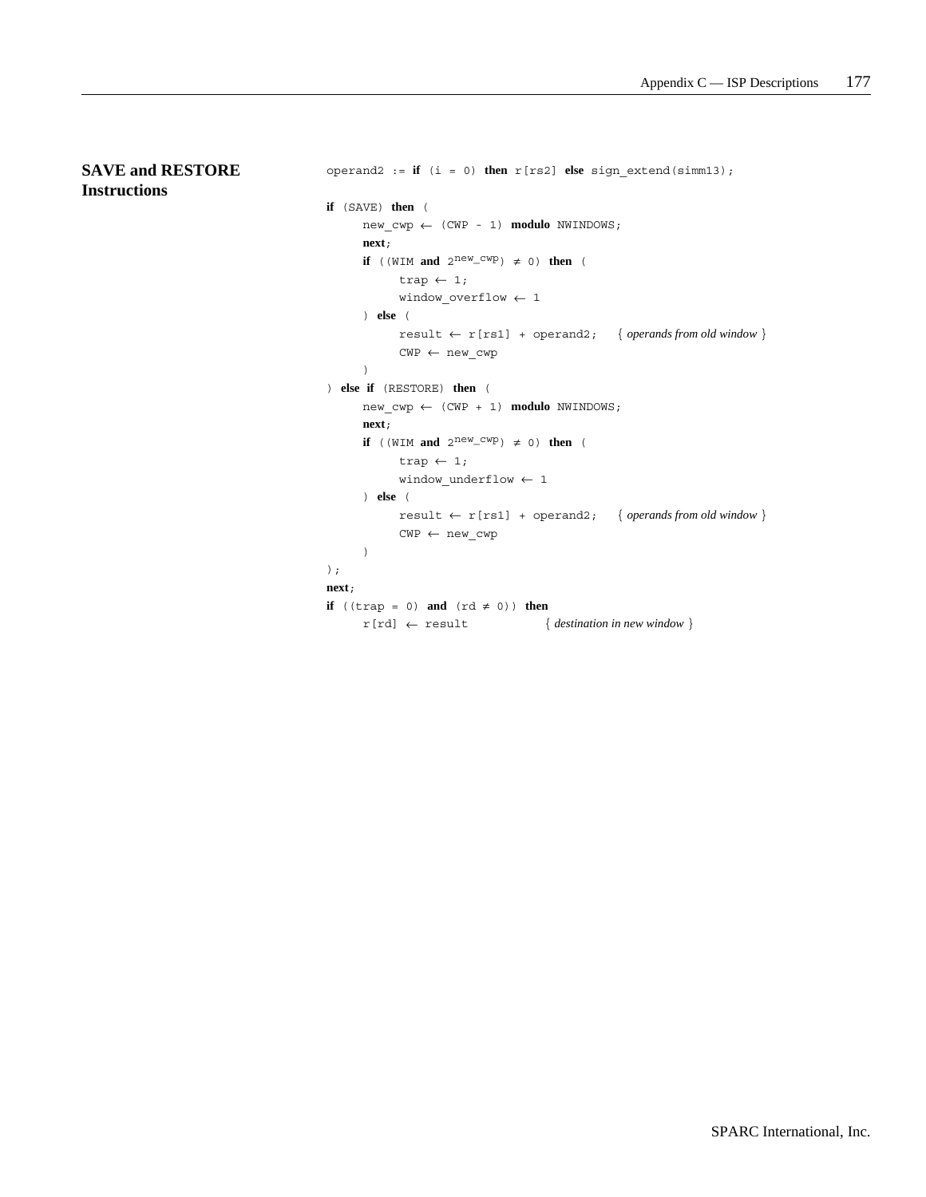## SAVE and RESTORE Instructions

```
operand2 := if (i = 0) then r[rs2] else sign_extend(simm13);

if (SAVE) then (
     new_cwp ← (CWP - 1) modulo NWINDOWS;
     next;
     if ((WIM and 2^new_cwp) ≠ 0) then (
          trap ← 1;
          window_overflow ← 1
     ) else (
          result ← r[rs1] + operand2;    { operands from old window }
          CWP ← new_cwp
     )
) else if (RESTORE) then (
     new_cwp ← (CWP + 1) modulo NWINDOWS;
     next;
     if ((WIM and 2^new_cwp) ≠ 0) then (
          trap ← 1;
          window_underflow ← 1
     ) else (
          result ← r[rs1] + operand2;    { operands from old window }
          CWP ← new_cwp
     )
);
next;
if ((trap = 0) and (rd ≠ 0)) then
     r[rd] ← result               { destination in new window }
```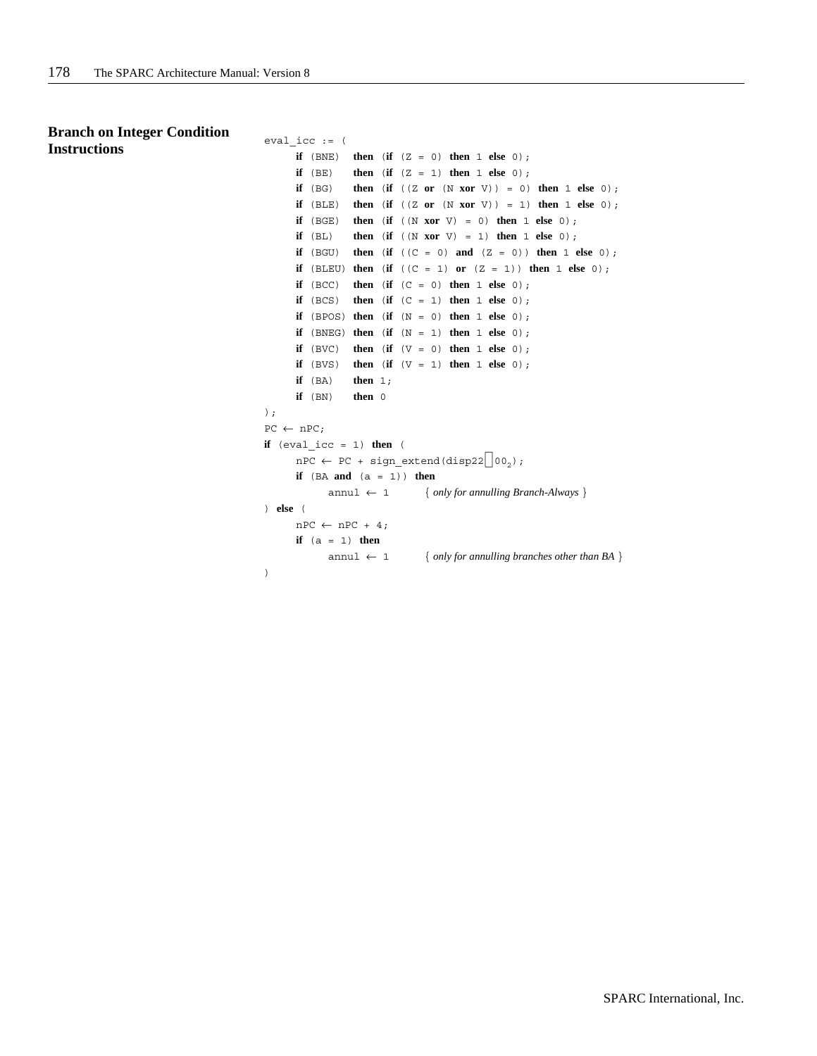**Branch on Integer Condition Instructions**

```
eval_icc := (
    if (BNE)   then (if (Z = 0) then 1 else 0);
    if (BE)    then (if (Z = 1) then 1 else 0);
    if (BG)    then (if ((Z or (N xor V)) = 0) then 1 else 0);
    if (BLE)   then (if ((Z or (N xor V)) = 1) then 1 else 0);
    if (BGE)   then (if ((N xor V) = 0) then 1 else 0);
    if (BL)    then (if ((N xor V) = 1) then 1 else 0);
    if (BGU)   then (if ((C = 0) and (Z = 0)) then 1 else 0);
    if (BLEU)  then (if ((C = 1) or (Z = 1)) then 1 else 0);
    if (BCC)   then (if (C = 0) then 1 else 0);
    if (BCS)   then (if (C = 1) then 1 else 0);
    if (BPOS)  then (if (N = 0) then 1 else 0);
    if (BNEG)  then (if (N = 1) then 1 else 0);
    if (BVC)   then (if (V = 0) then 1 else 0);
    if (BVS)   then (if (V = 1) then 1 else 0);
    if (BA)    then 1;
    if (BN)    then 0
);
PC ← nPC;
if (eval_icc = 1) then (
    nPC ← PC + sign_extend(disp22 ▯ 00₂);
    if (BA and (a = 1)) then
        annul ← 1        { only for annulling Branch-Always }
) else (
    nPC ← nPC + 4;
    if (a = 1) then
        annul ← 1        { only for annulling branches other than BA }
)
```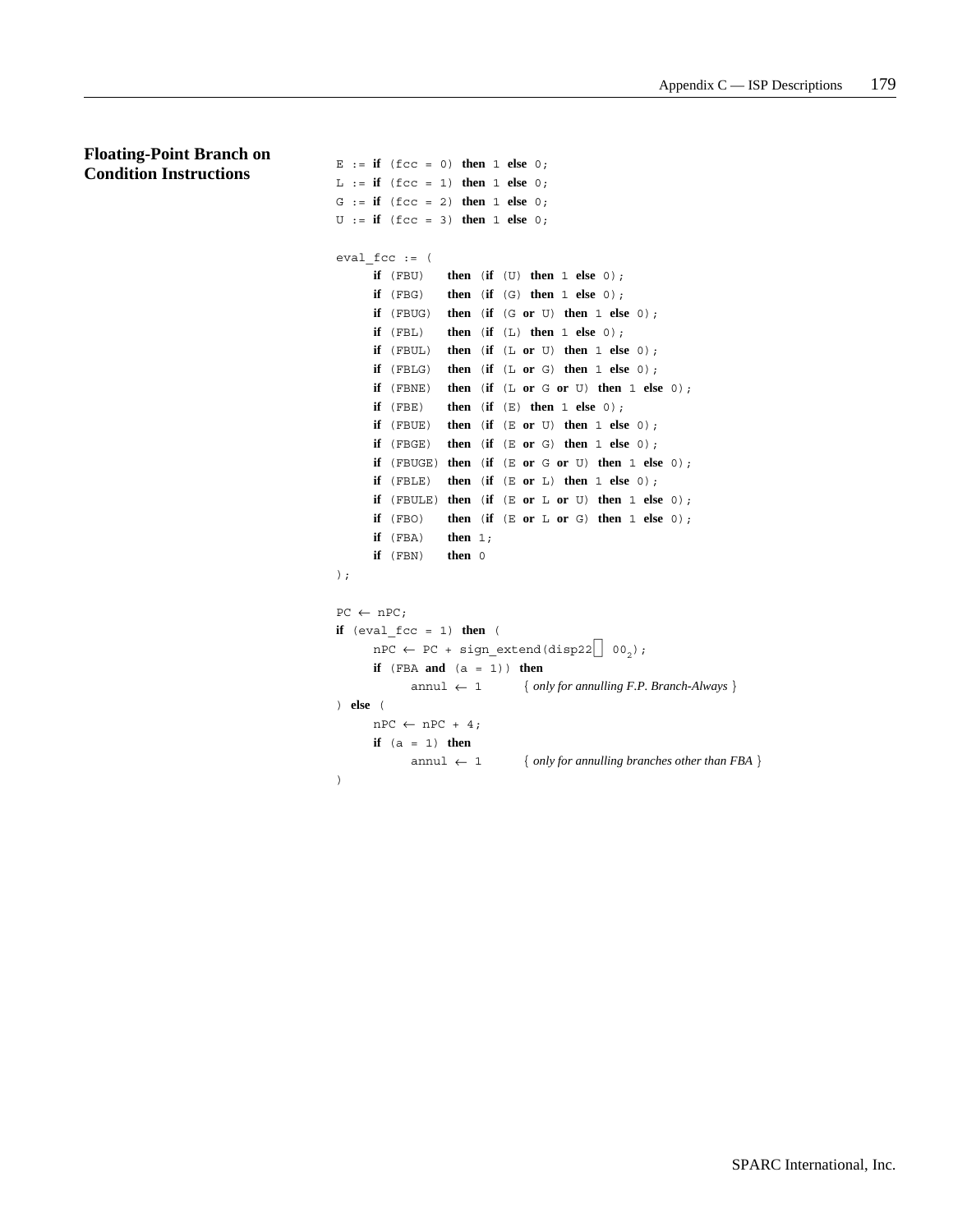### Floating-Point Branch on Condition Instructions

```
E := if (fcc = 0) then 1 else 0;
L := if (fcc = 1) then 1 else 0;
G := if (fcc = 2) then 1 else 0;
U := if (fcc = 3) then 1 else 0;

eval_fcc := (
     if (FBU)    then (if (U) then 1 else 0);
     if (FBG)    then (if (G) then 1 else 0);
     if (FBUG)   then (if (G or U) then 1 else 0);
     if (FBL)    then (if (L) then 1 else 0);
     if (FBUL)   then (if (L or U) then 1 else 0);
     if (FBLG)   then (if (L or G) then 1 else 0);
     if (FBNE)   then (if (L or G or U) then 1 else 0);
     if (FBE)    then (if (E) then 1 else 0);
     if (FBUE)   then (if (E or U) then 1 else 0);
     if (FBGE)   then (if (E or G) then 1 else 0);
     if (FBUGE)  then (if (E or G or U) then 1 else 0);
     if (FBLE)   then (if (E or L) then 1 else 0);
     if (FBULE)  then (if (E or L or U) then 1 else 0);
     if (FBO)    then (if (E or L or G) then 1 else 0);
     if (FBA)    then 1;
     if (FBN)    then 0
);

PC ← nPC;
if (eval_fcc = 1) then (
     nPC ← PC + sign_extend(disp22 ∥ 00₂);
     if (FBA and (a = 1)) then
          annul ← 1        { only for annulling F.P. Branch-Always }
) else (
     nPC ← nPC + 4;
     if (a = 1) then
          annul ← 1        { only for annulling branches other than FBA }
)
```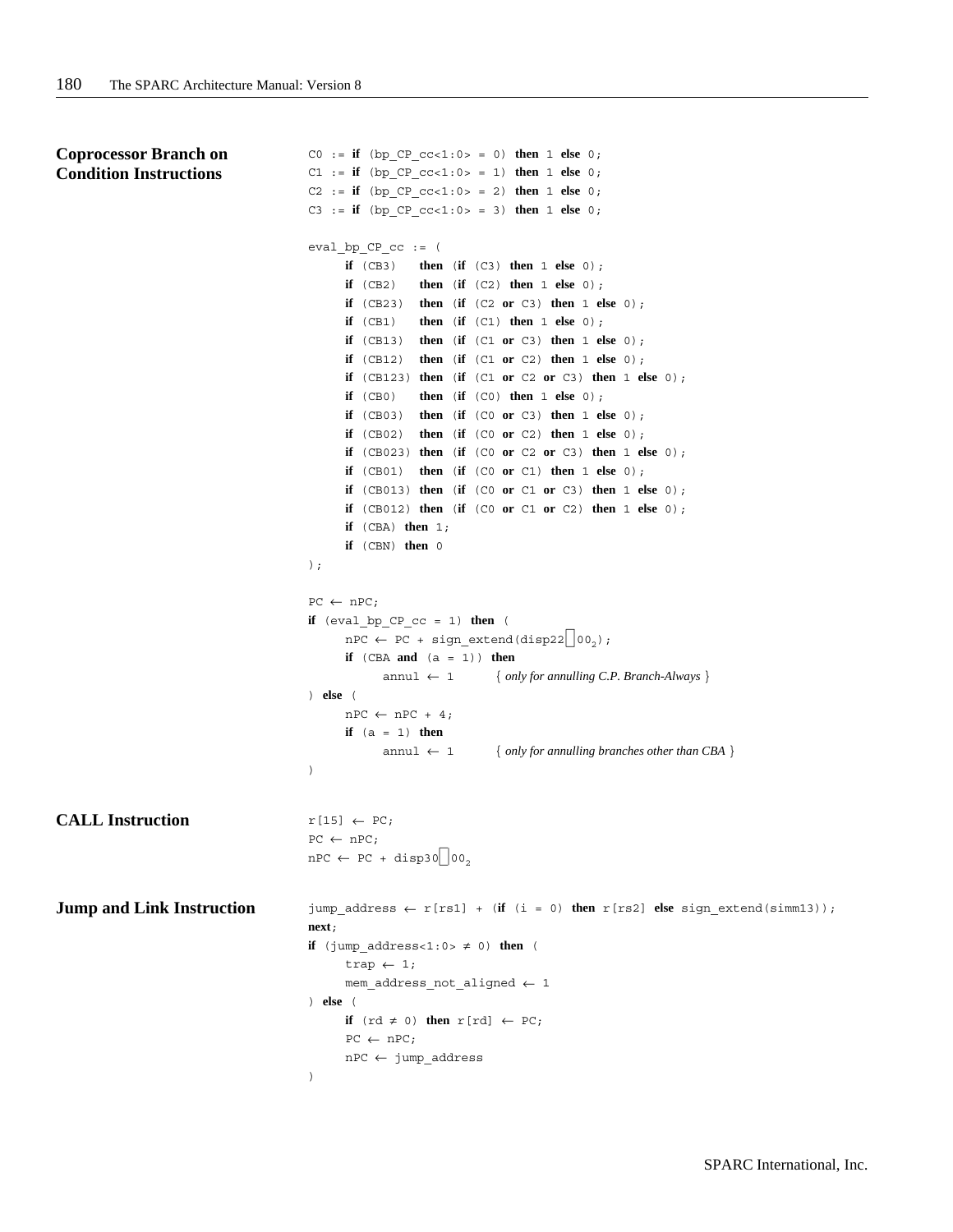**Coprocessor Branch on Condition Instructions**

```
C0 := if (bp_CP_cc<1:0> = 0) then 1 else 0;
C1 := if (bp_CP_cc<1:0> = 1) then 1 else 0;
C2 := if (bp_CP_cc<1:0> = 2) then 1 else 0;
C3 := if (bp_CP_cc<1:0> = 3) then 1 else 0;

eval_bp_CP_cc := (
     if (CB3)    then (if (C3) then 1 else 0);
     if (CB2)    then (if (C2) then 1 else 0);
     if (CB23)   then (if (C2 or C3) then 1 else 0);
     if (CB1)    then (if (C1) then 1 else 0);
     if (CB13)   then (if (C1 or C3) then 1 else 0);
     if (CB12)   then (if (C1 or C2) then 1 else 0);
     if (CB123)  then (if (C1 or C2 or C3) then 1 else 0);
     if (CB0)    then (if (C0) then 1 else 0);
     if (CB03)   then (if (C0 or C3) then 1 else 0);
     if (CB02)   then (if (C0 or C2) then 1 else 0);
     if (CB023)  then (if (C0 or C2 or C3) then 1 else 0);
     if (CB01)   then (if (C0 or C1) then 1 else 0);
     if (CB013)  then (if (C0 or C1 or C3) then 1 else 0);
     if (CB012)  then (if (C0 or C1 or C2) then 1 else 0);
     if (CBA) then 1;
     if (CBN) then 0
);

PC ← nPC;
if (eval_bp_CP_cc = 1) then (
     nPC ← PC + sign_extend(disp22 ⌷ 00₂);
     if (CBA and (a = 1)) then
          annul ← 1        { only for annulling C.P. Branch-Always }
) else (
     nPC ← nPC + 4;
     if (a = 1) then
          annul ← 1        { only for annulling branches other than CBA }
)
```

**CALL Instruction**

```
r[15] ← PC;
PC ← nPC;
nPC ← PC + disp30 ⌷ 00₂
```

**Jump and Link Instruction**

```
jump_address ← r[rs1] + (if (i = 0) then r[rs2] else sign_extend(simm13));
next;
if (jump_address<1:0> ≠ 0) then (
     trap ← 1;
     mem_address_not_aligned ← 1
) else (
     if (rd ≠ 0) then r[rd] ← PC;
     PC ← nPC;
     nPC ← jump_address
)
```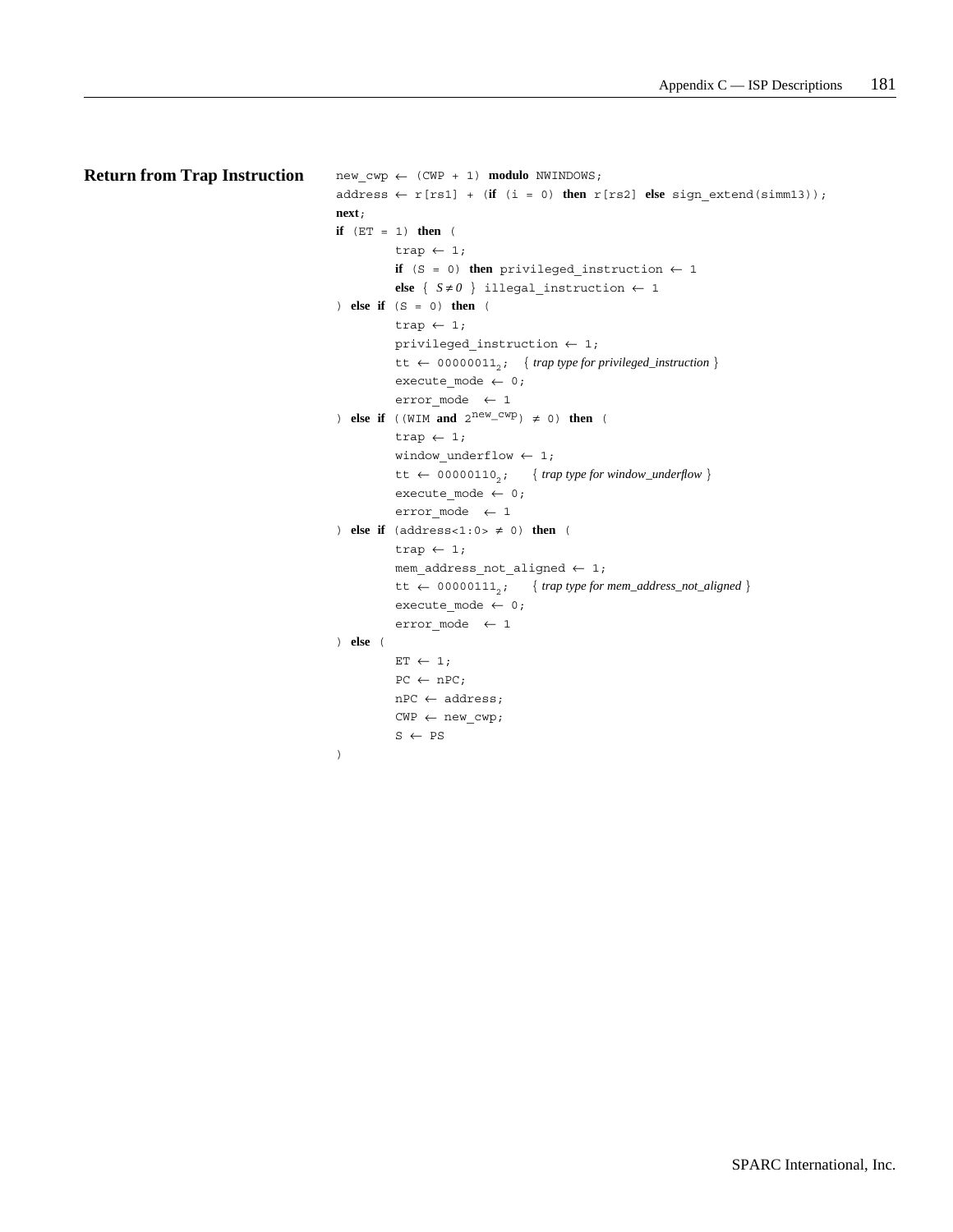**Return from Trap Instruction**

```
new_cwp ← (CWP + 1) modulo NWINDOWS;
address ← r[rs1] + (if (i = 0) then r[rs2] else sign_extend(simm13));
next;
if (ET = 1) then (
        trap ← 1;
        if (S = 0) then privileged_instruction ← 1
        else { S ≠ 0 } illegal_instruction ← 1
) else if (S = 0) then (
        trap ← 1;
        privileged_instruction ← 1;
        tt ← 00000011₂;   { trap type for privileged_instruction }
        execute_mode ← 0;
        error_mode  ← 1
) else if ((WIM and 2^new_cwp) ≠ 0) then (
        trap ← 1;
        window_underflow ← 1;
        tt ← 00000110₂;   { trap type for window_underflow }
        execute_mode ← 0;
        error_mode  ← 1
) else if (address<1:0> ≠ 0) then (
        trap ← 1;
        mem_address_not_aligned ← 1;
        tt ← 00000111₂;   { trap type for mem_address_not_aligned }
        execute_mode ← 0;
        error_mode  ← 1
) else (
        ET ← 1;
        PC ← nPC;
        nPC ← address;
        CWP ← new_cwp;
        S ← PS
)
```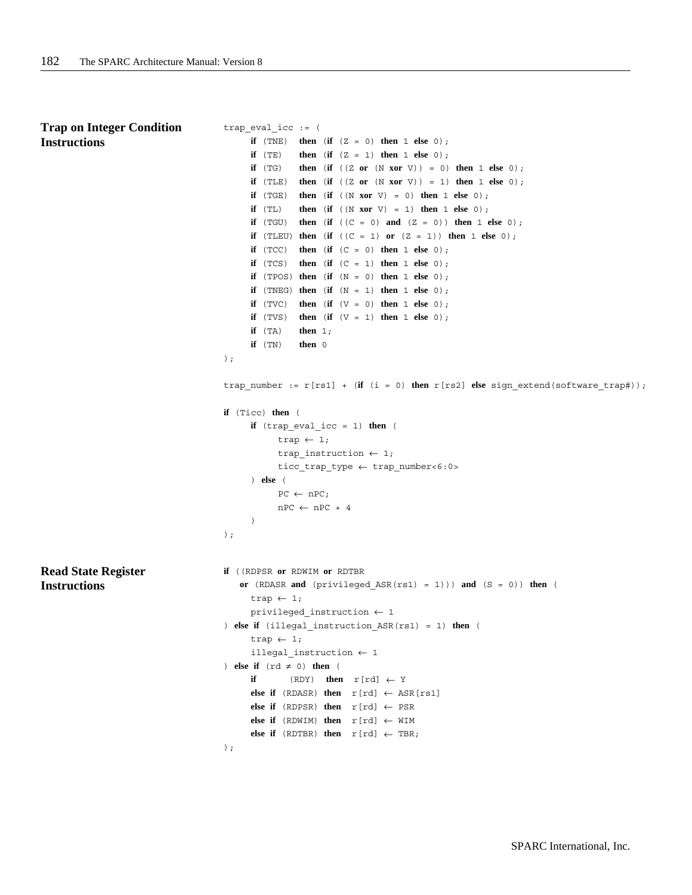#### Trap on Integer Condition Instructions

```
trap_eval_icc := (
     if (TNE)  then (if (Z = 0) then 1 else 0);
     if (TE)   then (if (Z = 1) then 1 else 0);
     if (TG)   then (if ((Z or (N xor V)) = 0) then 1 else 0);
     if (TLE)  then (if ((Z or (N xor V)) = 1) then 1 else 0);
     if (TGE)  then (if ((N xor V) = 0) then 1 else 0);
     if (TL)   then (if ((N xor V) = 1) then 1 else 0);
     if (TGU)  then (if ((C = 0) and (Z = 0)) then 1 else 0);
     if (TLEU) then (if ((C = 1) or (Z = 1)) then 1 else 0);
     if (TCC)  then (if (C = 0) then 1 else 0);
     if (TCS)  then (if (C = 1) then 1 else 0);
     if (TPOS) then (if (N = 0) then 1 else 0);
     if (TNEG) then (if (N = 1) then 1 else 0);
     if (TVC)  then (if (V = 0) then 1 else 0);
     if (TVS)  then (if (V = 1) then 1 else 0);
     if (TA)   then 1;
     if (TN)   then 0
);

trap_number := r[rs1] + (if (i = 0) then r[rs2] else sign_extend(software_trap#));

if (Ticc) then (
     if (trap_eval_icc = 1) then (
          trap ← 1;
          trap_instruction ← 1;
          ticc_trap_type ← trap_number<6:0>
     ) else (
          PC ← nPC;
          nPC ← nPC + 4
     )
);
```

#### Read State Register Instructions

```
if ((RDPSR or RDWIM or RDTBR
   or (RDASR and (privileged_ASR(rs1) = 1))) and (S = 0)) then (
     trap ← 1;
     privileged_instruction ← 1
) else if (illegal_instruction_ASR(rs1) = 1) then (
     trap ← 1;
     illegal_instruction ← 1
) else if (rd ≠ 0) then (
     if      (RDY)   then  r[rd] ← Y
     else if (RDASR) then  r[rd] ← ASR[rs1]
     else if (RDPSR) then  r[rd] ← PSR
     else if (RDWIM) then  r[rd] ← WIM
     else if (RDTBR) then  r[rd] ← TBR;
);
```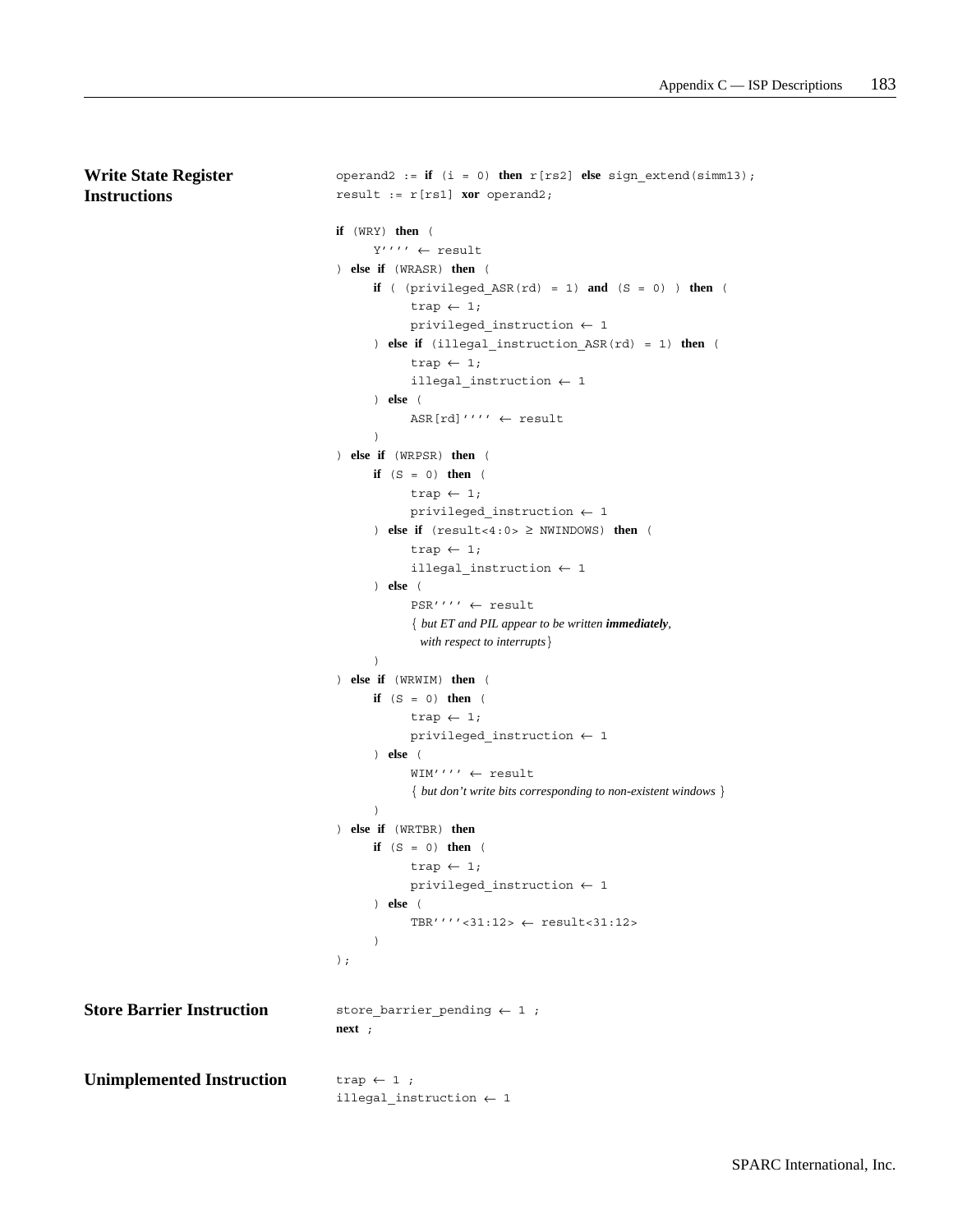## Write State Register Instructions

```
operand2 := if (i = 0) then r[rs2] else sign_extend(simm13);
result := r[rs1] xor operand2;

if (WRY) then (
    Y'''' ← result
) else if (WRASR) then (
    if ( (privileged_ASR(rd) = 1) and (S = 0) ) then (
        trap ← 1;
        privileged_instruction ← 1
    ) else if (illegal_instruction_ASR(rd) = 1) then (
        trap ← 1;
        illegal_instruction ← 1
    ) else (
        ASR[rd]'''' ← result
    )
) else if (WRPSR) then (
    if (S = 0) then (
        trap ← 1;
        privileged_instruction ← 1
    ) else if (result<4:0> ≥ NWINDOWS) then (
        trap ← 1;
        illegal_instruction ← 1
    ) else (
        PSR'''' ← result
        { but ET and PIL appear to be written immediately,
          with respect to interrupts}
    )
) else if (WRWIM) then (
    if (S = 0) then (
        trap ← 1;
        privileged_instruction ← 1
    ) else (
        WIM'''' ← result
        { but don't write bits corresponding to non-existent windows }
    )
) else if (WRTBR) then
    if (S = 0) then (
        trap ← 1;
        privileged_instruction ← 1
    ) else (
        TBR''''<31:12> ← result<31:12>
    )
);
```

## Store Barrier Instruction

```
store_barrier_pending ← 1 ;
next ;
```

## Unimplemented Instruction

```
trap ← 1 ;
illegal_instruction ← 1
```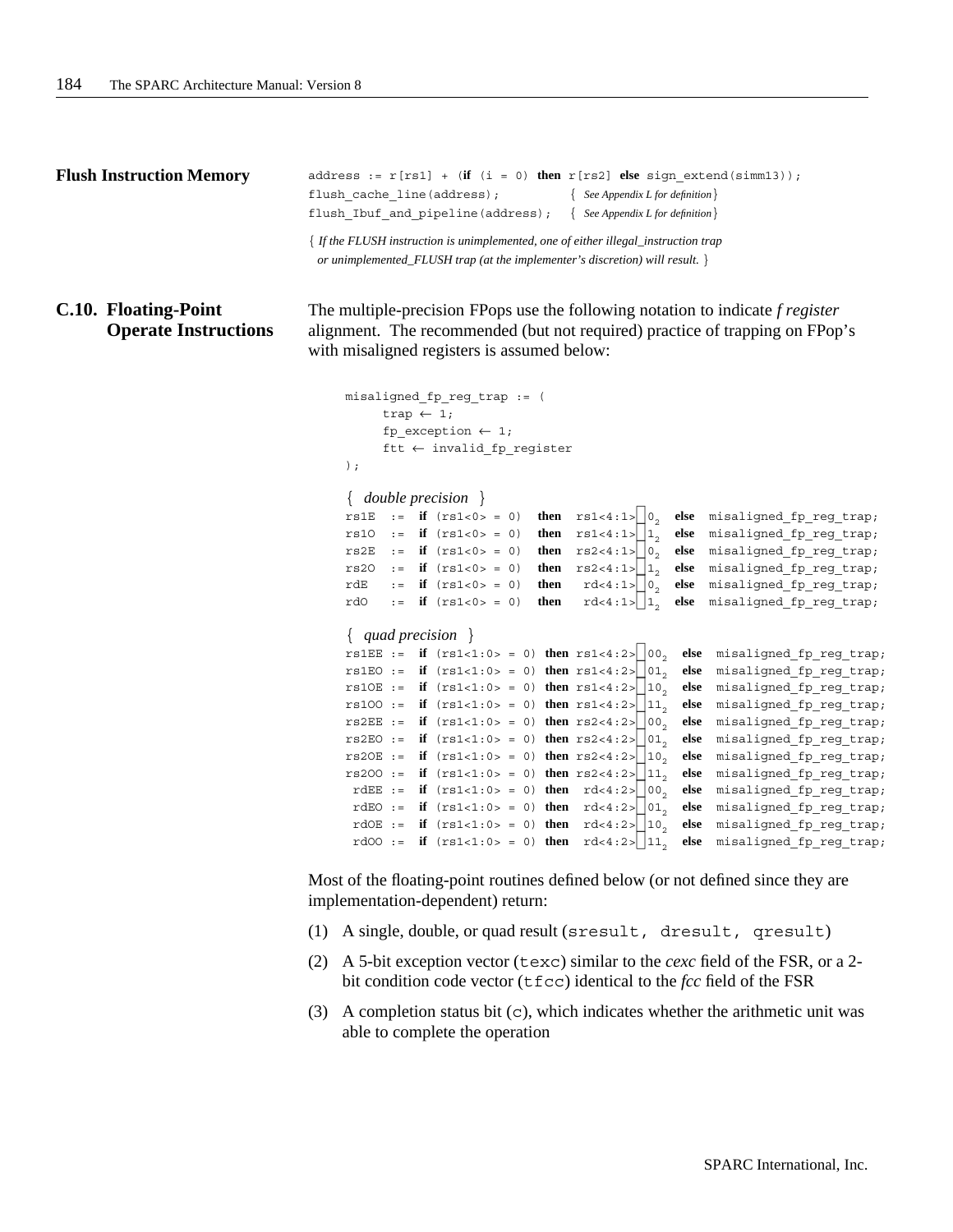**Flush Instruction Memory**

```
address := r[rs1] + (if (i = 0) then r[rs2] else sign_extend(simm13));
flush_cache_line(address);          { See Appendix L for definition }
flush_Ibuf_and_pipeline(address);   { See Appendix L for definition }

{ If the FLUSH instruction is unimplemented, one of either illegal_instruction trap
  or unimplemented_FLUSH trap (at the implementer's discretion) will result. }
```

## C.10. Floating-Point Operate Instructions

The multiple-precision FPops use the following notation to indicate *f register* alignment. The recommended (but not required) practice of trapping on FPop's with misaligned registers is assumed below:

```
misaligned_fp_reg_trap := (
     trap ← 1;
     fp_exception ← 1;
     ftt ← invalid_fp_register
);

{ double precision }
rs1E  :=  if (rs1<0> = 0)  then  rs1<4:1> ⎕ 0₂  else  misaligned_fp_reg_trap;
rs1O  :=  if (rs1<0> = 0)  then  rs1<4:1> ⎕ 1₂  else  misaligned_fp_reg_trap;
rs2E  :=  if (rs1<0> = 0)  then  rs2<4:1> ⎕ 0₂  else  misaligned_fp_reg_trap;
rs2O  :=  if (rs1<0> = 0)  then  rs2<4:1> ⎕ 1₂  else  misaligned_fp_reg_trap;
rdE   :=  if (rs1<0> = 0)  then   rd<4:1> ⎕ 0₂  else  misaligned_fp_reg_trap;
rdO   :=  if (rs1<0> = 0)  then   rd<4:1> ⎕ 1₂  else  misaligned_fp_reg_trap;

{ quad precision }
rs1EE :=  if (rs1<1:0> = 0) then rs1<4:2> ⎕ 00₂  else  misaligned_fp_reg_trap;
rs1EO :=  if (rs1<1:0> = 0) then rs1<4:2> ⎕ 01₂  else  misaligned_fp_reg_trap;
rs1OE :=  if (rs1<1:0> = 0) then rs1<4:2> ⎕ 10₂  else  misaligned_fp_reg_trap;
rs1OO :=  if (rs1<1:0> = 0) then rs1<4:2> ⎕ 11₂  else  misaligned_fp_reg_trap;
rs2EE :=  if (rs1<1:0> = 0) then rs2<4:2> ⎕ 00₂  else  misaligned_fp_reg_trap;
rs2EO :=  if (rs1<1:0> = 0) then rs2<4:2> ⎕ 01₂  else  misaligned_fp_reg_trap;
rs2OE :=  if (rs1<1:0> = 0) then rs2<4:2> ⎕ 10₂  else  misaligned_fp_reg_trap;
rs2OO :=  if (rs1<1:0> = 0) then rs2<4:2> ⎕ 11₂  else  misaligned_fp_reg_trap;
 rdEE :=  if (rs1<1:0> = 0) then  rd<4:2> ⎕ 00₂  else  misaligned_fp_reg_trap;
 rdEO :=  if (rs1<1:0> = 0) then  rd<4:2> ⎕ 01₂  else  misaligned_fp_reg_trap;
 rdOE :=  if (rs1<1:0> = 0) then  rd<4:2> ⎕ 10₂  else  misaligned_fp_reg_trap;
 rdOO :=  if (rs1<1:0> = 0) then  rd<4:2> ⎕ 11₂  else  misaligned_fp_reg_trap;
```

Most of the floating-point routines defined below (or not defined since they are implementation-dependent) return:

(1) A single, double, or quad result (`sresult, dresult, qresult`)

(2) A 5-bit exception vector (`texc`) similar to the *cexc* field of the FSR, or a 2-bit condition code vector (`tfcc`) identical to the *fcc* field of the FSR

(3) A completion status bit (`c`), which indicates whether the arithmetic unit was able to complete the operation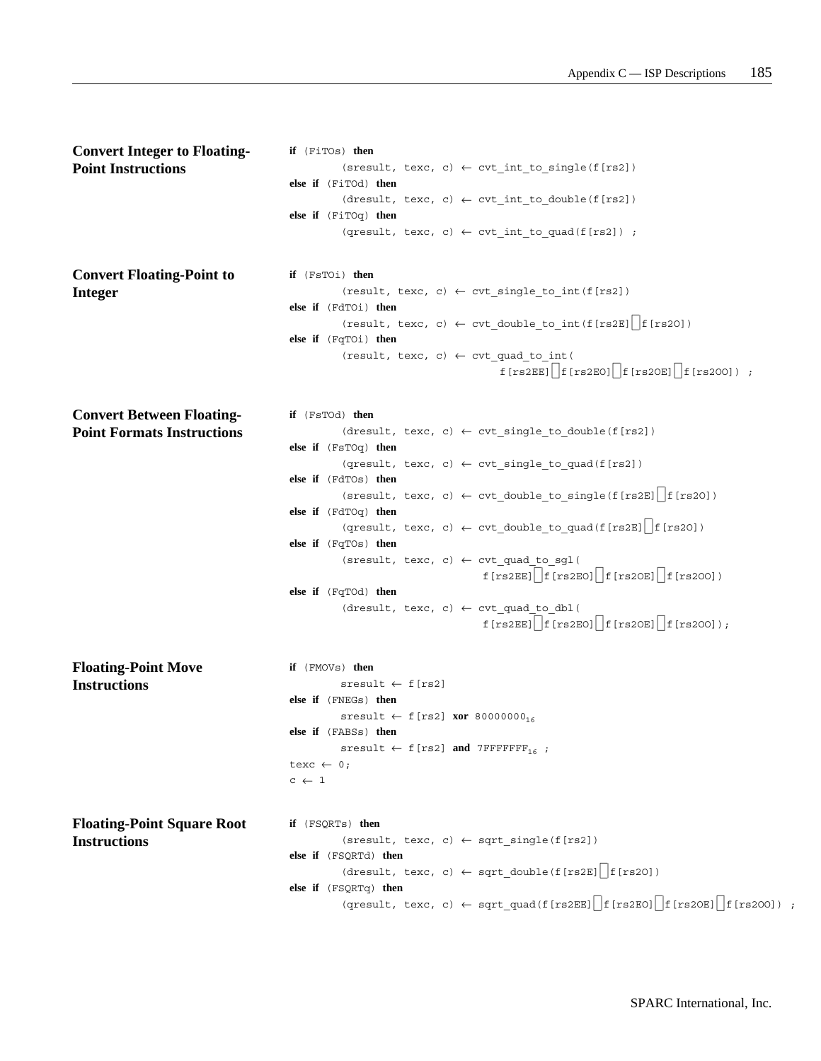### Convert Integer to Floating-Point Instructions

```
if (FiTOs) then
        (sresult, texc, c) ← cvt_int_to_single(f[rs2])
else if (FiTOd) then
        (dresult, texc, c) ← cvt_int_to_double(f[rs2])
else if (FiTOq) then
        (qresult, texc, c) ← cvt_int_to_quad(f[rs2]) ;
```

### Convert Floating-Point to Integer

```
if (FsTOi) then
        (result, texc, c) ← cvt_single_to_int(f[rs2])
else if (FdTOi) then
        (result, texc, c) ← cvt_double_to_int(f[rs2E] ⎕ f[rs2O])
else if (FqTOi) then
        (result, texc, c) ← cvt_quad_to_int(
                              f[rs2EE] ⎕ f[rs2EO] ⎕ f[rs2OE] ⎕ f[rs2OO]) ;
```

### Convert Between Floating-Point Formats Instructions

```
if (FsTOd) then
        (dresult, texc, c) ← cvt_single_to_double(f[rs2])
else if (FsTOq) then
        (qresult, texc, c) ← cvt_single_to_quad(f[rs2])
else if (FdTOs) then
        (sresult, texc, c) ← cvt_double_to_single(f[rs2E] ⎕ f[rs2O])
else if (FdTOq) then
        (qresult, texc, c) ← cvt_double_to_quad(f[rs2E] ⎕ f[rs2O])
else if (FqTOs) then
        (sresult, texc, c) ← cvt_quad_to_sgl(
                            f[rs2EE] ⎕ f[rs2EO] ⎕ f[rs2OE] ⎕ f[rs2OO])
else if (FqTOd) then
        (dresult, texc, c) ← cvt_quad_to_dbl(
                            f[rs2EE] ⎕ f[rs2EO] ⎕ f[rs2OE] ⎕ f[rs2OO]);
```

### Floating-Point Move Instructions

```
if (FMOVs) then
        sresult ← f[rs2]
else if (FNEGs) then
        sresult ← f[rs2] xor 80000000₁₆
else if (FABSs) then
        sresult ← f[rs2] and 7FFFFFFF₁₆ ;
texc ← 0;
c ← 1
```

### Floating-Point Square Root Instructions

```
if (FSQRTs) then
        (sresult, texc, c) ← sqrt_single(f[rs2])
else if (FSQRTd) then
        (dresult, texc, c) ← sqrt_double(f[rs2E] ⎕ f[rs2O])
else if (FSQRTq) then
        (qresult, texc, c) ← sqrt_quad(f[rs2EE] ⎕ f[rs2EO] ⎕ f[rs2OE] ⎕ f[rs2OO]) ;
```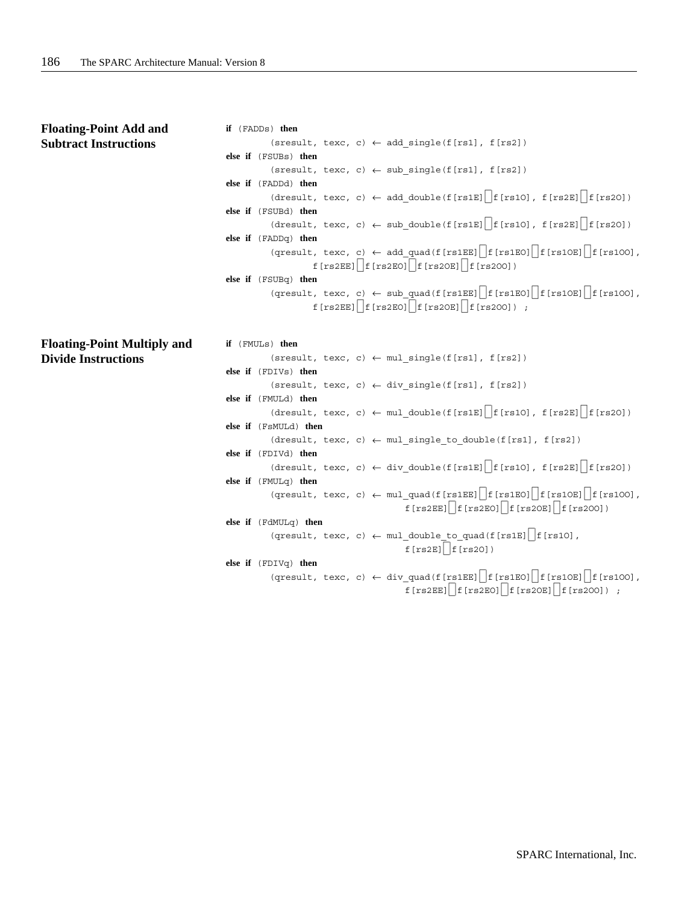### Floating-Point Add and Subtract Instructions

```
if (FADDs) then
        (sresult, texc, c) ← add_single(f[rs1], f[rs2])
else if (FSUBs) then
        (sresult, texc, c) ← sub_single(f[rs1], f[rs2])
else if (FADDd) then
        (dresult, texc, c) ← add_double(f[rs1E] ⎕ f[rs1O], f[rs2E] ⎕ f[rs2O])
else if (FSUBd) then
        (dresult, texc, c) ← sub_double(f[rs1E] ⎕ f[rs1O], f[rs2E] ⎕ f[rs2O])
else if (FADDq) then
        (qresult, texc, c) ← add_quad(f[rs1EE] ⎕ f[rs1EO] ⎕ f[rs1OE] ⎕ f[rs1OO],
                f[rs2EE] ⎕ f[rs2EO] ⎕ f[rs2OE] ⎕ f[rs2OO])
else if (FSUBq) then
        (qresult, texc, c) ← sub_quad(f[rs1EE] ⎕ f[rs1EO] ⎕ f[rs1OE] ⎕ f[rs1OO],
                f[rs2EE] ⎕ f[rs2EO] ⎕ f[rs2OE] ⎕ f[rs2OO]) ;
```

### Floating-Point Multiply and Divide Instructions

```
if (FMULs) then
        (sresult, texc, c) ← mul_single(f[rs1], f[rs2])
else if (FDIVs) then
        (sresult, texc, c) ← div_single(f[rs1], f[rs2])
else if (FMULd) then
        (dresult, texc, c) ← mul_double(f[rs1E] ⎕ f[rs1O], f[rs2E] ⎕ f[rs2O])
else if (FsMULd) then
        (dresult, texc, c) ← mul_single_to_double(f[rs1], f[rs2])
else if (FDIVd) then
        (dresult, texc, c) ← div_double(f[rs1E] ⎕ f[rs1O], f[rs2E] ⎕ f[rs2O])
else if (FMULq) then
        (qresult, texc, c) ← mul_quad(f[rs1EE] ⎕ f[rs1EO] ⎕ f[rs1OE] ⎕ f[rs1OO],
                              f[rs2EE] ⎕ f[rs2EO] ⎕ f[rs2OE] ⎕ f[rs2OO])
else if (FdMULq) then
        (qresult, texc, c) ← mul_double_to_quad(f[rs1E] ⎕ f[rs1O],
                              f[rs2E] ⎕ f[rs2O])
else if (FDIVq) then
        (qresult, texc, c) ← div_quad(f[rs1EE] ⎕ f[rs1EO] ⎕ f[rs1OE] ⎕ f[rs1OO],
                              f[rs2EE] ⎕ f[rs2EO] ⎕ f[rs2OE] ⎕ f[rs2OO]) ;
```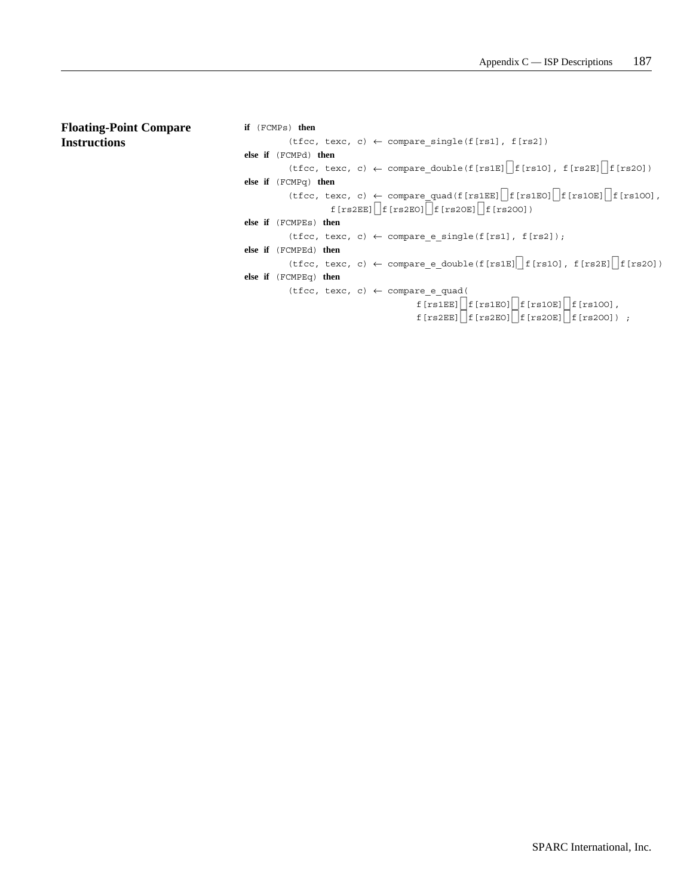## Floating-Point Compare Instructions

```
if (FCMPs) then
        (tfcc, texc, c) ← compare_single(f[rs1], f[rs2])
else if (FCMPd) then
        (tfcc, texc, c) ← compare_double(f[rs1E] ⌷ f[rs1O], f[rs2E] ⌷ f[rs2O])
else if (FCMPq) then
        (tfcc, texc, c) ← compare_quad(f[rs1EE] ⌷ f[rs1EO] ⌷ f[rs1OE] ⌷ f[rs1OO],
                  f[rs2EE] ⌷ f[rs2EO] ⌷ f[rs2OE] ⌷ f[rs2OO])
else if (FCMPEs) then
        (tfcc, texc, c) ← compare_e_single(f[rs1], f[rs2]);
else if (FCMPEd) then
        (tfcc, texc, c) ← compare_e_double(f[rs1E] ⌷ f[rs1O], f[rs2E] ⌷ f[rs2O])
else if (FCMPEq) then
        (tfcc, texc, c) ← compare_e_quad(
                                f[rs1EE] ⌷ f[rs1EO] ⌷ f[rs1OE] ⌷ f[rs1OO],
                                f[rs2EE] ⌷ f[rs2EO] ⌷ f[rs2OE] ⌷ f[rs2OO]) ;
```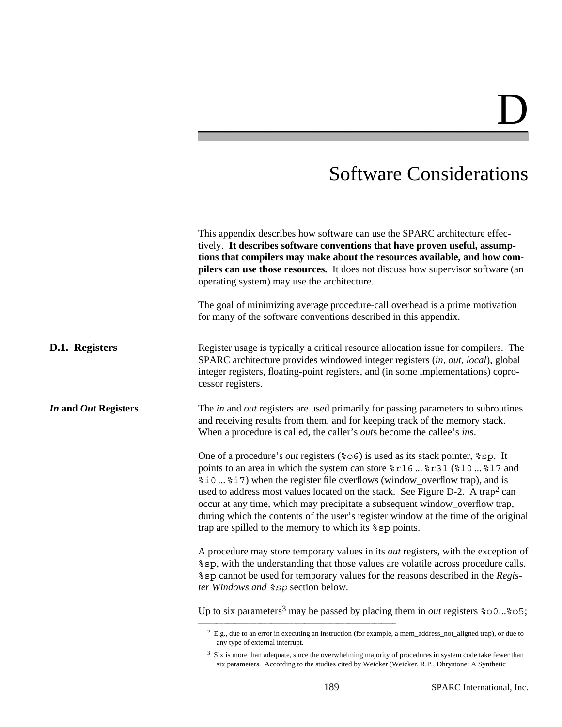# D

# Software Considerations

This appendix describes how software can use the SPARC architecture effectively. **It describes software conventions that have proven useful, assumptions that compilers may make about the resources available, and how compilers can use those resources.** It does not discuss how supervisor software (an operating system) may use the architecture.

The goal of minimizing average procedure-call overhead is a prime motivation for many of the software conventions described in this appendix.

## D.1. Registers

Register usage is typically a critical resource allocation issue for compilers. The SPARC architecture provides windowed integer registers (*in*, *out*, *local*), global integer registers, floating-point registers, and (in some implementations) coprocessor registers.

### *In* and *Out* Registers

The *in* and *out* registers are used primarily for passing parameters to subroutines and receiving results from them, and for keeping track of the memory stack. When a procedure is called, the caller's *out*s become the callee's *in*s.

One of a procedure's *out* registers (`%o6`) is used as its stack pointer, `%sp`. It points to an area in which the system can store `%r16` ... `%r31` (`%l0` ... `%l7` and `%i0` ... `%i7`) when the register file overflows (window_overflow trap), and is used to address most values located on the stack. See Figure D-2. A trap[2] can occur at any time, which may precipitate a subsequent window_overflow trap, during which the contents of the user's register window at the time of the original trap are spilled to the memory to which its `%sp` points.

A procedure may store temporary values in its *out* registers, with the exception of `%sp`, with the understanding that those values are volatile across procedure calls. `%sp` cannot be used for temporary values for the reasons described in the *Register Windows and `%sp`* section below.

Up to six parameters[3] may be passed by placing them in *out* registers `%o0`...`%o5`;

---

[2] E.g., due to an error in executing an instruction (for example, a mem_address_not_aligned trap), or due to any type of external interrupt.

[3] Six is more than adequate, since the overwhelming majority of procedures in system code take fewer than six parameters. According to the studies cited by Weicker (Weicker, R.P., Dhrystone: A Synthetic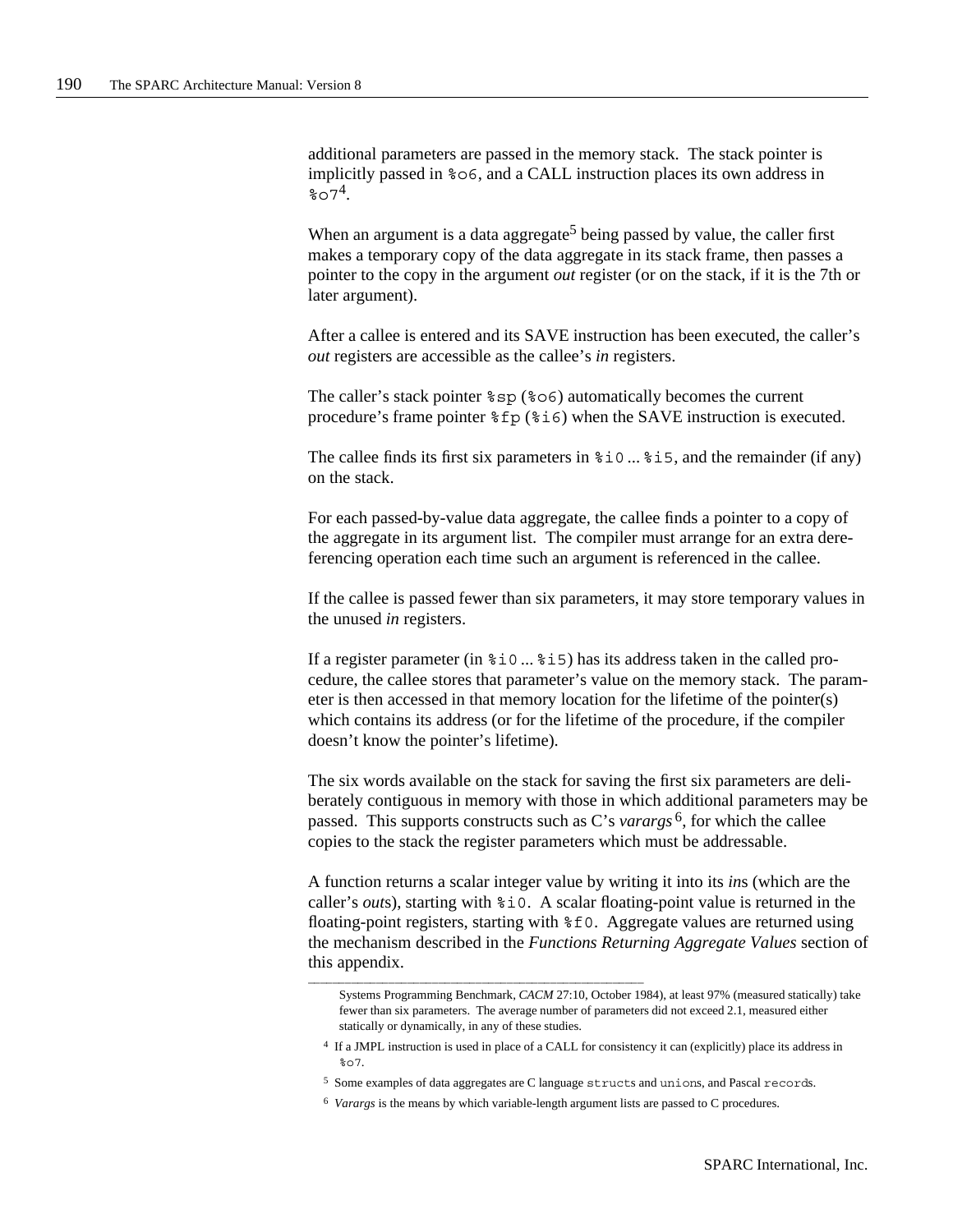additional parameters are passed in the memory stack. The stack pointer is implicitly passed in `%o6`, and a CALL instruction places its own address in `%o7`[4].

When an argument is a data aggregate[5] being passed by value, the caller first makes a temporary copy of the data aggregate in its stack frame, then passes a pointer to the copy in the argument *out* register (or on the stack, if it is the 7th or later argument).

After a callee is entered and its SAVE instruction has been executed, the caller's *out* registers are accessible as the callee's *in* registers.

The caller's stack pointer `%sp` (`%o6`) automatically becomes the current procedure's frame pointer `%fp` (`%i6`) when the SAVE instruction is executed.

The callee finds its first six parameters in `%i0` ... `%i5`, and the remainder (if any) on the stack.

For each passed-by-value data aggregate, the callee finds a pointer to a copy of the aggregate in its argument list. The compiler must arrange for an extra dereferencing operation each time such an argument is referenced in the callee.

If the callee is passed fewer than six parameters, it may store temporary values in the unused *in* registers.

If a register parameter (in `%i0` ... `%i5`) has its address taken in the called procedure, the callee stores that parameter's value on the memory stack. The parameter is then accessed in that memory location for the lifetime of the pointer(s) which contains its address (or for the lifetime of the procedure, if the compiler doesn't know the pointer's lifetime).

The six words available on the stack for saving the first six parameters are deliberately contiguous in memory with those in which additional parameters may be passed. This supports constructs such as C's *varargs*[6], for which the callee copies to the stack the register parameters which must be addressable.

A function returns a scalar integer value by writing it into its *in*s (which are the caller's *out*s), starting with `%i0`. A scalar floating-point value is returned in the floating-point registers, starting with `%f0`. Aggregate values are returned using the mechanism described in the *Functions Returning Aggregate Values* section of this appendix.

---

Systems Programming Benchmark, *CACM* 27:10, October 1984), at least 97% (measured statically) take fewer than six parameters. The average number of parameters did not exceed 2.1, measured either statically or dynamically, in any of these studies.

[4] If a JMPL instruction is used in place of a CALL for consistency it can (explicitly) place its address in `%o7`.

[5] Some examples of data aggregates are C language `struct`s and `union`s, and Pascal `record`s.

[6] *Varargs* is the means by which variable-length argument lists are passed to C procedures.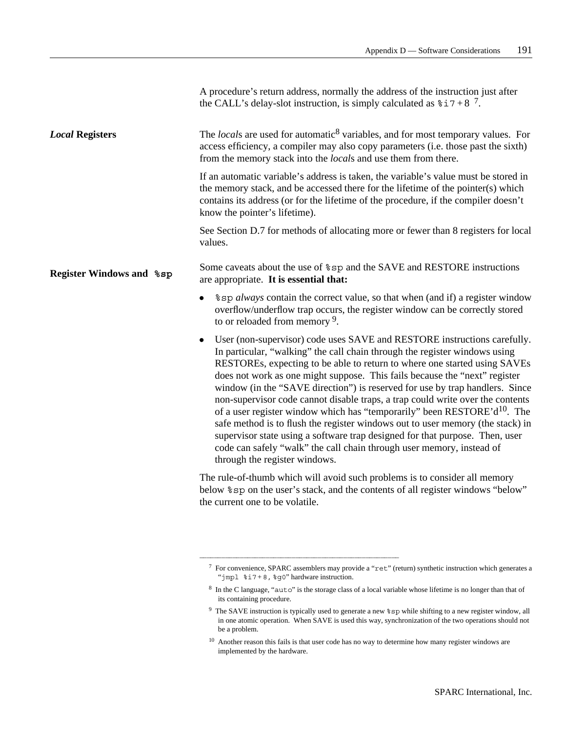A procedure's return address, normally the address of the instruction just after the CALL's delay-slot instruction, is simply calculated as `%i7 + 8` [7].

### *Local* Registers

The *local*s are used for automatic[8] variables, and for most temporary values. For access efficiency, a compiler may also copy parameters (i.e. those past the sixth) from the memory stack into the *local*s and use them from there.

If an automatic variable's address is taken, the variable's value must be stored in the memory stack, and be accessed there for the lifetime of the pointer(s) which contains its address (or for the lifetime of the procedure, if the compiler doesn't know the pointer's lifetime).

See Section D.7 for methods of allocating more or fewer than 8 registers for local values.

### Register Windows and `%sp`

Some caveats about the use of `%sp` and the SAVE and RESTORE instructions are appropriate. **It is essential that:**

- `%sp` *always* contain the correct value, so that when (and if) a register window overflow/underflow trap occurs, the register window can be correctly stored to or reloaded from memory [9].
- User (non-supervisor) code uses SAVE and RESTORE instructions carefully. In particular, "walking" the call chain through the register windows using RESTOREs, expecting to be able to return to where one started using SAVEs does not work as one might suppose. This fails because the "next" register window (in the "SAVE direction") is reserved for use by trap handlers. Since non-supervisor code cannot disable traps, a trap could write over the contents of a user register window which has "temporarily" been RESTORE'd[10]. The safe method is to flush the register windows out to user memory (the stack) in supervisor state using a software trap designed for that purpose. Then, user code can safely "walk" the call chain through user memory, instead of through the register windows.

The rule-of-thumb which will avoid such problems is to consider all memory below `%sp` on the user's stack, and the contents of all register windows "below" the current one to be volatile.

---

[7] For convenience, SPARC assemblers may provide a "`ret`" (return) synthetic instruction which generates a "`jmpl %i7 + 8, %g0`" hardware instruction.

[8] In the C language, "`auto`" is the storage class of a local variable whose lifetime is no longer than that of its containing procedure.

[9] The SAVE instruction is typically used to generate a new `%sp` while shifting to a new register window, all in one atomic operation. When SAVE is used this way, synchronization of the two operations should not be a problem.

[10] Another reason this fails is that user code has no way to determine how many register windows are implemented by the hardware.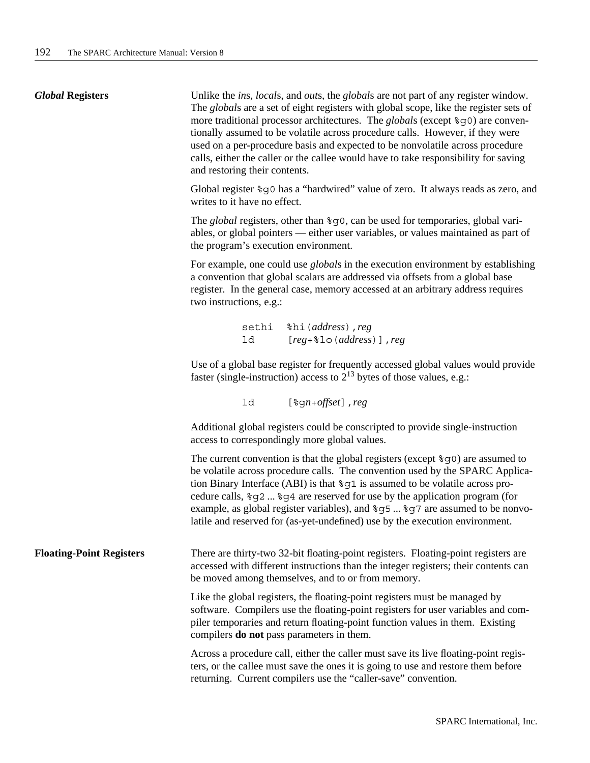### *Global* Registers

Unlike the *in*s, *local*s, and *out*s, the *global*s are not part of any register window. The *global*s are a set of eight registers with global scope, like the register sets of more traditional processor architectures. The *global*s (except `%g0`) are conventionally assumed to be volatile across procedure calls. However, if they were used on a per-procedure basis and expected to be nonvolatile across procedure calls, either the caller or the callee would have to take responsibility for saving and restoring their contents.

Global register `%g0` has a "hardwired" value of zero. It always reads as zero, and writes to it have no effect.

The *global* registers, other than `%g0`, can be used for temporaries, global variables, or global pointers — either user variables, or values maintained as part of the program's execution environment.

For example, one could use *global*s in the execution environment by establishing a convention that global scalars are addressed via offsets from a global base register. In the general case, memory accessed at an arbitrary address requires two instructions, e.g.:

```
sethi   %hi(address),reg
ld      [reg+%lo(address)],reg
```

Use of a global base register for frequently accessed global values would provide faster (single-instruction) access to $2^{13}$ bytes of those values, e.g.:

```
ld      [%gn+offset],reg
```

Additional global registers could be conscripted to provide single-instruction access to correspondingly more global values.

The current convention is that the global registers (except `%g0`) are assumed to be volatile across procedure calls. The convention used by the SPARC Application Binary Interface (ABI) is that `%g1` is assumed to be volatile across procedure calls, `%g2` ... `%g4` are reserved for use by the application program (for example, as global register variables), and `%g5` ... `%g7` are assumed to be nonvolatile and reserved for (as-yet-undefined) use by the execution environment.

### Floating-Point Registers

There are thirty-two 32-bit floating-point registers. Floating-point registers are accessed with different instructions than the integer registers; their contents can be moved among themselves, and to or from memory.

Like the global registers, the floating-point registers must be managed by software. Compilers use the floating-point registers for user variables and compiler temporaries and return floating-point function values in them. Existing compilers **do not** pass parameters in them.

Across a procedure call, either the caller must save its live floating-point registers, or the callee must save the ones it is going to use and restore them before returning. Current compilers use the "caller-save" convention.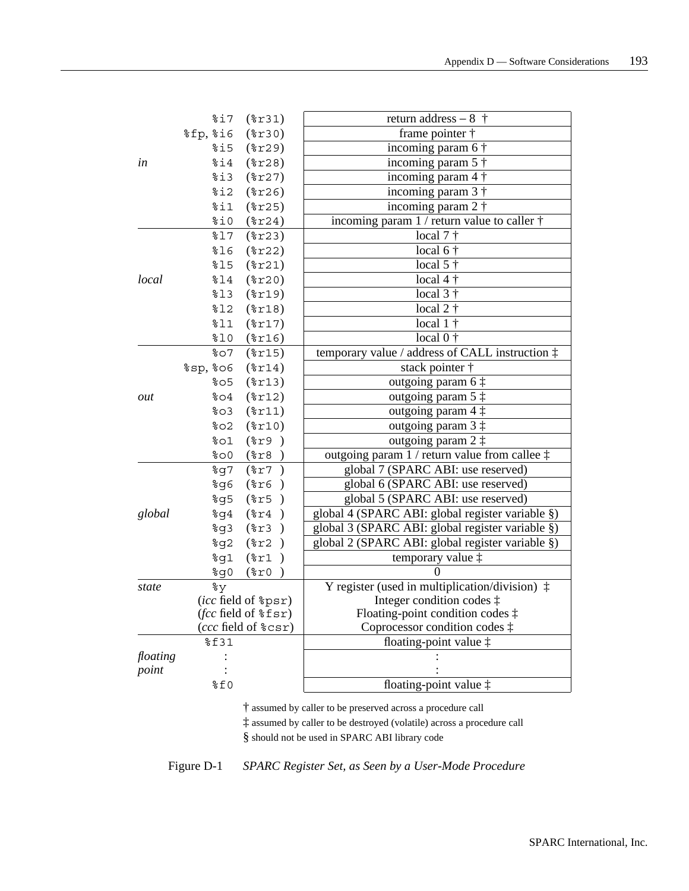| Group | Register | Description |
|---|---|---|
| *in* | %i7 (%r31) | return address – 8 † |
| | %fp, %i6 (%r30) | frame pointer † |
| | %i5 (%r29) | incoming param 6 † |
| | %i4 (%r28) | incoming param 5 † |
| | %i3 (%r27) | incoming param 4 † |
| | %i2 (%r26) | incoming param 3 † |
| | %i1 (%r25) | incoming param 2 † |
| | %i0 (%r24) | incoming param 1 / return value to caller † |
| *local* | %l7 (%r23) | local 7 † |
| | %l6 (%r22) | local 6 † |
| | %l5 (%r21) | local 5 † |
| | %l4 (%r20) | local 4 † |
| | %l3 (%r19) | local 3 † |
| | %l2 (%r18) | local 2 † |
| | %l1 (%r17) | local 1 † |
| | %l0 (%r16) | local 0 † |
| *out* | %o7 (%r15) | temporary value / address of CALL instruction ‡ |
| | %sp, %o6 (%r14) | stack pointer † |
| | %o5 (%r13) | outgoing param 6 ‡ |
| | %o4 (%r12) | outgoing param 5 ‡ |
| | %o3 (%r11) | outgoing param 4 ‡ |
| | %o2 (%r10) | outgoing param 3 ‡ |
| | %o1 (%r9 ) | outgoing param 2 ‡ |
| | %o0 (%r8 ) | outgoing param 1 / return value from callee ‡ |
| *global* | %g7 (%r7 ) | global 7 (SPARC ABI: use reserved) |
| | %g6 (%r6 ) | global 6 (SPARC ABI: use reserved) |
| | %g5 (%r5 ) | global 5 (SPARC ABI: use reserved) |
| | %g4 (%r4 ) | global 4 (SPARC ABI: global register variable §) |
| | %g3 (%r3 ) | global 3 (SPARC ABI: global register variable §) |
| | %g2 (%r2 ) | global 2 (SPARC ABI: global register variable §) |
| | %g1 (%r1 ) | temporary value ‡ |
| | %g0 (%r0 ) | 0 |
| *state* | %y | Y register (used in multiplication/division) ‡ |
| | (*icc* field of %psr) | Integer condition codes ‡ |
| | (*fcc* field of %fsr) | Floating-point condition codes ‡ |
| | (*ccc* field of %csr) | Coprocessor condition codes ‡ |
| *floating point* | %f31 | floating-point value ‡ |
| | : | : |
| | : | : |
| | %f0 | floating-point value ‡ |

† assumed by caller to be preserved across a procedure call

‡ assumed by caller to be destroyed (volatile) across a procedure call

§ should not be used in SPARC ABI library code

Figure D-1 *SPARC Register Set, as Seen by a User-Mode Procedure*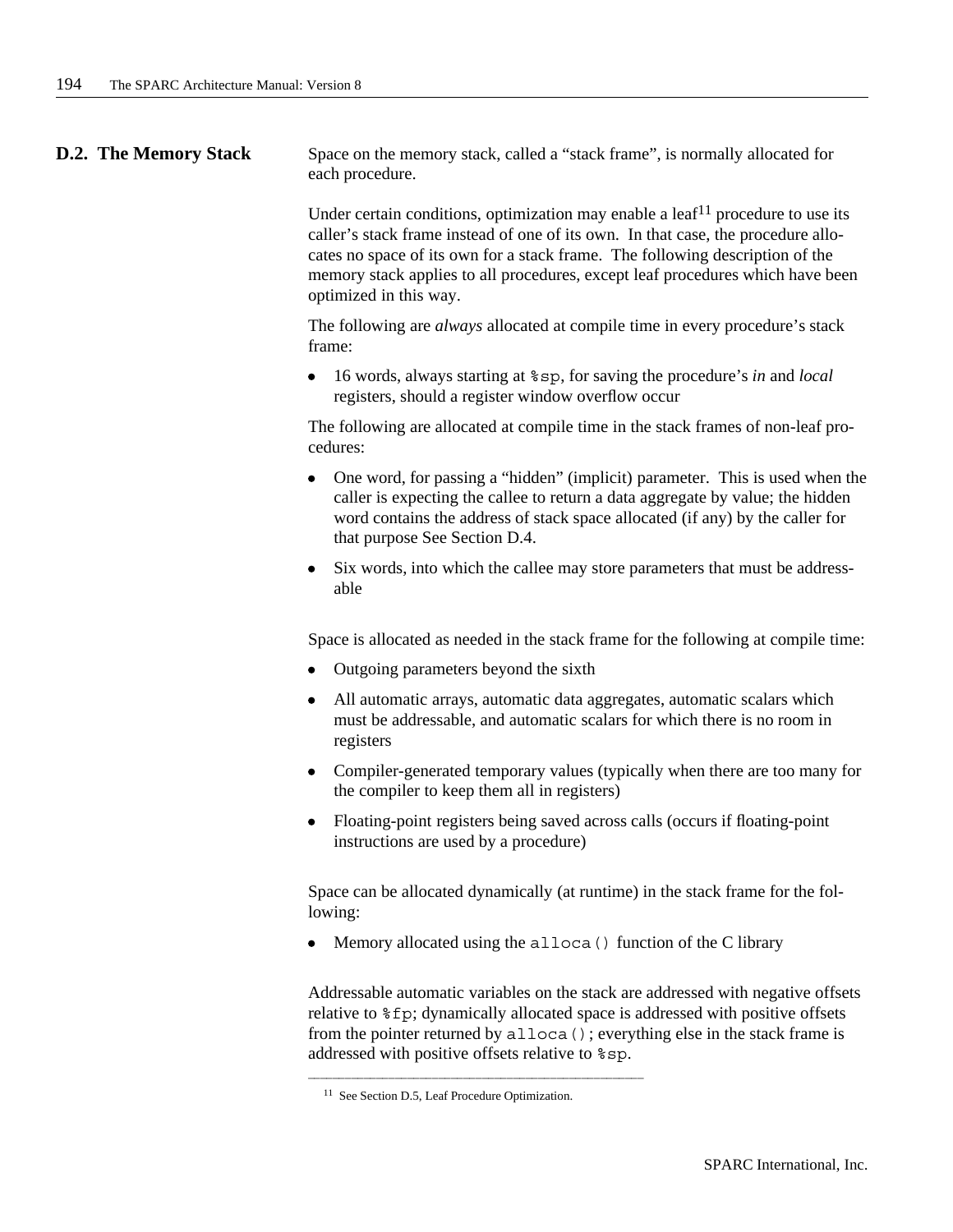## D.2. The Memory Stack

Space on the memory stack, called a "stack frame", is normally allocated for each procedure.

Under certain conditions, optimization may enable a leaf[11] procedure to use its caller's stack frame instead of one of its own. In that case, the procedure allocates no space of its own for a stack frame. The following description of the memory stack applies to all procedures, except leaf procedures which have been optimized in this way.

The following are *always* allocated at compile time in every procedure's stack frame:

- 16 words, always starting at `%sp`, for saving the procedure's *in* and *local* registers, should a register window overflow occur

The following are allocated at compile time in the stack frames of non-leaf procedures:

- One word, for passing a "hidden" (implicit) parameter. This is used when the caller is expecting the callee to return a data aggregate by value; the hidden word contains the address of stack space allocated (if any) by the caller for that purpose See Section D.4.
- Six words, into which the callee may store parameters that must be addressable

Space is allocated as needed in the stack frame for the following at compile time:

- Outgoing parameters beyond the sixth
- All automatic arrays, automatic data aggregates, automatic scalars which must be addressable, and automatic scalars for which there is no room in registers
- Compiler-generated temporary values (typically when there are too many for the compiler to keep them all in registers)
- Floating-point registers being saved across calls (occurs if floating-point instructions are used by a procedure)

Space can be allocated dynamically (at runtime) in the stack frame for the following:

- Memory allocated using the `alloca()` function of the C library

Addressable automatic variables on the stack are addressed with negative offsets relative to `%fp`; dynamically allocated space is addressed with positive offsets from the pointer returned by `alloca()`; everything else in the stack frame is addressed with positive offsets relative to `%sp`.

---

[11] See Section D.5, Leaf Procedure Optimization.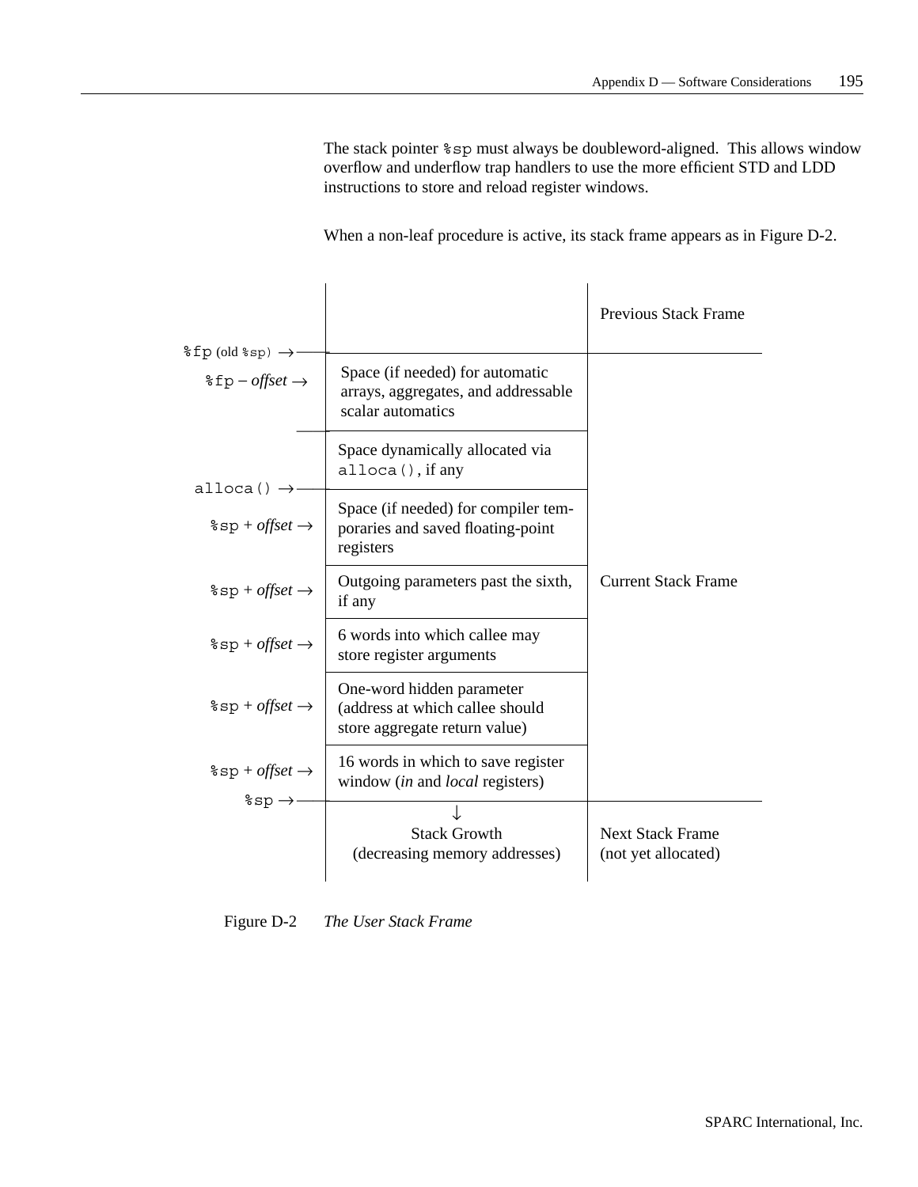The stack pointer `%sp` must always be doubleword-aligned. This allows window overflow and underflow trap handlers to use the more efficient STD and LDD instructions to store and reload register windows.

When a non-leaf procedure is active, its stack frame appears as in Figure D-2.

| Pointer | Contents | Frame |
|---|---|---|
| | | Previous Stack Frame |
| `%fp` (old `%sp`) → | | |
| `%fp` – *offset* → | Space (if needed) for automatic arrays, aggregates, and addressable scalar automatics | Current Stack Frame |
| | Space dynamically allocated via `alloca()`, if any | |
| `alloca()` → | | |
| `%sp` + *offset* → | Space (if needed) for compiler temporaries and saved floating-point registers | |
| `%sp` + *offset* → | Outgoing parameters past the sixth, if any | |
| `%sp` + *offset* → | 6 words into which callee may store register arguments | |
| `%sp` + *offset* → | One-word hidden parameter (address at which callee should store aggregate return value) | |
| `%sp` + *offset* → | 16 words in which to save register window (*in* and *local* registers) | |
| `%sp` → | | |
| | ↓ Stack Growth (decreasing memory addresses) | Next Stack Frame (not yet allocated) |

Figure D-2 *The User Stack Frame*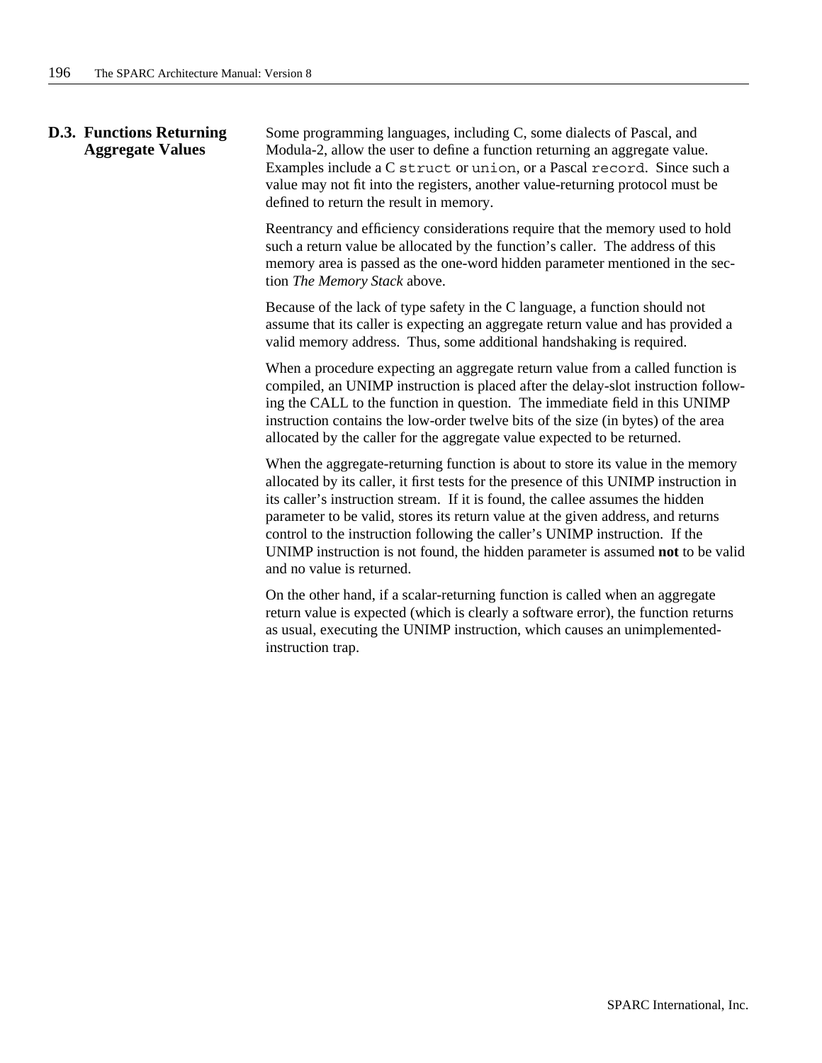## D.3. Functions Returning Aggregate Values

Some programming languages, including C, some dialects of Pascal, and Modula-2, allow the user to define a function returning an aggregate value. Examples include a C `struct` or `union`, or a Pascal `record`. Since such a value may not fit into the registers, another value-returning protocol must be defined to return the result in memory.

Reentrancy and efficiency considerations require that the memory used to hold such a return value be allocated by the function's caller. The address of this memory area is passed as the one-word hidden parameter mentioned in the section *The Memory Stack* above.

Because of the lack of type safety in the C language, a function should not assume that its caller is expecting an aggregate return value and has provided a valid memory address. Thus, some additional handshaking is required.

When a procedure expecting an aggregate return value from a called function is compiled, an UNIMP instruction is placed after the delay-slot instruction following the CALL to the function in question. The immediate field in this UNIMP instruction contains the low-order twelve bits of the size (in bytes) of the area allocated by the caller for the aggregate value expected to be returned.

When the aggregate-returning function is about to store its value in the memory allocated by its caller, it first tests for the presence of this UNIMP instruction in its caller's instruction stream. If it is found, the callee assumes the hidden parameter to be valid, stores its return value at the given address, and returns control to the instruction following the caller's UNIMP instruction. If the UNIMP instruction is not found, the hidden parameter is assumed **not** to be valid and no value is returned.

On the other hand, if a scalar-returning function is called when an aggregate return value is expected (which is clearly a software error), the function returns as usual, executing the UNIMP instruction, which causes an unimplemented-instruction trap.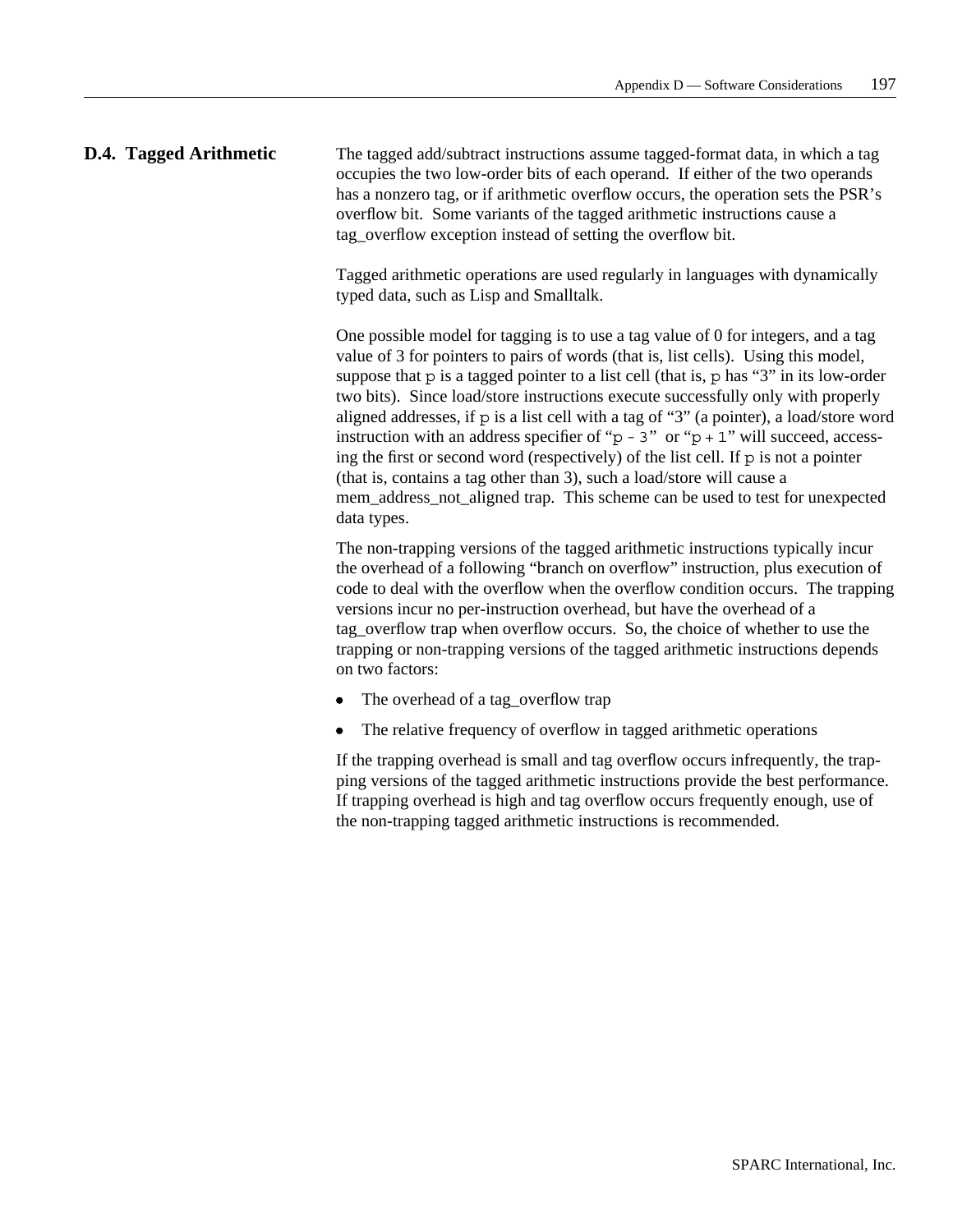## D.4. Tagged Arithmetic

The tagged add/subtract instructions assume tagged-format data, in which a tag occupies the two low-order bits of each operand. If either of the two operands has a nonzero tag, or if arithmetic overflow occurs, the operation sets the PSR's overflow bit. Some variants of the tagged arithmetic instructions cause a tag_overflow exception instead of setting the overflow bit.

Tagged arithmetic operations are used regularly in languages with dynamically typed data, such as Lisp and Smalltalk.

One possible model for tagging is to use a tag value of 0 for integers, and a tag value of 3 for pointers to pairs of words (that is, list cells). Using this model, suppose that `p` is a tagged pointer to a list cell (that is, `p` has "3" in its low-order two bits). Since load/store instructions execute successfully only with properly aligned addresses, if `p` is a list cell with a tag of "3" (a pointer), a load/store word instruction with an address specifier of "`p - 3`" or "`p + 1`" will succeed, accessing the first or second word (respectively) of the list cell. If `p` is not a pointer (that is, contains a tag other than 3), such a load/store will cause a mem_address_not_aligned trap. This scheme can be used to test for unexpected data types.

The non-trapping versions of the tagged arithmetic instructions typically incur the overhead of a following "branch on overflow" instruction, plus execution of code to deal with the overflow when the overflow condition occurs. The trapping versions incur no per-instruction overhead, but have the overhead of a tag_overflow trap when overflow occurs. So, the choice of whether to use the trapping or non-trapping versions of the tagged arithmetic instructions depends on two factors:

- The overhead of a tag_overflow trap
- The relative frequency of overflow in tagged arithmetic operations

If the trapping overhead is small and tag overflow occurs infrequently, the trapping versions of the tagged arithmetic instructions provide the best performance. If trapping overhead is high and tag overflow occurs frequently enough, use of the non-trapping tagged arithmetic instructions is recommended.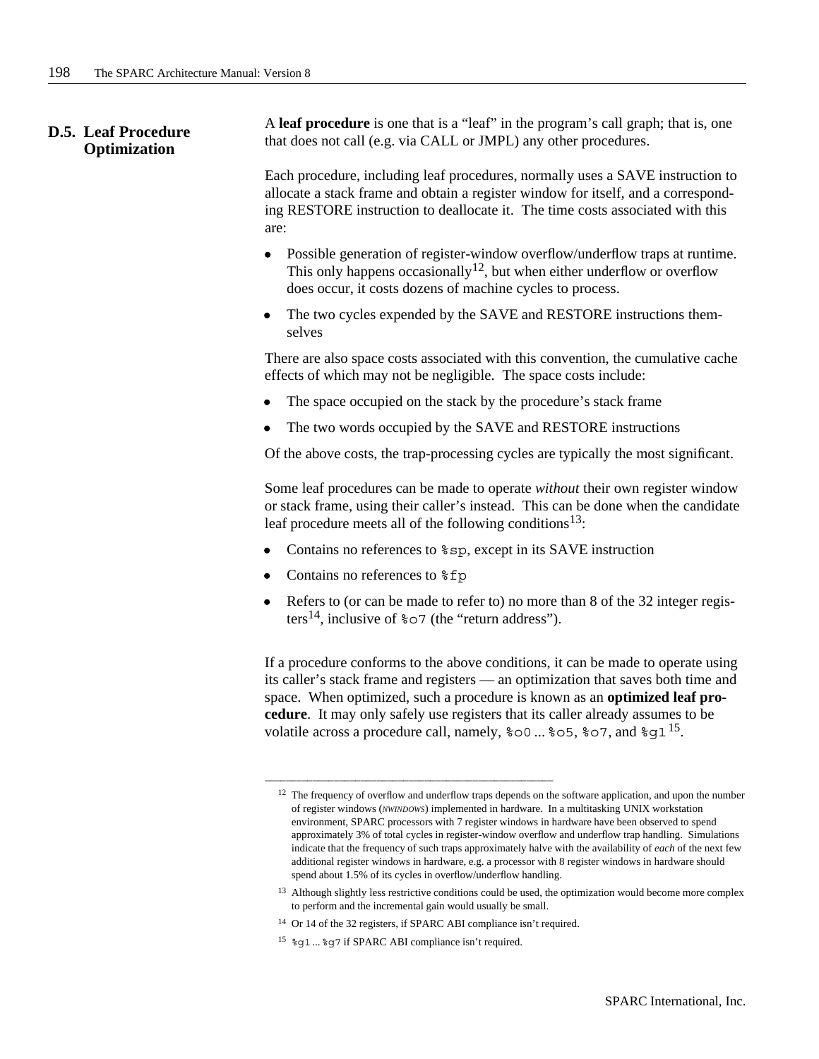## D.5. Leaf Procedure Optimization

A **leaf procedure** is one that is a "leaf" in the program's call graph; that is, one that does not call (e.g. via CALL or JMPL) any other procedures.

Each procedure, including leaf procedures, normally uses a SAVE instruction to allocate a stack frame and obtain a register window for itself, and a corresponding RESTORE instruction to deallocate it. The time costs associated with this are:

- Possible generation of register-window overflow/underflow traps at runtime. This only happens occasionally[12], but when either underflow or overflow does occur, it costs dozens of machine cycles to process.
- The two cycles expended by the SAVE and RESTORE instructions themselves

There are also space costs associated with this convention, the cumulative cache effects of which may not be negligible. The space costs include:

- The space occupied on the stack by the procedure's stack frame
- The two words occupied by the SAVE and RESTORE instructions

Of the above costs, the trap-processing cycles are typically the most significant.

Some leaf procedures can be made to operate *without* their own register window or stack frame, using their caller's instead. This can be done when the candidate leaf procedure meets all of the following conditions[13]:

- Contains no references to `%sp`, except in its SAVE instruction
- Contains no references to `%fp`
- Refers to (or can be made to refer to) no more than 8 of the 32 integer registers[14], inclusive of `%o7` (the "return address").

If a procedure conforms to the above conditions, it can be made to operate using its caller's stack frame and registers — an optimization that saves both time and space. When optimized, such a procedure is known as an **optimized leaf procedure**. It may only safely use registers that its caller already assumes to be volatile across a procedure call, namely, `%o0` ... `%o5`, `%o7`, and `%g1`[15].

---

[12] The frequency of overflow and underflow traps depends on the software application, and upon the number of register windows (*NWINDOWS*) implemented in hardware. In a multitasking UNIX workstation environment, SPARC processors with 7 register windows in hardware have been observed to spend approximately 3% of total cycles in register-window overflow and underflow trap handling. Simulations indicate that the frequency of such traps approximately halve with the availability of *each* of the next few additional register windows in hardware, e.g. a processor with 8 register windows in hardware should spend about 1.5% of its cycles in overflow/underflow handling.

[13] Although slightly less restrictive conditions could be used, the optimization would become more complex to perform and the incremental gain would usually be small.

[14] Or 14 of the 32 registers, if SPARC ABI compliance isn't required.

[15] `%g1` ... `%g7` if SPARC ABI compliance isn't required.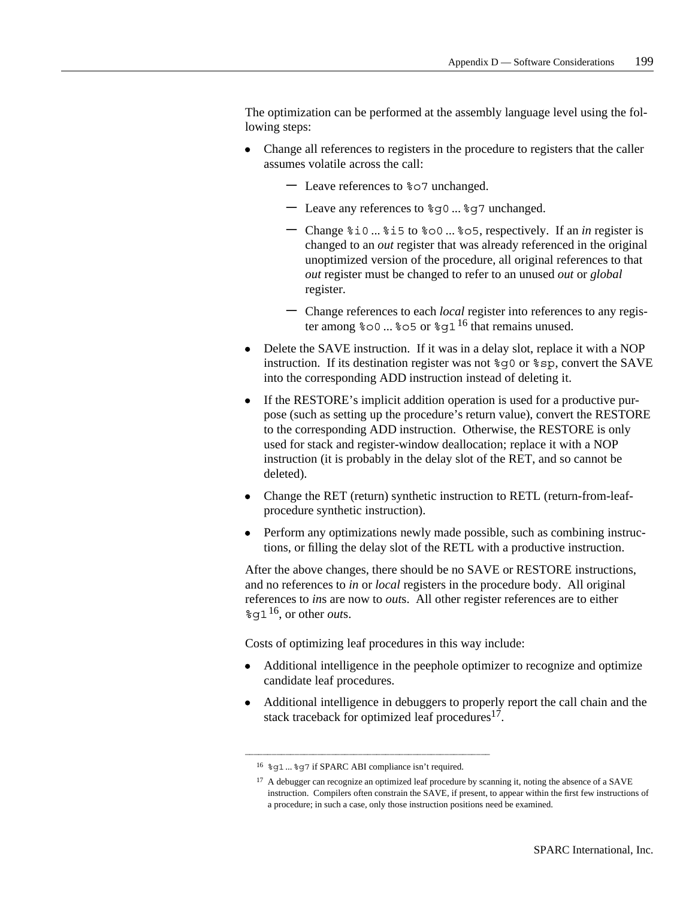The optimization can be performed at the assembly language level using the following steps:

- Change all references to registers in the procedure to registers that the caller assumes volatile across the call:
  - Leave references to `%o7` unchanged.
  - Leave any references to `%g0` ... `%g7` unchanged.
  - Change `%i0` ... `%i5` to `%o0` ... `%o5`, respectively. If an *in* register is changed to an *out* register that was already referenced in the original unoptimized version of the procedure, all original references to that *out* register must be changed to refer to an unused *out* or *global* register.
  - Change references to each *local* register into references to any register among `%o0` ... `%o5` or `%g1`[16] that remains unused.
- Delete the SAVE instruction. If it was in a delay slot, replace it with a NOP instruction. If its destination register was not `%g0` or `%sp`, convert the SAVE into the corresponding ADD instruction instead of deleting it.
- If the RESTORE's implicit addition operation is used for a productive purpose (such as setting up the procedure's return value), convert the RESTORE to the corresponding ADD instruction. Otherwise, the RESTORE is only used for stack and register-window deallocation; replace it with a NOP instruction (it is probably in the delay slot of the RET, and so cannot be deleted).
- Change the RET (return) synthetic instruction to RETL (return-from-leaf-procedure synthetic instruction).
- Perform any optimizations newly made possible, such as combining instructions, or filling the delay slot of the RETL with a productive instruction.

After the above changes, there should be no SAVE or RESTORE instructions, and no references to *in* or *local* registers in the procedure body. All original references to *in*s are now to *out*s. All other register references are to either `%g1`[16], or other *out*s.

Costs of optimizing leaf procedures in this way include:

- Additional intelligence in the peephole optimizer to recognize and optimize candidate leaf procedures.
- Additional intelligence in debuggers to properly report the call chain and the stack traceback for optimized leaf procedures[17].

---

[16] `%g1` ... `%g7` if SPARC ABI compliance isn't required.

[17] A debugger can recognize an optimized leaf procedure by scanning it, noting the absence of a SAVE instruction. Compilers often constrain the SAVE, if present, to appear within the first few instructions of a procedure; in such a case, only those instruction positions need be examined.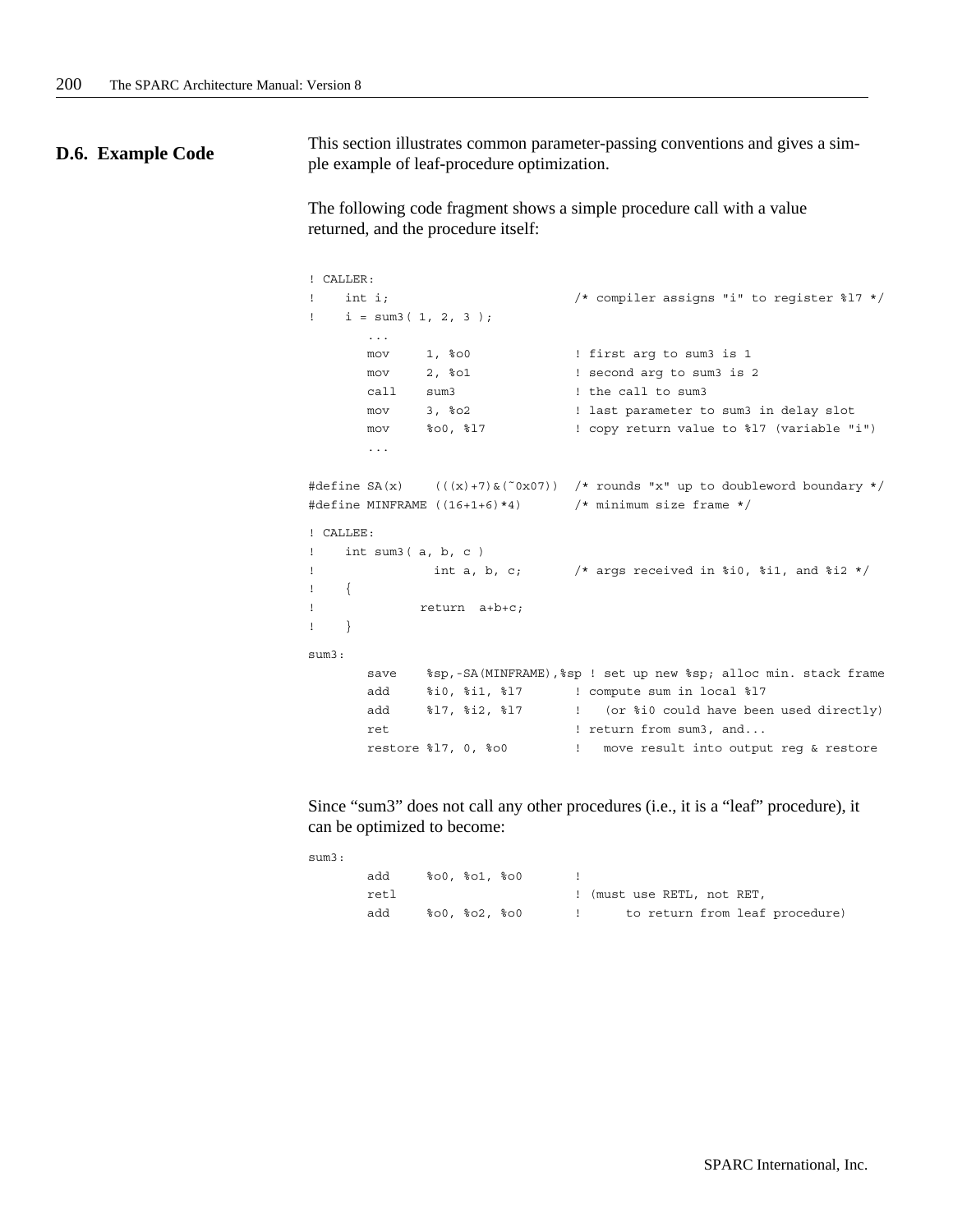## D.6. Example Code

This section illustrates common parameter-passing conventions and gives a simple example of leaf-procedure optimization.

The following code fragment shows a simple procedure call with a value returned, and the procedure itself:

```
! CALLER:
!    int i;                         /* compiler assigns "i" to register %l7 */
!    i = sum3( 1, 2, 3 );
        ...
        mov     1, %o0              ! first arg to sum3 is 1
        mov     2, %o1              ! second arg to sum3 is 2
        call    sum3                ! the call to sum3
        mov     3, %o2              ! last parameter to sum3 in delay slot
        mov     %o0, %l7            ! copy return value to %l7 (variable "i")
        ...

#define SA(x)    (((x)+7)&(~0x07))  /* rounds "x" up to doubleword boundary */
#define MINFRAME ((16+1+6)*4)       /* minimum size frame */

! CALLEE:
!    int sum3( a, b, c )
!                int a, b, c;       /* args received in %i0, %i1, and %i2 */
!    {
!               return  a+b+c;
!    }

sum3:
        save    %sp,-SA(MINFRAME),%sp ! set up new %sp; alloc min. stack frame
        add     %i0, %i1, %l7       ! compute sum in local %l7
        add     %l7, %i2, %l7       !   (or %i0 could have been used directly)
        ret                         ! return from sum3, and...
        restore %l7, 0, %o0         !   move result into output reg & restore
```

Since "sum3" does not call any other procedures (i.e., it is a "leaf" procedure), it can be optimized to become:

```
sum3:
        add     %o0, %o1, %o0       !
        retl                        ! (must use RETL, not RET,
        add     %o0, %o2, %o0       !      to return from leaf procedure)
```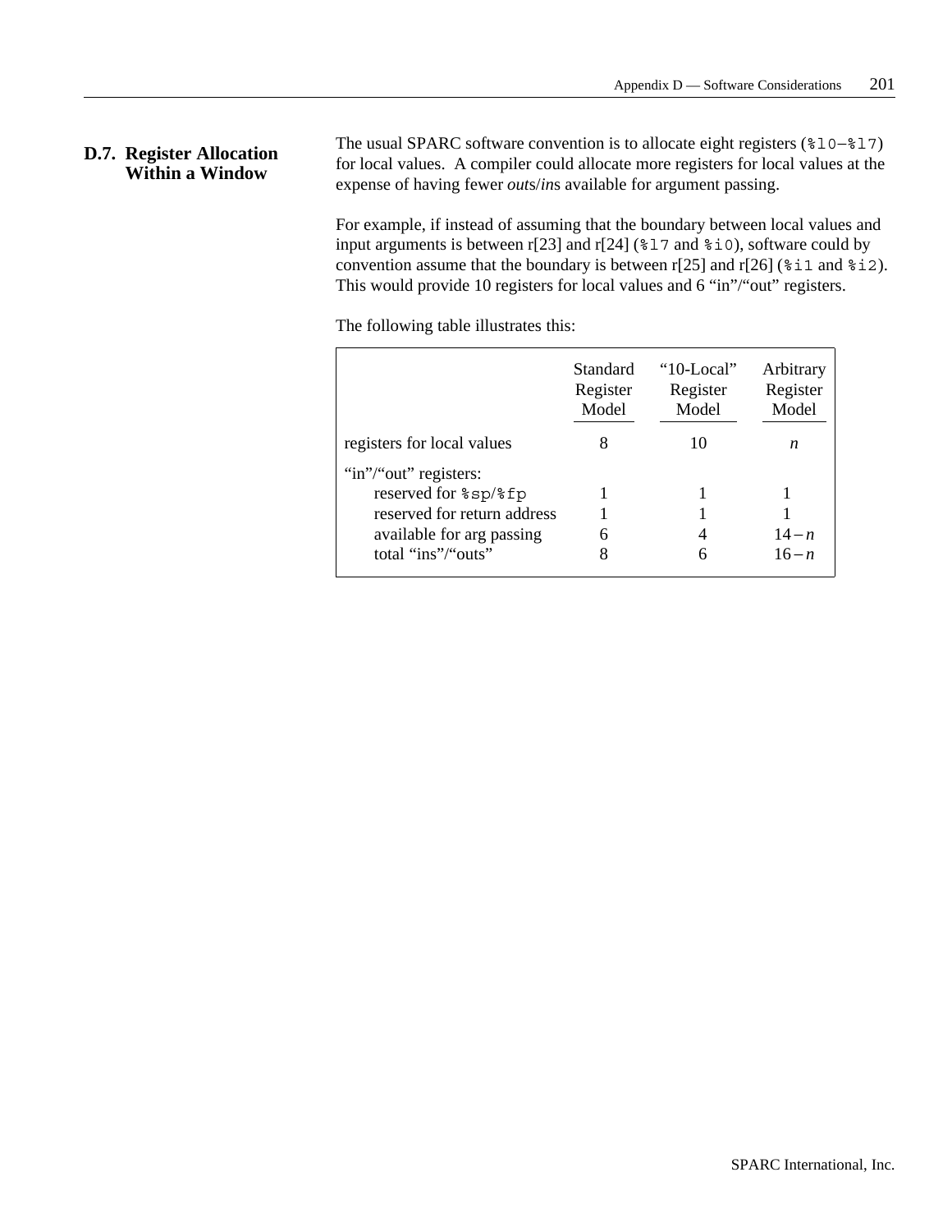## D.7. Register Allocation Within a Window

The usual SPARC software convention is to allocate eight registers (`%l0`–`%l7`) for local values. A compiler could allocate more registers for local values at the expense of having fewer *outs*/*in*s available for argument passing.

For example, if instead of assuming that the boundary between local values and input arguments is between r[23] and r[24] (`%l7` and `%i0`), software could by convention assume that the boundary is between r[25] and r[26] (`%i1` and `%i2`). This would provide 10 registers for local values and 6 "in"/"out" registers.

The following table illustrates this:

| | Standard Register Model | "10-Local" Register Model | Arbitrary Register Model |
|---|---|---|---|
| registers for local values | 8 | 10 | $n$ |
| "in"/"out" registers: | | | |
| reserved for `%sp`/`%fp` | 1 | 1 | 1 |
| reserved for return address | 1 | 1 | 1 |
| available for arg passing | 6 | 4 | $14 - n$ |
| total "ins"/"outs" | 8 | 6 | $16 - n$ |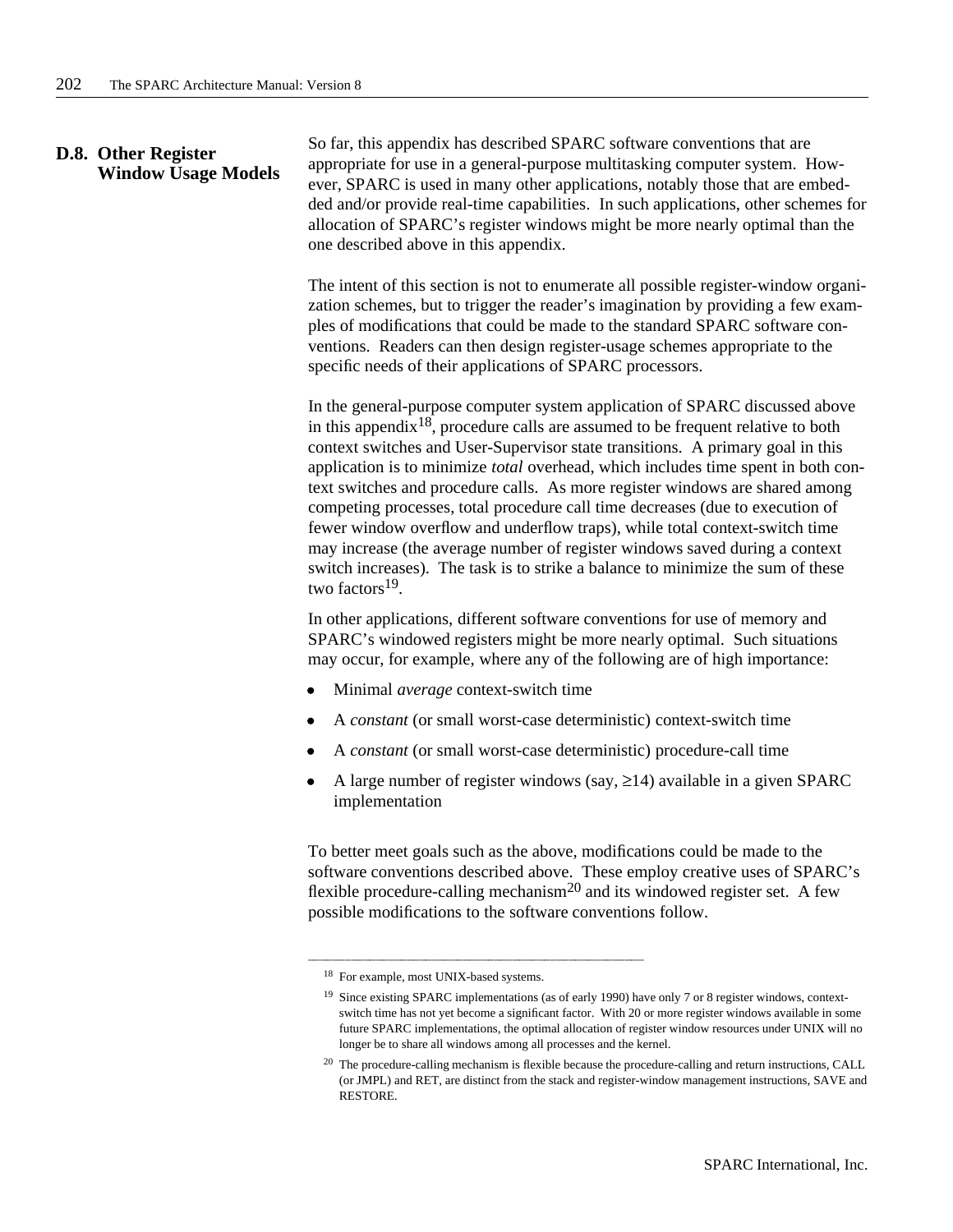## D.8. Other Register Window Usage Models

So far, this appendix has described SPARC software conventions that are appropriate for use in a general-purpose multitasking computer system. However, SPARC is used in many other applications, notably those that are embedded and/or provide real-time capabilities. In such applications, other schemes for allocation of SPARC's register windows might be more nearly optimal than the one described above in this appendix.

The intent of this section is not to enumerate all possible register-window organization schemes, but to trigger the reader's imagination by providing a few examples of modifications that could be made to the standard SPARC software conventions. Readers can then design register-usage schemes appropriate to the specific needs of their applications of SPARC processors.

In the general-purpose computer system application of SPARC discussed above in this appendix[18], procedure calls are assumed to be frequent relative to both context switches and User-Supervisor state transitions. A primary goal in this application is to minimize *total* overhead, which includes time spent in both context switches and procedure calls. As more register windows are shared among competing processes, total procedure call time decreases (due to execution of fewer window overflow and underflow traps), while total context-switch time may increase (the average number of register windows saved during a context switch increases). The task is to strike a balance to minimize the sum of these two factors[19].

In other applications, different software conventions for use of memory and SPARC's windowed registers might be more nearly optimal. Such situations may occur, for example, where any of the following are of high importance:

- Minimal *average* context-switch time
- A *constant* (or small worst-case deterministic) context-switch time
- A *constant* (or small worst-case deterministic) procedure-call time
- A large number of register windows (say, ≥14) available in a given SPARC implementation

To better meet goals such as the above, modifications could be made to the software conventions described above. These employ creative uses of SPARC's flexible procedure-calling mechanism[20] and its windowed register set. A few possible modifications to the software conventions follow.

---

[18] For example, most UNIX-based systems.

[19] Since existing SPARC implementations (as of early 1990) have only 7 or 8 register windows, context-switch time has not yet become a significant factor. With 20 or more register windows available in some future SPARC implementations, the optimal allocation of register window resources under UNIX will no longer be to share all windows among all processes and the kernel.

[20] The procedure-calling mechanism is flexible because the procedure-calling and return instructions, CALL (or JMPL) and RET, are distinct from the stack and register-window management instructions, SAVE and RESTORE.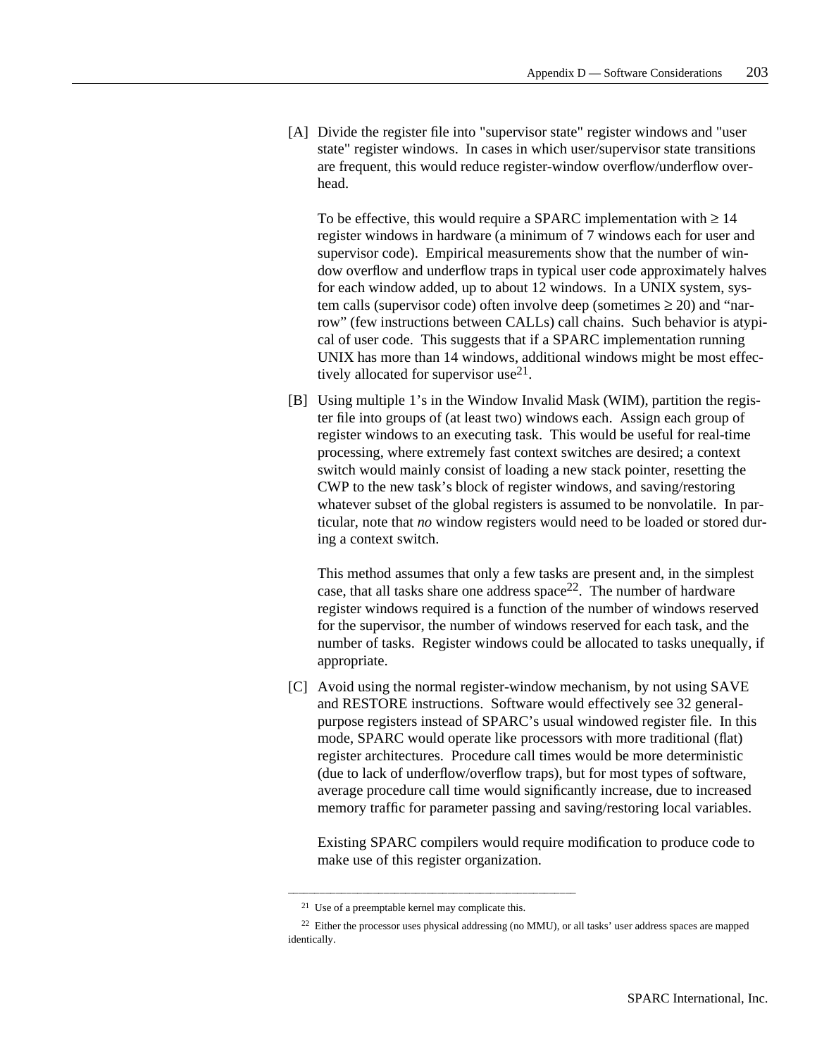[A] Divide the register file into "supervisor state" register windows and "user state" register windows. In cases in which user/supervisor state transitions are frequent, this would reduce register-window overflow/underflow overhead.

To be effective, this would require a SPARC implementation with ≥ 14 register windows in hardware (a minimum of 7 windows each for user and supervisor code). Empirical measurements show that the number of window overflow and underflow traps in typical user code approximately halves for each window added, up to about 12 windows. In a UNIX system, system calls (supervisor code) often involve deep (sometimes ≥ 20) and “narrow” (few instructions between CALLs) call chains. Such behavior is atypical of user code. This suggests that if a SPARC implementation running UNIX has more than 14 windows, additional windows might be most effectively allocated for supervisor use[21].

[B] Using multiple 1’s in the Window Invalid Mask (WIM), partition the register file into groups of (at least two) windows each. Assign each group of register windows to an executing task. This would be useful for real-time processing, where extremely fast context switches are desired; a context switch would mainly consist of loading a new stack pointer, resetting the CWP to the new task’s block of register windows, and saving/restoring whatever subset of the global registers is assumed to be nonvolatile. In particular, note that *no* window registers would need to be loaded or stored during a context switch.

This method assumes that only a few tasks are present and, in the simplest case, that all tasks share one address space[22]. The number of hardware register windows required is a function of the number of windows reserved for the supervisor, the number of windows reserved for each task, and the number of tasks. Register windows could be allocated to tasks unequally, if appropriate.

[C] Avoid using the normal register-window mechanism, by not using SAVE and RESTORE instructions. Software would effectively see 32 general-purpose registers instead of SPARC’s usual windowed register file. In this mode, SPARC would operate like processors with more traditional (flat) register architectures. Procedure call times would be more deterministic (due to lack of underflow/overflow traps), but for most types of software, average procedure call time would significantly increase, due to increased memory traffic for parameter passing and saving/restoring local variables.

Existing SPARC compilers would require modification to produce code to make use of this register organization.

---

[21] Use of a preemptable kernel may complicate this.

[22] Either the processor uses physical addressing (no MMU), or all tasks’ user address spaces are mapped identically.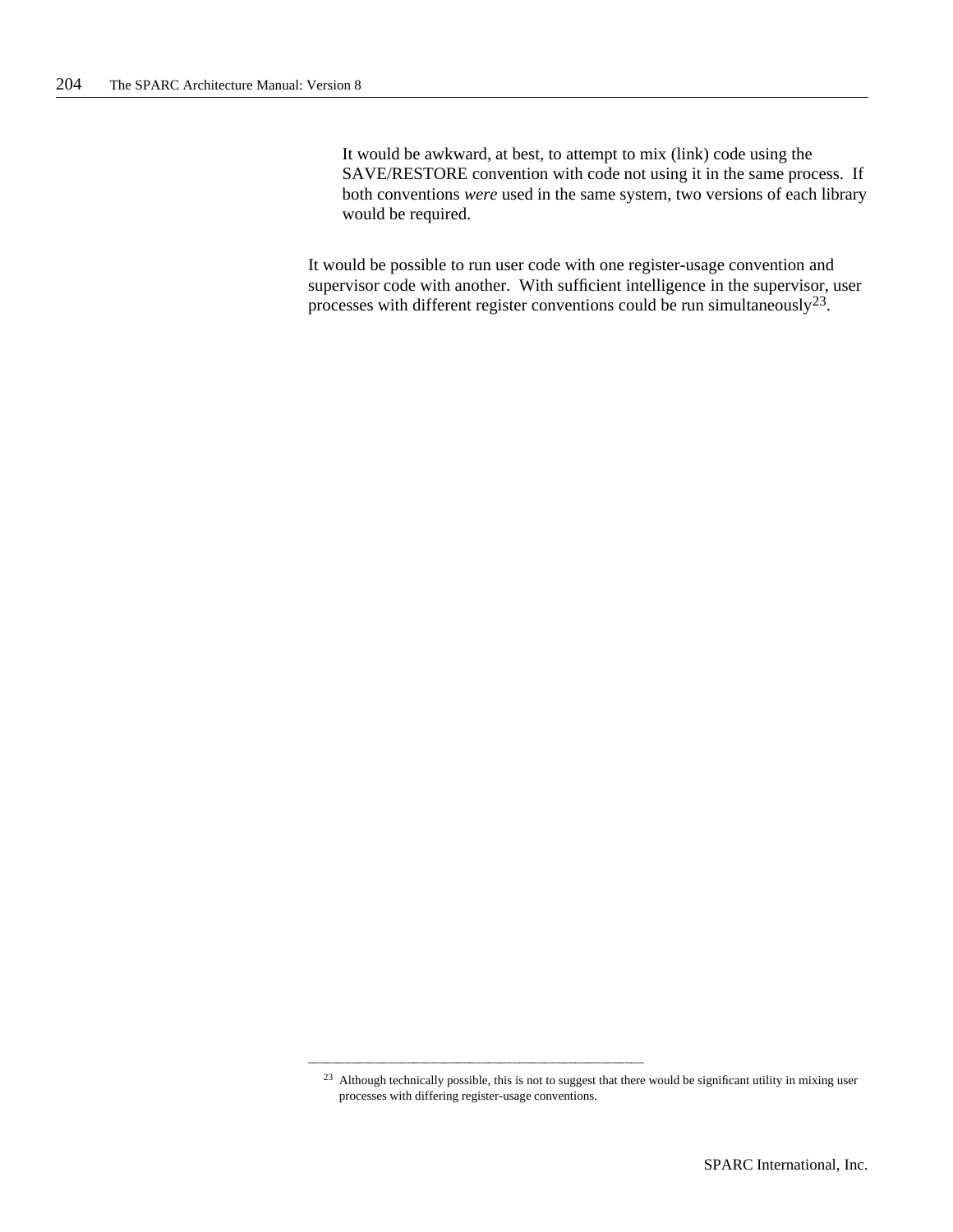It would be awkward, at best, to attempt to mix (link) code using the SAVE/RESTORE convention with code not using it in the same process. If both conventions *were* used in the same system, two versions of each library would be required.

It would be possible to run user code with one register-usage convention and supervisor code with another. With sufficient intelligence in the supervisor, user processes with different register conventions could be run simultaneously[23].

---

[23] Although technically possible, this is not to suggest that there would be significant utility in mixing user processes with differing register-usage conventions.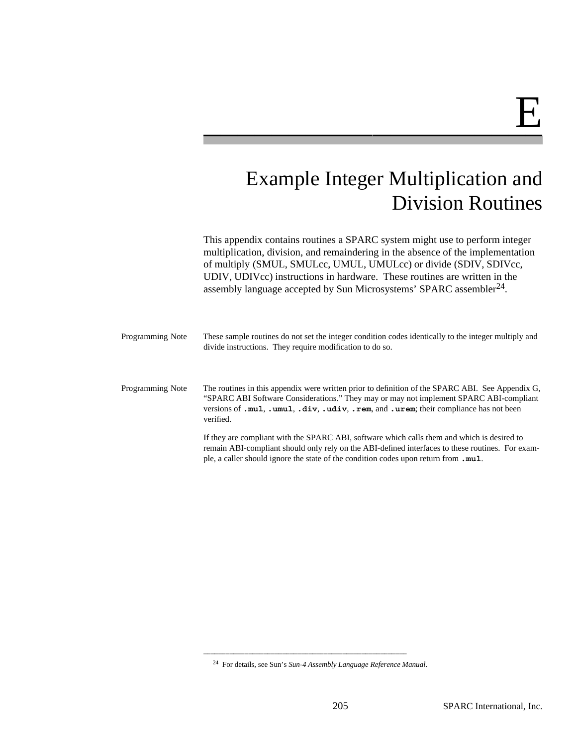# E

# Example Integer Multiplication and Division Routines

This appendix contains routines a SPARC system might use to perform integer multiplication, division, and remaindering in the absence of the implementation of multiply (SMUL, SMULcc, UMUL, UMULcc) or divide (SDIV, SDIVcc, UDIV, UDIVcc) instructions in hardware. These routines are written in the assembly language accepted by Sun Microsystems' SPARC assembler[24].

**Programming Note** These sample routines do not set the integer condition codes identically to the integer multiply and divide instructions. They require modification to do so.

**Programming Note** The routines in this appendix were written prior to definition of the SPARC ABI. See Appendix G, "SPARC ABI Software Considerations." They may or may not implement SPARC ABI-compliant versions of **`.mul`**, **`.umul`**, **`.div`**, **`.udiv`**, **`.rem`**, and **`.urem`**; their compliance has not been verified.

If they are compliant with the SPARC ABI, software which calls them and which is desired to remain ABI-compliant should only rely on the ABI-defined interfaces to these routines. For example, a caller should ignore the state of the condition codes upon return from **`.mul`**.

---

[24] For details, see Sun's *Sun-4 Assembly Language Reference Manual*.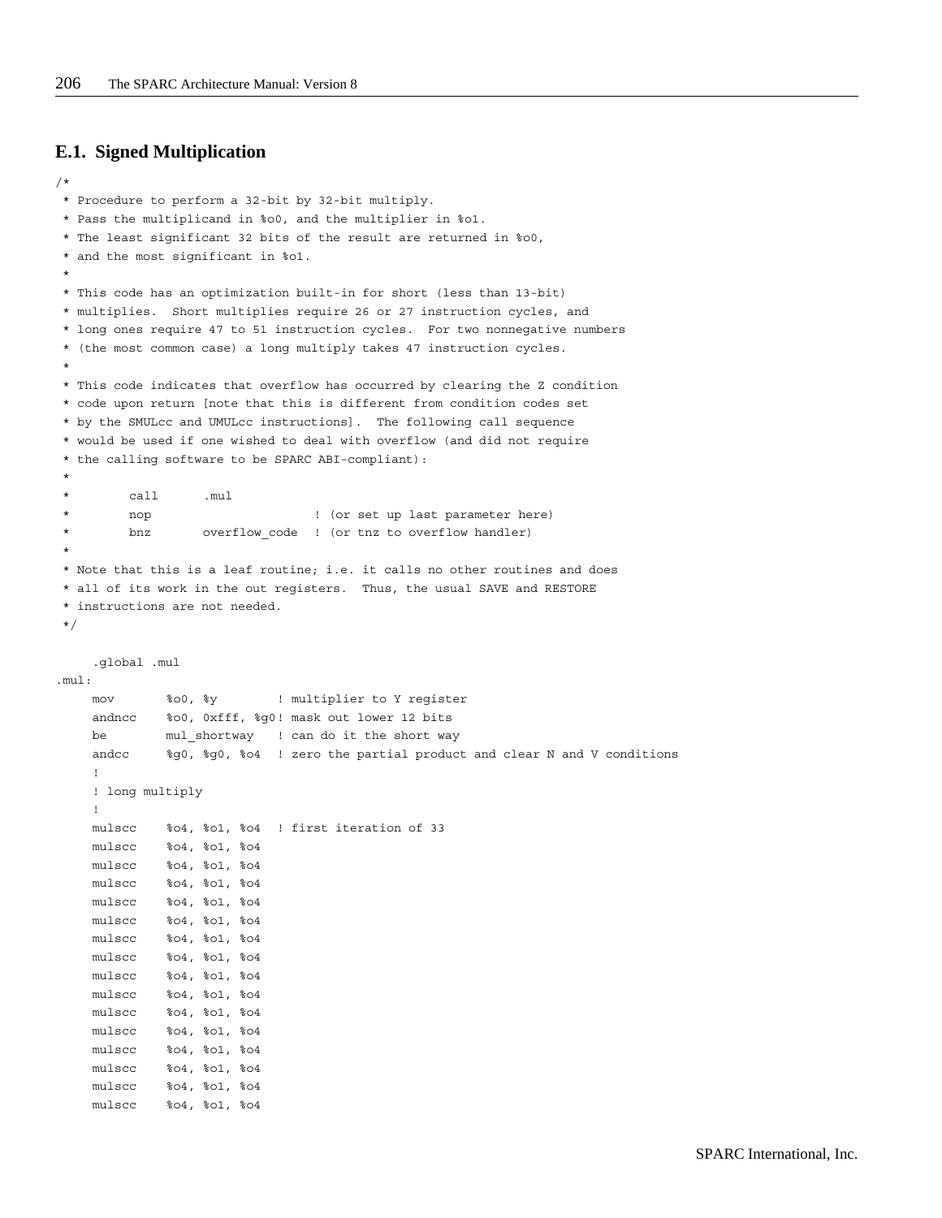## E.1. Signed Multiplication

```
/*
 * Procedure to perform a 32-bit by 32-bit multiply.
 * Pass the multiplicand in %o0, and the multiplier in %o1.
 * The least significant 32 bits of the result are returned in %o0,
 * and the most significant in %o1.
 *
 * This code has an optimization built-in for short (less than 13-bit)
 * multiplies.  Short multiplies require 26 or 27 instruction cycles, and
 * long ones require 47 to 51 instruction cycles.  For two nonnegative numbers
 * (the most common case) a long multiply takes 47 instruction cycles.
 *
 * This code indicates that overflow has occurred by clearing the Z condition
 * code upon return [note that this is different from condition codes set
 * by the SMULcc and UMULcc instructions].  The following call sequence
 * would be used if one wished to deal with overflow (and did not require
 * the calling software to be SPARC ABI-compliant):
 *
 *       call      .mul
 *       nop                      ! (or set up last parameter here)
 *       bnz       overflow_code  ! (or tnz to overflow handler)
 *
 * Note that this is a leaf routine; i.e. it calls no other routines and does
 * all of its work in the out registers.  Thus, the usual SAVE and RESTORE
 * instructions are not needed.
 */

     .global .mul
.mul:
     mov       %o0, %y        ! multiplier to Y register
     andncc    %o0, 0xfff, %g0! mask out lower 12 bits
     be        mul_shortway   ! can do it the short way
     andcc     %g0, %g0, %o4  ! zero the partial product and clear N and V conditions
     !
     ! long multiply
     !
     mulscc    %o4, %o1, %o4  ! first iteration of 33
     mulscc    %o4, %o1, %o4
     mulscc    %o4, %o1, %o4
     mulscc    %o4, %o1, %o4
     mulscc    %o4, %o1, %o4
     mulscc    %o4, %o1, %o4
     mulscc    %o4, %o1, %o4
     mulscc    %o4, %o1, %o4
     mulscc    %o4, %o1, %o4
     mulscc    %o4, %o1, %o4
     mulscc    %o4, %o1, %o4
     mulscc    %o4, %o1, %o4
     mulscc    %o4, %o1, %o4
     mulscc    %o4, %o1, %o4
     mulscc    %o4, %o1, %o4
     mulscc    %o4, %o1, %o4
```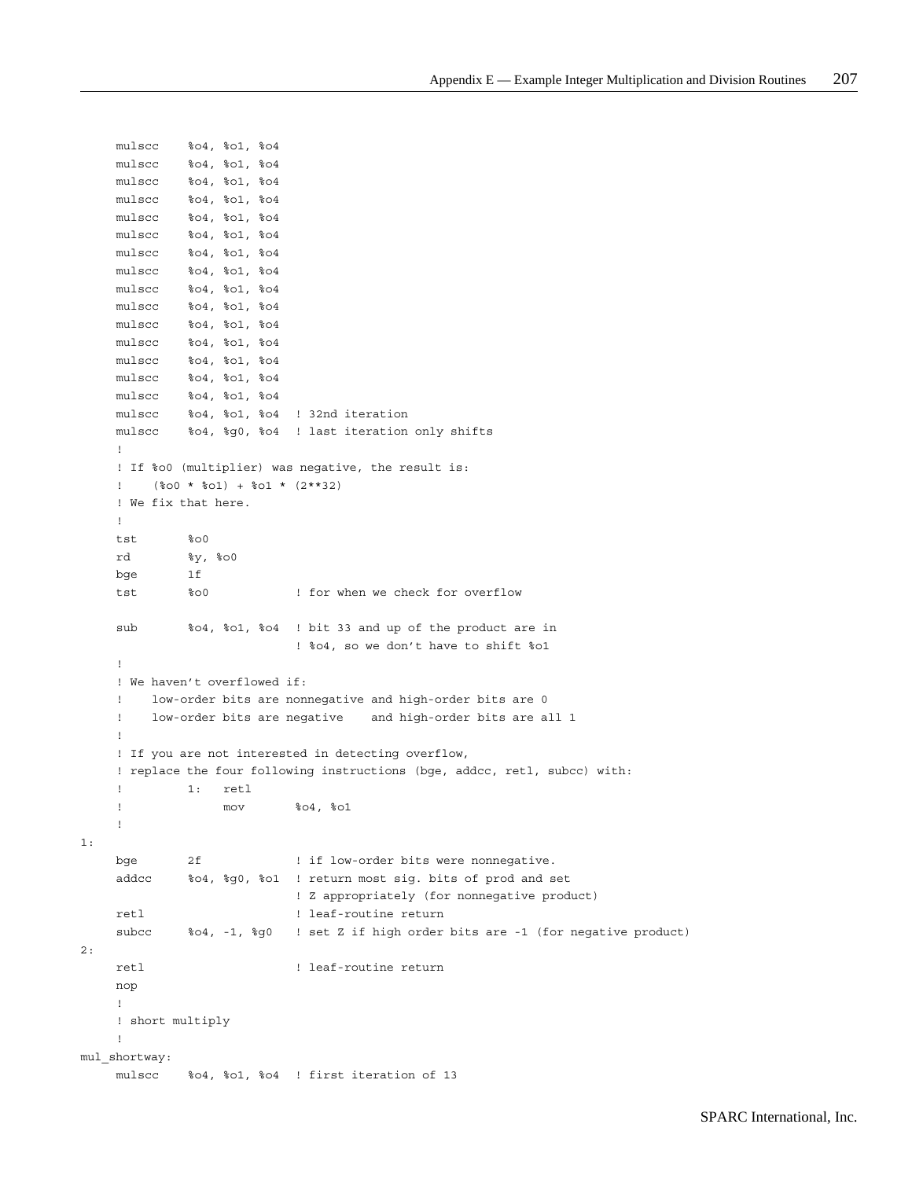```
        mulscc    %o4, %o1, %o4
        mulscc    %o4, %o1, %o4
        mulscc    %o4, %o1, %o4
        mulscc    %o4, %o1, %o4
        mulscc    %o4, %o1, %o4
        mulscc    %o4, %o1, %o4
        mulscc    %o4, %o1, %o4
        mulscc    %o4, %o1, %o4
        mulscc    %o4, %o1, %o4
        mulscc    %o4, %o1, %o4
        mulscc    %o4, %o1, %o4
        mulscc    %o4, %o1, %o4
        mulscc    %o4, %o1, %o4
        mulscc    %o4, %o1, %o4
        mulscc    %o4, %o1, %o4
        mulscc    %o4, %o1, %o4  ! 32nd iteration
        mulscc    %o4, %g0, %o4  ! last iteration only shifts
        !
        ! If %o0 (multiplier) was negative, the result is:
        !    (%o0 * %o1) + %o1 * (2**32)
        ! We fix that here.
        !
        tst       %o0
        rd        %y, %o0
        bge       1f
        tst       %o0            ! for when we check for overflow

        sub       %o4, %o1, %o4  ! bit 33 and up of the product are in
                                 ! %o4, so we don't have to shift %o1
        !
        ! We haven't overflowed if:
        !    low-order bits are nonnegative and high-order bits are 0
        !    low-order bits are negative    and high-order bits are all 1
        !
        ! If you are not interested in detecting overflow,
        ! replace the four following instructions (bge, addcc, retl, subcc) with:
        !         1:   retl
        !              mov       %o4, %o1
        !
1:
        bge       2f             ! if low-order bits were nonnegative.
        addcc     %o4, %g0, %o1  ! return most sig. bits of prod and set
                                 ! Z appropriately (for nonnegative product)
        retl                     ! leaf-routine return
        subcc     %o4, -1, %g0   ! set Z if high order bits are -1 (for negative product)
2:
        retl                     ! leaf-routine return
        nop
        !
        ! short multiply
        !
mul_shortway:
        mulscc    %o4, %o1, %o4  ! first iteration of 13
```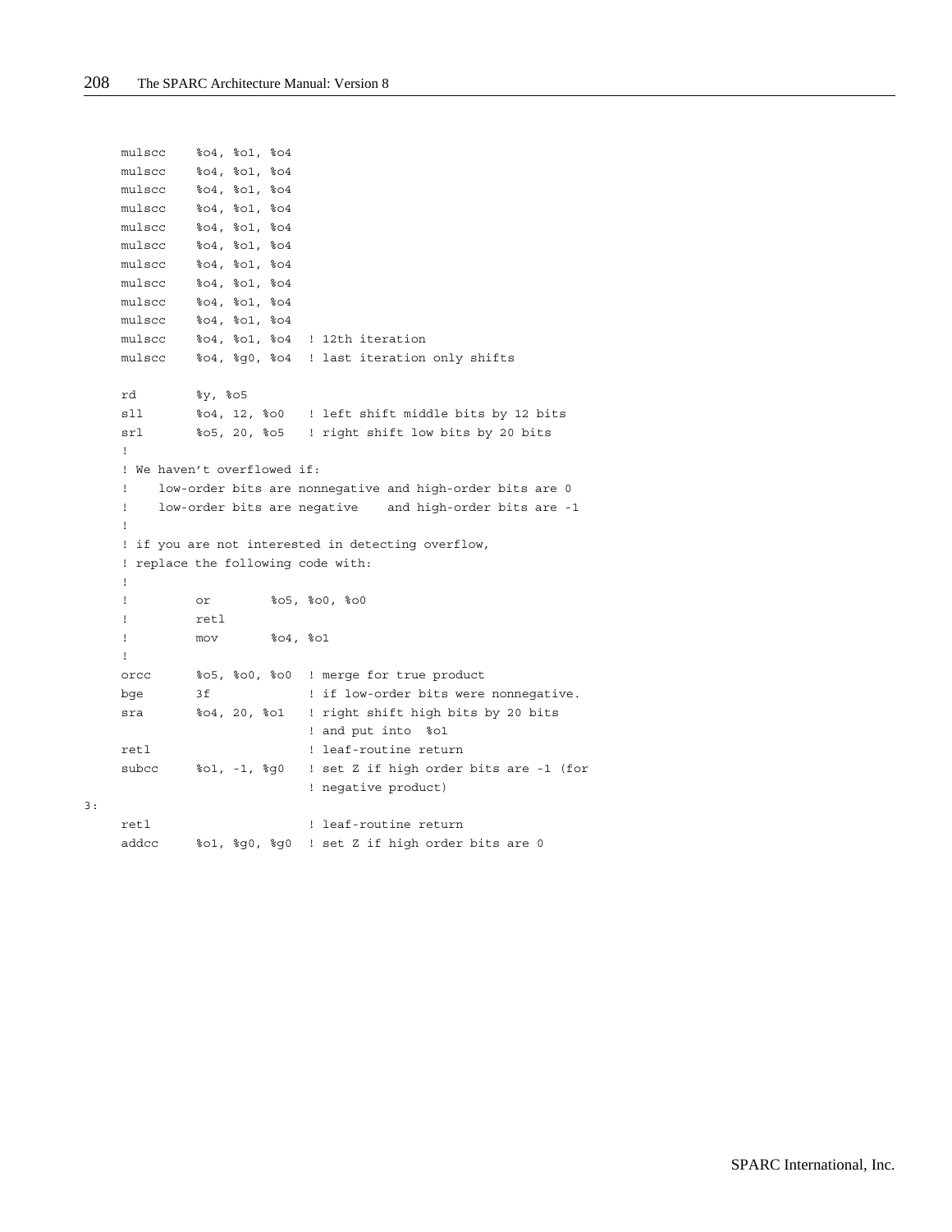```
        mulscc    %o4, %o1, %o4
        mulscc    %o4, %o1, %o4
        mulscc    %o4, %o1, %o4
        mulscc    %o4, %o1, %o4
        mulscc    %o4, %o1, %o4
        mulscc    %o4, %o1, %o4
        mulscc    %o4, %o1, %o4
        mulscc    %o4, %o1, %o4
        mulscc    %o4, %o1, %o4
        mulscc    %o4, %o1, %o4
        mulscc    %o4, %o1, %o4  ! 12th iteration
        mulscc    %o4, %g0, %o4  ! last iteration only shifts

        rd        %y, %o5
        sll       %o4, 12, %o0   ! left shift middle bits by 12 bits
        srl       %o5, 20, %o5   ! right shift low bits by 20 bits
        !
        ! We haven't overflowed if:
        !    low-order bits are nonnegative and high-order bits are 0
        !    low-order bits are negative    and high-order bits are -1
        !
        ! if you are not interested in detecting overflow,
        ! replace the following code with:
        !
        !         or        %o5, %o0, %o0
        !         retl
        !         mov       %o4, %o1
        !
        orcc      %o5, %o0, %o0  ! merge for true product
        bge       3f             ! if low-order bits were nonnegative.
        sra       %o4, 20, %o1   ! right shift high bits by 20 bits
                                 ! and put into  %o1
        retl                     ! leaf-routine return
        subcc     %o1, -1, %g0   ! set Z if high order bits are -1 (for
                                 ! negative product)
3:
        retl                     ! leaf-routine return
        addcc     %o1, %g0, %g0  ! set Z if high order bits are 0
```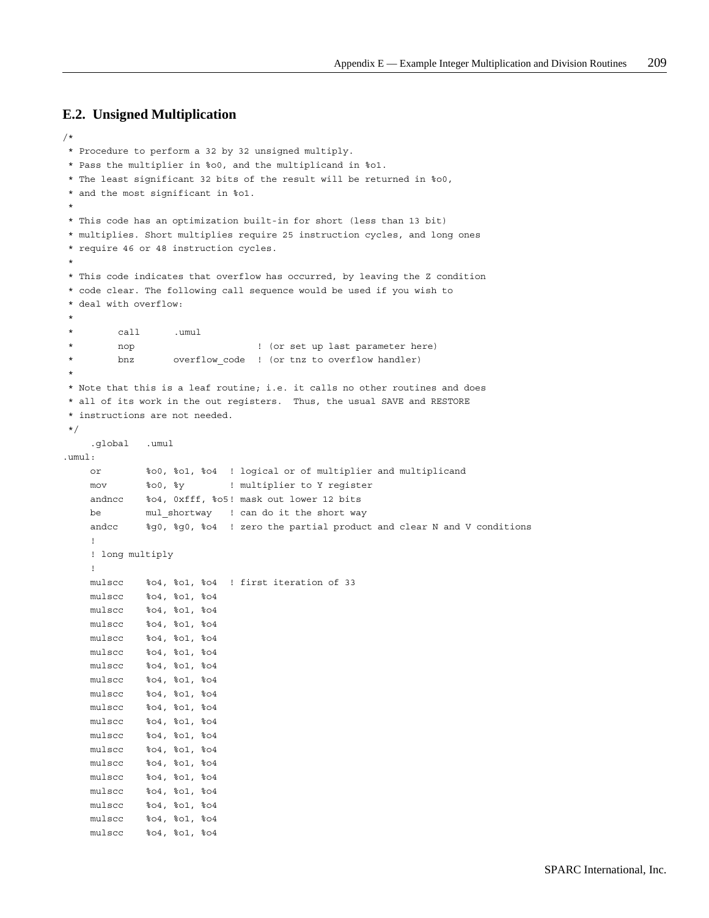## E.2. Unsigned Multiplication

```
/*
 * Procedure to perform a 32 by 32 unsigned multiply.
 * Pass the multiplier in %o0, and the multiplicand in %o1.
 * The least significant 32 bits of the result will be returned in %o0,
 * and the most significant in %o1.
 *
 * This code has an optimization built-in for short (less than 13 bit)
 * multiplies. Short multiplies require 25 instruction cycles, and long ones
 * require 46 or 48 instruction cycles.
 *
 * This code indicates that overflow has occurred, by leaving the Z condition
 * code clear. The following call sequence would be used if you wish to
 * deal with overflow:
 *
 *        call      .umul
 *        nop                       ! (or set up last parameter here)
 *        bnz       overflow_code   ! (or tnz to overflow handler)
 *
 * Note that this is a leaf routine; i.e. it calls no other routines and does
 * all of its work in the out registers.  Thus, the usual SAVE and RESTORE
 * instructions are not needed.
 */
     .global   .umul
.umul:
     or        %o0, %o1, %o4  ! logical or of multiplier and multiplicand
     mov       %o0, %y        ! multiplier to Y register
     andncc    %o4, 0xfff, %o5! mask out lower 12 bits
     be        mul_shortway   ! can do it the short way
     andcc     %g0, %g0, %o4  ! zero the partial product and clear N and V conditions
     !
     ! long multiply
     !
     mulscc    %o4, %o1, %o4  ! first iteration of 33
     mulscc    %o4, %o1, %o4
     mulscc    %o4, %o1, %o4
     mulscc    %o4, %o1, %o4
     mulscc    %o4, %o1, %o4
     mulscc    %o4, %o1, %o4
     mulscc    %o4, %o1, %o4
     mulscc    %o4, %o1, %o4
     mulscc    %o4, %o1, %o4
     mulscc    %o4, %o1, %o4
     mulscc    %o4, %o1, %o4
     mulscc    %o4, %o1, %o4
     mulscc    %o4, %o1, %o4
     mulscc    %o4, %o1, %o4
     mulscc    %o4, %o1, %o4
     mulscc    %o4, %o1, %o4
     mulscc    %o4, %o1, %o4
     mulscc    %o4, %o1, %o4
     mulscc    %o4, %o1, %o4
```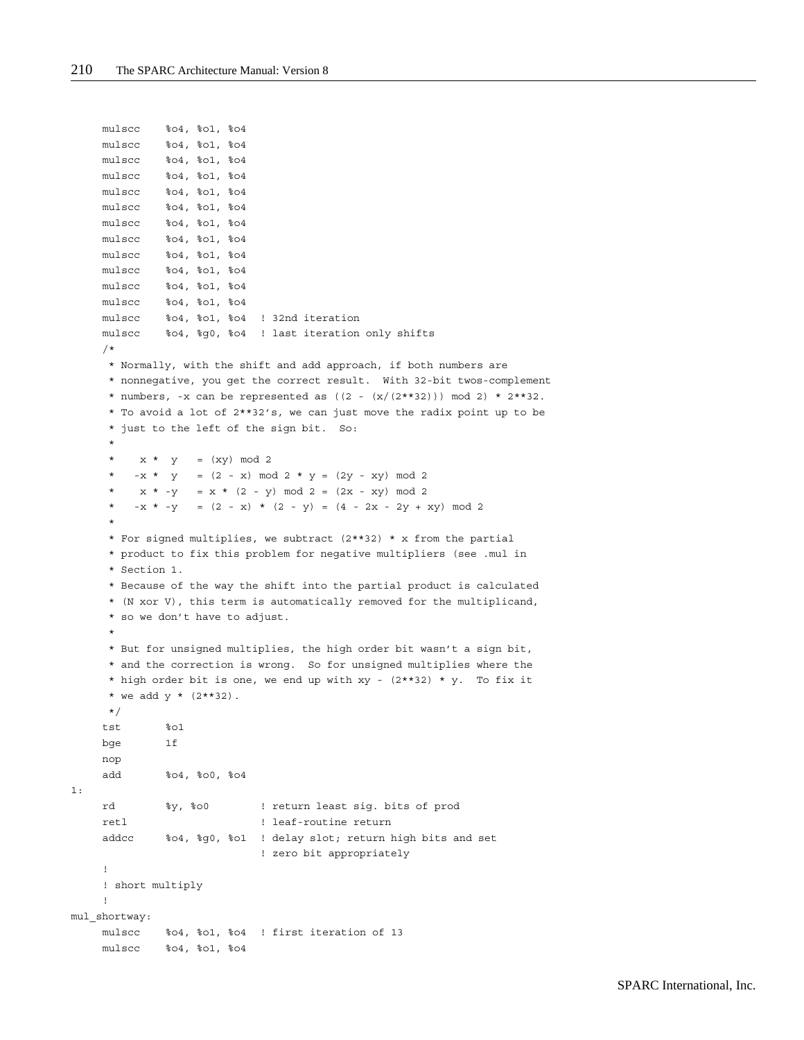```
	mulscc	%o4, %o1, %o4
	mulscc	%o4, %o1, %o4
	mulscc	%o4, %o1, %o4
	mulscc	%o4, %o1, %o4
	mulscc	%o4, %o1, %o4
	mulscc	%o4, %o1, %o4
	mulscc	%o4, %o1, %o4
	mulscc	%o4, %o1, %o4
	mulscc	%o4, %o1, %o4
	mulscc	%o4, %o1, %o4
	mulscc	%o4, %o1, %o4
	mulscc	%o4, %o1, %o4
	mulscc	%o4, %o1, %o4	! 32nd iteration
	mulscc	%o4, %g0, %o4	! last iteration only shifts
	/*
	 * Normally, with the shift and add approach, if both numbers are
	 * nonnegative, you get the correct result.  With 32-bit twos-complement
	 * numbers, -x can be represented as ((2 - (x/(2**32))) mod 2) * 2**32.
	 * To avoid a lot of 2**32's, we can just move the radix point up to be
	 * just to the left of the sign bit.  So:
	 *
	 *     x *  y   = (xy) mod 2
	 *    -x *  y   = (2 - x) mod 2 * y = (2y - xy) mod 2
	 *     x * -y   = x * (2 - y) mod 2 = (2x - xy) mod 2
	 *    -x * -y   = (2 - x) * (2 - y) = (4 - 2x - 2y + xy) mod 2
	 *
	 * For signed multiplies, we subtract (2**32) * x from the partial
	 * product to fix this problem for negative multipliers (see .mul in
	 * Section 1.
	 * Because of the way the shift into the partial product is calculated
	 * (N xor V), this term is automatically removed for the multiplicand,
	 * so we don't have to adjust.
	 *
	 * But for unsigned multiplies, the high order bit wasn't a sign bit,
	 * and the correction is wrong.  So for unsigned multiplies where the
	 * high order bit is one, we end up with xy - (2**32) * y.  To fix it
	 * we add y * (2**32).
	 */
	tst	%o1
	bge	1f
	nop
	add	%o4, %o0, %o4
1:
	rd	%y, %o0		! return least sig. bits of prod
	retl			! leaf-routine return
	addcc	%o4, %g0, %o1	! delay slot; return high bits and set
				! zero bit appropriately
	!
	! short multiply
	!
mul_shortway:
	mulscc	%o4, %o1, %o4	! first iteration of 13
	mulscc	%o4, %o1, %o4
```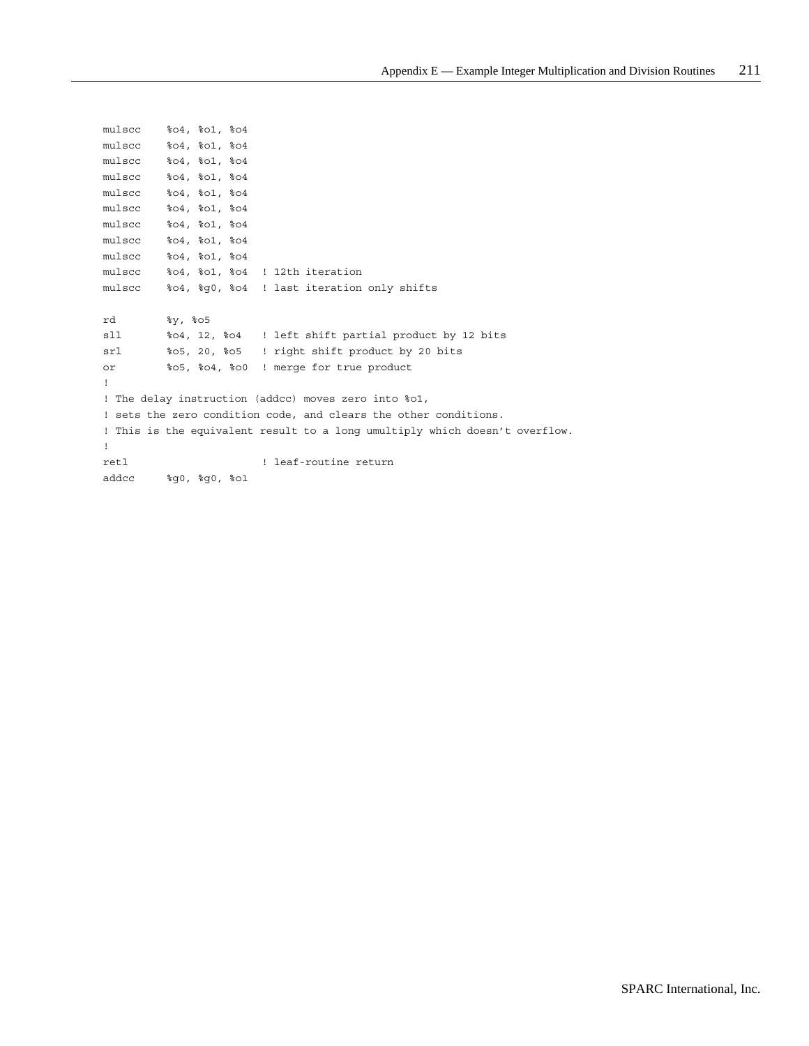```
mulscc    %o4, %o1, %o4
mulscc    %o4, %o1, %o4
mulscc    %o4, %o1, %o4
mulscc    %o4, %o1, %o4
mulscc    %o4, %o1, %o4
mulscc    %o4, %o1, %o4
mulscc    %o4, %o1, %o4
mulscc    %o4, %o1, %o4
mulscc    %o4, %o1, %o4
mulscc    %o4, %o1, %o4  ! 12th iteration
mulscc    %o4, %g0, %o4  ! last iteration only shifts

rd        %y, %o5
sll       %o4, 12, %o4   ! left shift partial product by 12 bits
srl       %o5, 20, %o5   ! right shift product by 20 bits
or        %o5, %o4, %o0  ! merge for true product
!
! The delay instruction (addcc) moves zero into %o1,
! sets the zero condition code, and clears the other conditions.
! This is the equivalent result to a long umultiply which doesn't overflow.
!
retl                     ! leaf-routine return
addcc     %g0, %g0, %o1
```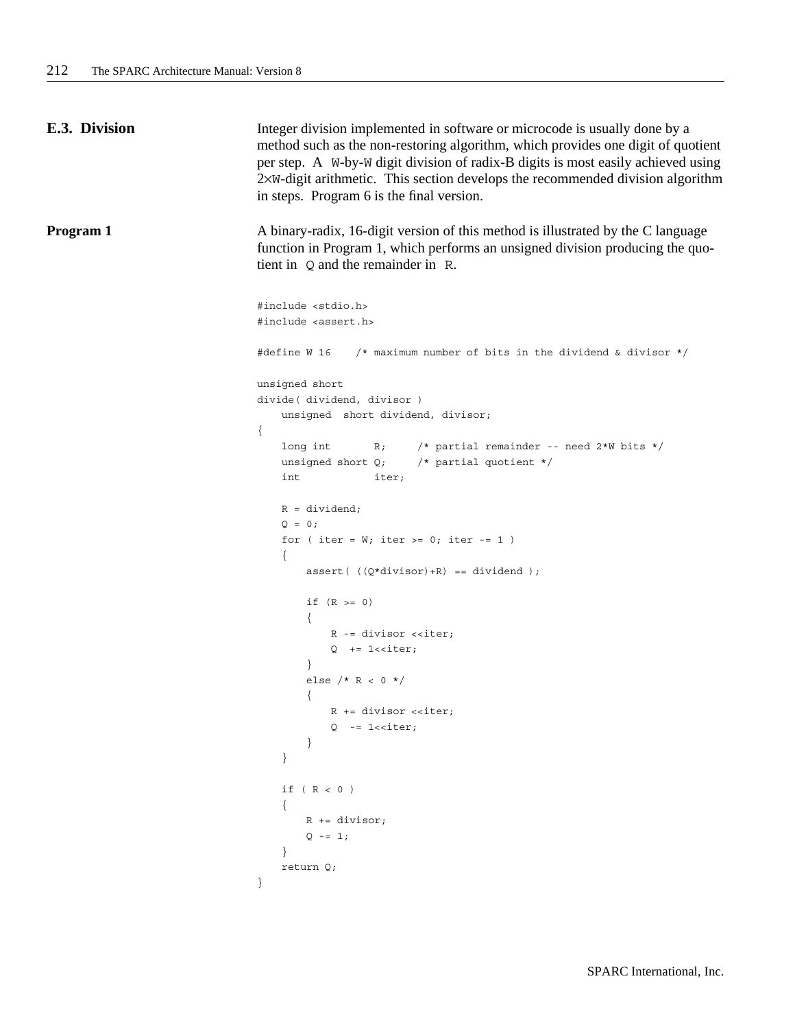## E.3. Division

Integer division implemented in software or microcode is usually done by a method such as the non-restoring algorithm, which provides one digit of quotient per step. A `W`-by-`W` digit division of radix-B digits is most easily achieved using 2×`W`-digit arithmetic. This section develops the recommended division algorithm in steps. Program 6 is the final version.

**Program 1**

A binary-radix, 16-digit version of this method is illustrated by the C language function in Program 1, which performs an unsigned division producing the quotient in `Q` and the remainder in `R`.

```
#include <stdio.h>
#include <assert.h>

#define W 16    /* maximum number of bits in the dividend & divisor */

unsigned short
divide( dividend, divisor )
    unsigned  short dividend, divisor;
{
    long int       R;     /* partial remainder -- need 2*W bits */
    unsigned short Q;     /* partial quotient */
    int            iter;

    R = dividend;
    Q = 0;
    for ( iter = W; iter >= 0; iter -= 1 )
    {
        assert( ((Q*divisor)+R) == dividend );

        if (R >= 0)
        {
            R -= divisor <<iter;
            Q  += 1<<iter;
        }
        else /* R < 0 */
        {
            R += divisor <<iter;
            Q  -= 1<<iter;
        }
    }

    if ( R < 0 )
    {
        R += divisor;
        Q -= 1;
    }
    return Q;
}
```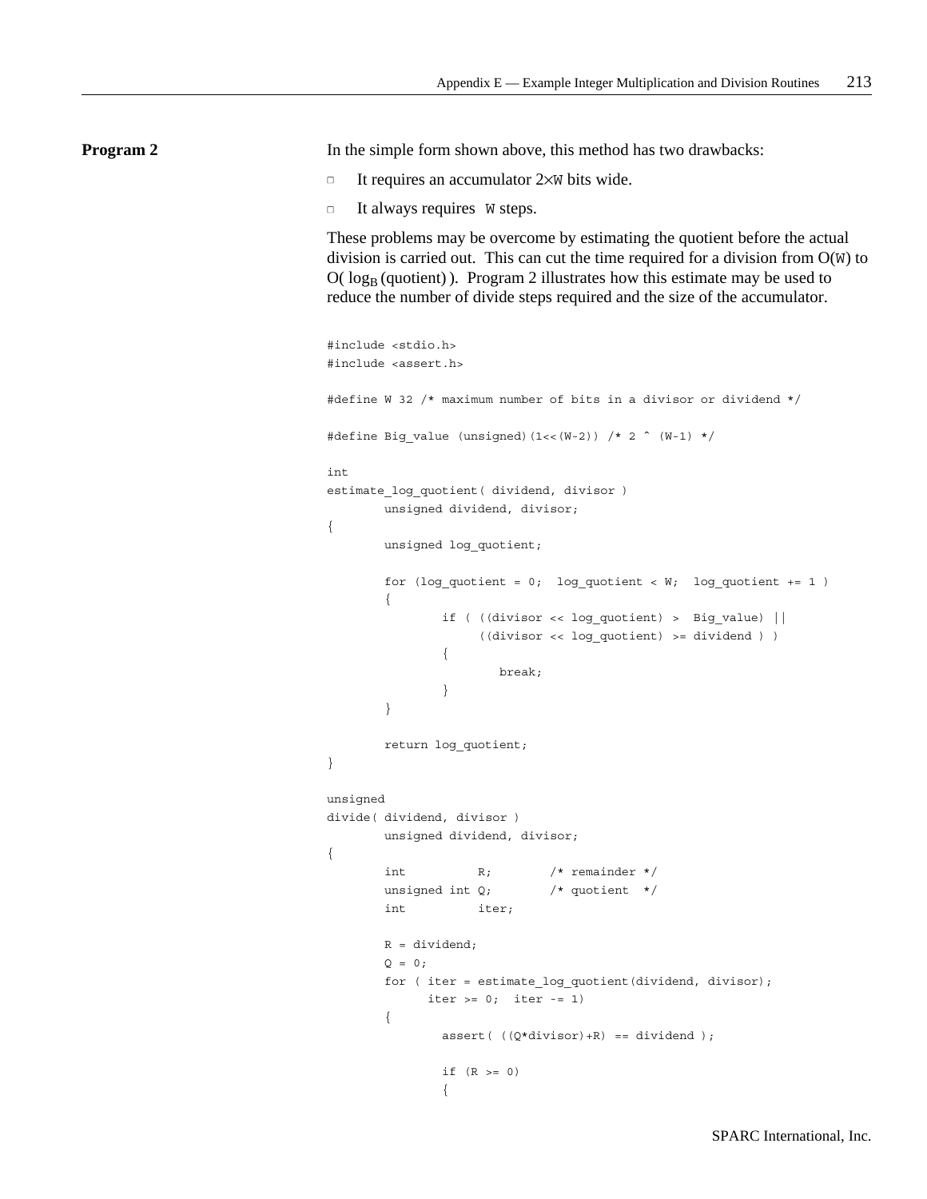**Program 2**

In the simple form shown above, this method has two drawbacks:

- It requires an accumulator 2×W bits wide.
- It always requires W steps.

These problems may be overcome by estimating the quotient before the actual division is carried out. This can cut the time required for a division from O(W) to O( $\log_B$(quotient) ). Program 2 illustrates how this estimate may be used to reduce the number of divide steps required and the size of the accumulator.

```
#include <stdio.h>
#include <assert.h>

#define W 32 /* maximum number of bits in a divisor or dividend */

#define Big_value (unsigned)(1<<(W-2)) /* 2 ^ (W-1) */

int
estimate_log_quotient( dividend, divisor )
        unsigned dividend, divisor;
{
        unsigned log_quotient;

        for (log_quotient = 0;  log_quotient < W;  log_quotient += 1 )
        {
                if ( ((divisor << log_quotient) >  Big_value) ||
                     ((divisor << log_quotient) >= dividend ) )
                {
                        break;
                }
        }

        return log_quotient;
}

unsigned
divide( dividend, divisor )
        unsigned dividend, divisor;
{
        int          R;        /* remainder */
        unsigned int Q;        /* quotient  */
        int          iter;

        R = dividend;
        Q = 0;
        for ( iter = estimate_log_quotient(dividend, divisor);
              iter >= 0;  iter -= 1)
        {
                assert( ((Q*divisor)+R) == dividend );

                if (R >= 0)
                {
```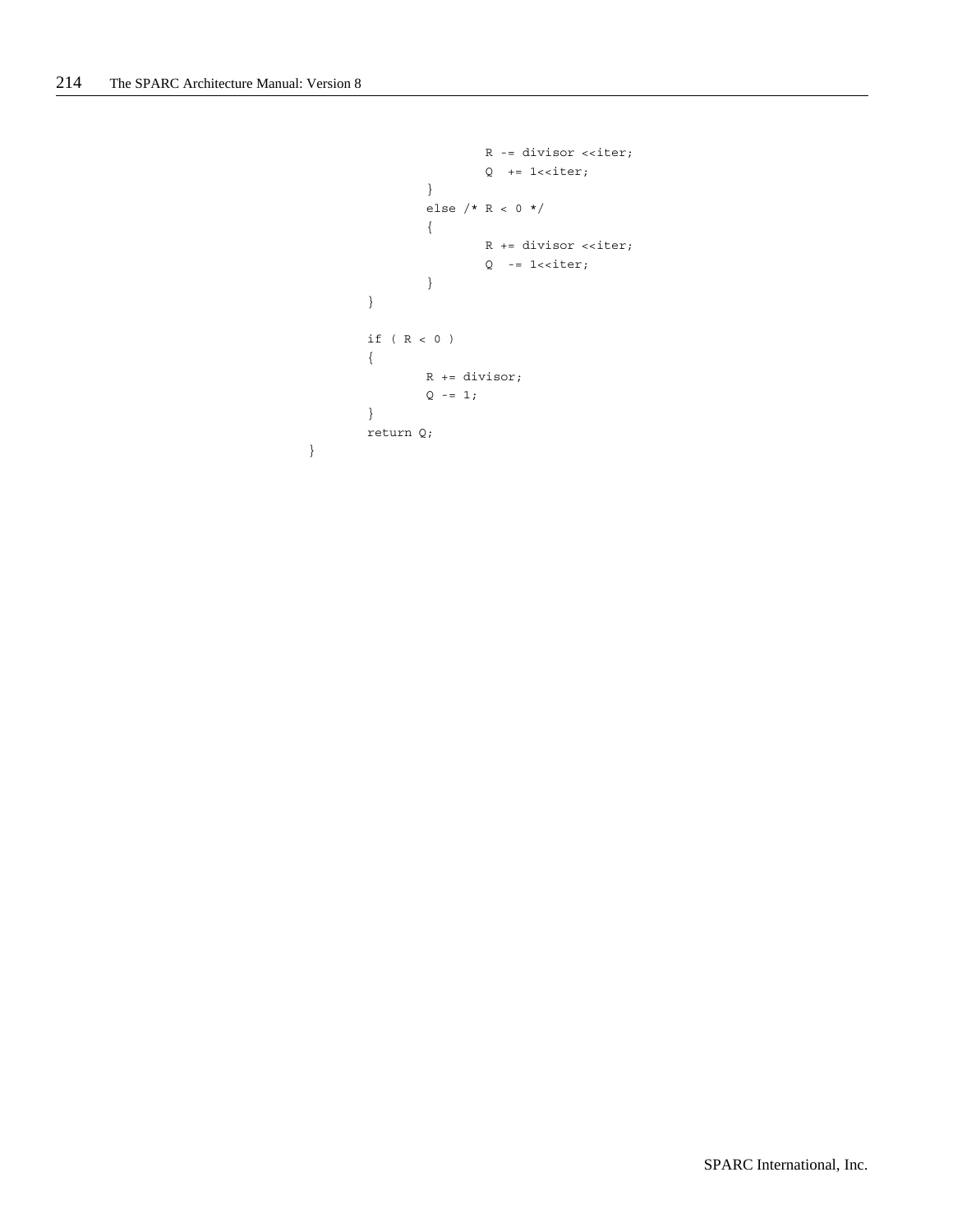```
                        R -= divisor <<iter;
                        Q  += 1<<iter;
                }
                else /* R < 0 */
                {
                        R += divisor <<iter;
                        Q  -= 1<<iter;
                }
        }

        if ( R < 0 )
        {
                R += divisor;
                Q -= 1;
        }
        return Q;
}
```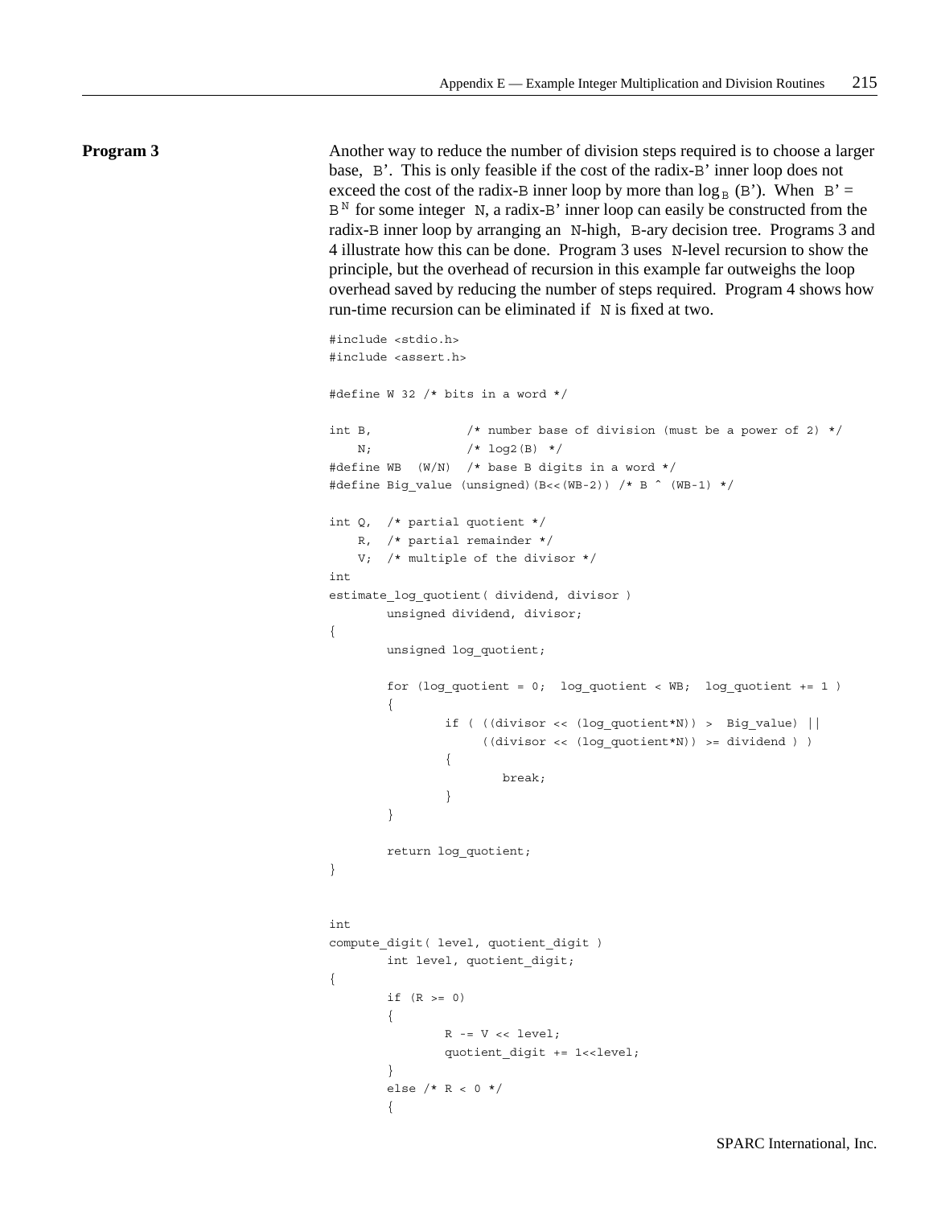**Program 3**

Another way to reduce the number of division steps required is to choose a larger base, B'. This is only feasible if the cost of the radix-B' inner loop does not exceed the cost of the radix-B inner loop by more than $\log_B$ (B'). When B' = $B^N$ for some integer N, a radix-B' inner loop can easily be constructed from the radix-B inner loop by arranging an N-high, B-ary decision tree. Programs 3 and 4 illustrate how this can be done. Program 3 uses N-level recursion to show the principle, but the overhead of recursion in this example far outweighs the loop overhead saved by reducing the number of steps required. Program 4 shows how run-time recursion can be eliminated if N is fixed at two.

```
#include <stdio.h>
#include <assert.h>

#define W 32 /* bits in a word */

int B,             /* number base of division (must be a power of 2) */
    N;             /* log2(B) */
#define WB  (W/N)  /* base B digits in a word */
#define Big_value (unsigned)(B<<(WB-2)) /* B ^ (WB-1) */

int Q,  /* partial quotient */
    R,  /* partial remainder */
    V;  /* multiple of the divisor */
int
estimate_log_quotient( dividend, divisor )
        unsigned dividend, divisor;
{
        unsigned log_quotient;

        for (log_quotient = 0;  log_quotient < WB;  log_quotient += 1 )
        {
                if ( ((divisor << (log_quotient*N)) >  Big_value) ||
                     ((divisor << (log_quotient*N)) >= dividend ) )
                {
                        break;
                }
        }

        return log_quotient;
}


int
compute_digit( level, quotient_digit )
        int level, quotient_digit;
{
        if (R >= 0)
        {
                R -= V << level;
                quotient_digit += 1<<level;
        }
        else /* R < 0 */
        {
```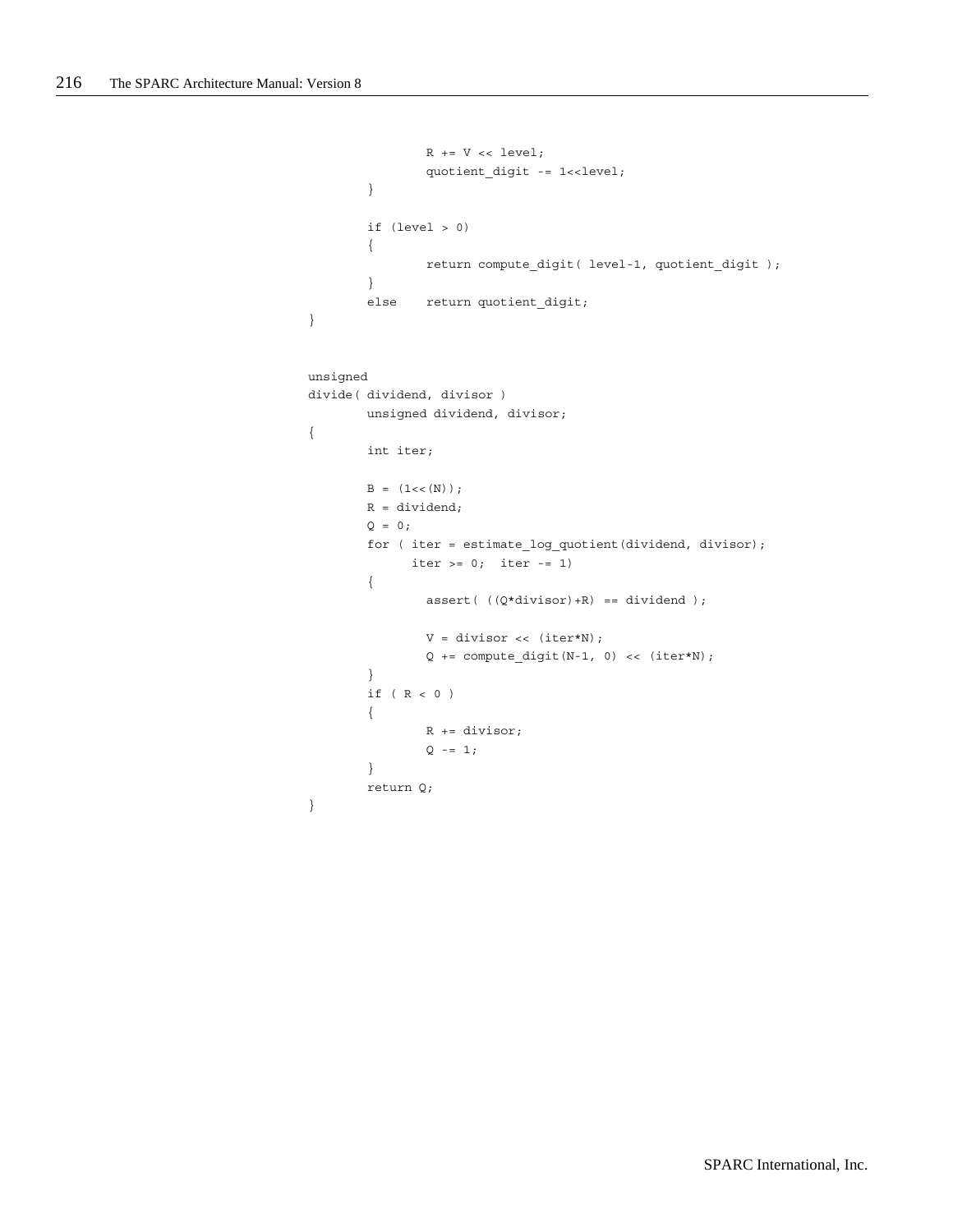```
                R += V << level;
                quotient_digit -= 1<<level;
        }

        if (level > 0)
        {
                return compute_digit( level-1, quotient_digit );
        }
        else    return quotient_digit;
}


unsigned
divide( dividend, divisor )
        unsigned dividend, divisor;
{
        int iter;

        B = (1<<(N));
        R = dividend;
        Q = 0;
        for ( iter = estimate_log_quotient(dividend, divisor);
              iter >= 0;  iter -= 1)
        {
                assert( ((Q*divisor)+R) == dividend );

                V = divisor << (iter*N);
                Q += compute_digit(N-1, 0) << (iter*N);
        }
        if ( R < 0 )
        {
                R += divisor;
                Q -= 1;
        }
        return Q;
}
```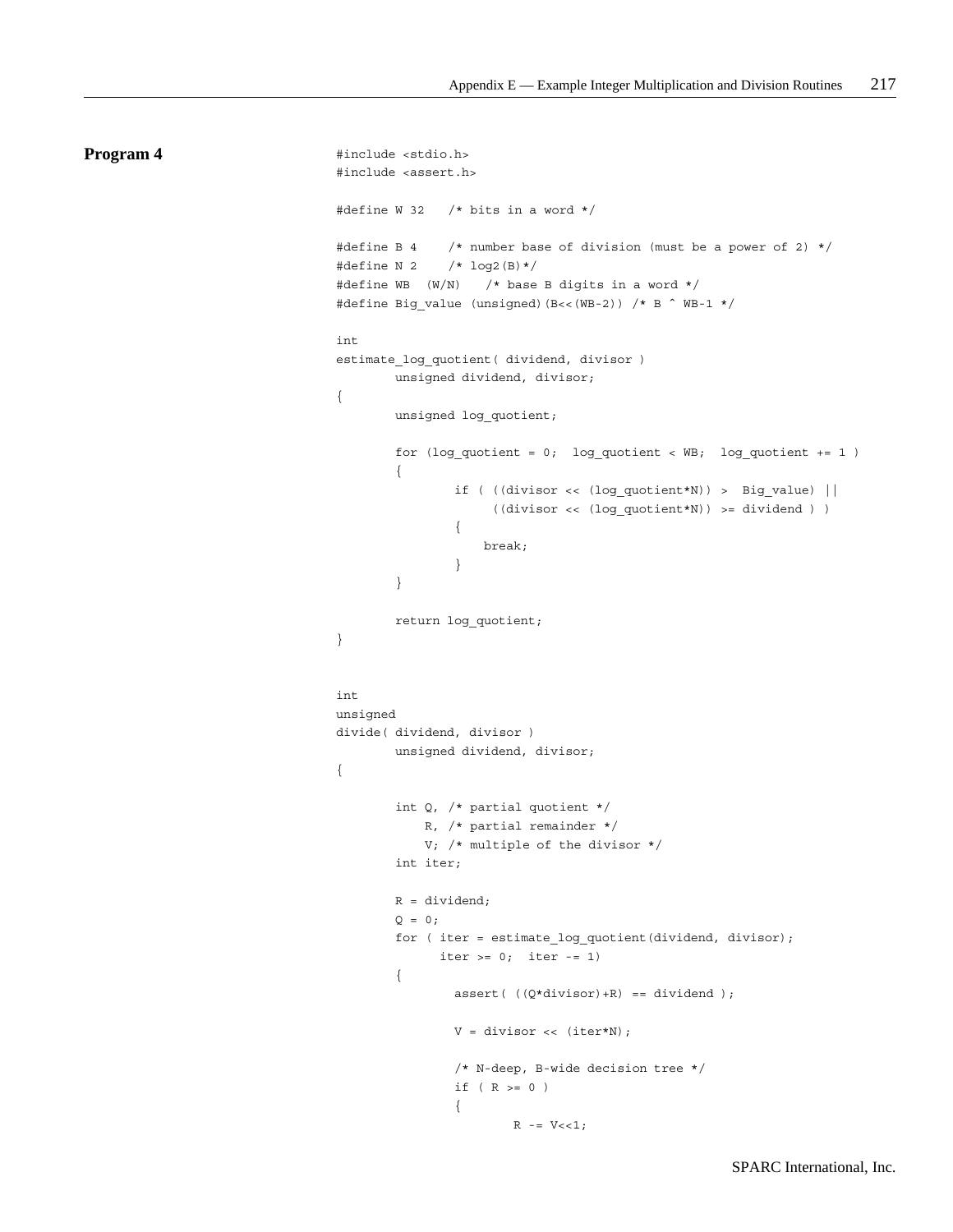**Program 4**

```
#include <stdio.h>
#include <assert.h>

#define W 32   /* bits in a word */

#define B 4    /* number base of division (must be a power of 2) */
#define N 2    /* log2(B)*/
#define WB  (W/N)   /* base B digits in a word */
#define Big_value (unsigned)(B<<(WB-2)) /* B ^ WB-1 */

int
estimate_log_quotient( dividend, divisor )
        unsigned dividend, divisor;
{
        unsigned log_quotient;

        for (log_quotient = 0;  log_quotient < WB;  log_quotient += 1 )
        {
                if ( ((divisor << (log_quotient*N)) >  Big_value) ||
                     ((divisor << (log_quotient*N)) >= dividend ) )
                {
                    break;
                }
        }

        return log_quotient;
}


int
unsigned
divide( dividend, divisor )
        unsigned dividend, divisor;
{

        int Q, /* partial quotient */
            R, /* partial remainder */
            V; /* multiple of the divisor */
        int iter;

        R = dividend;
        Q = 0;
        for ( iter = estimate_log_quotient(dividend, divisor);
              iter >= 0;  iter -= 1)
        {
                assert( ((Q*divisor)+R) == dividend );

                V = divisor << (iter*N);

                /* N-deep, B-wide decision tree */
                if ( R >= 0 )
                {
                        R -= V<<1;
```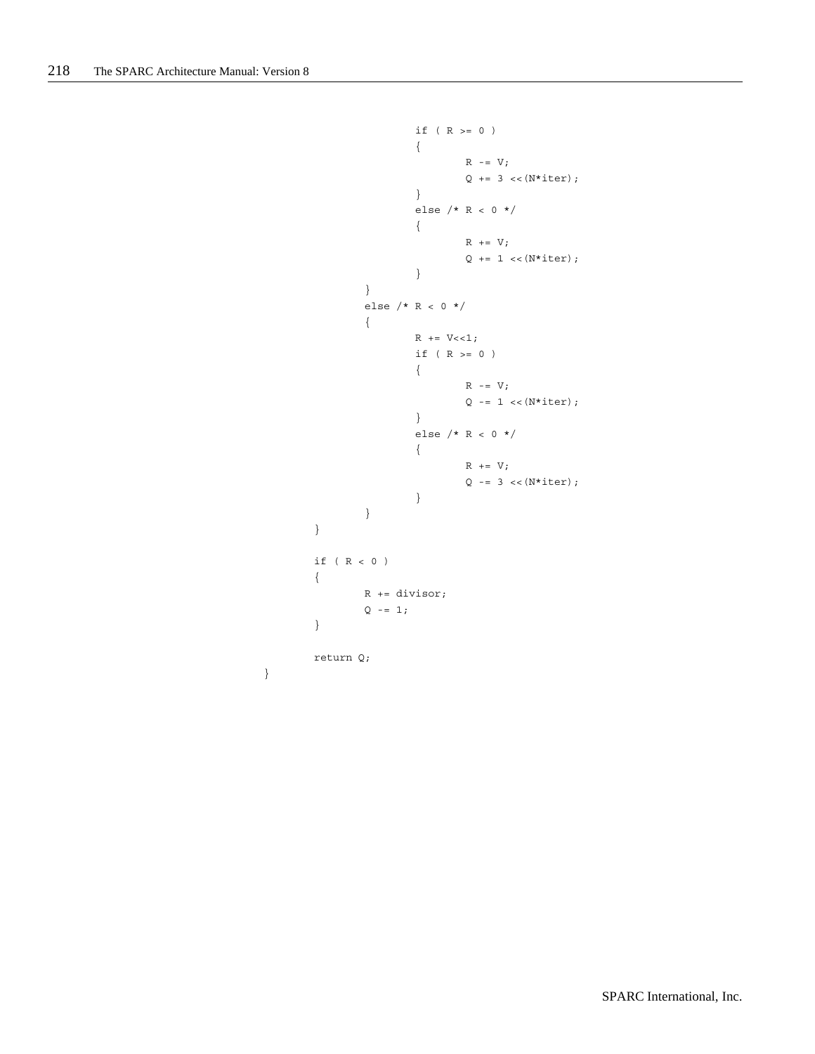```
                        if ( R >= 0 )
                        {
                                R -= V;
                                Q += 3 <<(N*iter);
                        }
                        else /* R < 0 */
                        {
                                R += V;
                                Q += 1 <<(N*iter);
                        }
                }
                else /* R < 0 */
                {
                        R += V<<1;
                        if ( R >= 0 )
                        {
                                R -= V;
                                Q -= 1 <<(N*iter);
                        }
                        else /* R < 0 */
                        {
                                R += V;
                                Q -= 3 <<(N*iter);
                        }
                }
        }

        if ( R < 0 )
        {
                R += divisor;
                Q -= 1;
        }

        return Q;
}
```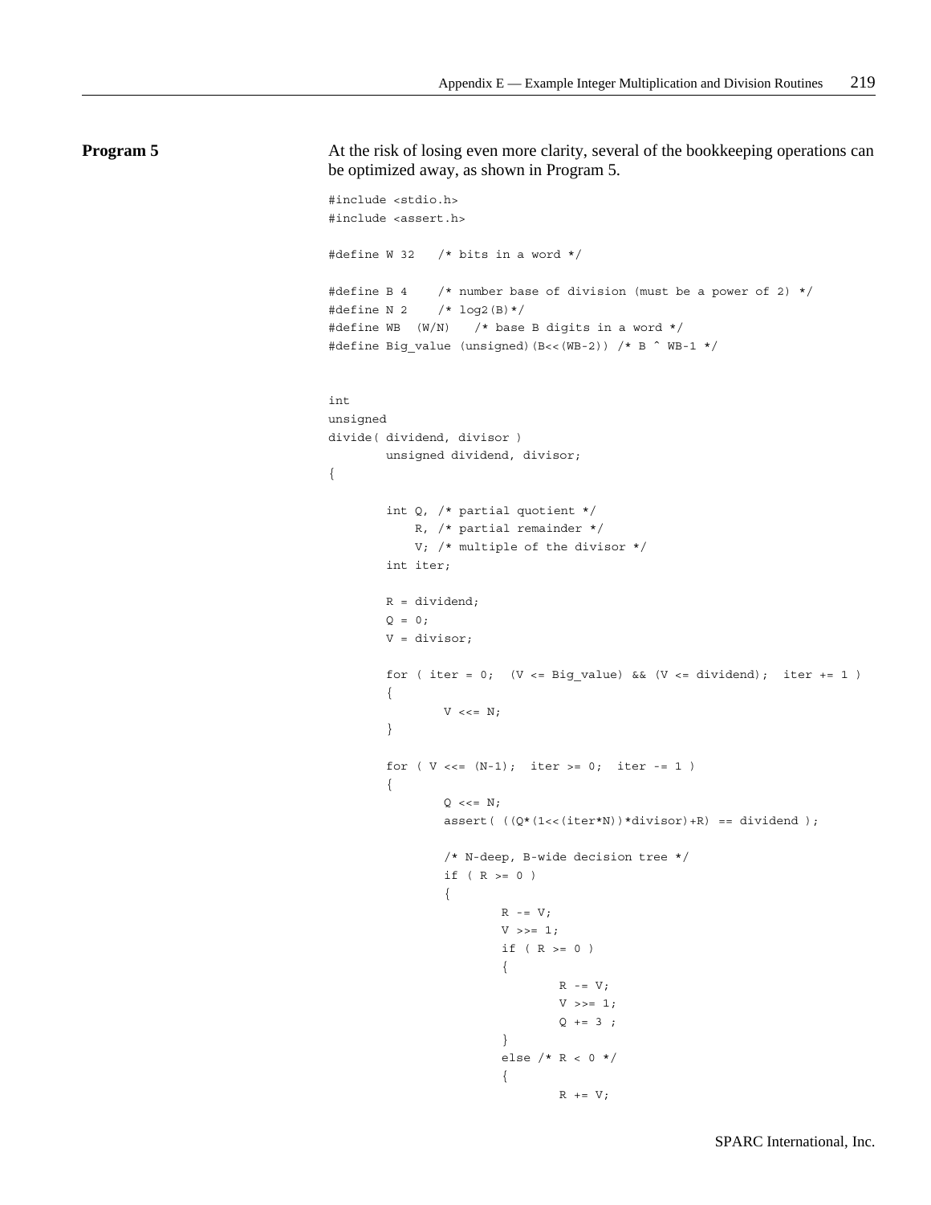**Program 5**

At the risk of losing even more clarity, several of the bookkeeping operations can be optimized away, as shown in Program 5.

```
#include <stdio.h>
#include <assert.h>

#define W 32   /* bits in a word */

#define B 4    /* number base of division (must be a power of 2) */
#define N 2    /* log2(B)*/
#define WB  (W/N)   /* base B digits in a word */
#define Big_value (unsigned)(B<<(WB-2)) /* B ^ WB-1 */


int
unsigned
divide( dividend, divisor )
        unsigned dividend, divisor;
{

        int Q, /* partial quotient */
            R, /* partial remainder */
            V; /* multiple of the divisor */
        int iter;

        R = dividend;
        Q = 0;
        V = divisor;

        for ( iter = 0;  (V <= Big_value) && (V <= dividend);  iter += 1 )
        {
                V <<= N;
        }

        for ( V <<= (N-1);  iter >= 0;  iter -= 1 )
        {
                Q <<= N;
                assert( ((Q*(1<<(iter*N))*divisor)+R) == dividend );

                /* N-deep, B-wide decision tree */
                if ( R >= 0 )
                {
                        R -= V;
                        V >>= 1;
                        if ( R >= 0 )
                        {
                                R -= V;
                                V >>= 1;
                                Q += 3 ;
                        }
                        else /* R < 0 */
                        {
                                R += V;
```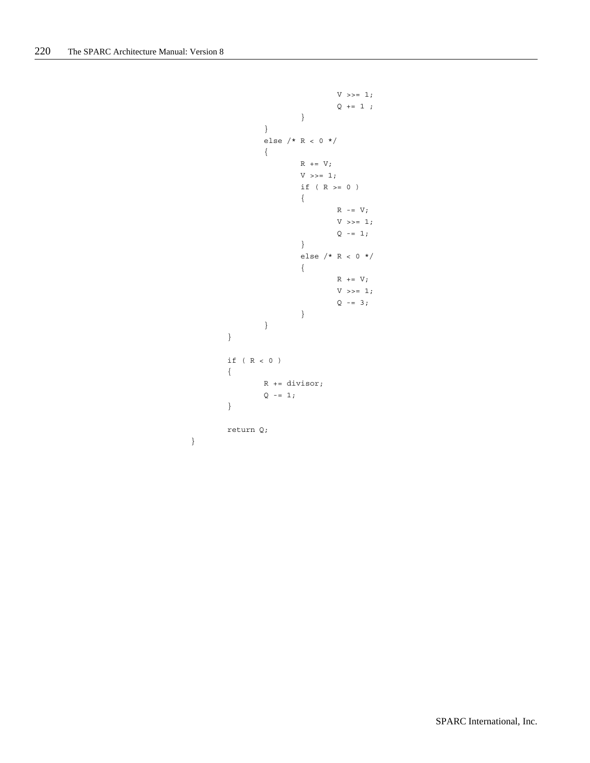```
                                        V >>= 1;
                                        Q += 1 ;
                                }
                        }
                        else /* R < 0 */
                        {
                                R += V;
                                V >>= 1;
                                if ( R >= 0 )
                                {
                                        R -= V;
                                        V >>= 1;
                                        Q -= 1;
                                }
                                else /* R < 0 */
                                {
                                        R += V;
                                        V >>= 1;
                                        Q -= 3;
                                }
                        }
                }

                if ( R < 0 )
                {
                        R += divisor;
                        Q -= 1;
                }

                return Q;
        }
```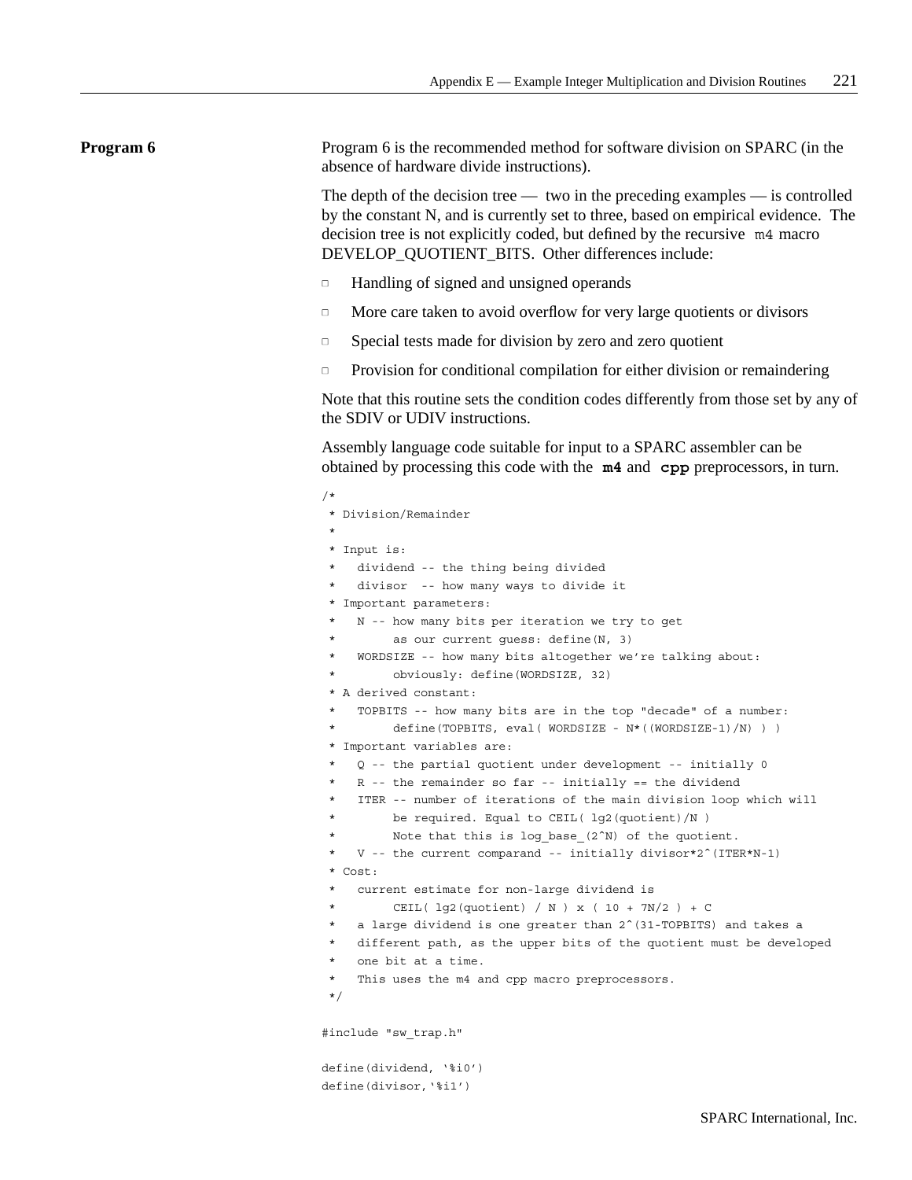## Program 6

Program 6 is the recommended method for software division on SPARC (in the absence of hardware divide instructions).

The depth of the decision tree — two in the preceding examples — is controlled by the constant N, and is currently set to three, based on empirical evidence. The decision tree is not explicitly coded, but defined by the recursive `m4` macro DEVELOP_QUOTIENT_BITS. Other differences include:

- Handling of signed and unsigned operands
- More care taken to avoid overflow for very large quotients or divisors
- Special tests made for division by zero and zero quotient
- Provision for conditional compilation for either division or remaindering

Note that this routine sets the condition codes differently from those set by any of the SDIV or UDIV instructions.

Assembly language code suitable for input to a SPARC assembler can be obtained by processing this code with the **m4** and **cpp** preprocessors, in turn.

```
/*
 * Division/Remainder
 *
 * Input is:
 *   dividend -- the thing being divided
 *   divisor  -- how many ways to divide it
 * Important parameters:
 *   N -- how many bits per iteration we try to get
 *        as our current guess: define(N, 3)
 *   WORDSIZE -- how many bits altogether we're talking about:
 *        obviously: define(WORDSIZE, 32)
 * A derived constant:
 *   TOPBITS -- how many bits are in the top "decade" of a number:
 *        define(TOPBITS, eval( WORDSIZE - N*((WORDSIZE-1)/N) ) )
 * Important variables are:
 *   Q -- the partial quotient under development -- initially 0
 *   R -- the remainder so far -- initially == the dividend
 *   ITER -- number of iterations of the main division loop which will
 *        be required. Equal to CEIL( lg2(quotient)/N )
 *        Note that this is log_base_(2^N) of the quotient.
 *   V -- the current comparand -- initially divisor*2^(ITER*N-1)
 * Cost:
 *   current estimate for non-large dividend is
 *        CEIL( lg2(quotient) / N ) x ( 10 + 7N/2 ) + C
 *   a large dividend is one greater than 2^(31-TOPBITS) and takes a
 *   different path, as the upper bits of the quotient must be developed
 *   one bit at a time.
 *   This uses the m4 and cpp macro preprocessors.
 */

#include "sw_trap.h"

define(dividend, `%i0')
define(divisor,`%i1')
```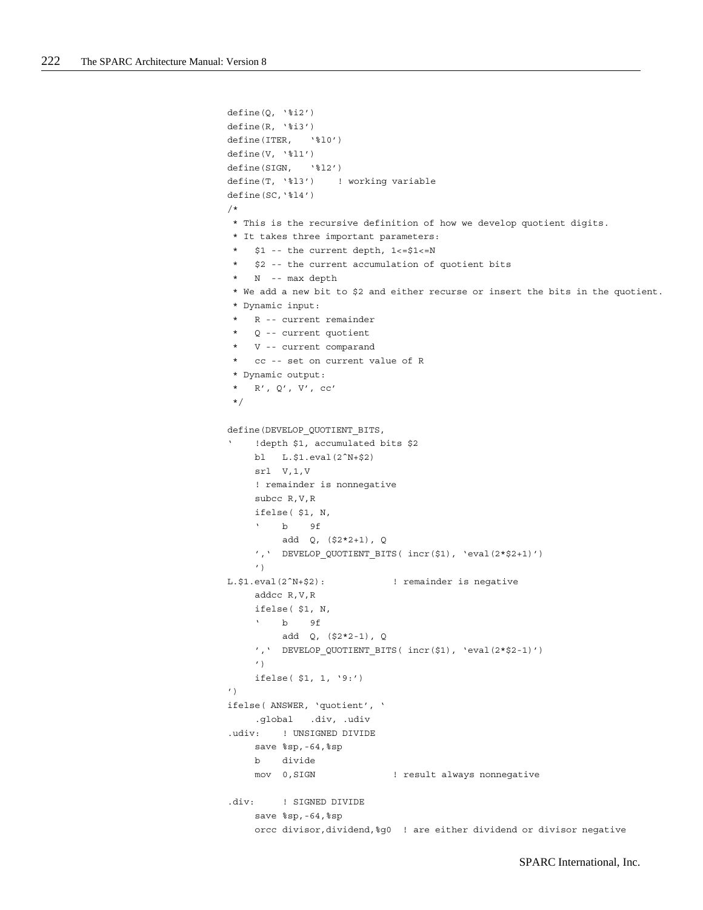```
define(Q, `%i2')
define(R, `%i3')
define(ITER,   `%l0')
define(V, `%l1')
define(SIGN,   `%l2')
define(T, `%l3')    ! working variable
define(SC,`%l4')
/*
 * This is the recursive definition of how we develop quotient digits.
 * It takes three important parameters:
 *   $1 -- the current depth, 1<=$1<=N
 *   $2 -- the current accumulation of quotient bits
 *   N  -- max depth
 * We add a new bit to $2 and either recurse or insert the bits in the quotient.
 * Dynamic input:
 *   R -- current remainder
 *   Q -- current quotient
 *   V -- current comparand
 *   cc -- set on current value of R
 * Dynamic output:
 *   R', Q', V', cc'
 */

define(DEVELOP_QUOTIENT_BITS,
`    !depth $1, accumulated bits $2
     bl   L.$1.eval(2^N+$2)
     srl  V,1,V
     ! remainder is nonnegative
     subcc R,V,R
     ifelse( $1, N,
     `    b    9f
          add  Q, ($2*2+1), Q
     ',`  DEVELOP_QUOTIENT_BITS( incr($1), `eval(2*$2+1)')
     ')
L.$1.eval(2^N+$2):            ! remainder is negative
     addcc R,V,R
     ifelse( $1, N,
     `    b    9f
          add  Q, ($2*2-1), Q
     ',`  DEVELOP_QUOTIENT_BITS( incr($1), `eval(2*$2-1)')
     ')
     ifelse( $1, 1, `9:')
')
ifelse( ANSWER, `quotient', `
     .global   .div, .udiv
.udiv:    ! UNSIGNED DIVIDE
     save %sp,-64,%sp
     b    divide
     mov  0,SIGN              ! result always nonnegative

.div:     ! SIGNED DIVIDE
     save %sp,-64,%sp
     orcc divisor,dividend,%g0  ! are either dividend or divisor negative
```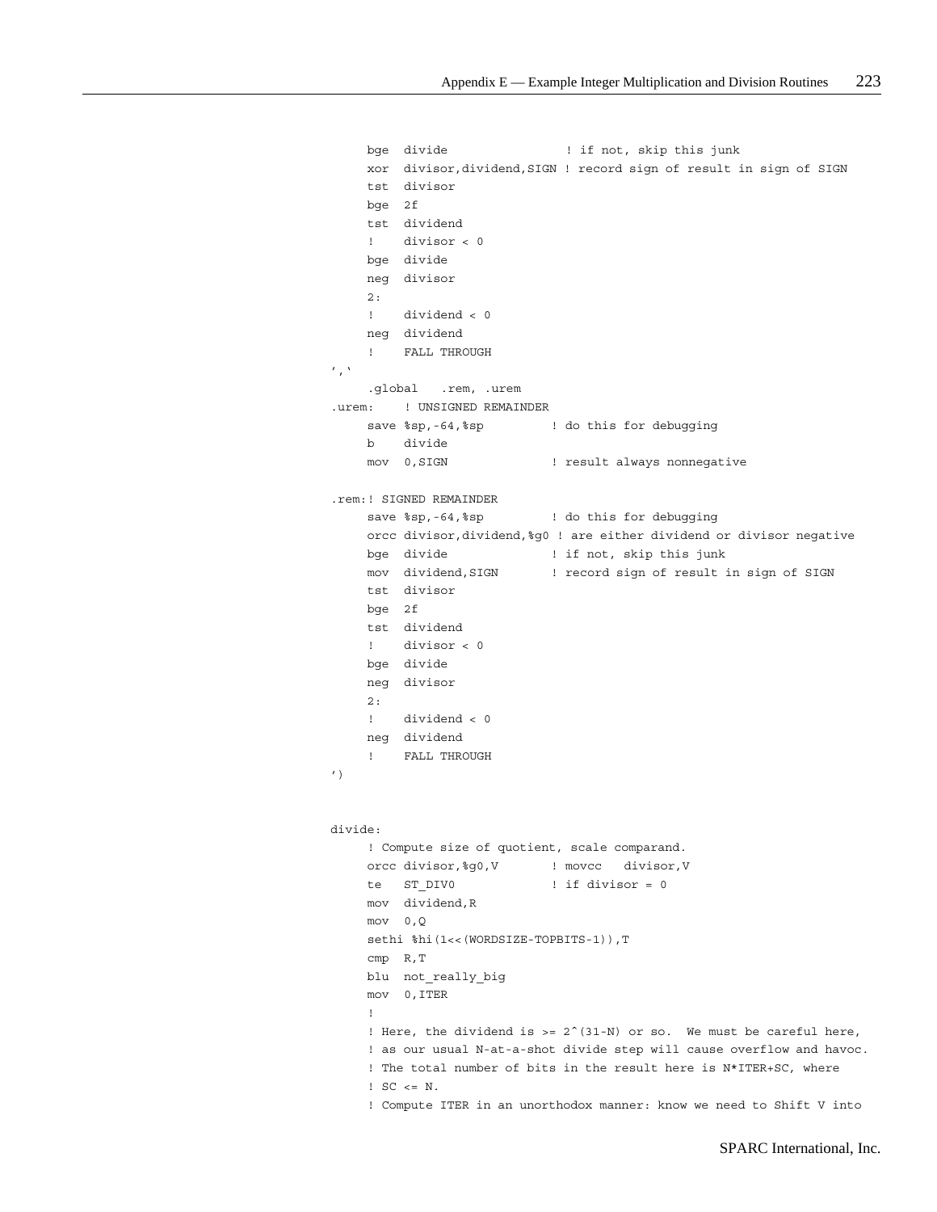```
        bge  divide                ! if not, skip this junk
        xor  divisor,dividend,SIGN ! record sign of result in sign of SIGN
        tst  divisor
        bge  2f
        tst  dividend
        !    divisor < 0
        bge  divide
        neg  divisor
        2:
        !    dividend < 0
        neg  dividend
        !    FALL THROUGH
',`
        .global   .rem, .urem
.urem:    ! UNSIGNED REMAINDER
        save %sp,-64,%sp         ! do this for debugging
        b    divide
        mov  0,SIGN              ! result always nonnegative

.rem:! SIGNED REMAINDER
        save %sp,-64,%sp         ! do this for debugging
        orcc divisor,dividend,%g0 ! are either dividend or divisor negative
        bge  divide              ! if not, skip this junk
        mov  dividend,SIGN       ! record sign of result in sign of SIGN
        tst  divisor
        bge  2f
        tst  dividend
        !    divisor < 0
        bge  divide
        neg  divisor
        2:
        !    dividend < 0
        neg  dividend
        !    FALL THROUGH
')


divide:
        ! Compute size of quotient, scale comparand.
        orcc divisor,%g0,V       ! movcc   divisor,V
        te   ST_DIV0             ! if divisor = 0
        mov  dividend,R
        mov  0,Q
        sethi %hi(1<<(WORDSIZE-TOPBITS-1)),T
        cmp  R,T
        blu  not_really_big
        mov  0,ITER
        !
        ! Here, the dividend is >= 2^(31-N) or so.  We must be careful here,
        ! as our usual N-at-a-shot divide step will cause overflow and havoc.
        ! The total number of bits in the result here is N*ITER+SC, where
        ! SC <= N.
        ! Compute ITER in an unorthodox manner: know we need to Shift V into
```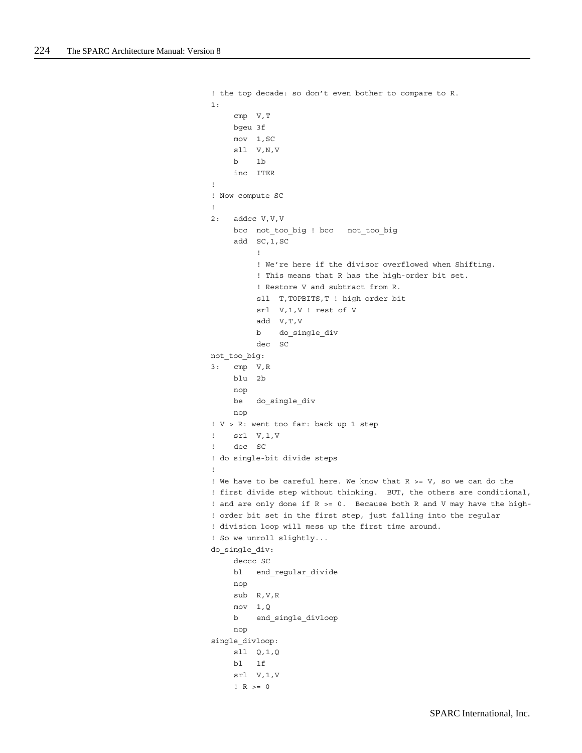```
! the top decade: so don't even bother to compare to R.
1:
     cmp  V,T
     bgeu 3f
     mov  1,SC
     sll  V,N,V
     b    1b
     inc  ITER
!
! Now compute SC
!
2:   addcc V,V,V
     bcc  not_too_big ! bcc   not_too_big
     add  SC,1,SC
          !
          ! We're here if the divisor overflowed when Shifting.
          ! This means that R has the high-order bit set.
          ! Restore V and subtract from R.
          sll  T,TOPBITS,T ! high order bit
          srl  V,1,V ! rest of V
          add  V,T,V
          b    do_single_div
          dec  SC
not_too_big:
3:   cmp  V,R
     blu  2b
     nop
     be   do_single_div
     nop
! V > R: went too far: back up 1 step
!    srl  V,1,V
!    dec  SC
! do single-bit divide steps
!
! We have to be careful here. We know that R >= V, so we can do the
! first divide step without thinking.  BUT, the others are conditional,
! and are only done if R >= 0.  Because both R and V may have the high-
! order bit set in the first step, just falling into the regular
! division loop will mess up the first time around.
! So we unroll slightly...
do_single_div:
     deccc SC
     bl   end_regular_divide
     nop
     sub  R,V,R
     mov  1,Q
     b    end_single_divloop
     nop
single_divloop:
     sll  Q,1,Q
     bl   1f
     srl  V,1,V
     ! R >= 0
```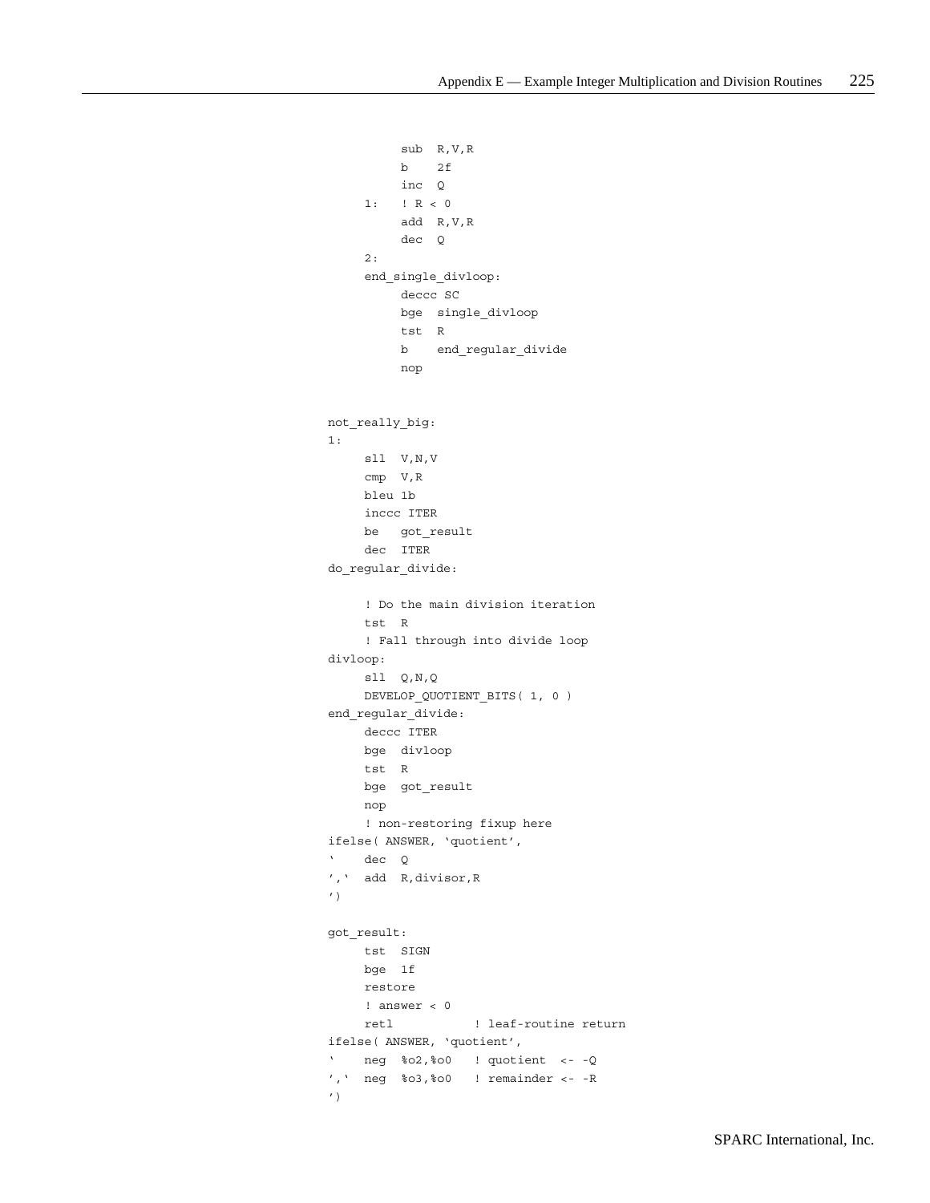```
          sub  R,V,R
          b    2f
          inc  Q
     1:   ! R < 0
          add  R,V,R
          dec  Q
     2:
     end_single_divloop:
          deccc SC
          bge  single_divloop
          tst  R
          b    end_regular_divide
          nop


not_really_big:
1:
     sll  V,N,V
     cmp  V,R
     bleu 1b
     inccc ITER
     be   got_result
     dec  ITER
do_regular_divide:

     ! Do the main division iteration
     tst  R
     ! Fall through into divide loop
divloop:
     sll  Q,N,Q
     DEVELOP_QUOTIENT_BITS( 1, 0 )
end_regular_divide:
     deccc ITER
     bge  divloop
     tst  R
     bge  got_result
     nop
     ! non-restoring fixup here
ifelse( ANSWER, `quotient',
`    dec  Q
',`  add  R,divisor,R
')

got_result:
     tst  SIGN
     bge  1f
     restore
     ! answer < 0
     retl           ! leaf-routine return
ifelse( ANSWER, `quotient',
`    neg  %o2,%o0   ! quotient  <- -Q
',`  neg  %o3,%o0   ! remainder <- -R
')
```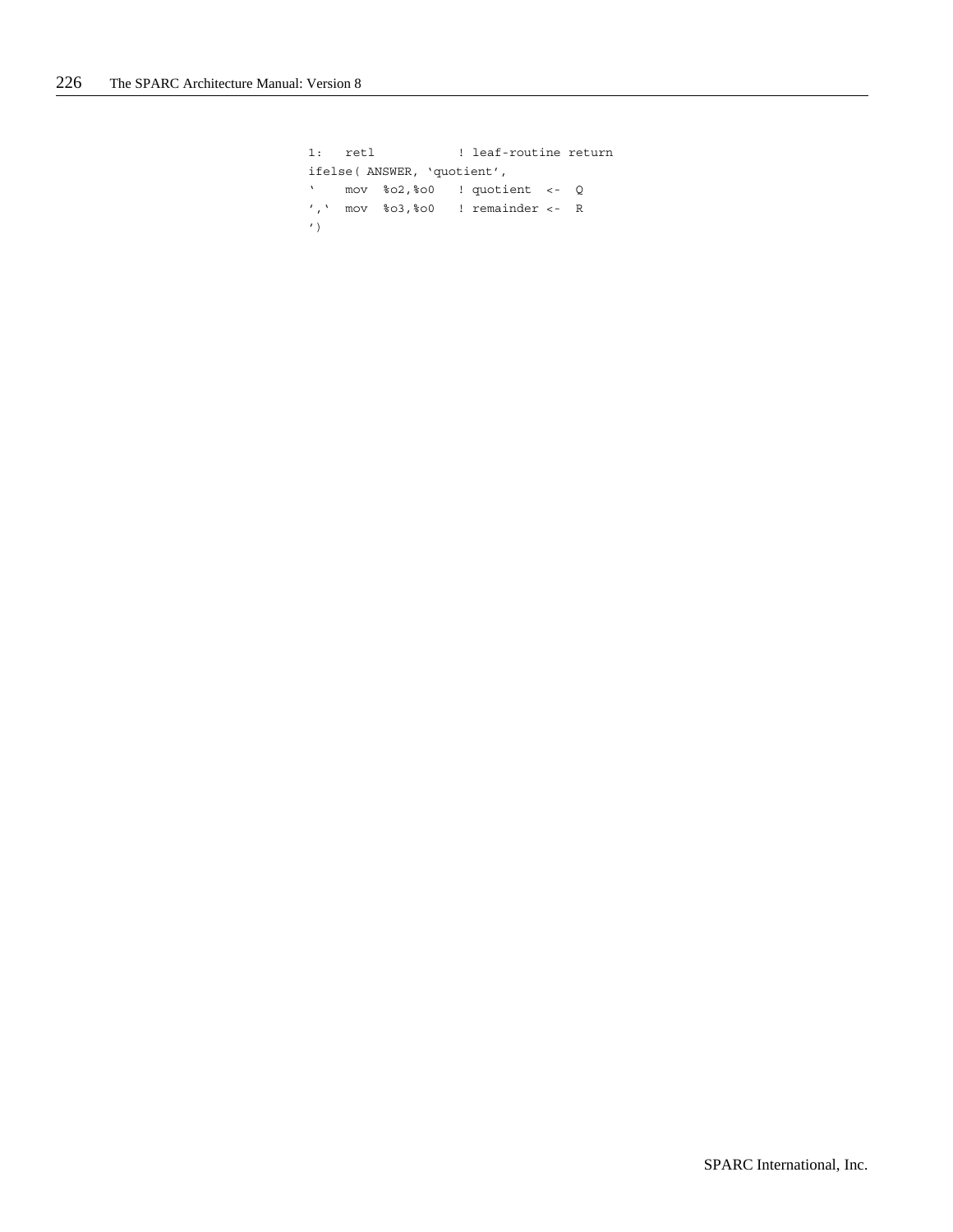```
1:   retl           ! leaf-routine return
ifelse( ANSWER, `quotient',
`    mov  %o2,%o0   ! quotient  <-  Q
',`  mov  %o3,%o0   ! remainder <-  R
')
```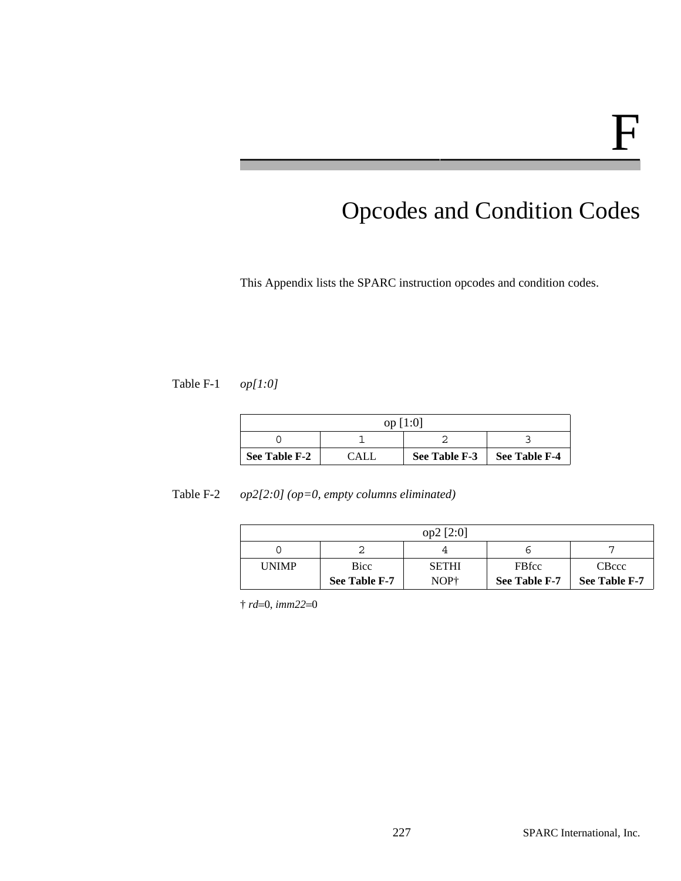# F

## Opcodes and Condition Codes

This Appendix lists the SPARC instruction opcodes and condition codes.

Table F-1 *op[1:0]*

| op [1:0] | | | |
|---|---|---|---|
| 0 | 1 | 2 | 3 |
| **See Table F-2** | CALL | **See Table F-3** | **See Table F-4** |

Table F-2 *op2[2:0] (op=0, empty columns eliminated)*

| op2 [2:0] | | | | |
|---|---|---|---|---|
| 0 | 2 | 4 | 6 | 7 |
| UNIMP | Bicc **See Table F-7** | SETHI NOP† | FBfcc **See Table F-7** | CBccc **See Table F-7** |

† *rd*=0, *imm22*=0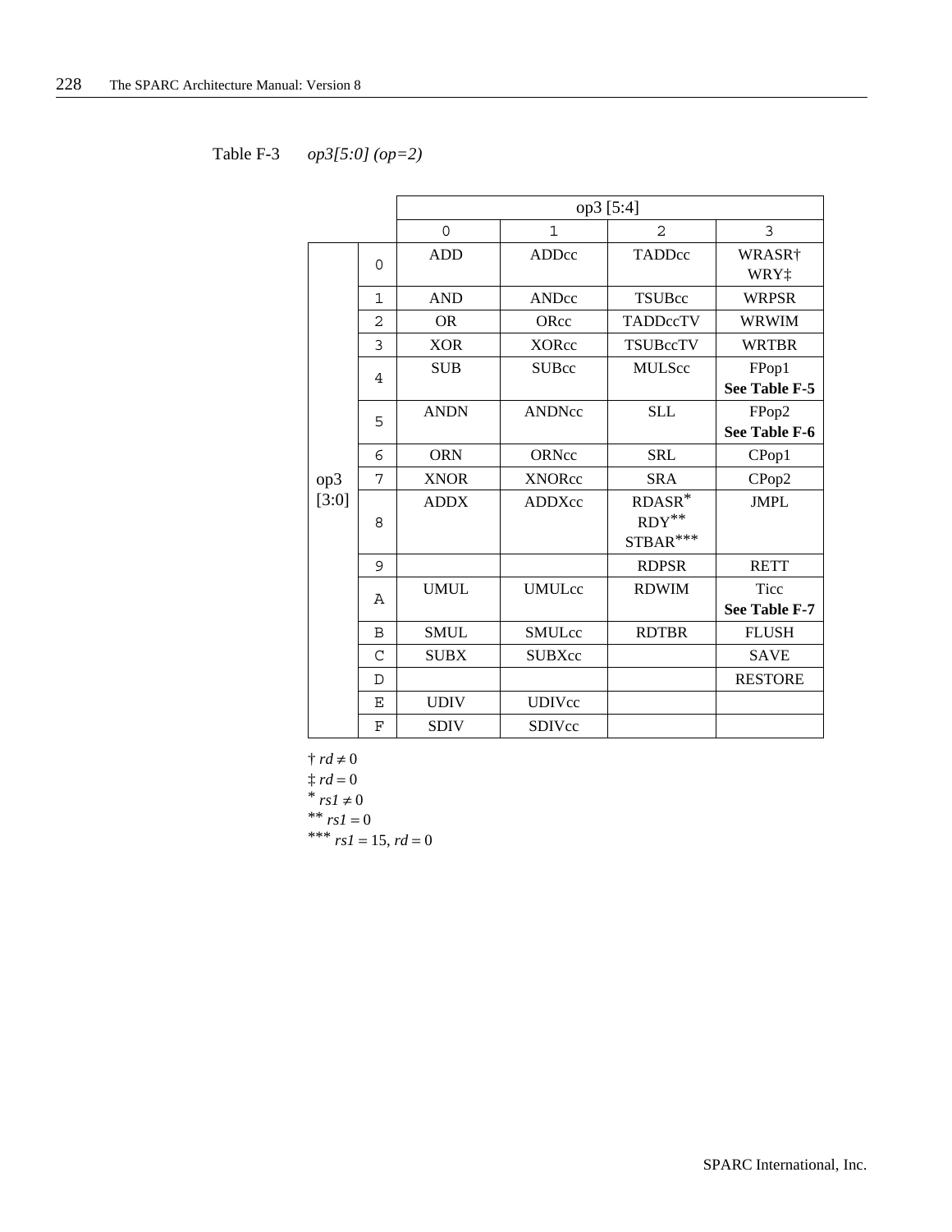Table F-3 *op3[5:0] (op=2)*

| | | op3 [5:4] | | | |
|---|---|---|---|---|---|
| | | 0 | 1 | 2 | 3 |
| op3 [3:0] | 0 | ADD | ADDcc | TADDcc | WRASR† WRY‡ |
| | 1 | AND | ANDcc | TSUBcc | WRPSR |
| | 2 | OR | ORcc | TADDccTV | WRWIM |
| | 3 | XOR | XORcc | TSUBccTV | WRTBR |
| | 4 | SUB | SUBcc | MULScc | FPop1 **See Table F-5** |
| | 5 | ANDN | ANDNcc | SLL | FPop2 **See Table F-6** |
| | 6 | ORN | ORNcc | SRL | CPop1 |
| | 7 | XNOR | XNORcc | SRA | CPop2 |
| | 8 | ADDX | ADDXcc | RDASR* RDY** STBAR*** | JMPL |
| | 9 | | | RDPSR | RETT |
| | A | UMUL | UMULcc | RDWIM | Ticc **See Table F-7** |
| | B | SMUL | SMULcc | RDTBR | FLUSH |
| | C | SUBX | SUBXcc | | SAVE |
| | D | | | | RESTORE |
| | E | UDIV | UDIVcc | | |
| | F | SDIV | SDIVcc | | |

† $rd \neq 0$
‡ $rd = 0$
* $rs1 \neq 0$
** $rs1 = 0$
*** $rs1 = 15$, $rd = 0$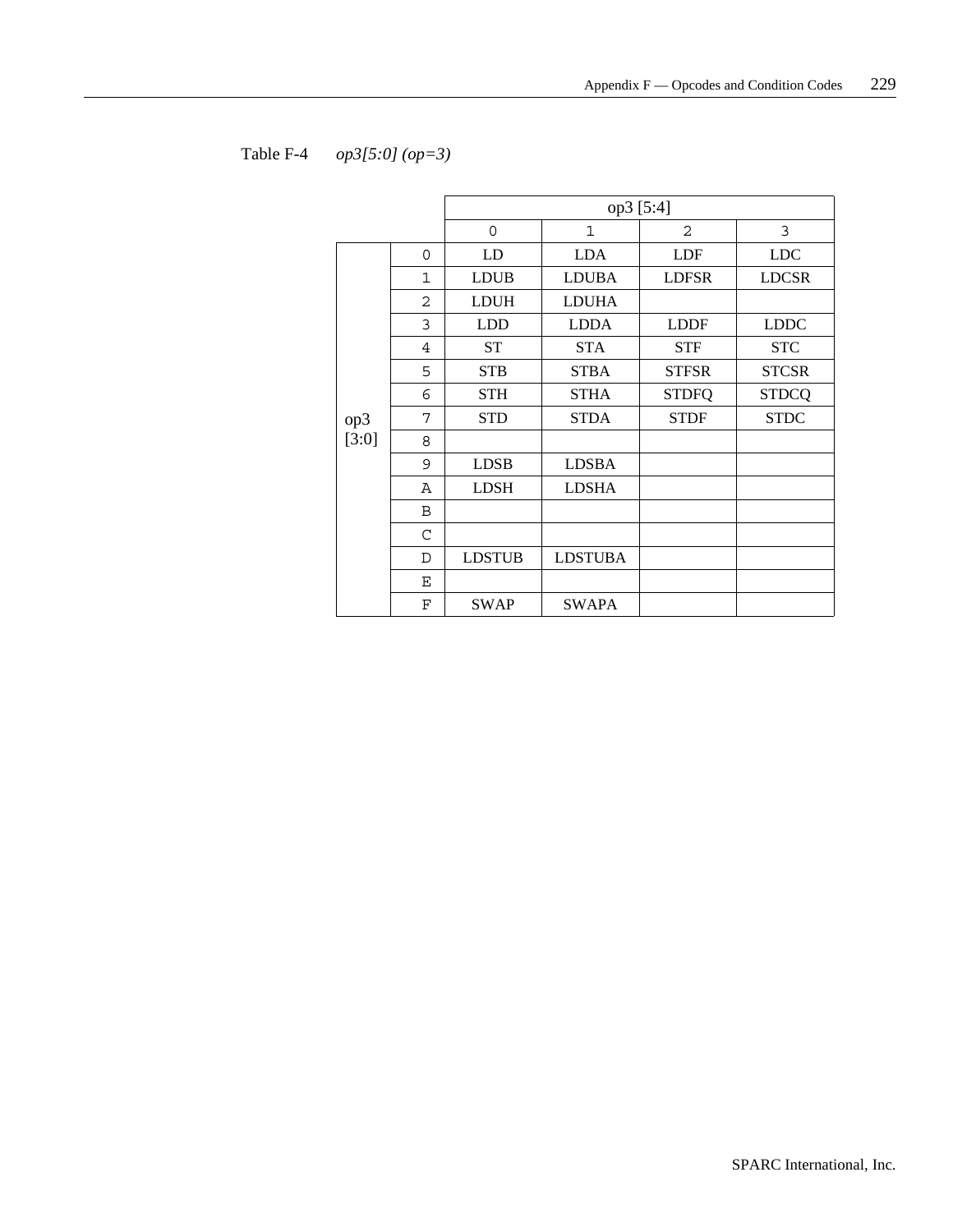Table F-4 *op3[5:0] (op=3)*

| | | op3 [5:4] | | | |
|---|---|---|---|---|---|
| | | 0 | 1 | 2 | 3 |
| op3 [3:0] | 0 | LD | LDA | LDF | LDC |
| | 1 | LDUB | LDUBA | LDFSR | LDCSR |
| | 2 | LDUH | LDUHA | | |
| | 3 | LDD | LDDA | LDDF | LDDC |
| | 4 | ST | STA | STF | STC |
| | 5 | STB | STBA | STFSR | STCSR |
| | 6 | STH | STHA | STDFQ | STDCQ |
| | 7 | STD | STDA | STDF | STDC |
| | 8 | | | | |
| | 9 | LDSB | LDSBA | | |
| | A | LDSH | LDSHA | | |
| | B | | | | |
| | C | | | | |
| | D | LDSTUB | LDSTUBA | | |
| | E | | | | |
| | F | SWAP | SWAPA | | |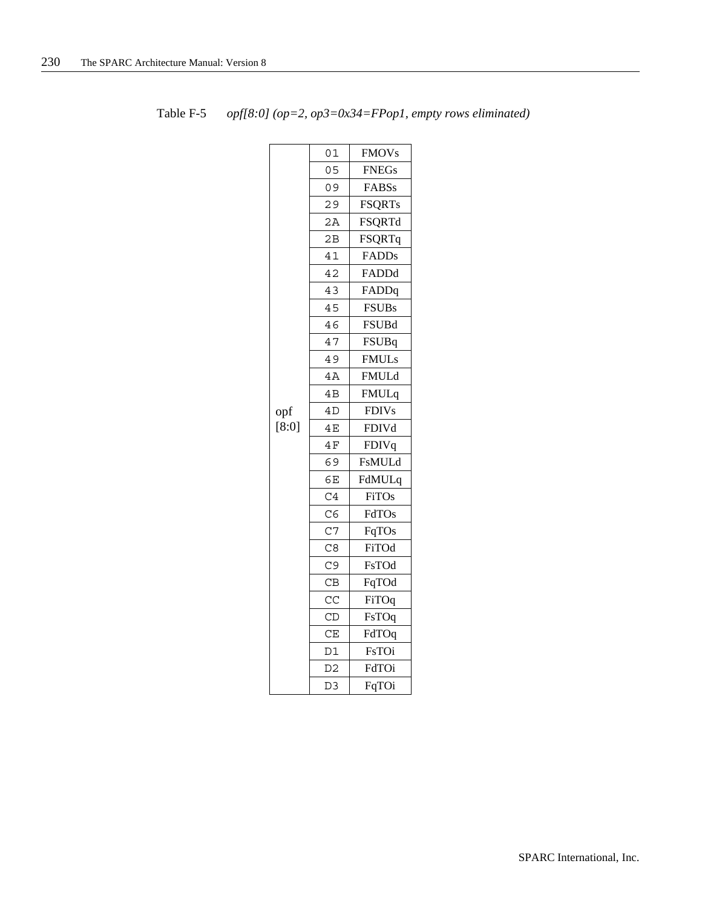Table F-5 *opf[8:0] (op=2, op3=0x34=FPop1, empty rows eliminated)*

| | | |
|---|---|---|
| opf [8:0] | 01 | FMOVs |
| | 05 | FNEGs |
| | 09 | FABSs |
| | 29 | FSQRTs |
| | 2A | FSQRTd |
| | 2B | FSQRTq |
| | 41 | FADDs |
| | 42 | FADDd |
| | 43 | FADDq |
| | 45 | FSUBs |
| | 46 | FSUBd |
| | 47 | FSUBq |
| | 49 | FMULs |
| | 4A | FMULd |
| | 4B | FMULq |
| | 4D | FDIVs |
| | 4E | FDIVd |
| | 4F | FDIVq |
| | 69 | FsMULd |
| | 6E | FdMULq |
| | C4 | FiTOs |
| | C6 | FdTOs |
| | C7 | FqTOs |
| | C8 | FiTOd |
| | C9 | FsTOd |
| | CB | FqTOd |
| | CC | FiTOq |
| | CD | FsTOq |
| | CE | FdTOq |
| | D1 | FsTOi |
| | D2 | FdTOi |
| | D3 | FqTOi |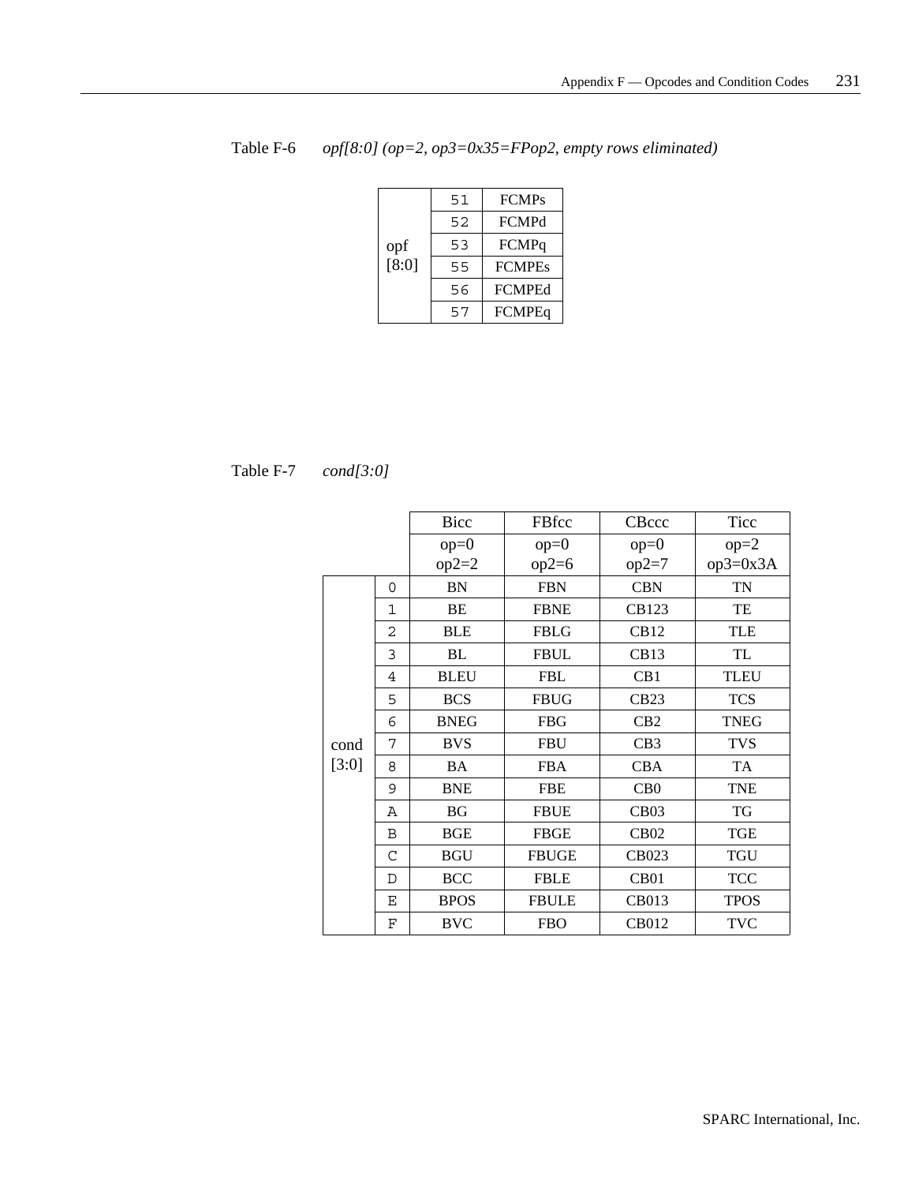Table F-6 *opf[8:0] (op=2, op3=0x35=FPop2, empty rows eliminated)*

| | | |
|---|---|---|
| opf [8:0] | 51 | FCMPs |
| | 52 | FCMPd |
| | 53 | FCMPq |
| | 55 | FCMPEs |
| | 56 | FCMPEd |
| | 57 | FCMPEq |

Table F-7 *cond[3:0]*

| | | Bicc | FBfcc | CBccc | Ticc |
|---|---|---|---|---|---|
| | | op=0 op2=2 | op=0 op2=6 | op=0 op2=7 | op=2 op3=0x3A |
| cond [3:0] | 0 | BN | FBN | CBN | TN |
| | 1 | BE | FBNE | CB123 | TE |
| | 2 | BLE | FBLG | CB12 | TLE |
| | 3 | BL | FBUL | CB13 | TL |
| | 4 | BLEU | FBL | CB1 | TLEU |
| | 5 | BCS | FBUG | CB23 | TCS |
| | 6 | BNEG | FBG | CB2 | TNEG |
| | 7 | BVS | FBU | CB3 | TVS |
| | 8 | BA | FBA | CBA | TA |
| | 9 | BNE | FBE | CB0 | TNE |
| | A | BG | FBUE | CB03 | TG |
| | B | BGE | FBGE | CB02 | TGE |
| | C | BGU | FBUGE | CB023 | TGU |
| | D | BCC | FBLE | CB01 | TCC |
| | E | BPOS | FBULE | CB013 | TPOS |
| | F | BVC | FBO | CB012 | TVC |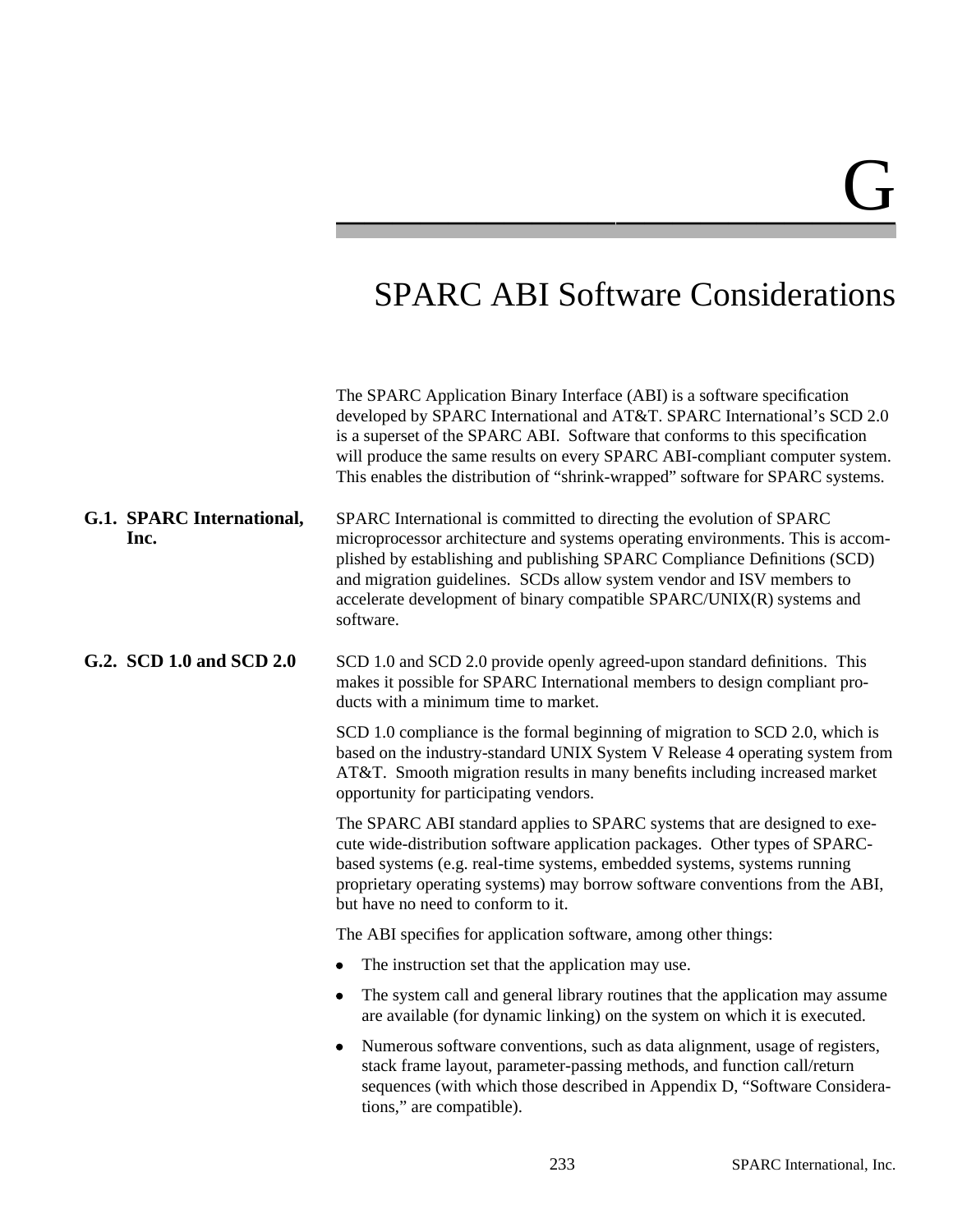# G

# SPARC ABI Software Considerations

The SPARC Application Binary Interface (ABI) is a software specification developed by SPARC International and AT&T. SPARC International's SCD 2.0 is a superset of the SPARC ABI. Software that conforms to this specification will produce the same results on every SPARC ABI-compliant computer system. This enables the distribution of "shrink-wrapped" software for SPARC systems.

## G.1. SPARC International, Inc.

SPARC International is committed to directing the evolution of SPARC microprocessor architecture and systems operating environments. This is accomplished by establishing and publishing SPARC Compliance Definitions (SCD) and migration guidelines. SCDs allow system vendor and ISV members to accelerate development of binary compatible SPARC/UNIX(R) systems and software.

## G.2. SCD 1.0 and SCD 2.0

SCD 1.0 and SCD 2.0 provide openly agreed-upon standard definitions. This makes it possible for SPARC International members to design compliant products with a minimum time to market.

SCD 1.0 compliance is the formal beginning of migration to SCD 2.0, which is based on the industry-standard UNIX System V Release 4 operating system from AT&T. Smooth migration results in many benefits including increased market opportunity for participating vendors.

The SPARC ABI standard applies to SPARC systems that are designed to execute wide-distribution software application packages. Other types of SPARC-based systems (e.g. real-time systems, embedded systems, systems running proprietary operating systems) may borrow software conventions from the ABI, but have no need to conform to it.

The ABI specifies for application software, among other things:

- The instruction set that the application may use.
- The system call and general library routines that the application may assume are available (for dynamic linking) on the system on which it is executed.
- Numerous software conventions, such as data alignment, usage of registers, stack frame layout, parameter-passing methods, and function call/return sequences (with which those described in Appendix D, "Software Considerations," are compatible).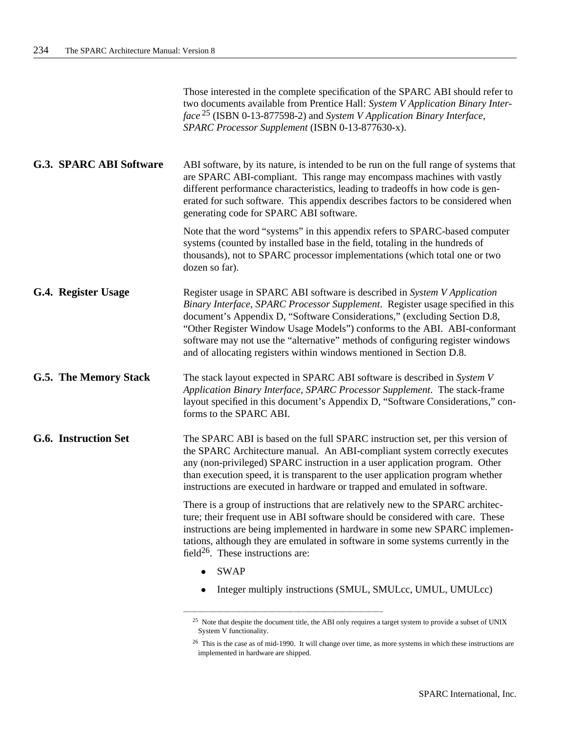Those interested in the complete specification of the SPARC ABI should refer to two documents available from Prentice Hall: *System V Application Binary Interface*[25] (ISBN 0-13-877598-2) and *System V Application Binary Interface, SPARC Processor Supplement* (ISBN 0-13-877630-x).

## G.3. SPARC ABI Software

ABI software, by its nature, is intended to be run on the full range of systems that are SPARC ABI-compliant. This range may encompass machines with vastly different performance characteristics, leading to tradeoffs in how code is generated for such software. This appendix describes factors to be considered when generating code for SPARC ABI software.

Note that the word “systems” in this appendix refers to SPARC-based computer systems (counted by installed base in the field, totaling in the hundreds of thousands), not to SPARC processor implementations (which total one or two dozen so far).

## G.4. Register Usage

Register usage in SPARC ABI software is described in *System V Application Binary Interface, SPARC Processor Supplement*. Register usage specified in this document’s Appendix D, “Software Considerations,” (excluding Section D.8, “Other Register Window Usage Models”) conforms to the ABI. ABI-conformant software may not use the “alternative” methods of configuring register windows and of allocating registers within windows mentioned in Section D.8.

## G.5. The Memory Stack

The stack layout expected in SPARC ABI software is described in *System V Application Binary Interface, SPARC Processor Supplement*. The stack-frame layout specified in this document’s Appendix D, “Software Considerations,” conforms to the SPARC ABI.

## G.6. Instruction Set

The SPARC ABI is based on the full SPARC instruction set, per this version of the SPARC Architecture manual. An ABI-compliant system correctly executes any (non-privileged) SPARC instruction in a user application program. Other than execution speed, it is transparent to the user application program whether instructions are executed in hardware or trapped and emulated in software.

There is a group of instructions that are relatively new to the SPARC architecture; their frequent use in ABI software should be considered with care. These instructions are being implemented in hardware in some new SPARC implementations, although they are emulated in software in some systems currently in the field[26]. These instructions are:

- SWAP
- Integer multiply instructions (SMUL, SMULcc, UMUL, UMULcc)

---

[25] Note that despite the document title, the ABI only requires a target system to provide a subset of UNIX System V functionality.

[26] This is the case as of mid-1990. It will change over time, as more systems in which these instructions are implemented in hardware are shipped.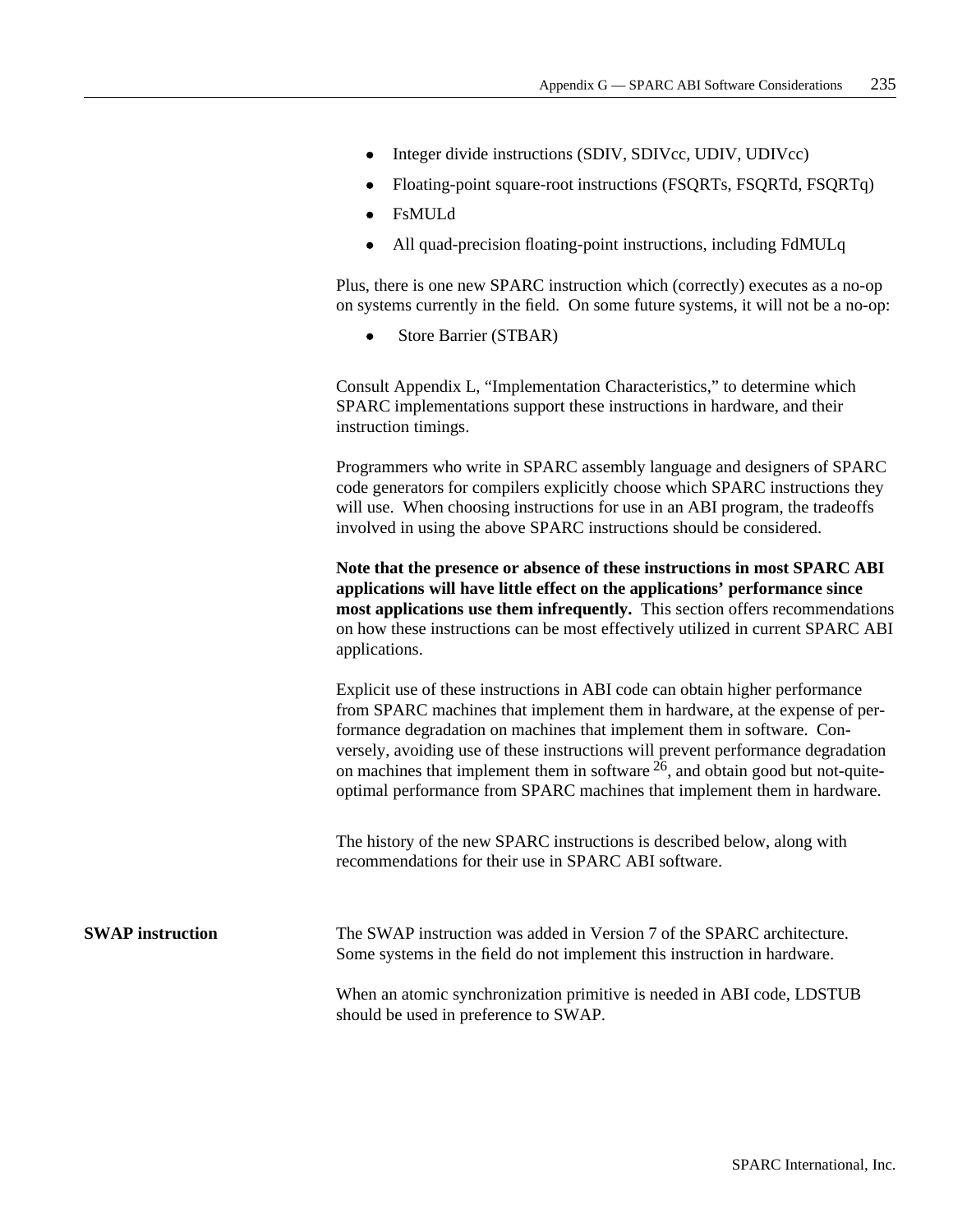- Integer divide instructions (SDIV, SDIVcc, UDIV, UDIVcc)
- Floating-point square-root instructions (FSQRTs, FSQRTd, FSQRTq)
- FsMULd
- All quad-precision floating-point instructions, including FdMULq

Plus, there is one new SPARC instruction which (correctly) executes as a no-op on systems currently in the field. On some future systems, it will not be a no-op:

- Store Barrier (STBAR)

Consult Appendix L, "Implementation Characteristics," to determine which SPARC implementations support these instructions in hardware, and their instruction timings.

Programmers who write in SPARC assembly language and designers of SPARC code generators for compilers explicitly choose which SPARC instructions they will use. When choosing instructions for use in an ABI program, the tradeoffs involved in using the above SPARC instructions should be considered.

**Note that the presence or absence of these instructions in most SPARC ABI applications will have little effect on the applications' performance since most applications use them infrequently.** This section offers recommendations on how these instructions can be most effectively utilized in current SPARC ABI applications.

Explicit use of these instructions in ABI code can obtain higher performance from SPARC machines that implement them in hardware, at the expense of performance degradation on machines that implement them in software. Conversely, avoiding use of these instructions will prevent performance degradation on machines that implement them in software [26], and obtain good but not-quite-optimal performance from SPARC machines that implement them in hardware.

The history of the new SPARC instructions is described below, along with recommendations for their use in SPARC ABI software.

**SWAP instruction**

The SWAP instruction was added in Version 7 of the SPARC architecture. Some systems in the field do not implement this instruction in hardware.

When an atomic synchronization primitive is needed in ABI code, LDSTUB should be used in preference to SWAP.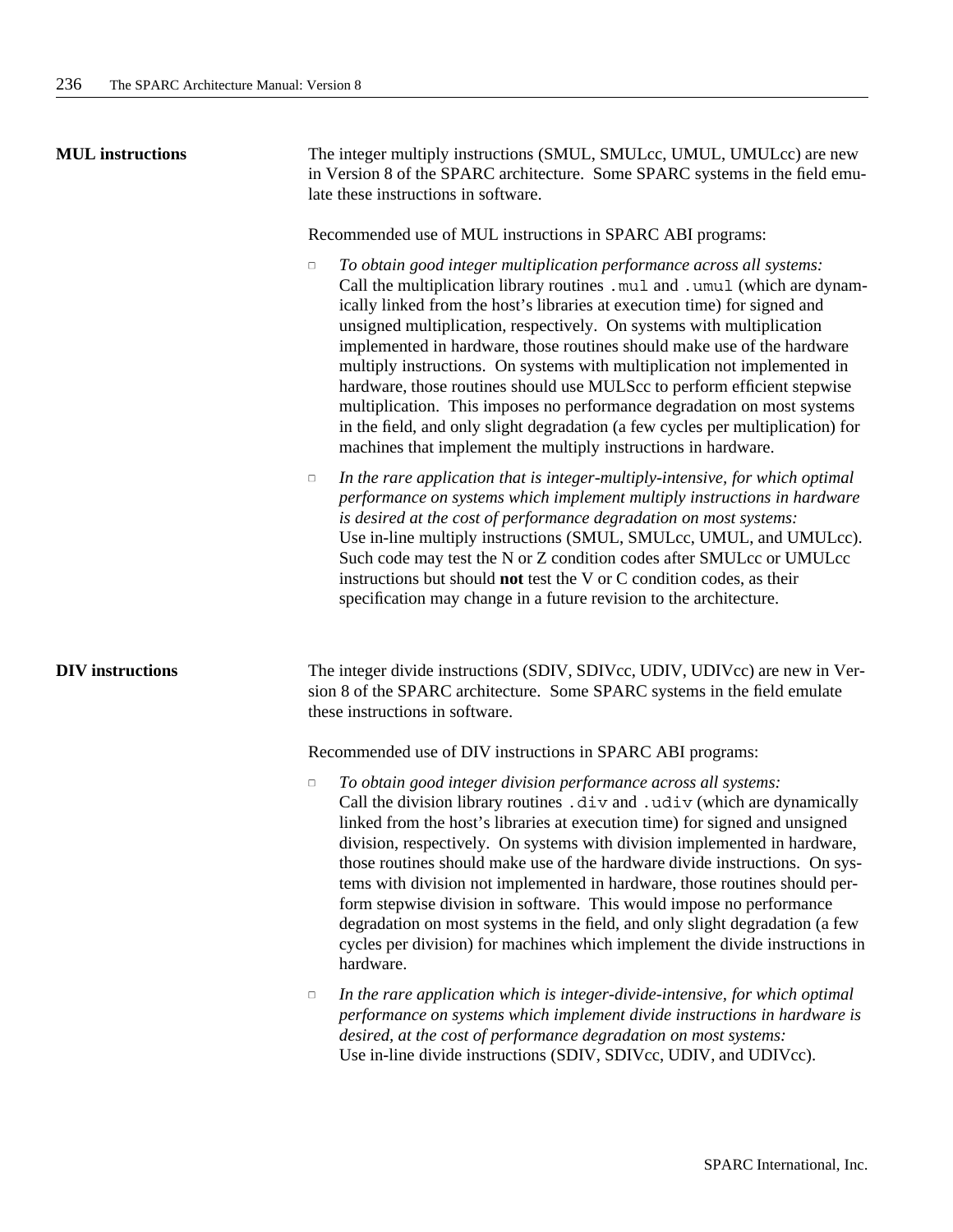**MUL instructions**

The integer multiply instructions (SMUL, SMULcc, UMUL, UMULcc) are new in Version 8 of the SPARC architecture. Some SPARC systems in the field emulate these instructions in software.

Recommended use of MUL instructions in SPARC ABI programs:

- *To obtain good integer multiplication performance across all systems:* Call the multiplication library routines `.mul` and `.umul` (which are dynamically linked from the host's libraries at execution time) for signed and unsigned multiplication, respectively. On systems with multiplication implemented in hardware, those routines should make use of the hardware multiply instructions. On systems with multiplication not implemented in hardware, those routines should use MULScc to perform efficient stepwise multiplication. This imposes no performance degradation on most systems in the field, and only slight degradation (a few cycles per multiplication) for machines that implement the multiply instructions in hardware.

- *In the rare application that is integer-multiply-intensive, for which optimal performance on systems which implement multiply instructions in hardware is desired at the cost of performance degradation on most systems:* Use in-line multiply instructions (SMUL, SMULcc, UMUL, and UMULcc). Such code may test the N or Z condition codes after SMULcc or UMULcc instructions but should **not** test the V or C condition codes, as their specification may change in a future revision to the architecture.

**DIV instructions**

The integer divide instructions (SDIV, SDIVcc, UDIV, UDIVcc) are new in Version 8 of the SPARC architecture. Some SPARC systems in the field emulate these instructions in software.

Recommended use of DIV instructions in SPARC ABI programs:

- *To obtain good integer division performance across all systems:* Call the division library routines `.div` and `.udiv` (which are dynamically linked from the host's libraries at execution time) for signed and unsigned division, respectively. On systems with division implemented in hardware, those routines should make use of the hardware divide instructions. On systems with division not implemented in hardware, those routines should perform stepwise division in software. This would impose no performance degradation on most systems in the field, and only slight degradation (a few cycles per division) for machines which implement the divide instructions in hardware.

- *In the rare application which is integer-divide-intensive, for which optimal performance on systems which implement divide instructions in hardware is desired, at the cost of performance degradation on most systems:* Use in-line divide instructions (SDIV, SDIVcc, UDIV, and UDIVcc).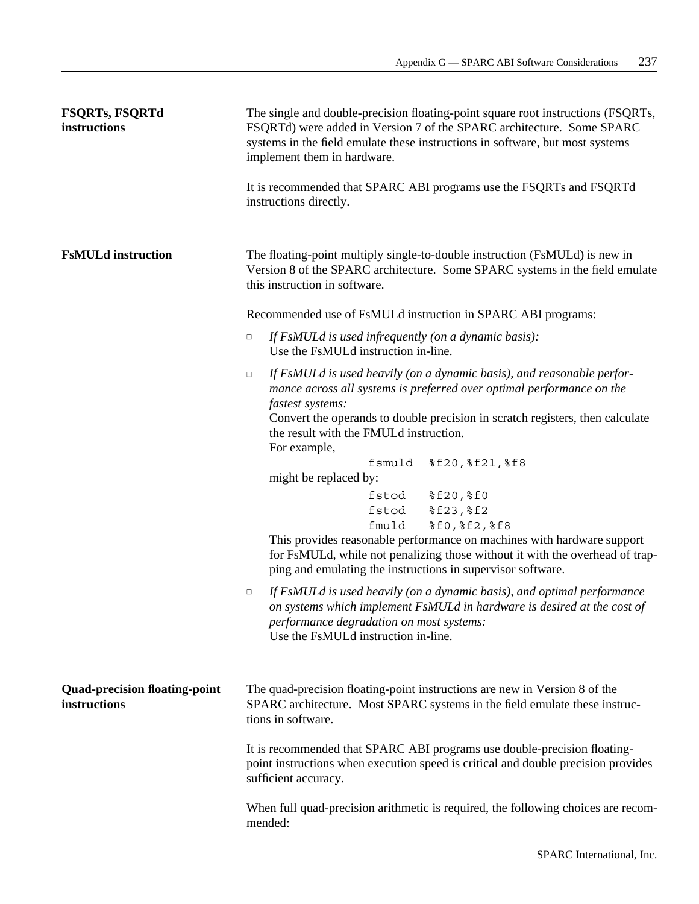#### FSQRTs, FSQRTd instructions

The single and double-precision floating-point square root instructions (FSQRTs, FSQRTd) were added in Version 7 of the SPARC architecture. Some SPARC systems in the field emulate these instructions in software, but most systems implement them in hardware.

It is recommended that SPARC ABI programs use the FSQRTs and FSQRTd instructions directly.

#### FsMULd instruction

The floating-point multiply single-to-double instruction (FsMULd) is new in Version 8 of the SPARC architecture. Some SPARC systems in the field emulate this instruction in software.

Recommended use of FsMULd instruction in SPARC ABI programs:

- *If FsMULd is used infrequently (on a dynamic basis):*
  Use the FsMULd instruction in-line.

- *If FsMULd is used heavily (on a dynamic basis), and reasonable performance across all systems is preferred over optimal performance on the fastest systems:*
  Convert the operands to double precision in scratch registers, then calculate the result with the FMULd instruction.
  For example,

  ```
              fsmuld  %f20,%f21,%f8
  ```

  might be replaced by:

  ```
              fstod   %f20,%f0
              fstod   %f23,%f2
              fmuld   %f0,%f2,%f8
  ```

  This provides reasonable performance on machines with hardware support for FsMULd, while not penalizing those without it with the overhead of trapping and emulating the instructions in supervisor software.

- *If FsMULd is used heavily (on a dynamic basis), and optimal performance on systems which implement FsMULd in hardware is desired at the cost of performance degradation on most systems:*
  Use the FsMULd instruction in-line.

#### Quad-precision floating-point instructions

The quad-precision floating-point instructions are new in Version 8 of the SPARC architecture. Most SPARC systems in the field emulate these instructions in software.

It is recommended that SPARC ABI programs use double-precision floating-point instructions when execution speed is critical and double precision provides sufficient accuracy.

When full quad-precision arithmetic is required, the following choices are recommended: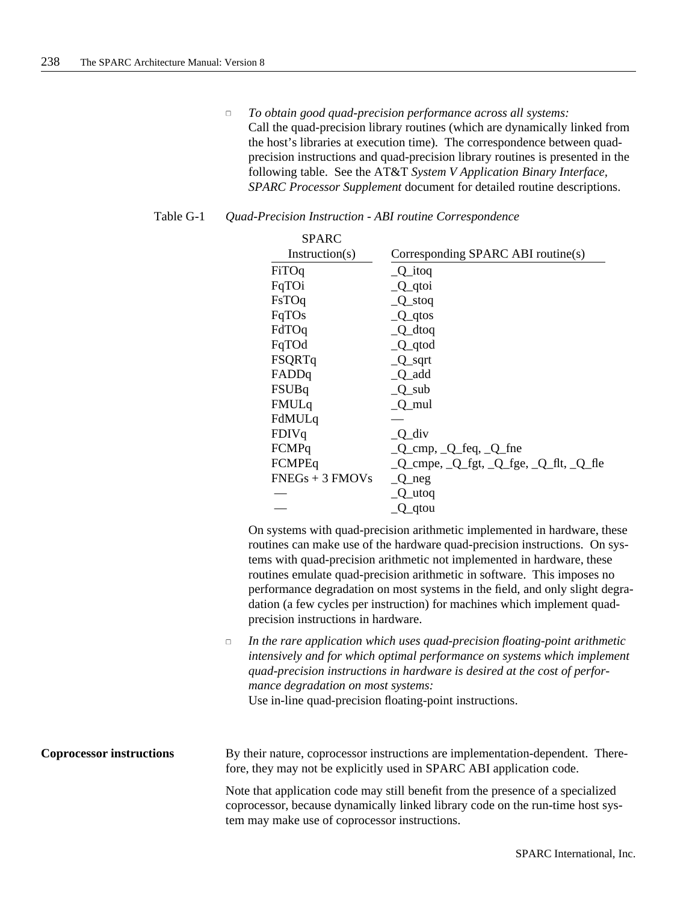- *To obtain good quad-precision performance across all systems:*
  Call the quad-precision library routines (which are dynamically linked from the host's libraries at execution time). The correspondence between quad-precision instructions and quad-precision library routines is presented in the following table. See the AT&T *System V Application Binary Interface, SPARC Processor Supplement* document for detailed routine descriptions.

Table G-1 *Quad-Precision Instruction - ABI routine Correspondence*

| SPARC Instruction(s) | Corresponding SPARC ABI routine(s) |
|---|---|
| FiTOq | _Q_itoq |
| FqTOi | _Q_qtoi |
| FsTOq | _Q_stoq |
| FqTOs | _Q_qtos |
| FdTOq | _Q_dtoq |
| FqTOd | _Q_qtod |
| FSQRTq | _Q_sqrt |
| FADDq | _Q_add |
| FSUBq | _Q_sub |
| FMULq | _Q_mul |
| FdMULq | — |
| FDIVq | _Q_div |
| FCMPq | _Q_cmp, _Q_feq, _Q_fne |
| FCMPEq | _Q_cmpe, _Q_fgt, _Q_fge, _Q_flt, _Q_fle |
| FNEGs + 3 FMOVs | _Q_neg |
| — | _Q_utoq |
| — | _Q_qtou |

  On systems with quad-precision arithmetic implemented in hardware, these routines can make use of the hardware quad-precision instructions. On systems with quad-precision arithmetic not implemented in hardware, these routines emulate quad-precision arithmetic in software. This imposes no performance degradation on most systems in the field, and only slight degradation (a few cycles per instruction) for machines which implement quad-precision instructions in hardware.

- *In the rare application which uses quad-precision floating-point arithmetic intensively and for which optimal performance on systems which implement quad-precision instructions in hardware is desired at the cost of performance degradation on most systems:*
  Use in-line quad-precision floating-point instructions.

**Coprocessor instructions**

By their nature, coprocessor instructions are implementation-dependent. Therefore, they may not be explicitly used in SPARC ABI application code.

Note that application code may still benefit from the presence of a specialized coprocessor, because dynamically linked library code on the run-time host system may make use of coprocessor instructions.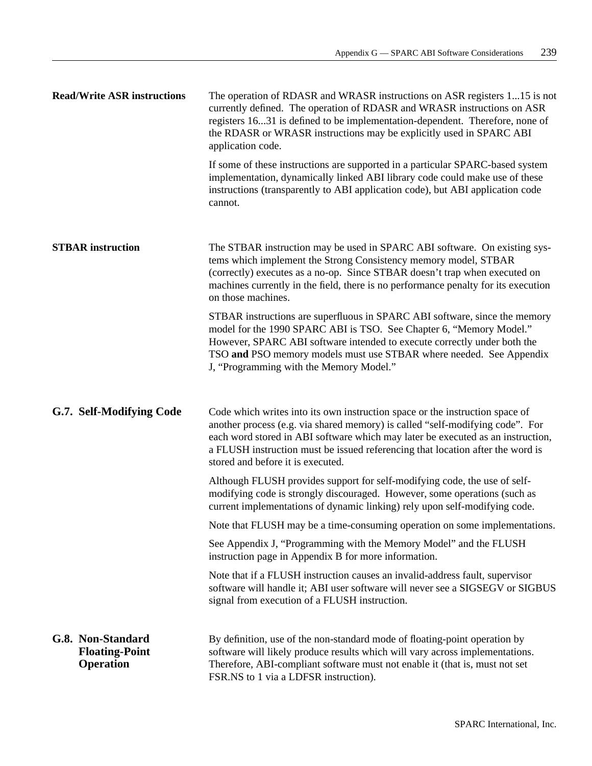**Read/Write ASR instructions**

The operation of RDASR and WRASR instructions on ASR registers 1...15 is not currently defined. The operation of RDASR and WRASR instructions on ASR registers 16...31 is defined to be implementation-dependent. Therefore, none of the RDASR or WRASR instructions may be explicitly used in SPARC ABI application code.

If some of these instructions are supported in a particular SPARC-based system implementation, dynamically linked ABI library code could make use of these instructions (transparently to ABI application code), but ABI application code cannot.

**STBAR instruction**

The STBAR instruction may be used in SPARC ABI software. On existing systems which implement the Strong Consistency memory model, STBAR (correctly) executes as a no-op. Since STBAR doesn't trap when executed on machines currently in the field, there is no performance penalty for its execution on those machines.

STBAR instructions are superfluous in SPARC ABI software, since the memory model for the 1990 SPARC ABI is TSO. See Chapter 6, "Memory Model." However, SPARC ABI software intended to execute correctly under both the TSO **and** PSO memory models must use STBAR where needed. See Appendix J, "Programming with the Memory Model."

## G.7. Self-Modifying Code

Code which writes into its own instruction space or the instruction space of another process (e.g. via shared memory) is called "self-modifying code". For each word stored in ABI software which may later be executed as an instruction, a FLUSH instruction must be issued referencing that location after the word is stored and before it is executed.

Although FLUSH provides support for self-modifying code, the use of self-modifying code is strongly discouraged. However, some operations (such as current implementations of dynamic linking) rely upon self-modifying code.

Note that FLUSH may be a time-consuming operation on some implementations.

See Appendix J, "Programming with the Memory Model" and the FLUSH instruction page in Appendix B for more information.

Note that if a FLUSH instruction causes an invalid-address fault, supervisor software will handle it; ABI user software will never see a SIGSEGV or SIGBUS signal from execution of a FLUSH instruction.

## G.8. Non-Standard Floating-Point Operation

By definition, use of the non-standard mode of floating-point operation by software will likely produce results which will vary across implementations. Therefore, ABI-compliant software must not enable it (that is, must not set FSR.NS to 1 via a LDFSR instruction).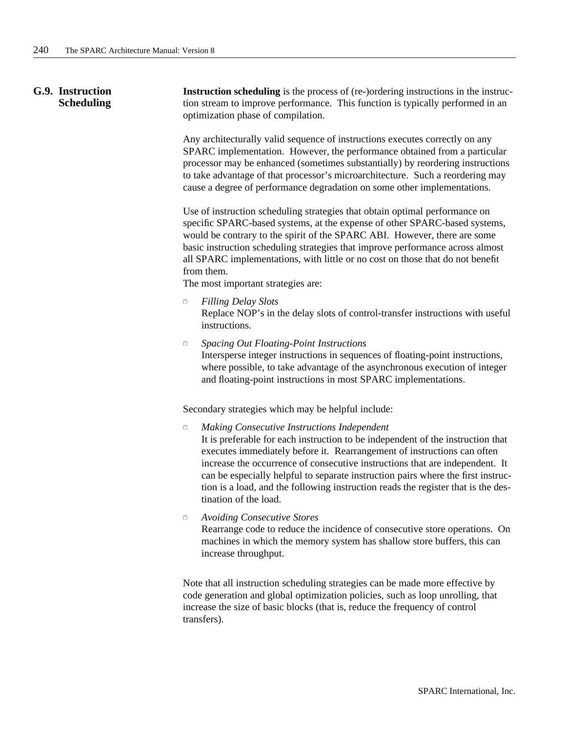## G.9. Instruction Scheduling

**Instruction scheduling** is the process of (re-)ordering instructions in the instruction stream to improve performance. This function is typically performed in an optimization phase of compilation.

Any architecturally valid sequence of instructions executes correctly on any SPARC implementation. However, the performance obtained from a particular processor may be enhanced (sometimes substantially) by reordering instructions to take advantage of that processor's microarchitecture. Such a reordering may cause a degree of performance degradation on some other implementations.

Use of instruction scheduling strategies that obtain optimal performance on specific SPARC-based systems, at the expense of other SPARC-based systems, would be contrary to the spirit of the SPARC ABI. However, there are some basic instruction scheduling strategies that improve performance across almost all SPARC implementations, with little or no cost on those that do not benefit from them.
The most important strategies are:

- *Filling Delay Slots*
  Replace NOP's in the delay slots of control-transfer instructions with useful instructions.

- *Spacing Out Floating-Point Instructions*
  Intersperse integer instructions in sequences of floating-point instructions, where possible, to take advantage of the asynchronous execution of integer and floating-point instructions in most SPARC implementations.

Secondary strategies which may be helpful include:

- *Making Consecutive Instructions Independent*
  It is preferable for each instruction to be independent of the instruction that executes immediately before it. Rearrangement of instructions can often increase the occurrence of consecutive instructions that are independent. It can be especially helpful to separate instruction pairs where the first instruction is a load, and the following instruction reads the register that is the destination of the load.

- *Avoiding Consecutive Stores*
  Rearrange code to reduce the incidence of consecutive store operations. On machines in which the memory system has shallow store buffers, this can increase throughput.

Note that all instruction scheduling strategies can be made more effective by code generation and global optimization policies, such as loop unrolling, that increase the size of basic blocks (that is, reduce the frequency of control transfers).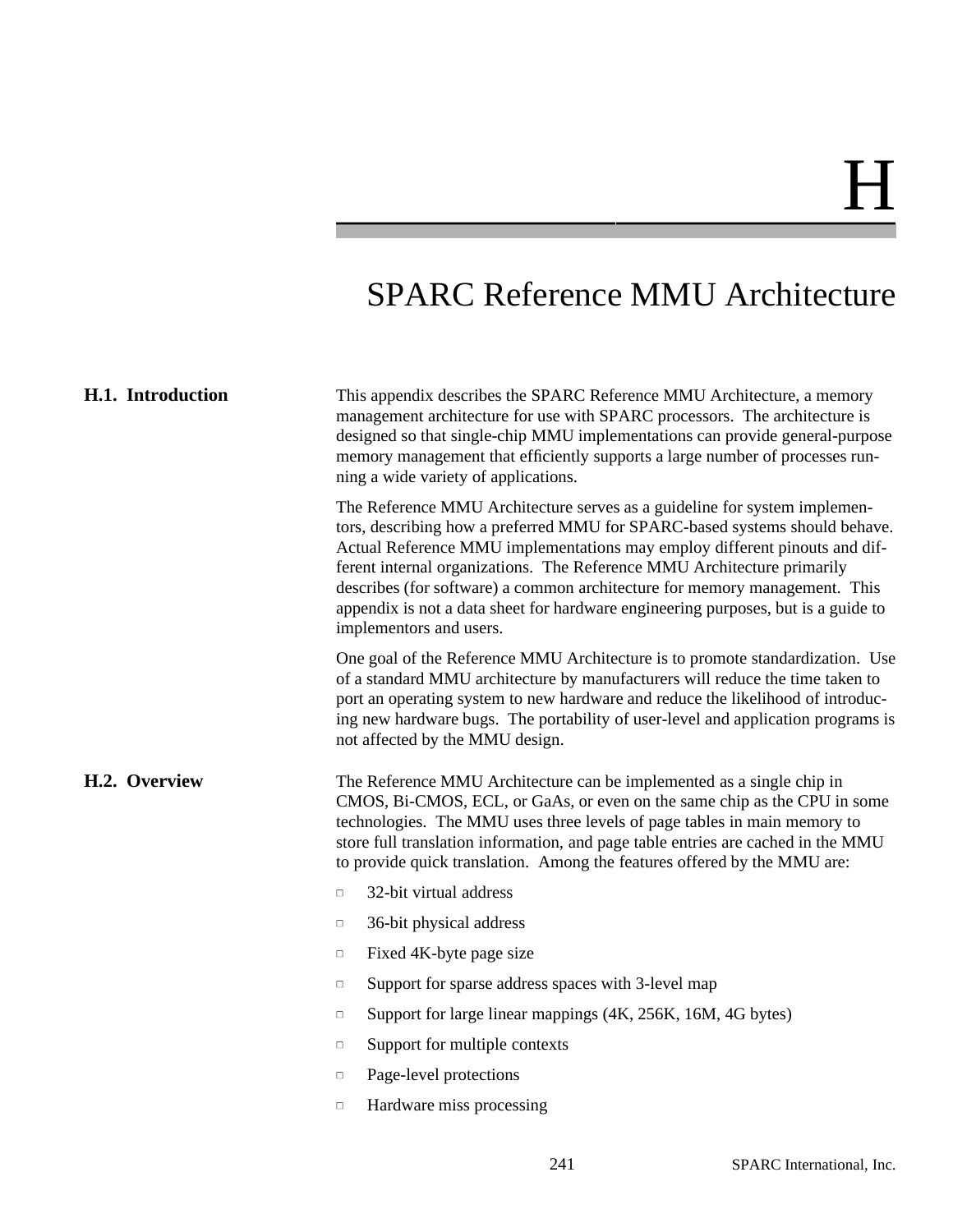# H

# SPARC Reference MMU Architecture

## H.1. Introduction

This appendix describes the SPARC Reference MMU Architecture, a memory management architecture for use with SPARC processors. The architecture is designed so that single-chip MMU implementations can provide general-purpose memory management that efficiently supports a large number of processes running a wide variety of applications.

The Reference MMU Architecture serves as a guideline for system implementors, describing how a preferred MMU for SPARC-based systems should behave. Actual Reference MMU implementations may employ different pinouts and different internal organizations. The Reference MMU Architecture primarily describes (for software) a common architecture for memory management. This appendix is not a data sheet for hardware engineering purposes, but is a guide to implementors and users.

One goal of the Reference MMU Architecture is to promote standardization. Use of a standard MMU architecture by manufacturers will reduce the time taken to port an operating system to new hardware and reduce the likelihood of introducing new hardware bugs. The portability of user-level and application programs is not affected by the MMU design.

## H.2. Overview

The Reference MMU Architecture can be implemented as a single chip in CMOS, Bi-CMOS, ECL, or GaAs, or even on the same chip as the CPU in some technologies. The MMU uses three levels of page tables in main memory to store full translation information, and page table entries are cached in the MMU to provide quick translation. Among the features offered by the MMU are:

- 32-bit virtual address
- 36-bit physical address
- Fixed 4K-byte page size
- Support for sparse address spaces with 3-level map
- Support for large linear mappings (4K, 256K, 16M, 4G bytes)
- Support for multiple contexts
- Page-level protections
- Hardware miss processing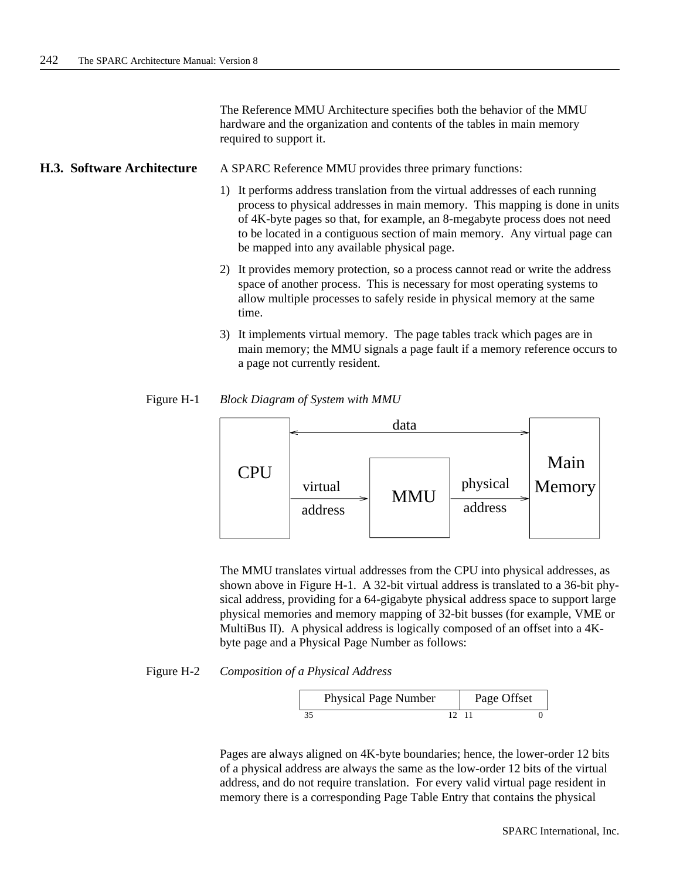The Reference MMU Architecture specifies both the behavior of the MMU hardware and the organization and contents of the tables in main memory required to support it.

## H.3. Software Architecture

A SPARC Reference MMU provides three primary functions:

1) It performs address translation from the virtual addresses of each running process to physical addresses in main memory. This mapping is done in units of 4K-byte pages so that, for example, an 8-megabyte process does not need to be located in a contiguous section of main memory. Any virtual page can be mapped into any available physical page.

2) It provides memory protection, so a process cannot read or write the address space of another process. This is necessary for most operating systems to allow multiple processes to safely reside in physical memory at the same time.

3) It implements virtual memory. The page tables track which pages are in main memory; the MMU signals a page fault if a memory reference occurs to a page not currently resident.

Figure H-1 *Block Diagram of System with MMU*

```
         +-----+                data                  +--------+
         |     |<------------------------------------>|  Main  |
         | CPU |   virtual    +-----+   physical      | Memory |
         |     |------------->| MMU |---------------->|        |
         |     |   address    +-----+   address       |        |
         +-----+                                      +--------+
```

The MMU translates virtual addresses from the CPU into physical addresses, as shown above in Figure H-1. A 32-bit virtual address is translated to a 36-bit physical address, providing for a 64-gigabyte physical address space to support large physical memories and memory mapping of 32-bit busses (for example, VME or MultiBus II). A physical address is logically composed of an offset into a 4K-byte page and a Physical Page Number as follows:

Figure H-2 *Composition of a Physical Address*

| Physical Page Number (bits 35–12) | Page Offset (bits 11–0) |
|---|---|

Pages are always aligned on 4K-byte boundaries; hence, the lower-order 12 bits of a physical address are always the same as the low-order 12 bits of the virtual address, and do not require translation. For every valid virtual page resident in memory there is a corresponding Page Table Entry that contains the physical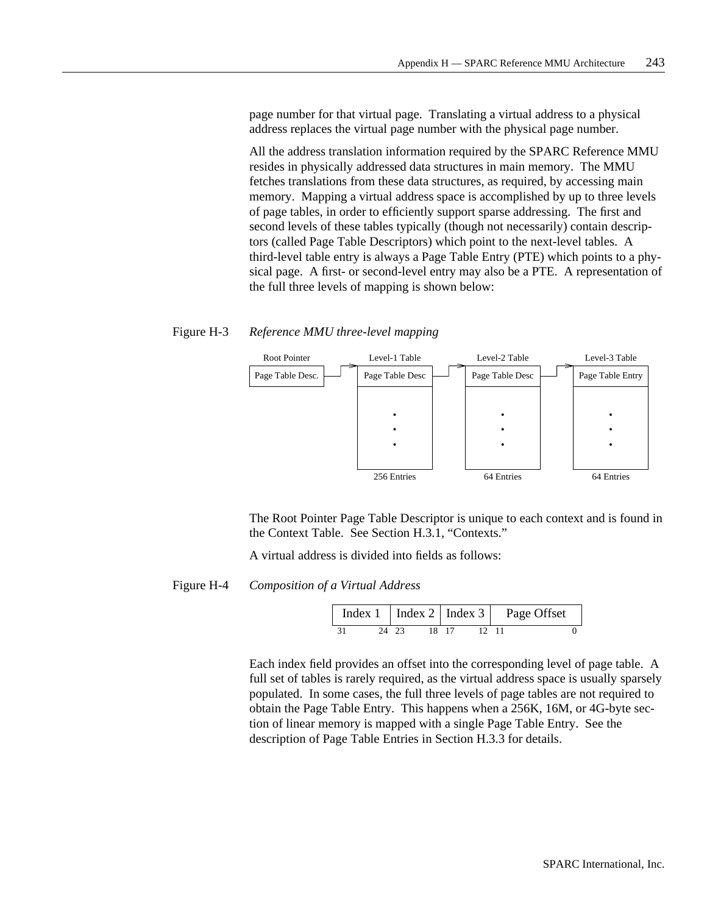page number for that virtual page. Translating a virtual address to a physical address replaces the virtual page number with the physical page number.

All the address translation information required by the SPARC Reference MMU resides in physically addressed data structures in main memory. The MMU fetches translations from these data structures, as required, by accessing main memory. Mapping a virtual address space is accomplished by up to three levels of page tables, in order to efficiently support sparse addressing. The first and second levels of these tables typically (though not necessarily) contain descriptors (called Page Table Descriptors) which point to the next-level tables. A third-level table entry is always a Page Table Entry (PTE) which points to a physical page. A first- or second-level entry may also be a PTE. A representation of the full three levels of mapping is shown below:

Figure H-3 *Reference MMU three-level mapping*

| Root Pointer | Level-1 Table | Level-2 Table | Level-3 Table |
|---|---|---|---|
| Page Table Desc. | Page Table Desc | Page Table Desc | Page Table Entry |
| | 256 Entries | 64 Entries | 64 Entries |

The Root Pointer Page Table Descriptor is unique to each context and is found in the Context Table. See Section H.3.1, "Contexts."

A virtual address is divided into fields as follows:

Figure H-4 *Composition of a Virtual Address*

| Index 1 | Index 2 | Index 3 | Page Offset |
|---|---|---|---|
| 31 – 24 | 23 – 18 | 17 – 12 | 11 – 0 |

Each index field provides an offset into the corresponding level of page table. A full set of tables is rarely required, as the virtual address space is usually sparsely populated. In some cases, the full three levels of page tables are not required to obtain the Page Table Entry. This happens when a 256K, 16M, or 4G-byte section of linear memory is mapped with a single Page Table Entry. See the description of Page Table Entries in Section H.3.3 for details.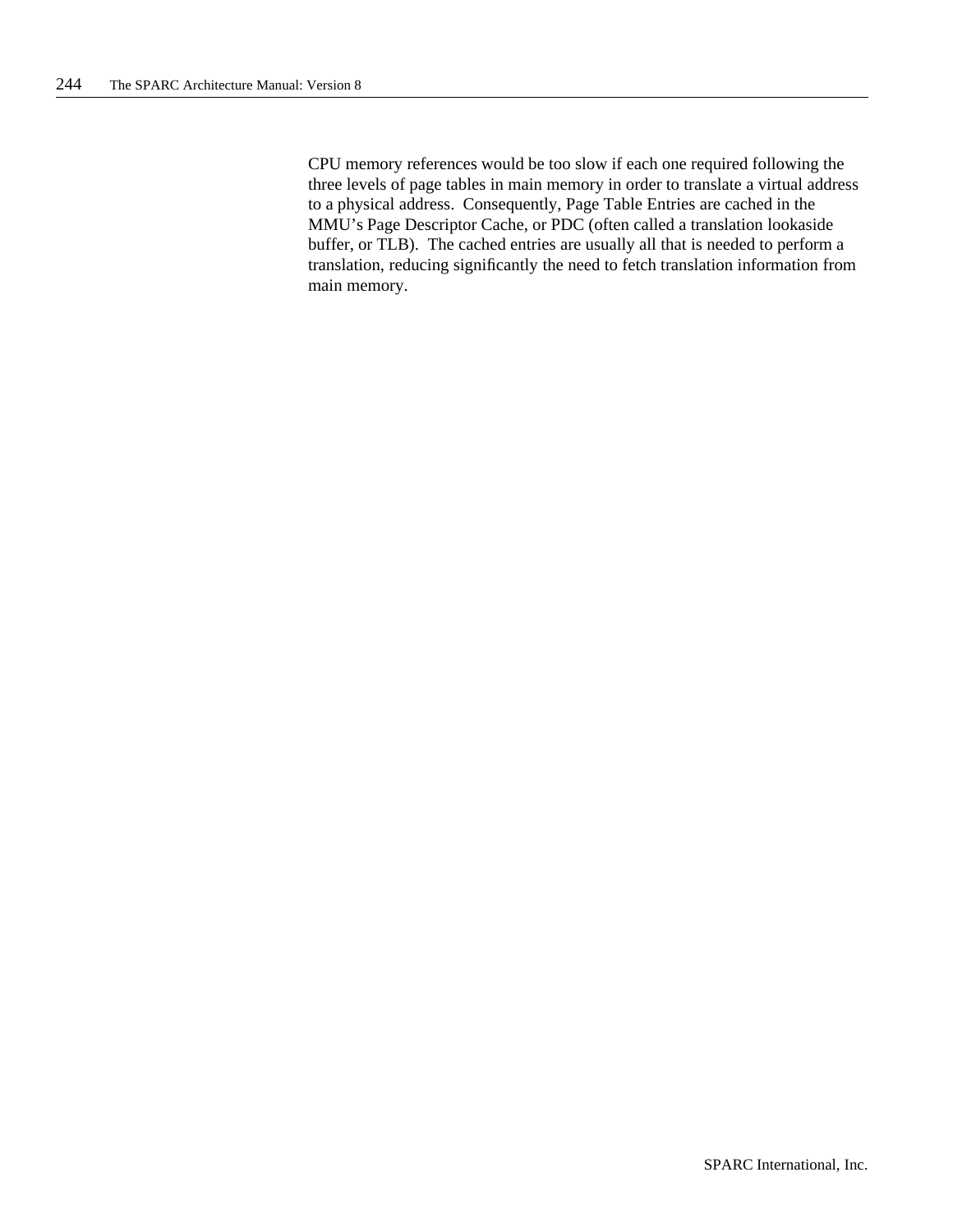CPU memory references would be too slow if each one required following the three levels of page tables in main memory in order to translate a virtual address to a physical address. Consequently, Page Table Entries are cached in the MMU's Page Descriptor Cache, or PDC (often called a translation lookaside buffer, or TLB). The cached entries are usually all that is needed to perform a translation, reducing significantly the need to fetch translation information from main memory.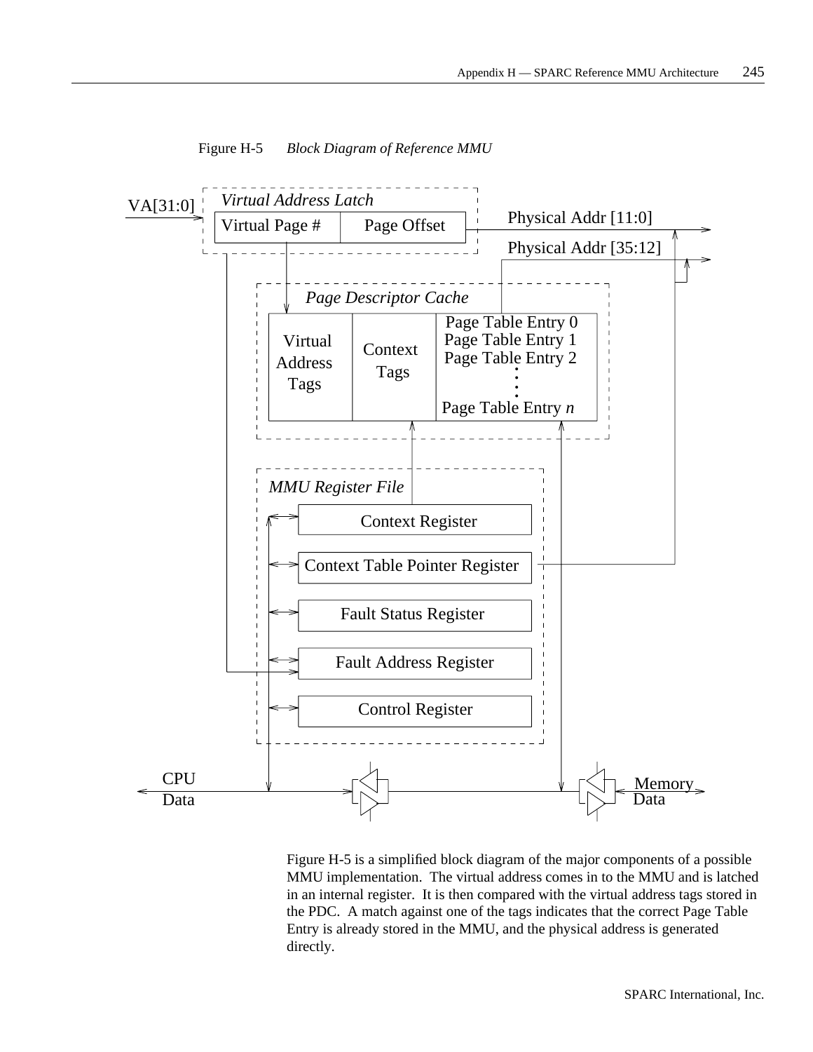Figure H-5 *Block Diagram of Reference MMU*

VA[31:0]

*Virtual Address Latch*

Virtual Page # | Page Offset

Physical Addr [11:0]

Physical Addr [35:12]

*Page Descriptor Cache*

Virtual Address Tags

Context Tags

Page Table Entry 0
Page Table Entry 1
Page Table Entry 2
Page Table Entry *n*

*MMU Register File*

Context Register

Context Table Pointer Register

Fault Status Register

Fault Address Register

Control Register

CPU Data

Memory Data

Figure H-5 is a simplified block diagram of the major components of a possible MMU implementation. The virtual address comes in to the MMU and is latched in an internal register. It is then compared with the virtual address tags stored in the PDC. A match against one of the tags indicates that the correct Page Table Entry is already stored in the MMU, and the physical address is generated directly.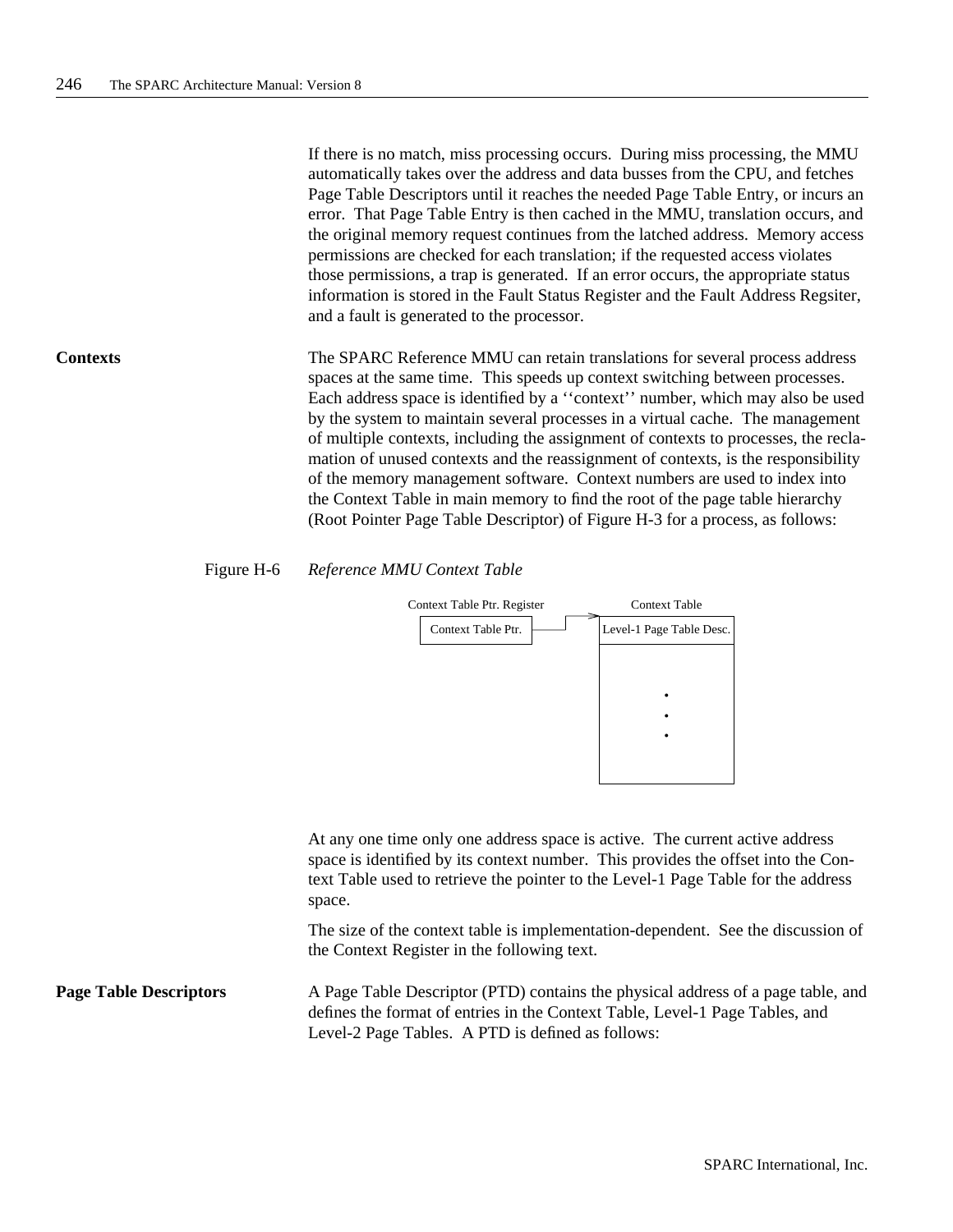If there is no match, miss processing occurs. During miss processing, the MMU automatically takes over the address and data busses from the CPU, and fetches Page Table Descriptors until it reaches the needed Page Table Entry, or incurs an error. That Page Table Entry is then cached in the MMU, translation occurs, and the original memory request continues from the latched address. Memory access permissions are checked for each translation; if the requested access violates those permissions, a trap is generated. If an error occurs, the appropriate status information is stored in the Fault Status Register and the Fault Address Regsiter, and a fault is generated to the processor.

**Contexts**

The SPARC Reference MMU can retain translations for several process address spaces at the same time. This speeds up context switching between processes. Each address space is identified by a ‘‘context’’ number, which may also be used by the system to maintain several processes in a virtual cache. The management of multiple contexts, including the assignment of contexts to processes, the reclamation of unused contexts and the reassignment of contexts, is the responsibility of the memory management software. Context numbers are used to index into the Context Table in main memory to find the root of the page table hierarchy (Root Pointer Page Table Descriptor) of Figure H-3 for a process, as follows:

Figure H-6 *Reference MMU Context Table*

```
Context Table Ptr. Register          Context Table
+--------------------+          +-------------------------+
| Context Table Ptr. |--------->| Level-1 Page Table Desc.|
+--------------------+          +-------------------------+
                                |            .            |
                                |            .            |
                                |            .            |
                                +-------------------------+
```

At any one time only one address space is active. The current active address space is identified by its context number. This provides the offset into the Context Table used to retrieve the pointer to the Level-1 Page Table for the address space.

The size of the context table is implementation-dependent. See the discussion of the Context Register in the following text.

**Page Table Descriptors**

A Page Table Descriptor (PTD) contains the physical address of a page table, and defines the format of entries in the Context Table, Level-1 Page Tables, and Level-2 Page Tables. A PTD is defined as follows: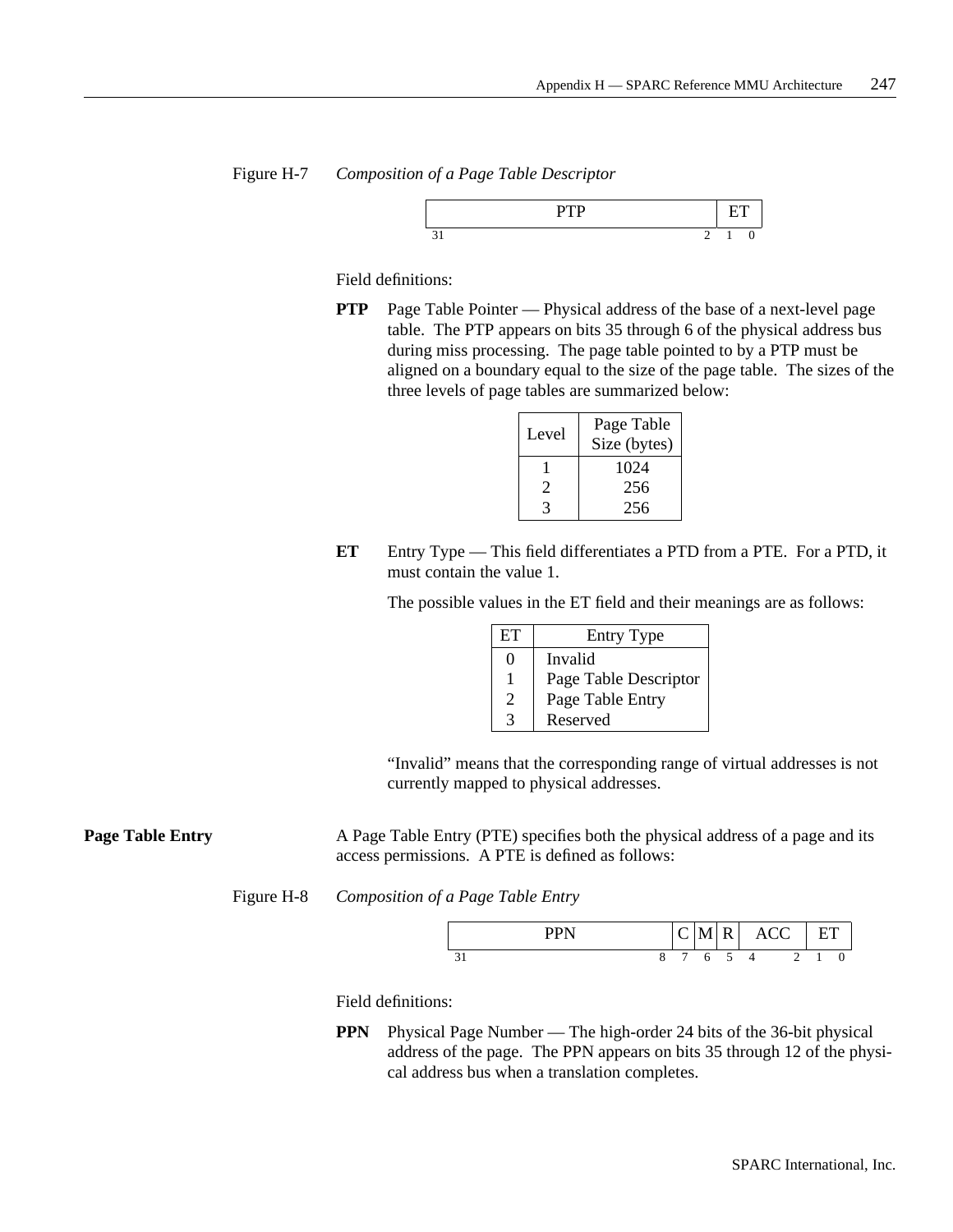Figure H-7 *Composition of a Page Table Descriptor*

| PTP | ET |
|---|---|
| 31 ... 2 | 1 0 |

Field definitions:

**PTP** Page Table Pointer — Physical address of the base of a next-level page table. The PTP appears on bits 35 through 6 of the physical address bus during miss processing. The page table pointed to by a PTP must be aligned on a boundary equal to the size of the page table. The sizes of the three levels of page tables are summarized below:

| Level | Page Table Size (bytes) |
|---|---|
| 1 | 1024 |
| 2 | 256 |
| 3 | 256 |

**ET** Entry Type — This field differentiates a PTD from a PTE. For a PTD, it must contain the value 1.

The possible values in the ET field and their meanings are as follows:

| ET | Entry Type |
|---|---|
| 0 | Invalid |
| 1 | Page Table Descriptor |
| 2 | Page Table Entry |
| 3 | Reserved |

"Invalid" means that the corresponding range of virtual addresses is not currently mapped to physical addresses.

## Page Table Entry

A Page Table Entry (PTE) specifies both the physical address of a page and its access permissions. A PTE is defined as follows:

Figure H-8 *Composition of a Page Table Entry*

| PPN | C | M | R | ACC | ET |
|---|---|---|---|---|---|
| 31 ... 8 | 7 | 6 | 5 | 4 ... 2 | 1 0 |

Field definitions:

**PPN** Physical Page Number — The high-order 24 bits of the 36-bit physical address of the page. The PPN appears on bits 35 through 12 of the physical address bus when a translation completes.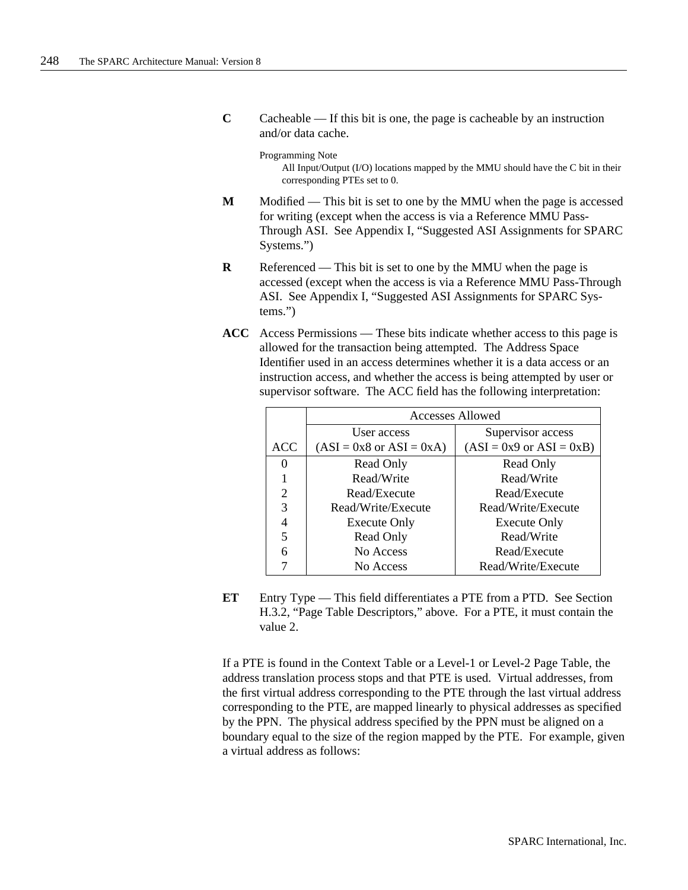**C** Cacheable — If this bit is one, the page is cacheable by an instruction and/or data cache.

> Programming Note
> All Input/Output (I/O) locations mapped by the MMU should have the C bit in their corresponding PTEs set to 0.

**M** Modified — This bit is set to one by the MMU when the page is accessed for writing (except when the access is via a Reference MMU Pass-Through ASI. See Appendix I, “Suggested ASI Assignments for SPARC Systems.”)

**R** Referenced — This bit is set to one by the MMU when the page is accessed (except when the access is via a Reference MMU Pass-Through ASI. See Appendix I, “Suggested ASI Assignments for SPARC Systems.”)

**ACC** Access Permissions — These bits indicate whether access to this page is allowed for the transaction being attempted. The Address Space Identifier used in an access determines whether it is a data access or an instruction access, and whether the access is being attempted by user or supervisor software. The ACC field has the following interpretation:

| | Accesses Allowed | |
|---|---|---|
| ACC | User access (ASI = 0x8 or ASI = 0xA) | Supervisor access (ASI = 0x9 or ASI = 0xB) |
| 0 | Read Only | Read Only |
| 1 | Read/Write | Read/Write |
| 2 | Read/Execute | Read/Execute |
| 3 | Read/Write/Execute | Read/Write/Execute |
| 4 | Execute Only | Execute Only |
| 5 | Read Only | Read/Write |
| 6 | No Access | Read/Execute |
| 7 | No Access | Read/Write/Execute |

**ET** Entry Type — This field differentiates a PTE from a PTD. See Section H.3.2, “Page Table Descriptors,” above. For a PTE, it must contain the value 2.

If a PTE is found in the Context Table or a Level-1 or Level-2 Page Table, the address translation process stops and that PTE is used. Virtual addresses, from the first virtual address corresponding to the PTE through the last virtual address corresponding to the PTE, are mapped linearly to physical addresses as specified by the PPN. The physical address specified by the PPN must be aligned on a boundary equal to the size of the region mapped by the PTE. For example, given a virtual address as follows: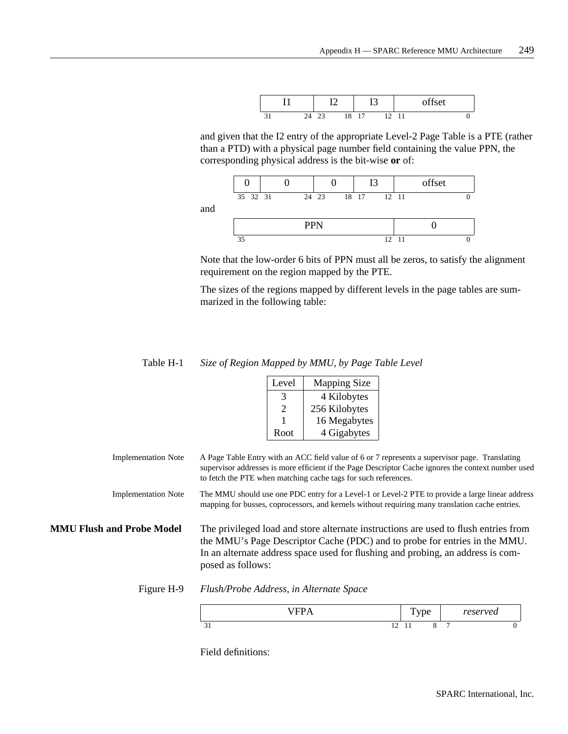| I1 | I2 | I3 | offset |
|---|---|---|---|
| 31 24 | 23 18 | 17 12 | 11 0 |

and given that the I2 entry of the appropriate Level-2 Page Table is a PTE (rather than a PTD) with a physical page number field containing the value PPN, the corresponding physical address is the bit-wise **or** of:

| 0 | 0 | 0 | I3 | offset |
|---|---|---|---|---|
| 35 32 | 31 24 | 23 18 | 17 12 | 11 0 |

and

| PPN | 0 |
|---|---|
| 35 12 | 11 0 |

Note that the low-order 6 bits of PPN must all be zeros, to satisfy the alignment requirement on the region mapped by the PTE.

The sizes of the regions mapped by different levels in the page tables are summarized in the following table:

Table H-1 *Size of Region Mapped by MMU, by Page Table Level*

| Level | Mapping Size |
|---|---|
| 3 | 4 Kilobytes |
| 2 | 256 Kilobytes |
| 1 | 16 Megabytes |
| Root | 4 Gigabytes |

Implementation Note: A Page Table Entry with an ACC field value of 6 or 7 represents a supervisor page. Translating supervisor addresses is more efficient if the Page Descriptor Cache ignores the context number used to fetch the PTE when matching cache tags for such references.

Implementation Note: The MMU should use one PDC entry for a Level-1 or Level-2 PTE to provide a large linear address mapping for busses, coprocessors, and kernels without requiring many translation cache entries.

## MMU Flush and Probe Model

The privileged load and store alternate instructions are used to flush entries from the MMU's Page Descriptor Cache (PDC) and to probe for entries in the MMU. In an alternate address space used for flushing and probing, an address is composed as follows:

Figure H-9 *Flush/Probe Address, in Alternate Space*

| VFPA | Type | *reserved* |
|---|---|---|
| 31 12 | 11 8 | 7 0 |

Field definitions: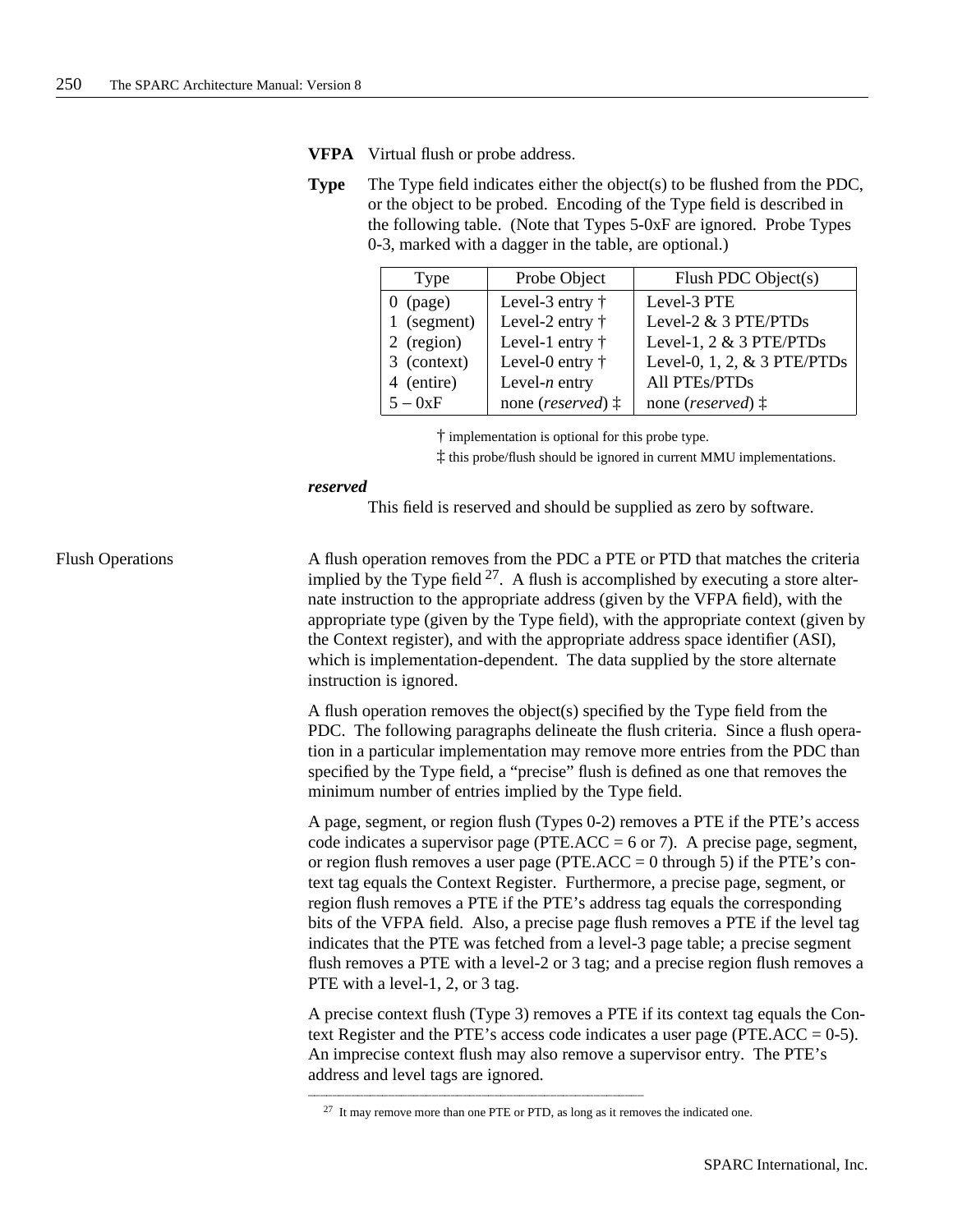**VFPA** Virtual flush or probe address.

**Type** The Type field indicates either the object(s) to be flushed from the PDC, or the object to be probed. Encoding of the Type field is described in the following table. (Note that Types 5-0xF are ignored. Probe Types 0-3, marked with a dagger in the table, are optional.)

| Type | Probe Object | Flush PDC Object(s) |
|---|---|---|
| 0 (page) | Level-3 entry † | Level-3 PTE |
| 1 (segment) | Level-2 entry † | Level-2 & 3 PTE/PTDs |
| 2 (region) | Level-1 entry † | Level-1, 2 & 3 PTE/PTDs |
| 3 (context) | Level-0 entry † | Level-0, 1, 2, & 3 PTE/PTDs |
| 4 (entire) | Level-*n* entry | All PTEs/PTDs |
| 5 – 0xF | none (*reserved*) ‡ | none (*reserved*) ‡ |

† implementation is optional for this probe type.

‡ this probe/flush should be ignored in current MMU implementations.

***reserved***

This field is reserved and should be supplied as zero by software.

## Flush Operations

A flush operation removes from the PDC a PTE or PTD that matches the criteria implied by the Type field [27]. A flush is accomplished by executing a store alternate instruction to the appropriate address (given by the VFPA field), with the appropriate type (given by the Type field), with the appropriate context (given by the Context register), and with the appropriate address space identifier (ASI), which is implementation-dependent. The data supplied by the store alternate instruction is ignored.

A flush operation removes the object(s) specified by the Type field from the PDC. The following paragraphs delineate the flush criteria. Since a flush operation in a particular implementation may remove more entries from the PDC than specified by the Type field, a "precise" flush is defined as one that removes the minimum number of entries implied by the Type field.

A page, segment, or region flush (Types 0-2) removes a PTE if the PTE's access code indicates a supervisor page (PTE.ACC = 6 or 7). A precise page, segment, or region flush removes a user page (PTE.ACC = 0 through 5) if the PTE's context tag equals the Context Register. Furthermore, a precise page, segment, or region flush removes a PTE if the PTE's address tag equals the corresponding bits of the VFPA field. Also, a precise page flush removes a PTE if the level tag indicates that the PTE was fetched from a level-3 page table; a precise segment flush removes a PTE with a level-2 or 3 tag; and a precise region flush removes a PTE with a level-1, 2, or 3 tag.

A precise context flush (Type 3) removes a PTE if its context tag equals the Context Register and the PTE's access code indicates a user page (PTE.ACC = 0-5). An imprecise context flush may also remove a supervisor entry. The PTE's address and level tags are ignored.

---

[27] It may remove more than one PTE or PTD, as long as it removes the indicated one.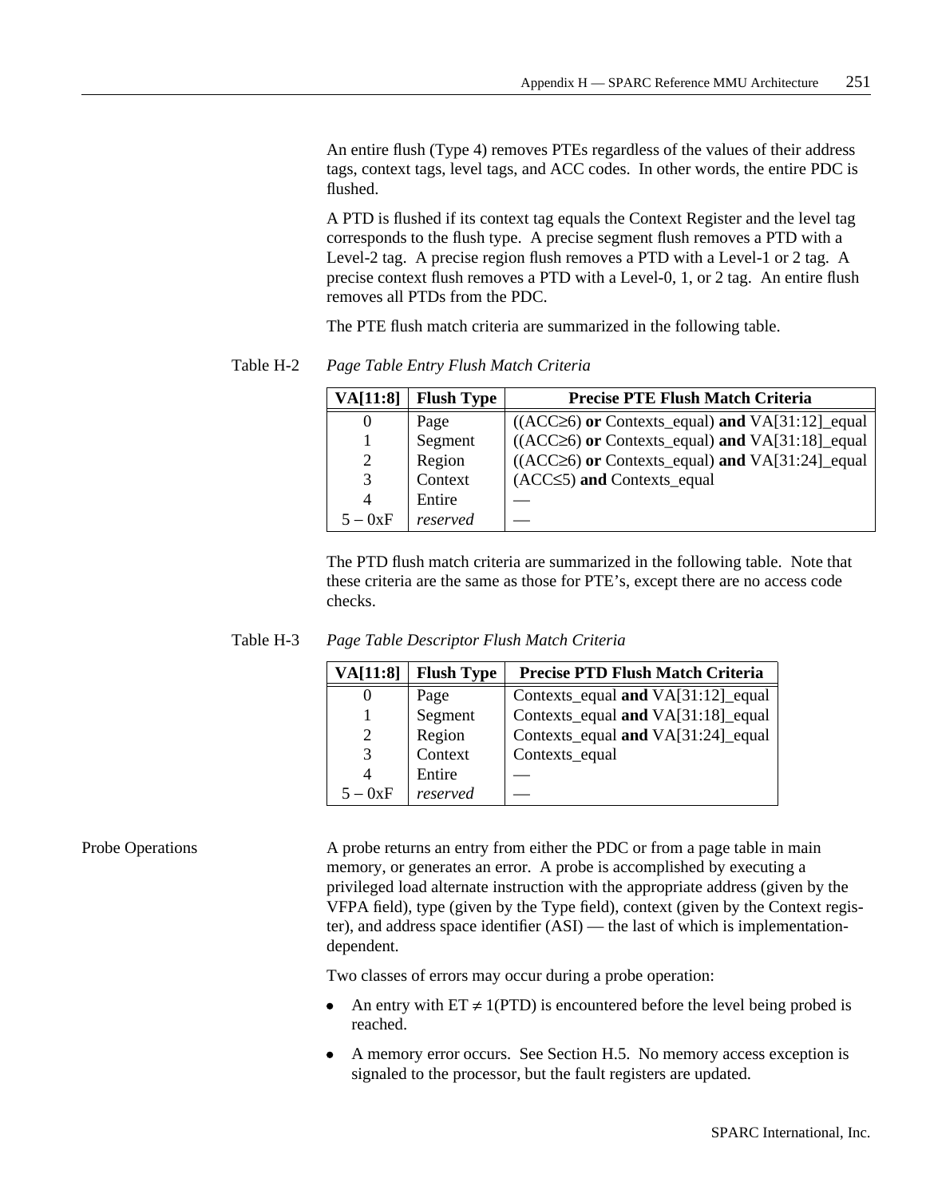An entire flush (Type 4) removes PTEs regardless of the values of their address tags, context tags, level tags, and ACC codes. In other words, the entire PDC is flushed.

A PTD is flushed if its context tag equals the Context Register and the level tag corresponds to the flush type. A precise segment flush removes a PTD with a Level-2 tag. A precise region flush removes a PTD with a Level-1 or 2 tag. A precise context flush removes a PTD with a Level-0, 1, or 2 tag. An entire flush removes all PTDs from the PDC.

The PTE flush match criteria are summarized in the following table.

Table H-2 *Page Table Entry Flush Match Criteria*

| VA[11:8] | Flush Type | Precise PTE Flush Match Criteria |
|---|---|---|
| 0 | Page | ((ACC≥6) **or** Contexts_equal) **and** VA[31:12]_equal |
| 1 | Segment | ((ACC≥6) **or** Contexts_equal) **and** VA[31:18]_equal |
| 2 | Region | ((ACC≥6) **or** Contexts_equal) **and** VA[31:24]_equal |
| 3 | Context | (ACC≤5) **and** Contexts_equal |
| 4 | Entire | — |
| 5 – 0xF | *reserved* | — |

The PTD flush match criteria are summarized in the following table. Note that these criteria are the same as those for PTE's, except there are no access code checks.

Table H-3 *Page Table Descriptor Flush Match Criteria*

| VA[11:8] | Flush Type | Precise PTD Flush Match Criteria |
|---|---|---|
| 0 | Page | Contexts_equal **and** VA[31:12]_equal |
| 1 | Segment | Contexts_equal **and** VA[31:18]_equal |
| 2 | Region | Contexts_equal **and** VA[31:24]_equal |
| 3 | Context | Contexts_equal |
| 4 | Entire | — |
| 5 – 0xF | *reserved* | — |

## Probe Operations

A probe returns an entry from either the PDC or from a page table in main memory, or generates an error. A probe is accomplished by executing a privileged load alternate instruction with the appropriate address (given by the VFPA field), type (given by the Type field), context (given by the Context register), and address space identifier (ASI) — the last of which is implementation-dependent.

Two classes of errors may occur during a probe operation:

- An entry with ET ≠ 1(PTD) is encountered before the level being probed is reached.
- A memory error occurs. See Section H.5. No memory access exception is signaled to the processor, but the fault registers are updated.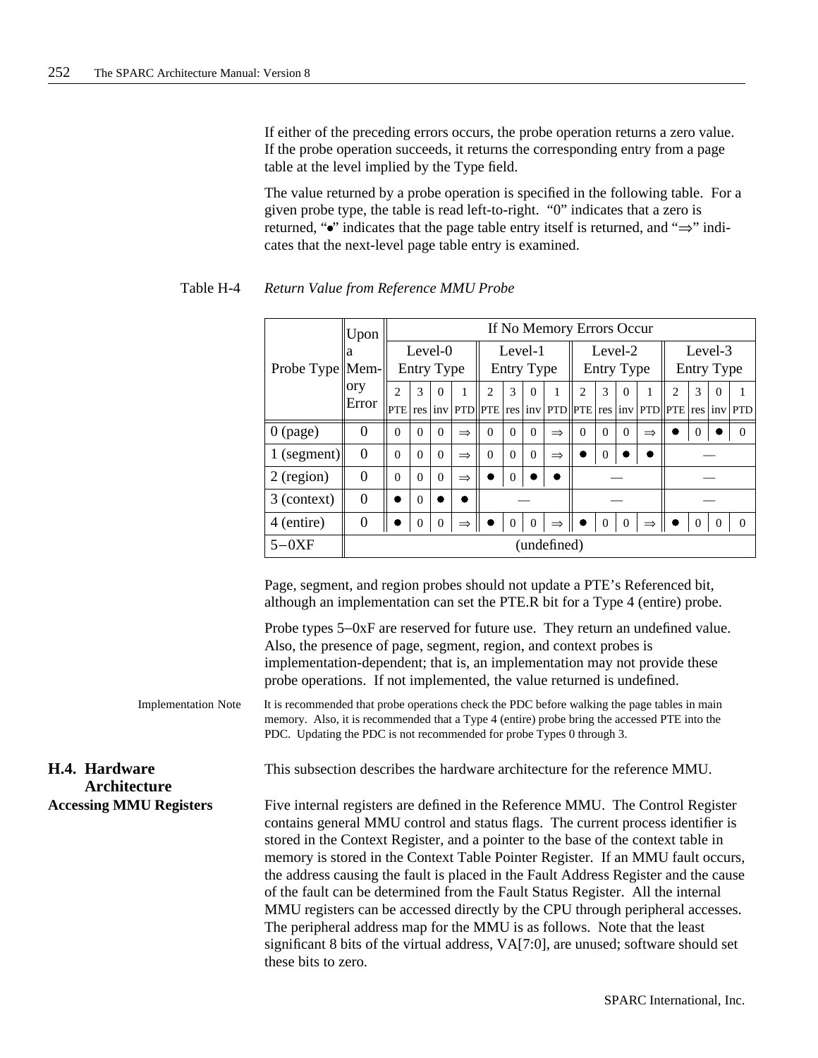If either of the preceding errors occurs, the probe operation returns a zero value. If the probe operation succeeds, it returns the corresponding entry from a page table at the level implied by the Type field.

The value returned by a probe operation is specified in the following table. For a given probe type, the table is read left-to-right. "0" indicates that a zero is returned, "●" indicates that the page table entry itself is returned, and "⇒" indicates that the next-level page table entry is examined.

Table H-4 *Return Value from Reference MMU Probe*

| Probe Type | Upon a Memory Error | If No Memory Errors Occur | | | | | | | | | | | | | | | |
|---|---|---|---|---|---|---|---|---|---|---|---|---|---|---|---|---|---|
| | | Level-0 Entry Type | | | | Level-1 Entry Type | | | | Level-2 Entry Type | | | | Level-3 Entry Type | | | |
| | | 2 PTE | 3 res | 0 inv | 1 PTD | 2 PTE | 3 res | 0 inv | 1 PTD | 2 PTE | 3 res | 0 inv | 1 PTD | 2 PTE | 3 res | 0 inv | 1 PTD |
| 0 (page) | 0 | 0 | 0 | 0 | ⇒ | 0 | 0 | 0 | ⇒ | 0 | 0 | 0 | ⇒ | ● | 0 | ● | 0 |
| 1 (segment) | 0 | 0 | 0 | 0 | ⇒ | 0 | 0 | 0 | ⇒ | ● | 0 | ● | ● | — | | | |
| 2 (region) | 0 | 0 | 0 | 0 | ⇒ | ● | 0 | ● | ● | — | | | | — | | | |
| 3 (context) | 0 | ● | 0 | ● | ● | — | | | | — | | | | — | | | |
| 4 (entire) | 0 | ● | 0 | 0 | ⇒ | ● | 0 | 0 | ⇒ | ● | 0 | 0 | ⇒ | ● | 0 | 0 | 0 |
| 5−0XF | (undefined) | | | | | | | | | | | | | | | | |

Page, segment, and region probes should not update a PTE's Referenced bit, although an implementation can set the PTE.R bit for a Type 4 (entire) probe.

Probe types 5−0xF are reserved for future use. They return an undefined value. Also, the presence of page, segment, region, and context probes is implementation-dependent; that is, an implementation may not provide these probe operations. If not implemented, the value returned is undefined.

**Implementation Note** It is recommended that probe operations check the PDC before walking the page tables in main memory. Also, it is recommended that a Type 4 (entire) probe bring the accessed PTE into the PDC. Updating the PDC is not recommended for probe Types 0 through 3.

## H.4. Hardware Architecture

This subsection describes the hardware architecture for the reference MMU.

### Accessing MMU Registers

Five internal registers are defined in the Reference MMU. The Control Register contains general MMU control and status flags. The current process identifier is stored in the Context Register, and a pointer to the base of the context table in memory is stored in the Context Table Pointer Register. If an MMU fault occurs, the address causing the fault is placed in the Fault Address Register and the cause of the fault can be determined from the Fault Status Register. All the internal MMU registers can be accessed directly by the CPU through peripheral accesses. The peripheral address map for the MMU is as follows. Note that the least significant 8 bits of the virtual address, VA[7:0], are unused; software should set these bits to zero.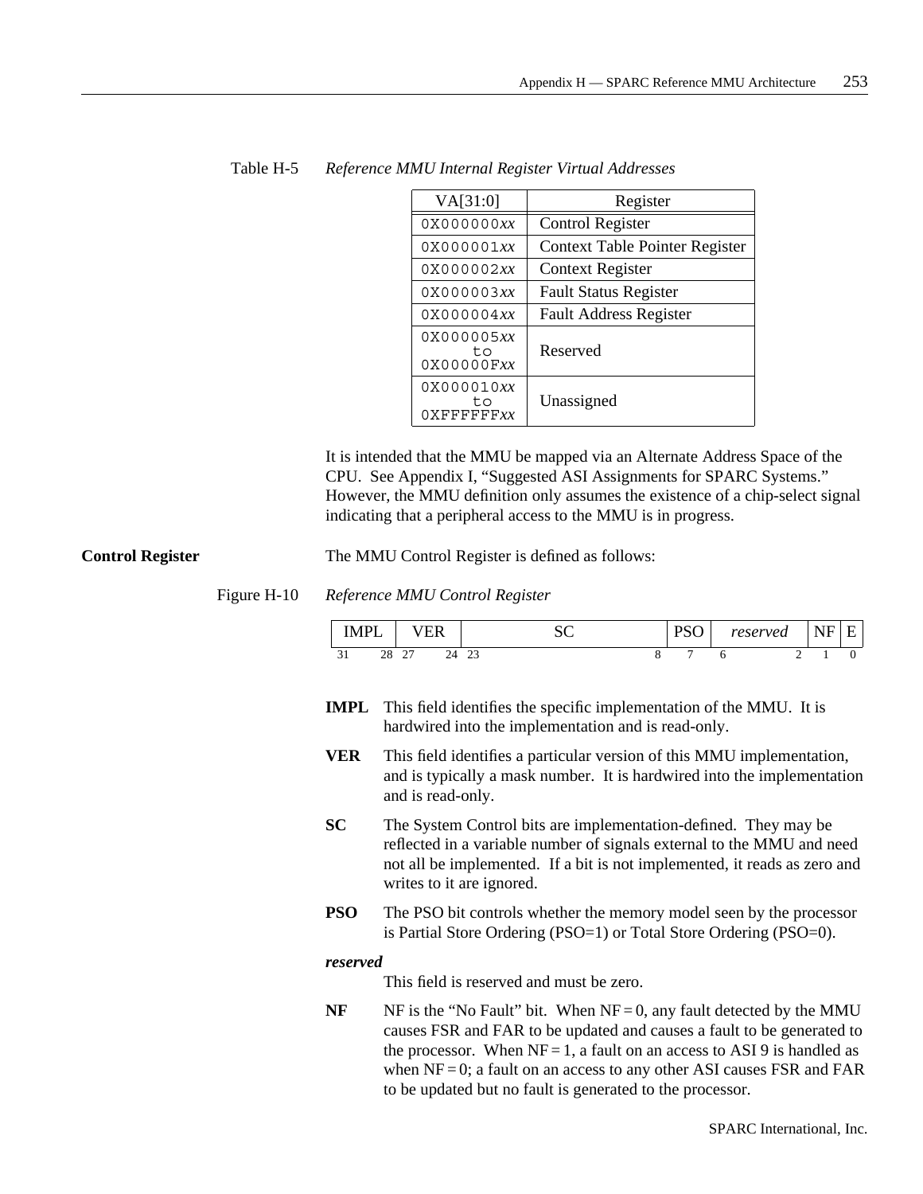Table H-5 *Reference MMU Internal Register Virtual Addresses*

| VA[31:0] | Register |
|---|---|
| `0X000000`*xx* | Control Register |
| `0X000001`*xx* | Context Table Pointer Register |
| `0X000002`*xx* | Context Register |
| `0X000003`*xx* | Fault Status Register |
| `0X000004`*xx* | Fault Address Register |
| `0X000005`*xx* to `0X00000F`*xx* | Reserved |
| `0X000010`*xx* to `0XFFFFFF`*xx* | Unassigned |

It is intended that the MMU be mapped via an Alternate Address Space of the CPU. See Appendix I, "Suggested ASI Assignments for SPARC Systems." However, the MMU definition only assumes the existence of a chip-select signal indicating that a peripheral access to the MMU is in progress.

**Control Register**

The MMU Control Register is defined as follows:

Figure H-10 *Reference MMU Control Register*

| IMPL | VER | SC | PSO | *reserved* | NF | E |
|---|---|---|---|---|---|---|
| 31–28 | 27–24 | 23–8 | 7 | 6–2 | 1 | 0 |

**IMPL** This field identifies the specific implementation of the MMU. It is hardwired into the implementation and is read-only.

**VER** This field identifies a particular version of this MMU implementation, and is typically a mask number. It is hardwired into the implementation and is read-only.

**SC** The System Control bits are implementation-defined. They may be reflected in a variable number of signals external to the MMU and need not all be implemented. If a bit is not implemented, it reads as zero and writes to it are ignored.

**PSO** The PSO bit controls whether the memory model seen by the processor is Partial Store Ordering (PSO=1) or Total Store Ordering (PSO=0).

***reserved***
This field is reserved and must be zero.

**NF** NF is the "No Fault" bit. When NF = 0, any fault detected by the MMU causes FSR and FAR to be updated and causes a fault to be generated to the processor. When NF = 1, a fault on an access to ASI 9 is handled as when NF = 0; a fault on an access to any other ASI causes FSR and FAR to be updated but no fault is generated to the processor.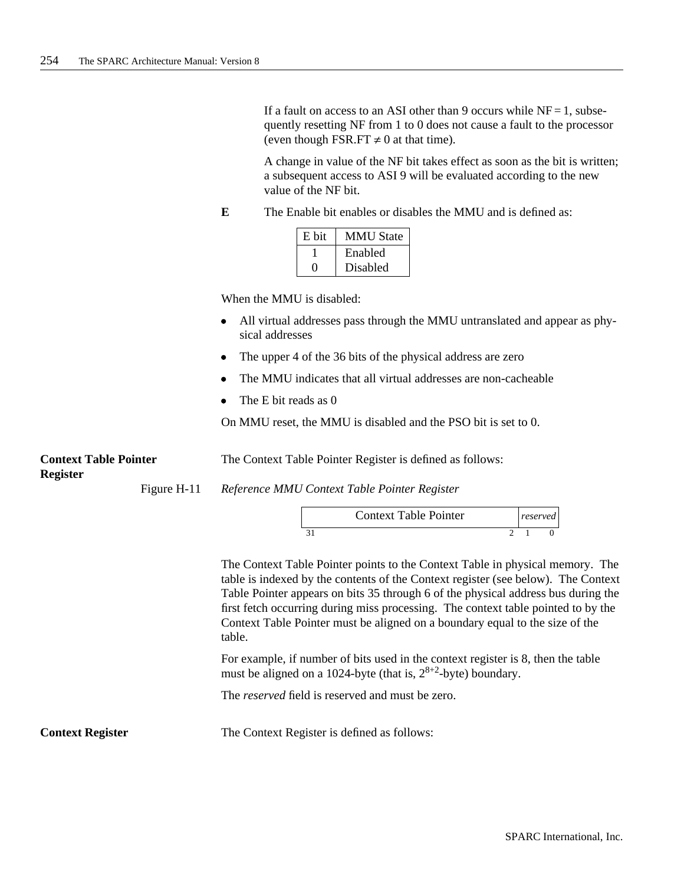If a fault on access to an ASI other than 9 occurs while NF = 1, subsequently resetting NF from 1 to 0 does not cause a fault to the processor (even though FSR.FT ≠ 0 at that time).

A change in value of the NF bit takes effect as soon as the bit is written; a subsequent access to ASI 9 will be evaluated according to the new value of the NF bit.

**E** The Enable bit enables or disables the MMU and is defined as:

| E bit | MMU State |
|---|---|
| 1 | Enabled |
| 0 | Disabled |

When the MMU is disabled:

- All virtual addresses pass through the MMU untranslated and appear as physical addresses
- The upper 4 of the 36 bits of the physical address are zero
- The MMU indicates that all virtual addresses are non-cacheable
- The E bit reads as 0

On MMU reset, the MMU is disabled and the PSO bit is set to 0.

### Context Table Pointer Register

The Context Table Pointer Register is defined as follows:

Figure H-11 *Reference MMU Context Table Pointer Register*

| Context Table Pointer | *reserved* |
|---|---|
| 31 ... 2 | 1 ... 0 |

The Context Table Pointer points to the Context Table in physical memory. The table is indexed by the contents of the Context register (see below). The Context Table Pointer appears on bits 35 through 6 of the physical address bus during the first fetch occurring during miss processing. The context table pointed to by the Context Table Pointer must be aligned on a boundary equal to the size of the table.

For example, if number of bits used in the context register is 8, then the table must be aligned on a 1024-byte (that is, $2^{8+2}$-byte) boundary.

The *reserved* field is reserved and must be zero.

### Context Register

The Context Register is defined as follows: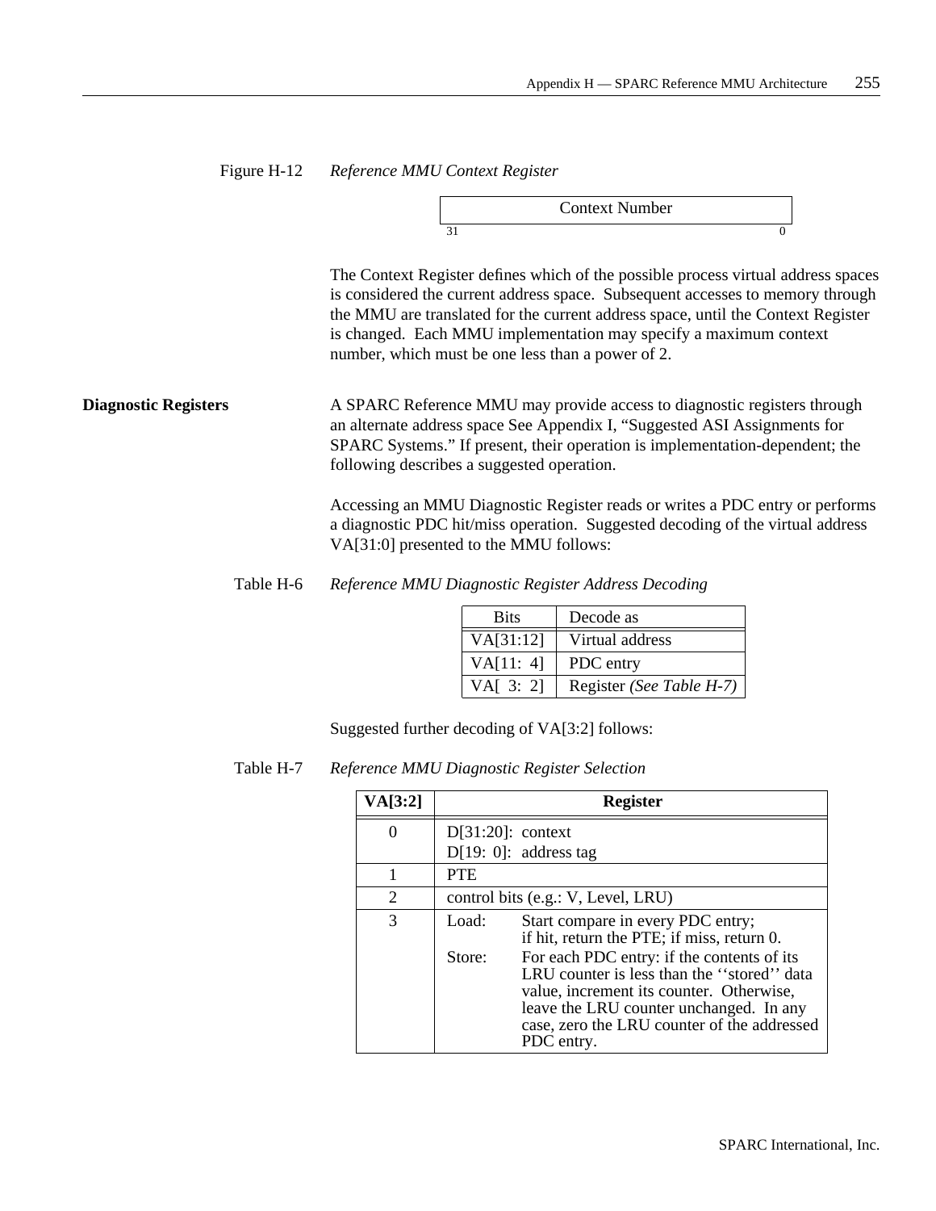Figure H-12 *Reference MMU Context Register*

| Context Number |
|---|
| 31 ... 0 |

The Context Register defines which of the possible process virtual address spaces is considered the current address space. Subsequent accesses to memory through the MMU are translated for the current address space, until the Context Register is changed. Each MMU implementation may specify a maximum context number, which must be one less than a power of 2.

**Diagnostic Registers**

A SPARC Reference MMU may provide access to diagnostic registers through an alternate address space See Appendix I, "Suggested ASI Assignments for SPARC Systems." If present, their operation is implementation-dependent; the following describes a suggested operation.

Accessing an MMU Diagnostic Register reads or writes a PDC entry or performs a diagnostic PDC hit/miss operation. Suggested decoding of the virtual address VA[31:0] presented to the MMU follows:

Table H-6 *Reference MMU Diagnostic Register Address Decoding*

| Bits | Decode as |
|---|---|
| VA[31:12] | Virtual address |
| VA[11: 4] | PDC entry |
| VA[ 3: 2] | Register *(See Table H-7)* |

Suggested further decoding of VA[3:2] follows:

Table H-7 *Reference MMU Diagnostic Register Selection*

| **VA[3:2]** | **Register** |
|---|---|
| 0 | D[31:20]: context<br>D[19: 0]: address tag |
| 1 | PTE |
| 2 | control bits (e.g.: V, Level, LRU) |
| 3 | Load: Start compare in every PDC entry; if hit, return the PTE; if miss, return 0.<br>Store: For each PDC entry: if the contents of its LRU counter is less than the ''stored'' data value, increment its counter. Otherwise, leave the LRU counter unchanged. In any case, zero the LRU counter of the addressed PDC entry. |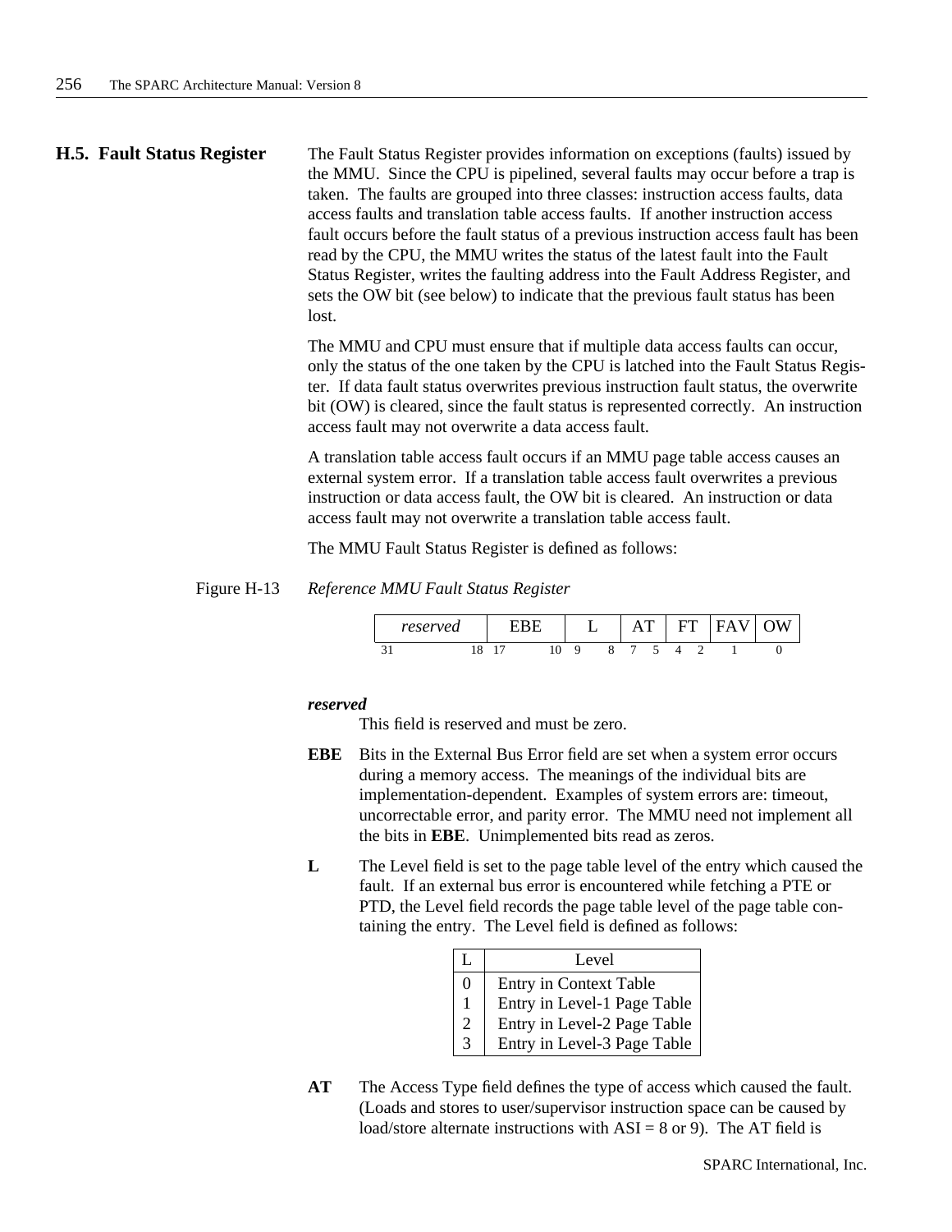## H.5. Fault Status Register

The Fault Status Register provides information on exceptions (faults) issued by the MMU. Since the CPU is pipelined, several faults may occur before a trap is taken. The faults are grouped into three classes: instruction access faults, data access faults and translation table access faults. If another instruction access fault occurs before the fault status of a previous instruction access fault has been read by the CPU, the MMU writes the status of the latest fault into the Fault Status Register, writes the faulting address into the Fault Address Register, and sets the OW bit (see below) to indicate that the previous fault status has been lost.

The MMU and CPU must ensure that if multiple data access faults can occur, only the status of the one taken by the CPU is latched into the Fault Status Register. If data fault status overwrites previous instruction fault status, the overwrite bit (OW) is cleared, since the fault status is represented correctly. An instruction access fault may not overwrite a data access fault.

A translation table access fault occurs if an MMU page table access causes an external system error. If a translation table access fault overwrites a previous instruction or data access fault, the OW bit is cleared. An instruction or data access fault may not overwrite a translation table access fault.

The MMU Fault Status Register is defined as follows:

Figure H-13 *Reference MMU Fault Status Register*

| *reserved* | EBE | L | AT | FT | FAV | OW |
|---|---|---|---|---|---|---|
| 31 18 | 17 10 | 9 8 | 7 5 | 4 2 | 1 | 0 |

***reserved***
This field is reserved and must be zero.

**EBE** Bits in the External Bus Error field are set when a system error occurs during a memory access. The meanings of the individual bits are implementation-dependent. Examples of system errors are: timeout, uncorrectable error, and parity error. The MMU need not implement all the bits in **EBE**. Unimplemented bits read as zeros.

**L** The Level field is set to the page table level of the entry which caused the fault. If an external bus error is encountered while fetching a PTE or PTD, the Level field records the page table level of the page table containing the entry. The Level field is defined as follows:

| L | Level |
|---|---|
| 0 | Entry in Context Table |
| 1 | Entry in Level-1 Page Table |
| 2 | Entry in Level-2 Page Table |
| 3 | Entry in Level-3 Page Table |

**AT** The Access Type field defines the type of access which caused the fault. (Loads and stores to user/supervisor instruction space can be caused by load/store alternate instructions with ASI = 8 or 9). The AT field is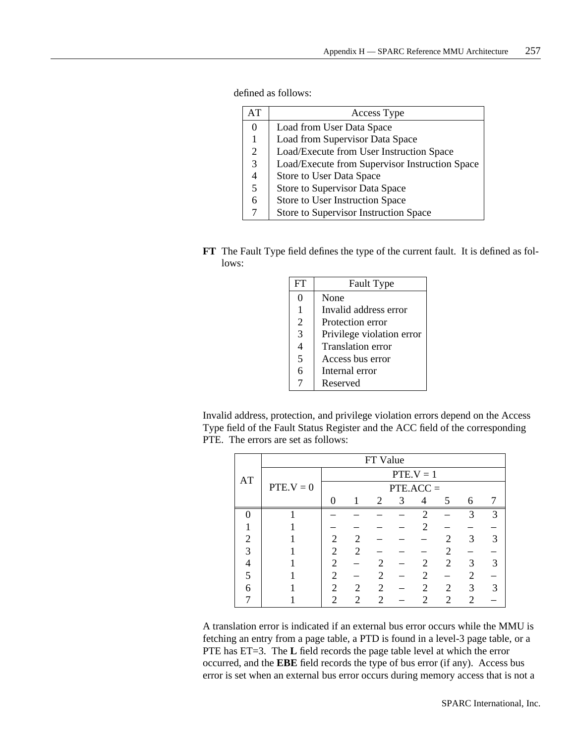defined as follows:

| AT | Access Type |
|---|---|
| 0 | Load from User Data Space |
| 1 | Load from Supervisor Data Space |
| 2 | Load/Execute from User Instruction Space |
| 3 | Load/Execute from Supervisor Instruction Space |
| 4 | Store to User Data Space |
| 5 | Store to Supervisor Data Space |
| 6 | Store to User Instruction Space |
| 7 | Store to Supervisor Instruction Space |

**FT** The Fault Type field defines the type of the current fault. It is defined as follows:

| FT | Fault Type |
|---|---|
| 0 | None |
| 1 | Invalid address error |
| 2 | Protection error |
| 3 | Privilege violation error |
| 4 | Translation error |
| 5 | Access bus error |
| 6 | Internal error |
| 7 | Reserved |

Invalid address, protection, and privilege violation errors depend on the Access Type field of the Fault Status Register and the ACC field of the corresponding PTE. The errors are set as follows:

| AT | FT Value | | | | | | | | |
|---|---|---|---|---|---|---|---|---|---|
| | PTE.V = 0 | PTE.V = 1 | | | | | | | |
| | | PTE.ACC = | | | | | | | |
| | | 0 | 1 | 2 | 3 | 4 | 5 | 6 | 7 |
| 0 | 1 | – | – | – | – | 2 | – | 3 | 3 |
| 1 | 1 | – | – | – | – | 2 | – | – | – |
| 2 | 1 | 2 | 2 | – | – | – | 2 | 3 | 3 |
| 3 | 1 | 2 | 2 | – | – | – | 2 | – | – |
| 4 | 1 | 2 | – | 2 | – | 2 | 2 | 3 | 3 |
| 5 | 1 | 2 | – | 2 | – | 2 | – | 2 | – |
| 6 | 1 | 2 | 2 | 2 | – | 2 | 2 | 3 | 3 |
| 7 | 1 | 2 | 2 | 2 | – | 2 | 2 | 2 | – |

A translation error is indicated if an external bus error occurs while the MMU is fetching an entry from a page table, a PTD is found in a level-3 page table, or a PTE has ET=3. The **L** field records the page table level at which the error occurred, and the **EBE** field records the type of bus error (if any). Access bus error is set when an external bus error occurs during memory access that is not a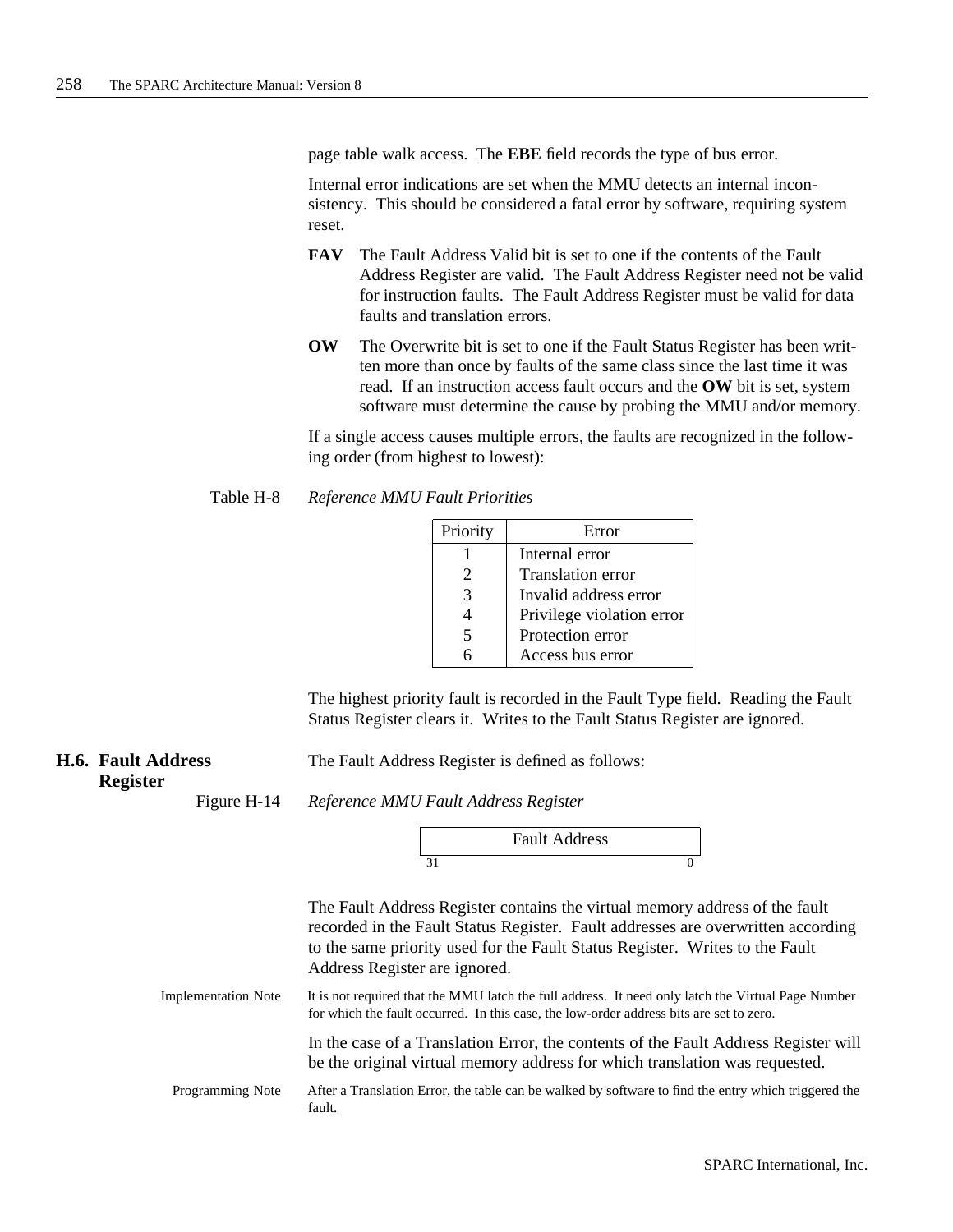page table walk access. The **EBE** field records the type of bus error.

Internal error indications are set when the MMU detects an internal inconsistency. This should be considered a fatal error by software, requiring system reset.

**FAV** The Fault Address Valid bit is set to one if the contents of the Fault Address Register are valid. The Fault Address Register need not be valid for instruction faults. The Fault Address Register must be valid for data faults and translation errors.

**OW** The Overwrite bit is set to one if the Fault Status Register has been written more than once by faults of the same class since the last time it was read. If an instruction access fault occurs and the **OW** bit is set, system software must determine the cause by probing the MMU and/or memory.

If a single access causes multiple errors, the faults are recognized in the following order (from highest to lowest):

Table H-8 *Reference MMU Fault Priorities*

| Priority | Error |
|---|---|
| 1 | Internal error |
| 2 | Translation error |
| 3 | Invalid address error |
| 4 | Privilege violation error |
| 5 | Protection error |
| 6 | Access bus error |

The highest priority fault is recorded in the Fault Type field. Reading the Fault Status Register clears it. Writes to the Fault Status Register are ignored.

## H.6. Fault Address Register

The Fault Address Register is defined as follows:

Figure H-14 *Reference MMU Fault Address Register*

| Fault Address |
|---|
| 31 ... 0 |

The Fault Address Register contains the virtual memory address of the fault recorded in the Fault Status Register. Fault addresses are overwritten according to the same priority used for the Fault Status Register. Writes to the Fault Address Register are ignored.

Implementation Note: It is not required that the MMU latch the full address. It need only latch the Virtual Page Number for which the fault occurred. In this case, the low-order address bits are set to zero.

In the case of a Translation Error, the contents of the Fault Address Register will be the original virtual memory address for which translation was requested.

Programming Note: After a Translation Error, the table can be walked by software to find the entry which triggered the fault.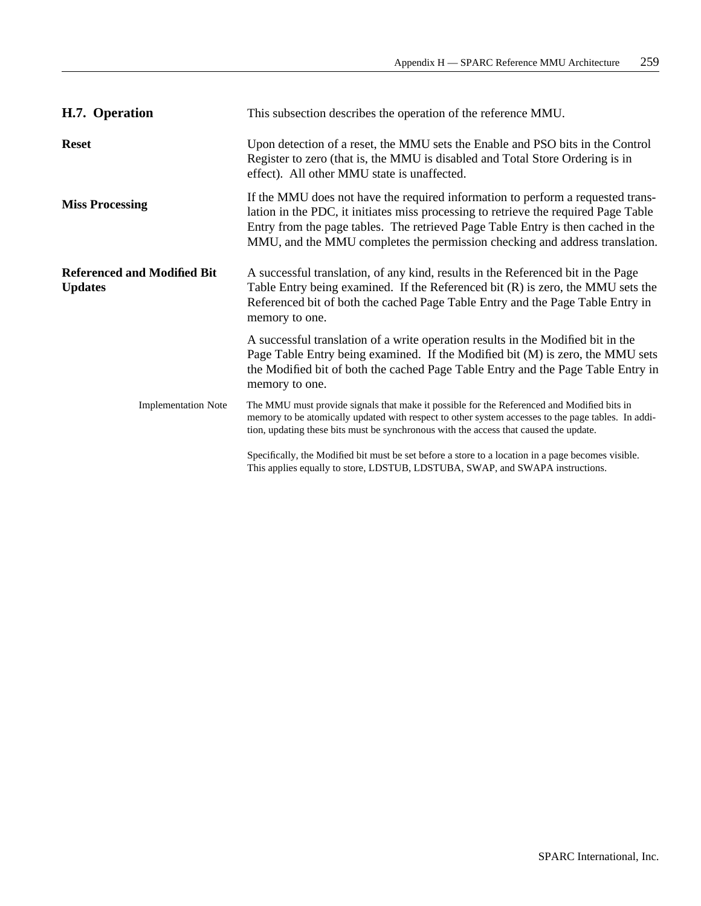## H.7. Operation

This subsection describes the operation of the reference MMU.

**Reset**

Upon detection of a reset, the MMU sets the Enable and PSO bits in the Control Register to zero (that is, the MMU is disabled and Total Store Ordering is in effect). All other MMU state is unaffected.

**Miss Processing**

If the MMU does not have the required information to perform a requested translation in the PDC, it initiates miss processing to retrieve the required Page Table Entry from the page tables. The retrieved Page Table Entry is then cached in the MMU, and the MMU completes the permission checking and address translation.

**Referenced and Modified Bit Updates**

A successful translation, of any kind, results in the Referenced bit in the Page Table Entry being examined. If the Referenced bit (R) is zero, the MMU sets the Referenced bit of both the cached Page Table Entry and the Page Table Entry in memory to one.

A successful translation of a write operation results in the Modified bit in the Page Table Entry being examined. If the Modified bit (M) is zero, the MMU sets the Modified bit of both the cached Page Table Entry and the Page Table Entry in memory to one.

Implementation Note

The MMU must provide signals that make it possible for the Referenced and Modified bits in memory to be atomically updated with respect to other system accesses to the page tables. In addition, updating these bits must be synchronous with the access that caused the update.

Specifically, the Modified bit must be set before a store to a location in a page becomes visible. This applies equally to store, LDSTUB, LDSTUBA, SWAP, and SWAPA instructions.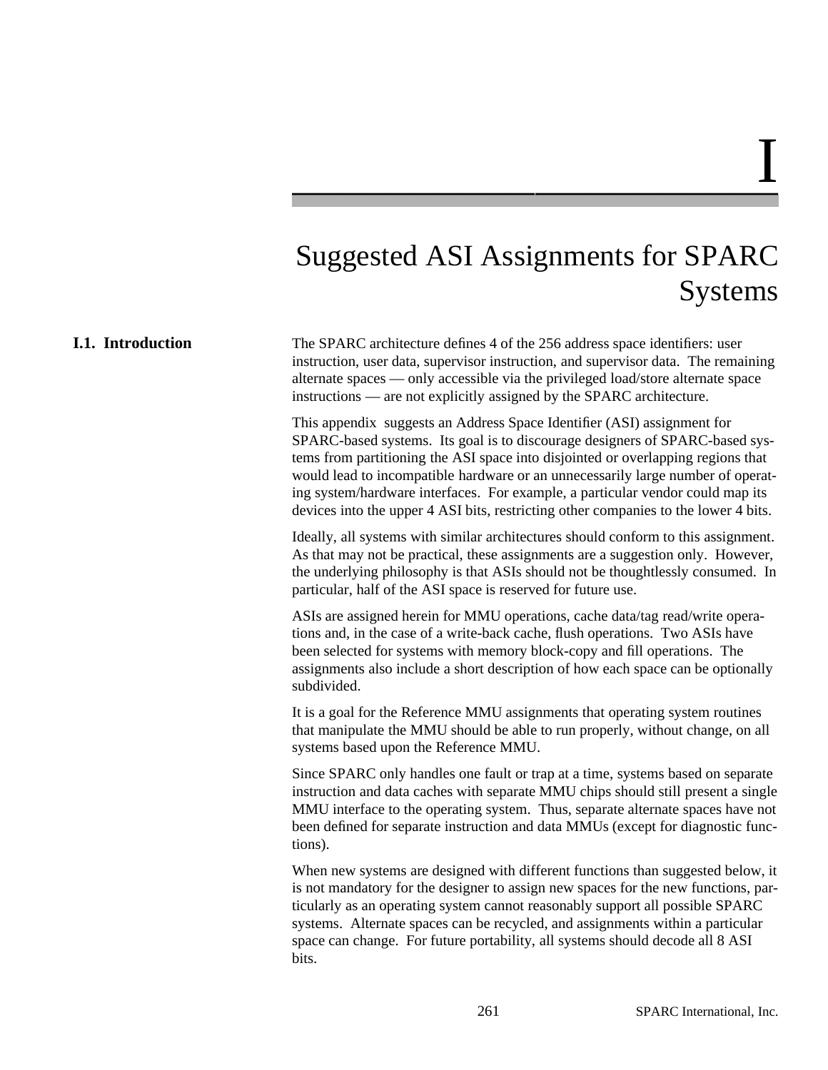# I

# Suggested ASI Assignments for SPARC Systems

## I.1. Introduction

The SPARC architecture defines 4 of the 256 address space identifiers: user instruction, user data, supervisor instruction, and supervisor data. The remaining alternate spaces — only accessible via the privileged load/store alternate space instructions — are not explicitly assigned by the SPARC architecture.

This appendix suggests an Address Space Identifier (ASI) assignment for SPARC-based systems. Its goal is to discourage designers of SPARC-based systems from partitioning the ASI space into disjointed or overlapping regions that would lead to incompatible hardware or an unnecessarily large number of operating system/hardware interfaces. For example, a particular vendor could map its devices into the upper 4 ASI bits, restricting other companies to the lower 4 bits.

Ideally, all systems with similar architectures should conform to this assignment. As that may not be practical, these assignments are a suggestion only. However, the underlying philosophy is that ASIs should not be thoughtlessly consumed. In particular, half of the ASI space is reserved for future use.

ASIs are assigned herein for MMU operations, cache data/tag read/write operations and, in the case of a write-back cache, flush operations. Two ASIs have been selected for systems with memory block-copy and fill operations. The assignments also include a short description of how each space can be optionally subdivided.

It is a goal for the Reference MMU assignments that operating system routines that manipulate the MMU should be able to run properly, without change, on all systems based upon the Reference MMU.

Since SPARC only handles one fault or trap at a time, systems based on separate instruction and data caches with separate MMU chips should still present a single MMU interface to the operating system. Thus, separate alternate spaces have not been defined for separate instruction and data MMUs (except for diagnostic functions).

When new systems are designed with different functions than suggested below, it is not mandatory for the designer to assign new spaces for the new functions, particularly as an operating system cannot reasonably support all possible SPARC systems. Alternate spaces can be recycled, and assignments within a particular space can change. For future portability, all systems should decode all 8 ASI bits.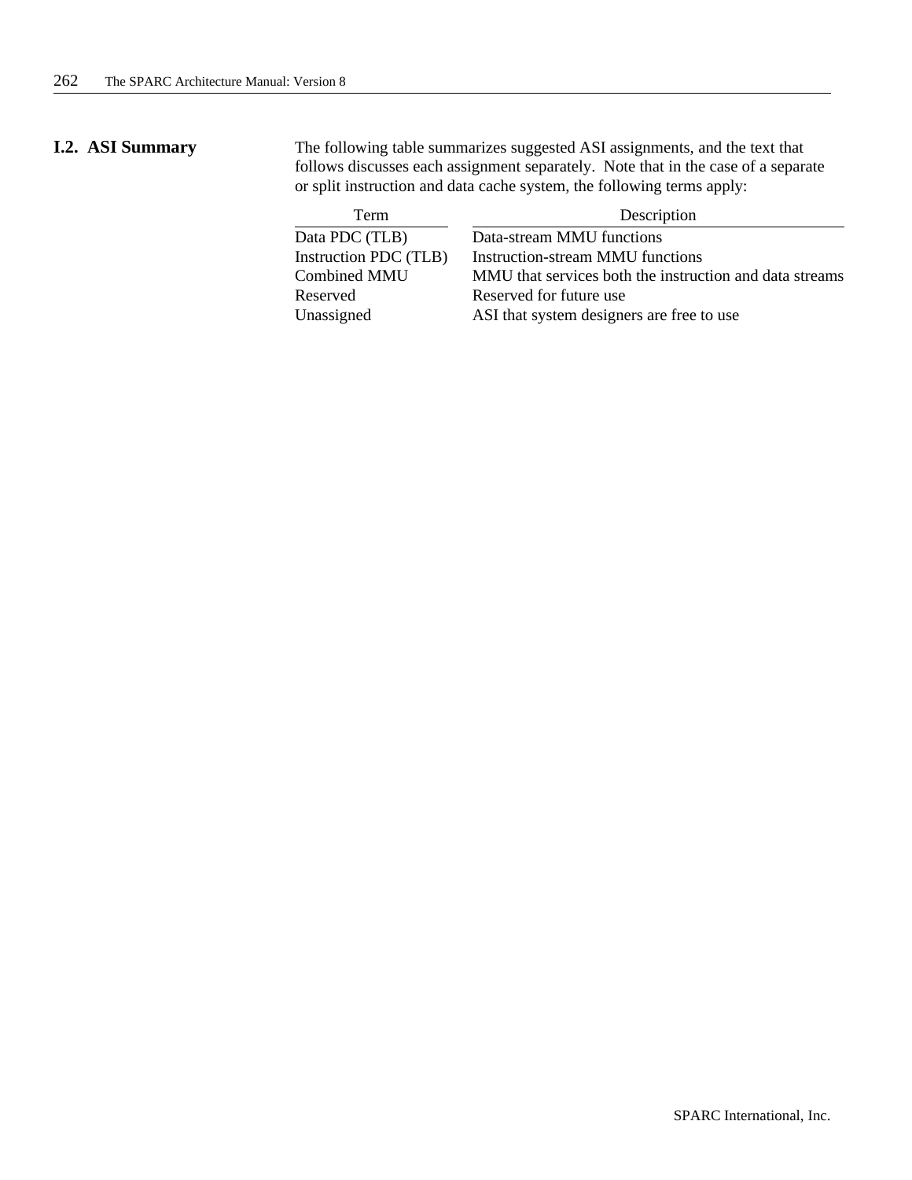## I.2. ASI Summary

The following table summarizes suggested ASI assignments, and the text that follows discusses each assignment separately. Note that in the case of a separate or split instruction and data cache system, the following terms apply:

| Term | Description |
|---|---|
| Data PDC (TLB) | Data-stream MMU functions |
| Instruction PDC (TLB) | Instruction-stream MMU functions |
| Combined MMU | MMU that services both the instruction and data streams |
| Reserved | Reserved for future use |
| Unassigned | ASI that system designers are free to use |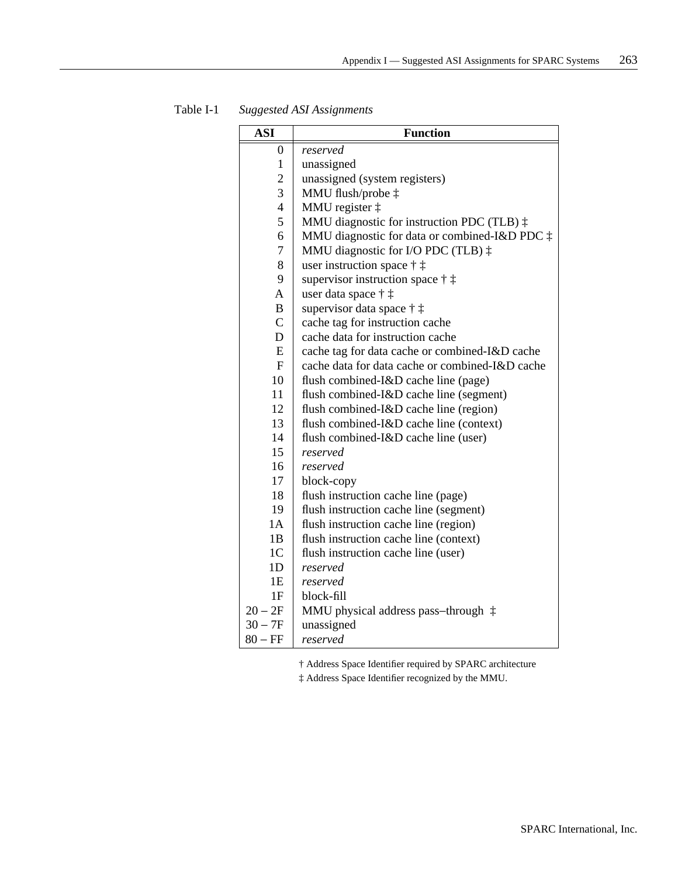Table I-1 *Suggested ASI Assignments*

| ASI | Function |
|---|---|
| 0 | *reserved* |
| 1 | unassigned |
| 2 | unassigned (system registers) |
| 3 | MMU flush/probe ‡ |
| 4 | MMU register ‡ |
| 5 | MMU diagnostic for instruction PDC (TLB) ‡ |
| 6 | MMU diagnostic for data or combined-I&D PDC ‡ |
| 7 | MMU diagnostic for I/O PDC (TLB) ‡ |
| 8 | user instruction space † ‡ |
| 9 | supervisor instruction space † ‡ |
| A | user data space † ‡ |
| B | supervisor data space † ‡ |
| C | cache tag for instruction cache |
| D | cache data for instruction cache |
| E | cache tag for data cache or combined-I&D cache |
| F | cache data for data cache or combined-I&D cache |
| 10 | flush combined-I&D cache line (page) |
| 11 | flush combined-I&D cache line (segment) |
| 12 | flush combined-I&D cache line (region) |
| 13 | flush combined-I&D cache line (context) |
| 14 | flush combined-I&D cache line (user) |
| 15 | *reserved* |
| 16 | *reserved* |
| 17 | block-copy |
| 18 | flush instruction cache line (page) |
| 19 | flush instruction cache line (segment) |
| 1A | flush instruction cache line (region) |
| 1B | flush instruction cache line (context) |
| 1C | flush instruction cache line (user) |
| 1D | *reserved* |
| 1E | *reserved* |
| 1F | block-fill |
| 20 – 2F | MMU physical address pass–through ‡ |
| 30 – 7F | unassigned |
| 80 – FF | *reserved* |

† Address Space Identifier required by SPARC architecture

‡ Address Space Identifier recognized by the MMU.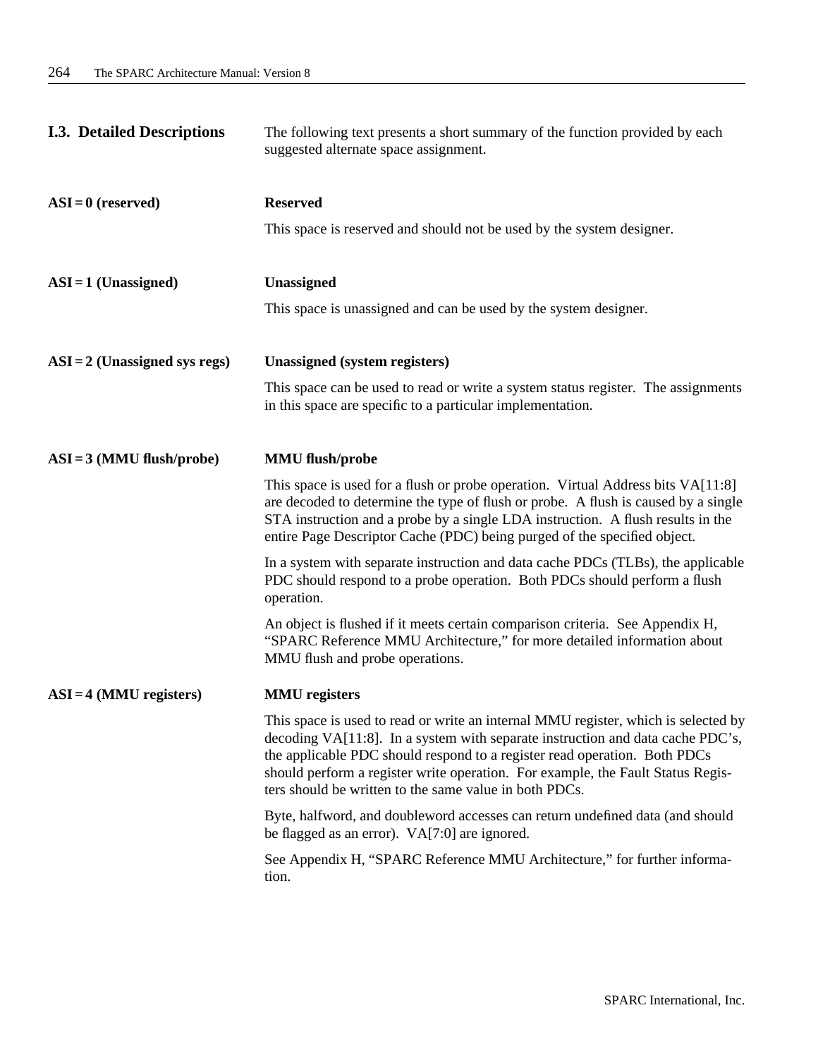## I.3. Detailed Descriptions

The following text presents a short summary of the function provided by each suggested alternate space assignment.

**ASI = 0 (reserved)**

**Reserved**

This space is reserved and should not be used by the system designer.

**ASI = 1 (Unassigned)**

**Unassigned**

This space is unassigned and can be used by the system designer.

**ASI = 2 (Unassigned sys regs)**

**Unassigned (system registers)**

This space can be used to read or write a system status register. The assignments in this space are specific to a particular implementation.

**ASI = 3 (MMU flush/probe)**

**MMU flush/probe**

This space is used for a flush or probe operation. Virtual Address bits VA[11:8] are decoded to determine the type of flush or probe. A flush is caused by a single STA instruction and a probe by a single LDA instruction. A flush results in the entire Page Descriptor Cache (PDC) being purged of the specified object.

In a system with separate instruction and data cache PDCs (TLBs), the applicable PDC should respond to a probe operation. Both PDCs should perform a flush operation.

An object is flushed if it meets certain comparison criteria. See Appendix H, "SPARC Reference MMU Architecture," for more detailed information about MMU flush and probe operations.

**ASI = 4 (MMU registers)**

**MMU registers**

This space is used to read or write an internal MMU register, which is selected by decoding VA[11:8]. In a system with separate instruction and data cache PDC's, the applicable PDC should respond to a register read operation. Both PDCs should perform a register write operation. For example, the Fault Status Registers should be written to the same value in both PDCs.

Byte, halfword, and doubleword accesses can return undefined data (and should be flagged as an error). VA[7:0] are ignored.

See Appendix H, "SPARC Reference MMU Architecture," for further information.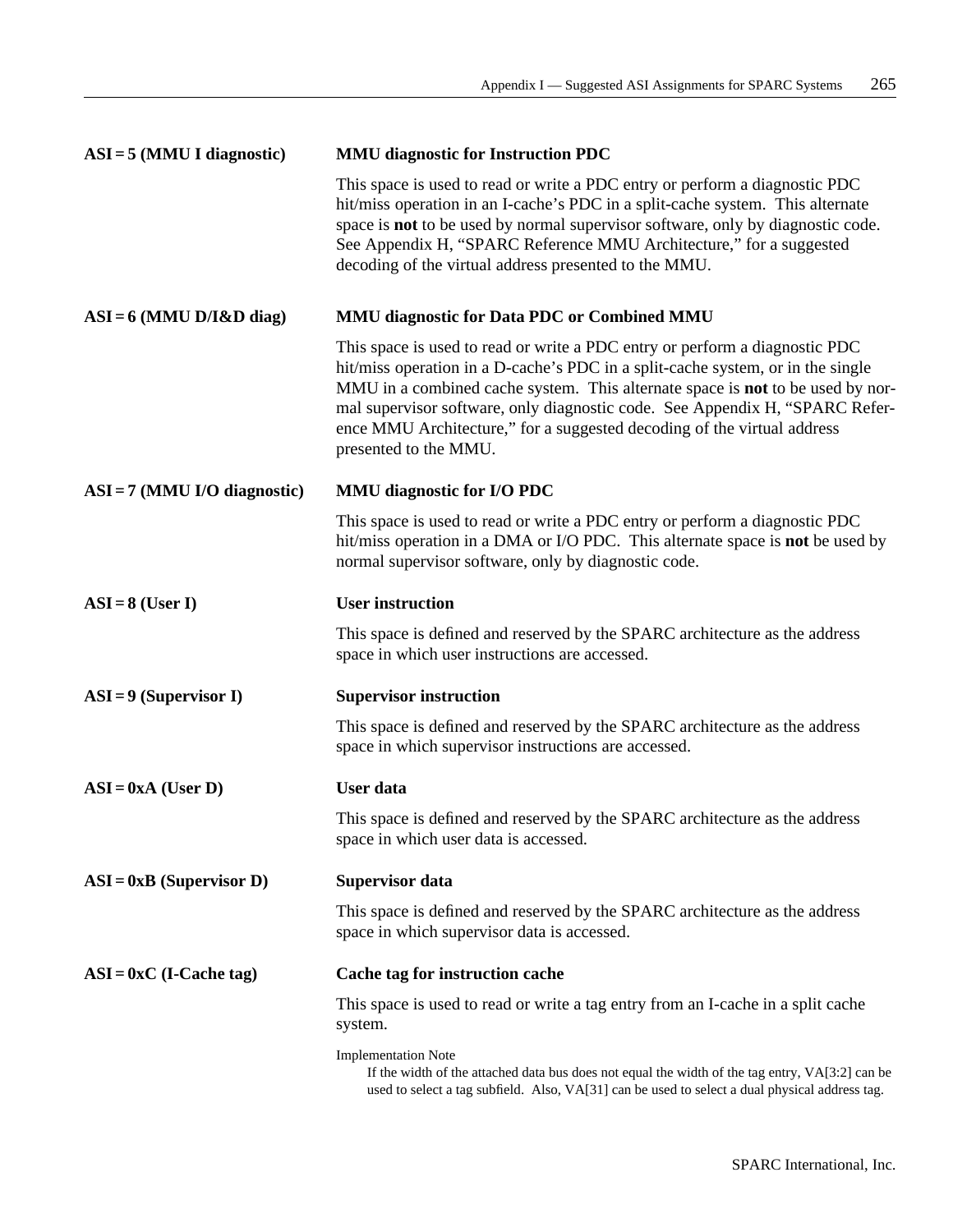**ASI = 5 (MMU I diagnostic)** — **MMU diagnostic for Instruction PDC**

This space is used to read or write a PDC entry or perform a diagnostic PDC hit/miss operation in an I-cache's PDC in a split-cache system. This alternate space is **not** to be used by normal supervisor software, only by diagnostic code. See Appendix H, "SPARC Reference MMU Architecture," for a suggested decoding of the virtual address presented to the MMU.

**ASI = 6 (MMU D/I&D diag)** — **MMU diagnostic for Data PDC or Combined MMU**

This space is used to read or write a PDC entry or perform a diagnostic PDC hit/miss operation in a D-cache's PDC in a split-cache system, or in the single MMU in a combined cache system. This alternate space is **not** to be used by normal supervisor software, only diagnostic code. See Appendix H, "SPARC Reference MMU Architecture," for a suggested decoding of the virtual address presented to the MMU.

**ASI = 7 (MMU I/O diagnostic)** — **MMU diagnostic for I/O PDC**

This space is used to read or write a PDC entry or perform a diagnostic PDC hit/miss operation in a DMA or I/O PDC. This alternate space is **not** be used by normal supervisor software, only by diagnostic code.

**ASI = 8 (User I)** — **User instruction**

This space is defined and reserved by the SPARC architecture as the address space in which user instructions are accessed.

**ASI = 9 (Supervisor I)** — **Supervisor instruction**

This space is defined and reserved by the SPARC architecture as the address space in which supervisor instructions are accessed.

**ASI = 0xA (User D)** — **User data**

This space is defined and reserved by the SPARC architecture as the address space in which user data is accessed.

**ASI = 0xB (Supervisor D)** — **Supervisor data**

This space is defined and reserved by the SPARC architecture as the address space in which supervisor data is accessed.

**ASI = 0xC (I-Cache tag)** — **Cache tag for instruction cache**

This space is used to read or write a tag entry from an I-cache in a split cache system.

Implementation Note

> If the width of the attached data bus does not equal the width of the tag entry, VA[3:2] can be used to select a tag subfield. Also, VA[31] can be used to select a dual physical address tag.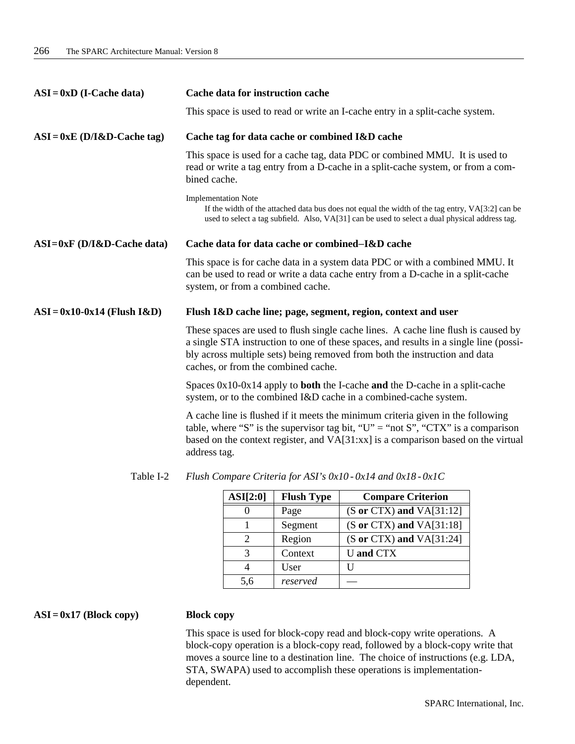**ASI = 0xD (I-Cache data)** — **Cache data for instruction cache**

This space is used to read or write an I-cache entry in a split-cache system.

**ASI = 0xE (D/I&D-Cache tag)** — **Cache tag for data cache or combined I&D cache**

This space is used for a cache tag, data PDC or combined MMU. It is used to read or write a tag entry from a D-cache in a split-cache system, or from a combined cache.

Implementation Note
If the width of the attached data bus does not equal the width of the tag entry, VA[3:2] can be used to select a tag subfield. Also, VA[31] can be used to select a dual physical address tag.

**ASI=0xF (D/I&D-Cache data)** — **Cache data for data cache or combined–I&D cache**

This space is for cache data in a system data PDC or with a combined MMU. It can be used to read or write a data cache entry from a D-cache in a split-cache system, or from a combined cache.

**ASI = 0x10-0x14 (Flush I&D)** — **Flush I&D cache line; page, segment, region, context and user**

These spaces are used to flush single cache lines. A cache line flush is caused by a single STA instruction to one of these spaces, and results in a single line (possibly across multiple sets) being removed from both the instruction and data caches, or from the combined cache.

Spaces 0x10-0x14 apply to **both** the I-cache **and** the D-cache in a split-cache system, or to the combined I&D cache in a combined-cache system.

A cache line is flushed if it meets the minimum criteria given in the following table, where “S” is the supervisor tag bit, “U” = “not S”, “CTX” is a comparison based on the context register, and VA[31:xx] is a comparison based on the virtual address tag.

Table I-2 *Flush Compare Criteria for ASI’s 0x10 - 0x14 and 0x18 - 0x1C*

| ASI[2:0] | Flush Type | Compare Criterion |
|---|---|---|
| 0 | Page | (S **or** CTX) **and** VA[31:12] |
| 1 | Segment | (S **or** CTX) **and** VA[31:18] |
| 2 | Region | (S **or** CTX) **and** VA[31:24] |
| 3 | Context | U **and** CTX |
| 4 | User | U |
| 5,6 | *reserved* | — |

**ASI = 0x17 (Block copy)** — **Block copy**

This space is used for block-copy read and block-copy write operations. A block-copy operation is a block-copy read, followed by a block-copy write that moves a source line to a destination line. The choice of instructions (e.g. LDA, STA, SWAPA) used to accomplish these operations is implementation-dependent.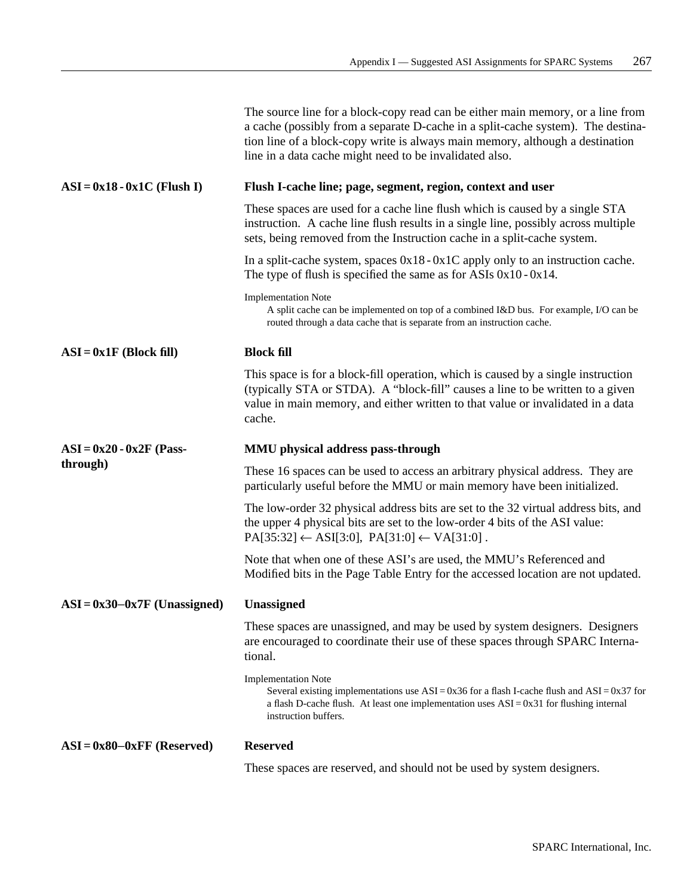The source line for a block-copy read can be either main memory, or a line from a cache (possibly from a separate D-cache in a split-cache system). The destination line of a block-copy write is always main memory, although a destination line in a data cache might need to be invalidated also.

**ASI = 0x18 - 0x1C (Flush I)** — **Flush I-cache line; page, segment, region, context and user**

These spaces are used for a cache line flush which is caused by a single STA instruction. A cache line flush results in a single line, possibly across multiple sets, being removed from the Instruction cache in a split-cache system.

In a split-cache system, spaces 0x18 - 0x1C apply only to an instruction cache. The type of flush is specified the same as for ASIs 0x10 - 0x14.

Implementation Note
A split cache can be implemented on top of a combined I&D bus. For example, I/O can be routed through a data cache that is separate from an instruction cache.

**ASI = 0x1F (Block fill)** — **Block fill**

This space is for a block-fill operation, which is caused by a single instruction (typically STA or STDA). A "block-fill" causes a line to be written to a given value in main memory, and either written to that value or invalidated in a data cache.

**ASI = 0x20 - 0x2F (Pass-through)** — **MMU physical address pass-through**

These 16 spaces can be used to access an arbitrary physical address. They are particularly useful before the MMU or main memory have been initialized.

The low-order 32 physical address bits are set to the 32 virtual address bits, and the upper 4 physical bits are set to the low-order 4 bits of the ASI value: PA[35:32] $\leftarrow$ ASI[3:0], PA[31:0] $\leftarrow$ VA[31:0] .

Note that when one of these ASI's are used, the MMU's Referenced and Modified bits in the Page Table Entry for the accessed location are not updated.

**ASI = 0x30–0x7F (Unassigned)** — **Unassigned**

These spaces are unassigned, and may be used by system designers. Designers are encouraged to coordinate their use of these spaces through SPARC International.

Implementation Note
Several existing implementations use ASI = 0x36 for a flash I-cache flush and ASI = 0x37 for a flash D-cache flush. At least one implementation uses ASI = 0x31 for flushing internal instruction buffers.

**ASI = 0x80–0xFF (Reserved)** — **Reserved**

These spaces are reserved, and should not be used by system designers.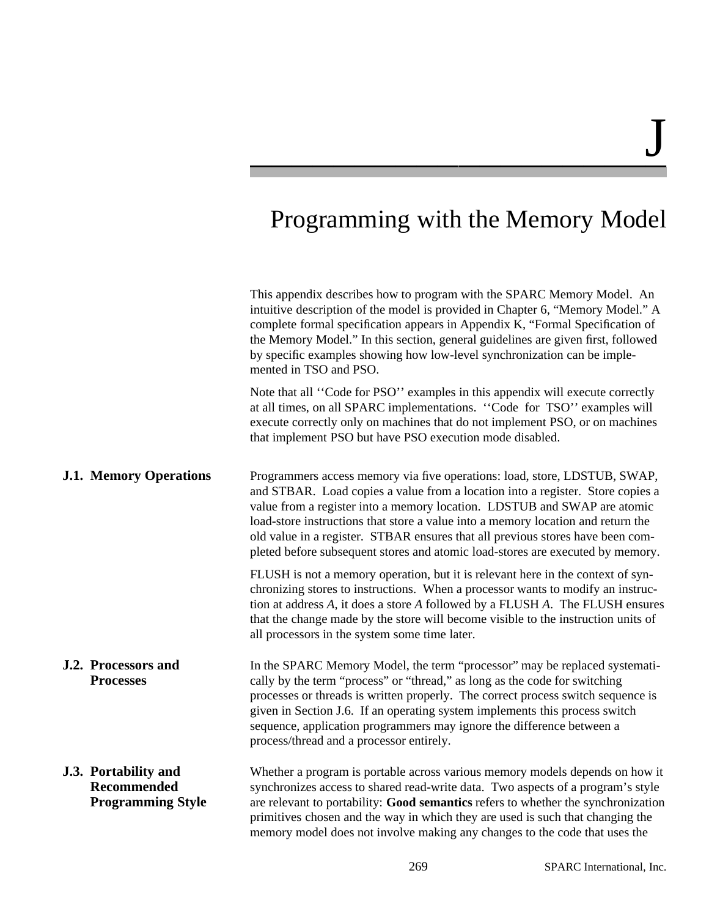# J

# Programming with the Memory Model

This appendix describes how to program with the SPARC Memory Model. An intuitive description of the model is provided in Chapter 6, "Memory Model." A complete formal specification appears in Appendix K, "Formal Specification of the Memory Model." In this section, general guidelines are given first, followed by specific examples showing how low-level synchronization can be implemented in TSO and PSO.

Note that all ''Code for PSO'' examples in this appendix will execute correctly at all times, on all SPARC implementations. ''Code for TSO'' examples will execute correctly only on machines that do not implement PSO, or on machines that implement PSO but have PSO execution mode disabled.

## J.1. Memory Operations

Programmers access memory via five operations: load, store, LDSTUB, SWAP, and STBAR. Load copies a value from a location into a register. Store copies a value from a register into a memory location. LDSTUB and SWAP are atomic load-store instructions that store a value into a memory location and return the old value in a register. STBAR ensures that all previous stores have been completed before subsequent stores and atomic load-stores are executed by memory.

FLUSH is not a memory operation, but it is relevant here in the context of synchronizing stores to instructions. When a processor wants to modify an instruction at address *A*, it does a store *A* followed by a FLUSH *A*. The FLUSH ensures that the change made by the store will become visible to the instruction units of all processors in the system some time later.

## J.2. Processors and Processes

In the SPARC Memory Model, the term "processor" may be replaced systematically by the term "process" or "thread," as long as the code for switching processes or threads is written properly. The correct process switch sequence is given in Section J.6. If an operating system implements this process switch sequence, application programmers may ignore the difference between a process/thread and a processor entirely.

## J.3. Portability and Recommended Programming Style

Whether a program is portable across various memory models depends on how it synchronizes access to shared read-write data. Two aspects of a program's style are relevant to portability: **Good semantics** refers to whether the synchronization primitives chosen and the way in which they are used is such that changing the memory model does not involve making any changes to the code that uses the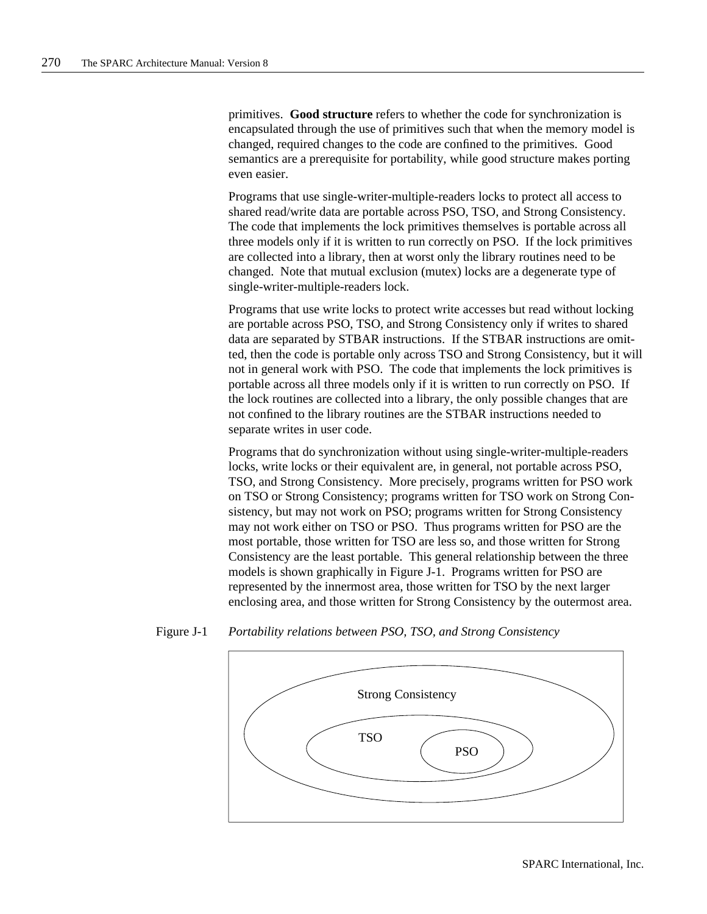primitives. **Good structure** refers to whether the code for synchronization is encapsulated through the use of primitives such that when the memory model is changed, required changes to the code are confined to the primitives. Good semantics are a prerequisite for portability, while good structure makes porting even easier.

Programs that use single-writer-multiple-readers locks to protect all access to shared read/write data are portable across PSO, TSO, and Strong Consistency. The code that implements the lock primitives themselves is portable across all three models only if it is written to run correctly on PSO. If the lock primitives are collected into a library, then at worst only the library routines need to be changed. Note that mutual exclusion (mutex) locks are a degenerate type of single-writer-multiple-readers lock.

Programs that use write locks to protect write accesses but read without locking are portable across PSO, TSO, and Strong Consistency only if writes to shared data are separated by STBAR instructions. If the STBAR instructions are omitted, then the code is portable only across TSO and Strong Consistency, but it will not in general work with PSO. The code that implements the lock primitives is portable across all three models only if it is written to run correctly on PSO. If the lock routines are collected into a library, the only possible changes that are not confined to the library routines are the STBAR instructions needed to separate writes in user code.

Programs that do synchronization without using single-writer-multiple-readers locks, write locks or their equivalent are, in general, not portable across PSO, TSO, and Strong Consistency. More precisely, programs written for PSO work on TSO or Strong Consistency; programs written for TSO work on Strong Consistency, but may not work on PSO; programs written for Strong Consistency may not work either on TSO or PSO. Thus programs written for PSO are the most portable, those written for TSO are less so, and those written for Strong Consistency are the least portable. This general relationship between the three models is shown graphically in Figure J-1. Programs written for PSO are represented by the innermost area, those written for TSO by the next larger enclosing area, and those written for Strong Consistency by the outermost area.

Figure J-1 *Portability relations between PSO, TSO, and Strong Consistency*

Strong Consistency

TSO

PSO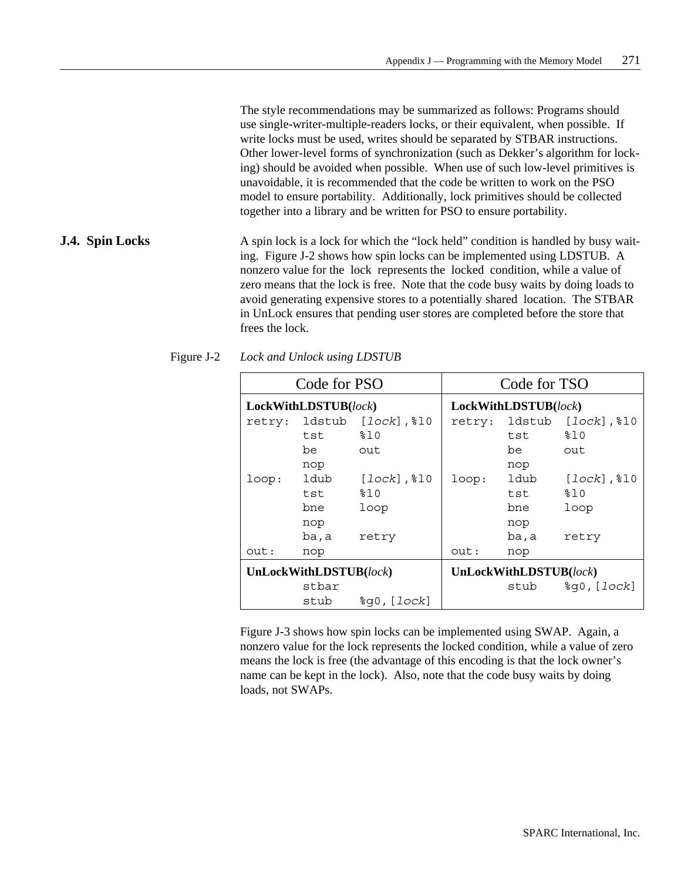The style recommendations may be summarized as follows: Programs should use single-writer-multiple-readers locks, or their equivalent, when possible. If write locks must be used, writes should be separated by STBAR instructions. Other lower-level forms of synchronization (such as Dekker's algorithm for locking) should be avoided when possible. When use of such low-level primitives is unavoidable, it is recommended that the code be written to work on the PSO model to ensure portability. Additionally, lock primitives should be collected together into a library and be written for PSO to ensure portability.

## J.4. Spin Locks

A spin lock is a lock for which the "lock held" condition is handled by busy waiting. Figure J-2 shows how spin locks can be implemented using LDSTUB. A nonzero value for the lock represents the locked condition, while a value of zero means that the lock is free. Note that the code busy waits by doing loads to avoid generating expensive stores to a potentially shared location. The STBAR in UnLock ensures that pending user stores are completed before the store that frees the lock.

Figure J-2 *Lock and Unlock using LDSTUB*

| Code for PSO | Code for TSO |
|---|---|
| **LockWithLDSTUB(*lock*)**<br>`retry: ldstub [lock],%l0`<br>`       tst    %l0`<br>`       be     out`<br>`       nop`<br>`loop:  ldub   [lock],%l0`<br>`       tst    %l0`<br>`       bne    loop`<br>`       nop`<br>`       ba,a   retry`<br>`out:   nop` | **LockWithLDSTUB(*lock*)**<br>`retry: ldstub [lock],%l0`<br>`       tst    %l0`<br>`       be     out`<br>`       nop`<br>`loop:  ldub   [lock],%l0`<br>`       tst    %l0`<br>`       bne    loop`<br>`       nop`<br>`       ba,a   retry`<br>`out:   nop` |
| **UnLockWithLDSTUB(*lock*)**<br>`       stbar`<br>`       stub   %g0,[lock]` | **UnLockWithLDSTUB(*lock*)**<br>`       stub   %g0,[lock]` |

Figure J-3 shows how spin locks can be implemented using SWAP. Again, a nonzero value for the lock represents the locked condition, while a value of zero means the lock is free (the advantage of this encoding is that the lock owner's name can be kept in the lock). Also, note that the code busy waits by doing loads, not SWAPs.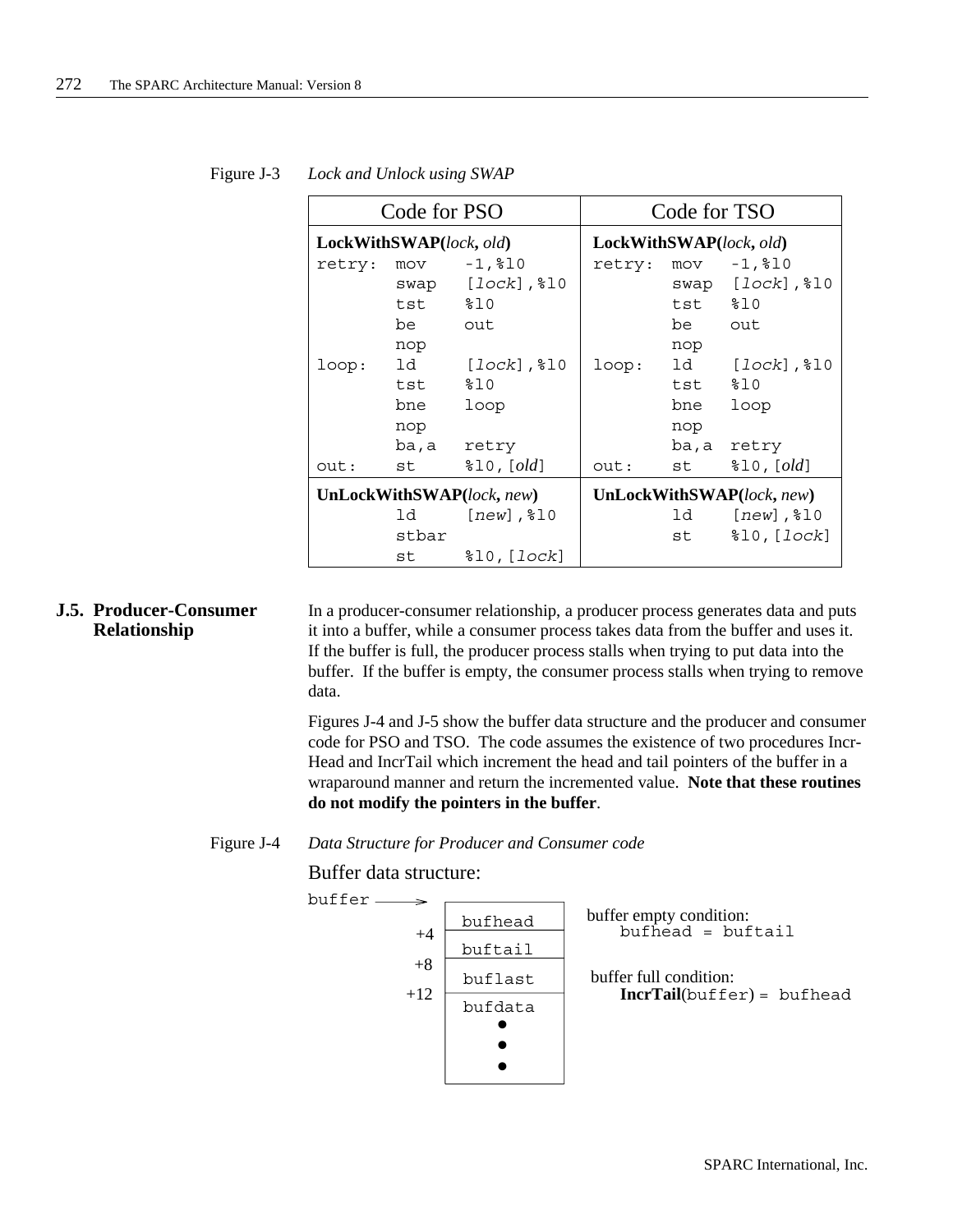Figure J-3 *Lock and Unlock using SWAP*

| Code for PSO | Code for TSO |
|---|---|
| **LockWithSWAP(***lock***,** *old***)** | **LockWithSWAP(***lock***,** *old***)** |
| `retry: mov -1,%l0`<br>`swap [lock],%l0`<br>`tst %l0`<br>`be out`<br>`nop`<br>`loop: ld [lock],%l0`<br>`tst %l0`<br>`bne loop`<br>`nop`<br>`ba,a retry`<br>`out: st %l0,[old]` | `retry: mov -1,%l0`<br>`swap [lock],%l0`<br>`tst %l0`<br>`be out`<br>`nop`<br>`loop: ld [lock],%l0`<br>`tst %l0`<br>`bne loop`<br>`nop`<br>`ba,a retry`<br>`out: st %l0,[old]` |
| **UnLockWithSWAP(***lock***,** *new***)** | **UnLockWithSWAP(***lock***,** *new***)** |
| `ld [new],%l0`<br>`stbar`<br>`st %l0,[lock]` | `ld [new],%l0`<br>`st %l0,[lock]` |

## J.5. Producer-Consumer Relationship

In a producer-consumer relationship, a producer process generates data and puts it into a buffer, while a consumer process takes data from the buffer and uses it. If the buffer is full, the producer process stalls when trying to put data into the buffer. If the buffer is empty, the consumer process stalls when trying to remove data.

Figures J-4 and J-5 show the buffer data structure and the producer and consumer code for PSO and TSO. The code assumes the existence of two procedures IncrHead and IncrTail which increment the head and tail pointers of the buffer in a wraparound manner and return the incremented value. **Note that these routines do not modify the pointers in the buffer**.

Figure J-4 *Data Structure for Producer and Consumer code*

Buffer data structure:

```
buffer ——>  +0   bufhead
            +4   buftail
            +8   buflast
            +12  bufdata
                   •
                   •
                   •
```

buffer empty condition:
    `bufhead = buftail`

buffer full condition:
    **IncrTail**(`buffer`) = `bufhead`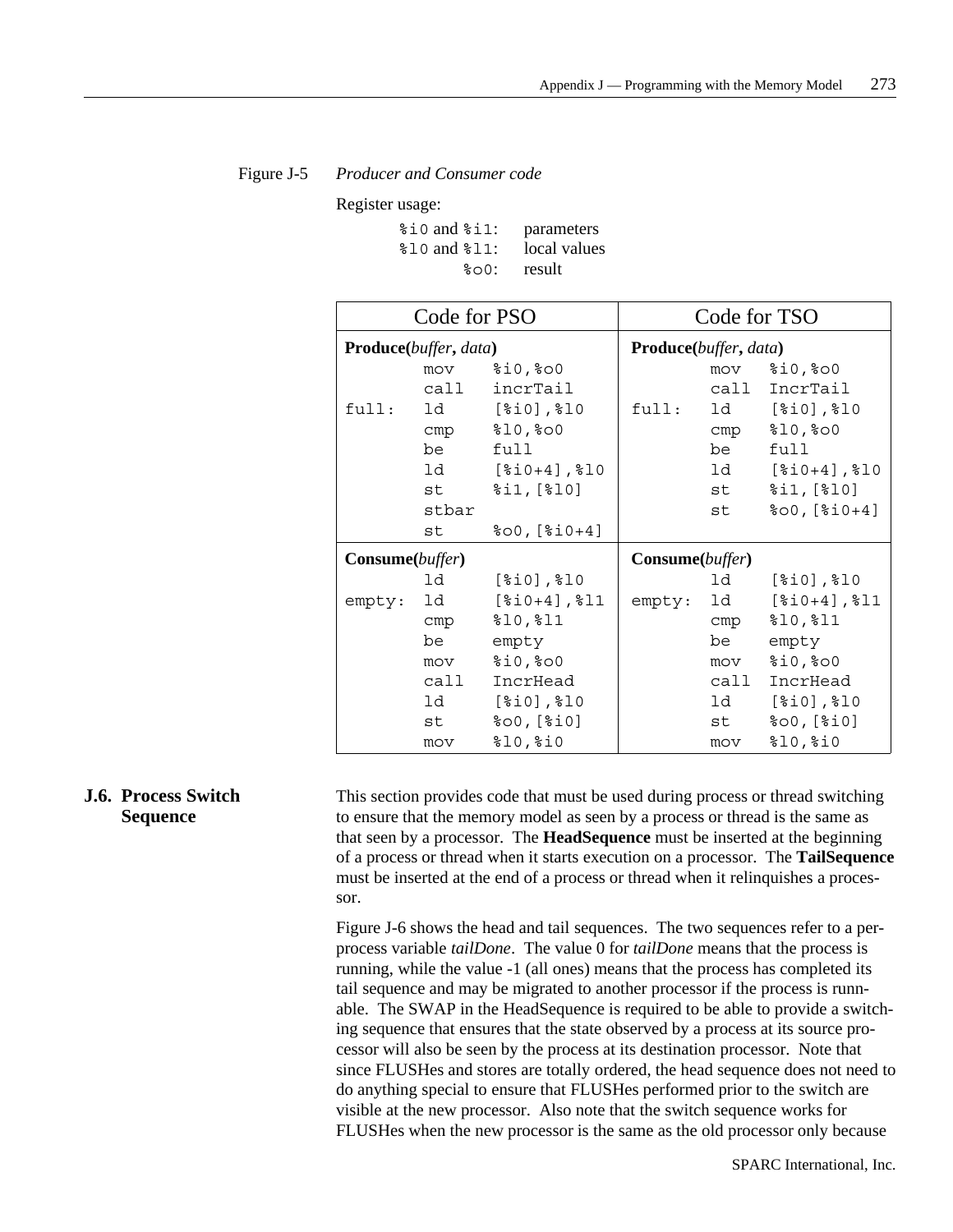Figure J-5 *Producer and Consumer code*

Register usage:

| | |
|---|---|
| `%i0` and `%i1`: | parameters |
| `%l0` and `%l1`: | local values |
| `%o0`: | result |

<table>
<tr><th>Code for PSO</th><th>Code for TSO</th></tr>
<tr><td>

**Produce(***buffer***,** *data***)**

```
       mov    %i0,%o0
       call   incrTail
full:  ld     [%i0],%l0
       cmp    %l0,%o0
       be     full
       ld     [%i0+4],%l0
       st     %i1,[%l0]
       stbar
       st     %o0,[%i0+4]
```

</td><td>

**Produce(***buffer***,** *data***)**

```
       mov    %i0,%o0
       call   IncrTail
full:  ld     [%i0],%l0
       cmp    %l0,%o0
       be     full
       ld     [%i0+4],%l0
       st     %i1,[%l0]
       st     %o0,[%i0+4]
```

</td></tr>
<tr><td>

**Consume(***buffer***)**

```
       ld     [%i0],%l0
empty: ld     [%i0+4],%l1
       cmp    %l0,%l1
       be     empty
       mov    %i0,%o0
       call   IncrHead
       ld     [%i0],%l0
       st     %o0,[%i0]
       mov    %l0,%i0
```

</td><td>

**Consume(***buffer***)**

```
       ld     [%i0],%l0
empty: ld     [%i0+4],%l1
       cmp    %l0,%l1
       be     empty
       mov    %i0,%o0
       call   IncrHead
       ld     [%i0],%l0
       st     %o0,[%i0]
       mov    %l0,%i0
```

</td></tr>
</table>

## J.6. Process Switch Sequence

This section provides code that must be used during process or thread switching to ensure that the memory model as seen by a process or thread is the same as that seen by a processor. The **HeadSequence** must be inserted at the beginning of a process or thread when it starts execution on a processor. The **TailSequence** must be inserted at the end of a process or thread when it relinquishes a processor.

Figure J-6 shows the head and tail sequences. The two sequences refer to a per-process variable *tailDone*. The value 0 for *tailDone* means that the process is running, while the value -1 (all ones) means that the process has completed its tail sequence and may be migrated to another processor if the process is runnable. The SWAP in the HeadSequence is required to be able to provide a switching sequence that ensures that the state observed by a process at its source processor will also be seen by the process at its destination processor. Note that since FLUSHes and stores are totally ordered, the head sequence does not need to do anything special to ensure that FLUSHes performed prior to the switch are visible at the new processor. Also note that the switch sequence works for FLUSHes when the new processor is the same as the old processor only because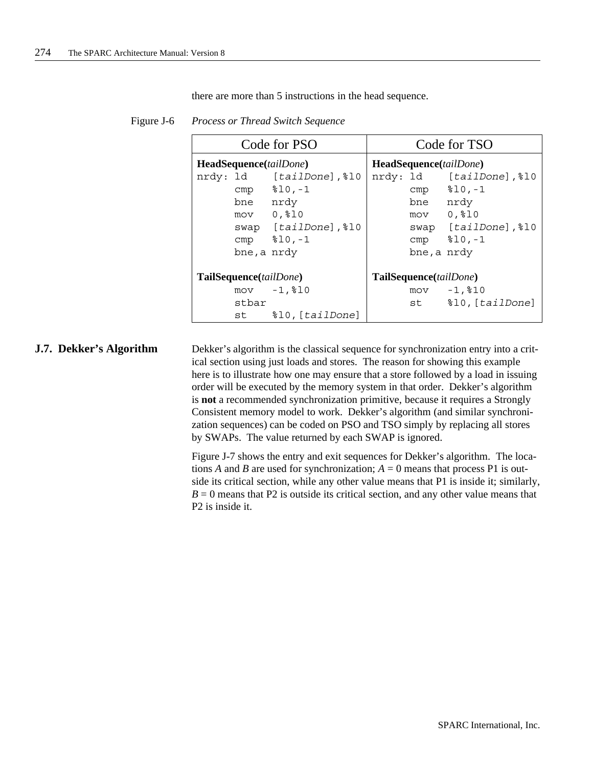there are more than 5 instructions in the head sequence.

Figure J-6 *Process or Thread Switch Sequence*

| Code for PSO | Code for TSO |
|---|---|
| **HeadSequence(***tailDone***)** | **HeadSequence(***tailDone***)** |
| `nrdy: ld [tailDone],%l0` | `nrdy: ld [tailDone],%l0` |
| `cmp %l0,-1` | `cmp %l0,-1` |
| `bne nrdy` | `bne nrdy` |
| `mov 0,%l0` | `mov 0,%l0` |
| `swap [tailDone],%l0` | `swap [tailDone],%l0` |
| `cmp %l0,-1` | `cmp %l0,-1` |
| `bne,a nrdy` | `bne,a nrdy` |
| **TailSequence(***tailDone***)** | **TailSequence(***tailDone***)** |
| `mov -1,%l0` | `mov -1,%l0` |
| `stbar` | `st %l0,[tailDone]` |
| `st %l0,[tailDone]` | |

## J.7. Dekker's Algorithm

Dekker's algorithm is the classical sequence for synchronization entry into a critical section using just loads and stores. The reason for showing this example here is to illustrate how one may ensure that a store followed by a load in issuing order will be executed by the memory system in that order. Dekker's algorithm is **not** a recommended synchronization primitive, because it requires a Strongly Consistent memory model to work. Dekker's algorithm (and similar synchronization sequences) can be coded on PSO and TSO simply by replacing all stores by SWAPs. The value returned by each SWAP is ignored.

Figure J-7 shows the entry and exit sequences for Dekker's algorithm. The locations *A* and *B* are used for synchronization; *A* = 0 means that process P1 is outside its critical section, while any other value means that P1 is inside it; similarly, *B* = 0 means that P2 is outside its critical section, and any other value means that P2 is inside it.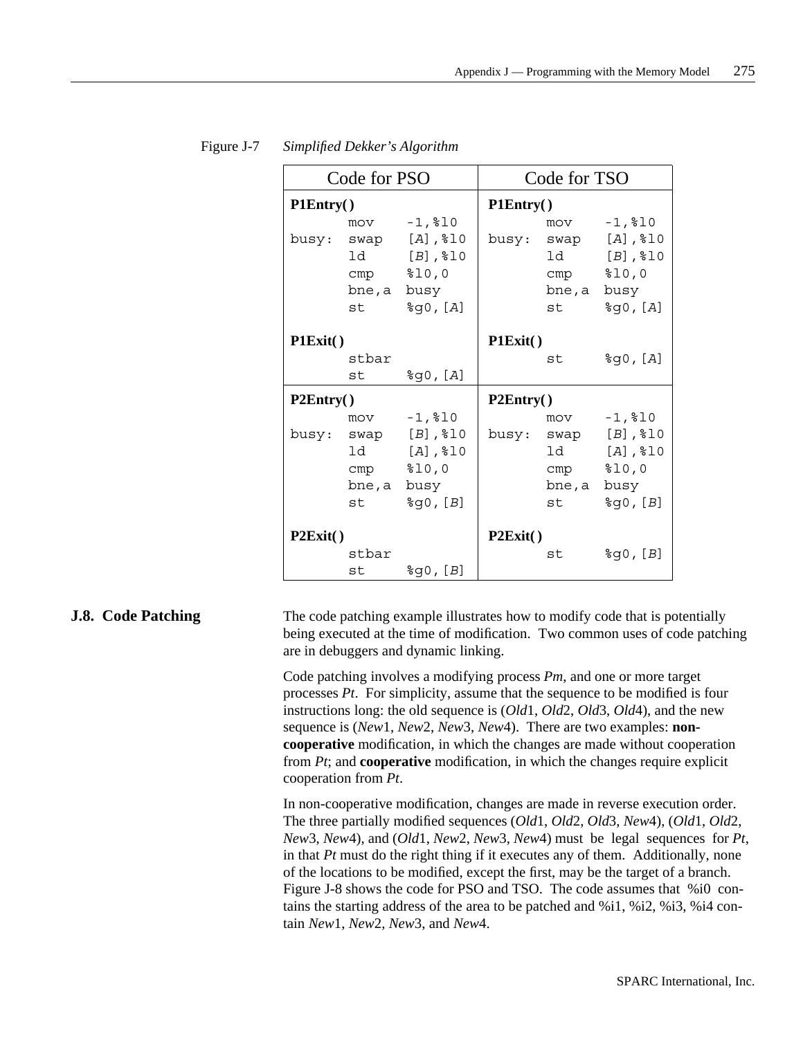Figure J-7 *Simplified Dekker's Algorithm*

| Code for PSO | Code for TSO |
|---|---|
| **P1Entry( )**<br>`      mov    -1,%l0`<br>`busy: swap   [A],%l0`<br>`      ld     [B],%l0`<br>`      cmp    %l0,0`<br>`      bne,a  busy`<br>`      st     %g0,[A]`<br><br>**P1Exit( )**<br>`      stbar`<br>`      st     %g0,[A]` | **P1Entry( )**<br>`      mov    -1,%l0`<br>`busy: swap   [A],%l0`<br>`      ld     [B],%l0`<br>`      cmp    %l0,0`<br>`      bne,a  busy`<br>`      st     %g0,[A]`<br><br>**P1Exit( )**<br>`      st     %g0,[A]` |
| **P2Entry( )**<br>`      mov    -1,%l0`<br>`busy: swap   [B],%l0`<br>`      ld     [A],%l0`<br>`      cmp    %l0,0`<br>`      bne,a  busy`<br>`      st     %g0,[B]`<br><br>**P2Exit( )**<br>`      stbar`<br>`      st     %g0,[B]` | **P2Entry( )**<br>`      mov    -1,%l0`<br>`busy: swap   [B],%l0`<br>`      ld     [A],%l0`<br>`      cmp    %l0,0`<br>`      bne,a  busy`<br>`      st     %g0,[B]`<br><br>**P2Exit( )**<br>`      st     %g0,[B]` |

## J.8. Code Patching

The code patching example illustrates how to modify code that is potentially being executed at the time of modification. Two common uses of code patching are in debuggers and dynamic linking.

Code patching involves a modifying process *Pm*, and one or more target processes *Pt*. For simplicity, assume that the sequence to be modified is four instructions long: the old sequence is (*Old*1, *Old*2, *Old*3, *Old*4), and the new sequence is (*New*1, *New*2, *New*3, *New*4). There are two examples: **non-cooperative** modification, in which the changes are made without cooperation from *Pt*; and **cooperative** modification, in which the changes require explicit cooperation from *Pt*.

In non-cooperative modification, changes are made in reverse execution order. The three partially modified sequences (*Old*1, *Old*2, *Old*3, *New*4), (*Old*1, *Old*2, *New*3, *New*4), and (*Old*1, *New*2, *New*3, *New*4) must be legal sequences for *Pt*, in that *Pt* must do the right thing if it executes any of them. Additionally, none of the locations to be modified, except the first, may be the target of a branch. Figure J-8 shows the code for PSO and TSO. The code assumes that %i0 contains the starting address of the area to be patched and %i1, %i2, %i3, %i4 contain *New*1, *New*2, *New*3, and *New*4.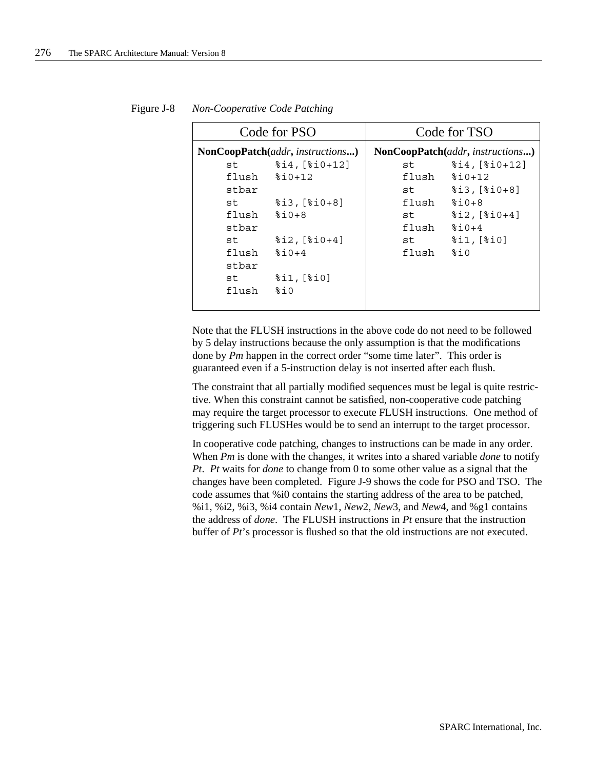Figure J-8 *Non-Cooperative Code Patching*

| Code for PSO | Code for TSO |
|---|---|
| **NonCoopPatch(***addr***,** *instructions***...)** | **NonCoopPatch(***addr***,** *instructions***...)** |

**Code for PSO**

```
NonCoopPatch(addr, instructions...)
    st      %i4,[%i0+12]
    flush   %i0+12
    stbar
    st      %i3,[%i0+8]
    flush   %i0+8
    stbar
    st      %i2,[%i0+4]
    flush   %i0+4
    stbar
    st      %i1,[%i0]
    flush   %i0
```

**Code for TSO**

```
NonCoopPatch(addr, instructions...)
    st      %i4,[%i0+12]
    flush   %i0+12
    st      %i3,[%i0+8]
    flush   %i0+8
    st      %i2,[%i0+4]
    flush   %i0+4
    st      %i1,[%i0]
    flush   %i0
```

Note that the FLUSH instructions in the above code do not need to be followed by 5 delay instructions because the only assumption is that the modifications done by *Pm* happen in the correct order “some time later”. This order is guaranteed even if a 5-instruction delay is not inserted after each flush.

The constraint that all partially modified sequences must be legal is quite restrictive. When this constraint cannot be satisfied, non-cooperative code patching may require the target processor to execute FLUSH instructions. One method of triggering such FLUSHes would be to send an interrupt to the target processor.

In cooperative code patching, changes to instructions can be made in any order. When *Pm* is done with the changes, it writes into a shared variable *done* to notify *Pt*. *Pt* waits for *done* to change from 0 to some other value as a signal that the changes have been completed. Figure J-9 shows the code for PSO and TSO. The code assumes that %i0 contains the starting address of the area to be patched, %i1, %i2, %i3, %i4 contain *New*1, *New*2, *New*3, and *New*4, and %g1 contains the address of *done*. The FLUSH instructions in *Pt* ensure that the instruction buffer of *Pt*'s processor is flushed so that the old instructions are not executed.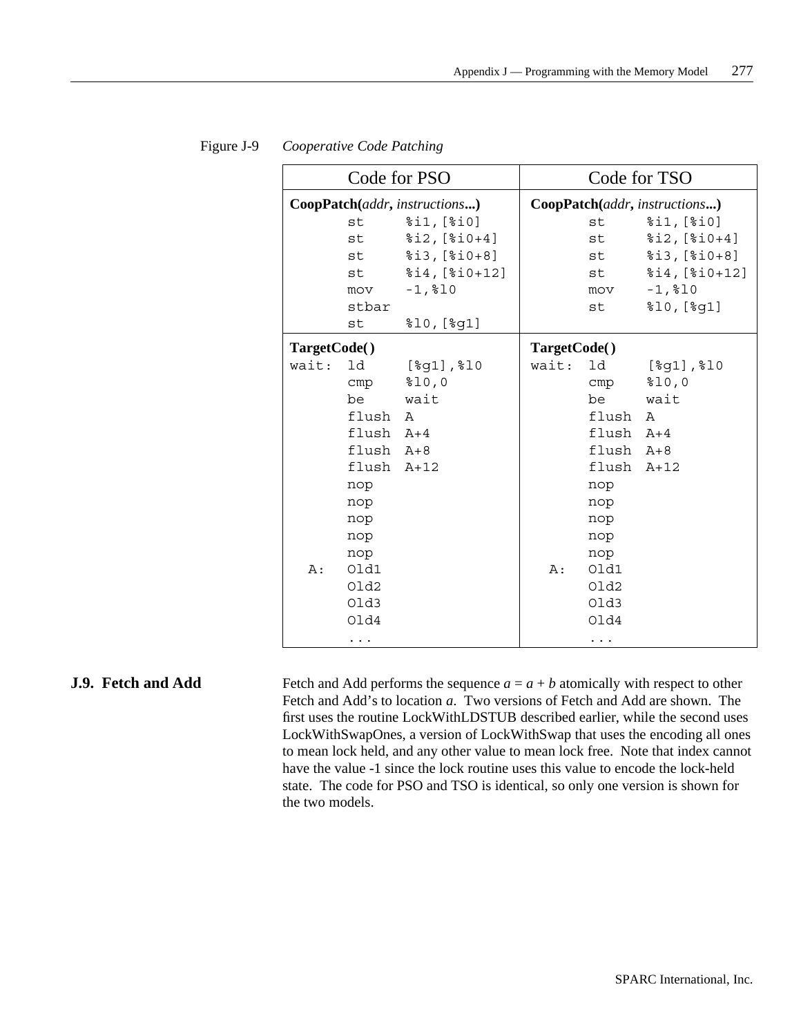Figure J-9 *Cooperative Code Patching*

| Code for PSO | Code for TSO |
|---|---|
| **CoopPatch(***addr***,** *instructions***...)**<br>`st %i1,[%i0]`<br>`st %i2,[%i0+4]`<br>`st %i3,[%i0+8]`<br>`st %i4,[%i0+12]`<br>`mov -1,%l0`<br>`stbar`<br>`st %l0,[%g1]` | **CoopPatch(***addr***,** *instructions***...)**<br>`st %i1,[%i0]`<br>`st %i2,[%i0+4]`<br>`st %i3,[%i0+8]`<br>`st %i4,[%i0+12]`<br>`mov -1,%l0`<br>`st %l0,[%g1]` |
| **TargetCode( )**<br>`wait: ld [%g1],%l0`<br>`cmp %l0,0`<br>`be wait`<br>`flush A`<br>`flush A+4`<br>`flush A+8`<br>`flush A+12`<br>`nop`<br>`nop`<br>`nop`<br>`nop`<br>`nop`<br>`A: Old1`<br>`Old2`<br>`Old3`<br>`Old4`<br>`...` | **TargetCode( )**<br>`wait: ld [%g1],%l0`<br>`cmp %l0,0`<br>`be wait`<br>`flush A`<br>`flush A+4`<br>`flush A+8`<br>`flush A+12`<br>`nop`<br>`nop`<br>`nop`<br>`nop`<br>`nop`<br>`A: Old1`<br>`Old2`<br>`Old3`<br>`Old4`<br>`...` |

## J.9. Fetch and Add

Fetch and Add performs the sequence $a = a + b$ atomically with respect to other Fetch and Add's to location $a$. Two versions of Fetch and Add are shown. The first uses the routine LockWithLDSTUB described earlier, while the second uses LockWithSwapOnes, a version of LockWithSwap that uses the encoding all ones to mean lock held, and any other value to mean lock free. Note that index cannot have the value -1 since the lock routine uses this value to encode the lock-held state. The code for PSO and TSO is identical, so only one version is shown for the two models.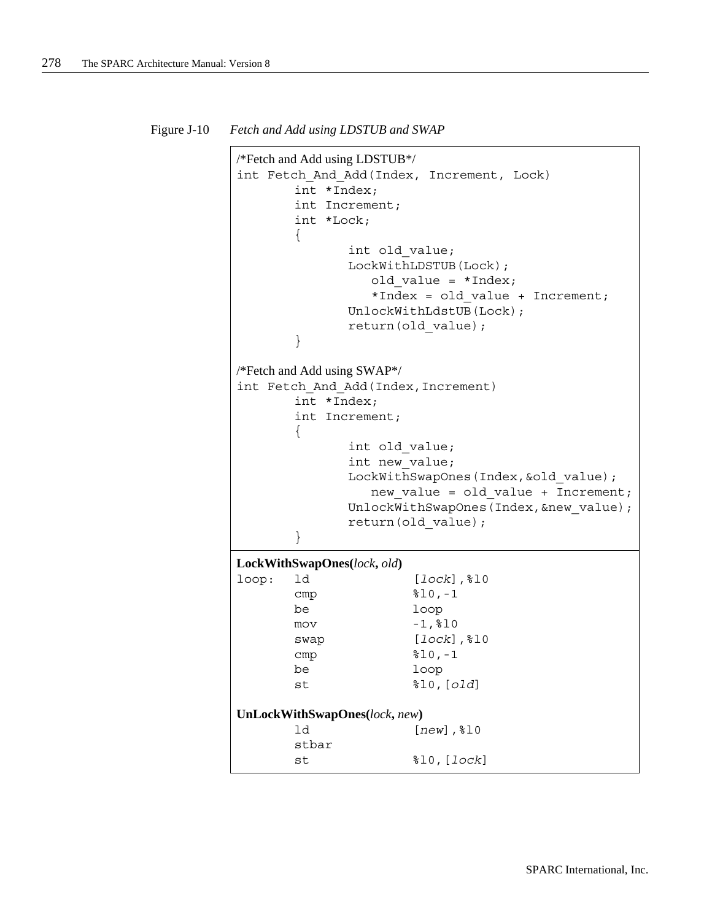Figure J-10 *Fetch and Add using LDSTUB and SWAP*

```
/*Fetch and Add using LDSTUB*/
int Fetch_And_Add(Index, Increment, Lock)
        int *Index;
        int Increment;
        int *Lock;
        {
                int old_value;
                LockWithLDSTUB(Lock);
                   old_value = *Index;
                   *Index = old_value + Increment;
                UnlockWithLdstUB(Lock);
                return(old_value);
        }

/*Fetch and Add using SWAP*/
int Fetch_And_Add(Index,Increment)
        int *Index;
        int Increment;
        {
                int old_value;
                int new_value;
                LockWithSwapOnes(Index,&old_value);
                   new_value = old_value + Increment;
                UnlockWithSwapOnes(Index,&new_value);
                return(old_value);
        }
```

**LockWithSwapOnes(*lock*, *old*)**

```
loop:   ld              [lock],%l0
        cmp             %l0,-1
        be              loop
        mov             -1,%l0
        swap            [lock],%l0
        cmp             %l0,-1
        be              loop
        st              %l0,[old]
```

**UnLockWithSwapOnes(*lock*, *new*)**

```
        ld              [new],%l0
        stbar
        st              %l0,[lock]
```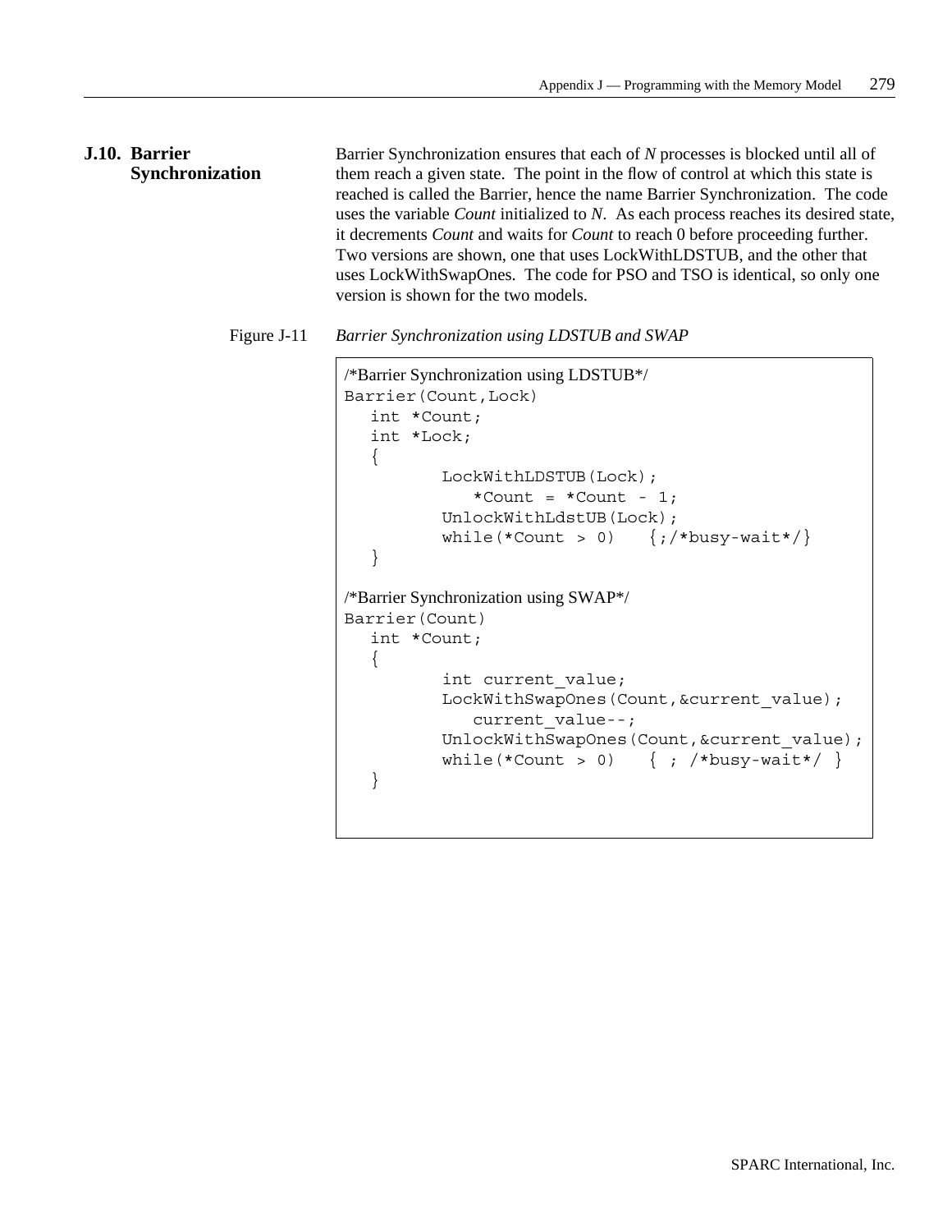## J.10. Barrier Synchronization

Barrier Synchronization ensures that each of *N* processes is blocked until all of them reach a given state. The point in the flow of control at which this state is reached is called the Barrier, hence the name Barrier Synchronization. The code uses the variable *Count* initialized to *N*. As each process reaches its desired state, it decrements *Count* and waits for *Count* to reach 0 before proceeding further. Two versions are shown, one that uses LockWithLDSTUB, and the other that uses LockWithSwapOnes. The code for PSO and TSO is identical, so only one version is shown for the two models.

Figure J-11 *Barrier Synchronization using LDSTUB and SWAP*

```
/*Barrier Synchronization using LDSTUB*/
Barrier(Count,Lock)
   int *Count;
   int *Lock;
   {
           LockWithLDSTUB(Lock);
              *Count = *Count - 1;
           UnlockWithLdstUB(Lock);
           while(*Count > 0)   {;/*busy-wait*/}
   }

/*Barrier Synchronization using SWAP*/
Barrier(Count)
   int *Count;
   {
           int current_value;
           LockWithSwapOnes(Count,&current_value);
              current_value--;
           UnlockWithSwapOnes(Count,&current_value);
           while(*Count > 0)   { ; /*busy-wait*/ }
   }
```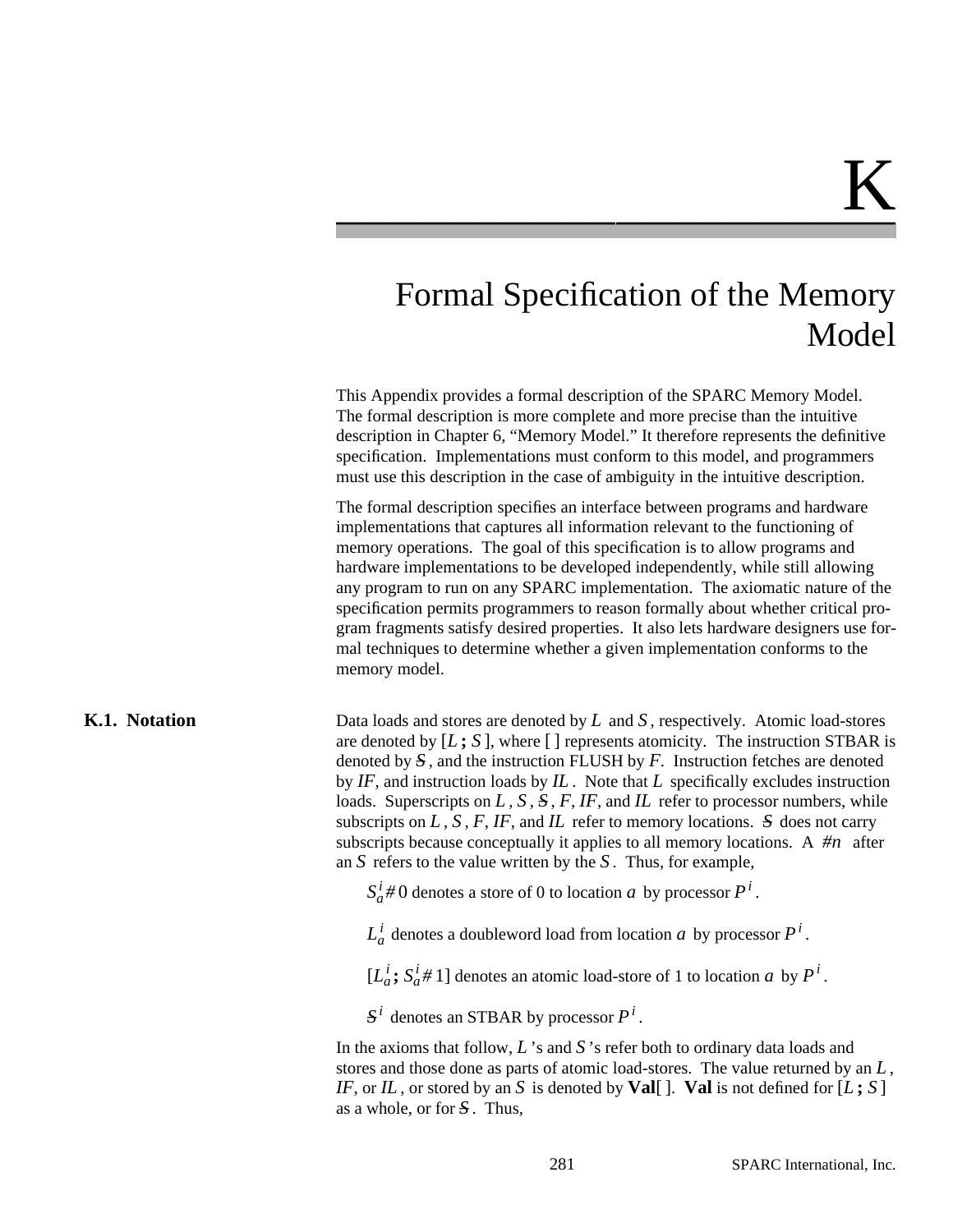# K

# Formal Specification of the Memory Model

This Appendix provides a formal description of the SPARC Memory Model. The formal description is more complete and more precise than the intuitive description in Chapter 6, "Memory Model." It therefore represents the definitive specification. Implementations must conform to this model, and programmers must use this description in the case of ambiguity in the intuitive description.

The formal description specifies an interface between programs and hardware implementations that captures all information relevant to the functioning of memory operations. The goal of this specification is to allow programs and hardware implementations to be developed independently, while still allowing any program to run on any SPARC implementation. The axiomatic nature of the specification permits programmers to reason formally about whether critical program fragments satisfy desired properties. It also lets hardware designers use formal techniques to determine whether a given implementation conforms to the memory model.

## K.1. Notation

Data loads and stores are denoted by $L$ and $S$, respectively. Atomic load-stores are denoted by $[L\,;\,S]$, where [ ] represents atomicity. The instruction STBAR is denoted by $\not{S}$, and the instruction FLUSH by $F$. Instruction fetches are denoted by $IF$, and instruction loads by $IL$. Note that $L$ specifically excludes instruction loads. Superscripts on $L$, $S$, $\not{S}$, $F$, $IF$, and $IL$ refer to processor numbers, while subscripts on $L$, $S$, $F$, $IF$, and $IL$ refer to memory locations. $\not{S}$ does not carry subscripts because conceptually it applies to all memory locations. A $\#n$ after an $S$ refers to the value written by the $S$. Thus, for example,

$S_a^i\#0$ denotes a store of 0 to location $a$ by processor $P^i$.

$L_a^i$ denotes a doubleword load from location $a$ by processor $P^i$.

$[L_a^i\,;\,S_a^i\#1]$ denotes an atomic load-store of 1 to location $a$ by $P^i$.

$\not{S}^i$ denotes an STBAR by processor $P^i$.

In the axioms that follow, $L$'s and $S$'s refer both to ordinary data loads and stores and those done as parts of atomic load-stores. The value returned by an $L$, $IF$, or $IL$, or stored by an $S$ is denoted by **Val**[ ]. **Val** is not defined for $[L\,;\,S]$ as a whole, or for $\not{S}$. Thus,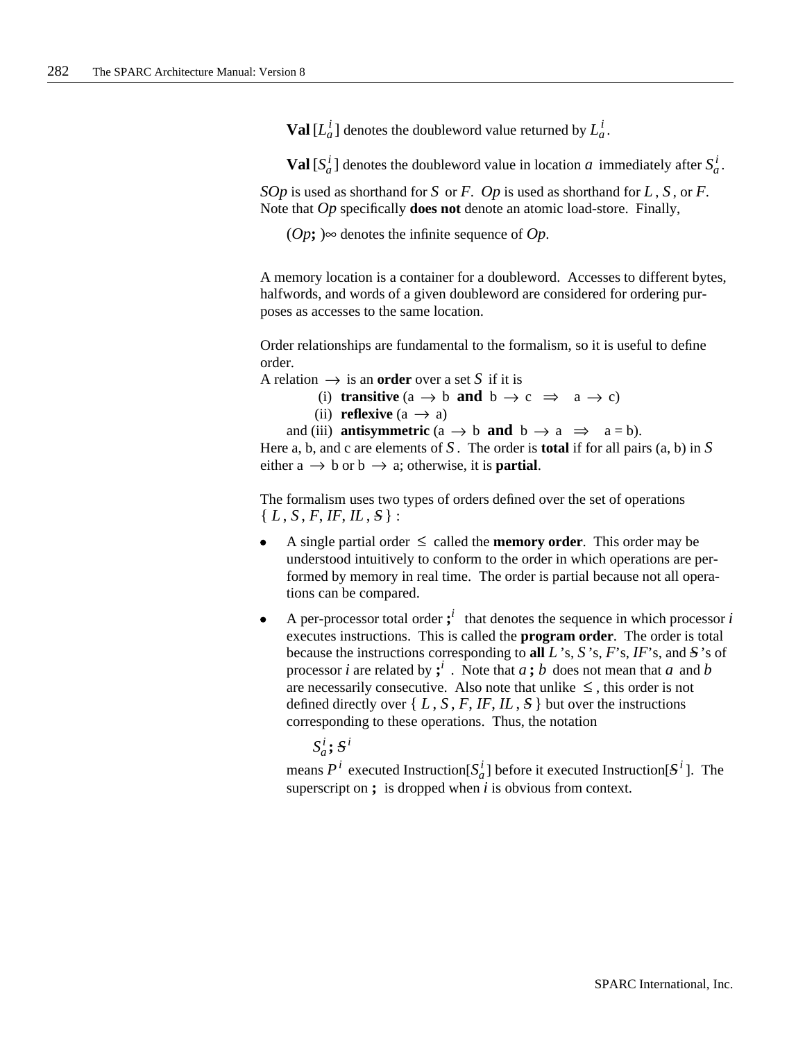**Val** $[L_a^i]$ denotes the doubleword value returned by $L_a^i$.

**Val** $[S_a^i]$ denotes the doubleword value in location $a$ immediately after $S_a^i$.

*SOp* is used as shorthand for $S$ or $F$. *Op* is used as shorthand for $L$, $S$, or $F$. Note that *Op* specifically **does not** denote an atomic load-store. Finally,

$(Op\mathbf{;}\ )^\infty$ denotes the infinite sequence of *Op*.

A memory location is a container for a doubleword. Accesses to different bytes, halfwords, and words of a given doubleword are considered for ordering purposes as accesses to the same location.

Order relationships are fundamental to the formalism, so it is useful to define order.

A relation $\rightarrow$ is an **order** over a set $S$ if it is

(i) **transitive** ($a \rightarrow b$ **and** $b \rightarrow c \;\Rightarrow\; a \rightarrow c$)

(ii) **reflexive** ($a \rightarrow a$)

and (iii) **antisymmetric** ($a \rightarrow b$ **and** $b \rightarrow a \;\Rightarrow\; a = b$).

Here a, b, and c are elements of $S$. The order is **total** if for all pairs (a, b) in $S$ either $a \rightarrow b$ or $b \rightarrow a$; otherwise, it is **partial**.

The formalism uses two types of orders defined over the set of operations $\{ L, S, F, IF, IL, \cancel{S} \}$ :

- A single partial order $\leq$ called the **memory order**. This order may be understood intuitively to conform to the order in which operations are performed by memory in real time. The order is partial because not all operations can be compared.
- A per-processor total order $\mathbf{;}^i$ that denotes the sequence in which processor $i$ executes instructions. This is called the **program order**. The order is total because the instructions corresponding to **all** $L$'s, $S$'s, $F$'s, $IF$'s, and $\cancel{S}$'s of processor $i$ are related by $\mathbf{;}^i$. Note that $a\,\mathbf{;}\,b$ does not mean that $a$ and $b$ are necessarily consecutive. Also note that unlike $\leq$, this order is not defined directly over $\{ L, S, F, IF, IL, \cancel{S} \}$ but over the instructions corresponding to these operations. Thus, the notation

  $S_a^i\,\mathbf{;}\,\cancel{S}^i$

  means $P^i$ executed Instruction$[S_a^i]$ before it executed Instruction$[\cancel{S}^i]$. The superscript on $\mathbf{;}$ is dropped when $i$ is obvious from context.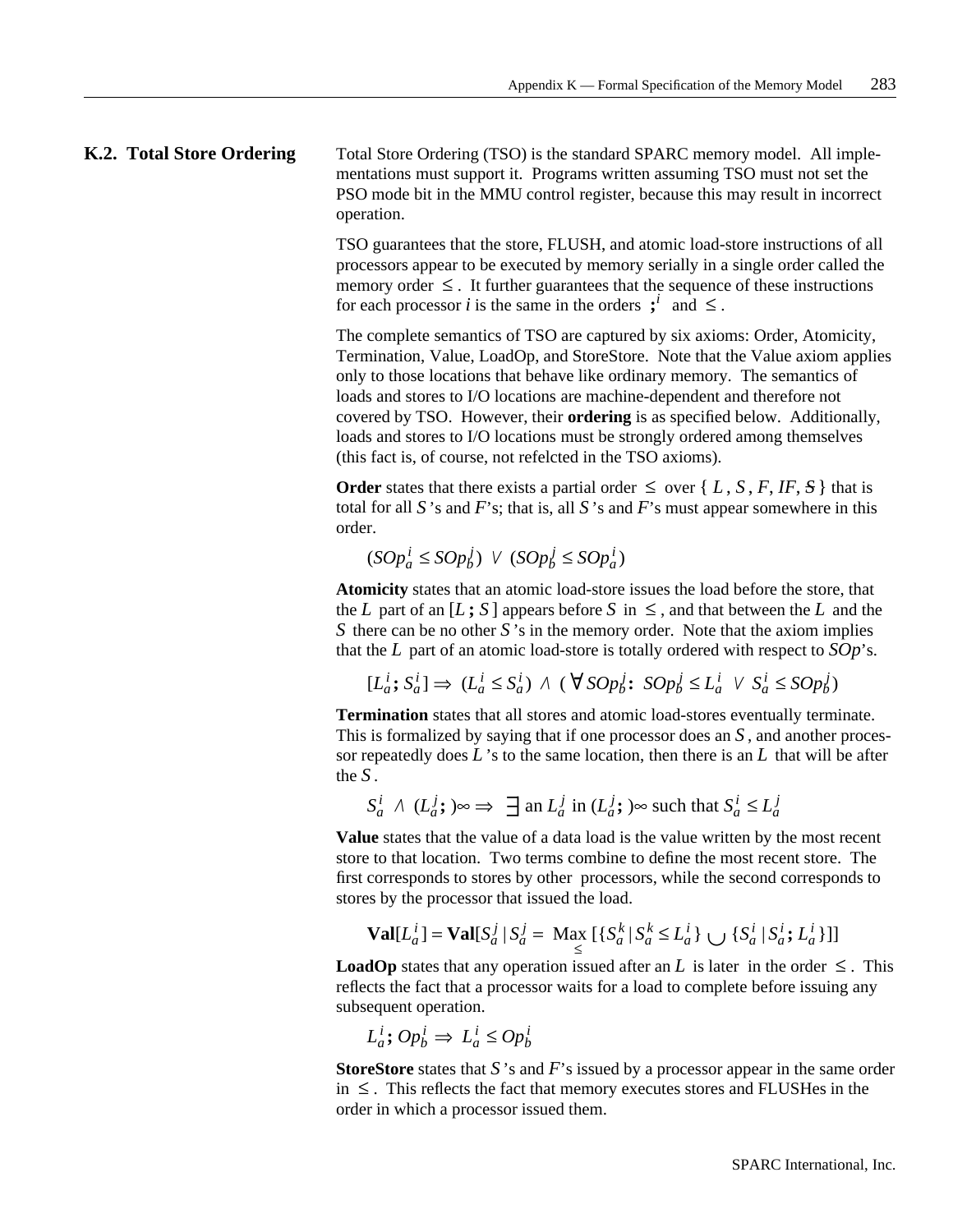## K.2. Total Store Ordering

Total Store Ordering (TSO) is the standard SPARC memory model. All implementations must support it. Programs written assuming TSO must not set the PSO mode bit in the MMU control register, because this may result in incorrect operation.

TSO guarantees that the store, FLUSH, and atomic load-store instructions of all processors appear to be executed by memory serially in a single order called the memory order $\leq$. It further guarantees that the sequence of these instructions for each processor *i* is the same in the orders $;^i$ and $\leq$.

The complete semantics of TSO are captured by six axioms: Order, Atomicity, Termination, Value, LoadOp, and StoreStore. Note that the Value axiom applies only to those locations that behave like ordinary memory. The semantics of loads and stores to I/O locations are machine-dependent and therefore not covered by TSO. However, their **ordering** is as specified below. Additionally, loads and stores to I/O locations must be strongly ordered among themselves (this fact is, of course, not refelcted in the TSO axioms).

**Order** states that there exists a partial order $\leq$ over $\{ L, S, F, IF, \overline{S} \}$ that is total for all $S$'s and $F$'s; that is, all $S$'s and $F$'s must appear somewhere in this order.

$$(SOp_a^i \leq SOp_b^j) \lor (SOp_b^j \leq SOp_a^i)$$

**Atomicity** states that an atomic load-store issues the load before the store, that the $L$ part of an $[L\,;\,S]$ appears before $S$ in $\leq$, and that between the $L$ and the $S$ there can be no other $S$'s in the memory order. Note that the axiom implies that the $L$ part of an atomic load-store is totally ordered with respect to $SOp$'s.

$$[L_a^i\,;\,S_a^i] \Rightarrow (L_a^i \leq S_a^i) \land (\forall SOp_b^j\!: SOp_b^j \leq L_a^i \lor S_a^i \leq SOp_b^j)$$

**Termination** states that all stores and atomic load-stores eventually terminate. This is formalized by saying that if one processor does an $S$, and another processor repeatedly does $L$'s to the same location, then there is an $L$ that will be after the $S$.

$$S_a^i \land (L_a^j\,;\,)\infty \Rightarrow \exists \text{ an } L_a^j \text{ in } (L_a^j\,;\,)\infty \text{ such that } S_a^i \leq L_a^j$$

**Value** states that the value of a data load is the value written by the most recent store to that location. Two terms combine to define the most recent store. The first corresponds to stores by other processors, while the second corresponds to stores by the processor that issued the load.

$$\mathbf{Val}[L_a^i] = \mathbf{Val}[S_a^j \mid S_a^j = \underset{\leq}{\mathrm{Max}}\,[\{S_a^k \mid S_a^k \leq L_a^i\} \cup \{S_a^i \mid S_a^i\,;\,L_a^i\}]]$$

**LoadOp** states that any operation issued after an $L$ is later in the order $\leq$. This reflects the fact that a processor waits for a load to complete before issuing any subsequent operation.

$$L_a^i\,;\,Op_b^i \Rightarrow L_a^i \leq Op_b^i$$

**StoreStore** states that $S$'s and $F$'s issued by a processor appear in the same order in $\leq$. This reflects the fact that memory executes stores and FLUSHes in the order in which a processor issued them.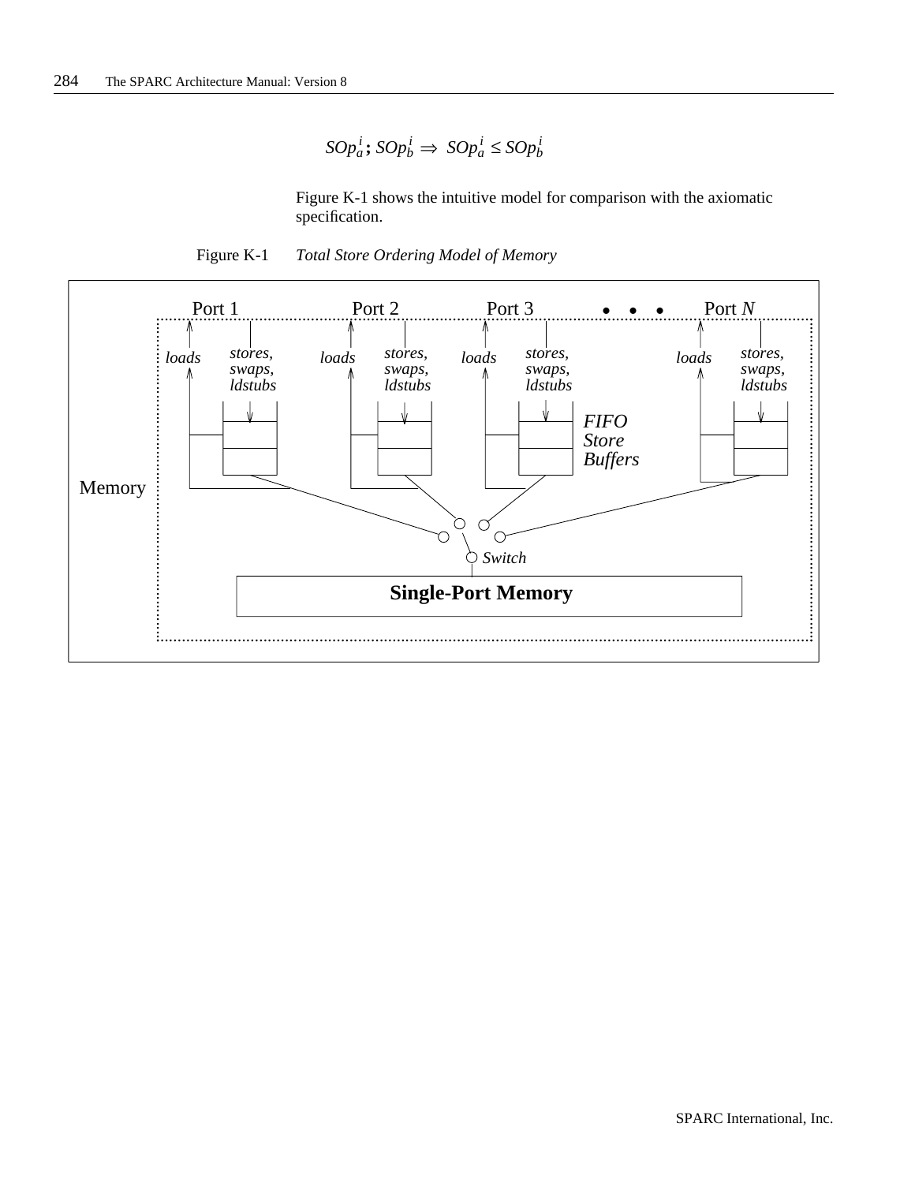$$SOp_a^i \,;\, SOp_b^i \Rightarrow SOp_a^i \leq SOp_b^i$$

Figure K-1 shows the intuitive model for comparison with the axiomatic specification.

Figure K-1 *Total Store Ordering Model of Memory*

Port 1 Port 2 Port 3 • • • Port *N*

*loads* *stores, swaps, ldstubs* *loads* *stores, swaps, ldstubs* *loads* *stores, swaps, ldstubs* *loads* *stores, swaps, ldstubs*

*FIFO Store Buffers*

Memory

*Switch*

**Single-Port Memory**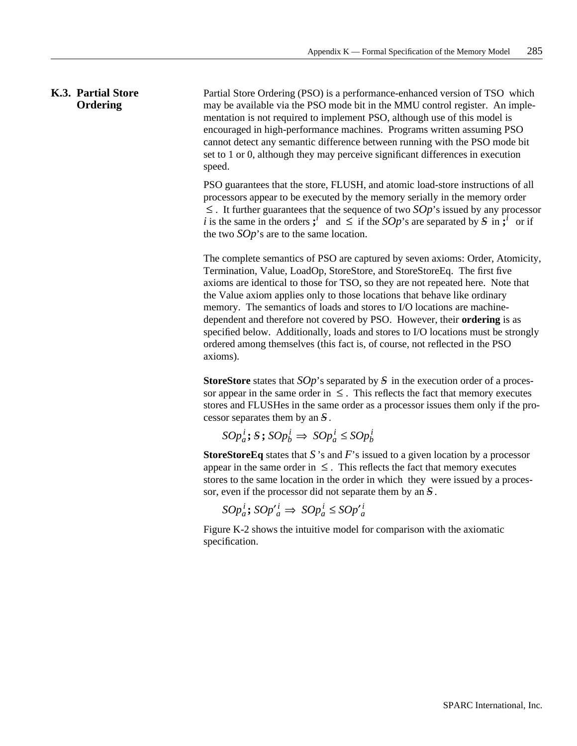## K.3. Partial Store Ordering

Partial Store Ordering (PSO) is a performance-enhanced version of TSO which may be available via the PSO mode bit in the MMU control register. An implementation is not required to implement PSO, although use of this model is encouraged in high-performance machines. Programs written assuming PSO cannot detect any semantic difference between running with the PSO mode bit set to 1 or 0, although they may perceive significant differences in execution speed.

PSO guarantees that the store, FLUSH, and atomic load-store instructions of all processors appear to be executed by the memory serially in the memory order $\leq$. It further guarantees that the sequence of two $SOp$'s issued by any processor $i$ is the same in the orders $;^i$ and $\leq$ if the $SOp$'s are separated by $\bar{S}$ in $;^i$ or if the two $SOp$'s are to the same location.

The complete semantics of PSO are captured by seven axioms: Order, Atomicity, Termination, Value, LoadOp, StoreStore, and StoreStoreEq. The first five axioms are identical to those for TSO, so they are not repeated here. Note that the Value axiom applies only to those locations that behave like ordinary memory. The semantics of loads and stores to I/O locations are machine-dependent and therefore not covered by PSO. However, their **ordering** is as specified below. Additionally, loads and stores to I/O locations must be strongly ordered among themselves (this fact is, of course, not reflected in the PSO axioms).

**StoreStore** states that $SOp$'s separated by $\bar{S}$ in the execution order of a processor appear in the same order in $\leq$. This reflects the fact that memory executes stores and FLUSHes in the same order as a processor issues them only if the processor separates them by an $\bar{S}$.

$$SOp_a^i \,;\, \bar{S} \,;\, SOp_b^i \Rightarrow SOp_a^i \leq SOp_b^i$$

**StoreStoreEq** states that $S$'s and $F$'s issued to a given location by a processor appear in the same order in $\leq$. This reflects the fact that memory executes stores to the same location in the order in which they were issued by a processor, even if the processor did not separate them by an $\bar{S}$.

$$SOp_a^i \,;\, SOp'^{\,i}_a \Rightarrow SOp_a^i \leq SOp'^{\,i}_a$$

Figure K-2 shows the intuitive model for comparison with the axiomatic specification.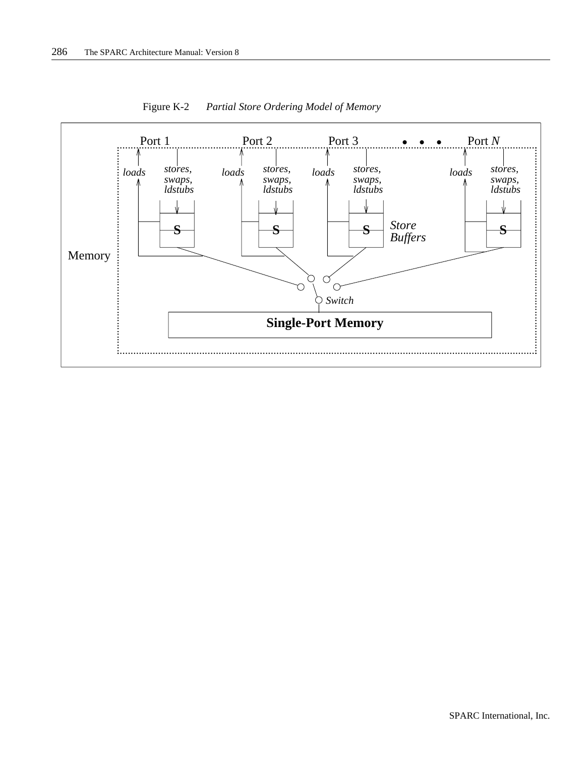Figure K-2 *Partial Store Ordering Model of Memory*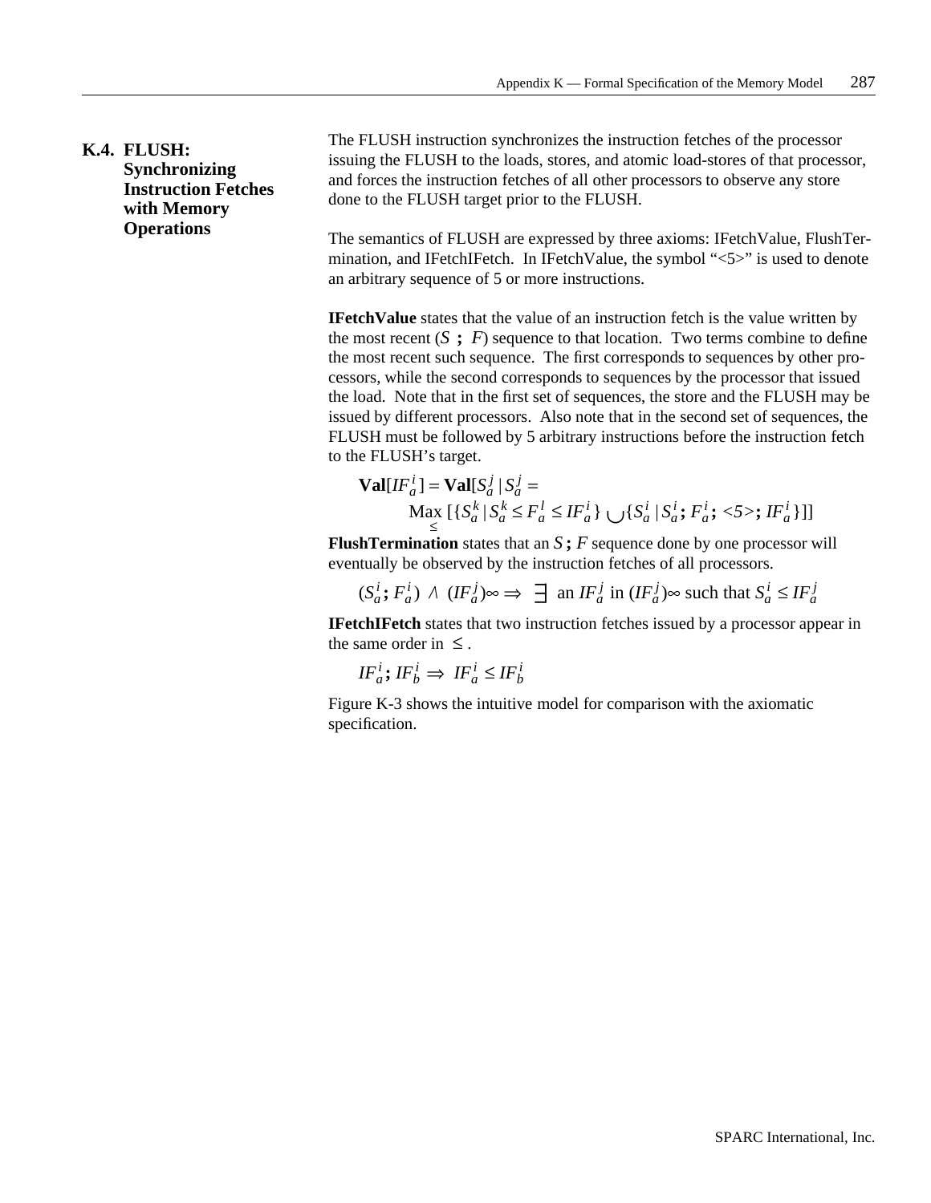## K.4. FLUSH: Synchronizing Instruction Fetches with Memory Operations

The FLUSH instruction synchronizes the instruction fetches of the processor issuing the FLUSH to the loads, stores, and atomic load-stores of that processor, and forces the instruction fetches of all other processors to observe any store done to the FLUSH target prior to the FLUSH.

The semantics of FLUSH are expressed by three axioms: IFetchValue, FlushTermination, and IFetchIFetch. In IFetchValue, the symbol "<5>" is used to denote an arbitrary sequence of 5 or more instructions.

**IFetchValue** states that the value of an instruction fetch is the value written by the most recent ($S$ **;** $F$) sequence to that location. Two terms combine to define the most recent such sequence. The first corresponds to sequences by other processors, while the second corresponds to sequences by the processor that issued the load. Note that in the first set of sequences, the store and the FLUSH may be issued by different processors. Also note that in the second set of sequences, the FLUSH must be followed by 5 arbitrary instructions before the instruction fetch to the FLUSH's target.

$$\mathbf{Val}[IF_a^i] = \mathbf{Val}[S_a^j \mid S_a^j = \underset{\leq}{\text{Max}}\,[\{S_a^k \mid S_a^k \leq F_a^l \leq IF_a^i\} \cup \{S_a^i \mid S_a^i\,\mathbf{;}\,F_a^i\,\mathbf{;}\,<5>\,\mathbf{;}\,IF_a^i\}]]$$

**FlushTermination** states that an $S$ **;** $F$ sequence done by one processor will eventually be observed by the instruction fetches of all processors.

$$(S_a^i\,\mathbf{;}\,F_a^i) \wedge (IF_a^j)\infty \Rightarrow \exists \text{ an } IF_a^j \text{ in } (IF_a^j)\infty \text{ such that } S_a^i \leq IF_a^j$$

**IFetchIFetch** states that two instruction fetches issued by a processor appear in the same order in $\leq$.

$$IF_a^i\,\mathbf{;}\,IF_b^i \Rightarrow IF_a^i \leq IF_b^i$$

Figure K-3 shows the intuitive model for comparison with the axiomatic specification.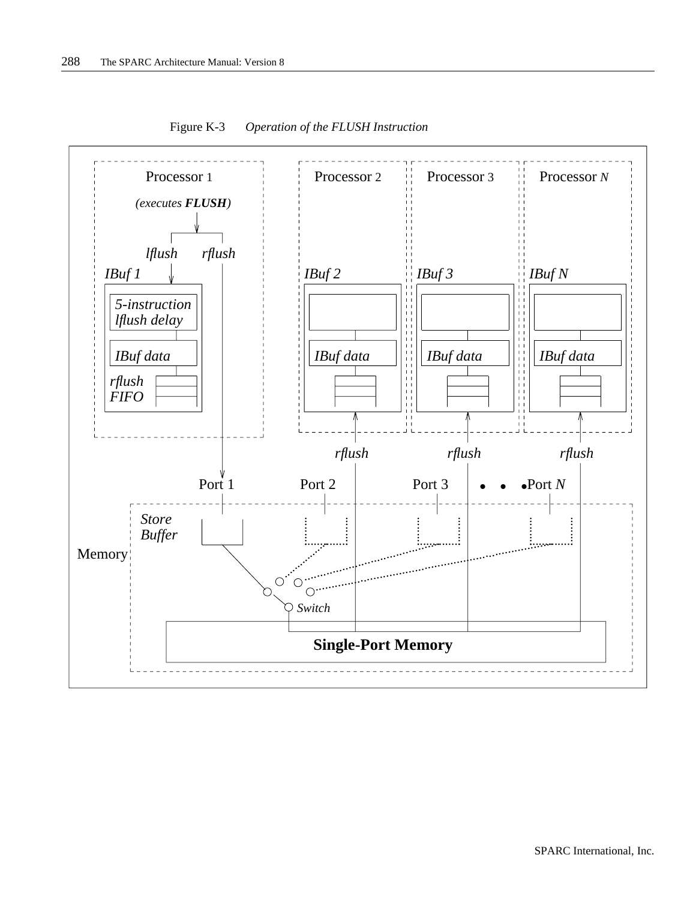Figure K-3 *Operation of the FLUSH Instruction*

Processor 1

*(executes **FLUSH**)*

*lflush* *rflush*

*IBuf 1*

*5-instruction lflush delay*

*IBuf data*

*rflush FIFO*

Processor 2

*IBuf 2*

*IBuf data*

Processor 3

*IBuf 3*

*IBuf data*

Processor *N*

*IBuf N*

*IBuf data*

*rflush* *rflush* *rflush*

Port 1 Port 2 Port 3 • • • Port *N*

Memory

*Store Buffer*

*Switch*

**Single-Port Memory**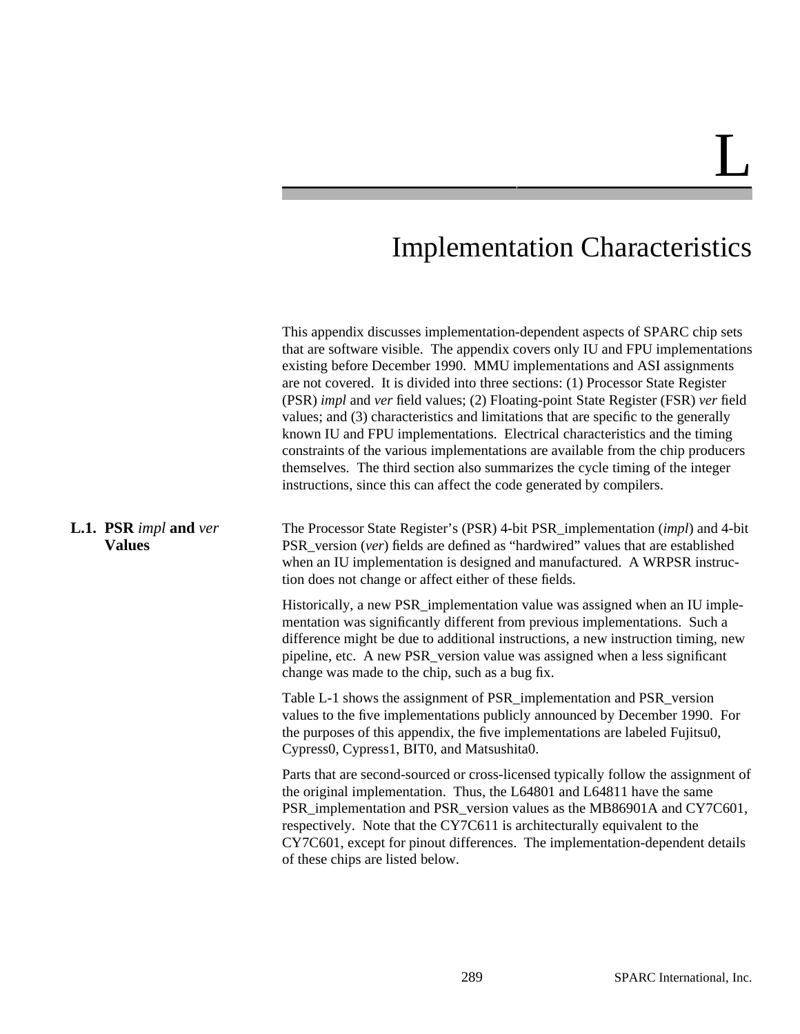# L

# Implementation Characteristics

This appendix discusses implementation-dependent aspects of SPARC chip sets that are software visible. The appendix covers only IU and FPU implementations existing before December 1990. MMU implementations and ASI assignments are not covered. It is divided into three sections: (1) Processor State Register (PSR) *impl* and *ver* field values; (2) Floating-point State Register (FSR) *ver* field values; and (3) characteristics and limitations that are specific to the generally known IU and FPU implementations. Electrical characteristics and the timing constraints of the various implementations are available from the chip producers themselves. The third section also summarizes the cycle timing of the integer instructions, since this can affect the code generated by compilers.

## L.1. PSR *impl* and *ver* Values

The Processor State Register's (PSR) 4-bit PSR_implementation (*impl*) and 4-bit PSR_version (*ver*) fields are defined as "hardwired" values that are established when an IU implementation is designed and manufactured. A WRPSR instruction does not change or affect either of these fields.

Historically, a new PSR_implementation value was assigned when an IU implementation was significantly different from previous implementations. Such a difference might be due to additional instructions, a new instruction timing, new pipeline, etc. A new PSR_version value was assigned when a less significant change was made to the chip, such as a bug fix.

Table L-1 shows the assignment of PSR_implementation and PSR_version values to the five implementations publicly announced by December 1990. For the purposes of this appendix, the five implementations are labeled Fujitsu0, Cypress0, Cypress1, BIT0, and Matsushita0.

Parts that are second-sourced or cross-licensed typically follow the assignment of the original implementation. Thus, the L64801 and L64811 have the same PSR_implementation and PSR_version values as the MB86901A and CY7C601, respectively. Note that the CY7C611 is architecturally equivalent to the CY7C601, except for pinout differences. The implementation-dependent details of these chips are listed below.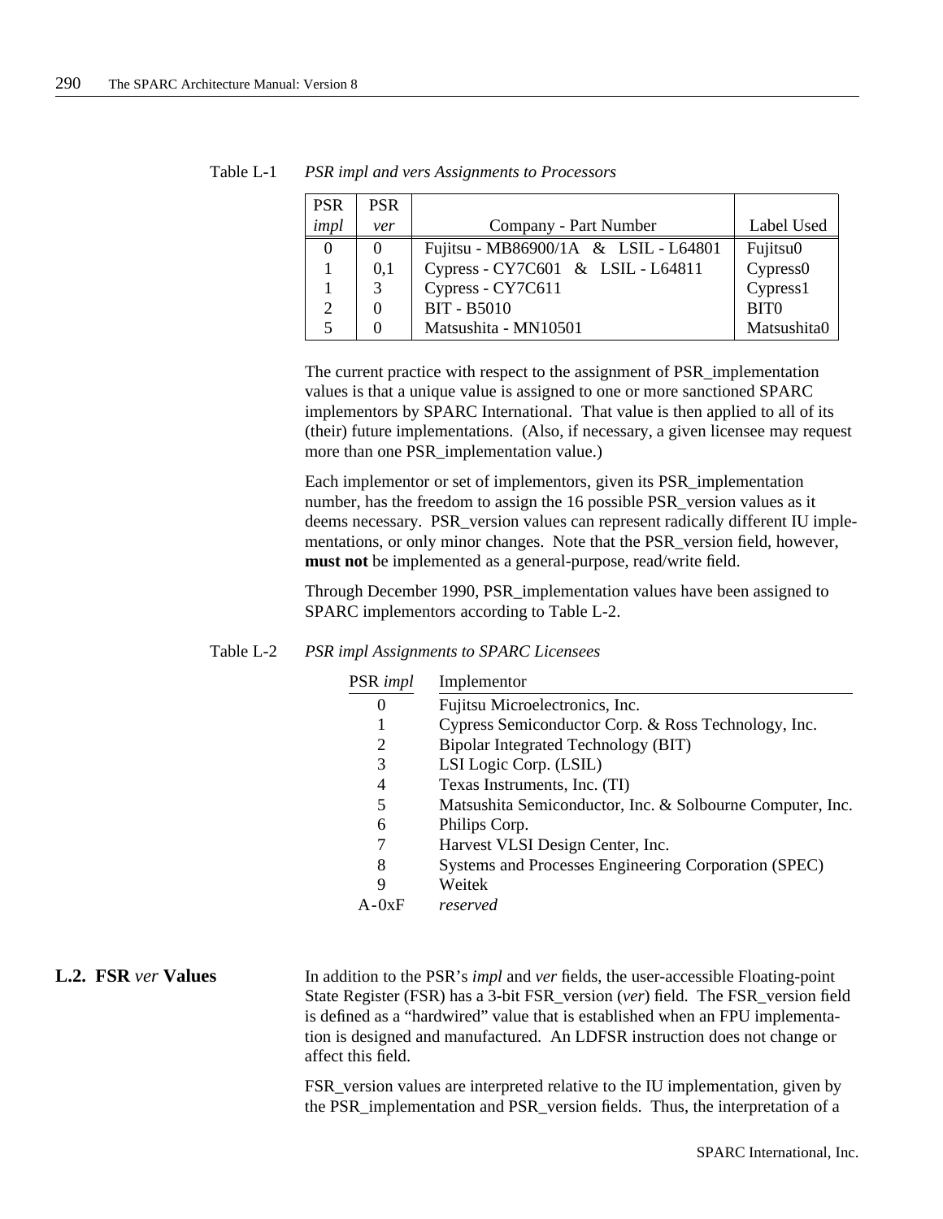Table L-1 *PSR impl and vers Assignments to Processors*

| PSR *impl* | PSR *ver* | Company - Part Number | Label Used |
|---|---|---|---|
| 0 | 0 | Fujitsu - MB86900/1A & LSIL - L64801 | Fujitsu0 |
| 1 | 0,1 | Cypress - CY7C601 & LSIL - L64811 | Cypress0 |
| 1 | 3 | Cypress - CY7C611 | Cypress1 |
| 2 | 0 | BIT - B5010 | BIT0 |
| 5 | 0 | Matsushita - MN10501 | Matsushita0 |

The current practice with respect to the assignment of PSR_implementation values is that a unique value is assigned to one or more sanctioned SPARC implementors by SPARC International. That value is then applied to all of its (their) future implementations. (Also, if necessary, a given licensee may request more than one PSR_implementation value.)

Each implementor or set of implementors, given its PSR_implementation number, has the freedom to assign the 16 possible PSR_version values as it deems necessary. PSR_version values can represent radically different IU implementations, or only minor changes. Note that the PSR_version field, however, **must not** be implemented as a general-purpose, read/write field.

Through December 1990, PSR_implementation values have been assigned to SPARC implementors according to Table L-2.

Table L-2 *PSR impl Assignments to SPARC Licensees*

| PSR *impl* | Implementor |
|---|---|
| 0 | Fujitsu Microelectronics, Inc. |
| 1 | Cypress Semiconductor Corp. & Ross Technology, Inc. |
| 2 | Bipolar Integrated Technology (BIT) |
| 3 | LSI Logic Corp. (LSIL) |
| 4 | Texas Instruments, Inc. (TI) |
| 5 | Matsushita Semiconductor, Inc. & Solbourne Computer, Inc. |
| 6 | Philips Corp. |
| 7 | Harvest VLSI Design Center, Inc. |
| 8 | Systems and Processes Engineering Corporation (SPEC) |
| 9 | Weitek |
| A-0xF | *reserved* |

## L.2. FSR *ver* Values

In addition to the PSR's *impl* and *ver* fields, the user-accessible Floating-point State Register (FSR) has a 3-bit FSR_version (*ver*) field. The FSR_version field is defined as a "hardwired" value that is established when an FPU implementation is designed and manufactured. An LDFSR instruction does not change or affect this field.

FSR_version values are interpreted relative to the IU implementation, given by the PSR_implementation and PSR_version fields. Thus, the interpretation of a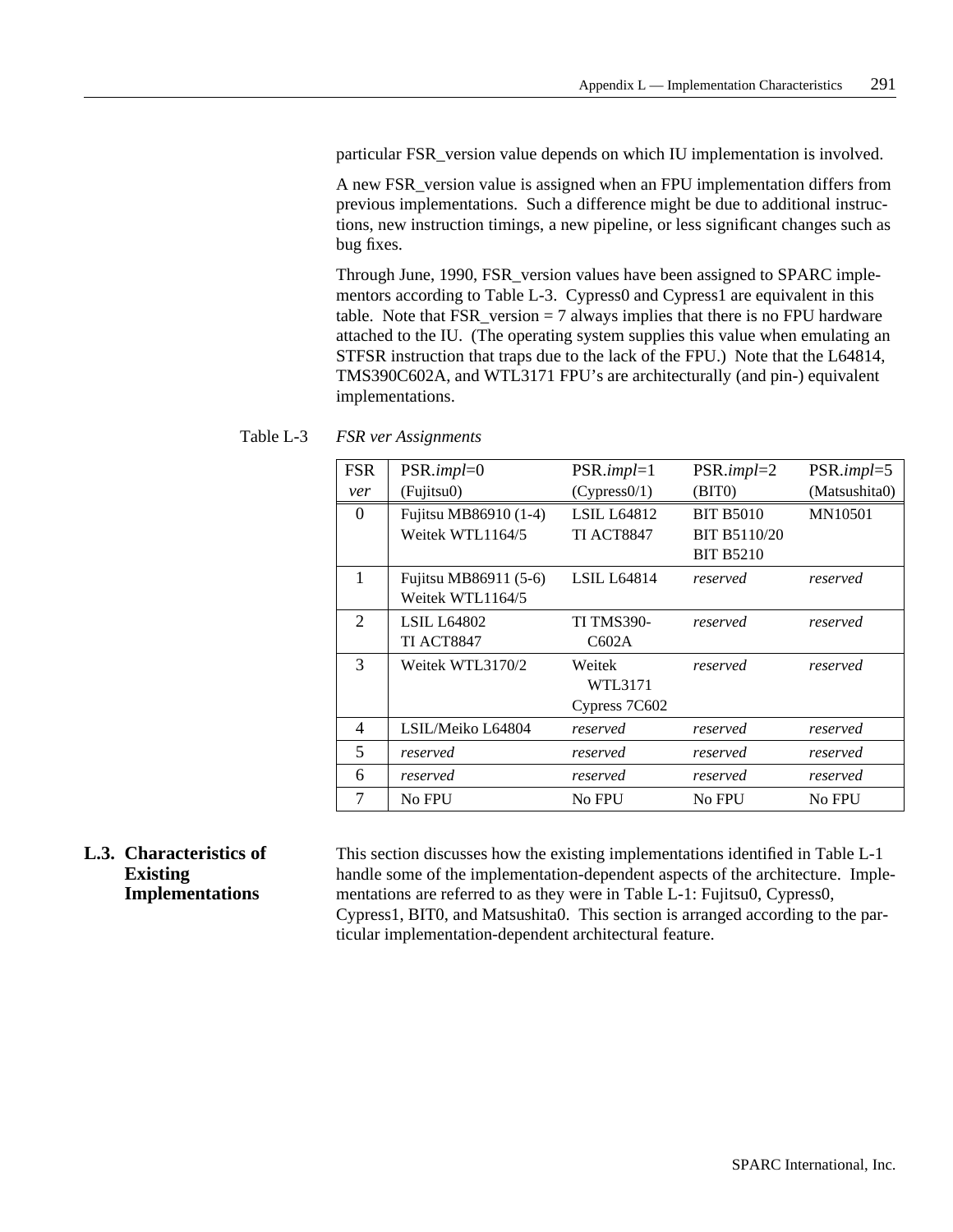particular FSR_version value depends on which IU implementation is involved.

A new FSR_version value is assigned when an FPU implementation differs from previous implementations. Such a difference might be due to additional instructions, new instruction timings, a new pipeline, or less significant changes such as bug fixes.

Through June, 1990, FSR_version values have been assigned to SPARC implementors according to Table L-3. Cypress0 and Cypress1 are equivalent in this table. Note that FSR_version = 7 always implies that there is no FPU hardware attached to the IU. (The operating system supplies this value when emulating an STFSR instruction that traps due to the lack of the FPU.) Note that the L64814, TMS390C602A, and WTL3171 FPU's are architecturally (and pin-) equivalent implementations.

Table L-3 *FSR ver Assignments*

| FSR *ver* | PSR.*impl*=0 (Fujitsu0) | PSR.*impl*=1 (Cypress0/1) | PSR.*impl*=2 (BIT0) | PSR.*impl*=5 (Matsushita0) |
|---|---|---|---|---|
| 0 | Fujitsu MB86910 (1-4)<br>Weitek WTL1164/5 | LSIL L64812<br>TI ACT8847 | BIT B5010<br>BIT B5110/20<br>BIT B5210 | MN10501 |
| 1 | Fujitsu MB86911 (5-6)<br>Weitek WTL1164/5 | LSIL L64814 | *reserved* | *reserved* |
| 2 | LSIL L64802<br>TI ACT8847 | TI TMS390-C602A | *reserved* | *reserved* |
| 3 | Weitek WTL3170/2 | Weitek WTL3171<br>Cypress 7C602 | *reserved* | *reserved* |
| 4 | LSIL/Meiko L64804 | *reserved* | *reserved* | *reserved* |
| 5 | *reserved* | *reserved* | *reserved* | *reserved* |
| 6 | *reserved* | *reserved* | *reserved* | *reserved* |
| 7 | No FPU | No FPU | No FPU | No FPU |

## L.3. Characteristics of Existing Implementations

This section discusses how the existing implementations identified in Table L-1 handle some of the implementation-dependent aspects of the architecture. Implementations are referred to as they were in Table L-1: Fujitsu0, Cypress0, Cypress1, BIT0, and Matsushita0. This section is arranged according to the particular implementation-dependent architectural feature.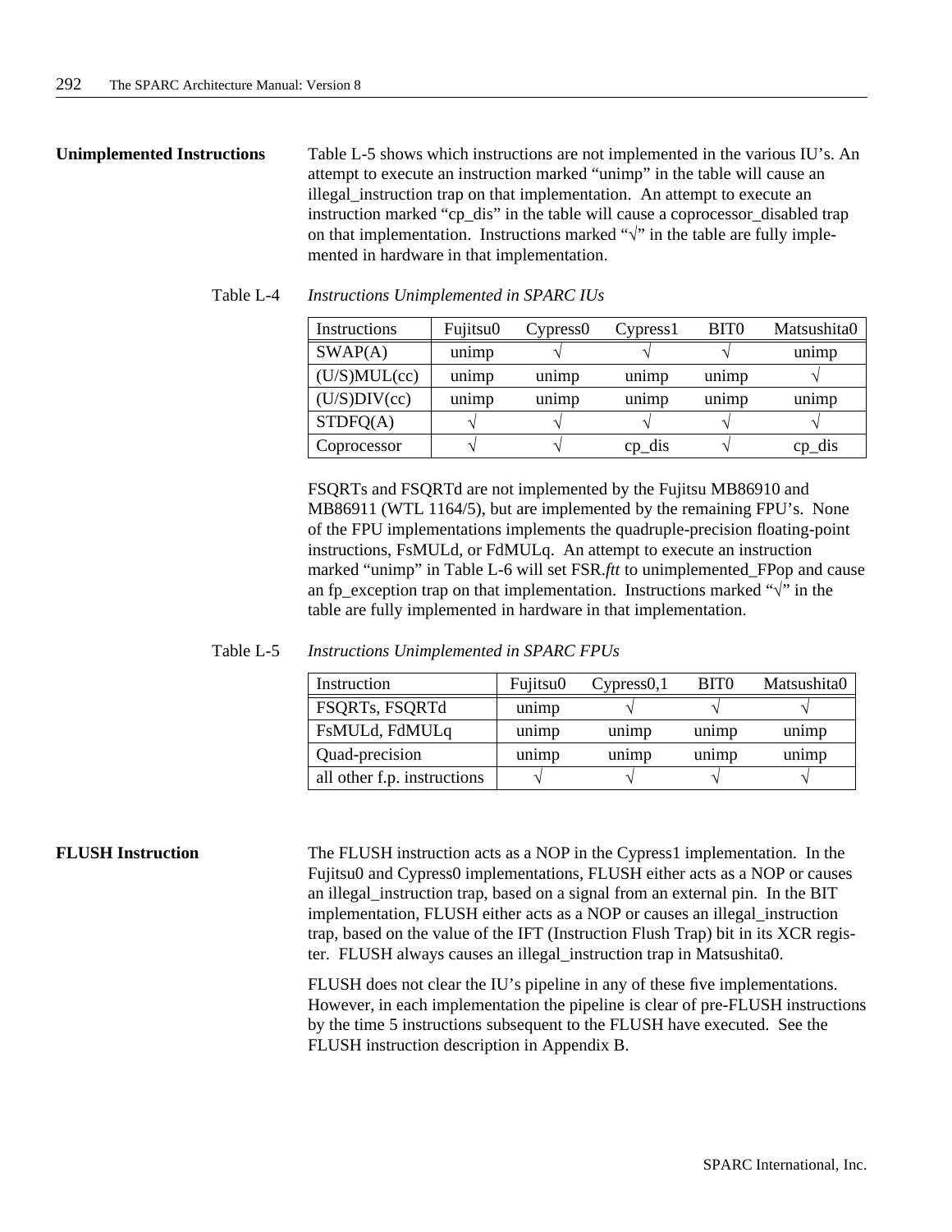## Unimplemented Instructions

Table L-5 shows which instructions are not implemented in the various IU's. An attempt to execute an instruction marked "unimp" in the table will cause an illegal_instruction trap on that implementation. An attempt to execute an instruction marked "cp_dis" in the table will cause a coprocessor_disabled trap on that implementation. Instructions marked "√" in the table are fully implemented in hardware in that implementation.

Table L-4 *Instructions Unimplemented in SPARC IUs*

| Instructions | Fujitsu0 | Cypress0 | Cypress1 | BIT0 | Matsushita0 |
|---|---|---|---|---|---|
| SWAP(A) | unimp | √ | √ | √ | unimp |
| (U/S)MUL(cc) | unimp | unimp | unimp | unimp | √ |
| (U/S)DIV(cc) | unimp | unimp | unimp | unimp | unimp |
| STDFQ(A) | √ | √ | √ | √ | √ |
| Coprocessor | √ | √ | cp_dis | √ | cp_dis |

FSQRTs and FSQRTd are not implemented by the Fujitsu MB86910 and MB86911 (WTL 1164/5), but are implemented by the remaining FPU's. None of the FPU implementations implements the quadruple-precision floating-point instructions, FsMULd, or FdMULq. An attempt to execute an instruction marked "unimp" in Table L-6 will set FSR.*ftt* to unimplemented_FPop and cause an fp_exception trap on that implementation. Instructions marked "√" in the table are fully implemented in hardware in that implementation.

Table L-5 *Instructions Unimplemented in SPARC FPUs*

| Instruction | Fujitsu0 | Cypress0,1 | BIT0 | Matsushita0 |
|---|---|---|---|---|
| FSQRTs, FSQRTd | unimp | √ | √ | √ |
| FsMULd, FdMULq | unimp | unimp | unimp | unimp |
| Quad-precision | unimp | unimp | unimp | unimp |
| all other f.p. instructions | √ | √ | √ | √ |

## FLUSH Instruction

The FLUSH instruction acts as a NOP in the Cypress1 implementation. In the Fujitsu0 and Cypress0 implementations, FLUSH either acts as a NOP or causes an illegal_instruction trap, based on a signal from an external pin. In the BIT implementation, FLUSH either acts as a NOP or causes an illegal_instruction trap, based on the value of the IFT (Instruction Flush Trap) bit in its XCR register. FLUSH always causes an illegal_instruction trap in Matsushita0.

FLUSH does not clear the IU's pipeline in any of these five implementations. However, in each implementation the pipeline is clear of pre-FLUSH instructions by the time 5 instructions subsequent to the FLUSH have executed. See the FLUSH instruction description in Appendix B.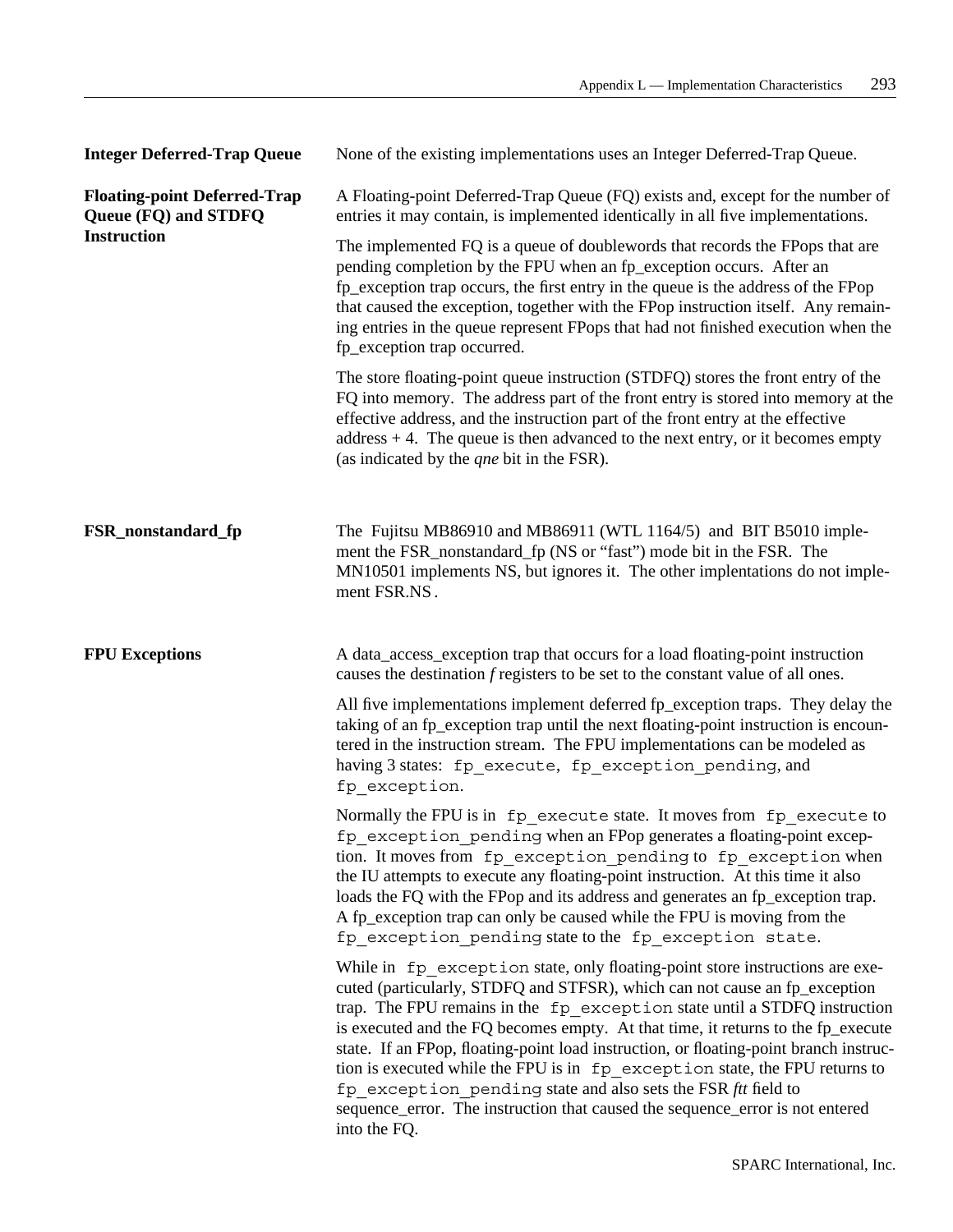**Integer Deferred-Trap Queue**

None of the existing implementations uses an Integer Deferred-Trap Queue.

**Floating-point Deferred-Trap Queue (FQ) and STDFQ Instruction**

A Floating-point Deferred-Trap Queue (FQ) exists and, except for the number of entries it may contain, is implemented identically in all five implementations.

The implemented FQ is a queue of doublewords that records the FPops that are pending completion by the FPU when an fp_exception occurs. After an fp_exception trap occurs, the first entry in the queue is the address of the FPop that caused the exception, together with the FPop instruction itself. Any remaining entries in the queue represent FPops that had not finished execution when the fp_exception trap occurred.

The store floating-point queue instruction (STDFQ) stores the front entry of the FQ into memory. The address part of the front entry is stored into memory at the effective address, and the instruction part of the front entry at the effective address + 4. The queue is then advanced to the next entry, or it becomes empty (as indicated by the *qne* bit in the FSR).

**FSR_nonstandard_fp**

The Fujitsu MB86910 and MB86911 (WTL 1164/5) and BIT B5010 implement the FSR_nonstandard_fp (NS or "fast") mode bit in the FSR. The MN10501 implements NS, but ignores it. The other implentations do not implement FSR.NS.

**FPU Exceptions**

A data_access_exception trap that occurs for a load floating-point instruction causes the destination *f* registers to be set to the constant value of all ones.

All five implementations implement deferred fp_exception traps. They delay the taking of an fp_exception trap until the next floating-point instruction is encountered in the instruction stream. The FPU implementations can be modeled as having 3 states: `fp_execute`, `fp_exception_pending`, and `fp_exception`.

Normally the FPU is in `fp_execute` state. It moves from `fp_execute` to `fp_exception_pending` when an FPop generates a floating-point exception. It moves from `fp_exception_pending` to `fp_exception` when the IU attempts to execute any floating-point instruction. At this time it also loads the FQ with the FPop and its address and generates an fp_exception trap. A fp_exception trap can only be caused while the FPU is moving from the `fp_exception_pending` state to the `fp_exception state`.

While in `fp_exception` state, only floating-point store instructions are executed (particularly, STDFQ and STFSR), which can not cause an fp_exception trap. The FPU remains in the `fp_exception` state until a STDFQ instruction is executed and the FQ becomes empty. At that time, it returns to the fp_execute state. If an FPop, floating-point load instruction, or floating-point branch instruction is executed while the FPU is in `fp_exception` state, the FPU returns to `fp_exception_pending` state and also sets the FSR *ftt* field to sequence_error. The instruction that caused the sequence_error is not entered into the FQ.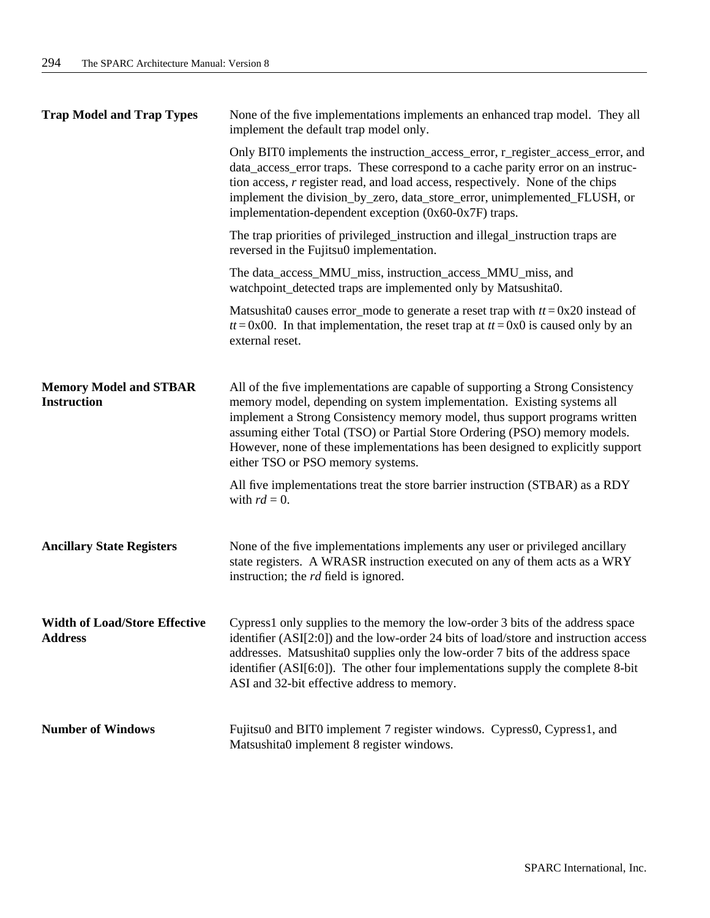**Trap Model and Trap Types**

None of the five implementations implements an enhanced trap model. They all implement the default trap model only.

Only BIT0 implements the instruction_access_error, r_register_access_error, and data_access_error traps. These correspond to a cache parity error on an instruction access, *r* register read, and load access, respectively. None of the chips implement the division_by_zero, data_store_error, unimplemented_FLUSH, or implementation-dependent exception (0x60-0x7F) traps.

The trap priorities of privileged_instruction and illegal_instruction traps are reversed in the Fujitsu0 implementation.

The data_access_MMU_miss, instruction_access_MMU_miss, and watchpoint_detected traps are implemented only by Matsushita0.

Matsushita0 causes error_mode to generate a reset trap with $tt = 0x20$ instead of $tt = 0x00$. In that implementation, the reset trap at $tt = 0x0$ is caused only by an external reset.

**Memory Model and STBAR Instruction**

All of the five implementations are capable of supporting a Strong Consistency memory model, depending on system implementation. Existing systems all implement a Strong Consistency memory model, thus support programs written assuming either Total (TSO) or Partial Store Ordering (PSO) memory models. However, none of these implementations has been designed to explicitly support either TSO or PSO memory systems.

All five implementations treat the store barrier instruction (STBAR) as a RDY with *rd* = 0.

**Ancillary State Registers**

None of the five implementations implements any user or privileged ancillary state registers. A WRASR instruction executed on any of them acts as a WRY instruction; the *rd* field is ignored.

**Width of Load/Store Effective Address**

Cypress1 only supplies to the memory the low-order 3 bits of the address space identifier (ASI[2:0]) and the low-order 24 bits of load/store and instruction access addresses. Matsushita0 supplies only the low-order 7 bits of the address space identifier (ASI[6:0]). The other four implementations supply the complete 8-bit ASI and 32-bit effective address to memory.

**Number of Windows**

Fujitsu0 and BIT0 implement 7 register windows. Cypress0, Cypress1, and Matsushita0 implement 8 register windows.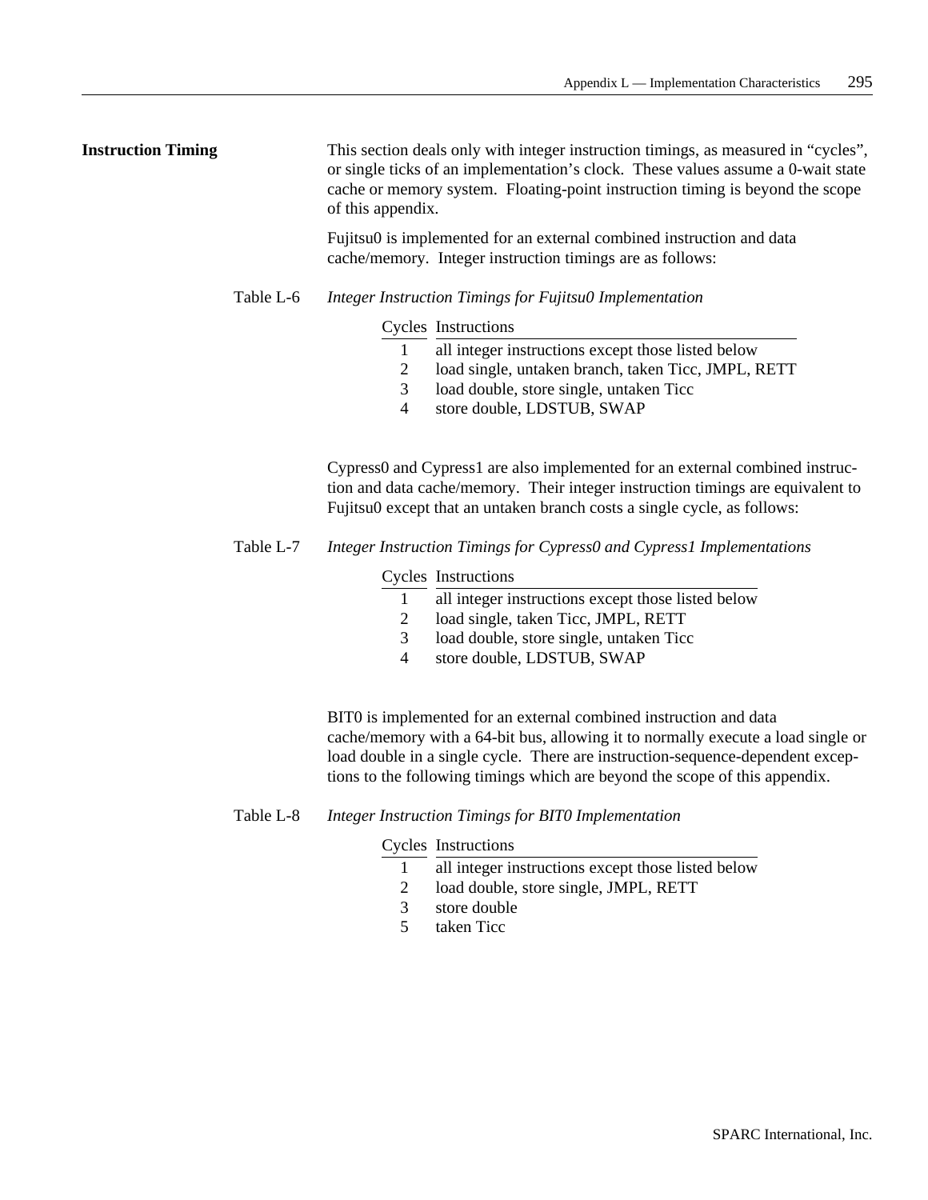## Instruction Timing

This section deals only with integer instruction timings, as measured in "cycles", or single ticks of an implementation's clock. These values assume a 0-wait state cache or memory system. Floating-point instruction timing is beyond the scope of this appendix.

Fujitsu0 is implemented for an external combined instruction and data cache/memory. Integer instruction timings are as follows:

Table L-6 *Integer Instruction Timings for Fujitsu0 Implementation*

| Cycles | Instructions |
|---|---|
| 1 | all integer instructions except those listed below |
| 2 | load single, untaken branch, taken Ticc, JMPL, RETT |
| 3 | load double, store single, untaken Ticc |
| 4 | store double, LDSTUB, SWAP |

Cypress0 and Cypress1 are also implemented for an external combined instruction and data cache/memory. Their integer instruction timings are equivalent to Fujitsu0 except that an untaken branch costs a single cycle, as follows:

Table L-7 *Integer Instruction Timings for Cypress0 and Cypress1 Implementations*

| Cycles | Instructions |
|---|---|
| 1 | all integer instructions except those listed below |
| 2 | load single, taken Ticc, JMPL, RETT |
| 3 | load double, store single, untaken Ticc |
| 4 | store double, LDSTUB, SWAP |

BIT0 is implemented for an external combined instruction and data cache/memory with a 64-bit bus, allowing it to normally execute a load single or load double in a single cycle. There are instruction-sequence-dependent exceptions to the following timings which are beyond the scope of this appendix.

Table L-8 *Integer Instruction Timings for BIT0 Implementation*

| Cycles | Instructions |
|---|---|
| 1 | all integer instructions except those listed below |
| 2 | load double, store single, JMPL, RETT |
| 3 | store double |
| 5 | taken Ticc |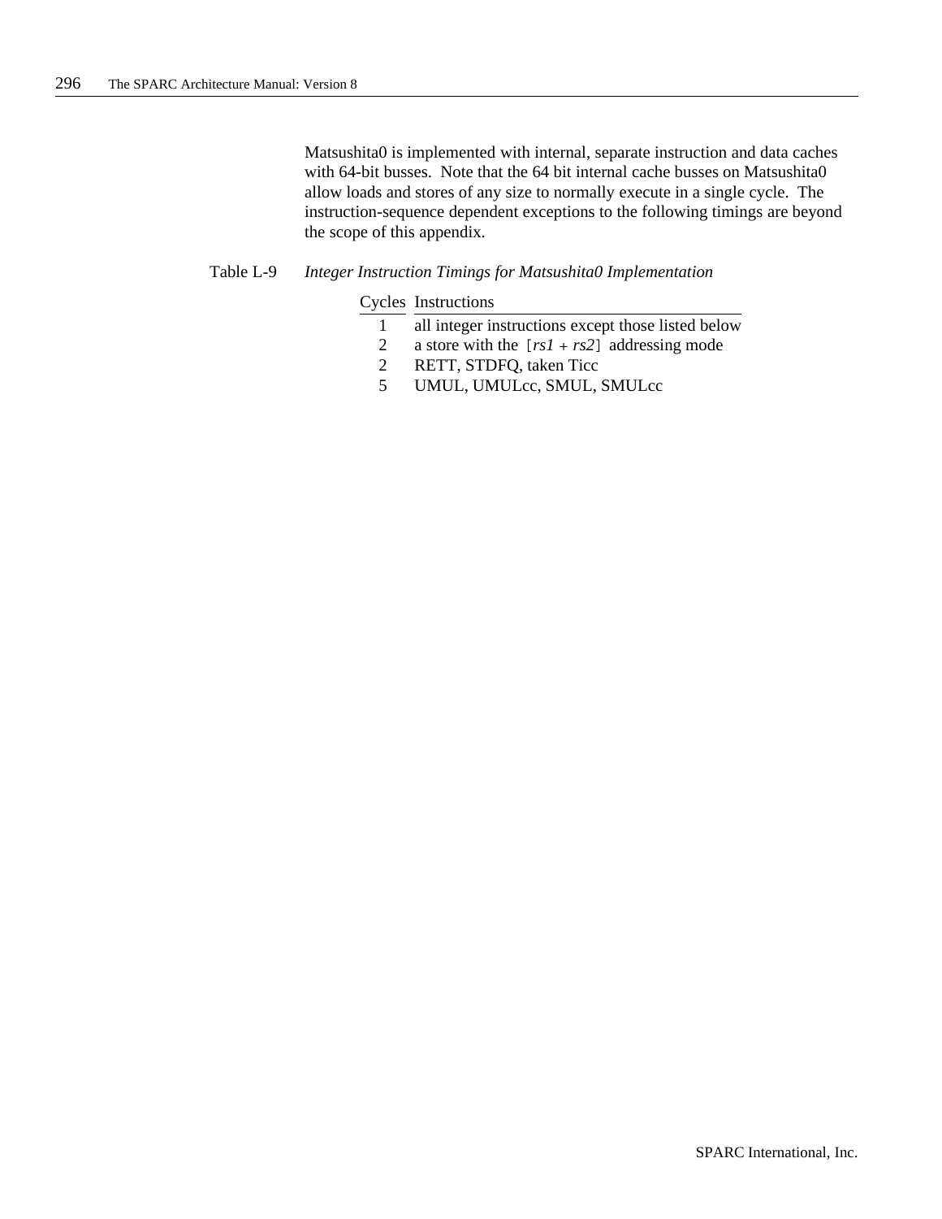Matsushita0 is implemented with internal, separate instruction and data caches with 64-bit busses. Note that the 64 bit internal cache busses on Matsushita0 allow loads and stores of any size to normally execute in a single cycle. The instruction-sequence dependent exceptions to the following timings are beyond the scope of this appendix.

Table L-9 *Integer Instruction Timings for Matsushita0 Implementation*

| Cycles | Instructions |
|---|---|
| 1 | all integer instructions except those listed below |
| 2 | a store with the [*rs1* + *rs2*] addressing mode |
| 2 | RETT, STDFQ, taken Ticc |
| 5 | UMUL, UMULcc, SMUL, SMULcc |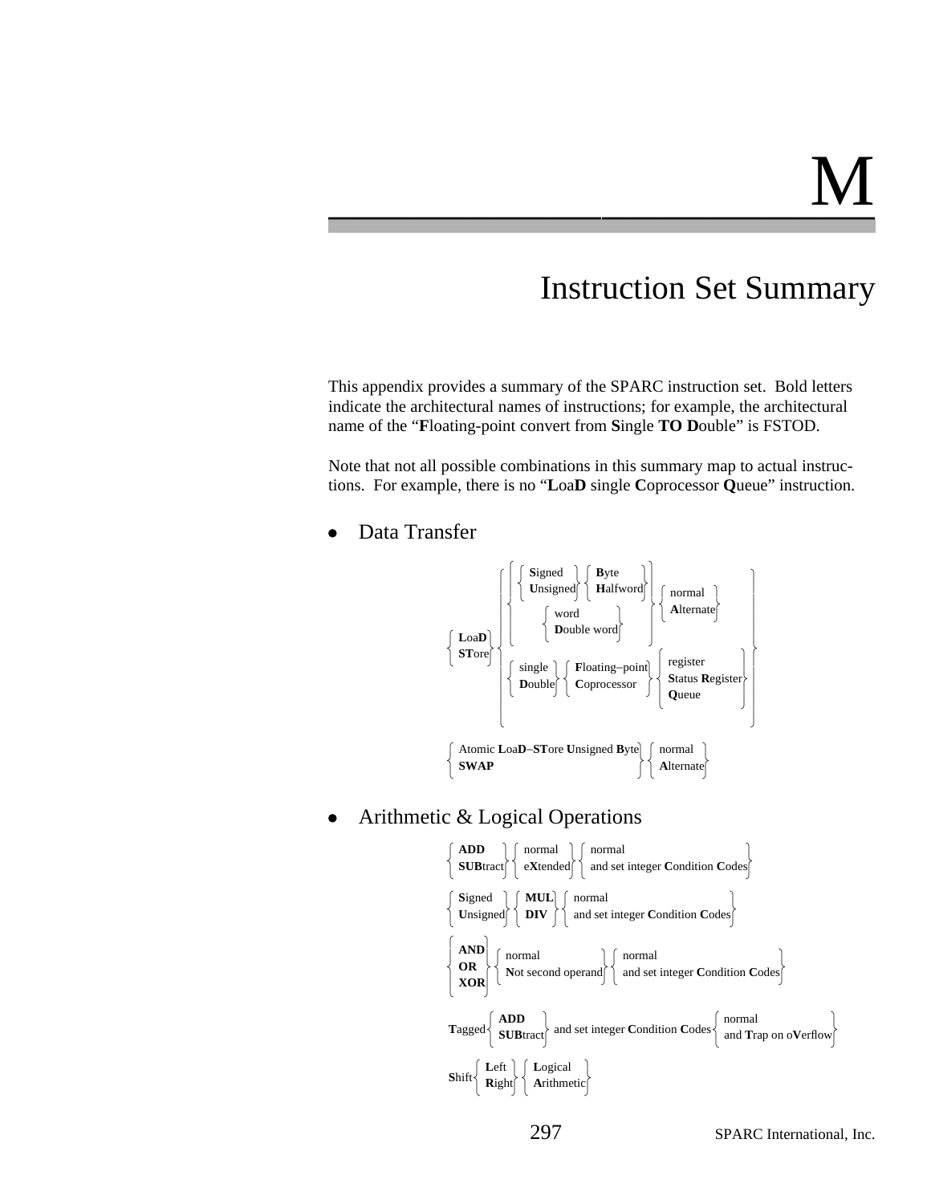# M

## Instruction Set Summary

This appendix provides a summary of the SPARC instruction set. Bold letters indicate the architectural names of instructions; for example, the architectural name of the "**F**loating-point convert from **S**ingle **TO** **D**ouble" is FSTOD.

Note that not all possible combinations in this summary map to actual instructions. For example, there is no "**L**oa**D** single **C**oprocessor **Q**ueue" instruction.

- Data Transfer

$$
\left\{ \begin{array}{l} \textbf{L}\text{oa}\textbf{D} \\ \textbf{ST}\text{ore} \end{array} \right\}
\left\{ \begin{array}{l}
\left\{ \begin{array}{l}
\left\{ \begin{array}{l} \textbf{S}\text{igned} \\ \textbf{U}\text{nsigned} \end{array} \right\} \left\{ \begin{array}{l} \textbf{B}\text{yte} \\ \textbf{H}\text{alfword} \end{array} \right\} \\
\left\{ \begin{array}{l} \text{word} \\ \textbf{D}\text{ouble word} \end{array} \right\}
\end{array} \right\}
\left\{ \begin{array}{l} \text{normal} \\ \textbf{A}\text{lternate} \end{array} \right\} \\
\left\{ \begin{array}{l} \text{single} \\ \textbf{D}\text{ouble} \end{array} \right\}
\left\{ \begin{array}{l} \textbf{F}\text{loating–point} \\ \textbf{C}\text{oprocessor} \end{array} \right\}
\left\{ \begin{array}{l} \text{register} \\ \textbf{S}\text{tatus }\textbf{R}\text{egister} \\ \textbf{Q}\text{ueue} \end{array} \right\}
\end{array} \right\}
$$

$$
\left\{ \begin{array}{l} \text{Atomic }\textbf{L}\text{oa}\textbf{D}\text{–}\textbf{ST}\text{ore }\textbf{U}\text{nsigned }\textbf{B}\text{yte} \\ \textbf{SWAP} \end{array} \right\}
\left\{ \begin{array}{l} \text{normal} \\ \textbf{A}\text{lternate} \end{array} \right\}
$$

- Arithmetic & Logical Operations

$$
\left\{ \begin{array}{l} \textbf{ADD} \\ \textbf{SUB}\text{tract} \end{array} \right\}
\left\{ \begin{array}{l} \text{normal} \\ \text{e}\textbf{X}\text{tended} \end{array} \right\}
\left\{ \begin{array}{l} \text{normal} \\ \text{and set integer }\textbf{C}\text{ondition }\textbf{C}\text{odes} \end{array} \right\}
$$

$$
\left\{ \begin{array}{l} \textbf{S}\text{igned} \\ \textbf{U}\text{nsigned} \end{array} \right\}
\left\{ \begin{array}{l} \textbf{MUL} \\ \textbf{DIV} \end{array} \right\}
\left\{ \begin{array}{l} \text{normal} \\ \text{and set integer }\textbf{C}\text{ondition }\textbf{C}\text{odes} \end{array} \right\}
$$

$$
\left\{ \begin{array}{l} \textbf{AND} \\ \textbf{OR} \\ \textbf{XOR} \end{array} \right\}
\left\{ \begin{array}{l} \text{normal} \\ \textbf{N}\text{ot second operand} \end{array} \right\}
\left\{ \begin{array}{l} \text{normal} \\ \text{and set integer }\textbf{C}\text{ondition }\textbf{C}\text{odes} \end{array} \right\}
$$

$$
\textbf{T}\text{agged}\left\{ \begin{array}{l} \textbf{ADD} \\ \textbf{SUB}\text{tract} \end{array} \right\}
\text{ and set integer }\textbf{C}\text{ondition }\textbf{C}\text{odes}
\left\{ \begin{array}{l} \text{normal} \\ \text{and }\textbf{T}\text{rap on o}\textbf{V}\text{erflow} \end{array} \right\}
$$

$$
\textbf{S}\text{hift}\left\{ \begin{array}{l} \textbf{L}\text{eft} \\ \textbf{R}\text{ight} \end{array} \right\}
\left\{ \begin{array}{l} \textbf{L}\text{ogical} \\ \textbf{A}\text{rithmetic} \end{array} \right\}
$$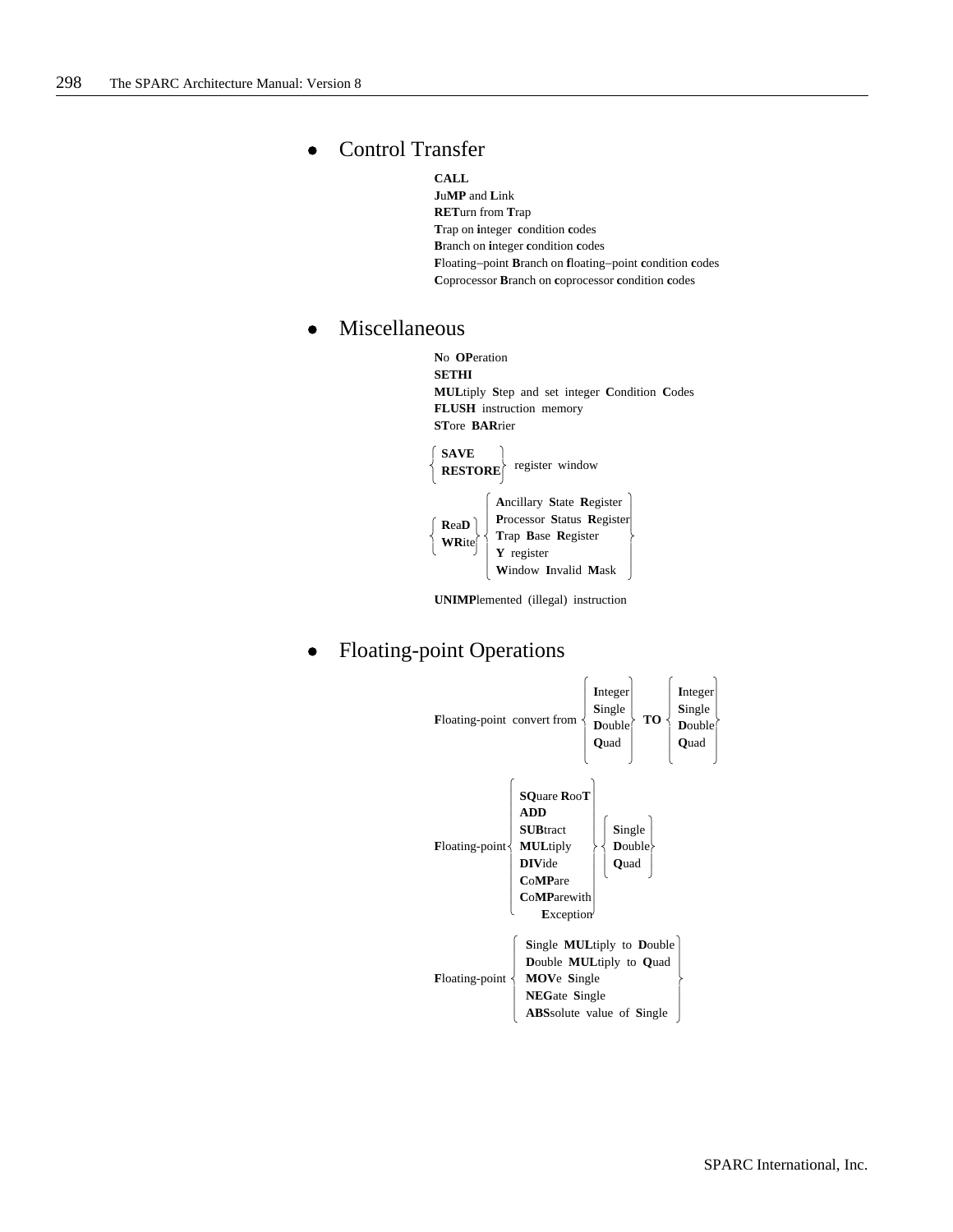- Control Transfer

**CALL**
**J**u**MP** and **L**ink
**RET**urn from **T**rap
**T**rap on **i**nteger **c**ondition **c**odes
**B**ranch on **i**nteger **c**ondition **c**odes
**F**loating−point **B**ranch on **f**loating−point **c**ondition **c**odes
**C**oprocessor **B**ranch on **c**oprocessor **c**ondition **c**odes

- Miscellaneous

**N**o **OP**eration
**SETHI**
**MUL**tiply **S**tep and set integer **C**ondition **C**odes
**FLUSH** instruction memory
**ST**ore **BAR**rier

{ **SAVE** / **RESTORE** } register window

{ **R**ea**D** / **WR**ite } { **A**ncillary **S**tate **R**egister / **P**rocessor **S**tatus **R**egister / **T**rap **B**ase **R**egister / **Y** register / **W**indow **I**nvalid **M**ask }

**UNIMP**lemented (illegal) instruction

- Floating-point Operations

**F**loating-point convert from { **I**nteger / **S**ingle / **D**ouble / **Q**uad } **TO** { **I**nteger / **S**ingle / **D**ouble / **Q**uad }

**F**loating-point { **SQ**uare **R**oo**T** / **ADD** / **SUB**tract / **MUL**tiply / **DIV**ide / **C**o**MP**are / **C**o**MP**arewith **E**xception } { **S**ingle / **D**ouble / **Q**uad }

**F**loating-point { **S**ingle **MUL**tiply to **D**ouble / **D**ouble **MUL**tiply to **Q**uad / **MOV**e **S**ingle / **NEG**ate **S**ingle / **ABS**solute value of **S**ingle }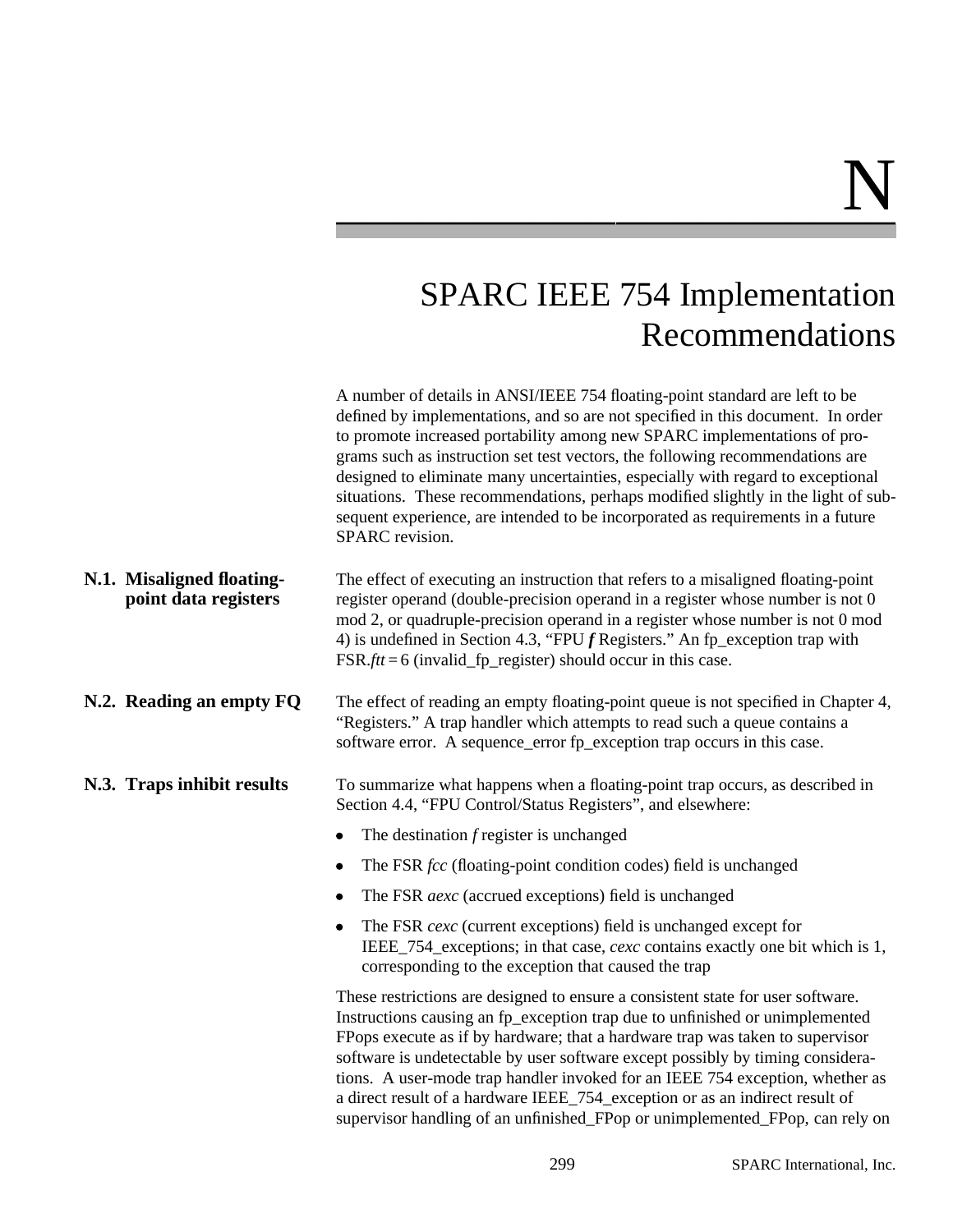# N

# SPARC IEEE 754 Implementation Recommendations

A number of details in ANSI/IEEE 754 floating-point standard are left to be defined by implementations, and so are not specified in this document. In order to promote increased portability among new SPARC implementations of programs such as instruction set test vectors, the following recommendations are designed to eliminate many uncertainties, especially with regard to exceptional situations. These recommendations, perhaps modified slightly in the light of subsequent experience, are intended to be incorporated as requirements in a future SPARC revision.

## N.1. Misaligned floating-point data registers

The effect of executing an instruction that refers to a misaligned floating-point register operand (double-precision operand in a register whose number is not 0 mod 2, or quadruple-precision operand in a register whose number is not 0 mod 4) is undefined in Section 4.3, "FPU ***f*** Registers." An fp_exception trap with FSR.*ftt* = 6 (invalid_fp_register) should occur in this case.

## N.2. Reading an empty FQ

The effect of reading an empty floating-point queue is not specified in Chapter 4, "Registers." A trap handler which attempts to read such a queue contains a software error. A sequence_error fp_exception trap occurs in this case.

## N.3. Traps inhibit results

To summarize what happens when a floating-point trap occurs, as described in Section 4.4, "FPU Control/Status Registers", and elsewhere:

- The destination *f* register is unchanged
- The FSR *fcc* (floating-point condition codes) field is unchanged
- The FSR *aexc* (accrued exceptions) field is unchanged
- The FSR *cexc* (current exceptions) field is unchanged except for IEEE_754_exceptions; in that case, *cexc* contains exactly one bit which is 1, corresponding to the exception that caused the trap

These restrictions are designed to ensure a consistent state for user software. Instructions causing an fp_exception trap due to unfinished or unimplemented FPops execute as if by hardware; that a hardware trap was taken to supervisor software is undetectable by user software except possibly by timing considerations. A user-mode trap handler invoked for an IEEE 754 exception, whether as a direct result of a hardware IEEE_754_exception or as an indirect result of supervisor handling of an unfinished_FPop or unimplemented_FPop, can rely on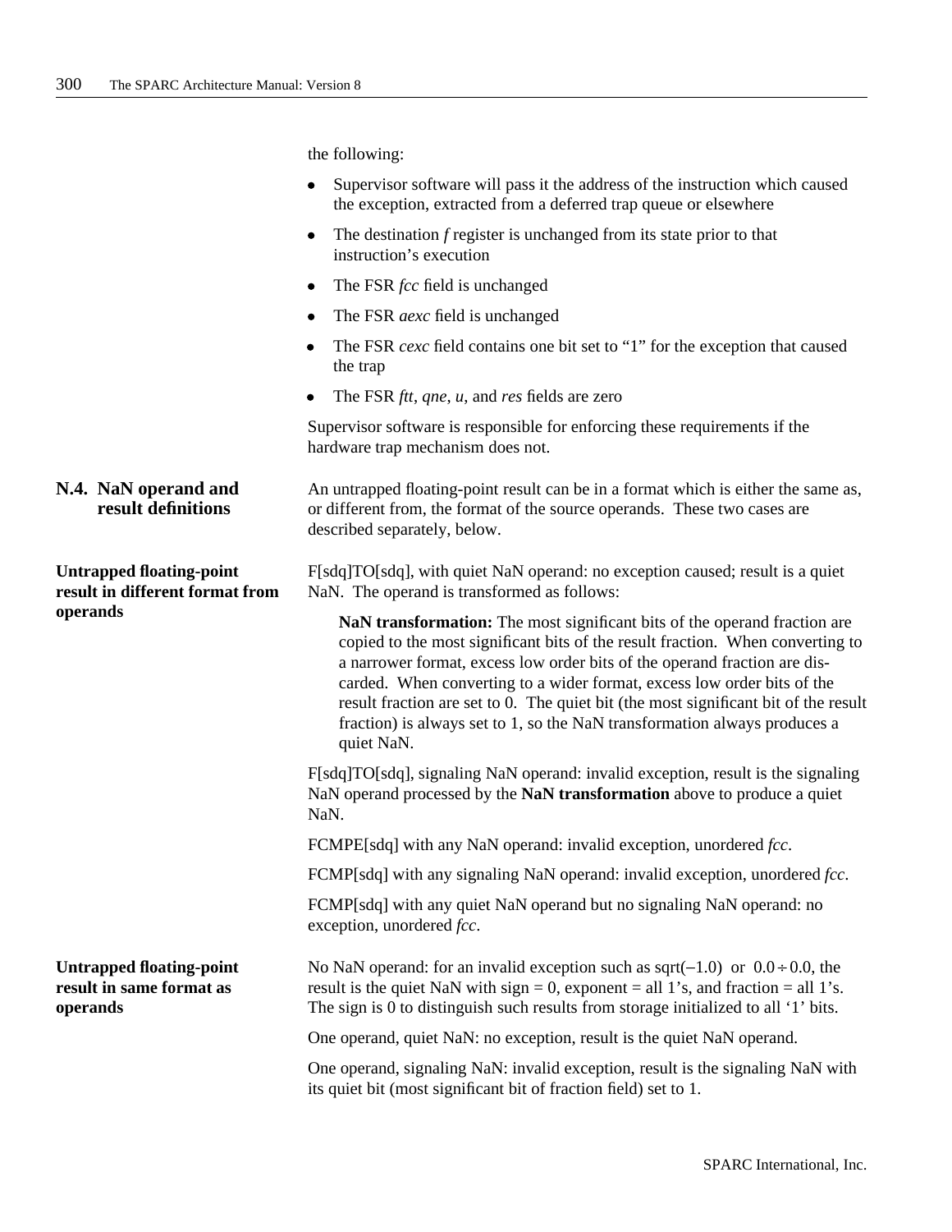the following:

- Supervisor software will pass it the address of the instruction which caused the exception, extracted from a deferred trap queue or elsewhere
- The destination *f* register is unchanged from its state prior to that instruction's execution
- The FSR *fcc* field is unchanged
- The FSR *aexc* field is unchanged
- The FSR *cexc* field contains one bit set to "1" for the exception that caused the trap
- The FSR *ftt*, *qne*, *u*, and *res* fields are zero

Supervisor software is responsible for enforcing these requirements if the hardware trap mechanism does not.

## N.4. NaN operand and result definitions

An untrapped floating-point result can be in a format which is either the same as, or different from, the format of the source operands. These two cases are described separately, below.

### Untrapped floating-point result in different format from operands

F[sdq]TO[sdq], with quiet NaN operand: no exception caused; result is a quiet NaN. The operand is transformed as follows:

> **NaN transformation:** The most significant bits of the operand fraction are copied to the most significant bits of the result fraction. When converting to a narrower format, excess low order bits of the operand fraction are discarded. When converting to a wider format, excess low order bits of the result fraction are set to 0. The quiet bit (the most significant bit of the result fraction) is always set to 1, so the NaN transformation always produces a quiet NaN.

F[sdq]TO[sdq], signaling NaN operand: invalid exception, result is the signaling NaN operand processed by the **NaN transformation** above to produce a quiet NaN.

FCMPE[sdq] with any NaN operand: invalid exception, unordered *fcc*.

FCMP[sdq] with any signaling NaN operand: invalid exception, unordered *fcc*.

FCMP[sdq] with any quiet NaN operand but no signaling NaN operand: no exception, unordered *fcc*.

### Untrapped floating-point result in same format as operands

No NaN operand: for an invalid exception such as $\text{sqrt}(-1.0)$ or $0.0 \div 0.0$, the result is the quiet NaN with sign = 0, exponent = all 1's, and fraction = all 1's. The sign is 0 to distinguish such results from storage initialized to all '1' bits.

One operand, quiet NaN: no exception, result is the quiet NaN operand.

One operand, signaling NaN: invalid exception, result is the signaling NaN with its quiet bit (most significant bit of fraction field) set to 1.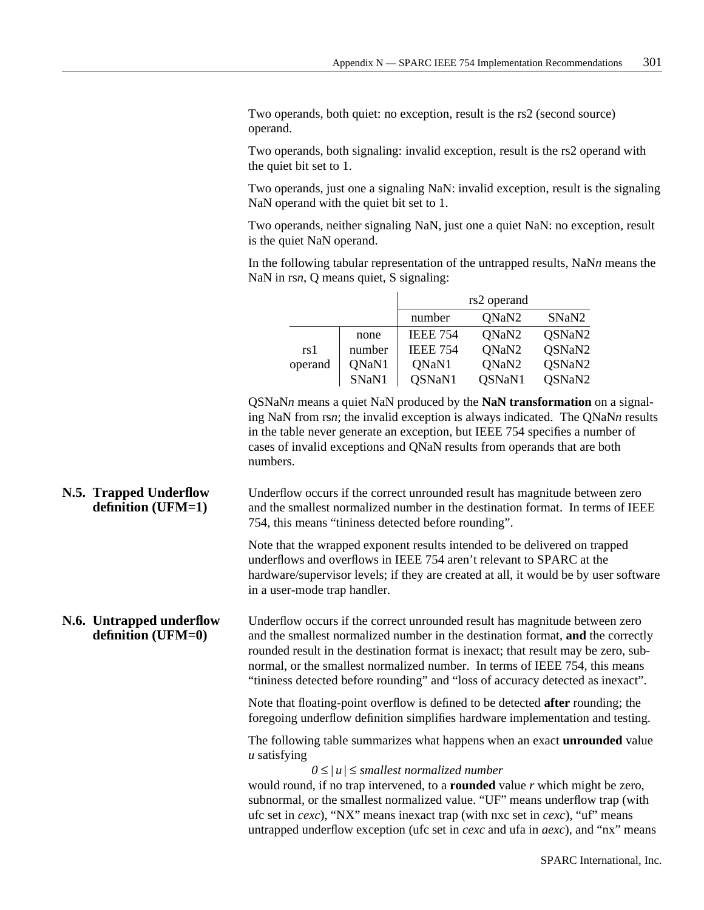Two operands, both quiet: no exception, result is the rs2 (second source) operand.

Two operands, both signaling: invalid exception, result is the rs2 operand with the quiet bit set to 1.

Two operands, just one a signaling NaN: invalid exception, result is the signaling NaN operand with the quiet bit set to 1.

Two operands, neither signaling NaN, just one a quiet NaN: no exception, result is the quiet NaN operand.

In the following tabular representation of the untrapped results, NaN*n* means the NaN in rs*n*, Q means quiet, S signaling:

| | | rs2 operand | | |
|---|---|---|---|---|
| | | number | QNaN2 | SNaN2 |
| rs1 operand | none | IEEE 754 | QNaN2 | QSNaN2 |
| | number | IEEE 754 | QNaN2 | QSNaN2 |
| | QNaN1 | QNaN1 | QNaN2 | QSNaN2 |
| | SNaN1 | QSNaN1 | QSNaN1 | QSNaN2 |

QSNaN*n* means a quiet NaN produced by the **NaN transformation** on a signaling NaN from rs*n*; the invalid exception is always indicated. The QNaN*n* results in the table never generate an exception, but IEEE 754 specifies a number of cases of invalid exceptions and QNaN results from operands that are both numbers.

## N.5. Trapped Underflow definition (UFM=1)

Underflow occurs if the correct unrounded result has magnitude between zero and the smallest normalized number in the destination format. In terms of IEEE 754, this means "tininess detected before rounding".

Note that the wrapped exponent results intended to be delivered on trapped underflows and overflows in IEEE 754 aren't relevant to SPARC at the hardware/supervisor levels; if they are created at all, it would be by user software in a user-mode trap handler.

## N.6. Untrapped underflow definition (UFM=0)

Underflow occurs if the correct unrounded result has magnitude between zero and the smallest normalized number in the destination format, **and** the correctly rounded result in the destination format is inexact; that result may be zero, subnormal, or the smallest normalized number. In terms of IEEE 754, this means "tininess detected before rounding" and "loss of accuracy detected as inexact".

Note that floating-point overflow is defined to be detected **after** rounding; the foregoing underflow definition simplifies hardware implementation and testing.

The following table summarizes what happens when an exact **unrounded** value *u* satisfying

$$0 \leq |u| \leq \textit{smallest normalized number}$$

would round, if no trap intervened, to a **rounded** value *r* which might be zero, subnormal, or the smallest normalized value. "UF" means underflow trap (with ufc set in *cexc*), "NX" means inexact trap (with nxc set in *cexc*), "uf" means untrapped underflow exception (ufc set in *cexc* and ufa in *aexc*), and "nx" means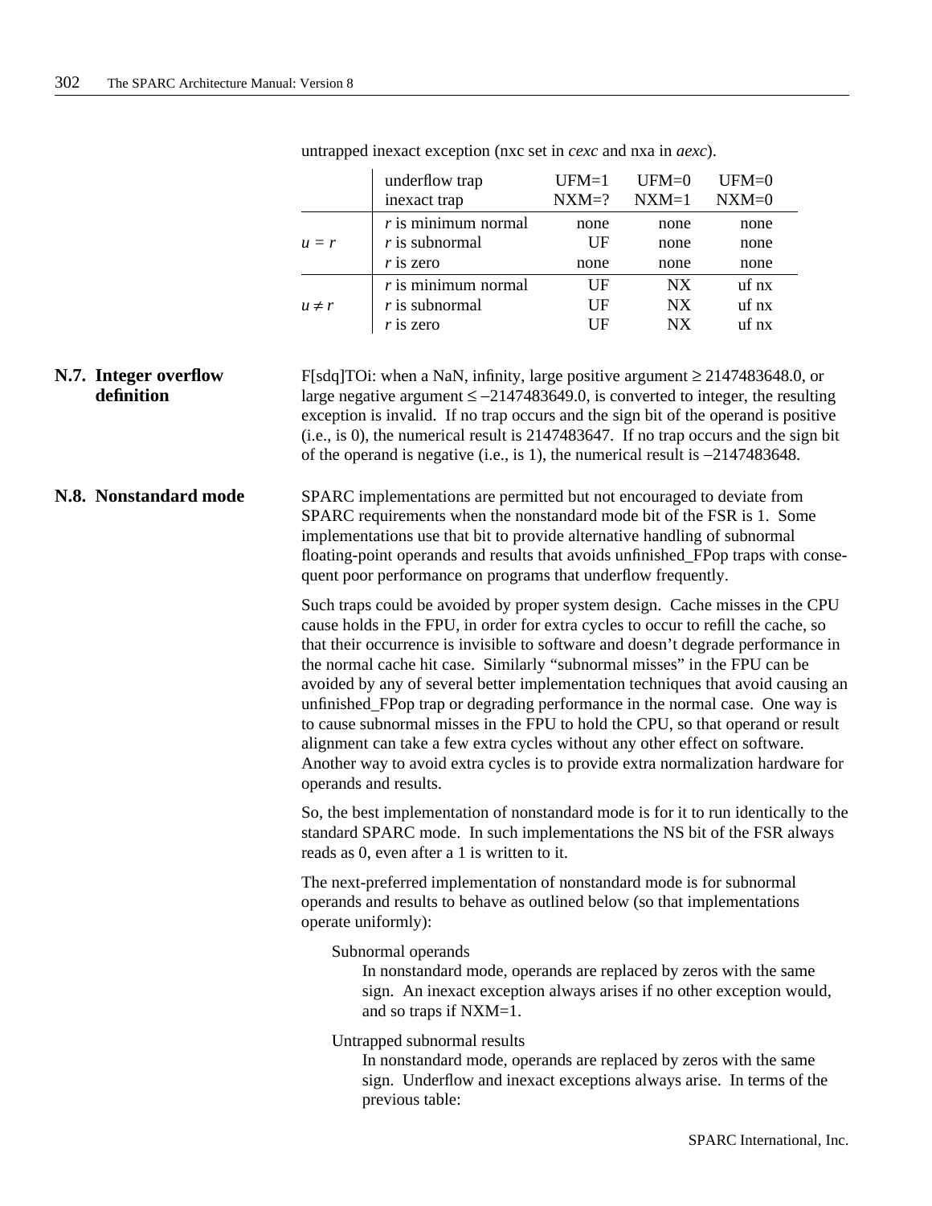untrapped inexact exception (nxc set in *cexc* and nxa in *aexc*).

| | underflow trap<br>inexact trap | UFM=1<br>NXM=? | UFM=0<br>NXM=1 | UFM=0<br>NXM=0 |
|---|---|---|---|---|
| $u = r$ | $r$ is minimum normal | none | none | none |
| | $r$ is subnormal | UF | none | none |
| | $r$ is zero | none | none | none |
| $u \neq r$ | $r$ is minimum normal | UF | NX | uf nx |
| | $r$ is subnormal | UF | NX | uf nx |
| | $r$ is zero | UF | NX | uf nx |

## N.7. Integer overflow definition

F[sdq]TOi: when a NaN, infinity, large positive argument ≥ 2147483648.0, or large negative argument ≤ −2147483649.0, is converted to integer, the resulting exception is invalid. If no trap occurs and the sign bit of the operand is positive (i.e., is 0), the numerical result is 2147483647. If no trap occurs and the sign bit of the operand is negative (i.e., is 1), the numerical result is −2147483648.

## N.8. Nonstandard mode

SPARC implementations are permitted but not encouraged to deviate from SPARC requirements when the nonstandard mode bit of the FSR is 1. Some implementations use that bit to provide alternative handling of subnormal floating-point operands and results that avoids unfinished_FPop traps with consequent poor performance on programs that underflow frequently.

Such traps could be avoided by proper system design. Cache misses in the CPU cause holds in the FPU, in order for extra cycles to occur to refill the cache, so that their occurrence is invisible to software and doesn't degrade performance in the normal cache hit case. Similarly "subnormal misses" in the FPU can be avoided by any of several better implementation techniques that avoid causing an unfinished_FPop trap or degrading performance in the normal case. One way is to cause subnormal misses in the FPU to hold the CPU, so that operand or result alignment can take a few extra cycles without any other effect on software. Another way to avoid extra cycles is to provide extra normalization hardware for operands and results.

So, the best implementation of nonstandard mode is for it to run identically to the standard SPARC mode. In such implementations the NS bit of the FSR always reads as 0, even after a 1 is written to it.

The next-preferred implementation of nonstandard mode is for subnormal operands and results to behave as outlined below (so that implementations operate uniformly):

Subnormal operands

> In nonstandard mode, operands are replaced by zeros with the same sign. An inexact exception always arises if no other exception would, and so traps if NXM=1.

Untrapped subnormal results

> In nonstandard mode, operands are replaced by zeros with the same sign. Underflow and inexact exceptions always arise. In terms of the previous table: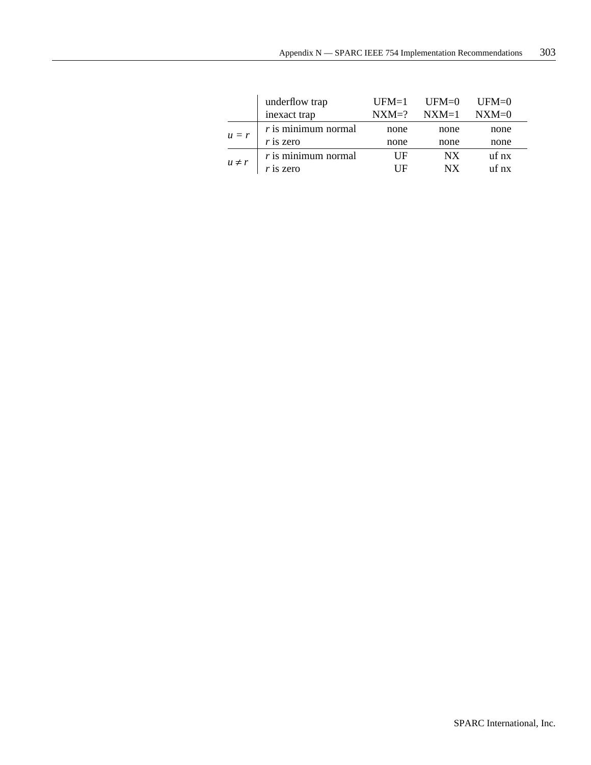|  | underflow trap<br>inexact trap | UFM=1<br>NXM=? | UFM=0<br>NXM=1 | UFM=0<br>NXM=0 |
|---|---|---|---|---|
| $u = r$ | $r$ is minimum normal | none | none | none |
|  | $r$ is zero | none | none | none |
| $u \neq r$ | $r$ is minimum normal | UF | NX | uf nx |
|  | $r$ is zero | UF | NX | uf nx |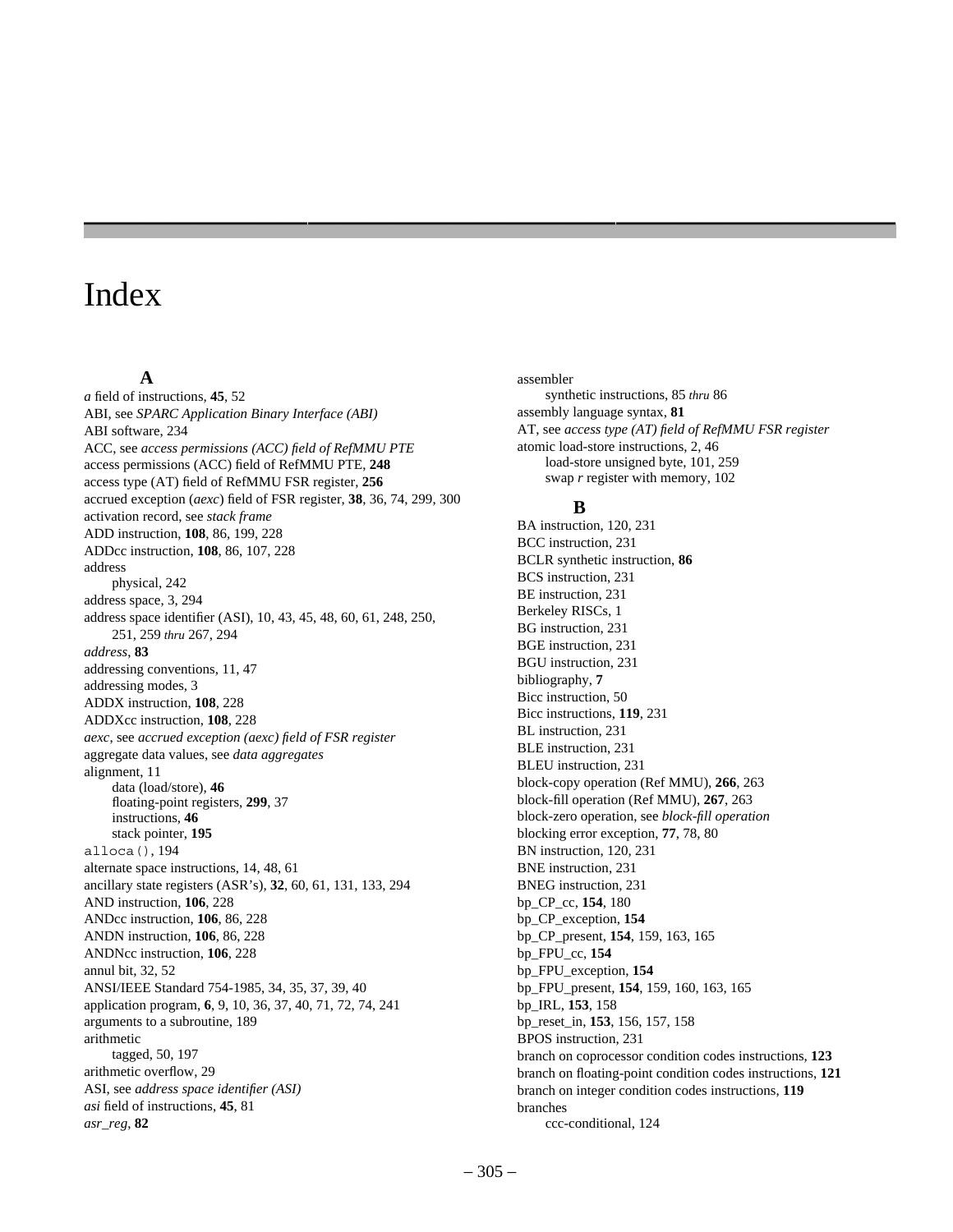# Index

## A

*a* field of instructions, **45**, 52
ABI, see *SPARC Application Binary Interface (ABI)*
ABI software, 234
ACC, see *access permissions (ACC) field of RefMMU PTE*
access permissions (ACC) field of RefMMU PTE, **248**
access type (AT) field of RefMMU FSR register, **256**
accrued exception (*aexc*) field of FSR register, **38**, 36, 74, 299, 300
activation record, see *stack frame*
ADD instruction, **108**, 86, 199, 228
ADDcc instruction, **108**, 86, 107, 228
address
  physical, 242
address space, 3, 294
address space identifier (ASI), 10, 43, 45, 48, 60, 61, 248, 250, 251, 259 *thru* 267, 294
*address*, **83**
addressing conventions, 11, 47
addressing modes, 3
ADDX instruction, **108**, 228
ADDXcc instruction, **108**, 228
*aexc*, see *accrued exception (aexc) field of FSR register*
aggregate data values, see *data aggregates*
alignment, 11
  data (load/store), **46**
  floating-point registers, **299**, 37
  instructions, **46**
  stack pointer, **195**
`alloca()`, 194
alternate space instructions, 14, 48, 61
ancillary state registers (ASR's), **32**, 60, 61, 131, 133, 294
AND instruction, **106**, 228
ANDcc instruction, **106**, 86, 228
ANDN instruction, **106**, 86, 228
ANDNcc instruction, **106**, 228
annul bit, 32, 52
ANSI/IEEE Standard 754-1985, 34, 35, 37, 39, 40
application program, **6**, 9, 10, 36, 37, 40, 71, 72, 74, 241
arguments to a subroutine, 189
arithmetic
  tagged, 50, 197
arithmetic overflow, 29
ASI, see *address space identifier (ASI)*
*asi* field of instructions, **45**, 81
*asr_reg*, **82**
assembler
  synthetic instructions, 85 *thru* 86
assembly language syntax, **81**
AT, see *access type (AT) field of RefMMU FSR register*
atomic load-store instructions, 2, 46
  load-store unsigned byte, 101, 259
  swap *r* register with memory, 102

## B

BA instruction, 120, 231
BCC instruction, 231
BCLR synthetic instruction, **86**
BCS instruction, 231
BE instruction, 231
Berkeley RISCs, 1
BG instruction, 231
BGE instruction, 231
BGU instruction, 231
bibliography, **7**
Bicc instruction, 50
Bicc instructions, **119**, 231
BL instruction, 231
BLE instruction, 231
BLEU instruction, 231
block-copy operation (Ref MMU), **266**, 263
block-fill operation (Ref MMU), **267**, 263
block-zero operation, see *block-fill operation*
blocking error exception, **77**, 78, 80
BN instruction, 120, 231
BNE instruction, 231
BNEG instruction, 231
bp_CP_cc, **154**, 180
bp_CP_exception, **154**
bp_CP_present, **154**, 159, 163, 165
bp_FPU_cc, **154**
bp_FPU_exception, **154**
bp_FPU_present, **154**, 159, 160, 163, 165
bp_IRL, **153**, 158
bp_reset_in, **153**, 156, 157, 158
BPOS instruction, 231
branch on coprocessor condition codes instructions, **123**
branch on floating-point condition codes instructions, **121**
branch on integer condition codes instructions, **119**
branches
  ccc-conditional, 124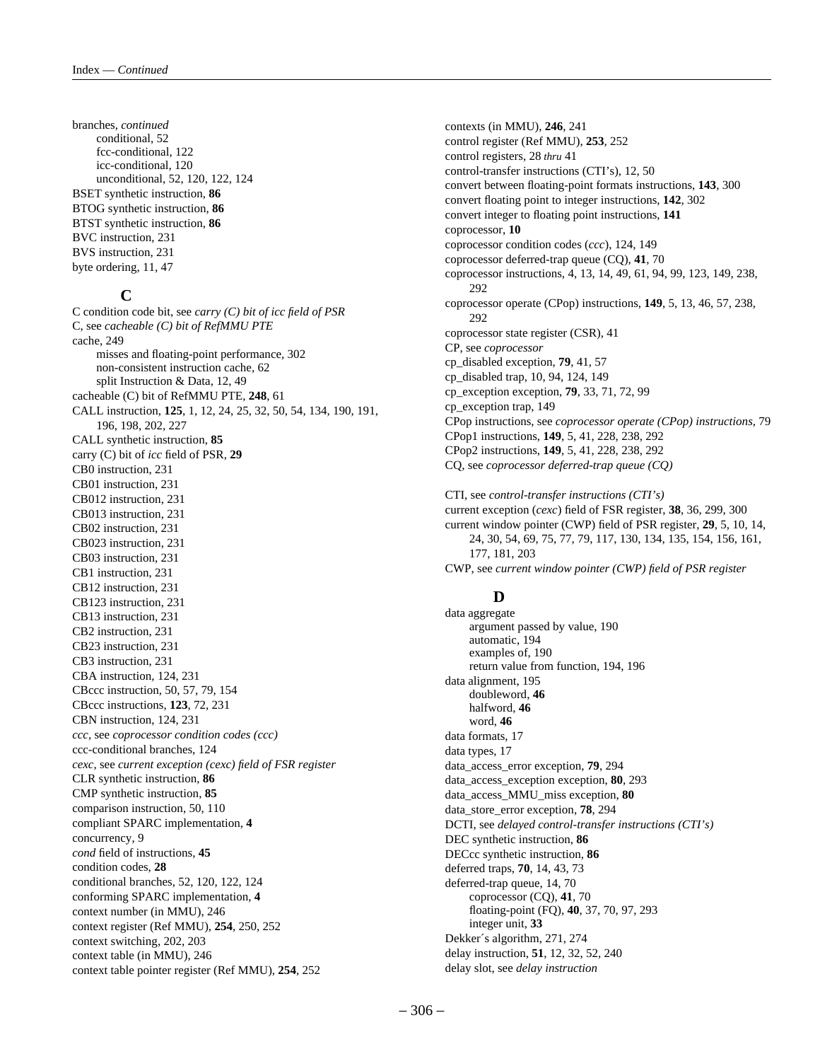branches, *continued*
  conditional, 52
  fcc-conditional, 122
  icc-conditional, 120
  unconditional, 52, 120, 122, 124
BSET synthetic instruction, **86**
BTOG synthetic instruction, **86**
BTST synthetic instruction, **86**
BVC instruction, 231
BVS instruction, 231
byte ordering, 11, 47

## C

C condition code bit, see *carry (C) bit of icc field of PSR*
C, see *cacheable (C) bit of RefMMU PTE*
cache, 249
  misses and floating-point performance, 302
  non-consistent instruction cache, 62
  split Instruction & Data, 12, 49
cacheable (C) bit of RefMMU PTE, **248**, 61
CALL instruction, **125**, 1, 12, 24, 25, 32, 50, 54, 134, 190, 191, 196, 198, 202, 227
CALL synthetic instruction, **85**
carry (C) bit of *icc* field of PSR, **29**
CB0 instruction, 231
CB01 instruction, 231
CB012 instruction, 231
CB013 instruction, 231
CB02 instruction, 231
CB023 instruction, 231
CB03 instruction, 231
CB1 instruction, 231
CB12 instruction, 231
CB123 instruction, 231
CB13 instruction, 231
CB2 instruction, 231
CB23 instruction, 231
CB3 instruction, 231
CBA instruction, 124, 231
CBccc instruction, 50, 57, 79, 154
CBccc instructions, **123**, 72, 231
CBN instruction, 124, 231
*ccc*, see *coprocessor condition codes (ccc)*
ccc-conditional branches, 124
*cexc*, see *current exception (cexc) field of FSR register*
CLR synthetic instruction, **86**
CMP synthetic instruction, **85**
comparison instruction, 50, 110
compliant SPARC implementation, **4**
concurrency, 9
*cond* field of instructions, **45**
condition codes, **28**
conditional branches, 52, 120, 122, 124
conforming SPARC implementation, **4**
context number (in MMU), 246
context register (Ref MMU), **254**, 250, 252
context switching, 202, 203
context table (in MMU), 246
context table pointer register (Ref MMU), **254**, 252
contexts (in MMU), **246**, 241
control register (Ref MMU), **253**, 252
control registers, 28 *thru* 41
control-transfer instructions (CTI's), 12, 50
convert between floating-point formats instructions, **143**, 300
convert floating point to integer instructions, **142**, 302
convert integer to floating point instructions, **141**
coprocessor, **10**
coprocessor condition codes (*ccc*), 124, 149
coprocessor deferred-trap queue (CQ), **41**, 70
coprocessor instructions, 4, 13, 14, 49, 61, 94, 99, 123, 149, 238, 292
coprocessor operate (CPop) instructions, **149**, 5, 13, 46, 57, 238, 292
coprocessor state register (CSR), 41
CP, see *coprocessor*
cp_disabled exception, **79**, 41, 57
cp_disabled trap, 10, 94, 124, 149
cp_exception exception, **79**, 33, 71, 72, 99
cp_exception trap, 149
CPop instructions, see *coprocessor operate (CPop) instructions*, 79
CPop1 instructions, **149**, 5, 41, 228, 238, 292
CPop2 instructions, **149**, 5, 41, 228, 238, 292
CQ, see *coprocessor deferred-trap queue (CQ)*

CTI, see *control-transfer instructions (CTI's)*
current exception (*cexc*) field of FSR register, **38**, 36, 299, 300
current window pointer (CWP) field of PSR register, **29**, 5, 10, 14, 24, 30, 54, 69, 75, 77, 79, 117, 130, 134, 135, 154, 156, 161, 177, 181, 203
CWP, see *current window pointer (CWP) field of PSR register*

## D

data aggregate
  argument passed by value, 190
  automatic, 194
  examples of, 190
  return value from function, 194, 196
data alignment, 195
  doubleword, **46**
  halfword, **46**
  word, **46**
data formats, 17
data types, 17
data_access_error exception, **79**, 294
data_access_exception exception, **80**, 293
data_access_MMU_miss exception, **80**
data_store_error exception, **78**, 294
DCTI, see *delayed control-transfer instructions (CTI's)*
DEC synthetic instruction, **86**
DECcc synthetic instruction, **86**
deferred traps, **70**, 14, 43, 73
deferred-trap queue, 14, 70
  coprocessor (CQ), **41**, 70
  floating-point (FQ), **40**, 37, 70, 97, 293
  integer unit, **33**
Dekker´s algorithm, 271, 274
delay instruction, **51**, 12, 32, 52, 240
delay slot, see *delay instruction*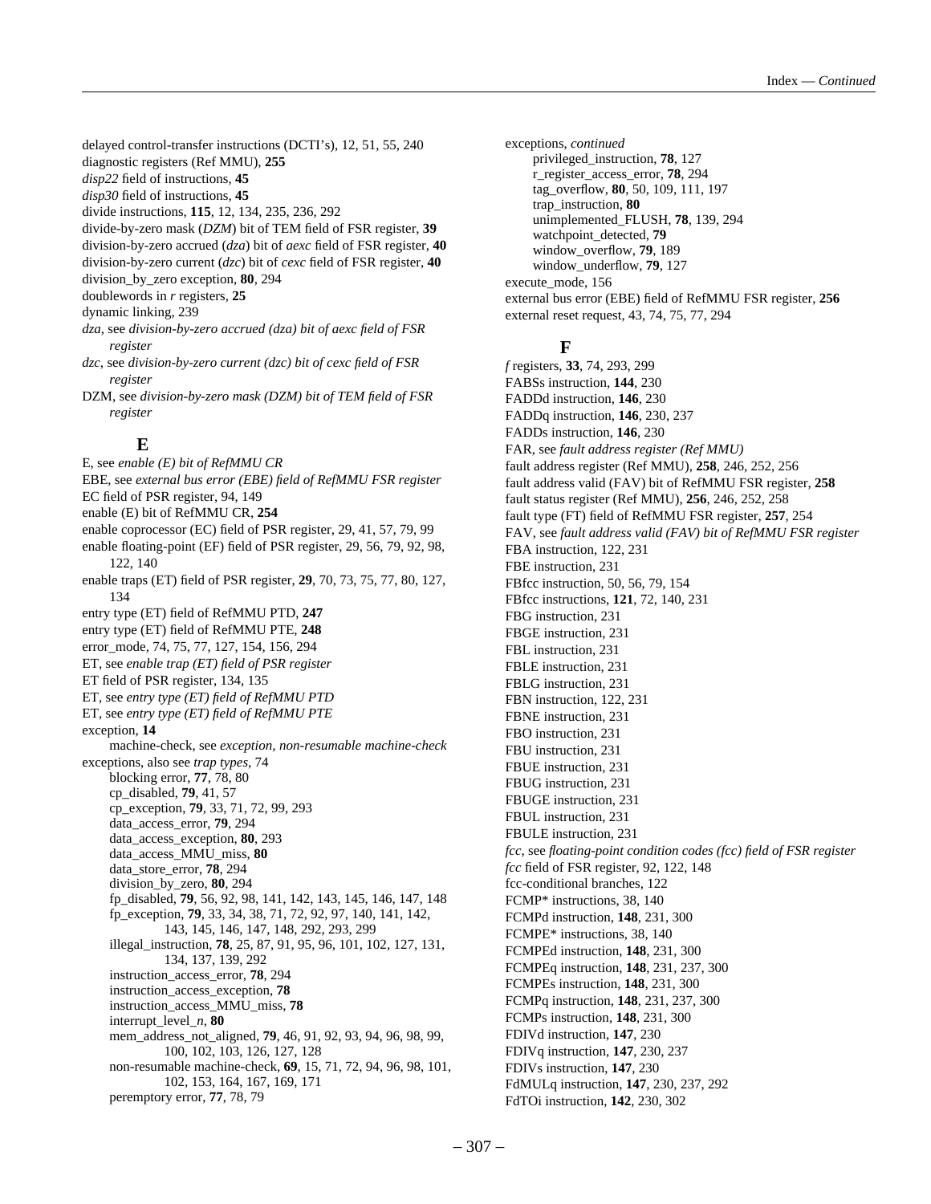delayed control-transfer instructions (DCTI's), 12, 51, 55, 240
diagnostic registers (Ref MMU), **255**
*disp22* field of instructions, **45**
*disp30* field of instructions, **45**
divide instructions, **115**, 12, 134, 235, 236, 292
divide-by-zero mask (*DZM*) bit of TEM field of FSR register, **39**
division-by-zero accrued (*dza*) bit of *aexc* field of FSR register, **40**
division-by-zero current (*dzc*) bit of *cexc* field of FSR register, **40**
division_by_zero exception, **80**, 294
doublewords in *r* registers, **25**
dynamic linking, 239
*dza*, see *division-by-zero accrued (dza) bit of aexc field of FSR register*
*dzc*, see *division-by-zero current (dzc) bit of cexc field of FSR register*
DZM, see *division-by-zero mask (DZM) bit of TEM field of FSR register*

## E

E, see *enable (E) bit of RefMMU CR*
EBE, see *external bus error (EBE) field of RefMMU FSR register*
EC field of PSR register, 94, 149
enable (E) bit of RefMMU CR, **254**
enable coprocessor (EC) field of PSR register, 29, 41, 57, 79, 99
enable floating-point (EF) field of PSR register, 29, 56, 79, 92, 98, 122, 140
enable traps (ET) field of PSR register, **29**, 70, 73, 75, 77, 80, 127, 134
entry type (ET) field of RefMMU PTD, **247**
entry type (ET) field of RefMMU PTE, **248**
error_mode, 74, 75, 77, 127, 154, 156, 294
ET, see *enable trap (ET) field of PSR register*
ET field of PSR register, 134, 135
ET, see *entry type (ET) field of RefMMU PTD*
ET, see *entry type (ET) field of RefMMU PTE*
exception, **14**
  machine-check, see *exception, non-resumable machine-check*
exceptions, also see *trap types*, 74
  blocking error, **77**, 78, 80
  cp_disabled, **79**, 41, 57
  cp_exception, **79**, 33, 71, 72, 99, 293
  data_access_error, **79**, 294
  data_access_exception, **80**, 293
  data_access_MMU_miss, **80**
  data_store_error, **78**, 294
  division_by_zero, **80**, 294
  fp_disabled, **79**, 56, 92, 98, 141, 142, 143, 145, 146, 147, 148
  fp_exception, **79**, 33, 34, 38, 71, 72, 92, 97, 140, 141, 142, 143, 145, 146, 147, 148, 292, 293, 299
  illegal_instruction, **78**, 25, 87, 91, 95, 96, 101, 102, 127, 131, 134, 137, 139, 292
  instruction_access_error, **78**, 294
  instruction_access_exception, **78**
  instruction_access_MMU_miss, **78**
  interrupt_level_*n*, **80**
  mem_address_not_aligned, **79**, 46, 91, 92, 93, 94, 96, 98, 99, 100, 102, 103, 126, 127, 128
  non-resumable machine-check, **69**, 15, 71, 72, 94, 96, 98, 101, 102, 153, 164, 167, 169, 171
  peremptory error, **77**, 78, 79

exceptions, *continued*
  privileged_instruction, **78**, 127
  r_register_access_error, **78**, 294
  tag_overflow, **80**, 50, 109, 111, 197
  trap_instruction, **80**
  unimplemented_FLUSH, **78**, 139, 294
  watchpoint_detected, **79**
  window_overflow, **79**, 189
  window_underflow, **79**, 127
execute_mode, 156
external bus error (EBE) field of RefMMU FSR register, **256**
external reset request, 43, 74, 75, 77, 294

## F

*f* registers, **33**, 74, 293, 299
FABSs instruction, **144**, 230
FADDd instruction, **146**, 230
FADDq instruction, **146**, 230, 237
FADDs instruction, **146**, 230
FAR, see *fault address register (Ref MMU)*
fault address register (Ref MMU), **258**, 246, 252, 256
fault address valid (FAV) bit of RefMMU FSR register, **258**
fault status register (Ref MMU), **256**, 246, 252, 258
fault type (FT) field of RefMMU FSR register, **257**, 254
FAV, see *fault address valid (FAV) bit of RefMMU FSR register*
FBA instruction, 122, 231
FBE instruction, 231
FBfcc instruction, 50, 56, 79, 154
FBfcc instructions, **121**, 72, 140, 231
FBG instruction, 231
FBGE instruction, 231
FBL instruction, 231
FBLE instruction, 231
FBLG instruction, 231
FBN instruction, 122, 231
FBNE instruction, 231
FBO instruction, 231
FBU instruction, 231
FBUE instruction, 231
FBUG instruction, 231
FBUGE instruction, 231
FBUL instruction, 231
FBULE instruction, 231
*fcc*, see *floating-point condition codes (fcc) field of FSR register*
*fcc* field of FSR register, 92, 122, 148
fcc-conditional branches, 122
FCMP* instructions, 38, 140
FCMPd instruction, **148**, 231, 300
FCMPE* instructions, 38, 140
FCMPEd instruction, **148**, 231, 300
FCMPEq instruction, **148**, 231, 237, 300
FCMPEs instruction, **148**, 231, 300
FCMPq instruction, **148**, 231, 237, 300
FCMPs instruction, **148**, 231, 300
FDIVd instruction, **147**, 230
FDIVq instruction, **147**, 230, 237
FDIVs instruction, **147**, 230
FdMULq instruction, **147**, 230, 237, 292
FdTOi instruction, **142**, 230, 302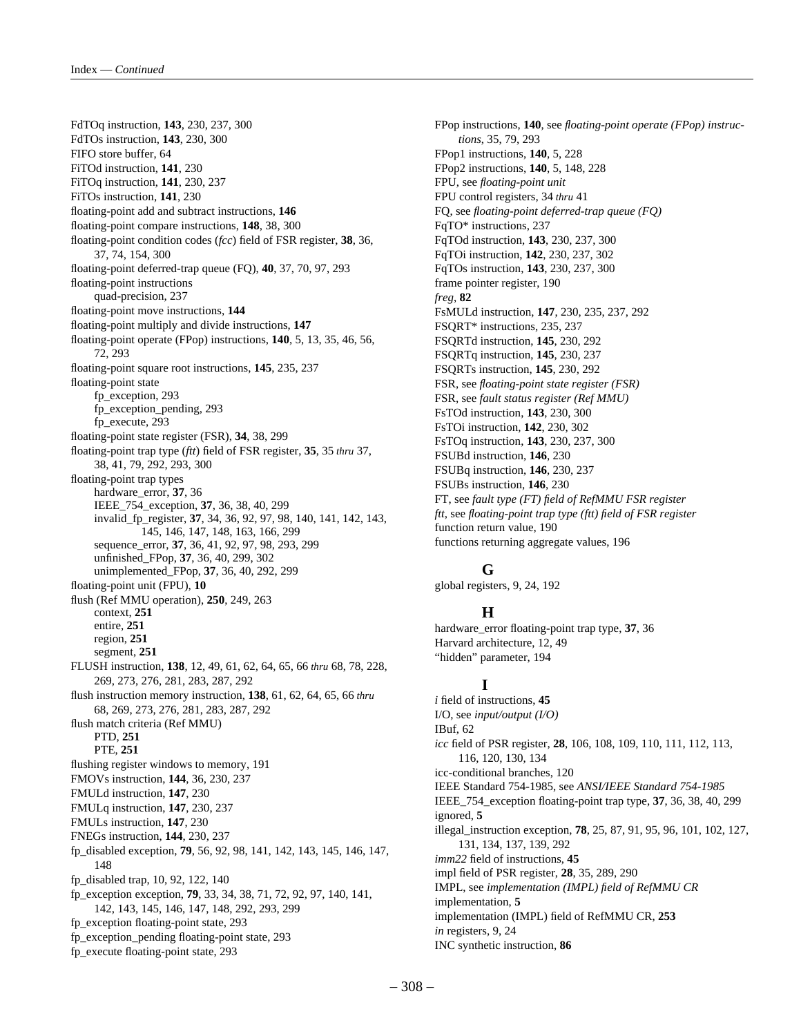FdTOq instruction, **143**, 230, 237, 300
FdTOs instruction, **143**, 230, 300
FIFO store buffer, 64
FiTOd instruction, **141**, 230
FiTOq instruction, **141**, 230, 237
FiTOs instruction, **141**, 230
floating-point add and subtract instructions, **146**
floating-point compare instructions, **148**, 38, 300
floating-point condition codes (*fcc*) field of FSR register, **38**, 36, 37, 74, 154, 300
floating-point deferred-trap queue (FQ), **40**, 37, 70, 97, 293
floating-point instructions
  quad-precision, 237
floating-point move instructions, **144**
floating-point multiply and divide instructions, **147**
floating-point operate (FPop) instructions, **140**, 5, 13, 35, 46, 56, 72, 293
floating-point square root instructions, **145**, 235, 237
floating-point state
  fp_exception, 293
  fp_exception_pending, 293
  fp_execute, 293
floating-point state register (FSR), **34**, 38, 299
floating-point trap type (*ftt*) field of FSR register, **35**, 35 *thru* 37, 38, 41, 79, 292, 293, 300
floating-point trap types
  hardware_error, **37**, 36
  IEEE_754_exception, **37**, 36, 38, 40, 299
  invalid_fp_register, **37**, 34, 36, 92, 97, 98, 140, 141, 142, 143, 145, 146, 147, 148, 163, 166, 299
  sequence_error, **37**, 36, 41, 92, 97, 98, 293, 299
  unfinished_FPop, **37**, 36, 40, 299, 302
  unimplemented_FPop, **37**, 36, 40, 292, 299
floating-point unit (FPU), **10**
flush (Ref MMU operation), **250**, 249, 263
  context, **251**
  entire, **251**
  region, **251**
  segment, **251**
FLUSH instruction, **138**, 12, 49, 61, 62, 64, 65, 66 *thru* 68, 78, 228, 269, 273, 276, 281, 283, 287, 292
flush instruction memory instruction, **138**, 61, 62, 64, 65, 66 *thru* 68, 269, 273, 276, 281, 283, 287, 292
flush match criteria (Ref MMU)
  PTD, **251**
  PTE, **251**
flushing register windows to memory, 191
FMOVs instruction, **144**, 36, 230, 237
FMULd instruction, **147**, 230
FMULq instruction, **147**, 230, 237
FMULs instruction, **147**, 230
FNEGs instruction, **144**, 230, 237
fp_disabled exception, **79**, 56, 92, 98, 141, 142, 143, 145, 146, 147, 148
fp_disabled trap, 10, 92, 122, 140
fp_exception exception, **79**, 33, 34, 38, 71, 72, 92, 97, 140, 141, 142, 143, 145, 146, 147, 148, 292, 293, 299
fp_exception floating-point state, 293
fp_exception_pending floating-point state, 293
fp_execute floating-point state, 293

FPop instructions, **140**, see *floating-point operate (FPop) instructions*, 35, 79, 293
FPop1 instructions, **140**, 5, 228
FPop2 instructions, **140**, 5, 148, 228
FPU, see *floating-point unit*
FPU control registers, 34 *thru* 41
FQ, see *floating-point deferred-trap queue (FQ)*
FqTO* instructions, 237
FqTOd instruction, **143**, 230, 237, 300
FqTOi instruction, **142**, 230, 237, 302
FqTOs instruction, **143**, 230, 237, 300
frame pointer register, 190
*freg*, **82**
FsMULd instruction, **147**, 230, 235, 237, 292
FSQRT* instructions, 235, 237
FSQRTd instruction, **145**, 230, 292
FSQRTq instruction, **145**, 230, 237
FSQRTs instruction, **145**, 230, 292
FSR, see *floating-point state register (FSR)*
FSR, see *fault status register (Ref MMU)*
FsTOd instruction, **143**, 230, 300
FsTOi instruction, **142**, 230, 302
FsTOq instruction, **143**, 230, 237, 300
FSUBd instruction, **146**, 230
FSUBq instruction, **146**, 230, 237
FSUBs instruction, **146**, 230
FT, see *fault type (FT) field of RefMMU FSR register*
*ftt*, see *floating-point trap type (ftt) field of FSR register*
function return value, 190
functions returning aggregate values, 196

## G

global registers, 9, 24, 192

## H

hardware_error floating-point trap type, **37**, 36
Harvard architecture, 12, 49
"hidden" parameter, 194

## I

*i* field of instructions, **45**
I/O, see *input/output (I/O)*
IBuf, 62
*icc* field of PSR register, **28**, 106, 108, 109, 110, 111, 112, 113, 116, 120, 130, 134
icc-conditional branches, 120
IEEE Standard 754-1985, see *ANSI/IEEE Standard 754-1985*
IEEE_754_exception floating-point trap type, **37**, 36, 38, 40, 299
ignored, **5**
illegal_instruction exception, **78**, 25, 87, 91, 95, 96, 101, 102, 127, 131, 134, 137, 139, 292
*imm22* field of instructions, **45**
impl field of PSR register, **28**, 35, 289, 290
IMPL, see *implementation (IMPL) field of RefMMU CR*
implementation, **5**
implementation (IMPL) field of RefMMU CR, **253**
*in* registers, 9, 24
INC synthetic instruction, **86**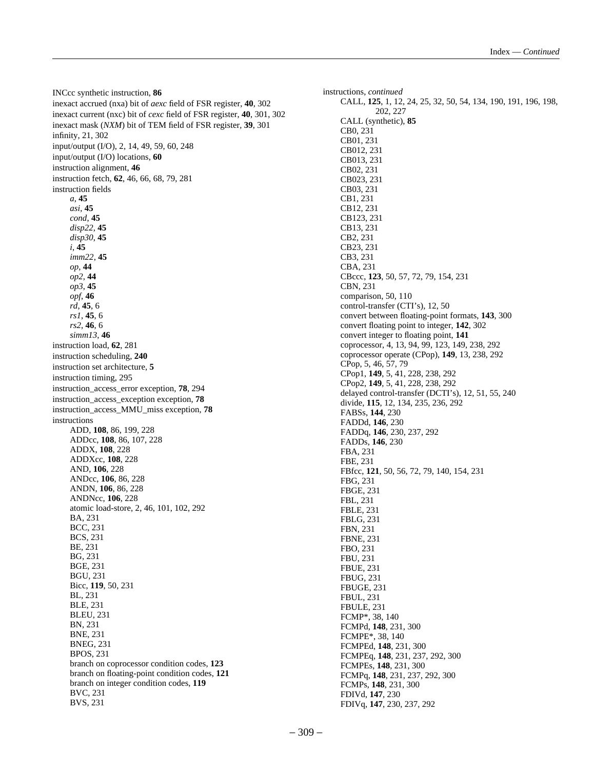INCcc synthetic instruction, **86**
inexact accrued (nxa) bit of *aexc* field of FSR register, **40**, 302
inexact current (nxc) bit of *cexc* field of FSR register, **40**, 301, 302
inexact mask (*NXM*) bit of TEM field of FSR register, **39**, 301
infinity, 21, 302
input/output (I/O), 2, 14, 49, 59, 60, 248
input/output (I/O) locations, **60**
instruction alignment, **46**
instruction fetch, **62**, 46, 66, 68, 79, 281
instruction fields
- *a*, **45**
- *asi*, **45**
- *cond*, **45**
- *disp22*, **45**
- *disp30*, **45**
- *i*, **45**
- *imm22*, **45**
- *op*, **44**
- *op2*, **44**
- *op3*, **45**
- *opf*, **46**
- *rd*, **45**, 6
- *rs1*, **45**, 6
- *rs2*, **46**, 6
- *simm13*, **46**

instruction load, **62**, 281
instruction scheduling, **240**
instruction set architecture, **5**
instruction timing, 295
instruction_access_error exception, **78**, 294
instruction_access_exception exception, **78**
instruction_access_MMU_miss exception, **78**
instructions
- ADD, **108**, 86, 199, 228
- ADDcc, **108**, 86, 107, 228
- ADDX, **108**, 228
- ADDXcc, **108**, 228
- AND, **106**, 228
- ANDcc, **106**, 86, 228
- ANDN, **106**, 86, 228
- ANDNcc, **106**, 228
- atomic load-store, 2, 46, 101, 102, 292
- BA, 231
- BCC, 231
- BCS, 231
- BE, 231
- BG, 231
- BGE, 231
- BGU, 231
- Bicc, **119**, 50, 231
- BL, 231
- BLE, 231
- BLEU, 231
- BN, 231
- BNE, 231
- BNEG, 231
- BPOS, 231
- branch on coprocessor condition codes, **123**
- branch on floating-point condition codes, **121**
- branch on integer condition codes, **119**
- BVC, 231
- BVS, 231

instructions, *continued*
- CALL, **125**, 1, 12, 24, 25, 32, 50, 54, 134, 190, 191, 196, 198, 202, 227
- CALL (synthetic), **85**
- CB0, 231
- CB01, 231
- CB012, 231
- CB013, 231
- CB02, 231
- CB023, 231
- CB03, 231
- CB1, 231
- CB12, 231
- CB123, 231
- CB13, 231
- CB2, 231
- CB23, 231
- CB3, 231
- CBA, 231
- CBccc, **123**, 50, 57, 72, 79, 154, 231
- CBN, 231
- comparison, 50, 110
- control-transfer (CTI's), 12, 50
- convert between floating-point formats, **143**, 300
- convert floating point to integer, **142**, 302
- convert integer to floating point, **141**
- coprocessor, 4, 13, 94, 99, 123, 149, 238, 292
- coprocessor operate (CPop), **149**, 13, 238, 292
- CPop, 5, 46, 57, 79
- CPop1, **149**, 5, 41, 228, 238, 292
- CPop2, **149**, 5, 41, 228, 238, 292
- delayed control-transfer (DCTI's), 12, 51, 55, 240
- divide, **115**, 12, 134, 235, 236, 292
- FABSs, **144**, 230
- FADDd, **146**, 230
- FADDq, **146**, 230, 237, 292
- FADDs, **146**, 230
- FBA, 231
- FBE, 231
- FBfcc, **121**, 50, 56, 72, 79, 140, 154, 231
- FBG, 231
- FBGE, 231
- FBL, 231
- FBLE, 231
- FBLG, 231
- FBN, 231
- FBNE, 231
- FBO, 231
- FBU, 231
- FBUE, 231
- FBUG, 231
- FBUGE, 231
- FBUL, 231
- FBULE, 231
- FCMP*, 38, 140
- FCMPd, **148**, 231, 300
- FCMPE*, 38, 140
- FCMPEd, **148**, 231, 300
- FCMPEq, **148**, 231, 237, 292, 300
- FCMPEs, **148**, 231, 300
- FCMPq, **148**, 231, 237, 292, 300
- FCMPs, **148**, 231, 300
- FDIVd, **147**, 230
- FDIVq, **147**, 230, 237, 292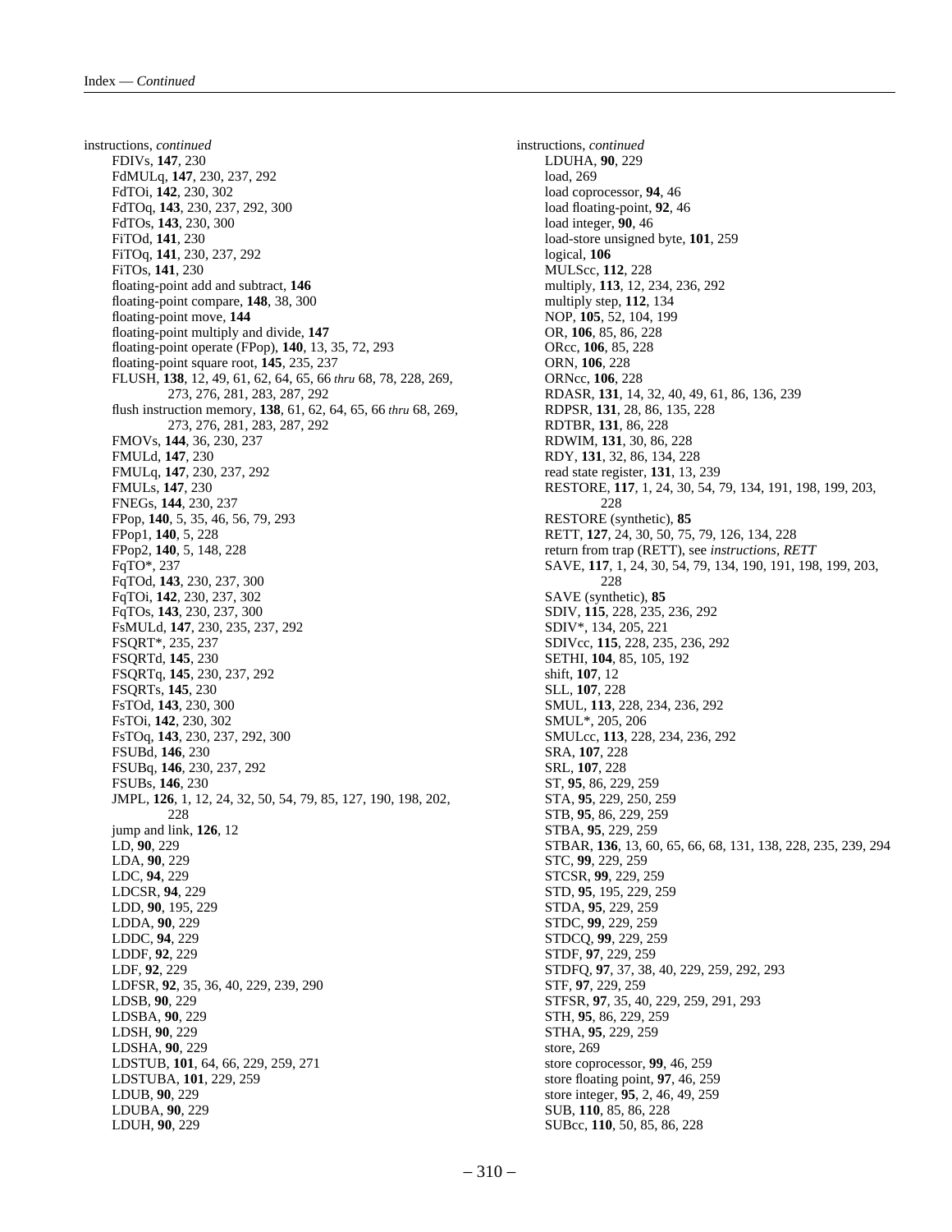instructions, *continued*

- FDIVs, **147**, 230
- FdMULq, **147**, 230, 237, 292
- FdTOi, **142**, 230, 302
- FdTOq, **143**, 230, 237, 292, 300
- FdTOs, **143**, 230, 300
- FiTOd, **141**, 230
- FiTOq, **141**, 230, 237, 292
- FiTOs, **141**, 230
- floating-point add and subtract, **146**
- floating-point compare, **148**, 38, 300
- floating-point move, **144**
- floating-point multiply and divide, **147**
- floating-point operate (FPop), **140**, 13, 35, 72, 293
- floating-point square root, **145**, 235, 237
- FLUSH, **138**, 12, 49, 61, 62, 64, 65, 66 *thru* 68, 78, 228, 269, 273, 276, 281, 283, 287, 292
- flush instruction memory, **138**, 61, 62, 64, 65, 66 *thru* 68, 269, 273, 276, 281, 283, 287, 292
- FMOVs, **144**, 36, 230, 237
- FMULd, **147**, 230
- FMULq, **147**, 230, 237, 292
- FMULs, **147**, 230
- FNEGs, **144**, 230, 237
- FPop, **140**, 5, 35, 46, 56, 79, 293
- FPop1, **140**, 5, 228
- FPop2, **140**, 5, 148, 228
- FqTO*, 237
- FqTOd, **143**, 230, 237, 300
- FqTOi, **142**, 230, 237, 302
- FqTOs, **143**, 230, 237, 300
- FsMULd, **147**, 230, 235, 237, 292
- FSQRT*, 235, 237
- FSQRTd, **145**, 230
- FSQRTq, **145**, 230, 237, 292
- FSQRTs, **145**, 230
- FsTOd, **143**, 230, 300
- FsTOi, **142**, 230, 302
- FsTOq, **143**, 230, 237, 292, 300
- FSUBd, **146**, 230
- FSUBq, **146**, 230, 237, 292
- FSUBs, **146**, 230
- JMPL, **126**, 1, 12, 24, 32, 50, 54, 79, 85, 127, 190, 198, 202, 228
- jump and link, **126**, 12
- LD, **90**, 229
- LDA, **90**, 229
- LDC, **94**, 229
- LDCSR, **94**, 229
- LDD, **90**, 195, 229
- LDDA, **90**, 229
- LDDC, **94**, 229
- LDDF, **92**, 229
- LDF, **92**, 229
- LDFSR, **92**, 35, 36, 40, 229, 239, 290
- LDSB, **90**, 229
- LDSBA, **90**, 229
- LDSH, **90**, 229
- LDSHA, **90**, 229
- LDSTUB, **101**, 64, 66, 229, 259, 271
- LDSTUBA, **101**, 229, 259
- LDUB, **90**, 229
- LDUBA, **90**, 229
- LDUH, **90**, 229

instructions, *continued*

- LDUHA, **90**, 229
- load, 269
- load coprocessor, **94**, 46
- load floating-point, **92**, 46
- load integer, **90**, 46
- load-store unsigned byte, **101**, 259
- logical, **106**
- MULScc, **112**, 228
- multiply, **113**, 12, 234, 236, 292
- multiply step, **112**, 134
- NOP, **105**, 52, 104, 199
- OR, **106**, 85, 86, 228
- ORcc, **106**, 85, 228
- ORN, **106**, 228
- ORNcc, **106**, 228
- RDASR, **131**, 14, 32, 40, 49, 61, 86, 136, 239
- RDPSR, **131**, 28, 86, 135, 228
- RDTBR, **131**, 86, 228
- RDWIM, **131**, 30, 86, 228
- RDY, **131**, 32, 86, 134, 228
- read state register, **131**, 13, 239
- RESTORE, **117**, 1, 24, 30, 54, 79, 134, 191, 198, 199, 203, 228
- RESTORE (synthetic), **85**
- RETT, **127**, 24, 30, 50, 75, 79, 126, 134, 228
- return from trap (RETT), see *instructions, RETT*
- SAVE, **117**, 1, 24, 30, 54, 79, 134, 190, 191, 198, 199, 203, 228
- SAVE (synthetic), **85**
- SDIV, **115**, 228, 235, 236, 292
- SDIV*, 134, 205, 221
- SDIVcc, **115**, 228, 235, 236, 292
- SETHI, **104**, 85, 105, 192
- shift, **107**, 12
- SLL, **107**, 228
- SMUL, **113**, 228, 234, 236, 292
- SMUL*, 205, 206
- SMULcc, **113**, 228, 234, 236, 292
- SRA, **107**, 228
- SRL, **107**, 228
- ST, **95**, 86, 229, 259
- STA, **95**, 229, 250, 259
- STB, **95**, 86, 229, 259
- STBA, **95**, 229, 259
- STBAR, **136**, 13, 60, 65, 66, 68, 131, 138, 228, 235, 239, 294
- STC, **99**, 229, 259
- STCSR, **99**, 229, 259
- STD, **95**, 195, 229, 259
- STDA, **95**, 229, 259
- STDC, **99**, 229, 259
- STDCQ, **99**, 229, 259
- STDF, **97**, 229, 259
- STDFQ, **97**, 37, 38, 40, 229, 259, 292, 293
- STF, **97**, 229, 259
- STFSR, **97**, 35, 40, 229, 259, 291, 293
- STH, **95**, 86, 229, 259
- STHA, **95**, 229, 259
- store, 269
- store coprocessor, **99**, 46, 259
- store floating point, **97**, 46, 259
- store integer, **95**, 2, 46, 49, 259
- SUB, **110**, 85, 86, 228
- SUBcc, **110**, 50, 85, 86, 228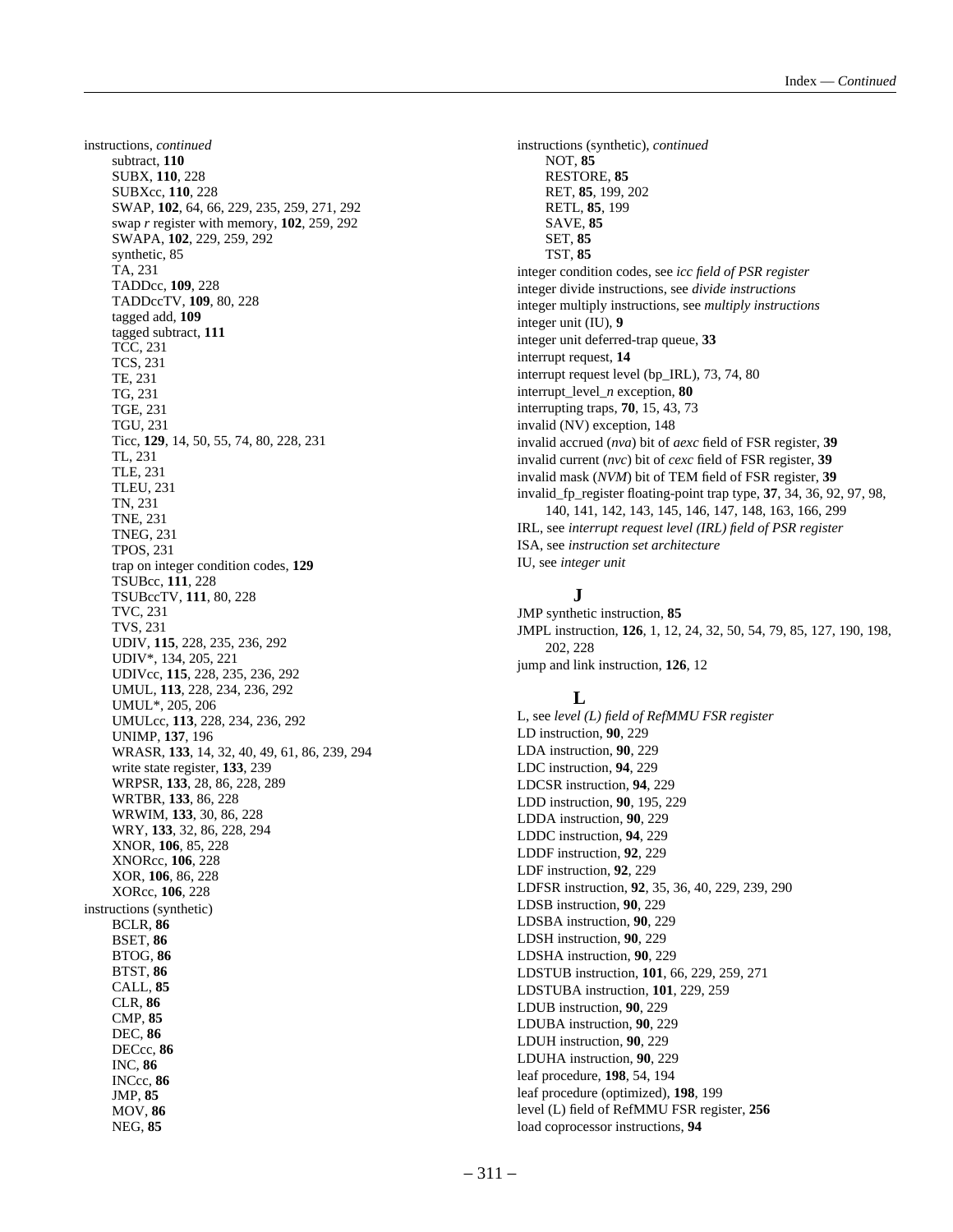instructions, *continued*

- subtract, **110**
- SUBX, **110**, 228
- SUBXcc, **110**, 228
- SWAP, **102**, 64, 66, 229, 235, 259, 271, 292
- swap *r* register with memory, **102**, 259, 292
- SWAPA, **102**, 229, 259, 292
- synthetic, 85
- TA, 231
- TADDcc, **109**, 228
- TADDccTV, **109**, 80, 228
- tagged add, **109**
- tagged subtract, **111**
- TCC, 231
- TCS, 231
- TE, 231
- TG, 231
- TGE, 231
- TGU, 231
- Ticc, **129**, 14, 50, 55, 74, 80, 228, 231
- TL, 231
- TLE, 231
- TLEU, 231
- TN, 231
- TNE, 231
- TNEG, 231
- TPOS, 231
- trap on integer condition codes, **129**
- TSUBcc, **111**, 228
- TSUBccTV, **111**, 80, 228
- TVC, 231
- TVS, 231
- UDIV, **115**, 228, 235, 236, 292
- UDIV*, 134, 205, 221
- UDIVcc, **115**, 228, 235, 236, 292
- UMUL, **113**, 228, 234, 236, 292
- UMUL*, 205, 206
- UMULcc, **113**, 228, 234, 236, 292
- UNIMP, **137**, 196
- WRASR, **133**, 14, 32, 40, 49, 61, 86, 239, 294
- write state register, **133**, 239
- WRPSR, **133**, 28, 86, 228, 289
- WRTBR, **133**, 86, 228
- WRWIM, **133**, 30, 86, 228
- WRY, **133**, 32, 86, 228, 294
- XNOR, **106**, 85, 228
- XNORcc, **106**, 228
- XOR, **106**, 86, 228
- XORcc, **106**, 228

instructions (synthetic)

- BCLR, **86**
- BSET, **86**
- BTOG, **86**
- BTST, **86**
- CALL, **85**
- CLR, **86**
- CMP, **85**
- DEC, **86**
- DECcc, **86**
- INC, **86**
- INCcc, **86**
- JMP, **85**
- MOV, **86**
- NEG, **85**

instructions (synthetic), *continued*

- NOT, **85**
- RESTORE, **85**
- RET, **85**, 199, 202
- RETL, **85**, 199
- SAVE, **85**
- SET, **85**
- TST, **85**

integer condition codes, see *icc field of PSR register*
integer divide instructions, see *divide instructions*
integer multiply instructions, see *multiply instructions*
integer unit (IU), **9**
integer unit deferred-trap queue, **33**
interrupt request, **14**
interrupt request level (bp_IRL), 73, 74, 80
interrupt_level_*n* exception, **80**
interrupting traps, **70**, 15, 43, 73
invalid (NV) exception, 148
invalid accrued (*nva*) bit of *aexc* field of FSR register, **39**
invalid current (*nvc*) bit of *cexc* field of FSR register, **39**
invalid mask (*NVM*) bit of TEM field of FSR register, **39**
invalid_fp_register floating-point trap type, **37**, 34, 36, 92, 97, 98, 140, 141, 142, 143, 145, 146, 147, 148, 163, 166, 299
IRL, see *interrupt request level (IRL) field of PSR register*
ISA, see *instruction set architecture*
IU, see *integer unit*

## J

JMP synthetic instruction, **85**
JMPL instruction, **126**, 1, 12, 24, 32, 50, 54, 79, 85, 127, 190, 198, 202, 228
jump and link instruction, **126**, 12

## L

L, see *level (L) field of RefMMU FSR register*
LD instruction, **90**, 229
LDA instruction, **90**, 229
LDC instruction, **94**, 229
LDCSR instruction, **94**, 229
LDD instruction, **90**, 195, 229
LDDA instruction, **90**, 229
LDDC instruction, **94**, 229
LDDF instruction, **92**, 229
LDF instruction, **92**, 229
LDFSR instruction, **92**, 35, 36, 40, 229, 239, 290
LDSB instruction, **90**, 229
LDSBA instruction, **90**, 229
LDSH instruction, **90**, 229
LDSHA instruction, **90**, 229
LDSTUB instruction, **101**, 66, 229, 259, 271
LDSTUBA instruction, **101**, 229, 259
LDUB instruction, **90**, 229
LDUBA instruction, **90**, 229
LDUH instruction, **90**, 229
LDUHA instruction, **90**, 229
leaf procedure, **198**, 54, 194
leaf procedure (optimized), **198**, 199
level (L) field of RefMMU FSR register, **256**
load coprocessor instructions, **94**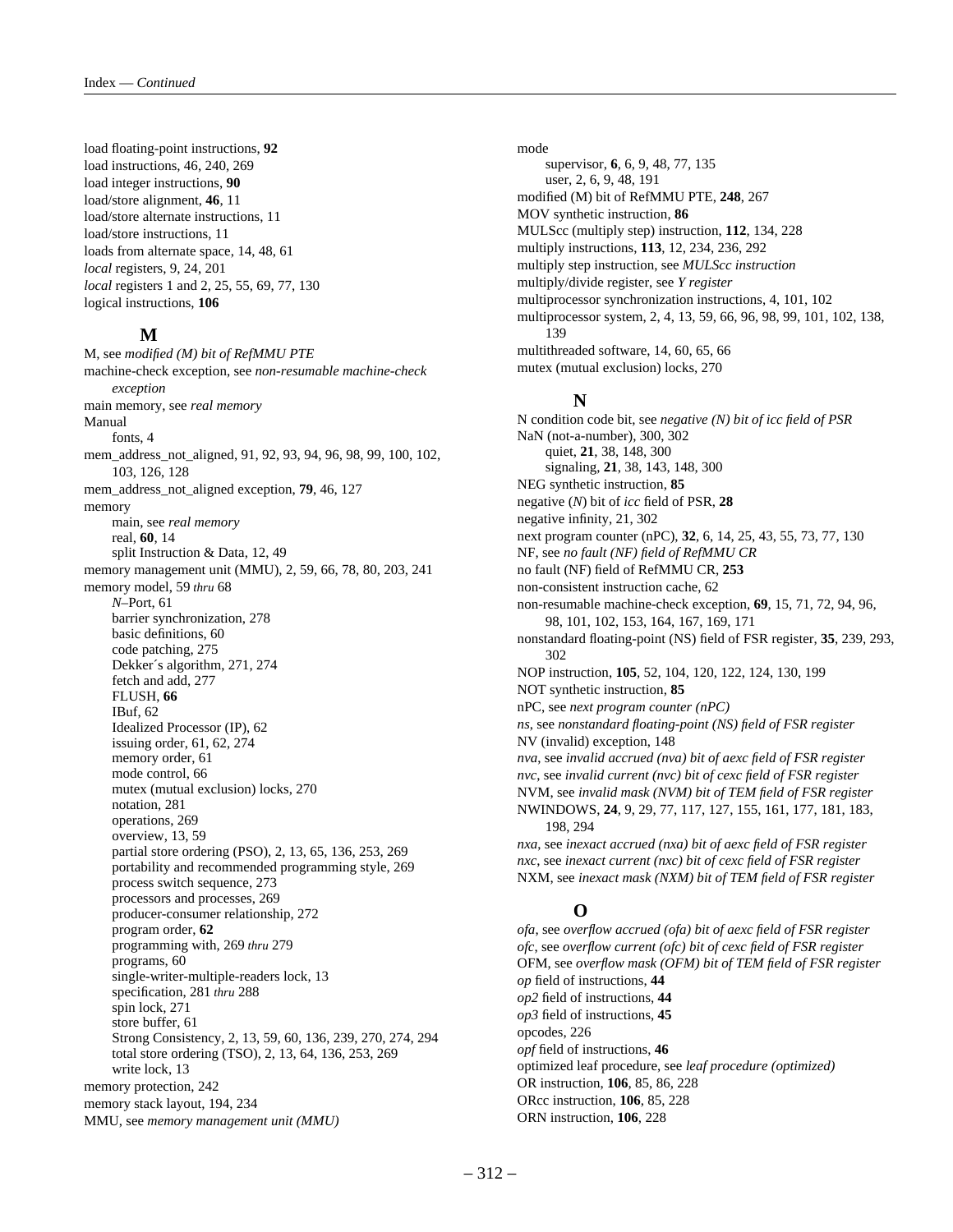load floating-point instructions, **92**
load instructions, 46, 240, 269
load integer instructions, **90**
load/store alignment, **46**, 11
load/store alternate instructions, 11
load/store instructions, 11
loads from alternate space, 14, 48, 61
*local* registers, 9, 24, 201
*local* registers 1 and 2, 25, 55, 69, 77, 130
logical instructions, **106**

### M

M, see *modified (M) bit of RefMMU PTE*
machine-check exception, see *non-resumable machine-check exception*
main memory, see *real memory*
Manual
  fonts, 4
mem_address_not_aligned, 91, 92, 93, 94, 96, 98, 99, 100, 102, 103, 126, 128
mem_address_not_aligned exception, **79**, 46, 127
memory
  main, see *real memory*
  real, **60**, 14
  split Instruction & Data, 12, 49
memory management unit (MMU), 2, 59, 66, 78, 80, 203, 241
memory model, 59 *thru* 68
  *N*–Port, 61
  barrier synchronization, 278
  basic definitions, 60
  code patching, 275
  Dekker´s algorithm, 271, 274
  fetch and add, 277
  FLUSH, **66**
  IBuf, 62
  Idealized Processor (IP), 62
  issuing order, 61, 62, 274
  memory order, 61
  mode control, 66
  mutex (mutual exclusion) locks, 270
  notation, 281
  operations, 269
  overview, 13, 59
  partial store ordering (PSO), 2, 13, 65, 136, 253, 269
  portability and recommended programming style, 269
  process switch sequence, 273
  processors and processes, 269
  producer-consumer relationship, 272
  program order, **62**
  programming with, 269 *thru* 279
  programs, 60
  single-writer-multiple-readers lock, 13
  specification, 281 *thru* 288
  spin lock, 271
  store buffer, 61
  Strong Consistency, 2, 13, 59, 60, 136, 239, 270, 274, 294
  total store ordering (TSO), 2, 13, 64, 136, 253, 269
  write lock, 13
memory protection, 242
memory stack layout, 194, 234
MMU, see *memory management unit (MMU)*
mode
  supervisor, **6**, 6, 9, 48, 77, 135
  user, 2, 6, 9, 48, 191
modified (M) bit of RefMMU PTE, **248**, 267
MOV synthetic instruction, **86**
MULScc (multiply step) instruction, **112**, 134, 228
multiply instructions, **113**, 12, 234, 236, 292
multiply step instruction, see *MULScc instruction*
multiply/divide register, see *Y register*
multiprocessor synchronization instructions, 4, 101, 102
multiprocessor system, 2, 4, 13, 59, 66, 96, 98, 99, 101, 102, 138, 139
multithreaded software, 14, 60, 65, 66
mutex (mutual exclusion) locks, 270

### N

N condition code bit, see *negative (N) bit of icc field of PSR*
NaN (not-a-number), 300, 302
  quiet, **21**, 38, 148, 300
  signaling, **21**, 38, 143, 148, 300
NEG synthetic instruction, **85**
negative (*N*) bit of *icc* field of PSR, **28**
negative infinity, 21, 302
next program counter (nPC), **32**, 6, 14, 25, 43, 55, 73, 77, 130
NF, see *no fault (NF) field of RefMMU CR*
no fault (NF) field of RefMMU CR, **253**
non-consistent instruction cache, 62
non-resumable machine-check exception, **69**, 15, 71, 72, 94, 96, 98, 101, 102, 153, 164, 167, 169, 171
nonstandard floating-point (NS) field of FSR register, **35**, 239, 293, 302
NOP instruction, **105**, 52, 104, 120, 122, 124, 130, 199
NOT synthetic instruction, **85**
nPC, see *next program counter (nPC)*
*ns*, see *nonstandard floating-point (NS) field of FSR register*
NV (invalid) exception, 148
*nva*, see *invalid accrued (nva) bit of aexc field of FSR register*
*nvc*, see *invalid current (nvc) bit of cexc field of FSR register*
NVM, see *invalid mask (NVM) bit of TEM field of FSR register*
NWINDOWS, **24**, 9, 29, 77, 117, 127, 155, 161, 177, 181, 183, 198, 294
*nxa*, see *inexact accrued (nxa) bit of aexc field of FSR register*
*nxc*, see *inexact current (nxc) bit of cexc field of FSR register*
NXM, see *inexact mask (NXM) bit of TEM field of FSR register*

### O

*ofa*, see *overflow accrued (ofa) bit of aexc field of FSR register*
*ofc*, see *overflow current (ofc) bit of cexc field of FSR register*
OFM, see *overflow mask (OFM) bit of TEM field of FSR register*
*op* field of instructions, **44**
*op2* field of instructions, **44**
*op3* field of instructions, **45**
opcodes, 226
*opf* field of instructions, **46**
optimized leaf procedure, see *leaf procedure (optimized)*
OR instruction, **106**, 85, 86, 228
ORcc instruction, **106**, 85, 228
ORN instruction, **106**, 228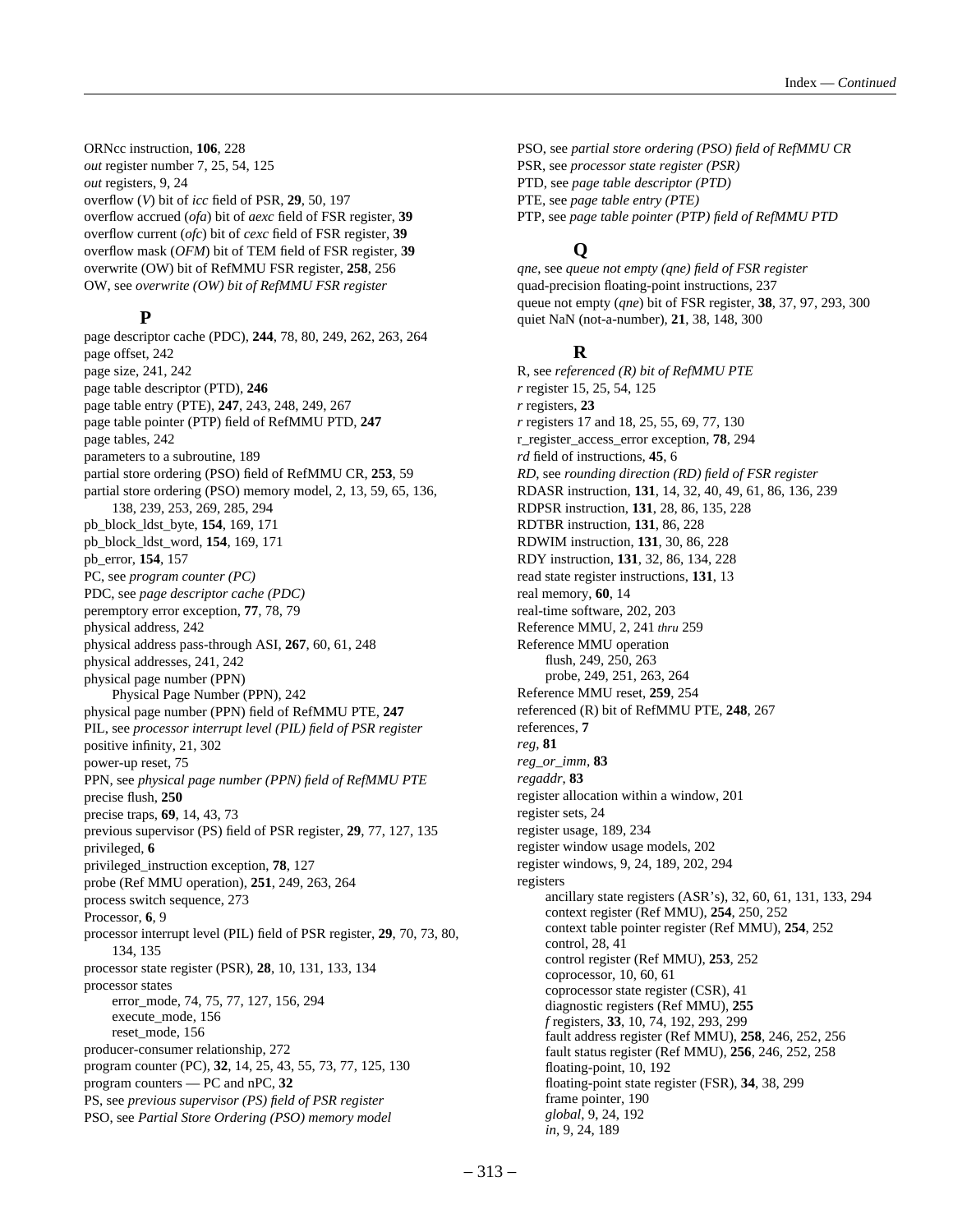ORNcc instruction, **106**, 228
*out* register number 7, 25, 54, 125
*out* registers, 9, 24
overflow (*V*) bit of *icc* field of PSR, **29**, 50, 197
overflow accrued (*ofa*) bit of *aexc* field of FSR register, **39**
overflow current (*ofc*) bit of *cexc* field of FSR register, **39**
overflow mask (*OFM*) bit of TEM field of FSR register, **39**
overwrite (OW) bit of RefMMU FSR register, **258**, 256
OW, see *overwrite (OW) bit of RefMMU FSR register*

## P

page descriptor cache (PDC), **244**, 78, 80, 249, 262, 263, 264
page offset, 242
page size, 241, 242
page table descriptor (PTD), **246**
page table entry (PTE), **247**, 243, 248, 249, 267
page table pointer (PTP) field of RefMMU PTD, **247**
page tables, 242
parameters to a subroutine, 189
partial store ordering (PSO) field of RefMMU CR, **253**, 59
partial store ordering (PSO) memory model, 2, 13, 59, 65, 136, 138, 239, 253, 269, 285, 294
pb_block_ldst_byte, **154**, 169, 171
pb_block_ldst_word, **154**, 169, 171
pb_error, **154**, 157
PC, see *program counter (PC)*
PDC, see *page descriptor cache (PDC)*
peremptory error exception, **77**, 78, 79
physical address, 242
physical address pass-through ASI, **267**, 60, 61, 248
physical addresses, 241, 242
physical page number (PPN)
  Physical Page Number (PPN), 242
physical page number (PPN) field of RefMMU PTE, **247**
PIL, see *processor interrupt level (PIL) field of PSR register*
positive infinity, 21, 302
power-up reset, 75
PPN, see *physical page number (PPN) field of RefMMU PTE*
precise flush, **250**
precise traps, **69**, 14, 43, 73
previous supervisor (PS) field of PSR register, **29**, 77, 127, 135
privileged, **6**
privileged_instruction exception, **78**, 127
probe (Ref MMU operation), **251**, 249, 263, 264
process switch sequence, 273
Processor, **6**, 9
processor interrupt level (PIL) field of PSR register, **29**, 70, 73, 80, 134, 135
processor state register (PSR), **28**, 10, 131, 133, 134
processor states
  error_mode, 74, 75, 77, 127, 156, 294
  execute_mode, 156
  reset_mode, 156
producer-consumer relationship, 272
program counter (PC), **32**, 14, 25, 43, 55, 73, 77, 125, 130
program counters — PC and nPC, **32**
PS, see *previous supervisor (PS) field of PSR register*
PSO, see *Partial Store Ordering (PSO) memory model*
PSO, see *partial store ordering (PSO) field of RefMMU CR*
PSR, see *processor state register (PSR)*
PTD, see *page table descriptor (PTD)*
PTE, see *page table entry (PTE)*
PTP, see *page table pointer (PTP) field of RefMMU PTD*

## Q

*qne*, see *queue not empty (qne) field of FSR register*
quad-precision floating-point instructions, 237
queue not empty (*qne*) bit of FSR register, **38**, 37, 97, 293, 300
quiet NaN (not-a-number), **21**, 38, 148, 300

## R

R, see *referenced (R) bit of RefMMU PTE*
*r* register 15, 25, 54, 125
*r* registers, **23**
*r* registers 17 and 18, 25, 55, 69, 77, 130
r_register_access_error exception, **78**, 294
*rd* field of instructions, **45**, 6
*RD*, see *rounding direction (RD) field of FSR register*
RDASR instruction, **131**, 14, 32, 40, 49, 61, 86, 136, 239
RDPSR instruction, **131**, 28, 86, 135, 228
RDTBR instruction, **131**, 86, 228
RDWIM instruction, **131**, 30, 86, 228
RDY instruction, **131**, 32, 86, 134, 228
read state register instructions, **131**, 13
real memory, **60**, 14
real-time software, 202, 203
Reference MMU, 2, 241 *thru* 259
Reference MMU operation
  flush, 249, 250, 263
  probe, 249, 251, 263, 264
Reference MMU reset, **259**, 254
referenced (R) bit of RefMMU PTE, **248**, 267
references, **7**
*reg*, **81**
*reg_or_imm*, **83**
*regaddr*, **83**
register allocation within a window, 201
register sets, 24
register usage, 189, 234
register window usage models, 202
register windows, 9, 24, 189, 202, 294
registers
  ancillary state registers (ASR's), 32, 60, 61, 131, 133, 294
  context register (Ref MMU), **254**, 250, 252
  context table pointer register (Ref MMU), **254**, 252
  control, 28, 41
  control register (Ref MMU), **253**, 252
  coprocessor, 10, 60, 61
  coprocessor state register (CSR), 41
  diagnostic registers (Ref MMU), **255**
  *f* registers, **33**, 10, 74, 192, 293, 299
  fault address register (Ref MMU), **258**, 246, 252, 256
  fault status register (Ref MMU), **256**, 246, 252, 258
  floating-point, 10, 192
  floating-point state register (FSR), **34**, 38, 299
  frame pointer, 190
  *global*, 9, 24, 192
  *in*, 9, 24, 189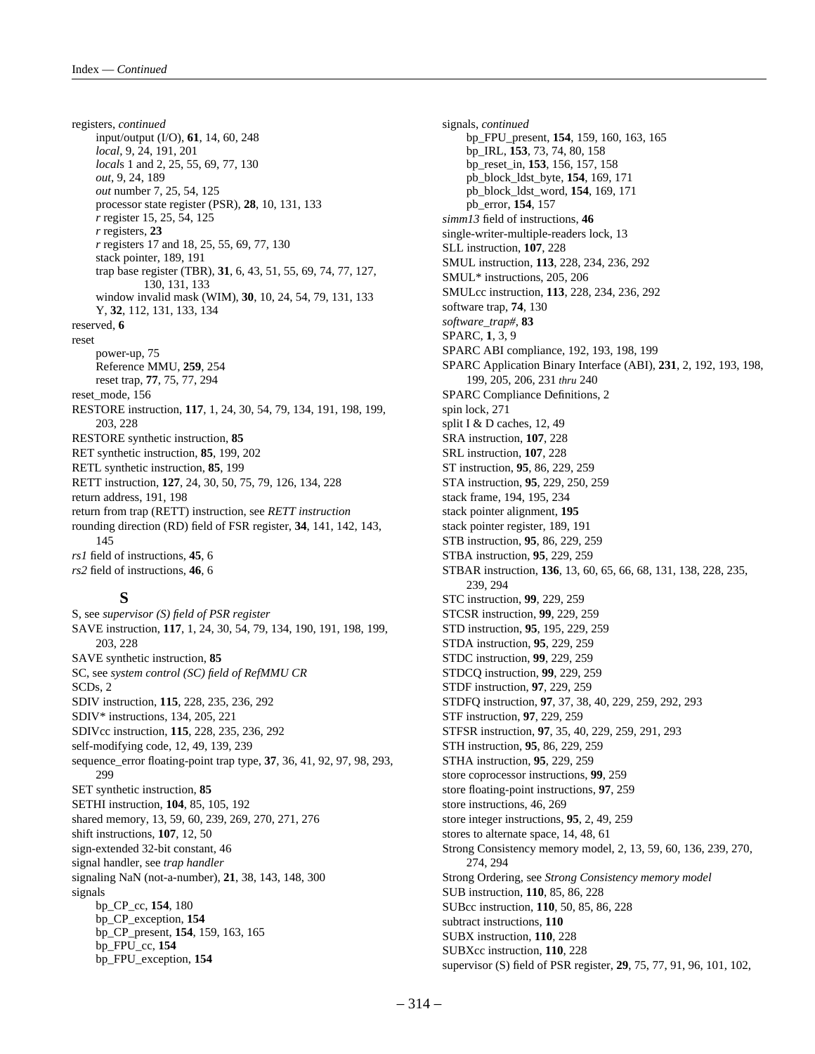registers, *continued*
- input/output (I/O), **61**, 14, 60, 248
- *local*, 9, 24, 191, 201
- *local*s 1 and 2, 25, 55, 69, 77, 130
- *out*, 9, 24, 189
- *out* number 7, 25, 54, 125
- processor state register (PSR), **28**, 10, 131, 133
- *r* register 15, 25, 54, 125
- *r* registers, **23**
- *r* registers 17 and 18, 25, 55, 69, 77, 130
- stack pointer, 189, 191
- trap base register (TBR), **31**, 6, 43, 51, 55, 69, 74, 77, 127, 130, 131, 133
- window invalid mask (WIM), **30**, 10, 24, 54, 79, 131, 133
- Y, **32**, 112, 131, 133, 134

reserved, **6**

reset
- power-up, 75
- Reference MMU, **259**, 254
- reset trap, **77**, 75, 77, 294

reset_mode, 156

RESTORE instruction, **117**, 1, 24, 30, 54, 79, 134, 191, 198, 199, 203, 228

RESTORE synthetic instruction, **85**

RET synthetic instruction, **85**, 199, 202

RETL synthetic instruction, **85**, 199

RETT instruction, **127**, 24, 30, 50, 75, 79, 126, 134, 228

return address, 191, 198

return from trap (RETT) instruction, see *RETT instruction*

rounding direction (RD) field of FSR register, **34**, 141, 142, 143, 145

*rs1* field of instructions, **45**, 6

*rs2* field of instructions, **46**, 6

## S

S, see *supervisor (S) field of PSR register*

SAVE instruction, **117**, 1, 24, 30, 54, 79, 134, 190, 191, 198, 199, 203, 228

SAVE synthetic instruction, **85**

SC, see *system control (SC) field of RefMMU CR*

SCDs, 2

SDIV instruction, **115**, 228, 235, 236, 292

SDIV* instructions, 134, 205, 221

SDIVcc instruction, **115**, 228, 235, 236, 292

self-modifying code, 12, 49, 139, 239

sequence_error floating-point trap type, **37**, 36, 41, 92, 97, 98, 293, 299

SET synthetic instruction, **85**

SETHI instruction, **104**, 85, 105, 192

shared memory, 13, 59, 60, 239, 269, 270, 271, 276

shift instructions, **107**, 12, 50

sign-extended 32-bit constant, 46

signal handler, see *trap handler*

signaling NaN (not-a-number), **21**, 38, 143, 148, 300

signals
- bp_CP_cc, **154**, 180
- bp_CP_exception, **154**
- bp_CP_present, **154**, 159, 163, 165
- bp_FPU_cc, **154**
- bp_FPU_exception, **154**

signals, *continued*
- bp_FPU_present, **154**, 159, 160, 163, 165
- bp_IRL, **153**, 73, 74, 80, 158
- bp_reset_in, **153**, 156, 157, 158
- pb_block_ldst_byte, **154**, 169, 171
- pb_block_ldst_word, **154**, 169, 171
- pb_error, **154**, 157

*simm13* field of instructions, **46**

single-writer-multiple-readers lock, 13

SLL instruction, **107**, 228

SMUL instruction, **113**, 228, 234, 236, 292

SMUL* instructions, 205, 206

SMULcc instruction, **113**, 228, 234, 236, 292

software trap, **74**, 130

*software_trap#*, **83**

SPARC, **1**, 3, 9

SPARC ABI compliance, 192, 193, 198, 199

SPARC Application Binary Interface (ABI), **231**, 2, 192, 193, 198, 199, 205, 206, 231 *thru* 240

SPARC Compliance Definitions, 2

spin lock, 271

split I & D caches, 12, 49

SRA instruction, **107**, 228

SRL instruction, **107**, 228

ST instruction, **95**, 86, 229, 259

STA instruction, **95**, 229, 250, 259

stack frame, 194, 195, 234

stack pointer alignment, **195**

stack pointer register, 189, 191

STB instruction, **95**, 86, 229, 259

STBA instruction, **95**, 229, 259

STBAR instruction, **136**, 13, 60, 65, 66, 68, 131, 138, 228, 235, 239, 294

STC instruction, **99**, 229, 259

STCSR instruction, **99**, 229, 259

STD instruction, **95**, 195, 229, 259

STDA instruction, **95**, 229, 259

STDC instruction, **99**, 229, 259

STDCQ instruction, **99**, 229, 259

STDF instruction, **97**, 229, 259

STDFQ instruction, **97**, 37, 38, 40, 229, 259, 292, 293

STF instruction, **97**, 229, 259

STFSR instruction, **97**, 35, 40, 229, 259, 291, 293

STH instruction, **95**, 86, 229, 259

STHA instruction, **95**, 229, 259

store coprocessor instructions, **99**, 259

store floating-point instructions, **97**, 259

store instructions, 46, 269

store integer instructions, **95**, 2, 49, 259

stores to alternate space, 14, 48, 61

Strong Consistency memory model, 2, 13, 59, 60, 136, 239, 270, 274, 294

Strong Ordering, see *Strong Consistency memory model*

SUB instruction, **110**, 85, 86, 228

SUBcc instruction, **110**, 50, 85, 86, 228

subtract instructions, **110**

SUBX instruction, **110**, 228

SUBXcc instruction, **110**, 228

supervisor (S) field of PSR register, **29**, 75, 77, 91, 96, 101, 102,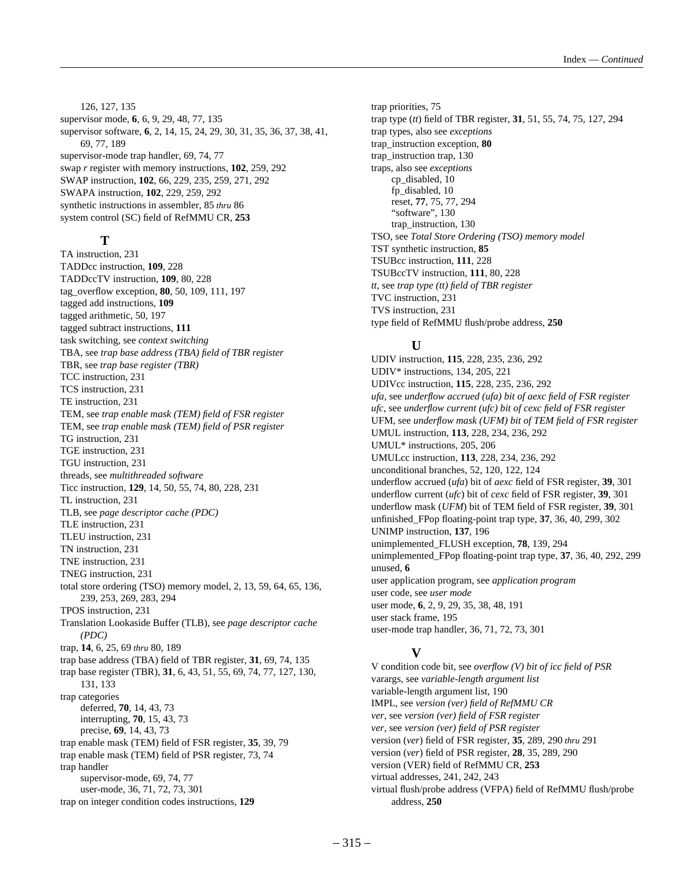126, 127, 135
supervisor mode, **6**, 6, 9, 29, 48, 77, 135
supervisor software, **6**, 2, 14, 15, 24, 29, 30, 31, 35, 36, 37, 38, 41, 69, 77, 189
supervisor-mode trap handler, 69, 74, 77
swap *r* register with memory instructions, **102**, 259, 292
SWAP instruction, **102**, 66, 229, 235, 259, 271, 292
SWAPA instruction, **102**, 229, 259, 292
synthetic instructions in assembler, 85 *thru* 86
system control (SC) field of RefMMU CR, **253**

## T

TA instruction, 231
TADDcc instruction, **109**, 228
TADDccTV instruction, **109**, 80, 228
tag_overflow exception, **80**, 50, 109, 111, 197
tagged add instructions, **109**
tagged arithmetic, 50, 197
tagged subtract instructions, **111**
task switching, see *context switching*
TBA, see *trap base address (TBA) field of TBR register*
TBR, see *trap base register (TBR)*
TCC instruction, 231
TCS instruction, 231
TE instruction, 231
TEM, see *trap enable mask (TEM) field of FSR register*
TEM, see *trap enable mask (TEM) field of PSR register*
TG instruction, 231
TGE instruction, 231
TGU instruction, 231
threads, see *multithreaded software*
Ticc instruction, **129**, 14, 50, 55, 74, 80, 228, 231
TL instruction, 231
TLB, see *page descriptor cache (PDC)*
TLE instruction, 231
TLEU instruction, 231
TN instruction, 231
TNE instruction, 231
TNEG instruction, 231
total store ordering (TSO) memory model, 2, 13, 59, 64, 65, 136, 239, 253, 269, 283, 294
TPOS instruction, 231
Translation Lookaside Buffer (TLB), see *page descriptor cache (PDC)*
trap, **14**, 6, 25, 69 *thru* 80, 189
trap base address (TBA) field of TBR register, **31**, 69, 74, 135
trap base register (TBR), **31**, 6, 43, 51, 55, 69, 74, 77, 127, 130, 131, 133
trap categories
  deferred, **70**, 14, 43, 73
  interrupting, **70**, 15, 43, 73
  precise, **69**, 14, 43, 73
trap enable mask (TEM) field of FSR register, **35**, 39, 79
trap enable mask (TEM) field of PSR register, 73, 74
trap handler
  supervisor-mode, 69, 74, 77
  user-mode, 36, 71, 72, 73, 301
trap on integer condition codes instructions, **129**
trap priorities, 75
trap type (*tt*) field of TBR register, **31**, 51, 55, 74, 75, 127, 294
trap types, also see *exceptions*
trap_instruction exception, **80**
trap_instruction trap, 130
traps, also see *exceptions*
  cp_disabled, 10
  fp_disabled, 10
  reset, **77**, 75, 77, 294
  “software”, 130
  trap_instruction, 130
TSO, see *Total Store Ordering (TSO) memory model*
TST synthetic instruction, **85**
TSUBcc instruction, **111**, 228
TSUBccTV instruction, **111**, 80, 228
*tt*, see *trap type (tt) field of TBR register*
TVC instruction, 231
TVS instruction, 231
type field of RefMMU flush/probe address, **250**

## U

UDIV instruction, **115**, 228, 235, 236, 292
UDIV* instructions, 134, 205, 221
UDIVcc instruction, **115**, 228, 235, 236, 292
*ufa*, see *underflow accrued (ufa) bit of aexc field of FSR register*
*ufc*, see *underflow current (ufc) bit of cexc field of FSR register*
UFM, see *underflow mask (UFM) bit of TEM field of FSR register*
UMUL instruction, **113**, 228, 234, 236, 292
UMUL* instructions, 205, 206
UMULcc instruction, **113**, 228, 234, 236, 292
unconditional branches, 52, 120, 122, 124
underflow accrued (*ufa*) bit of *aexc* field of FSR register, **39**, 301
underflow current (*ufc*) bit of *cexc* field of FSR register, **39**, 301
underflow mask (*UFM*) bit of TEM field of FSR register, **39**, 301
unfinished_FPop floating-point trap type, **37**, 36, 40, 299, 302
UNIMP instruction, **137**, 196
unimplemented_FLUSH exception, **78**, 139, 294
unimplemented_FPop floating-point trap type, **37**, 36, 40, 292, 299
unused, **6**
user application program, see *application program*
user code, see *user mode*
user mode, **6**, 2, 9, 29, 35, 38, 48, 191
user stack frame, 195
user-mode trap handler, 36, 71, 72, 73, 301

## V

V condition code bit, see *overflow (V) bit of icc field of PSR*
varargs, see *variable-length argument list*
variable-length argument list, 190
IMPL, see *version (ver) field of RefMMU CR*
*ver*, see *version (ver) field of FSR register*
*ver*, see *version (ver) field of PSR register*
version (*ver*) field of FSR register, **35**, 289, 290 *thru* 291
version (*ver*) field of PSR register, **28**, 35, 289, 290
version (VER) field of RefMMU CR, **253**
virtual addresses, 241, 242, 243
virtual flush/probe address (VFPA) field of RefMMU flush/probe address, **250**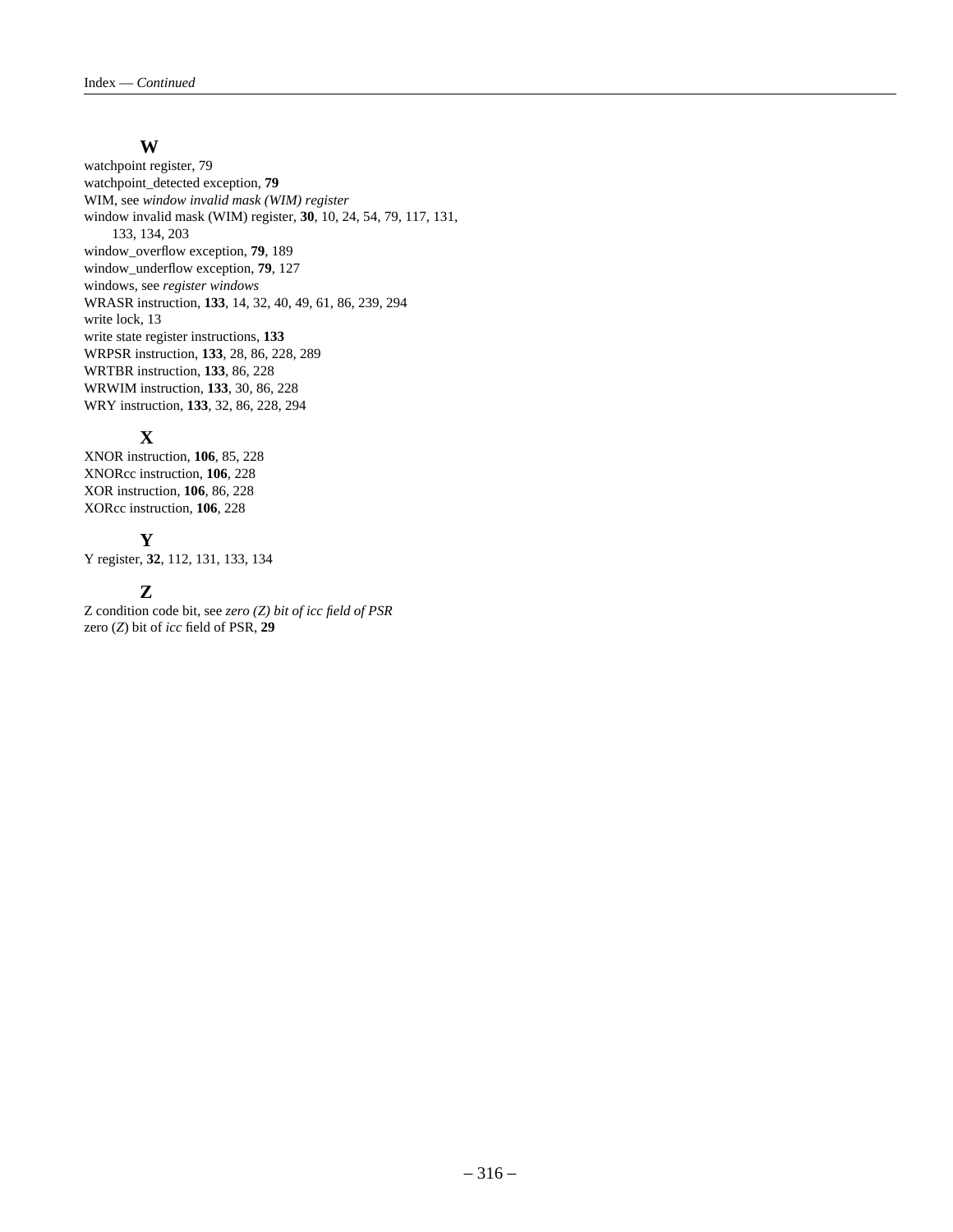## W

watchpoint register, 79
watchpoint_detected exception, **79**
WIM, see *window invalid mask (WIM) register*
window invalid mask (WIM) register, **30**, 10, 24, 54, 79, 117, 131, 133, 134, 203
window_overflow exception, **79**, 189
window_underflow exception, **79**, 127
windows, see *register windows*
WRASR instruction, **133**, 14, 32, 40, 49, 61, 86, 239, 294
write lock, 13
write state register instructions, **133**
WRPSR instruction, **133**, 28, 86, 228, 289
WRTBR instruction, **133**, 86, 228
WRWIM instruction, **133**, 30, 86, 228
WRY instruction, **133**, 32, 86, 228, 294

## X

XNOR instruction, **106**, 85, 228
XNORcc instruction, **106**, 228
XOR instruction, **106**, 86, 228
XORcc instruction, **106**, 228

## Y

Y register, **32**, 112, 131, 133, 134

## Z

Z condition code bit, see *zero (Z) bit of icc field of PSR*
zero (*Z*) bit of *icc* field of PSR, **29**